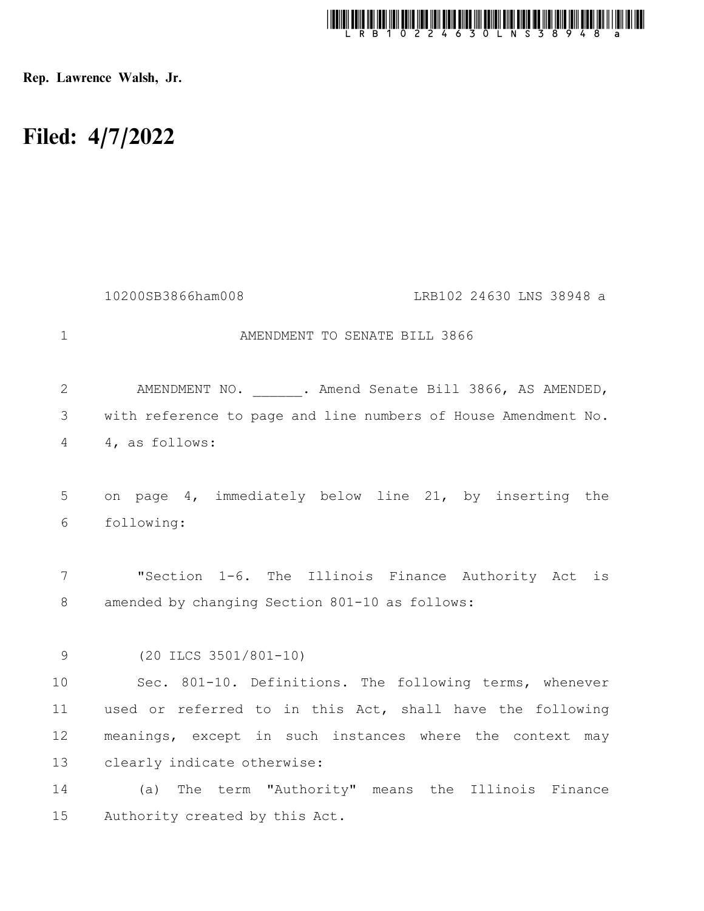Rep. Lawrence Walsh, Jr.

# Filed: 4/7/2022

10200SB3866ham008 LRB102 24630 LNS 38948 a

AMENDMENT TO SENATE BILL 3866

AMENDMENT NO. ______. Amend Senate Bill 3866, AS AMENDED, with reference to page and line numbers of House Amendment No. 4, as follows:

on page 4, immediately below line 21, by inserting the following:

"Section 1-6. The Illinois Finance Authority Act is amended by changing Section 801-10 as follows:

(20 ILCS 3501/801-10)

Sec. 801-10. Definitions. The following terms, whenever used or referred to in this Act, shall have the following meanings, except in such instances where the context may clearly indicate otherwise:

(a) The term "Authority" means the Illinois Finance Authority created by this Act.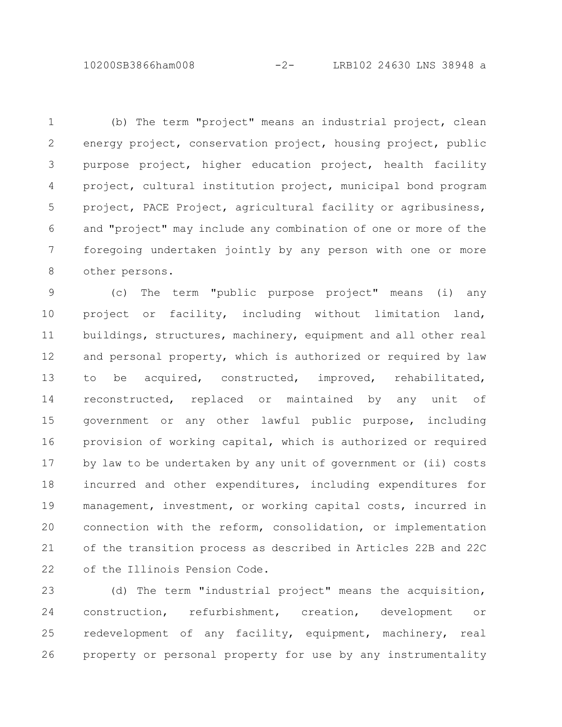(b) The term "project" means an industrial project, clean energy project, conservation project, housing project, public purpose project, higher education project, health facility project, cultural institution project, municipal bond program project, PACE Project, agricultural facility or agribusiness, and "project" may include any combination of one or more of the foregoing undertaken jointly by any person with one or more other persons.

(c) The term "public purpose project" means (i) any project or facility, including without limitation land, buildings, structures, machinery, equipment and all other real and personal property, which is authorized or required by law to be acquired, constructed, improved, rehabilitated, reconstructed, replaced or maintained by any unit of government or any other lawful public purpose, including provision of working capital, which is authorized or required by law to be undertaken by any unit of government or (ii) costs incurred and other expenditures, including expenditures for management, investment, or working capital costs, incurred in connection with the reform, consolidation, or implementation of the transition process as described in Articles 22B and 22C of the Illinois Pension Code.

(d) The term "industrial project" means the acquisition, construction, refurbishment, creation, development or redevelopment of any facility, equipment, machinery, real property or personal property for use by any instrumentality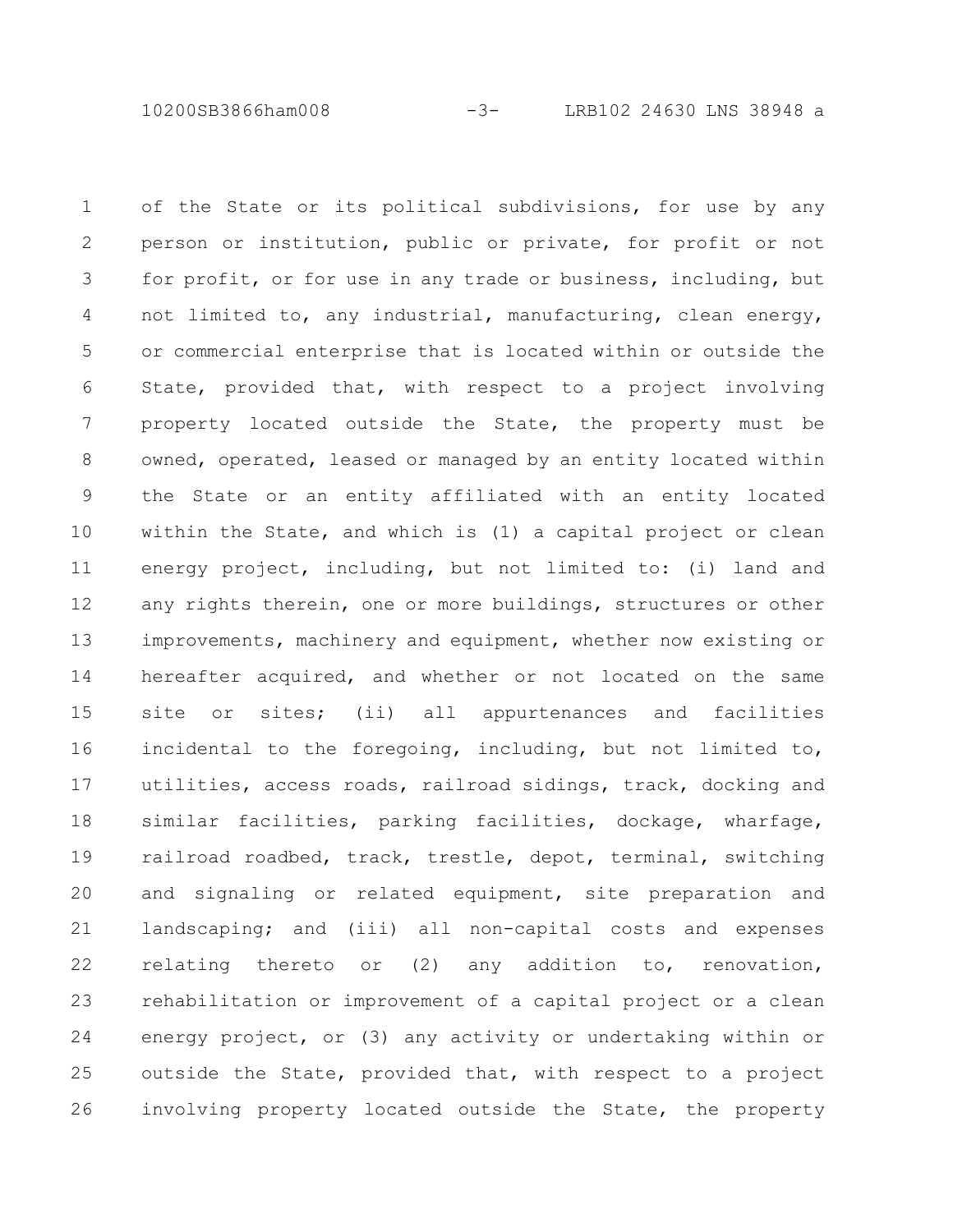of the State or its political subdivisions, for use by any person or institution, public or private, for profit or not for profit, or for use in any trade or business, including, but not limited to, any industrial, manufacturing, clean energy, or commercial enterprise that is located within or outside the State, provided that, with respect to a project involving property located outside the State, the property must be owned, operated, leased or managed by an entity located within the State or an entity affiliated with an entity located within the State, and which is (1) a capital project or clean energy project, including, but not limited to: (i) land and any rights therein, one or more buildings, structures or other improvements, machinery and equipment, whether now existing or hereafter acquired, and whether or not located on the same site or sites; (ii) all appurtenances and facilities incidental to the foregoing, including, but not limited to, utilities, access roads, railroad sidings, track, docking and similar facilities, parking facilities, dockage, wharfage, railroad roadbed, track, trestle, depot, terminal, switching and signaling or related equipment, site preparation and landscaping; and (iii) all non-capital costs and expenses relating thereto or (2) any addition to, renovation, rehabilitation or improvement of a capital project or a clean energy project, or (3) any activity or undertaking within or outside the State, provided that, with respect to a project involving property located outside the State, the property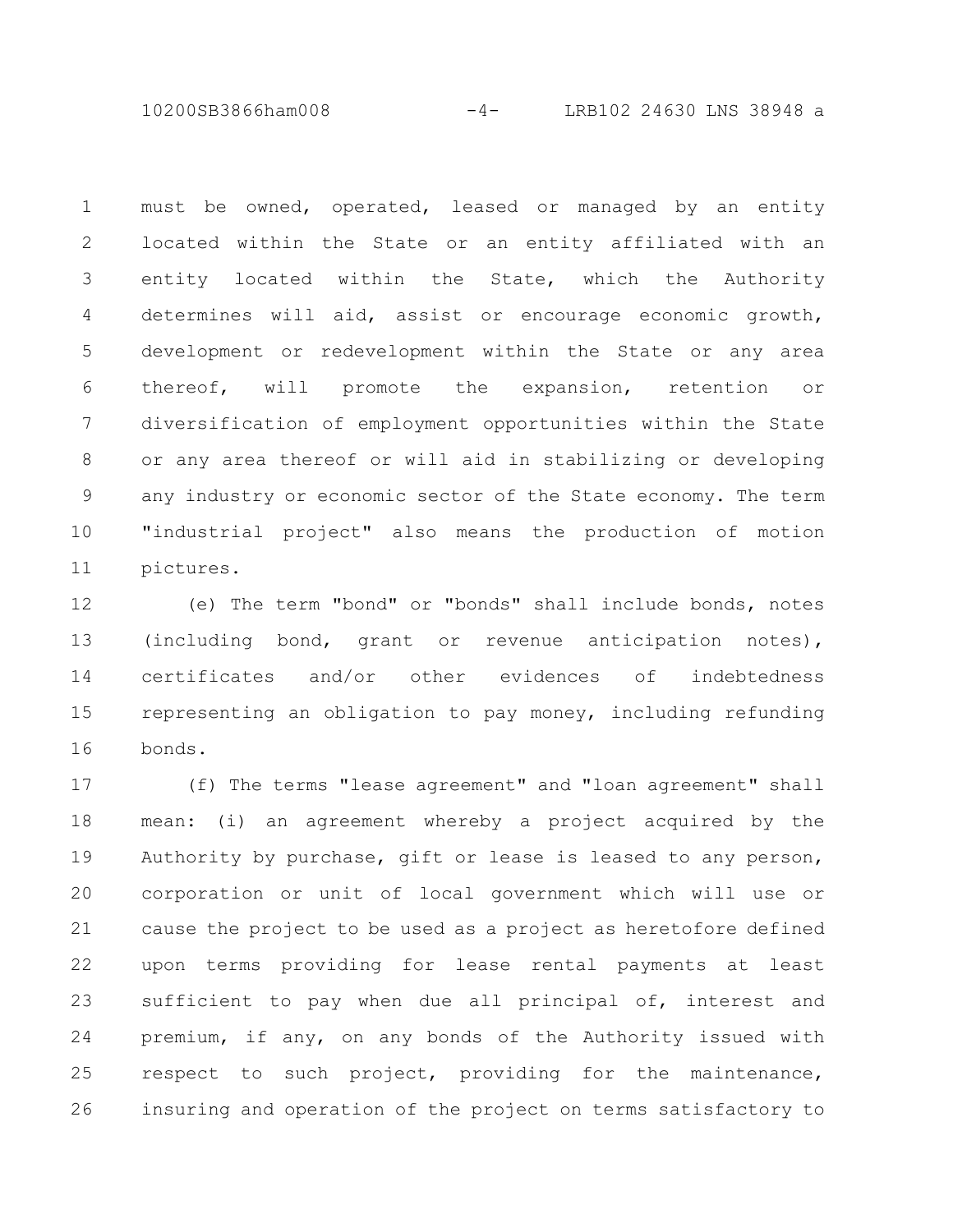must be owned, operated, leased or managed by an entity located within the State or an entity affiliated with an entity located within the State, which the Authority determines will aid, assist or encourage economic growth, development or redevelopment within the State or any area thereof, will promote the expansion, retention or diversification of employment opportunities within the State or any area thereof or will aid in stabilizing or developing any industry or economic sector of the State economy. The term "industrial project" also means the production of motion pictures.

(e) The term "bond" or "bonds" shall include bonds, notes (including bond, grant or revenue anticipation notes), certificates and/or other evidences of indebtedness representing an obligation to pay money, including refunding bonds.

(f) The terms "lease agreement" and "loan agreement" shall mean: (i) an agreement whereby a project acquired by the Authority by purchase, gift or lease is leased to any person, corporation or unit of local government which will use or cause the project to be used as a project as heretofore defined upon terms providing for lease rental payments at least sufficient to pay when due all principal of, interest and premium, if any, on any bonds of the Authority issued with respect to such project, providing for the maintenance, insuring and operation of the project on terms satisfactory to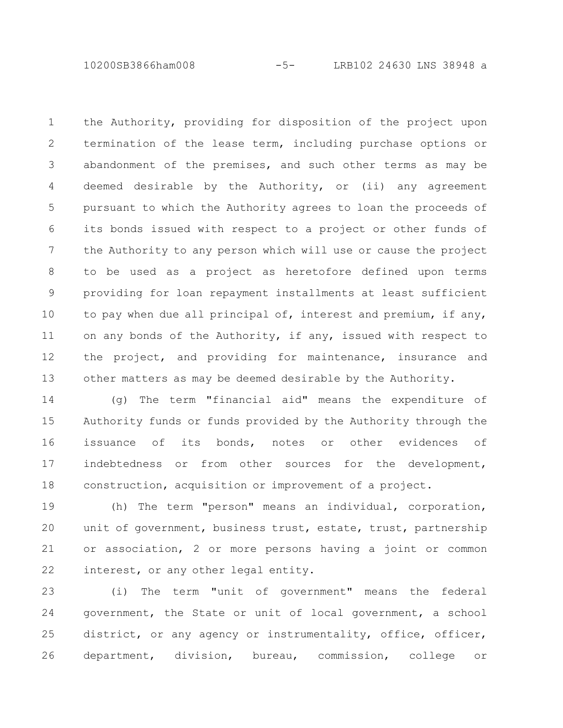the Authority, providing for disposition of the project upon termination of the lease term, including purchase options or abandonment of the premises, and such other terms as may be deemed desirable by the Authority, or (ii) any agreement pursuant to which the Authority agrees to loan the proceeds of its bonds issued with respect to a project or other funds of the Authority to any person which will use or cause the project to be used as a project as heretofore defined upon terms providing for loan repayment installments at least sufficient to pay when due all principal of, interest and premium, if any, on any bonds of the Authority, if any, issued with respect to the project, and providing for maintenance, insurance and other matters as may be deemed desirable by the Authority.

(g) The term "financial aid" means the expenditure of Authority funds or funds provided by the Authority through the issuance of its bonds, notes or other evidences of indebtedness or from other sources for the development, construction, acquisition or improvement of a project.

(h) The term "person" means an individual, corporation, unit of government, business trust, estate, trust, partnership or association, 2 or more persons having a joint or common interest, or any other legal entity.

(i) The term "unit of government" means the federal government, the State or unit of local government, a school district, or any agency or instrumentality, office, officer, department, division, bureau, commission, college or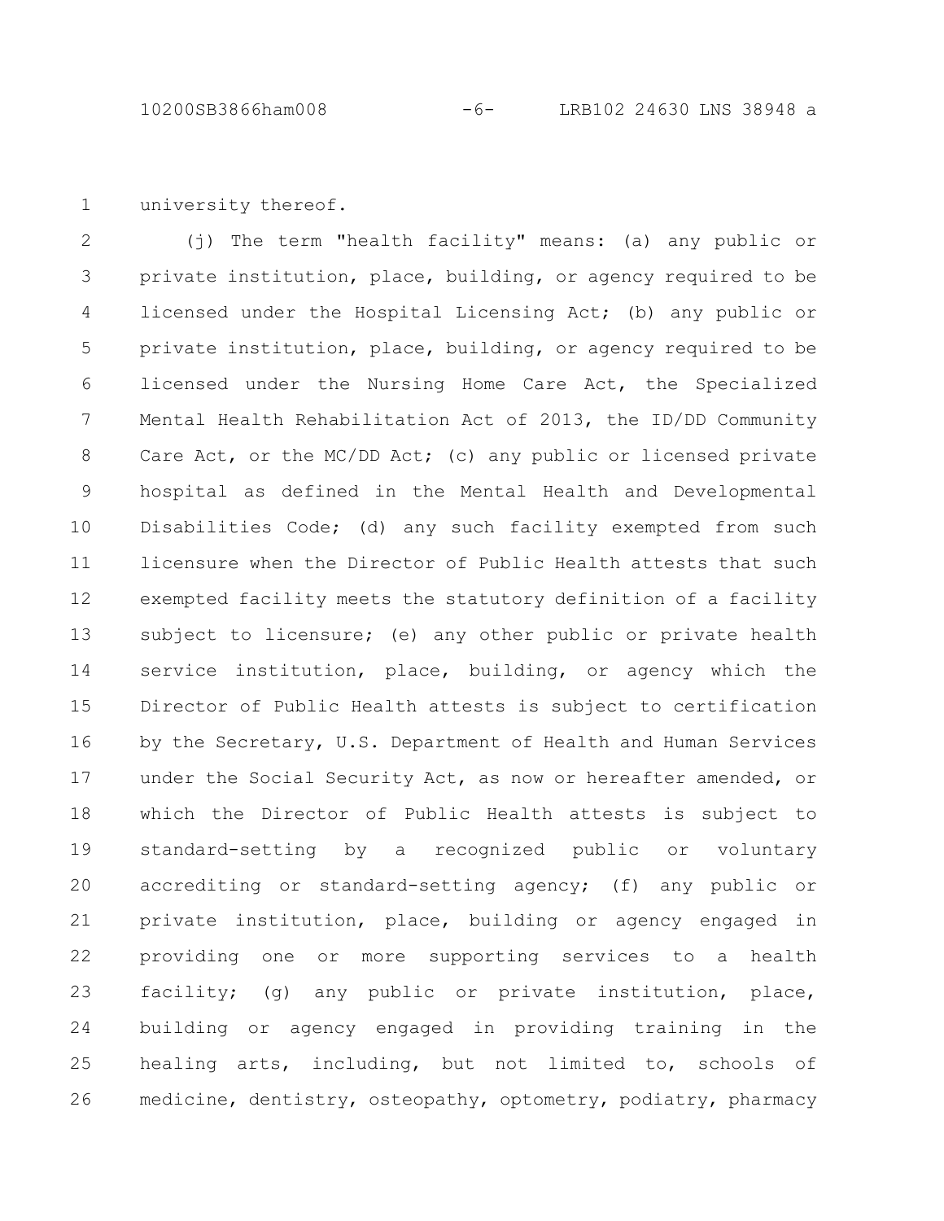university thereof.

(j) The term "health facility" means: (a) any public or private institution, place, building, or agency required to be licensed under the Hospital Licensing Act; (b) any public or private institution, place, building, or agency required to be licensed under the Nursing Home Care Act, the Specialized Mental Health Rehabilitation Act of 2013, the ID/DD Community Care Act, or the MC/DD Act; (c) any public or licensed private hospital as defined in the Mental Health and Developmental Disabilities Code; (d) any such facility exempted from such licensure when the Director of Public Health attests that such exempted facility meets the statutory definition of a facility subject to licensure; (e) any other public or private health service institution, place, building, or agency which the Director of Public Health attests is subject to certification by the Secretary, U.S. Department of Health and Human Services under the Social Security Act, as now or hereafter amended, or which the Director of Public Health attests is subject to standard-setting by a recognized public or voluntary accrediting or standard-setting agency; (f) any public or private institution, place, building or agency engaged in providing one or more supporting services to a health facility; (g) any public or private institution, place, building or agency engaged in providing training in the healing arts, including, but not limited to, schools of medicine, dentistry, osteopathy, optometry, podiatry, pharmacy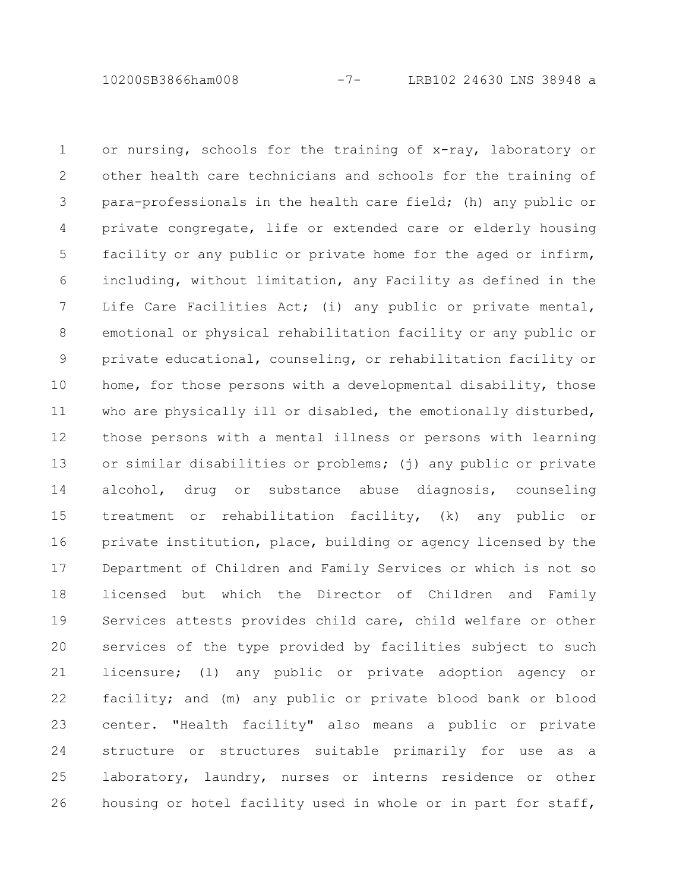or nursing, schools for the training of x-ray, laboratory or other health care technicians and schools for the training of para-professionals in the health care field; (h) any public or private congregate, life or extended care or elderly housing facility or any public or private home for the aged or infirm, including, without limitation, any Facility as defined in the Life Care Facilities Act; (i) any public or private mental, emotional or physical rehabilitation facility or any public or private educational, counseling, or rehabilitation facility or home, for those persons with a developmental disability, those who are physically ill or disabled, the emotionally disturbed, those persons with a mental illness or persons with learning or similar disabilities or problems; (j) any public or private alcohol, drug or substance abuse diagnosis, counseling treatment or rehabilitation facility, (k) any public or private institution, place, building or agency licensed by the Department of Children and Family Services or which is not so licensed but which the Director of Children and Family Services attests provides child care, child welfare or other services of the type provided by facilities subject to such licensure; (l) any public or private adoption agency or facility; and (m) any public or private blood bank or blood center. "Health facility" also means a public or private structure or structures suitable primarily for use as a laboratory, laundry, nurses or interns residence or other housing or hotel facility used in whole or in part for staff,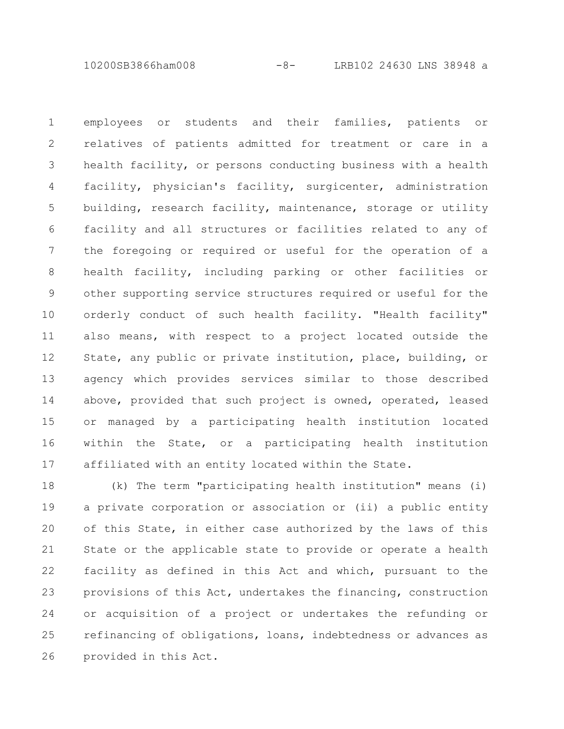employees or students and their families, patients or relatives of patients admitted for treatment or care in a health facility, or persons conducting business with a health facility, physician's facility, surgicenter, administration building, research facility, maintenance, storage or utility facility and all structures or facilities related to any of the foregoing or required or useful for the operation of a health facility, including parking or other facilities or other supporting service structures required or useful for the orderly conduct of such health facility. "Health facility" also means, with respect to a project located outside the State, any public or private institution, place, building, or agency which provides services similar to those described above, provided that such project is owned, operated, leased or managed by a participating health institution located within the State, or a participating health institution affiliated with an entity located within the State.

(k) The term "participating health institution" means (i) a private corporation or association or (ii) a public entity of this State, in either case authorized by the laws of this State or the applicable state to provide or operate a health facility as defined in this Act and which, pursuant to the provisions of this Act, undertakes the financing, construction or acquisition of a project or undertakes the refunding or refinancing of obligations, loans, indebtedness or advances as provided in this Act.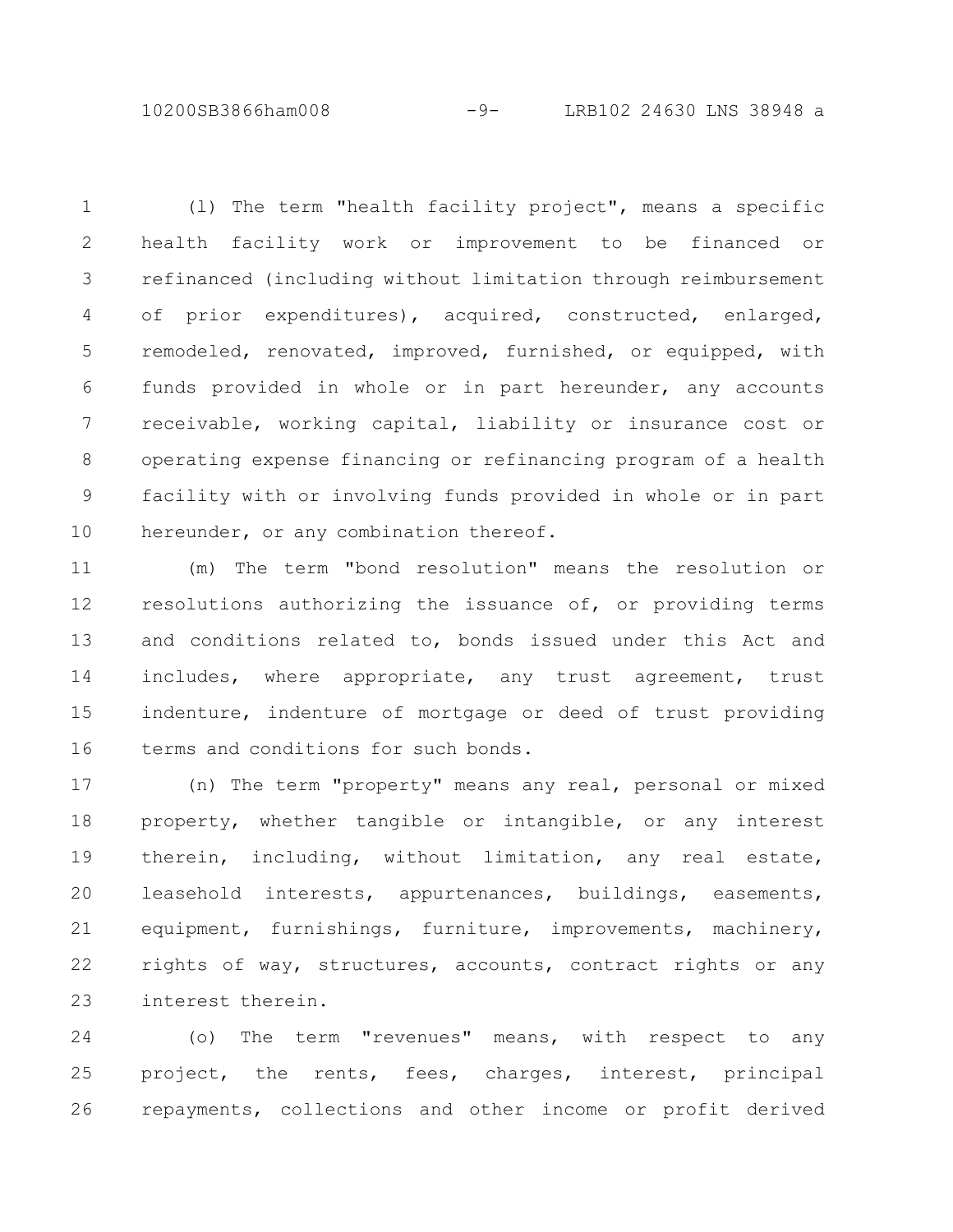(l) The term "health facility project", means a specific health facility work or improvement to be financed or refinanced (including without limitation through reimbursement of prior expenditures), acquired, constructed, enlarged, remodeled, renovated, improved, furnished, or equipped, with funds provided in whole or in part hereunder, any accounts receivable, working capital, liability or insurance cost or operating expense financing or refinancing program of a health facility with or involving funds provided in whole or in part hereunder, or any combination thereof.

(m) The term "bond resolution" means the resolution or resolutions authorizing the issuance of, or providing terms and conditions related to, bonds issued under this Act and includes, where appropriate, any trust agreement, trust indenture, indenture of mortgage or deed of trust providing terms and conditions for such bonds.

(n) The term "property" means any real, personal or mixed property, whether tangible or intangible, or any interest therein, including, without limitation, any real estate, leasehold interests, appurtenances, buildings, easements, equipment, furnishings, furniture, improvements, machinery, rights of way, structures, accounts, contract rights or any interest therein.

(o) The term "revenues" means, with respect to any project, the rents, fees, charges, interest, principal repayments, collections and other income or profit derived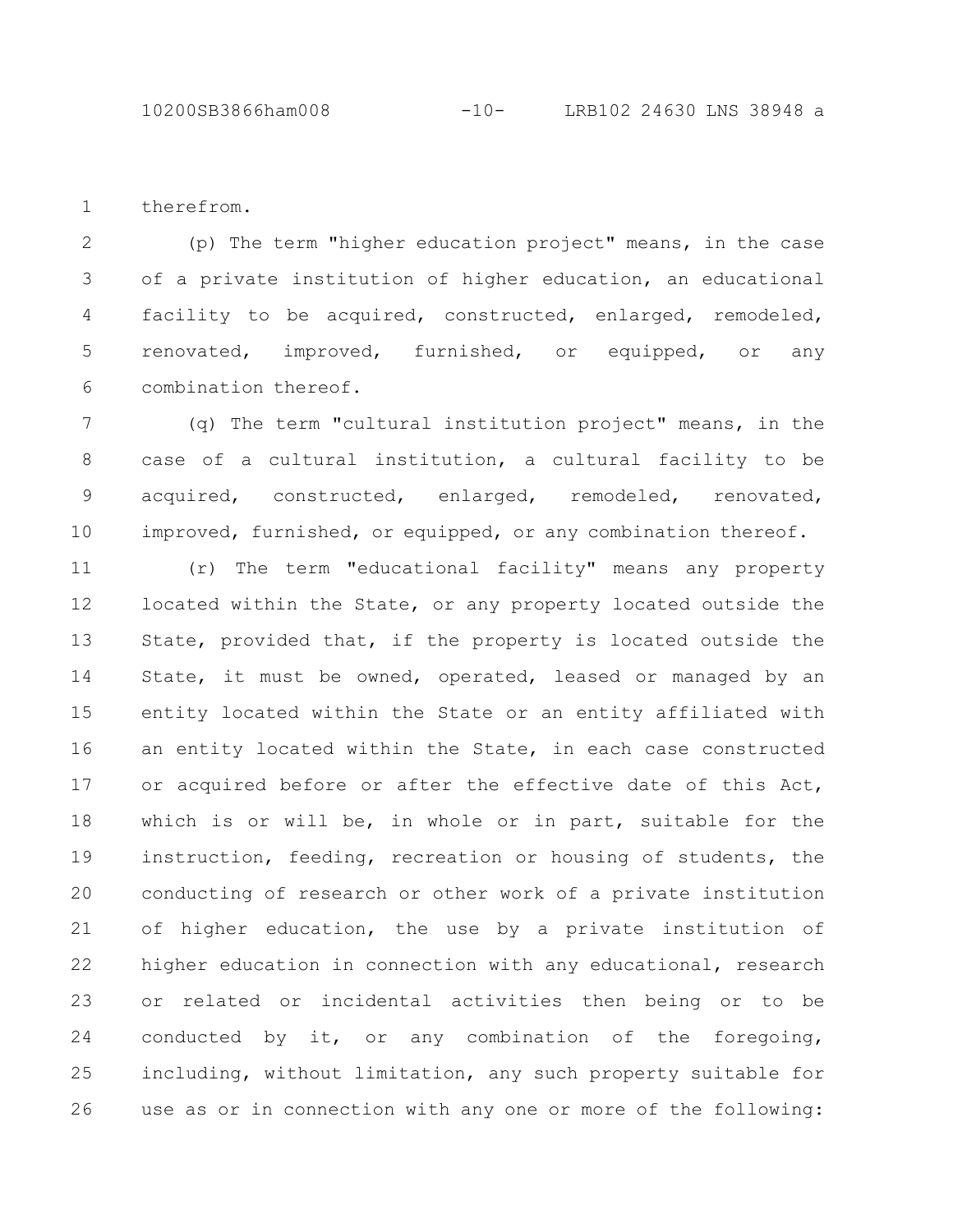therefrom.

(p) The term "higher education project" means, in the case of a private institution of higher education, an educational facility to be acquired, constructed, enlarged, remodeled, renovated, improved, furnished, or equipped, or any combination thereof.

(q) The term "cultural institution project" means, in the case of a cultural institution, a cultural facility to be acquired, constructed, enlarged, remodeled, renovated, improved, furnished, or equipped, or any combination thereof.

(r) The term "educational facility" means any property located within the State, or any property located outside the State, provided that, if the property is located outside the State, it must be owned, operated, leased or managed by an entity located within the State or an entity affiliated with an entity located within the State, in each case constructed or acquired before or after the effective date of this Act, which is or will be, in whole or in part, suitable for the instruction, feeding, recreation or housing of students, the conducting of research or other work of a private institution of higher education, the use by a private institution of higher education in connection with any educational, research or related or incidental activities then being or to be conducted by it, or any combination of the foregoing, including, without limitation, any such property suitable for use as or in connection with any one or more of the following: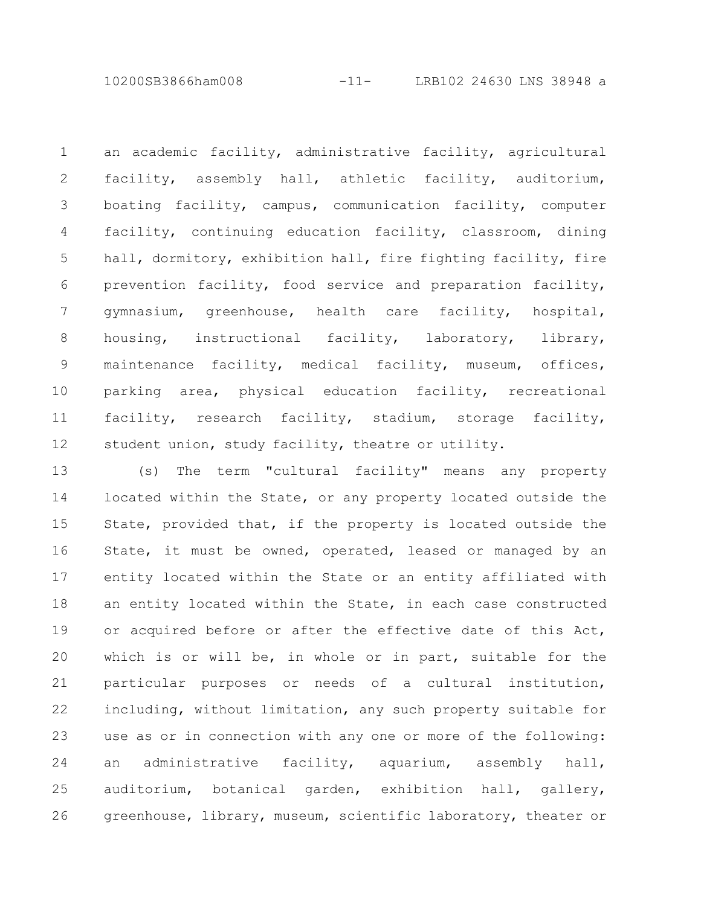an academic facility, administrative facility, agricultural facility, assembly hall, athletic facility, auditorium, boating facility, campus, communication facility, computer facility, continuing education facility, classroom, dining hall, dormitory, exhibition hall, fire fighting facility, fire prevention facility, food service and preparation facility, gymnasium, greenhouse, health care facility, hospital, housing, instructional facility, laboratory, library, maintenance facility, medical facility, museum, offices, parking area, physical education facility, recreational facility, research facility, stadium, storage facility, student union, study facility, theatre or utility.

(s) The term "cultural facility" means any property located within the State, or any property located outside the State, provided that, if the property is located outside the State, it must be owned, operated, leased or managed by an entity located within the State or an entity affiliated with an entity located within the State, in each case constructed or acquired before or after the effective date of this Act, which is or will be, in whole or in part, suitable for the particular purposes or needs of a cultural institution, including, without limitation, any such property suitable for use as or in connection with any one or more of the following: an administrative facility, aquarium, assembly hall, auditorium, botanical garden, exhibition hall, gallery, greenhouse, library, museum, scientific laboratory, theater or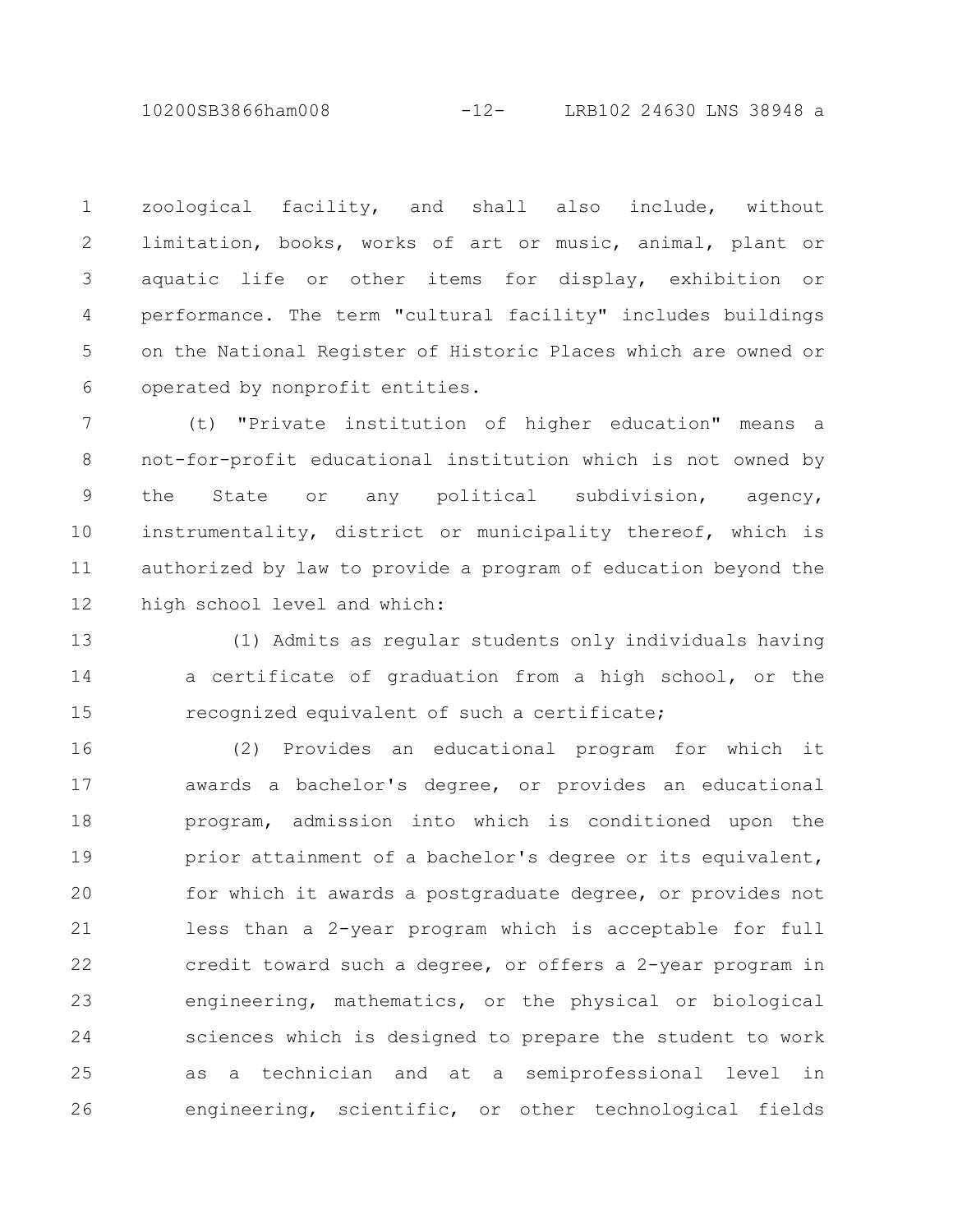zoological facility, and shall also include, without limitation, books, works of art or music, animal, plant or aquatic life or other items for display, exhibition or performance. The term "cultural facility" includes buildings on the National Register of Historic Places which are owned or operated by nonprofit entities.

(t) "Private institution of higher education" means a not-for-profit educational institution which is not owned by the State or any political subdivision, agency, instrumentality, district or municipality thereof, which is authorized by law to provide a program of education beyond the high school level and which:

(1) Admits as regular students only individuals having a certificate of graduation from a high school, or the recognized equivalent of such a certificate;

(2) Provides an educational program for which it awards a bachelor's degree, or provides an educational program, admission into which is conditioned upon the prior attainment of a bachelor's degree or its equivalent, for which it awards a postgraduate degree, or provides not less than a 2-year program which is acceptable for full credit toward such a degree, or offers a 2-year program in engineering, mathematics, or the physical or biological sciences which is designed to prepare the student to work as a technician and at a semiprofessional level in engineering, scientific, or other technological fields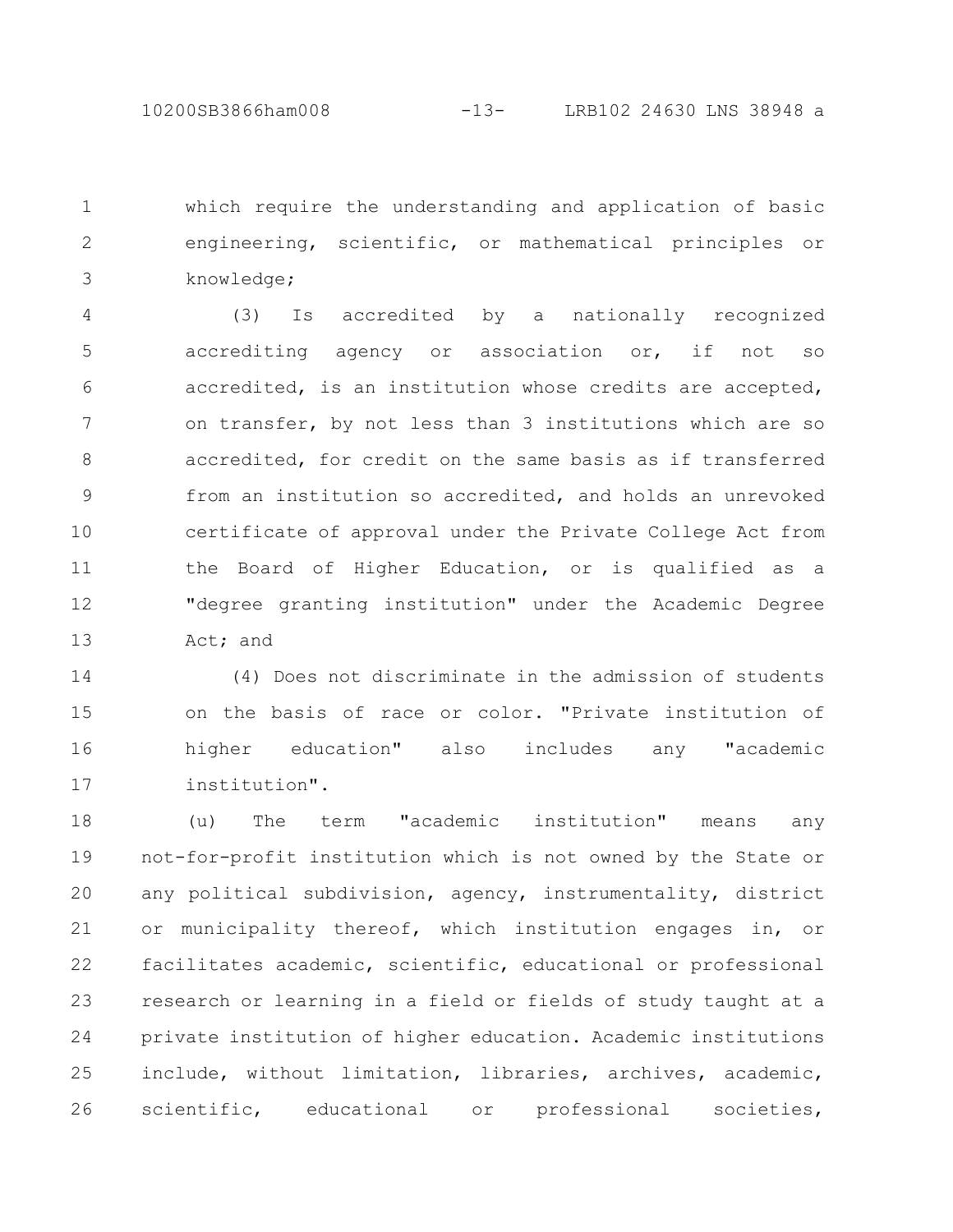which require the understanding and application of basic engineering, scientific, or mathematical principles or knowledge;

(3) Is accredited by a nationally recognized accrediting agency or association or, if not so accredited, is an institution whose credits are accepted, on transfer, by not less than 3 institutions which are so accredited, for credit on the same basis as if transferred from an institution so accredited, and holds an unrevoked certificate of approval under the Private College Act from the Board of Higher Education, or is qualified as a "degree granting institution" under the Academic Degree Act; and

(4) Does not discriminate in the admission of students on the basis of race or color. "Private institution of higher education" also includes any "academic institution".

(u) The term "academic institution" means any not-for-profit institution which is not owned by the State or any political subdivision, agency, instrumentality, district or municipality thereof, which institution engages in, or facilitates academic, scientific, educational or professional research or learning in a field or fields of study taught at a private institution of higher education. Academic institutions include, without limitation, libraries, archives, academic, scientific, educational or professional societies,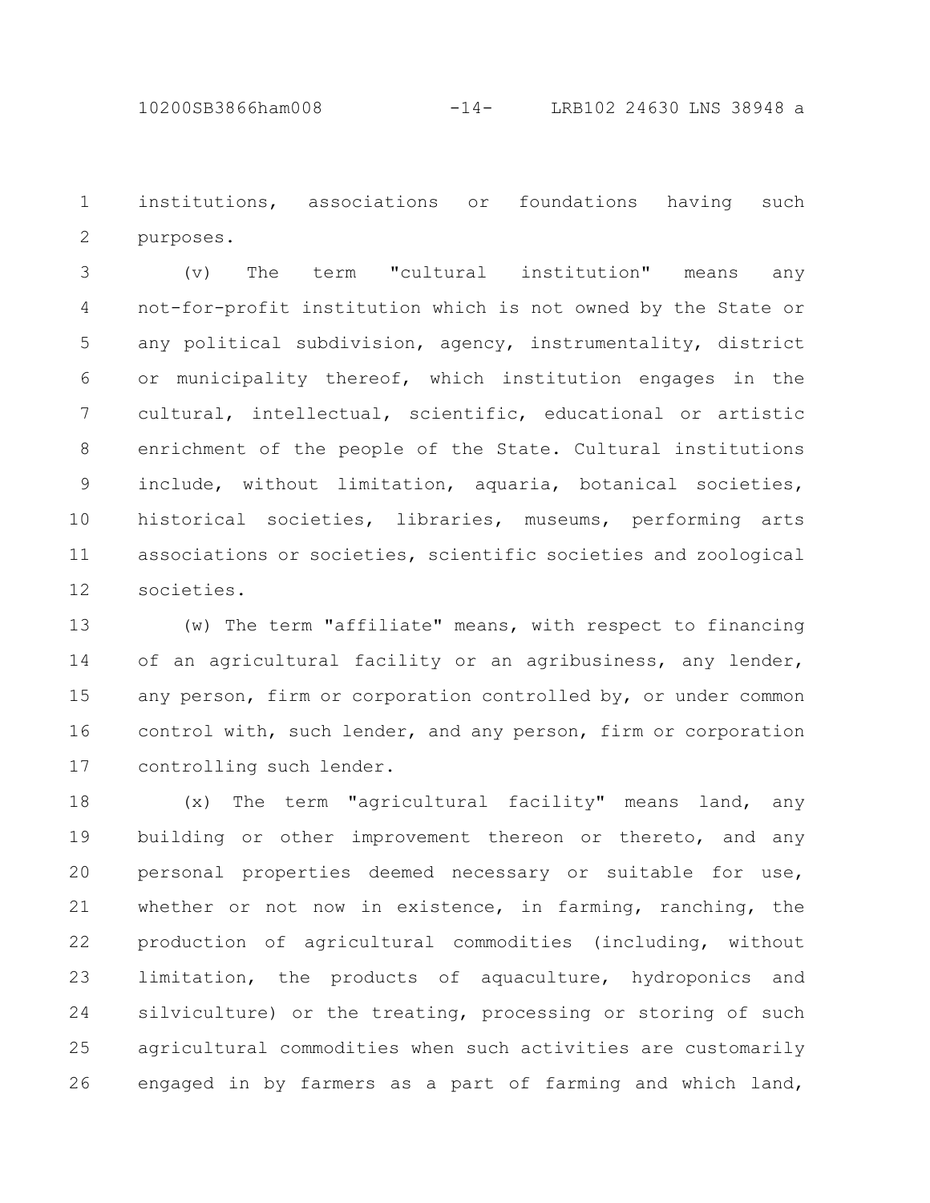institutions, associations or foundations having such purposes.

(v) The term "cultural institution" means any not-for-profit institution which is not owned by the State or any political subdivision, agency, instrumentality, district or municipality thereof, which institution engages in the cultural, intellectual, scientific, educational or artistic enrichment of the people of the State. Cultural institutions include, without limitation, aquaria, botanical societies, historical societies, libraries, museums, performing arts associations or societies, scientific societies and zoological societies.

(w) The term "affiliate" means, with respect to financing of an agricultural facility or an agribusiness, any lender, any person, firm or corporation controlled by, or under common control with, such lender, and any person, firm or corporation controlling such lender.

(x) The term "agricultural facility" means land, any building or other improvement thereon or thereto, and any personal properties deemed necessary or suitable for use, whether or not now in existence, in farming, ranching, the production of agricultural commodities (including, without limitation, the products of aquaculture, hydroponics and silviculture) or the treating, processing or storing of such agricultural commodities when such activities are customarily engaged in by farmers as a part of farming and which land,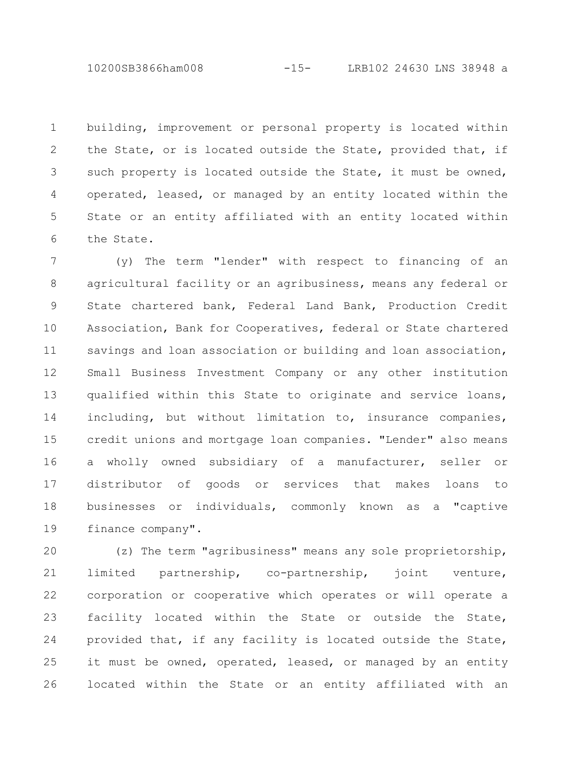building, improvement or personal property is located within the State, or is located outside the State, provided that, if such property is located outside the State, it must be owned, operated, leased, or managed by an entity located within the State or an entity affiliated with an entity located within the State.

(y) The term "lender" with respect to financing of an agricultural facility or an agribusiness, means any federal or State chartered bank, Federal Land Bank, Production Credit Association, Bank for Cooperatives, federal or State chartered savings and loan association or building and loan association, Small Business Investment Company or any other institution qualified within this State to originate and service loans, including, but without limitation to, insurance companies, credit unions and mortgage loan companies. "Lender" also means a wholly owned subsidiary of a manufacturer, seller or distributor of goods or services that makes loans to businesses or individuals, commonly known as a "captive finance company".

(z) The term "agribusiness" means any sole proprietorship, limited partnership, co-partnership, joint venture, corporation or cooperative which operates or will operate a facility located within the State or outside the State, provided that, if any facility is located outside the State, it must be owned, operated, leased, or managed by an entity located within the State or an entity affiliated with an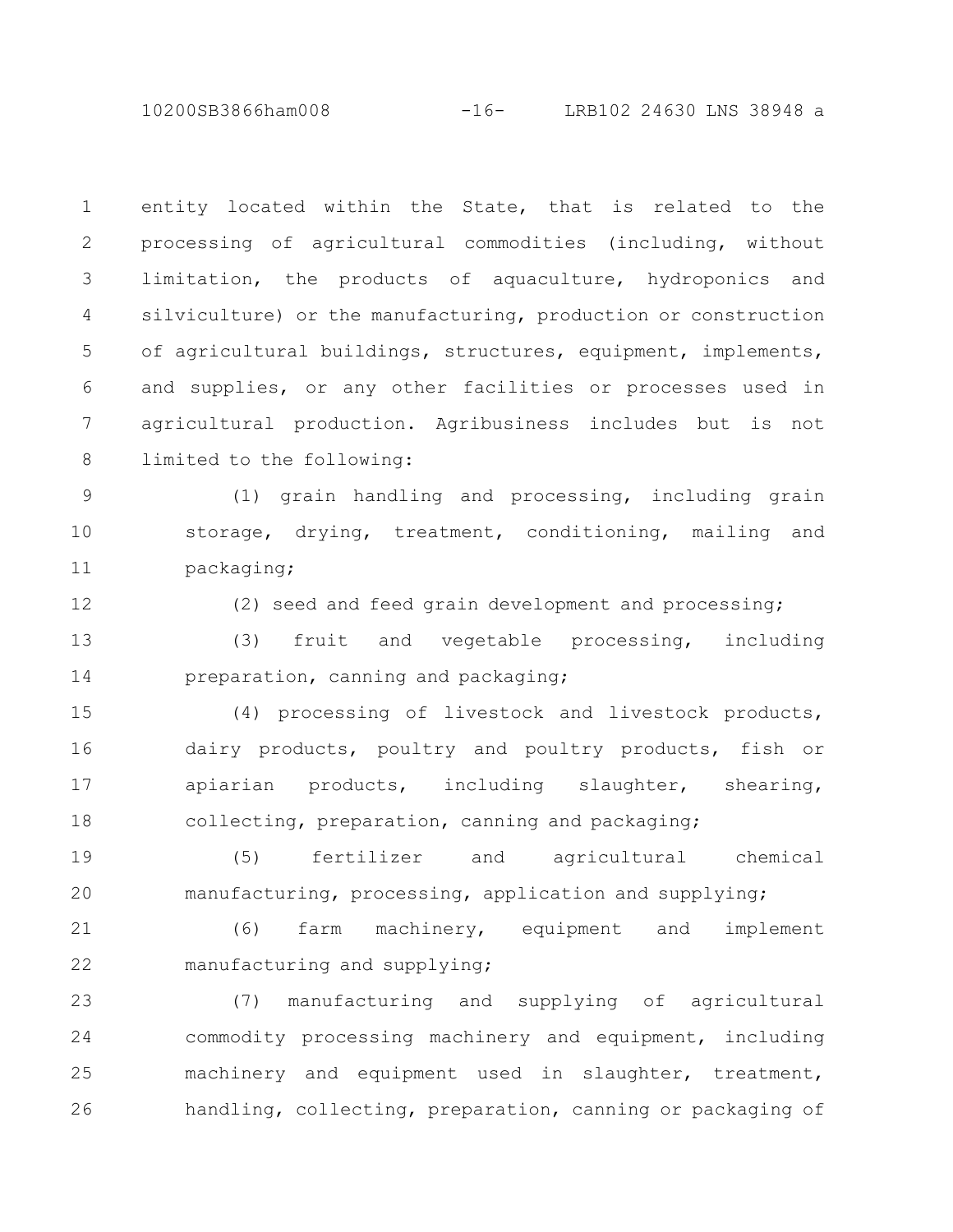entity located within the State, that is related to the processing of agricultural commodities (including, without limitation, the products of aquaculture, hydroponics and silviculture) or the manufacturing, production or construction of agricultural buildings, structures, equipment, implements, and supplies, or any other facilities or processes used in agricultural production. Agribusiness includes but is not limited to the following:

(1) grain handling and processing, including grain storage, drying, treatment, conditioning, mailing and packaging;

(2) seed and feed grain development and processing;

(3) fruit and vegetable processing, including preparation, canning and packaging;

(4) processing of livestock and livestock products, dairy products, poultry and poultry products, fish or apiarian products, including slaughter, shearing, collecting, preparation, canning and packaging;

(5) fertilizer and agricultural chemical manufacturing, processing, application and supplying;

(6) farm machinery, equipment and implement manufacturing and supplying;

(7) manufacturing and supplying of agricultural commodity processing machinery and equipment, including machinery and equipment used in slaughter, treatment, handling, collecting, preparation, canning or packaging of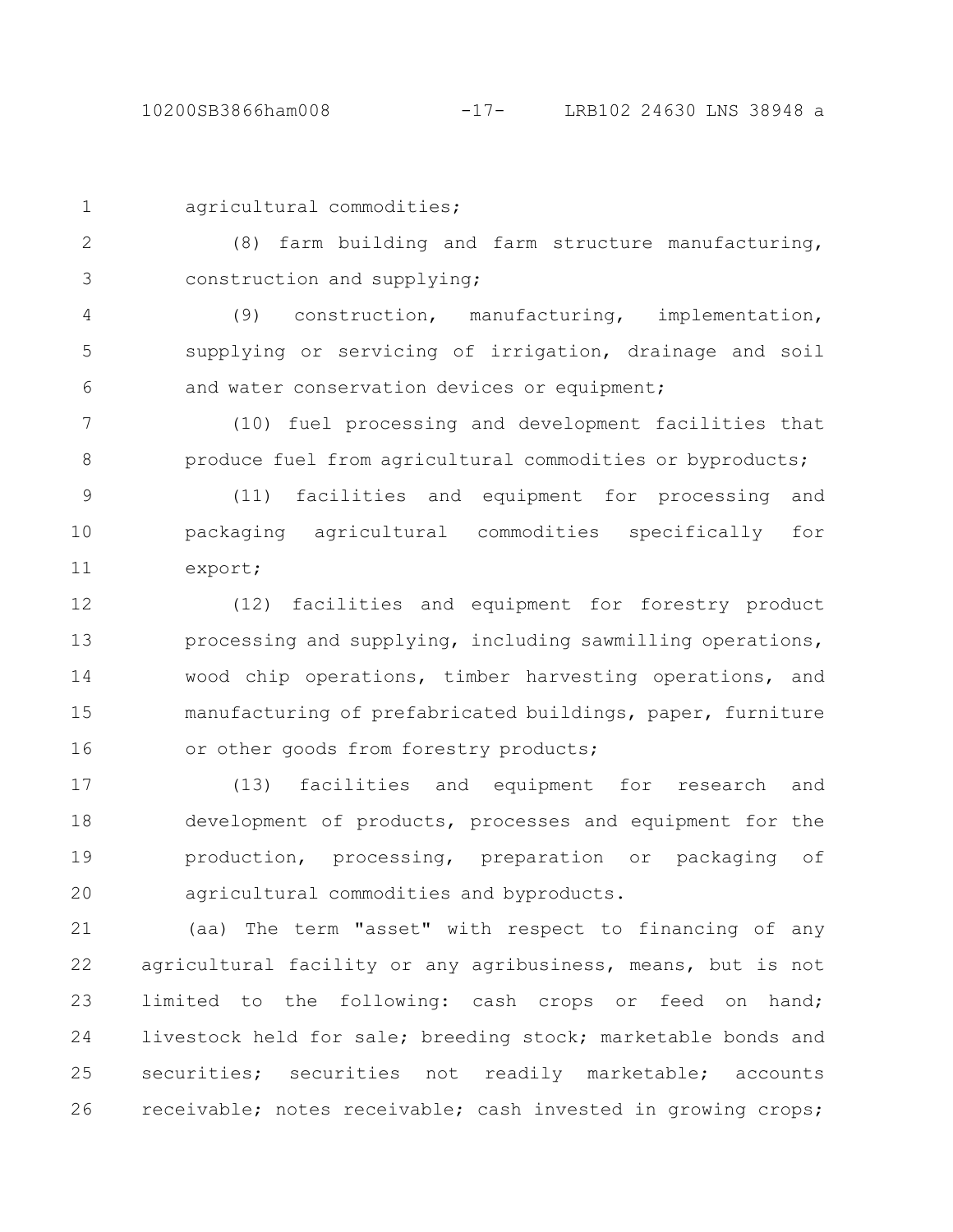agricultural commodities;

(8) farm building and farm structure manufacturing, construction and supplying;

(9) construction, manufacturing, implementation, supplying or servicing of irrigation, drainage and soil and water conservation devices or equipment;

(10) fuel processing and development facilities that produce fuel from agricultural commodities or byproducts;

(11) facilities and equipment for processing and packaging agricultural commodities specifically for export;

(12) facilities and equipment for forestry product processing and supplying, including sawmilling operations, wood chip operations, timber harvesting operations, and manufacturing of prefabricated buildings, paper, furniture or other goods from forestry products;

(13) facilities and equipment for research and development of products, processes and equipment for the production, processing, preparation or packaging of agricultural commodities and byproducts.

(aa) The term "asset" with respect to financing of any agricultural facility or any agribusiness, means, but is not limited to the following: cash crops or feed on hand; livestock held for sale; breeding stock; marketable bonds and securities; securities not readily marketable; accounts receivable; notes receivable; cash invested in growing crops;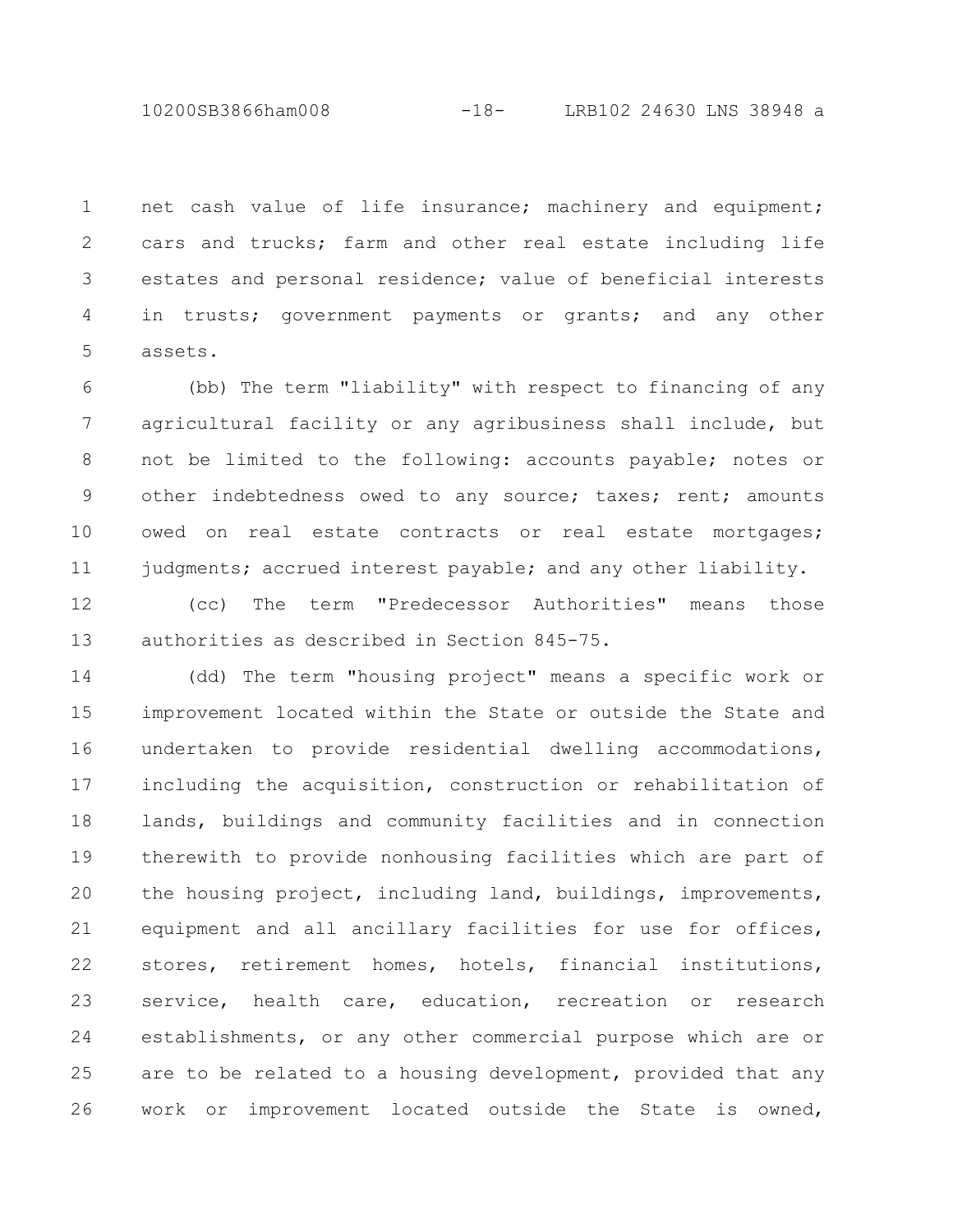net cash value of life insurance; machinery and equipment; cars and trucks; farm and other real estate including life estates and personal residence; value of beneficial interests in trusts; government payments or grants; and any other assets.

(bb) The term "liability" with respect to financing of any agricultural facility or any agribusiness shall include, but not be limited to the following: accounts payable; notes or other indebtedness owed to any source; taxes; rent; amounts owed on real estate contracts or real estate mortgages; judgments; accrued interest payable; and any other liability.

(cc) The term "Predecessor Authorities" means those authorities as described in Section 845-75.

(dd) The term "housing project" means a specific work or improvement located within the State or outside the State and undertaken to provide residential dwelling accommodations, including the acquisition, construction or rehabilitation of lands, buildings and community facilities and in connection therewith to provide nonhousing facilities which are part of the housing project, including land, buildings, improvements, equipment and all ancillary facilities for use for offices, stores, retirement homes, hotels, financial institutions, service, health care, education, recreation or research establishments, or any other commercial purpose which are or are to be related to a housing development, provided that any work or improvement located outside the State is owned,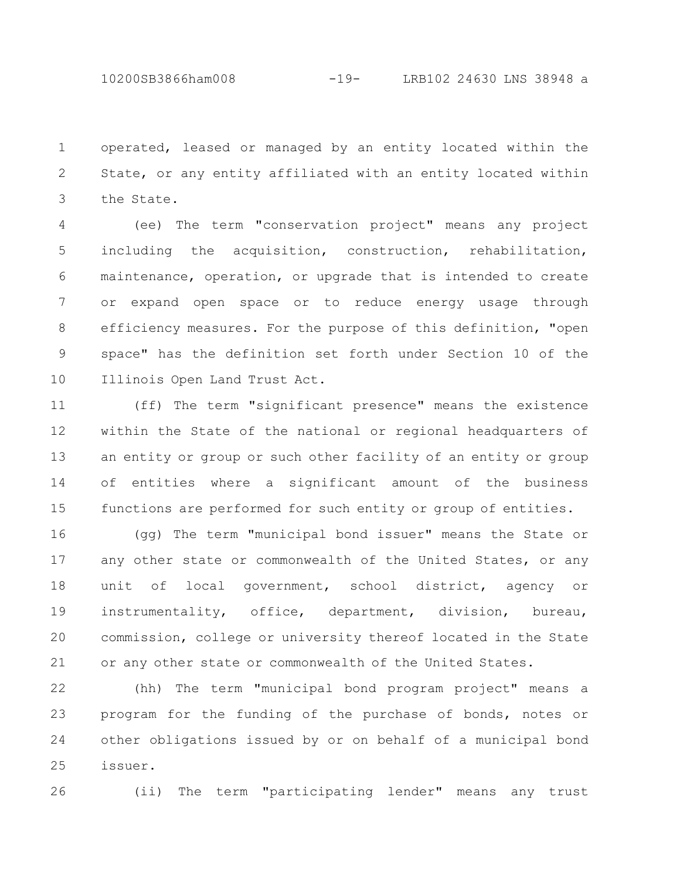operated, leased or managed by an entity located within the State, or any entity affiliated with an entity located within the State.

(ee) The term "conservation project" means any project including the acquisition, construction, rehabilitation, maintenance, operation, or upgrade that is intended to create or expand open space or to reduce energy usage through efficiency measures. For the purpose of this definition, "open space" has the definition set forth under Section 10 of the Illinois Open Land Trust Act.

(ff) The term "significant presence" means the existence within the State of the national or regional headquarters of an entity or group or such other facility of an entity or group of entities where a significant amount of the business functions are performed for such entity or group of entities.

(gg) The term "municipal bond issuer" means the State or any other state or commonwealth of the United States, or any unit of local government, school district, agency or instrumentality, office, department, division, bureau, commission, college or university thereof located in the State or any other state or commonwealth of the United States.

(hh) The term "municipal bond program project" means a program for the funding of the purchase of bonds, notes or other obligations issued by or on behalf of a municipal bond issuer.

(ii) The term "participating lender" means any trust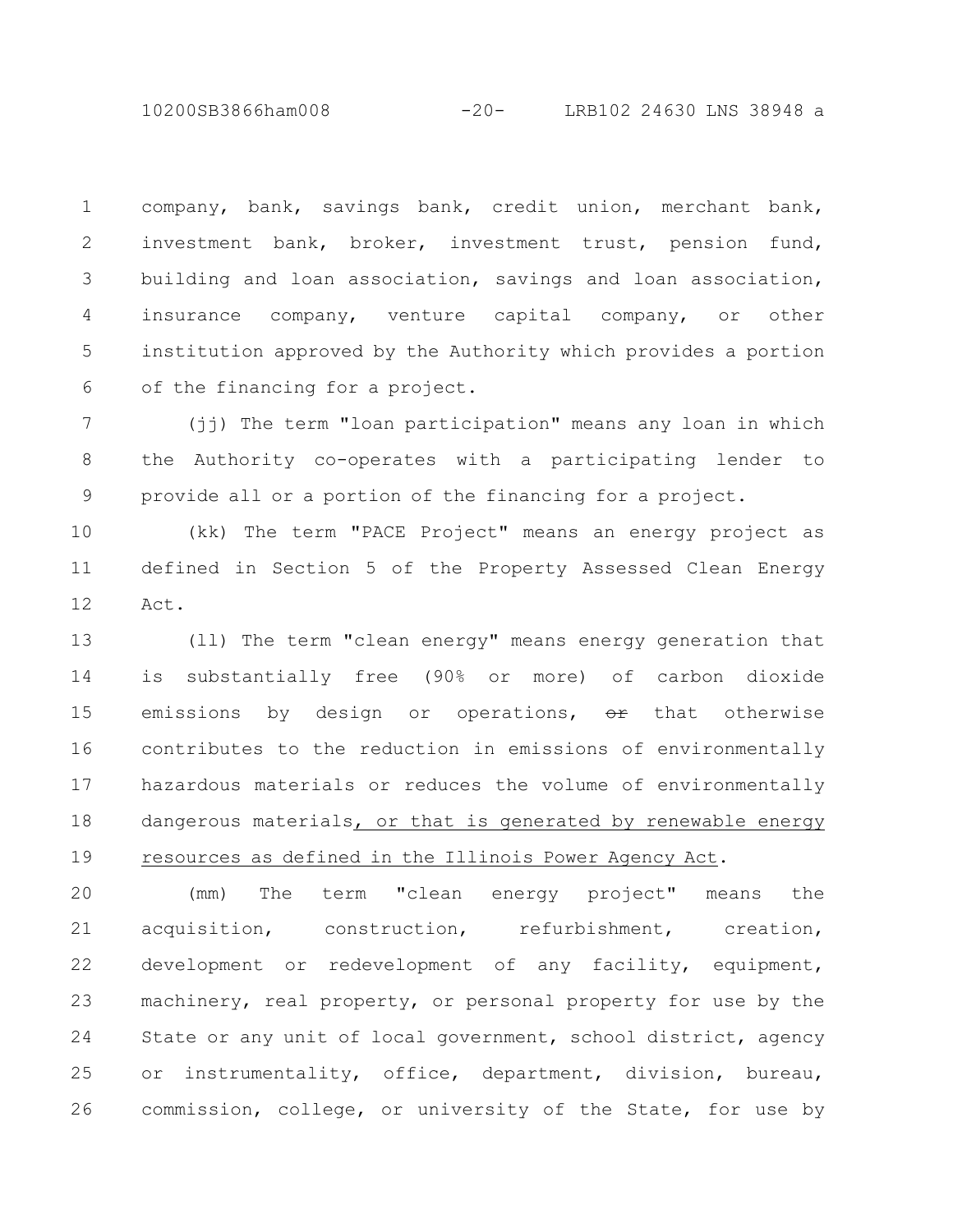company, bank, savings bank, credit union, merchant bank, investment bank, broker, investment trust, pension fund, building and loan association, savings and loan association, insurance company, venture capital company, or other institution approved by the Authority which provides a portion of the financing for a project.

(jj) The term "loan participation" means any loan in which the Authority co-operates with a participating lender to provide all or a portion of the financing for a project.

(kk) The term "PACE Project" means an energy project as defined in Section 5 of the Property Assessed Clean Energy Act.

(ll) The term "clean energy" means energy generation that is substantially free (90% or more) of carbon dioxide emissions by design or operations, ~~or~~ that otherwise contributes to the reduction in emissions of environmentally hazardous materials or reduces the volume of environmentally dangerous materials<u>, or that is generated by renewable energy resources as defined in the Illinois Power Agency Act</u>.

(mm) The term "clean energy project" means the acquisition, construction, refurbishment, creation, development or redevelopment of any facility, equipment, machinery, real property, or personal property for use by the State or any unit of local government, school district, agency or instrumentality, office, department, division, bureau, commission, college, or university of the State, for use by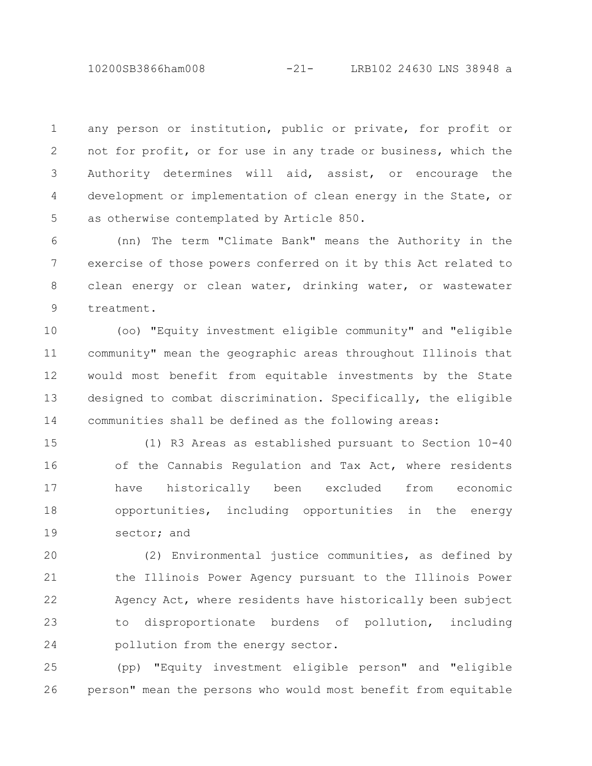any person or institution, public or private, for profit or not for profit, or for use in any trade or business, which the Authority determines will aid, assist, or encourage the development or implementation of clean energy in the State, or as otherwise contemplated by Article 850.

(nn) The term "Climate Bank" means the Authority in the exercise of those powers conferred on it by this Act related to clean energy or clean water, drinking water, or wastewater treatment.

(oo) "Equity investment eligible community" and "eligible community" mean the geographic areas throughout Illinois that would most benefit from equitable investments by the State designed to combat discrimination. Specifically, the eligible communities shall be defined as the following areas:

(1) R3 Areas as established pursuant to Section 10-40 of the Cannabis Regulation and Tax Act, where residents have historically been excluded from economic opportunities, including opportunities in the energy sector; and

(2) Environmental justice communities, as defined by the Illinois Power Agency pursuant to the Illinois Power Agency Act, where residents have historically been subject to disproportionate burdens of pollution, including pollution from the energy sector.

(pp) "Equity investment eligible person" and "eligible person" mean the persons who would most benefit from equitable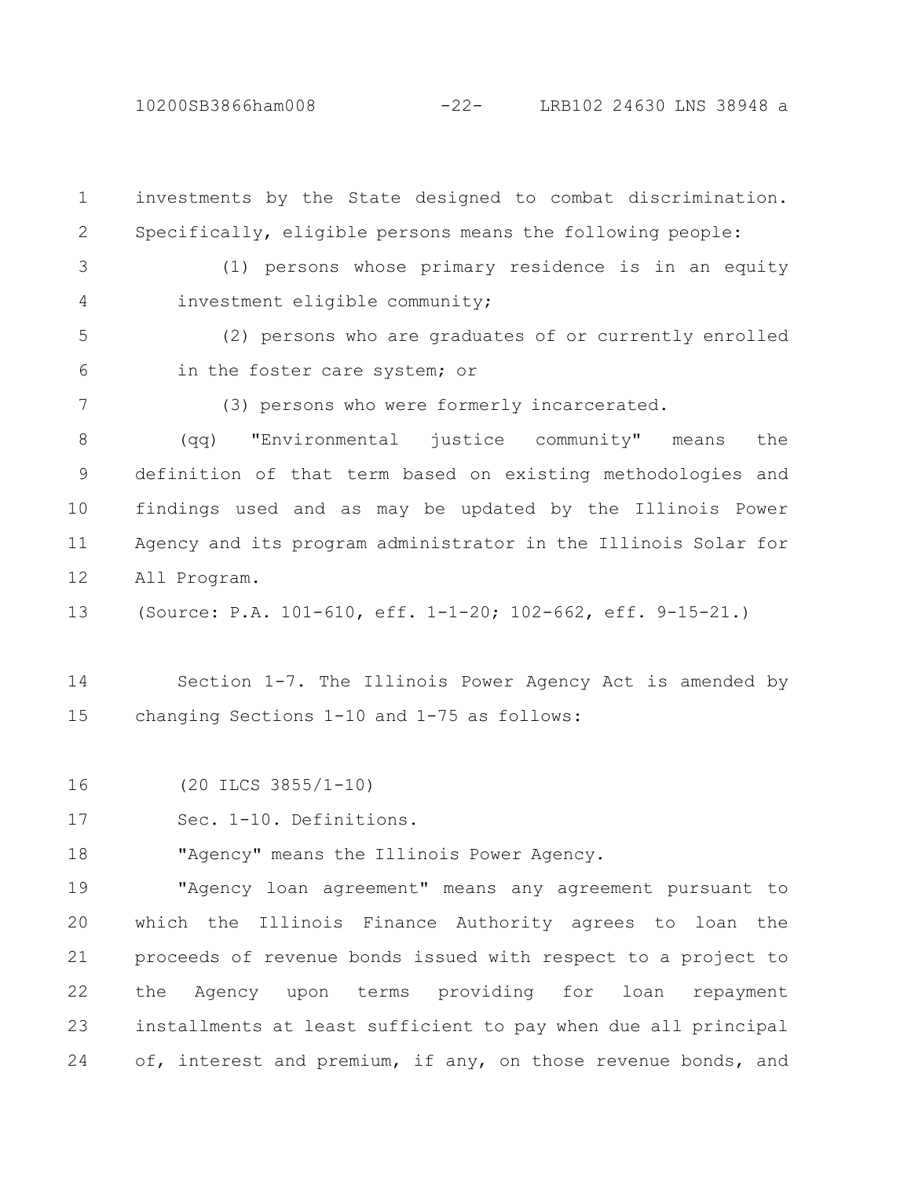investments by the State designed to combat discrimination. Specifically, eligible persons means the following people:

(1) persons whose primary residence is in an equity investment eligible community;

(2) persons who are graduates of or currently enrolled in the foster care system; or

(3) persons who were formerly incarcerated.

(qq) "Environmental justice community" means the definition of that term based on existing methodologies and findings used and as may be updated by the Illinois Power Agency and its program administrator in the Illinois Solar for All Program.

(Source: P.A. 101-610, eff. 1-1-20; 102-662, eff. 9-15-21.)

Section 1-7. The Illinois Power Agency Act is amended by changing Sections 1-10 and 1-75 as follows:

(20 ILCS 3855/1-10)

Sec. 1-10. Definitions.

"Agency" means the Illinois Power Agency.

"Agency loan agreement" means any agreement pursuant to which the Illinois Finance Authority agrees to loan the proceeds of revenue bonds issued with respect to a project to the Agency upon terms providing for loan repayment installments at least sufficient to pay when due all principal of, interest and premium, if any, on those revenue bonds, and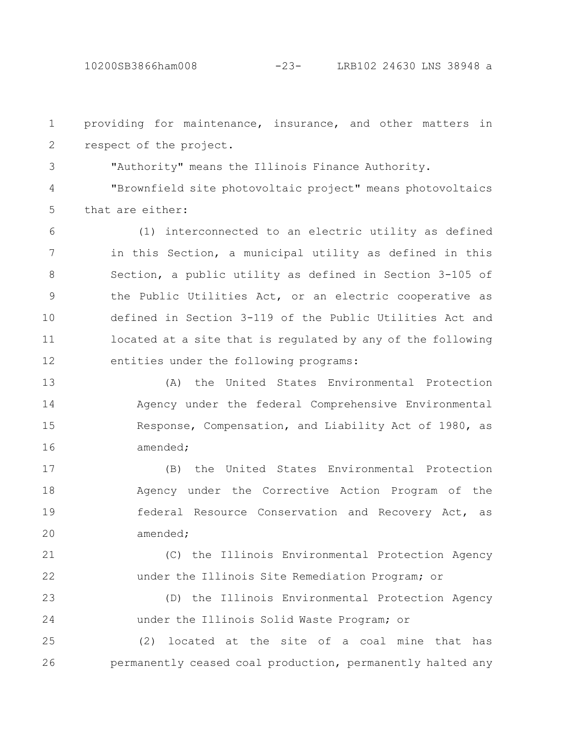providing for maintenance, insurance, and other matters in respect of the project.

"Authority" means the Illinois Finance Authority.

"Brownfield site photovoltaic project" means photovoltaics that are either:

(1) interconnected to an electric utility as defined in this Section, a municipal utility as defined in this Section, a public utility as defined in Section 3-105 of the Public Utilities Act, or an electric cooperative as defined in Section 3-119 of the Public Utilities Act and located at a site that is regulated by any of the following entities under the following programs:

(A) the United States Environmental Protection Agency under the federal Comprehensive Environmental Response, Compensation, and Liability Act of 1980, as amended;

(B) the United States Environmental Protection Agency under the Corrective Action Program of the federal Resource Conservation and Recovery Act, as amended;

(C) the Illinois Environmental Protection Agency under the Illinois Site Remediation Program; or

(D) the Illinois Environmental Protection Agency under the Illinois Solid Waste Program; or

(2) located at the site of a coal mine that has permanently ceased coal production, permanently halted any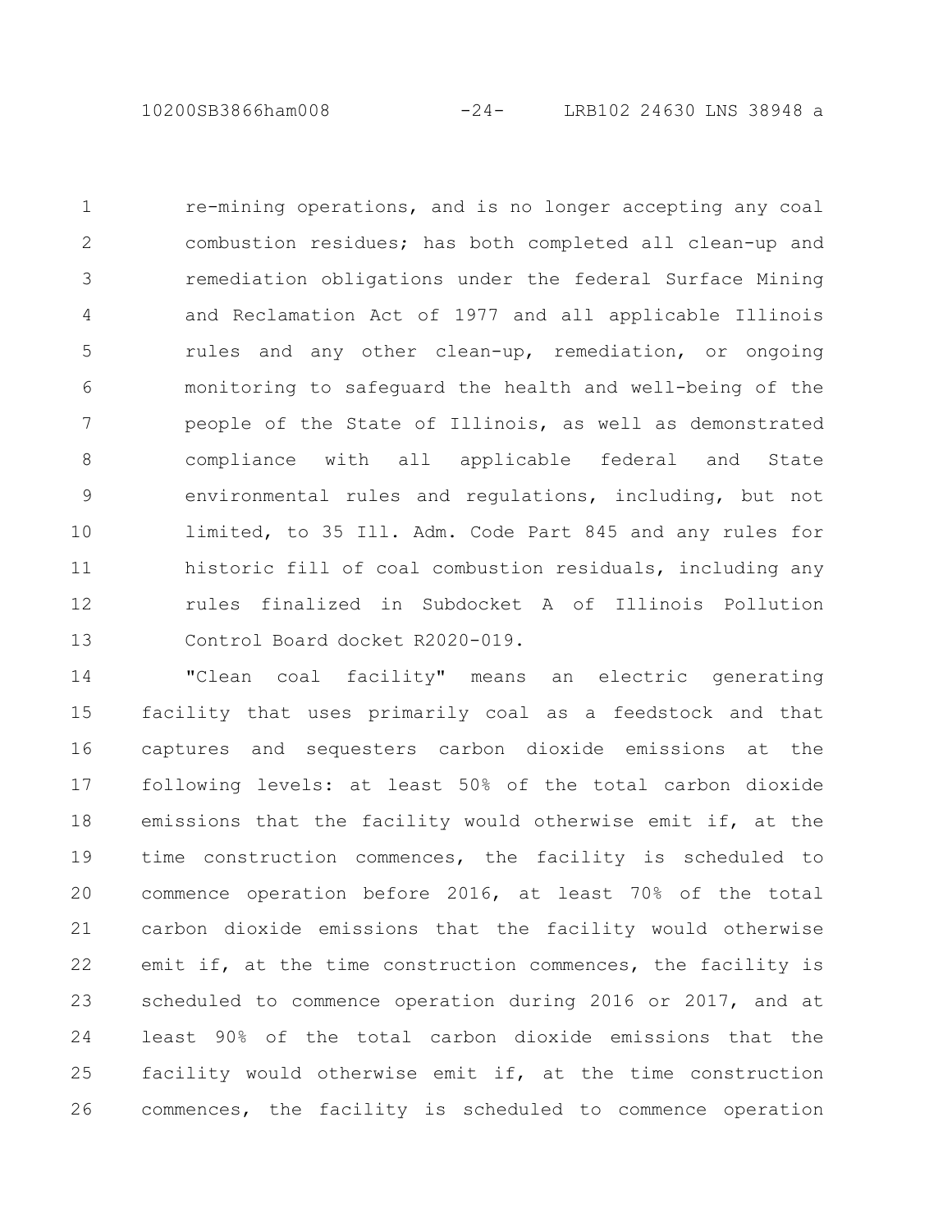re-mining operations, and is no longer accepting any coal combustion residues; has both completed all clean-up and remediation obligations under the federal Surface Mining and Reclamation Act of 1977 and all applicable Illinois rules and any other clean-up, remediation, or ongoing monitoring to safeguard the health and well-being of the people of the State of Illinois, as well as demonstrated compliance with all applicable federal and State environmental rules and regulations, including, but not limited, to 35 Ill. Adm. Code Part 845 and any rules for historic fill of coal combustion residuals, including any rules finalized in Subdocket A of Illinois Pollution Control Board docket R2020-019.

"Clean coal facility" means an electric generating facility that uses primarily coal as a feedstock and that captures and sequesters carbon dioxide emissions at the following levels: at least 50% of the total carbon dioxide emissions that the facility would otherwise emit if, at the time construction commences, the facility is scheduled to commence operation before 2016, at least 70% of the total carbon dioxide emissions that the facility would otherwise emit if, at the time construction commences, the facility is scheduled to commence operation during 2016 or 2017, and at least 90% of the total carbon dioxide emissions that the facility would otherwise emit if, at the time construction commences, the facility is scheduled to commence operation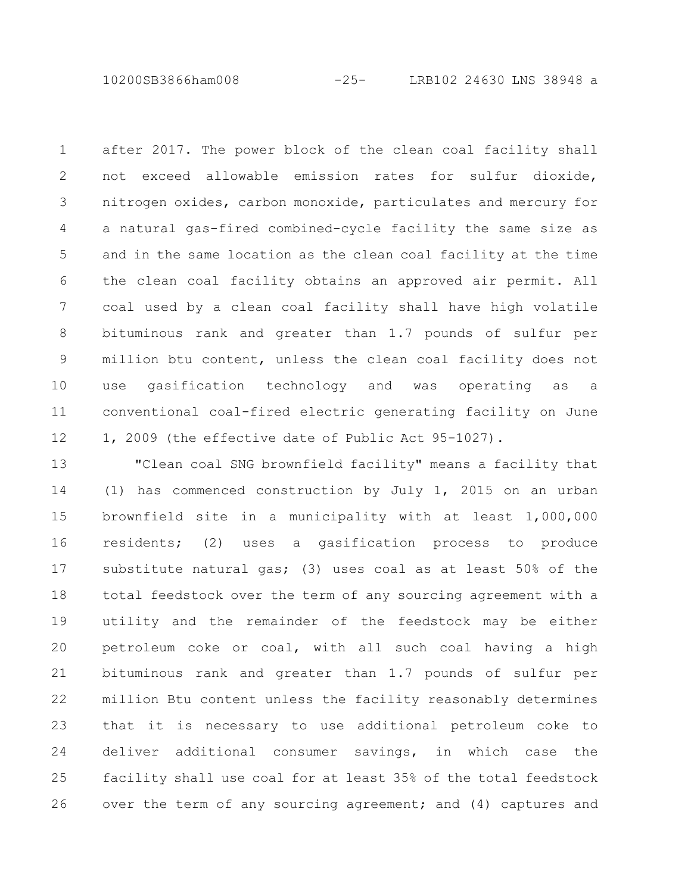after 2017. The power block of the clean coal facility shall not exceed allowable emission rates for sulfur dioxide, nitrogen oxides, carbon monoxide, particulates and mercury for a natural gas-fired combined-cycle facility the same size as and in the same location as the clean coal facility at the time the clean coal facility obtains an approved air permit. All coal used by a clean coal facility shall have high volatile bituminous rank and greater than 1.7 pounds of sulfur per million btu content, unless the clean coal facility does not use gasification technology and was operating as a conventional coal-fired electric generating facility on June 1, 2009 (the effective date of Public Act 95-1027).

"Clean coal SNG brownfield facility" means a facility that (1) has commenced construction by July 1, 2015 on an urban brownfield site in a municipality with at least 1,000,000 residents; (2) uses a gasification process to produce substitute natural gas; (3) uses coal as at least 50% of the total feedstock over the term of any sourcing agreement with a utility and the remainder of the feedstock may be either petroleum coke or coal, with all such coal having a high bituminous rank and greater than 1.7 pounds of sulfur per million Btu content unless the facility reasonably determines that it is necessary to use additional petroleum coke to deliver additional consumer savings, in which case the facility shall use coal for at least 35% of the total feedstock over the term of any sourcing agreement; and (4) captures and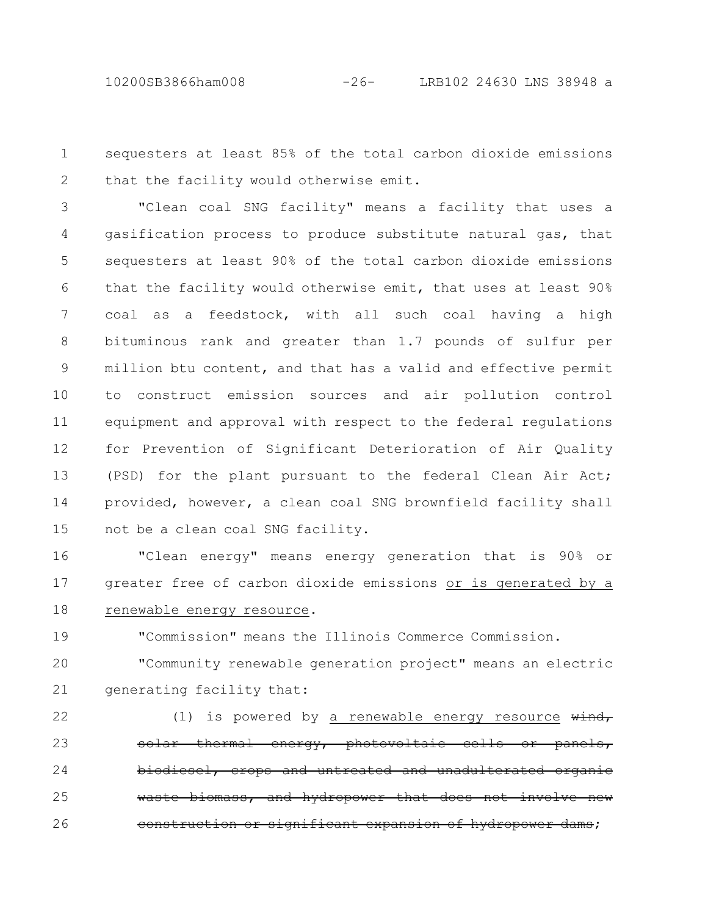sequesters at least 85% of the total carbon dioxide emissions that the facility would otherwise emit.

"Clean coal SNG facility" means a facility that uses a gasification process to produce substitute natural gas, that sequesters at least 90% of the total carbon dioxide emissions that the facility would otherwise emit, that uses at least 90% coal as a feedstock, with all such coal having a high bituminous rank and greater than 1.7 pounds of sulfur per million btu content, and that has a valid and effective permit to construct emission sources and air pollution control equipment and approval with respect to the federal regulations for Prevention of Significant Deterioration of Air Quality (PSD) for the plant pursuant to the federal Clean Air Act; provided, however, a clean coal SNG brownfield facility shall not be a clean coal SNG facility.

"Clean energy" means energy generation that is 90% or greater free of carbon dioxide emissions <u>or is generated by a renewable energy resource</u>.

"Commission" means the Illinois Commerce Commission.

"Community renewable generation project" means an electric generating facility that:

(1) is powered by <u>a renewable energy resource</u> ~~wind, solar thermal energy, photovoltaic cells or panels, biodiesel, crops and untreated and unadulterated organic waste biomass, and hydropower that does not involve new construction or significant expansion of hydropower dams~~;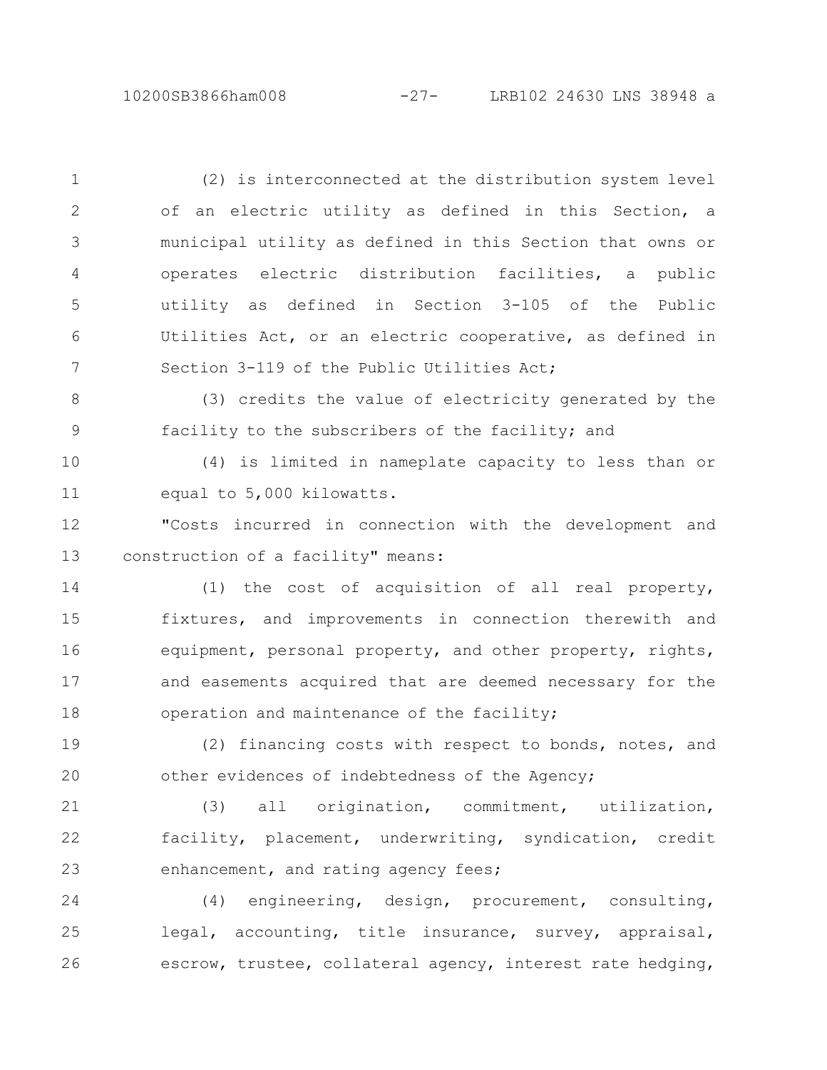(2) is interconnected at the distribution system level of an electric utility as defined in this Section, a municipal utility as defined in this Section that owns or operates electric distribution facilities, a public utility as defined in Section 3-105 of the Public Utilities Act, or an electric cooperative, as defined in Section 3-119 of the Public Utilities Act;

(3) credits the value of electricity generated by the facility to the subscribers of the facility; and

(4) is limited in nameplate capacity to less than or equal to 5,000 kilowatts.

"Costs incurred in connection with the development and construction of a facility" means:

(1) the cost of acquisition of all real property, fixtures, and improvements in connection therewith and equipment, personal property, and other property, rights, and easements acquired that are deemed necessary for the operation and maintenance of the facility;

(2) financing costs with respect to bonds, notes, and other evidences of indebtedness of the Agency;

(3) all origination, commitment, utilization, facility, placement, underwriting, syndication, credit enhancement, and rating agency fees;

(4) engineering, design, procurement, consulting, legal, accounting, title insurance, survey, appraisal, escrow, trustee, collateral agency, interest rate hedging,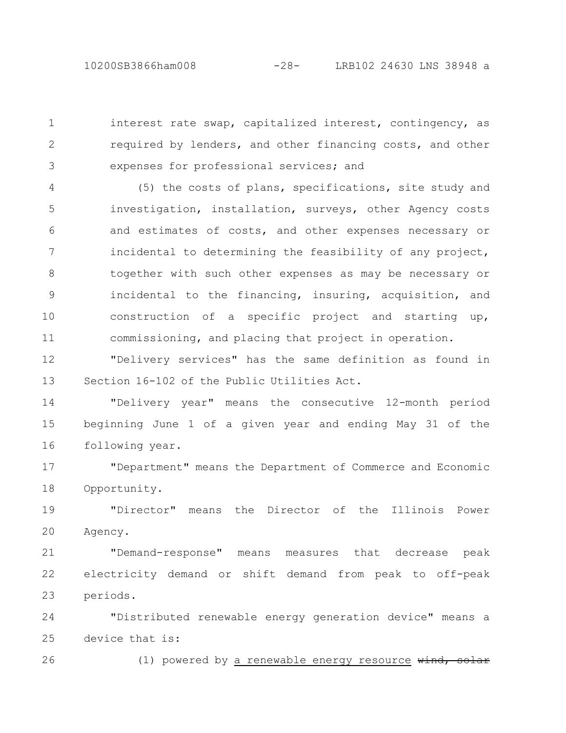interest rate swap, capitalized interest, contingency, as required by lenders, and other financing costs, and other expenses for professional services; and

(5) the costs of plans, specifications, site study and investigation, installation, surveys, other Agency costs and estimates of costs, and other expenses necessary or incidental to determining the feasibility of any project, together with such other expenses as may be necessary or incidental to the financing, insuring, acquisition, and construction of a specific project and starting up, commissioning, and placing that project in operation.

"Delivery services" has the same definition as found in Section 16-102 of the Public Utilities Act.

"Delivery year" means the consecutive 12-month period beginning June 1 of a given year and ending May 31 of the following year.

"Department" means the Department of Commerce and Economic Opportunity.

"Director" means the Director of the Illinois Power Agency.

"Demand-response" means measures that decrease peak electricity demand or shift demand from peak to off-peak periods.

"Distributed renewable energy generation device" means a device that is:

(1) powered by <u>a renewable energy resource</u> ~~wind, solar~~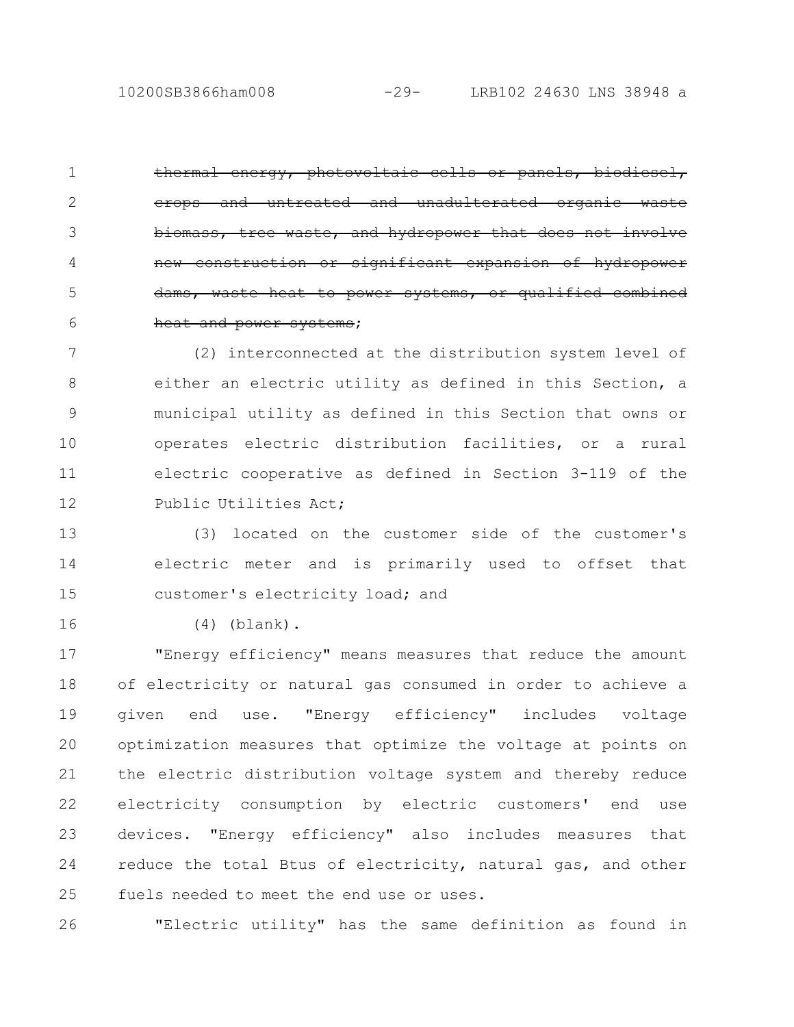~~thermal energy, photovoltaic cells or panels, biodiesel, crops and untreated and unadulterated organic waste biomass, tree waste, and hydropower that does not involve new construction or significant expansion of hydropower dams, waste heat to power systems, or qualified combined heat and power systems~~;

(2) interconnected at the distribution system level of either an electric utility as defined in this Section, a municipal utility as defined in this Section that owns or operates electric distribution facilities, or a rural electric cooperative as defined in Section 3-119 of the Public Utilities Act;

(3) located on the customer side of the customer's electric meter and is primarily used to offset that customer's electricity load; and

(4) (blank).

"Energy efficiency" means measures that reduce the amount of electricity or natural gas consumed in order to achieve a given end use. "Energy efficiency" includes voltage optimization measures that optimize the voltage at points on the electric distribution voltage system and thereby reduce electricity consumption by electric customers' end use devices. "Energy efficiency" also includes measures that reduce the total Btus of electricity, natural gas, and other fuels needed to meet the end use or uses.

"Electric utility" has the same definition as found in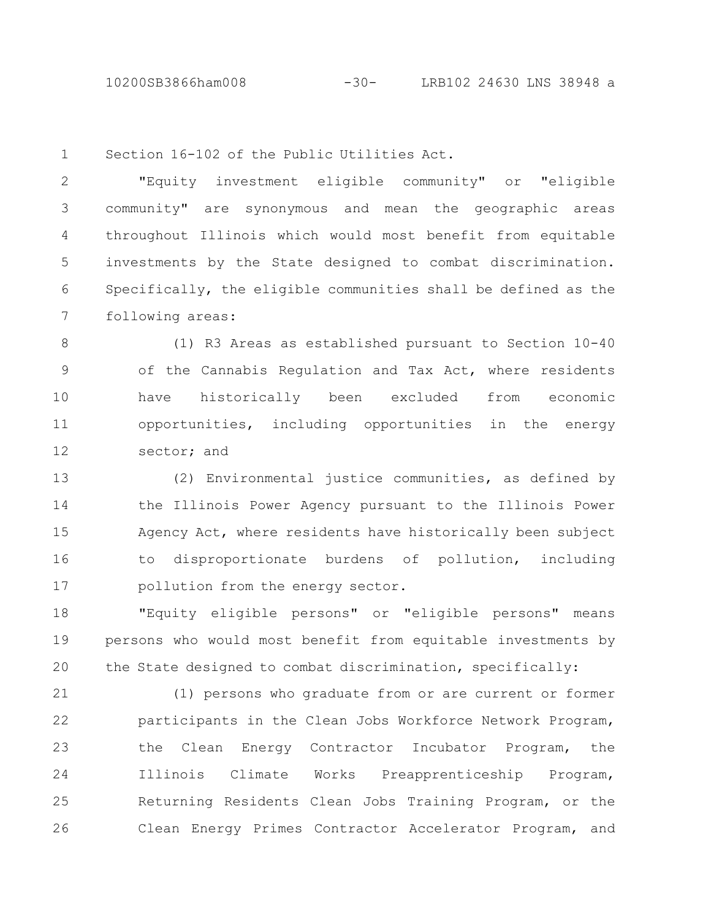Section 16-102 of the Public Utilities Act.

"Equity investment eligible community" or "eligible community" are synonymous and mean the geographic areas throughout Illinois which would most benefit from equitable investments by the State designed to combat discrimination. Specifically, the eligible communities shall be defined as the following areas:

(1) R3 Areas as established pursuant to Section 10-40 of the Cannabis Regulation and Tax Act, where residents have historically been excluded from economic opportunities, including opportunities in the energy sector; and

(2) Environmental justice communities, as defined by the Illinois Power Agency pursuant to the Illinois Power Agency Act, where residents have historically been subject to disproportionate burdens of pollution, including pollution from the energy sector.

"Equity eligible persons" or "eligible persons" means persons who would most benefit from equitable investments by the State designed to combat discrimination, specifically:

(1) persons who graduate from or are current or former participants in the Clean Jobs Workforce Network Program, the Clean Energy Contractor Incubator Program, the Illinois Climate Works Preapprenticeship Program, Returning Residents Clean Jobs Training Program, or the Clean Energy Primes Contractor Accelerator Program, and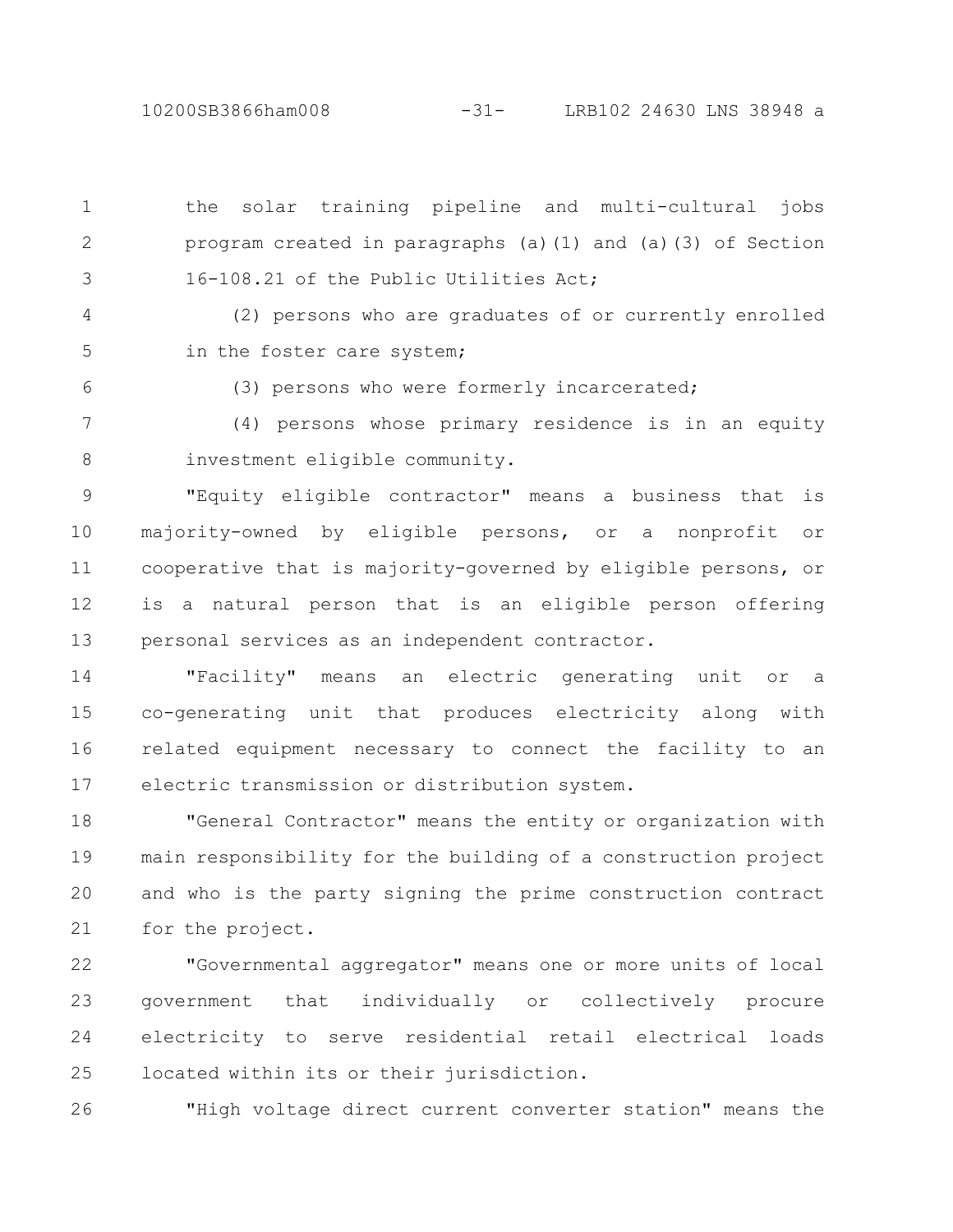the solar training pipeline and multi-cultural jobs program created in paragraphs (a)(1) and (a)(3) of Section 16-108.21 of the Public Utilities Act;

(2) persons who are graduates of or currently enrolled in the foster care system;

(3) persons who were formerly incarcerated;

(4) persons whose primary residence is in an equity investment eligible community.

"Equity eligible contractor" means a business that is majority-owned by eligible persons, or a nonprofit or cooperative that is majority-governed by eligible persons, or is a natural person that is an eligible person offering personal services as an independent contractor.

"Facility" means an electric generating unit or a co-generating unit that produces electricity along with related equipment necessary to connect the facility to an electric transmission or distribution system.

"General Contractor" means the entity or organization with main responsibility for the building of a construction project and who is the party signing the prime construction contract for the project.

"Governmental aggregator" means one or more units of local government that individually or collectively procure electricity to serve residential retail electrical loads located within its or their jurisdiction.

"High voltage direct current converter station" means the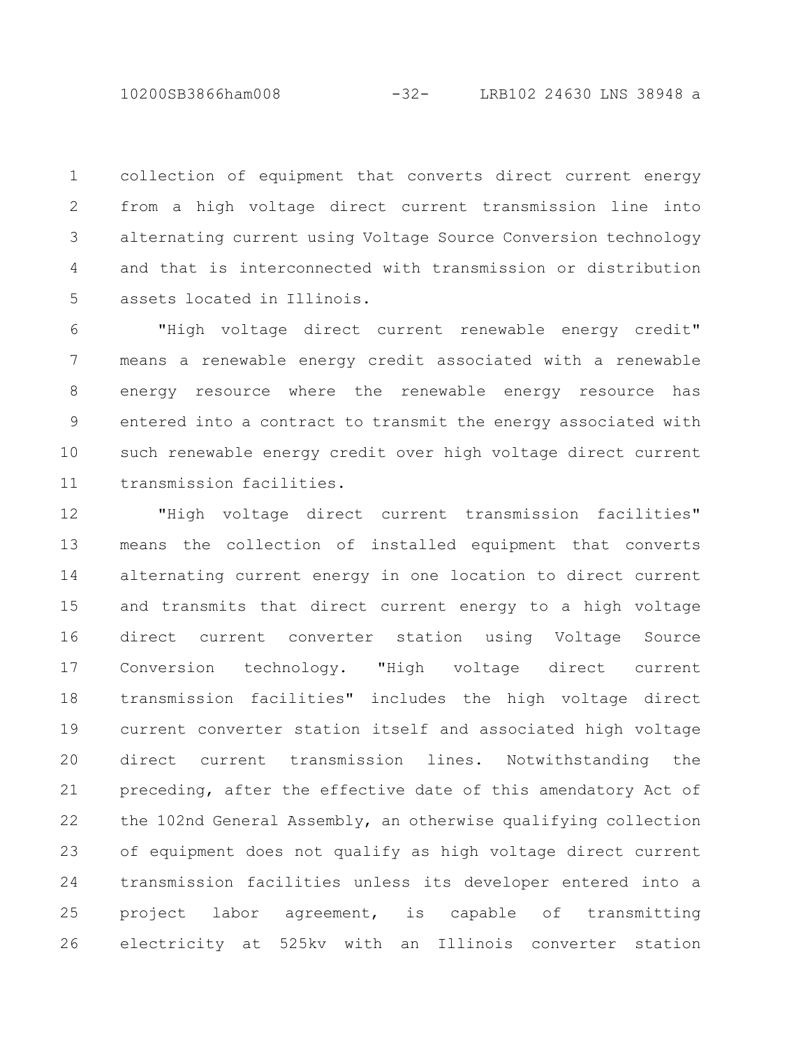collection of equipment that converts direct current energy from a high voltage direct current transmission line into alternating current using Voltage Source Conversion technology and that is interconnected with transmission or distribution assets located in Illinois.

"High voltage direct current renewable energy credit" means a renewable energy credit associated with a renewable energy resource where the renewable energy resource has entered into a contract to transmit the energy associated with such renewable energy credit over high voltage direct current transmission facilities.

"High voltage direct current transmission facilities" means the collection of installed equipment that converts alternating current energy in one location to direct current and transmits that direct current energy to a high voltage direct current converter station using Voltage Source Conversion technology. "High voltage direct current transmission facilities" includes the high voltage direct current converter station itself and associated high voltage direct current transmission lines. Notwithstanding the preceding, after the effective date of this amendatory Act of the 102nd General Assembly, an otherwise qualifying collection of equipment does not qualify as high voltage direct current transmission facilities unless its developer entered into a project labor agreement, is capable of transmitting electricity at 525kv with an Illinois converter station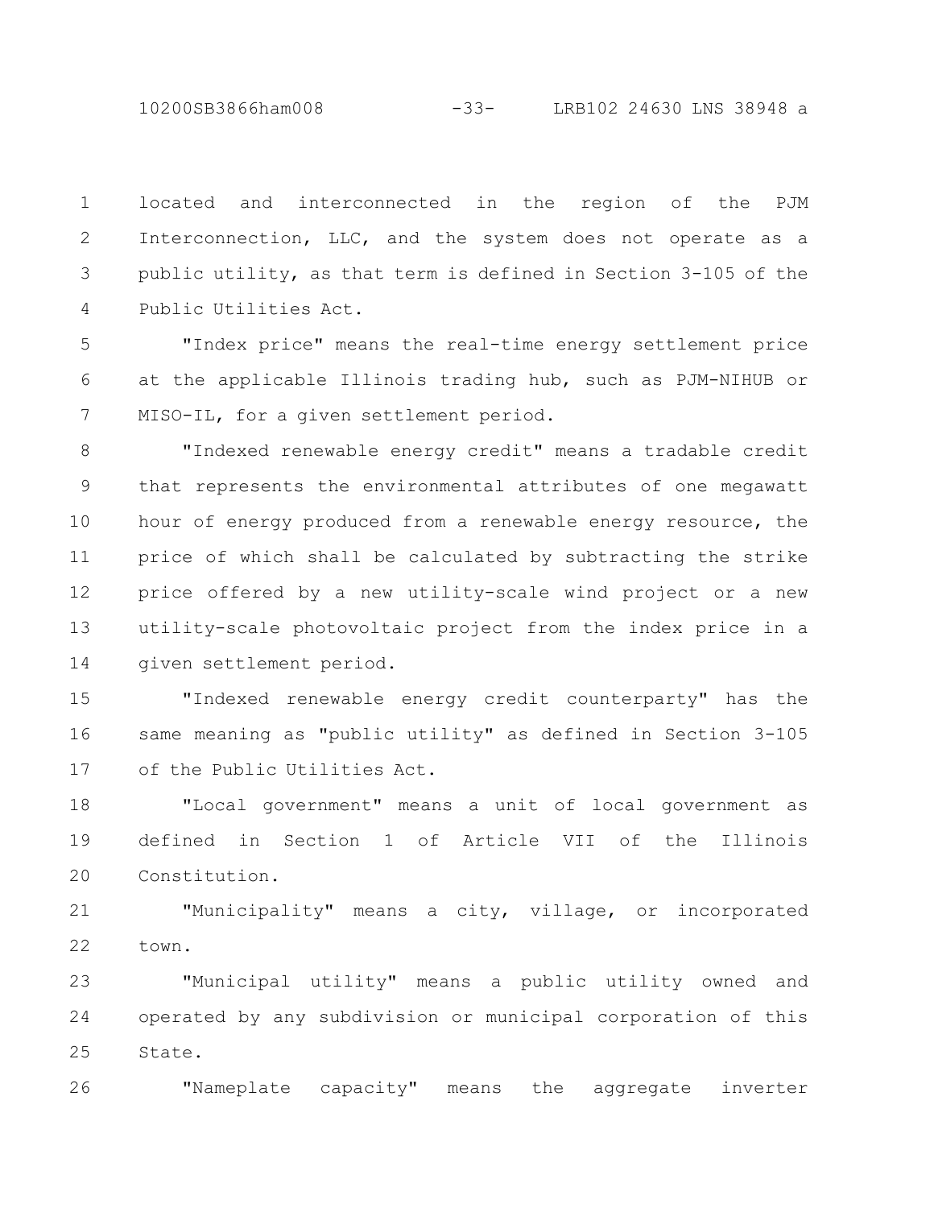located and interconnected in the region of the PJM Interconnection, LLC, and the system does not operate as a public utility, as that term is defined in Section 3-105 of the Public Utilities Act.

"Index price" means the real-time energy settlement price at the applicable Illinois trading hub, such as PJM-NIHUB or MISO-IL, for a given settlement period.

"Indexed renewable energy credit" means a tradable credit that represents the environmental attributes of one megawatt hour of energy produced from a renewable energy resource, the price of which shall be calculated by subtracting the strike price offered by a new utility-scale wind project or a new utility-scale photovoltaic project from the index price in a given settlement period.

"Indexed renewable energy credit counterparty" has the same meaning as "public utility" as defined in Section 3-105 of the Public Utilities Act.

"Local government" means a unit of local government as defined in Section 1 of Article VII of the Illinois Constitution.

"Municipality" means a city, village, or incorporated town.

"Municipal utility" means a public utility owned and operated by any subdivision or municipal corporation of this State.

"Nameplate capacity" means the aggregate inverter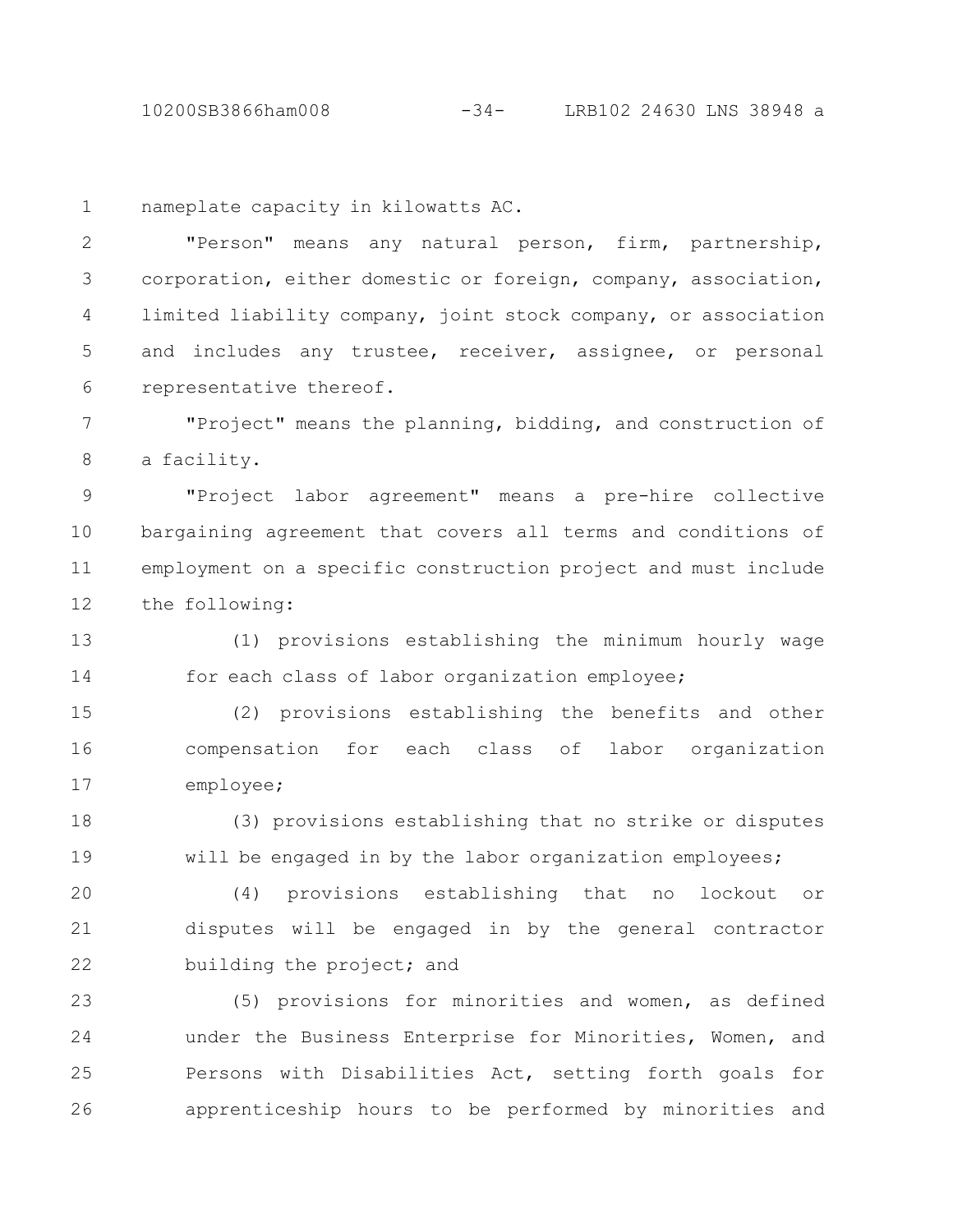nameplate capacity in kilowatts AC.

"Person" means any natural person, firm, partnership, corporation, either domestic or foreign, company, association, limited liability company, joint stock company, or association and includes any trustee, receiver, assignee, or personal representative thereof.

"Project" means the planning, bidding, and construction of a facility.

"Project labor agreement" means a pre-hire collective bargaining agreement that covers all terms and conditions of employment on a specific construction project and must include the following:

(1) provisions establishing the minimum hourly wage for each class of labor organization employee;

(2) provisions establishing the benefits and other compensation for each class of labor organization employee;

(3) provisions establishing that no strike or disputes will be engaged in by the labor organization employees;

(4) provisions establishing that no lockout or disputes will be engaged in by the general contractor building the project; and

(5) provisions for minorities and women, as defined under the Business Enterprise for Minorities, Women, and Persons with Disabilities Act, setting forth goals for apprenticeship hours to be performed by minorities and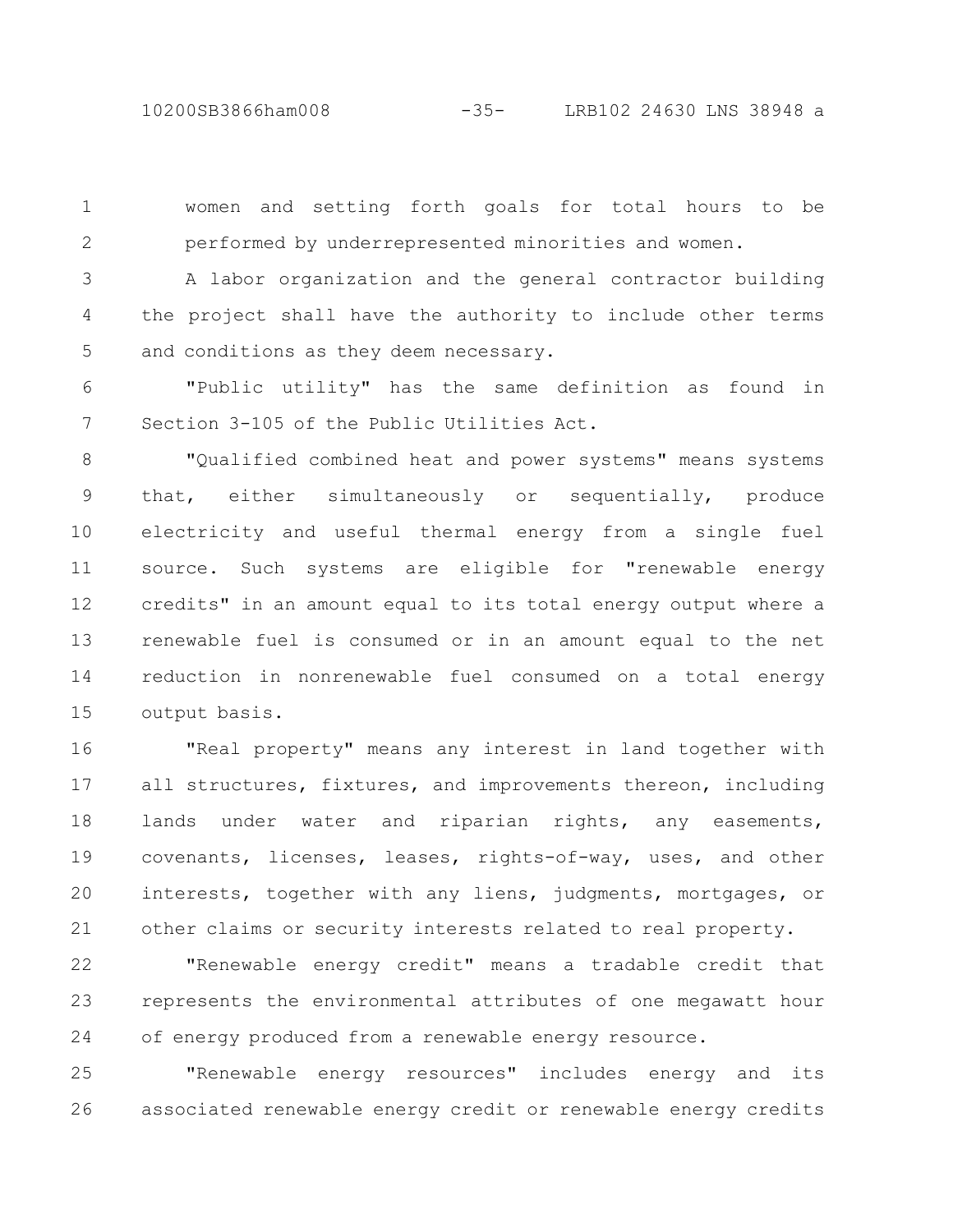women and setting forth goals for total hours to be performed by underrepresented minorities and women.

A labor organization and the general contractor building the project shall have the authority to include other terms and conditions as they deem necessary.

"Public utility" has the same definition as found in Section 3-105 of the Public Utilities Act.

"Qualified combined heat and power systems" means systems that, either simultaneously or sequentially, produce electricity and useful thermal energy from a single fuel source. Such systems are eligible for "renewable energy credits" in an amount equal to its total energy output where a renewable fuel is consumed or in an amount equal to the net reduction in nonrenewable fuel consumed on a total energy output basis.

"Real property" means any interest in land together with all structures, fixtures, and improvements thereon, including lands under water and riparian rights, any easements, covenants, licenses, leases, rights-of-way, uses, and other interests, together with any liens, judgments, mortgages, or other claims or security interests related to real property.

"Renewable energy credit" means a tradable credit that represents the environmental attributes of one megawatt hour of energy produced from a renewable energy resource.

"Renewable energy resources" includes energy and its associated renewable energy credit or renewable energy credits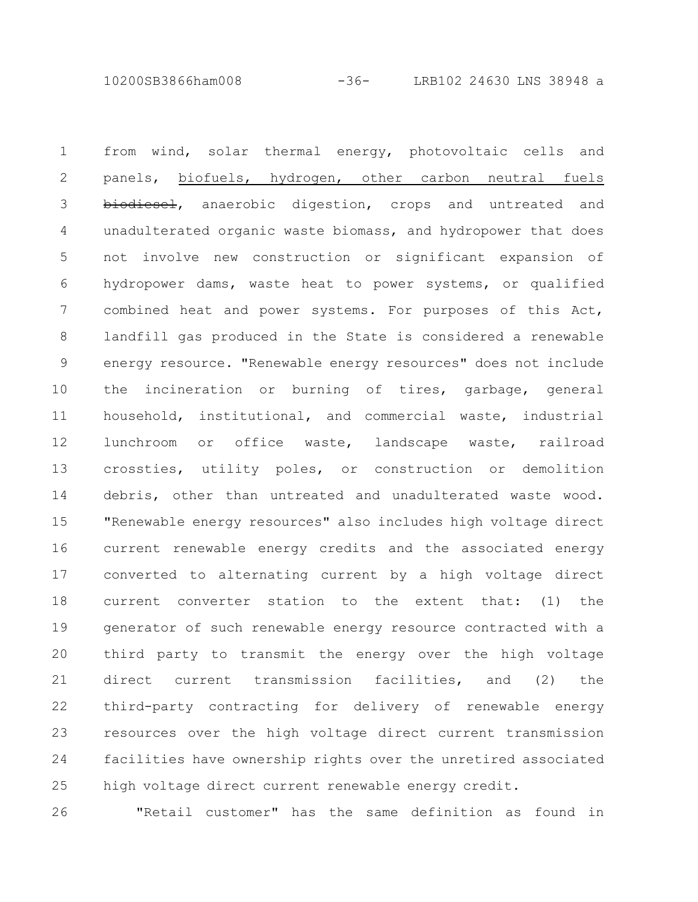from wind, solar thermal energy, photovoltaic cells and panels, <u>biofuels, hydrogen, other carbon neutral fuels</u> ~~biodiesel~~, anaerobic digestion, crops and untreated and unadulterated organic waste biomass, and hydropower that does not involve new construction or significant expansion of hydropower dams, waste heat to power systems, or qualified combined heat and power systems. For purposes of this Act, landfill gas produced in the State is considered a renewable energy resource. "Renewable energy resources" does not include the incineration or burning of tires, garbage, general household, institutional, and commercial waste, industrial lunchroom or office waste, landscape waste, railroad crossties, utility poles, or construction or demolition debris, other than untreated and unadulterated waste wood. "Renewable energy resources" also includes high voltage direct current renewable energy credits and the associated energy converted to alternating current by a high voltage direct current converter station to the extent that: (1) the generator of such renewable energy resource contracted with a third party to transmit the energy over the high voltage direct current transmission facilities, and (2) the third-party contracting for delivery of renewable energy resources over the high voltage direct current transmission facilities have ownership rights over the unretired associated high voltage direct current renewable energy credit.

"Retail customer" has the same definition as found in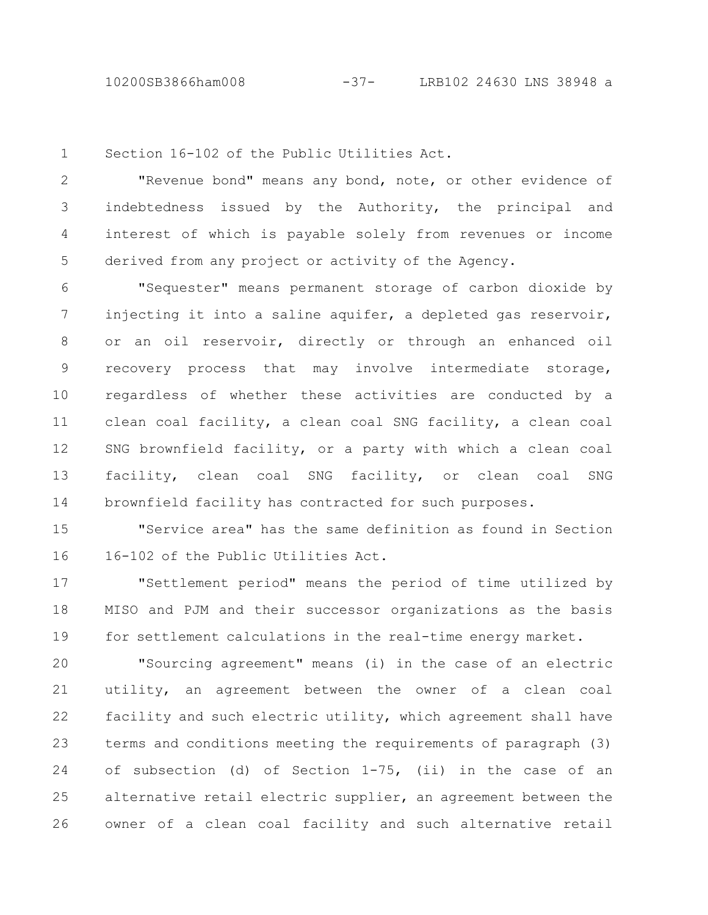Section 16-102 of the Public Utilities Act.

"Revenue bond" means any bond, note, or other evidence of indebtedness issued by the Authority, the principal and interest of which is payable solely from revenues or income derived from any project or activity of the Agency.

"Sequester" means permanent storage of carbon dioxide by injecting it into a saline aquifer, a depleted gas reservoir, or an oil reservoir, directly or through an enhanced oil recovery process that may involve intermediate storage, regardless of whether these activities are conducted by a clean coal facility, a clean coal SNG facility, a clean coal SNG brownfield facility, or a party with which a clean coal facility, clean coal SNG facility, or clean coal SNG brownfield facility has contracted for such purposes.

"Service area" has the same definition as found in Section 16-102 of the Public Utilities Act.

"Settlement period" means the period of time utilized by MISO and PJM and their successor organizations as the basis for settlement calculations in the real-time energy market.

"Sourcing agreement" means (i) in the case of an electric utility, an agreement between the owner of a clean coal facility and such electric utility, which agreement shall have terms and conditions meeting the requirements of paragraph (3) of subsection (d) of Section 1-75, (ii) in the case of an alternative retail electric supplier, an agreement between the owner of a clean coal facility and such alternative retail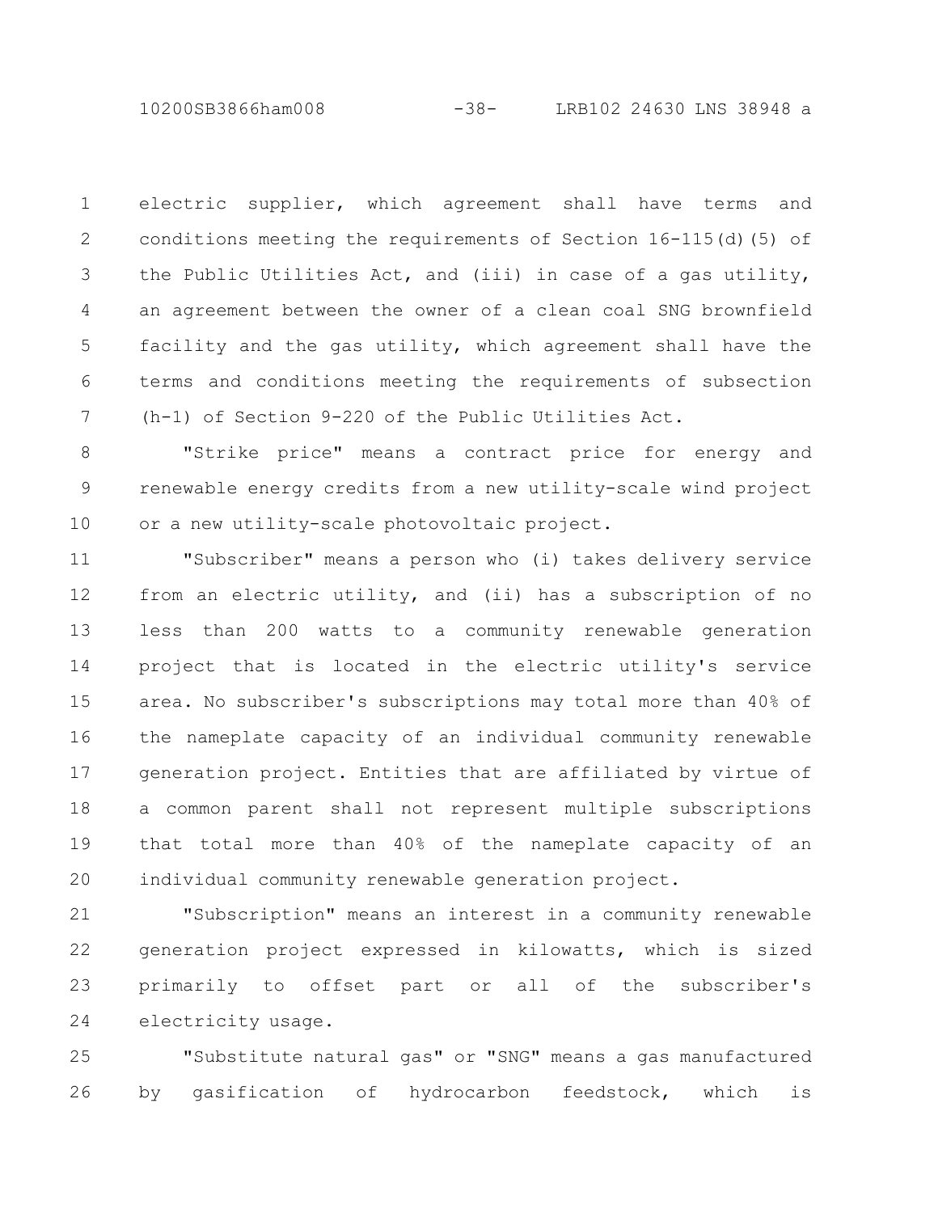electric supplier, which agreement shall have terms and conditions meeting the requirements of Section 16-115(d)(5) of the Public Utilities Act, and (iii) in case of a gas utility, an agreement between the owner of a clean coal SNG brownfield facility and the gas utility, which agreement shall have the terms and conditions meeting the requirements of subsection (h-1) of Section 9-220 of the Public Utilities Act.

"Strike price" means a contract price for energy and renewable energy credits from a new utility-scale wind project or a new utility-scale photovoltaic project.

"Subscriber" means a person who (i) takes delivery service from an electric utility, and (ii) has a subscription of no less than 200 watts to a community renewable generation project that is located in the electric utility's service area. No subscriber's subscriptions may total more than 40% of the nameplate capacity of an individual community renewable generation project. Entities that are affiliated by virtue of a common parent shall not represent multiple subscriptions that total more than 40% of the nameplate capacity of an individual community renewable generation project.

"Subscription" means an interest in a community renewable generation project expressed in kilowatts, which is sized primarily to offset part or all of the subscriber's electricity usage.

"Substitute natural gas" or "SNG" means a gas manufactured by gasification of hydrocarbon feedstock, which is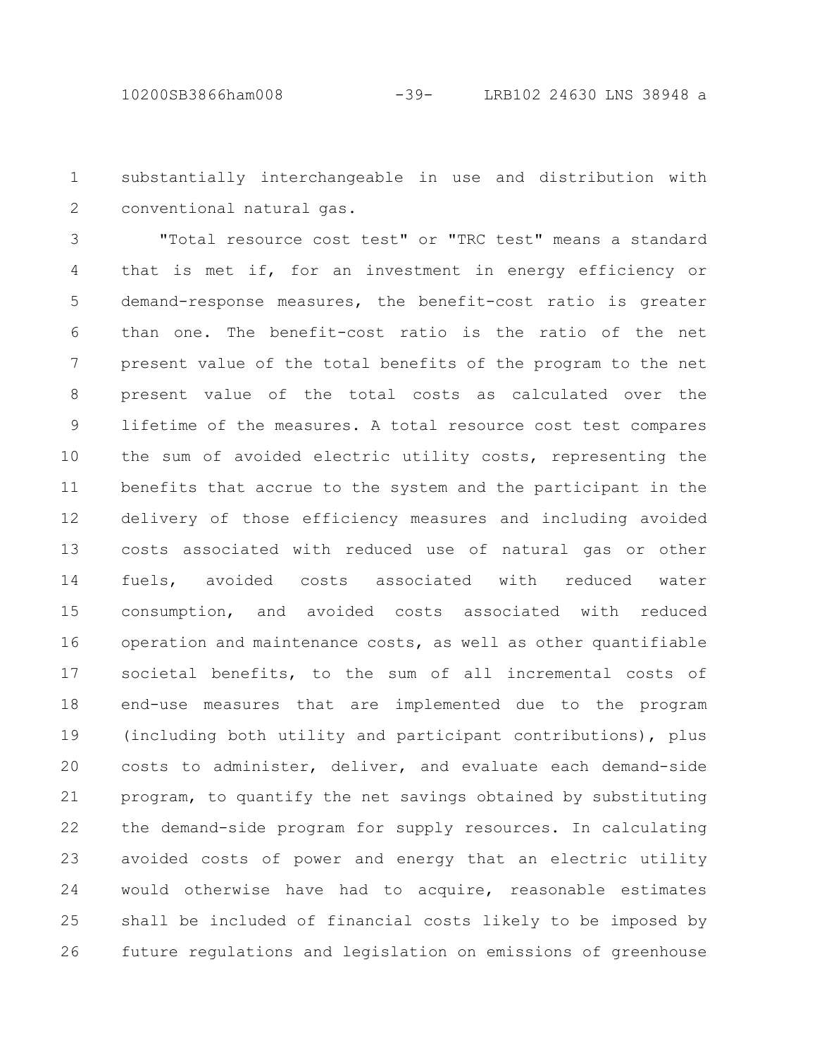substantially interchangeable in use and distribution with conventional natural gas.

"Total resource cost test" or "TRC test" means a standard that is met if, for an investment in energy efficiency or demand-response measures, the benefit-cost ratio is greater than one. The benefit-cost ratio is the ratio of the net present value of the total benefits of the program to the net present value of the total costs as calculated over the lifetime of the measures. A total resource cost test compares the sum of avoided electric utility costs, representing the benefits that accrue to the system and the participant in the delivery of those efficiency measures and including avoided costs associated with reduced use of natural gas or other fuels, avoided costs associated with reduced water consumption, and avoided costs associated with reduced operation and maintenance costs, as well as other quantifiable societal benefits, to the sum of all incremental costs of end-use measures that are implemented due to the program (including both utility and participant contributions), plus costs to administer, deliver, and evaluate each demand-side program, to quantify the net savings obtained by substituting the demand-side program for supply resources. In calculating avoided costs of power and energy that an electric utility would otherwise have had to acquire, reasonable estimates shall be included of financial costs likely to be imposed by future regulations and legislation on emissions of greenhouse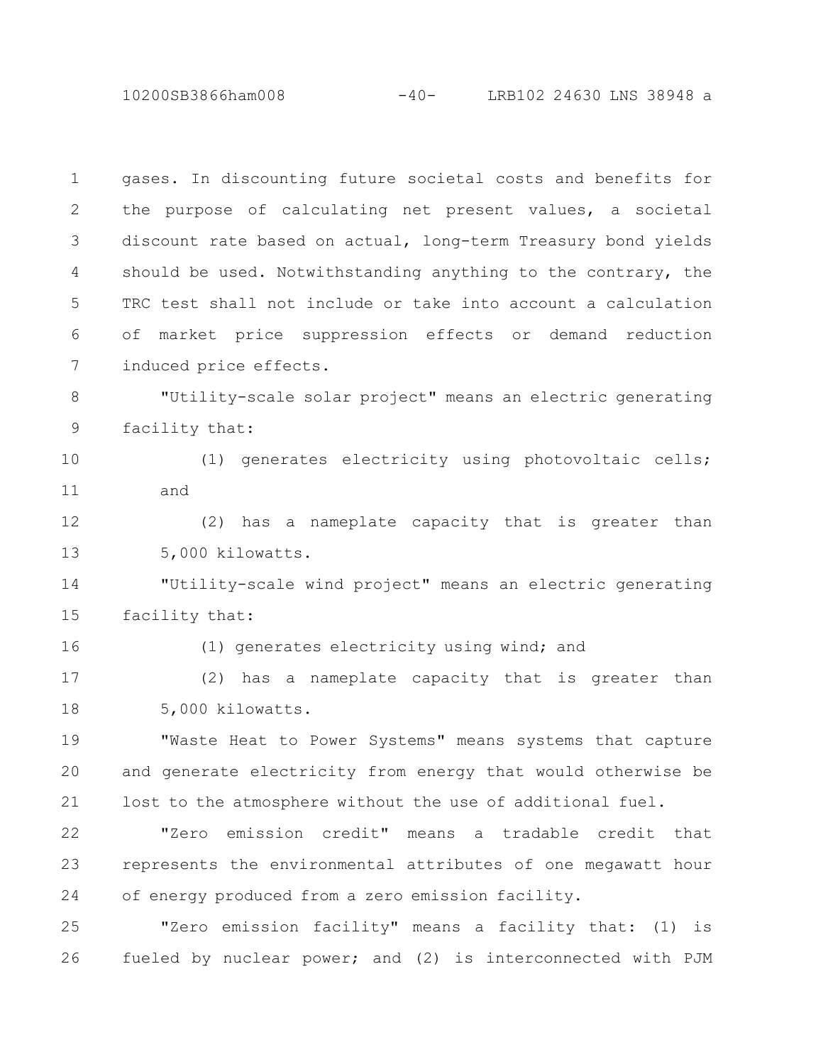gases. In discounting future societal costs and benefits for the purpose of calculating net present values, a societal discount rate based on actual, long-term Treasury bond yields should be used. Notwithstanding anything to the contrary, the TRC test shall not include or take into account a calculation of market price suppression effects or demand reduction induced price effects.

"Utility-scale solar project" means an electric generating facility that:

(1) generates electricity using photovoltaic cells; and

(2) has a nameplate capacity that is greater than 5,000 kilowatts.

"Utility-scale wind project" means an electric generating facility that:

(1) generates electricity using wind; and

(2) has a nameplate capacity that is greater than 5,000 kilowatts.

"Waste Heat to Power Systems" means systems that capture and generate electricity from energy that would otherwise be lost to the atmosphere without the use of additional fuel.

"Zero emission credit" means a tradable credit that represents the environmental attributes of one megawatt hour of energy produced from a zero emission facility.

"Zero emission facility" means a facility that: (1) is fueled by nuclear power; and (2) is interconnected with PJM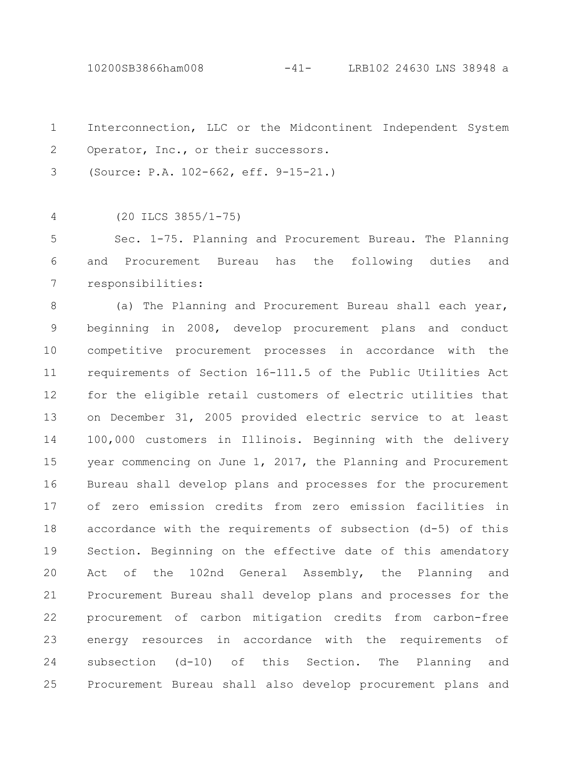Interconnection, LLC or the Midcontinent Independent System Operator, Inc., or their successors.

(Source: P.A. 102-662, eff. 9-15-21.)

(20 ILCS 3855/1-75)

Sec. 1-75. Planning and Procurement Bureau. The Planning and Procurement Bureau has the following duties and responsibilities:

(a) The Planning and Procurement Bureau shall each year, beginning in 2008, develop procurement plans and conduct competitive procurement processes in accordance with the requirements of Section 16-111.5 of the Public Utilities Act for the eligible retail customers of electric utilities that on December 31, 2005 provided electric service to at least 100,000 customers in Illinois. Beginning with the delivery year commencing on June 1, 2017, the Planning and Procurement Bureau shall develop plans and processes for the procurement of zero emission credits from zero emission facilities in accordance with the requirements of subsection (d-5) of this Section. Beginning on the effective date of this amendatory Act of the 102nd General Assembly, the Planning and Procurement Bureau shall develop plans and processes for the procurement of carbon mitigation credits from carbon-free energy resources in accordance with the requirements of subsection (d-10) of this Section. The Planning and Procurement Bureau shall also develop procurement plans and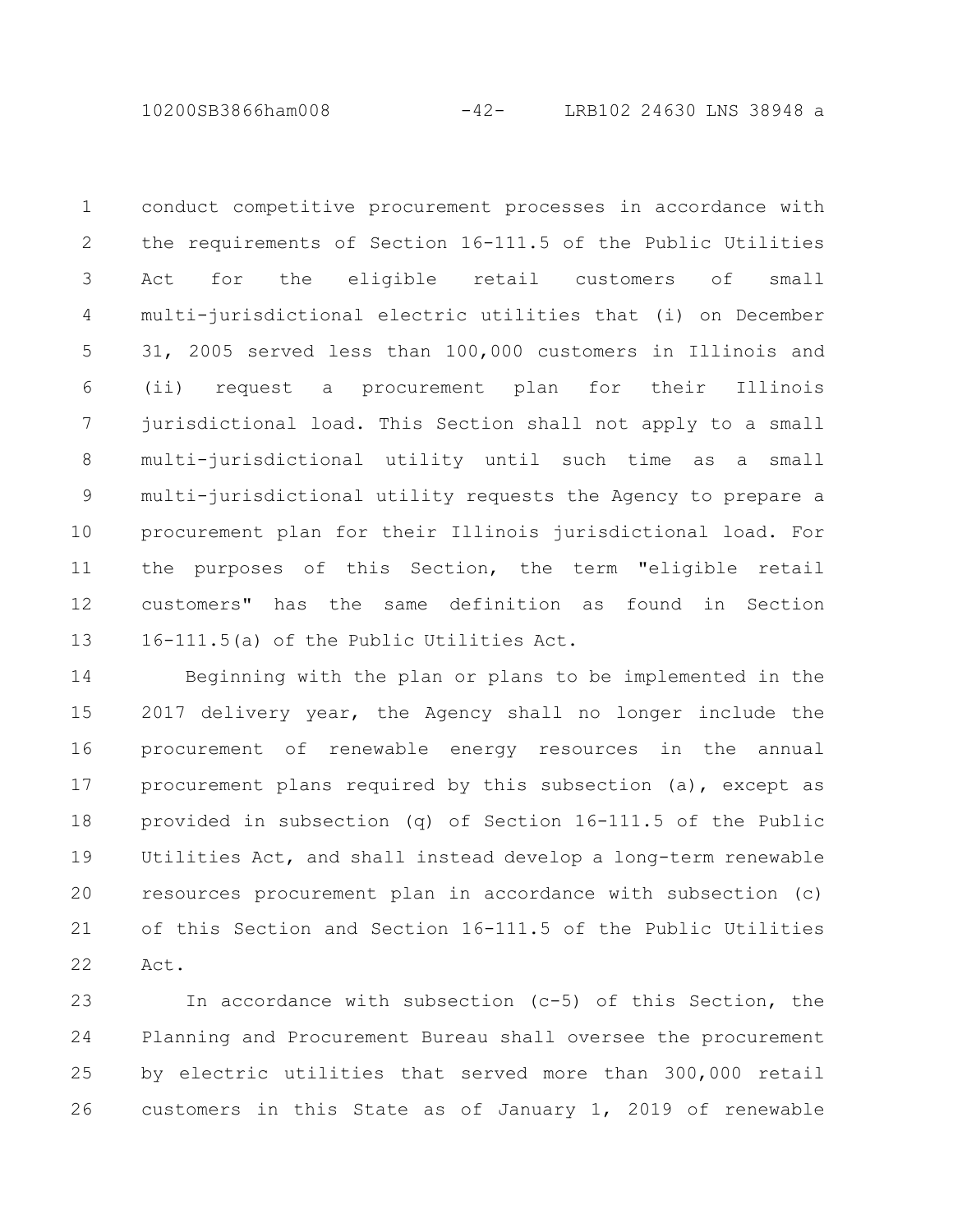conduct competitive procurement processes in accordance with the requirements of Section 16-111.5 of the Public Utilities Act for the eligible retail customers of small multi-jurisdictional electric utilities that (i) on December 31, 2005 served less than 100,000 customers in Illinois and (ii) request a procurement plan for their Illinois jurisdictional load. This Section shall not apply to a small multi-jurisdictional utility until such time as a small multi-jurisdictional utility requests the Agency to prepare a procurement plan for their Illinois jurisdictional load. For the purposes of this Section, the term "eligible retail customers" has the same definition as found in Section 16-111.5(a) of the Public Utilities Act.

Beginning with the plan or plans to be implemented in the 2017 delivery year, the Agency shall no longer include the procurement of renewable energy resources in the annual procurement plans required by this subsection (a), except as provided in subsection (q) of Section 16-111.5 of the Public Utilities Act, and shall instead develop a long-term renewable resources procurement plan in accordance with subsection (c) of this Section and Section 16-111.5 of the Public Utilities Act.

In accordance with subsection (c-5) of this Section, the Planning and Procurement Bureau shall oversee the procurement by electric utilities that served more than 300,000 retail customers in this State as of January 1, 2019 of renewable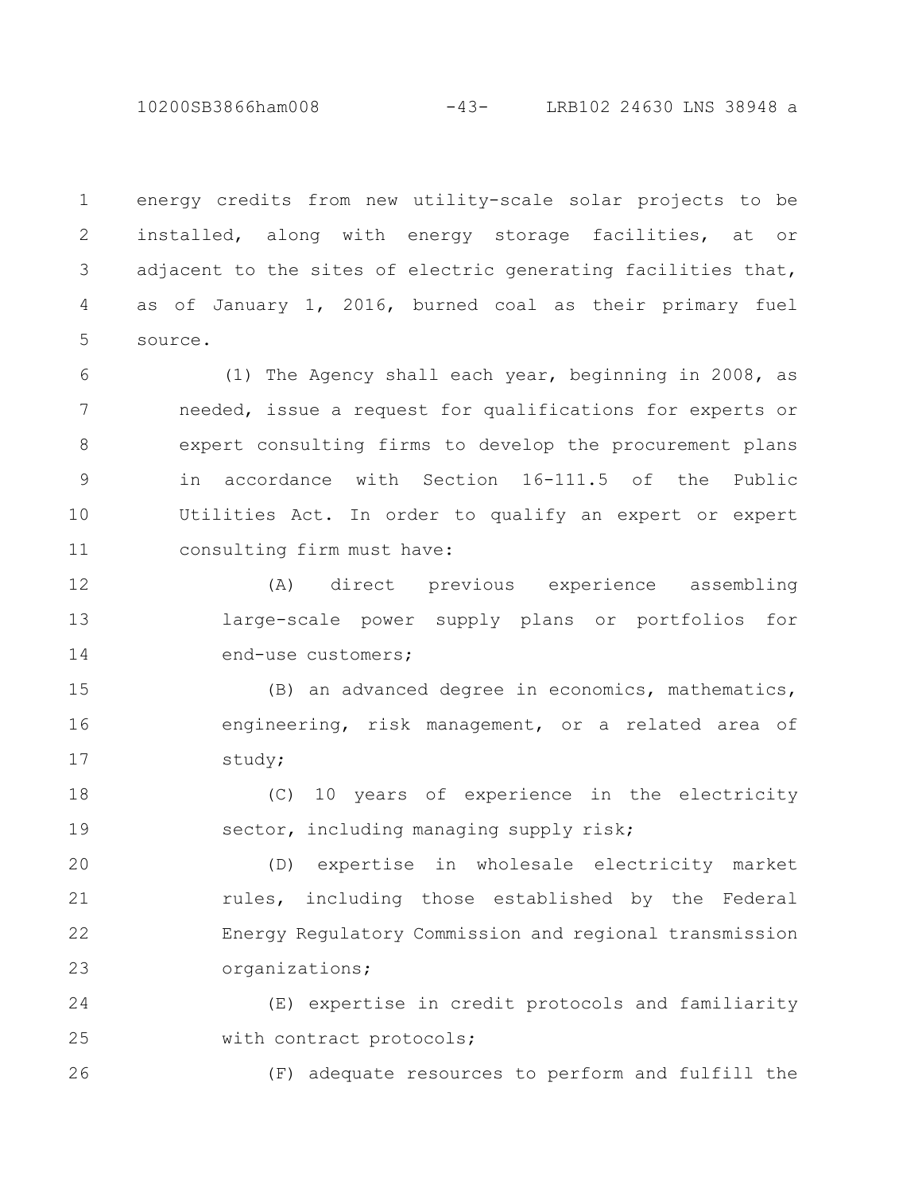energy credits from new utility-scale solar projects to be installed, along with energy storage facilities, at or adjacent to the sites of electric generating facilities that, as of January 1, 2016, burned coal as their primary fuel source.

(1) The Agency shall each year, beginning in 2008, as needed, issue a request for qualifications for experts or expert consulting firms to develop the procurement plans in accordance with Section 16-111.5 of the Public Utilities Act. In order to qualify an expert or expert consulting firm must have:

(A) direct previous experience assembling large-scale power supply plans or portfolios for end-use customers;

(B) an advanced degree in economics, mathematics, engineering, risk management, or a related area of study;

(C) 10 years of experience in the electricity sector, including managing supply risk;

(D) expertise in wholesale electricity market rules, including those established by the Federal Energy Regulatory Commission and regional transmission organizations;

(E) expertise in credit protocols and familiarity with contract protocols;

(F) adequate resources to perform and fulfill the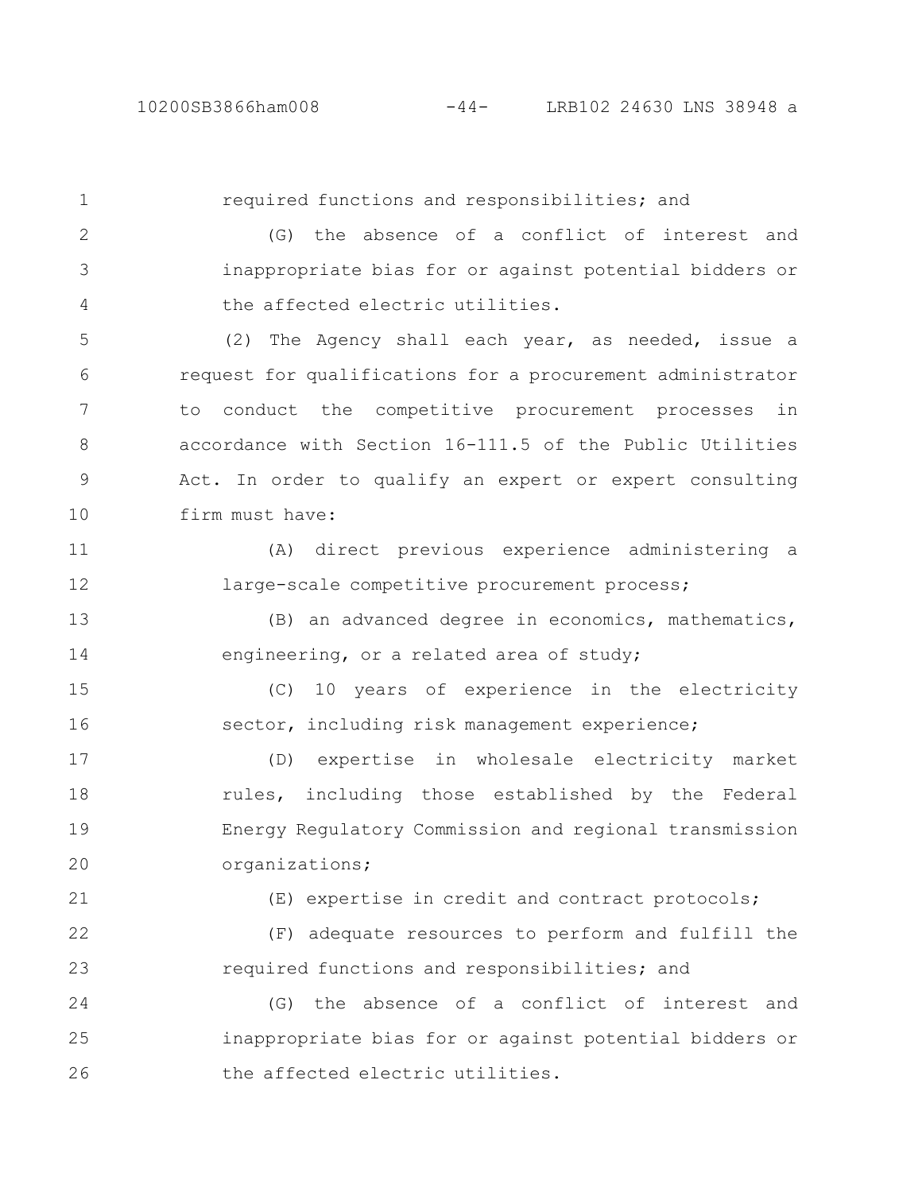required functions and responsibilities; and

(G) the absence of a conflict of interest and inappropriate bias for or against potential bidders or the affected electric utilities.

(2) The Agency shall each year, as needed, issue a request for qualifications for a procurement administrator to conduct the competitive procurement processes in accordance with Section 16-111.5 of the Public Utilities Act. In order to qualify an expert or expert consulting firm must have:

(A) direct previous experience administering a large-scale competitive procurement process;

(B) an advanced degree in economics, mathematics, engineering, or a related area of study;

(C) 10 years of experience in the electricity sector, including risk management experience;

(D) expertise in wholesale electricity market rules, including those established by the Federal Energy Regulatory Commission and regional transmission organizations;

(E) expertise in credit and contract protocols;

(F) adequate resources to perform and fulfill the required functions and responsibilities; and

(G) the absence of a conflict of interest and inappropriate bias for or against potential bidders or the affected electric utilities.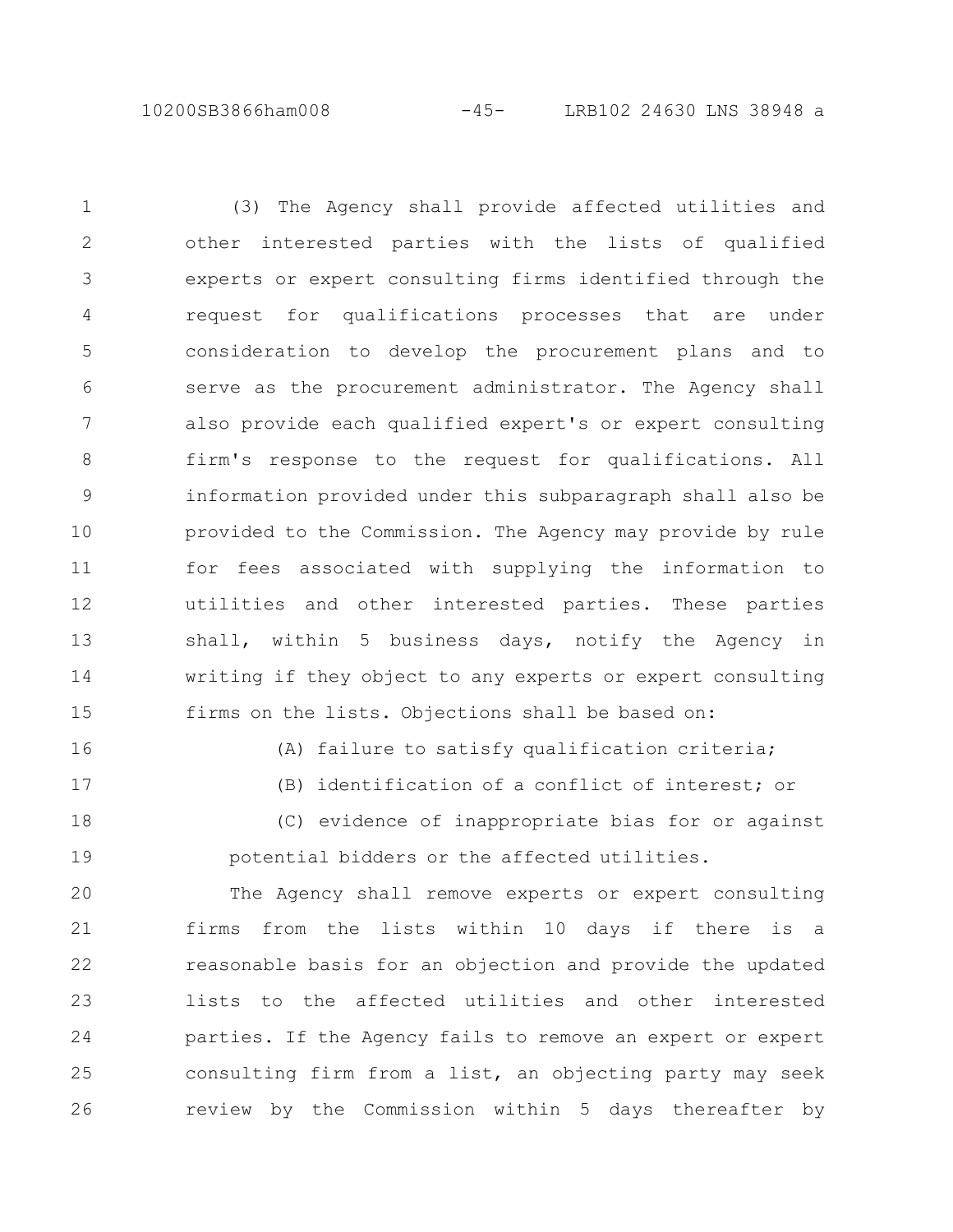(3) The Agency shall provide affected utilities and other interested parties with the lists of qualified experts or expert consulting firms identified through the request for qualifications processes that are under consideration to develop the procurement plans and to serve as the procurement administrator. The Agency shall also provide each qualified expert's or expert consulting firm's response to the request for qualifications. All information provided under this subparagraph shall also be provided to the Commission. The Agency may provide by rule for fees associated with supplying the information to utilities and other interested parties. These parties shall, within 5 business days, notify the Agency in writing if they object to any experts or expert consulting firms on the lists. Objections shall be based on:

(A) failure to satisfy qualification criteria;

(B) identification of a conflict of interest; or

(C) evidence of inappropriate bias for or against potential bidders or the affected utilities.

The Agency shall remove experts or expert consulting firms from the lists within 10 days if there is a reasonable basis for an objection and provide the updated lists to the affected utilities and other interested parties. If the Agency fails to remove an expert or expert consulting firm from a list, an objecting party may seek review by the Commission within 5 days thereafter by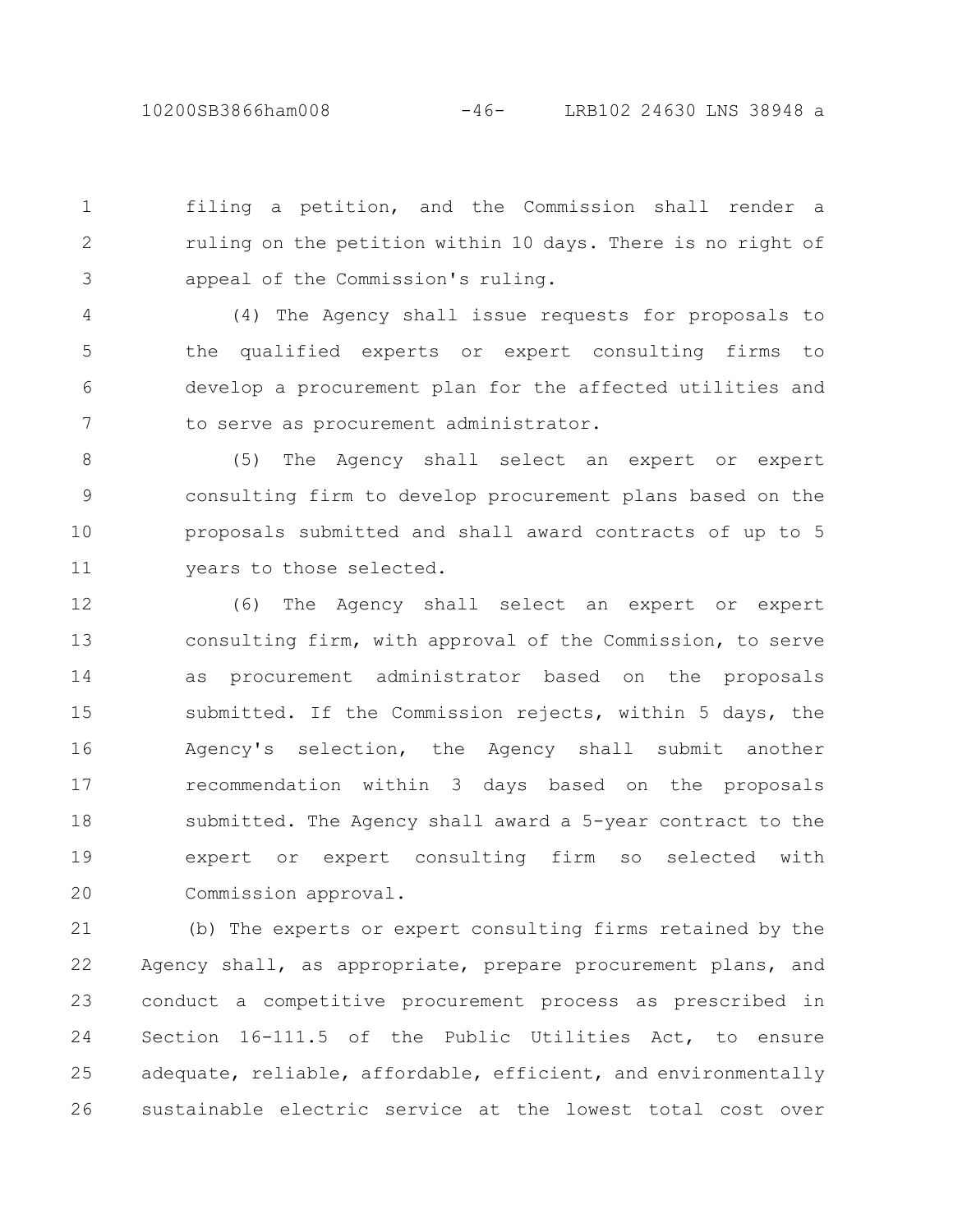filing a petition, and the Commission shall render a ruling on the petition within 10 days. There is no right of appeal of the Commission's ruling.

(4) The Agency shall issue requests for proposals to the qualified experts or expert consulting firms to develop a procurement plan for the affected utilities and to serve as procurement administrator.

(5) The Agency shall select an expert or expert consulting firm to develop procurement plans based on the proposals submitted and shall award contracts of up to 5 years to those selected.

(6) The Agency shall select an expert or expert consulting firm, with approval of the Commission, to serve as procurement administrator based on the proposals submitted. If the Commission rejects, within 5 days, the Agency's selection, the Agency shall submit another recommendation within 3 days based on the proposals submitted. The Agency shall award a 5-year contract to the expert or expert consulting firm so selected with Commission approval.

(b) The experts or expert consulting firms retained by the Agency shall, as appropriate, prepare procurement plans, and conduct a competitive procurement process as prescribed in Section 16-111.5 of the Public Utilities Act, to ensure adequate, reliable, affordable, efficient, and environmentally sustainable electric service at the lowest total cost over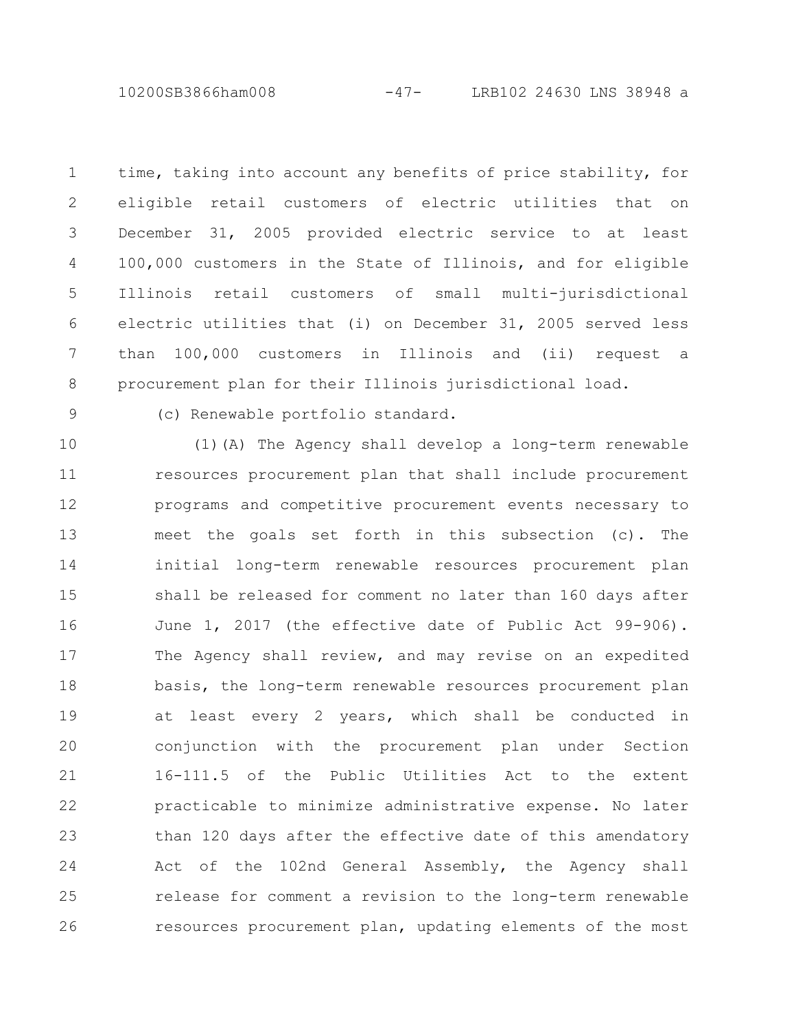time, taking into account any benefits of price stability, for eligible retail customers of electric utilities that on December 31, 2005 provided electric service to at least 100,000 customers in the State of Illinois, and for eligible Illinois retail customers of small multi-jurisdictional electric utilities that (i) on December 31, 2005 served less than 100,000 customers in Illinois and (ii) request a procurement plan for their Illinois jurisdictional load.

(c) Renewable portfolio standard.

(1)(A) The Agency shall develop a long-term renewable resources procurement plan that shall include procurement programs and competitive procurement events necessary to meet the goals set forth in this subsection (c). The initial long-term renewable resources procurement plan shall be released for comment no later than 160 days after June 1, 2017 (the effective date of Public Act 99-906). The Agency shall review, and may revise on an expedited basis, the long-term renewable resources procurement plan at least every 2 years, which shall be conducted in conjunction with the procurement plan under Section 16-111.5 of the Public Utilities Act to the extent practicable to minimize administrative expense. No later than 120 days after the effective date of this amendatory Act of the 102nd General Assembly, the Agency shall release for comment a revision to the long-term renewable resources procurement plan, updating elements of the most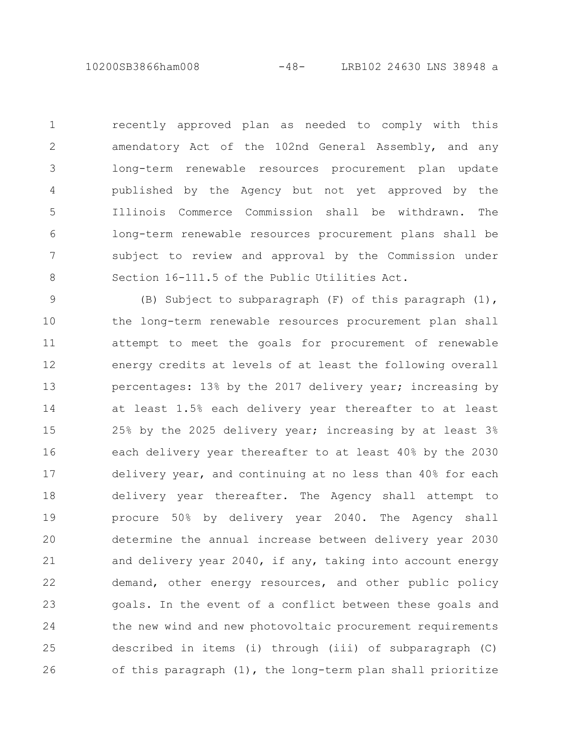recently approved plan as needed to comply with this amendatory Act of the 102nd General Assembly, and any long-term renewable resources procurement plan update published by the Agency but not yet approved by the Illinois Commerce Commission shall be withdrawn. The long-term renewable resources procurement plans shall be subject to review and approval by the Commission under Section 16-111.5 of the Public Utilities Act.

(B) Subject to subparagraph (F) of this paragraph (1), the long-term renewable resources procurement plan shall attempt to meet the goals for procurement of renewable energy credits at levels of at least the following overall percentages: 13% by the 2017 delivery year; increasing by at least 1.5% each delivery year thereafter to at least 25% by the 2025 delivery year; increasing by at least 3% each delivery year thereafter to at least 40% by the 2030 delivery year, and continuing at no less than 40% for each delivery year thereafter. The Agency shall attempt to procure 50% by delivery year 2040. The Agency shall determine the annual increase between delivery year 2030 and delivery year 2040, if any, taking into account energy demand, other energy resources, and other public policy goals. In the event of a conflict between these goals and the new wind and new photovoltaic procurement requirements described in items (i) through (iii) of subparagraph (C) of this paragraph (1), the long-term plan shall prioritize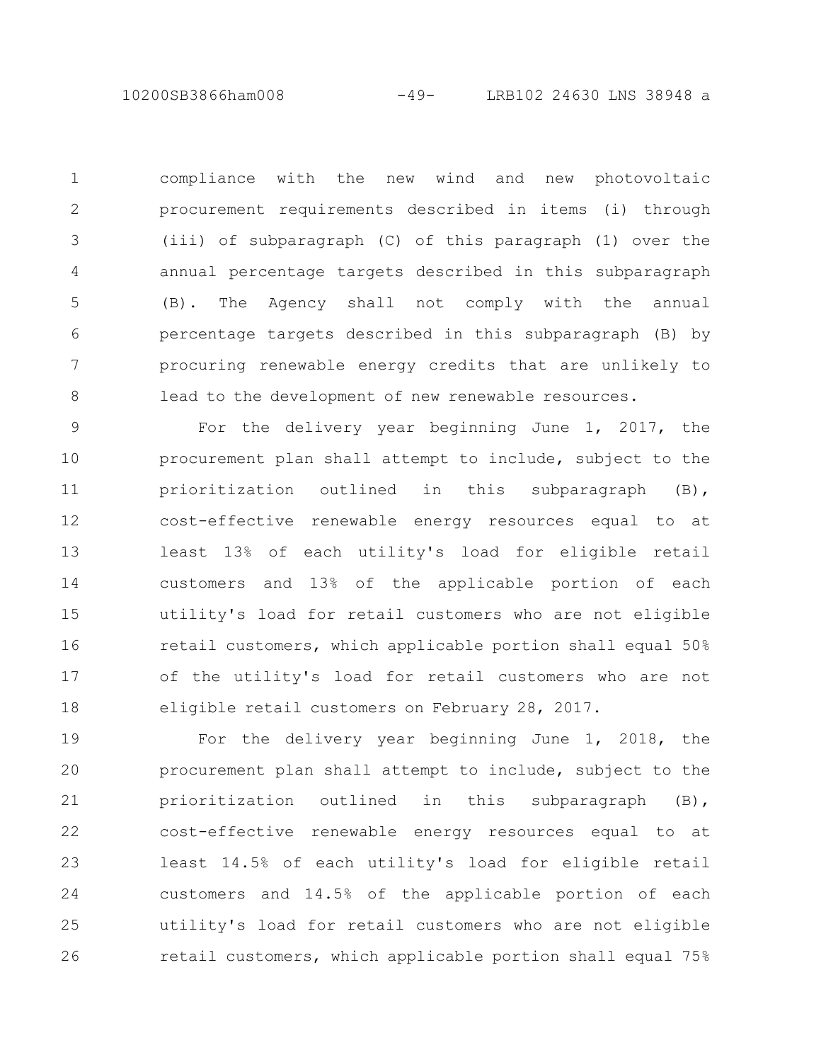compliance with the new wind and new photovoltaic procurement requirements described in items (i) through (iii) of subparagraph (C) of this paragraph (1) over the annual percentage targets described in this subparagraph (B). The Agency shall not comply with the annual percentage targets described in this subparagraph (B) by procuring renewable energy credits that are unlikely to lead to the development of new renewable resources.

For the delivery year beginning June 1, 2017, the procurement plan shall attempt to include, subject to the prioritization outlined in this subparagraph (B), cost-effective renewable energy resources equal to at least 13% of each utility's load for eligible retail customers and 13% of the applicable portion of each utility's load for retail customers who are not eligible retail customers, which applicable portion shall equal 50% of the utility's load for retail customers who are not eligible retail customers on February 28, 2017.

For the delivery year beginning June 1, 2018, the procurement plan shall attempt to include, subject to the prioritization outlined in this subparagraph (B), cost-effective renewable energy resources equal to at least 14.5% of each utility's load for eligible retail customers and 14.5% of the applicable portion of each utility's load for retail customers who are not eligible retail customers, which applicable portion shall equal 75%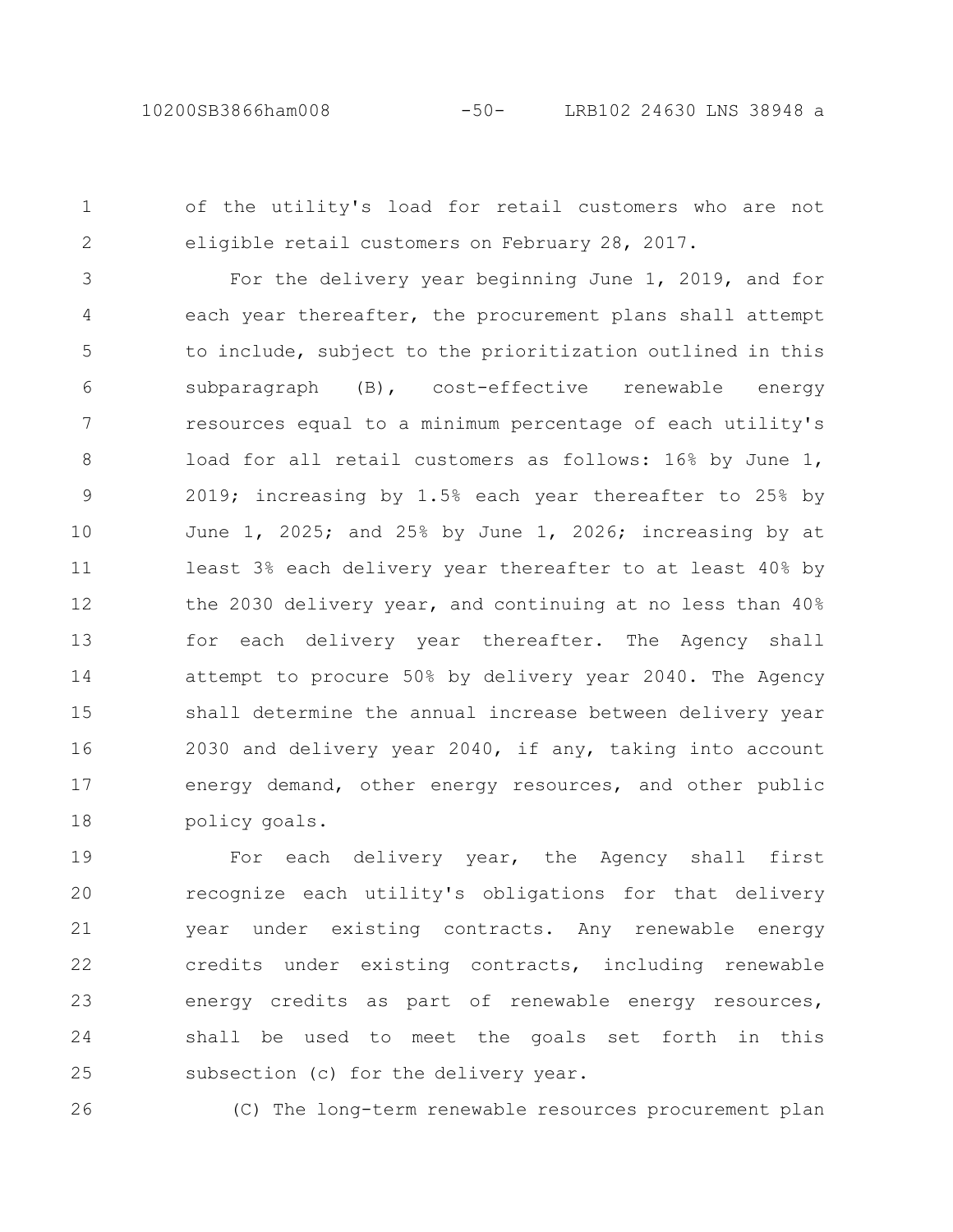of the utility's load for retail customers who are not eligible retail customers on February 28, 2017.

For the delivery year beginning June 1, 2019, and for each year thereafter, the procurement plans shall attempt to include, subject to the prioritization outlined in this subparagraph (B), cost-effective renewable energy resources equal to a minimum percentage of each utility's load for all retail customers as follows: 16% by June 1, 2019; increasing by 1.5% each year thereafter to 25% by June 1, 2025; and 25% by June 1, 2026; increasing by at least 3% each delivery year thereafter to at least 40% by the 2030 delivery year, and continuing at no less than 40% for each delivery year thereafter. The Agency shall attempt to procure 50% by delivery year 2040. The Agency shall determine the annual increase between delivery year 2030 and delivery year 2040, if any, taking into account energy demand, other energy resources, and other public policy goals.

For each delivery year, the Agency shall first recognize each utility's obligations for that delivery year under existing contracts. Any renewable energy credits under existing contracts, including renewable energy credits as part of renewable energy resources, shall be used to meet the goals set forth in this subsection (c) for the delivery year.

(C) The long-term renewable resources procurement plan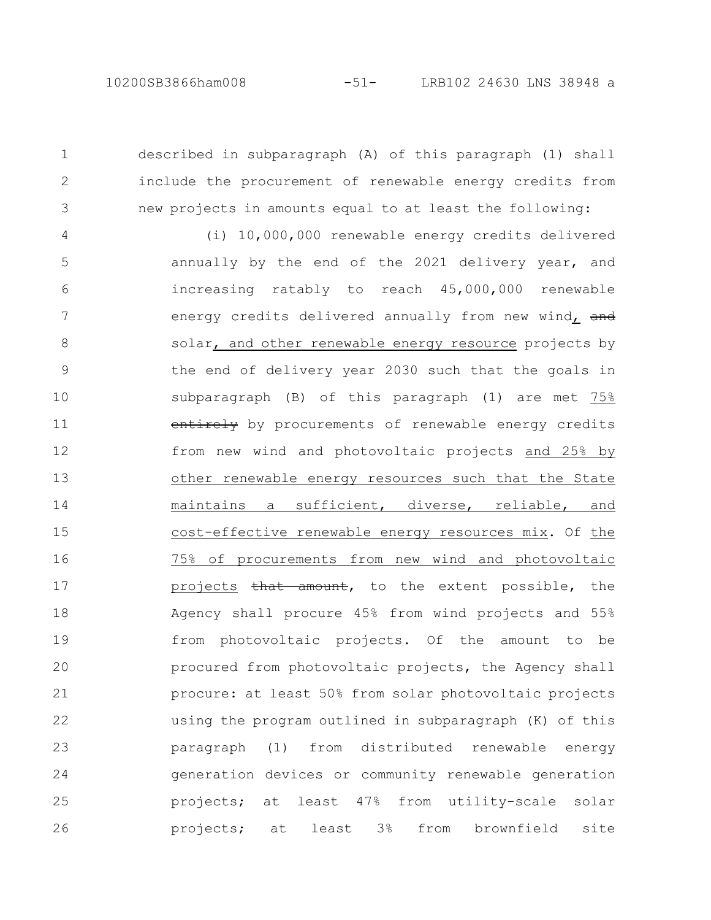described in subparagraph (A) of this paragraph (1) shall include the procurement of renewable energy credits from new projects in amounts equal to at least the following:

(i) 10,000,000 renewable energy credits delivered annually by the end of the 2021 delivery year, and increasing ratably to reach 45,000,000 renewable energy credits delivered annually from new wind, ~~and~~ solar, and other renewable energy resource projects by the end of delivery year 2030 such that the goals in subparagraph (B) of this paragraph (1) are met 75% ~~entirely~~ by procurements of renewable energy credits from new wind and photovoltaic projects and 25% by other renewable energy resources such that the State maintains a sufficient, diverse, reliable, and cost-effective renewable energy resources mix. Of the 75% of procurements from new wind and photovoltaic projects ~~that amount~~, to the extent possible, the Agency shall procure 45% from wind projects and 55% from photovoltaic projects. Of the amount to be procured from photovoltaic projects, the Agency shall procure: at least 50% from solar photovoltaic projects using the program outlined in subparagraph (K) of this paragraph (1) from distributed renewable energy generation devices or community renewable generation projects; at least 47% from utility-scale solar projects; at least 3% from brownfield site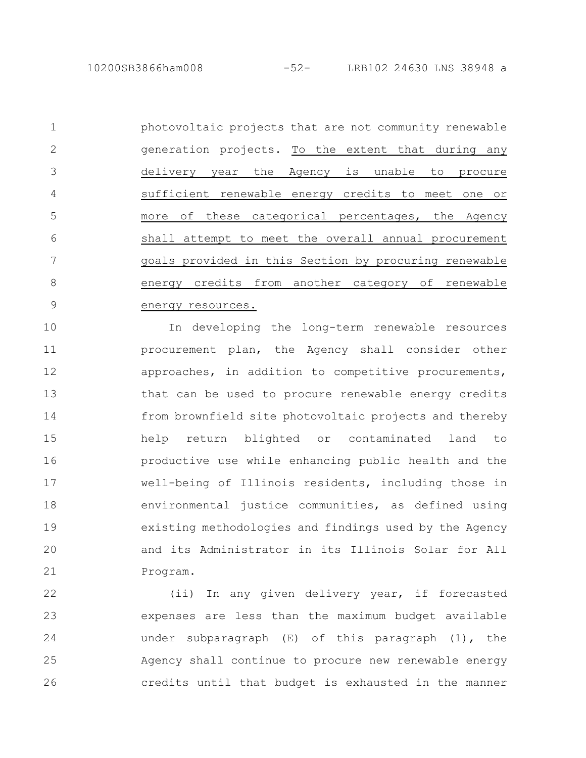photovoltaic projects that are not community renewable generation projects. To the extent that during any delivery year the Agency is unable to procure sufficient renewable energy credits to meet one or more of these categorical percentages, the Agency shall attempt to meet the overall annual procurement goals provided in this Section by procuring renewable energy credits from another category of renewable energy resources.

In developing the long-term renewable resources procurement plan, the Agency shall consider other approaches, in addition to competitive procurements, that can be used to procure renewable energy credits from brownfield site photovoltaic projects and thereby help return blighted or contaminated land to productive use while enhancing public health and the well-being of Illinois residents, including those in environmental justice communities, as defined using existing methodologies and findings used by the Agency and its Administrator in its Illinois Solar for All Program.

(ii) In any given delivery year, if forecasted expenses are less than the maximum budget available under subparagraph (E) of this paragraph (1), the Agency shall continue to procure new renewable energy credits until that budget is exhausted in the manner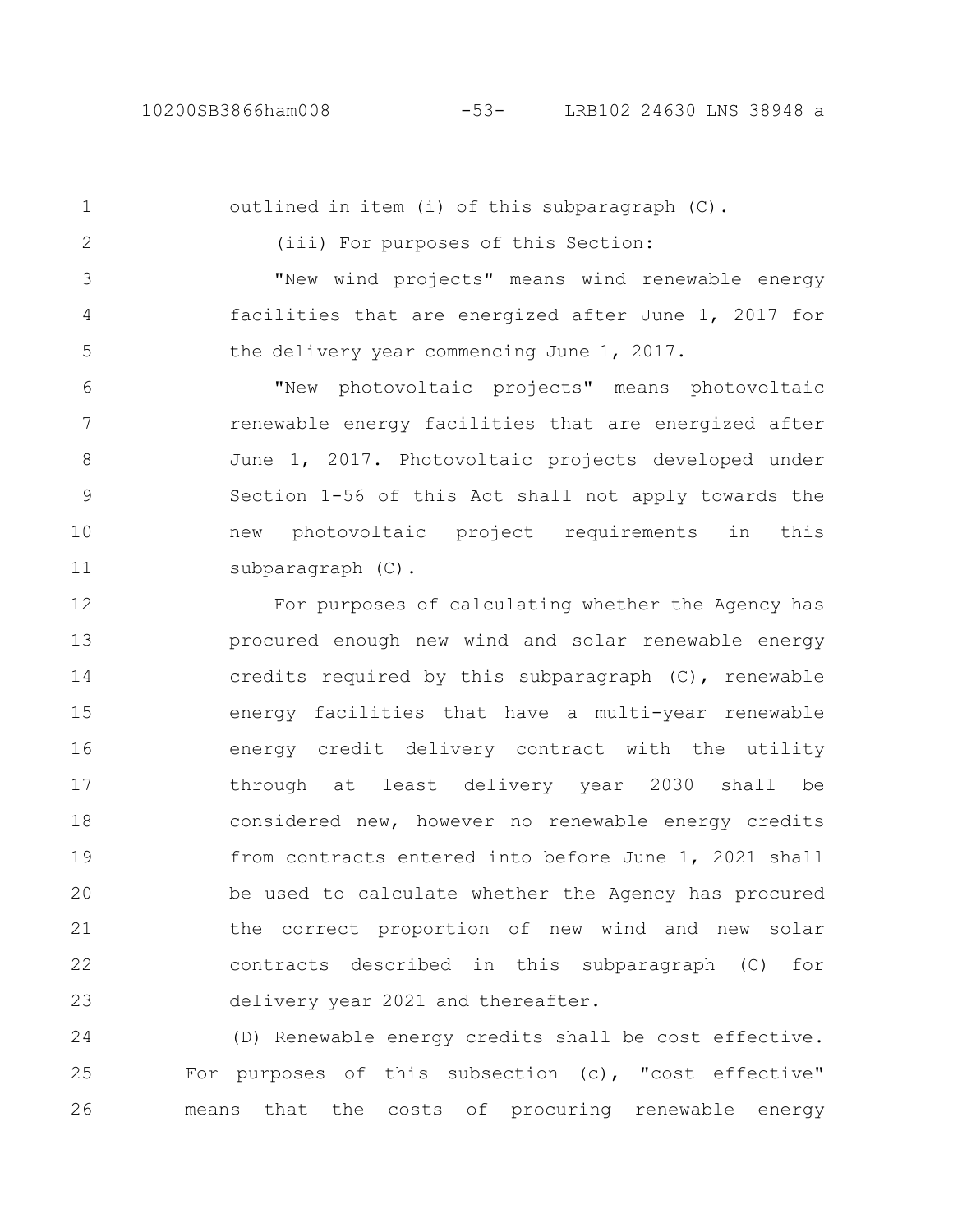outlined in item (i) of this subparagraph (C).

(iii) For purposes of this Section:

"New wind projects" means wind renewable energy facilities that are energized after June 1, 2017 for the delivery year commencing June 1, 2017.

"New photovoltaic projects" means photovoltaic renewable energy facilities that are energized after June 1, 2017. Photovoltaic projects developed under Section 1-56 of this Act shall not apply towards the new photovoltaic project requirements in this subparagraph (C).

For purposes of calculating whether the Agency has procured enough new wind and solar renewable energy credits required by this subparagraph (C), renewable energy facilities that have a multi-year renewable energy credit delivery contract with the utility through at least delivery year 2030 shall be considered new, however no renewable energy credits from contracts entered into before June 1, 2021 shall be used to calculate whether the Agency has procured the correct proportion of new wind and new solar contracts described in this subparagraph (C) for delivery year 2021 and thereafter.

(D) Renewable energy credits shall be cost effective. For purposes of this subsection (c), "cost effective" means that the costs of procuring renewable energy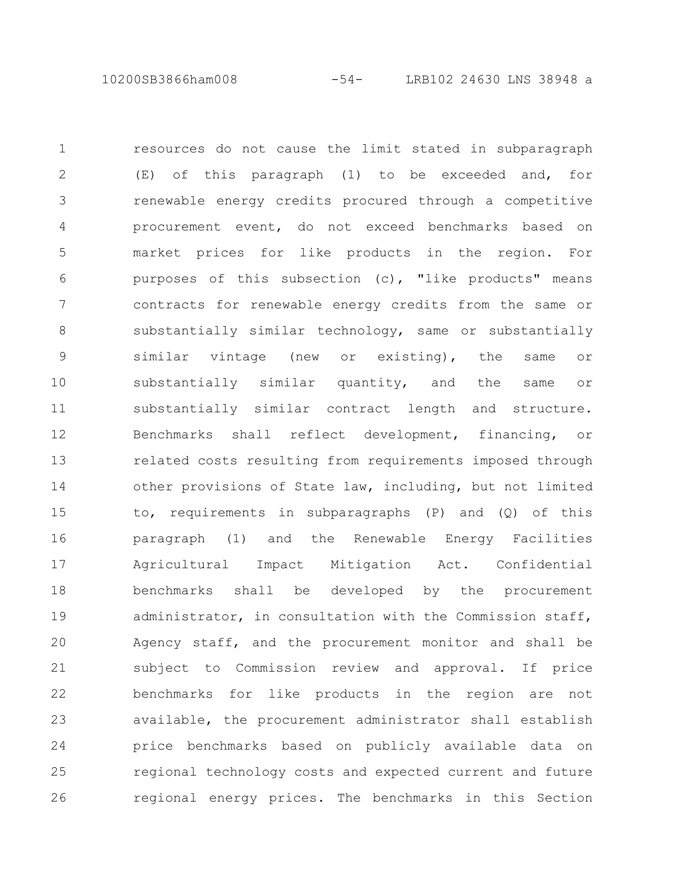resources do not cause the limit stated in subparagraph (E) of this paragraph (1) to be exceeded and, for renewable energy credits procured through a competitive procurement event, do not exceed benchmarks based on market prices for like products in the region. For purposes of this subsection (c), "like products" means contracts for renewable energy credits from the same or substantially similar technology, same or substantially similar vintage (new or existing), the same or substantially similar quantity, and the same or substantially similar contract length and structure. Benchmarks shall reflect development, financing, or related costs resulting from requirements imposed through other provisions of State law, including, but not limited to, requirements in subparagraphs (P) and (Q) of this paragraph (1) and the Renewable Energy Facilities Agricultural Impact Mitigation Act. Confidential benchmarks shall be developed by the procurement administrator, in consultation with the Commission staff, Agency staff, and the procurement monitor and shall be subject to Commission review and approval. If price benchmarks for like products in the region are not available, the procurement administrator shall establish price benchmarks based on publicly available data on regional technology costs and expected current and future regional energy prices. The benchmarks in this Section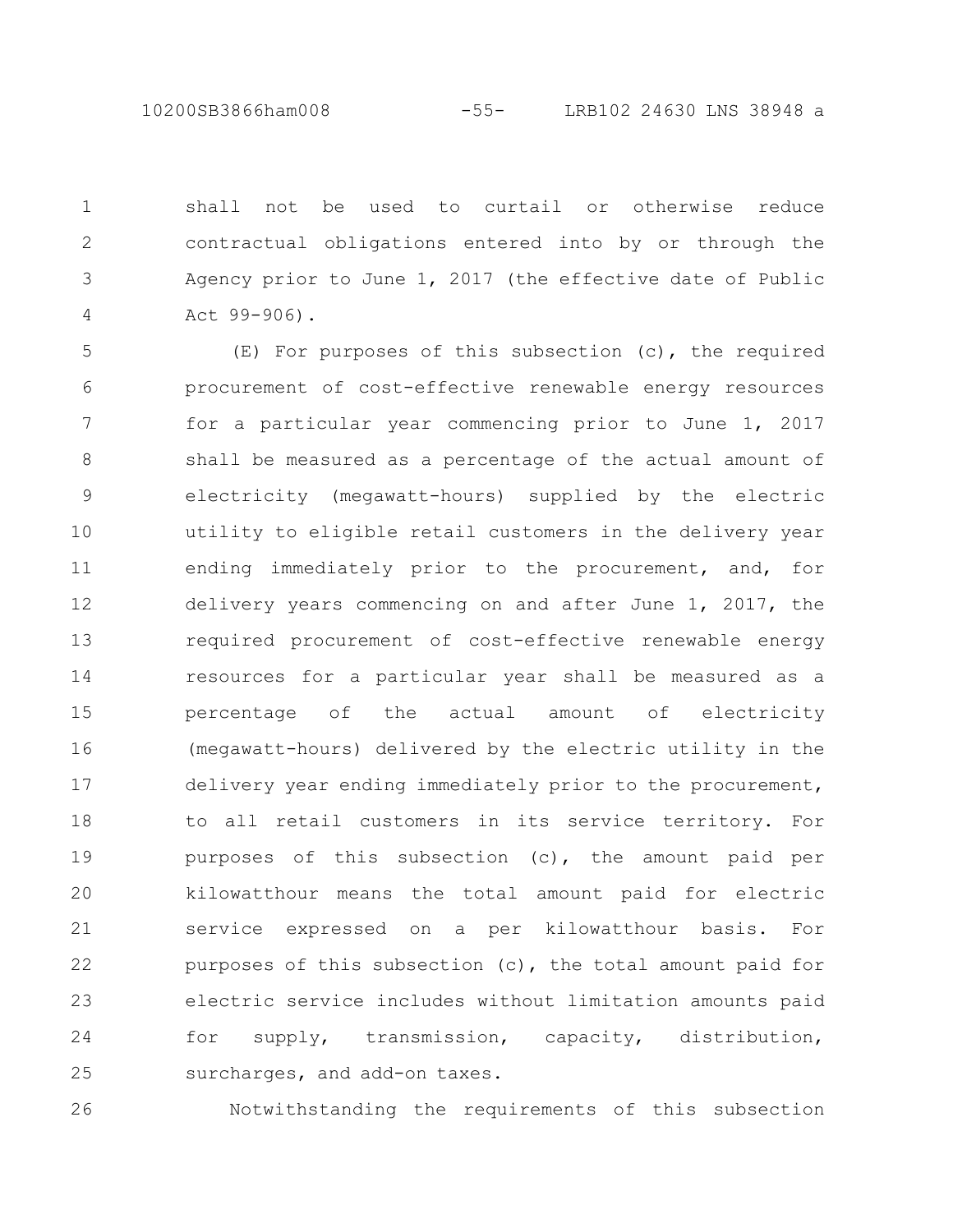shall not be used to curtail or otherwise reduce contractual obligations entered into by or through the Agency prior to June 1, 2017 (the effective date of Public Act 99-906).

(E) For purposes of this subsection (c), the required procurement of cost-effective renewable energy resources for a particular year commencing prior to June 1, 2017 shall be measured as a percentage of the actual amount of electricity (megawatt-hours) supplied by the electric utility to eligible retail customers in the delivery year ending immediately prior to the procurement, and, for delivery years commencing on and after June 1, 2017, the required procurement of cost-effective renewable energy resources for a particular year shall be measured as a percentage of the actual amount of electricity (megawatt-hours) delivered by the electric utility in the delivery year ending immediately prior to the procurement, to all retail customers in its service territory. For purposes of this subsection (c), the amount paid per kilowatthour means the total amount paid for electric service expressed on a per kilowatthour basis. For purposes of this subsection (c), the total amount paid for electric service includes without limitation amounts paid for supply, transmission, capacity, distribution, surcharges, and add-on taxes.

Notwithstanding the requirements of this subsection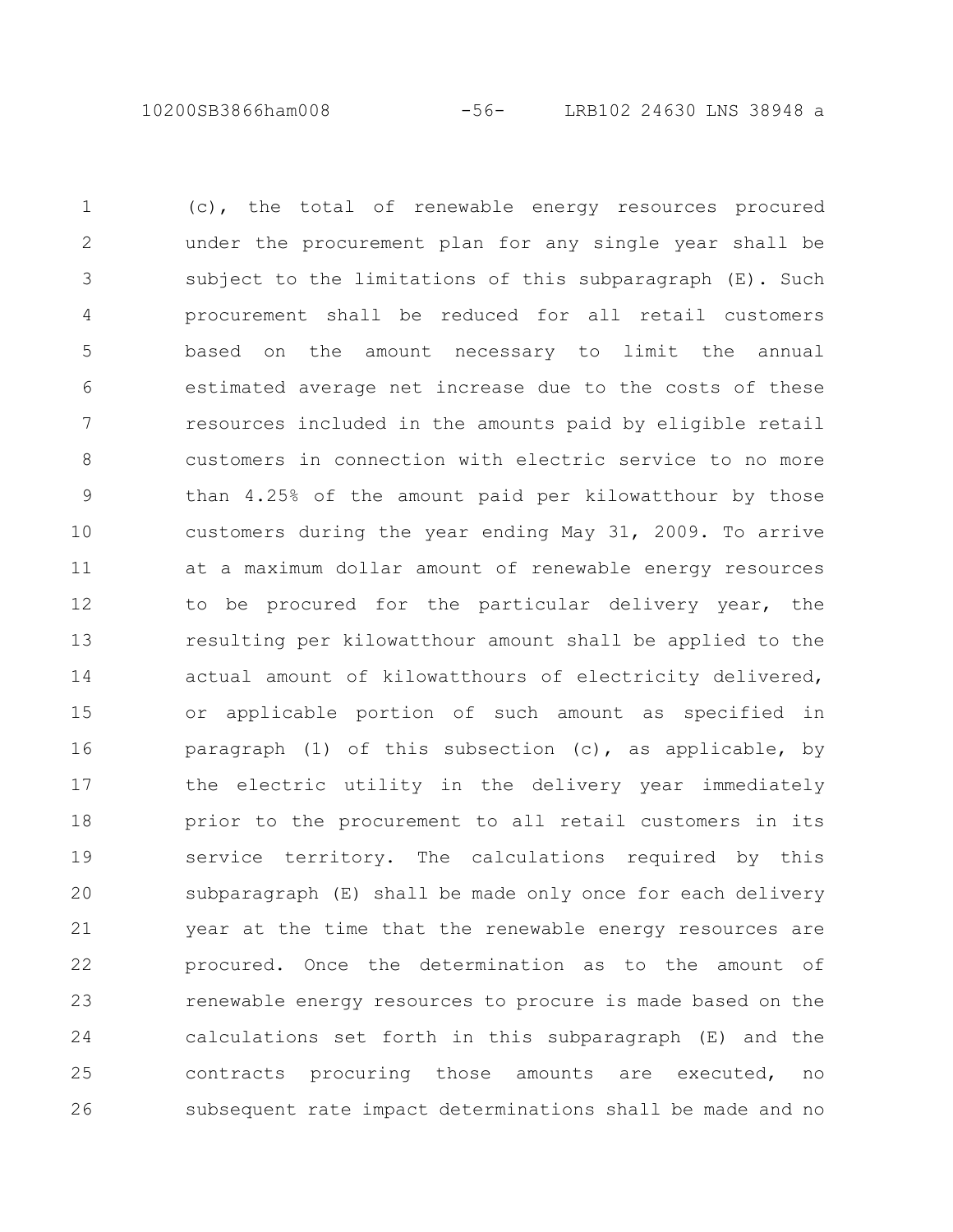(c), the total of renewable energy resources procured under the procurement plan for any single year shall be subject to the limitations of this subparagraph (E). Such procurement shall be reduced for all retail customers based on the amount necessary to limit the annual estimated average net increase due to the costs of these resources included in the amounts paid by eligible retail customers in connection with electric service to no more than 4.25% of the amount paid per kilowatthour by those customers during the year ending May 31, 2009. To arrive at a maximum dollar amount of renewable energy resources to be procured for the particular delivery year, the resulting per kilowatthour amount shall be applied to the actual amount of kilowatthours of electricity delivered, or applicable portion of such amount as specified in paragraph (1) of this subsection (c), as applicable, by the electric utility in the delivery year immediately prior to the procurement to all retail customers in its service territory. The calculations required by this subparagraph (E) shall be made only once for each delivery year at the time that the renewable energy resources are procured. Once the determination as to the amount of renewable energy resources to procure is made based on the calculations set forth in this subparagraph (E) and the contracts procuring those amounts are executed, no subsequent rate impact determinations shall be made and no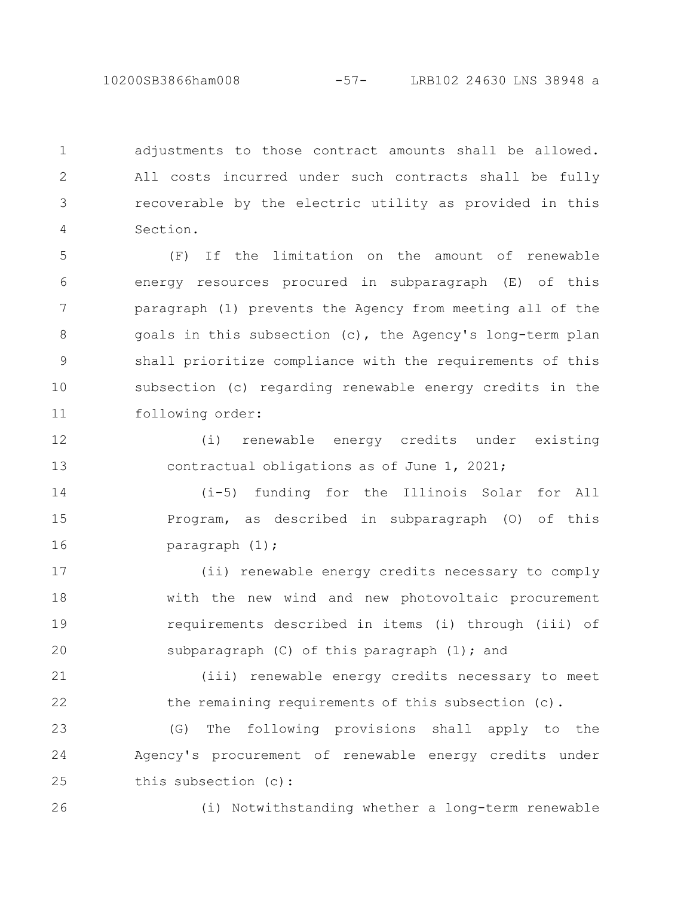adjustments to those contract amounts shall be allowed. All costs incurred under such contracts shall be fully recoverable by the electric utility as provided in this Section.

(F) If the limitation on the amount of renewable energy resources procured in subparagraph (E) of this paragraph (1) prevents the Agency from meeting all of the goals in this subsection (c), the Agency's long-term plan shall prioritize compliance with the requirements of this subsection (c) regarding renewable energy credits in the following order:

(i) renewable energy credits under existing contractual obligations as of June 1, 2021;

(i-5) funding for the Illinois Solar for All Program, as described in subparagraph (O) of this paragraph (1);

(ii) renewable energy credits necessary to comply with the new wind and new photovoltaic procurement requirements described in items (i) through (iii) of subparagraph (C) of this paragraph (1); and

(iii) renewable energy credits necessary to meet the remaining requirements of this subsection (c).

(G) The following provisions shall apply to the Agency's procurement of renewable energy credits under this subsection (c):

(i) Notwithstanding whether a long-term renewable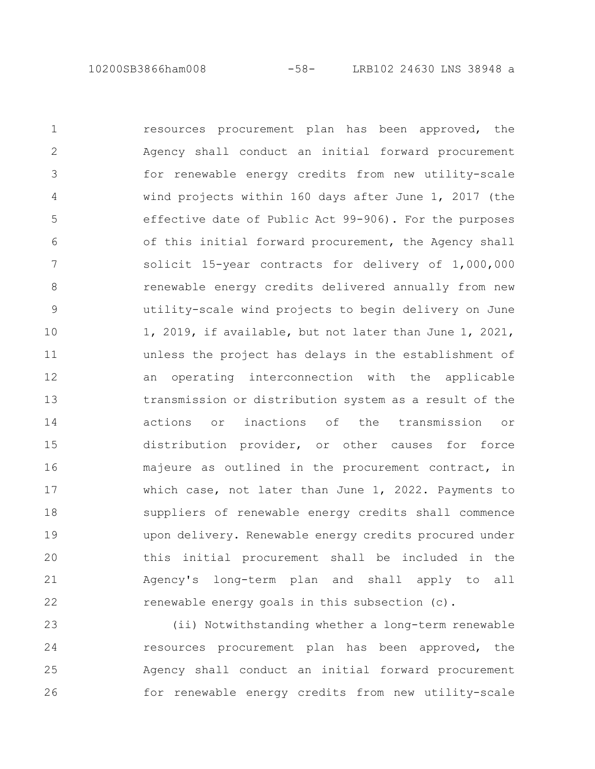resources procurement plan has been approved, the Agency shall conduct an initial forward procurement for renewable energy credits from new utility-scale wind projects within 160 days after June 1, 2017 (the effective date of Public Act 99-906). For the purposes of this initial forward procurement, the Agency shall solicit 15-year contracts for delivery of 1,000,000 renewable energy credits delivered annually from new utility-scale wind projects to begin delivery on June 1, 2019, if available, but not later than June 1, 2021, unless the project has delays in the establishment of an operating interconnection with the applicable transmission or distribution system as a result of the actions or inactions of the transmission or distribution provider, or other causes for force majeure as outlined in the procurement contract, in which case, not later than June 1, 2022. Payments to suppliers of renewable energy credits shall commence upon delivery. Renewable energy credits procured under this initial procurement shall be included in the Agency's long-term plan and shall apply to all renewable energy goals in this subsection (c).

(ii) Notwithstanding whether a long-term renewable resources procurement plan has been approved, the Agency shall conduct an initial forward procurement for renewable energy credits from new utility-scale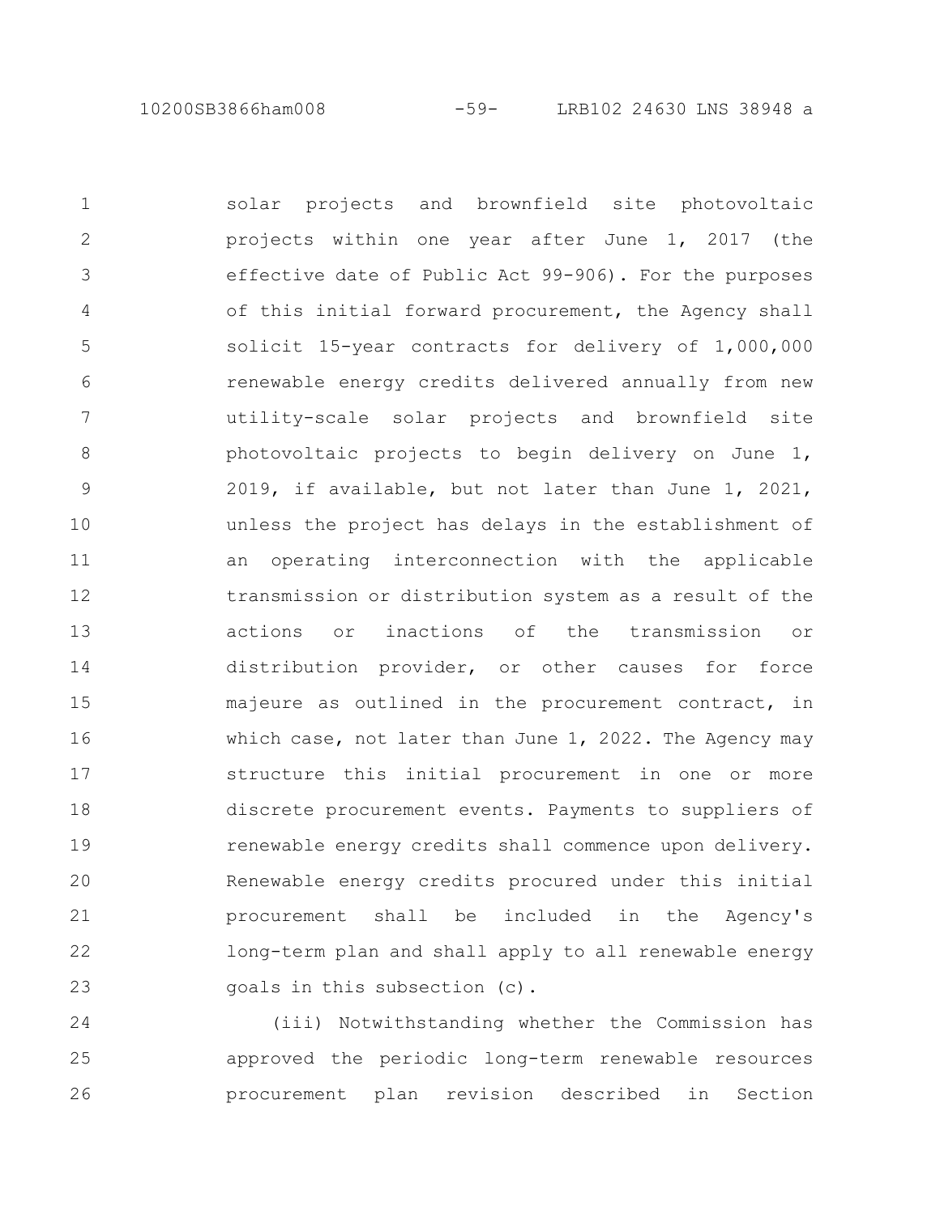solar projects and brownfield site photovoltaic projects within one year after June 1, 2017 (the effective date of Public Act 99-906). For the purposes of this initial forward procurement, the Agency shall solicit 15-year contracts for delivery of 1,000,000 renewable energy credits delivered annually from new utility-scale solar projects and brownfield site photovoltaic projects to begin delivery on June 1, 2019, if available, but not later than June 1, 2021, unless the project has delays in the establishment of an operating interconnection with the applicable transmission or distribution system as a result of the actions or inactions of the transmission or distribution provider, or other causes for force majeure as outlined in the procurement contract, in which case, not later than June 1, 2022. The Agency may structure this initial procurement in one or more discrete procurement events. Payments to suppliers of renewable energy credits shall commence upon delivery. Renewable energy credits procured under this initial procurement shall be included in the Agency's long-term plan and shall apply to all renewable energy goals in this subsection (c).

(iii) Notwithstanding whether the Commission has approved the periodic long-term renewable resources procurement plan revision described in Section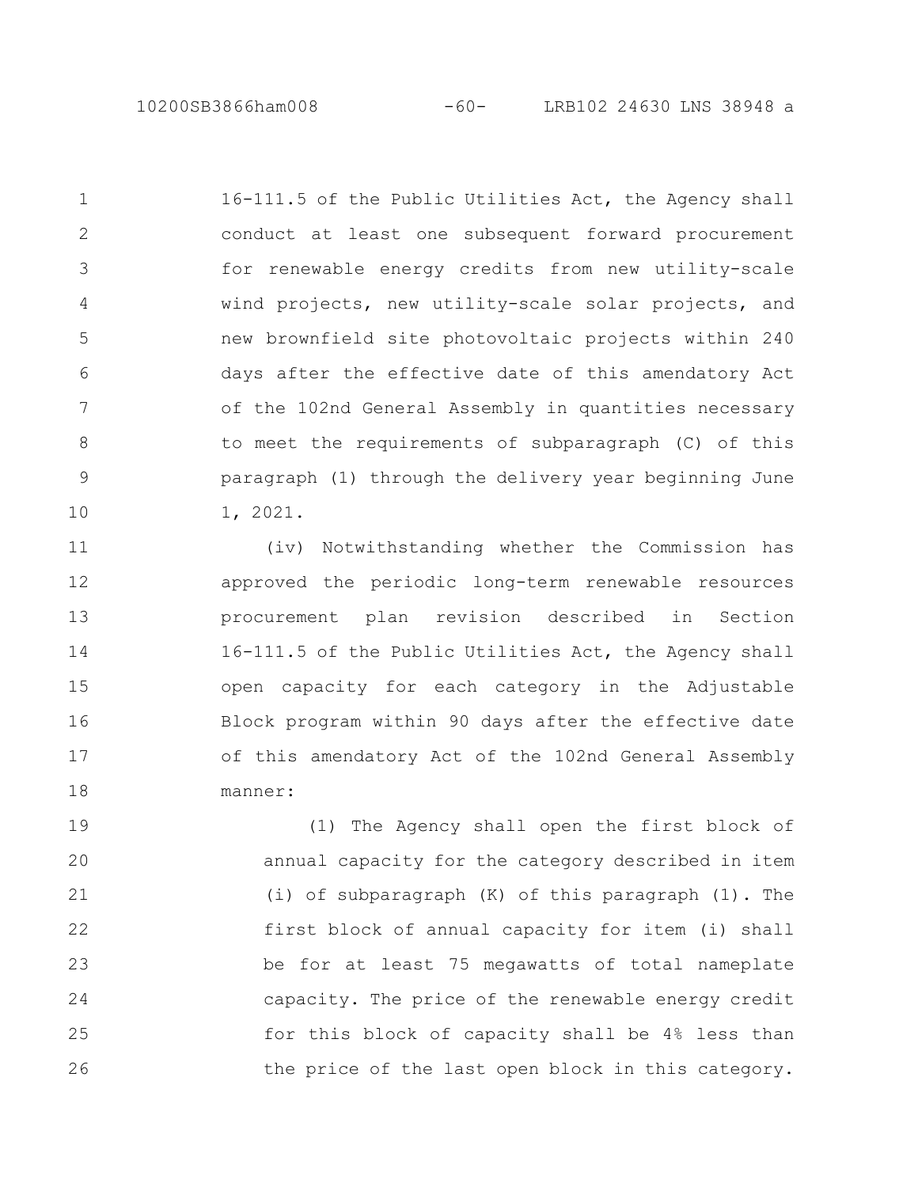16-111.5 of the Public Utilities Act, the Agency shall conduct at least one subsequent forward procurement for renewable energy credits from new utility-scale wind projects, new utility-scale solar projects, and new brownfield site photovoltaic projects within 240 days after the effective date of this amendatory Act of the 102nd General Assembly in quantities necessary to meet the requirements of subparagraph (C) of this paragraph (1) through the delivery year beginning June 1, 2021.

(iv) Notwithstanding whether the Commission has approved the periodic long-term renewable resources procurement plan revision described in Section 16-111.5 of the Public Utilities Act, the Agency shall open capacity for each category in the Adjustable Block program within 90 days after the effective date of this amendatory Act of the 102nd General Assembly manner:

(1) The Agency shall open the first block of annual capacity for the category described in item (i) of subparagraph (K) of this paragraph (1). The first block of annual capacity for item (i) shall be for at least 75 megawatts of total nameplate capacity. The price of the renewable energy credit for this block of capacity shall be 4% less than the price of the last open block in this category.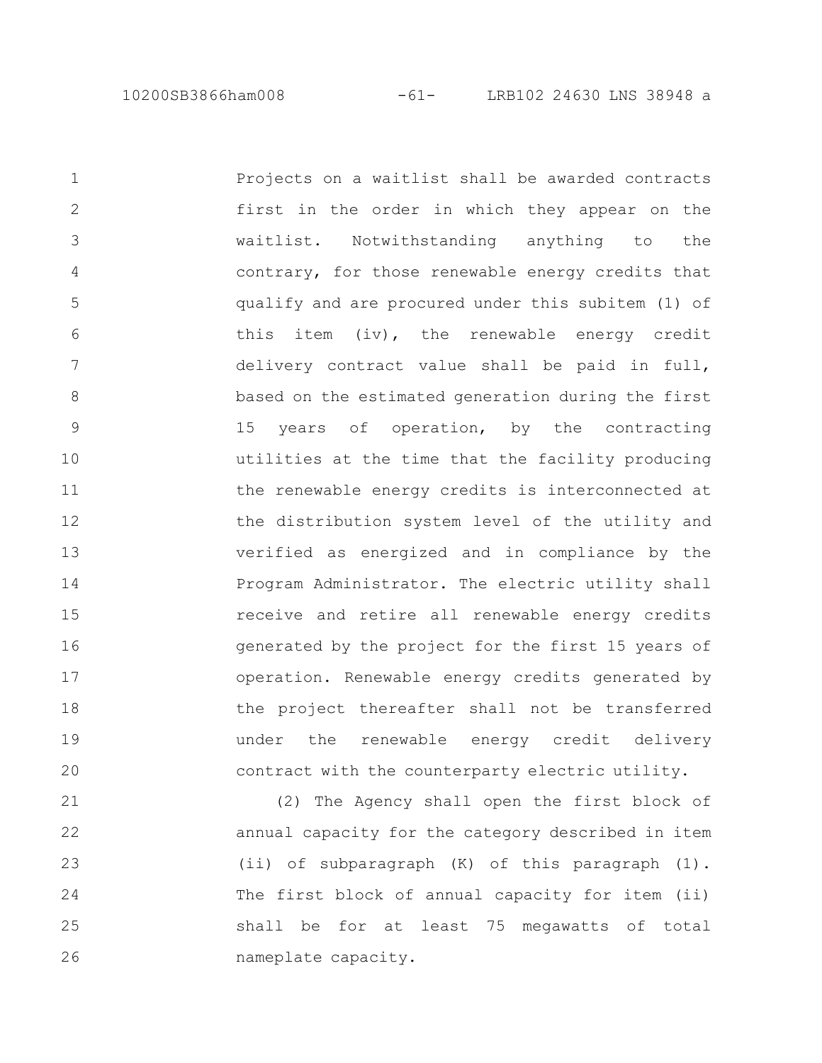Projects on a waitlist shall be awarded contracts first in the order in which they appear on the waitlist. Notwithstanding anything to the contrary, for those renewable energy credits that qualify and are procured under this subitem (1) of this item (iv), the renewable energy credit delivery contract value shall be paid in full, based on the estimated generation during the first 15 years of operation, by the contracting utilities at the time that the facility producing the renewable energy credits is interconnected at the distribution system level of the utility and verified as energized and in compliance by the Program Administrator. The electric utility shall receive and retire all renewable energy credits generated by the project for the first 15 years of operation. Renewable energy credits generated by the project thereafter shall not be transferred under the renewable energy credit delivery contract with the counterparty electric utility.

(2) The Agency shall open the first block of annual capacity for the category described in item (ii) of subparagraph (K) of this paragraph (1). The first block of annual capacity for item (ii) shall be for at least 75 megawatts of total nameplate capacity.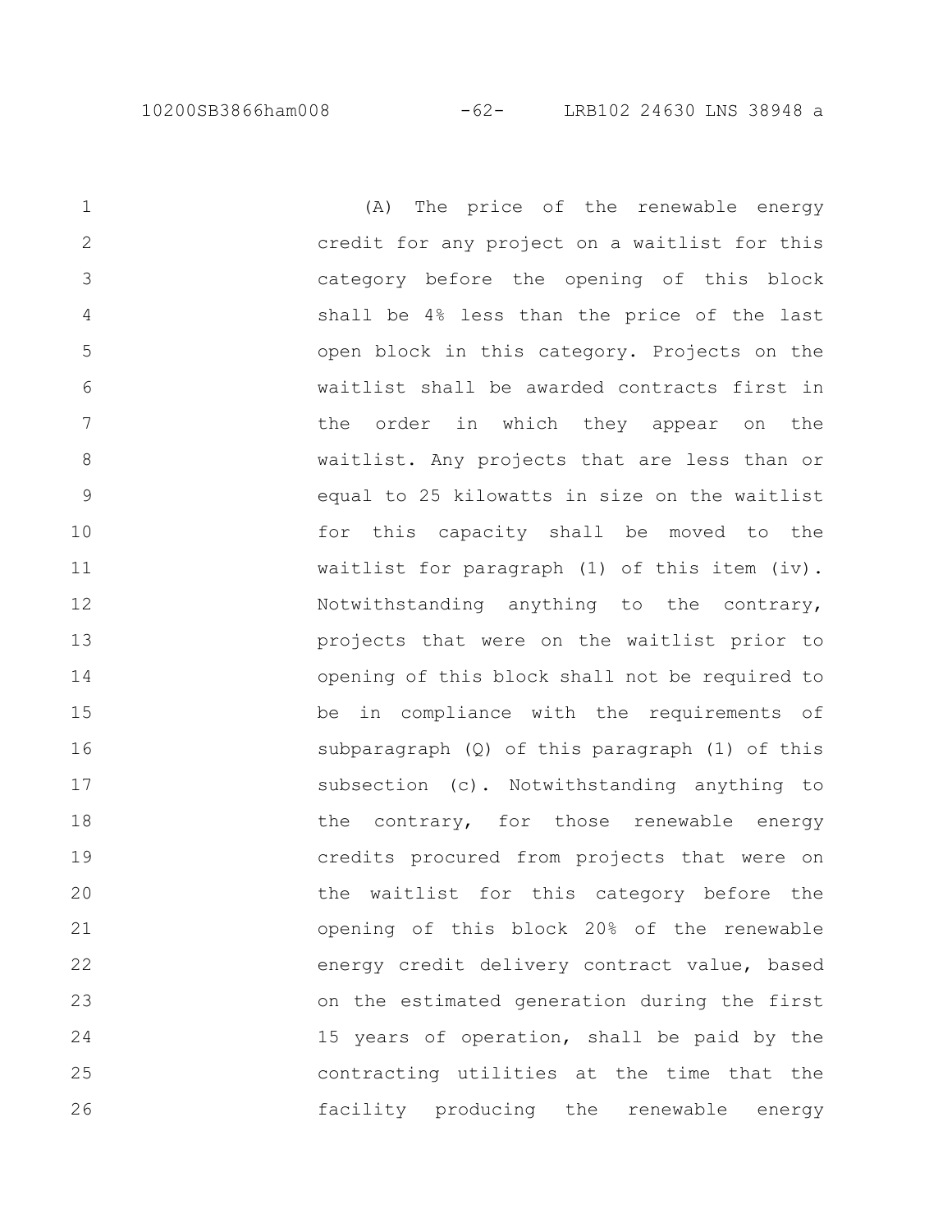(A) The price of the renewable energy credit for any project on a waitlist for this category before the opening of this block shall be 4% less than the price of the last open block in this category. Projects on the waitlist shall be awarded contracts first in the order in which they appear on the waitlist. Any projects that are less than or equal to 25 kilowatts in size on the waitlist for this capacity shall be moved to the waitlist for paragraph (1) of this item (iv). Notwithstanding anything to the contrary, projects that were on the waitlist prior to opening of this block shall not be required to be in compliance with the requirements of subparagraph (Q) of this paragraph (1) of this subsection (c). Notwithstanding anything to the contrary, for those renewable energy credits procured from projects that were on the waitlist for this category before the opening of this block 20% of the renewable energy credit delivery contract value, based on the estimated generation during the first 15 years of operation, shall be paid by the contracting utilities at the time that the facility producing the renewable energy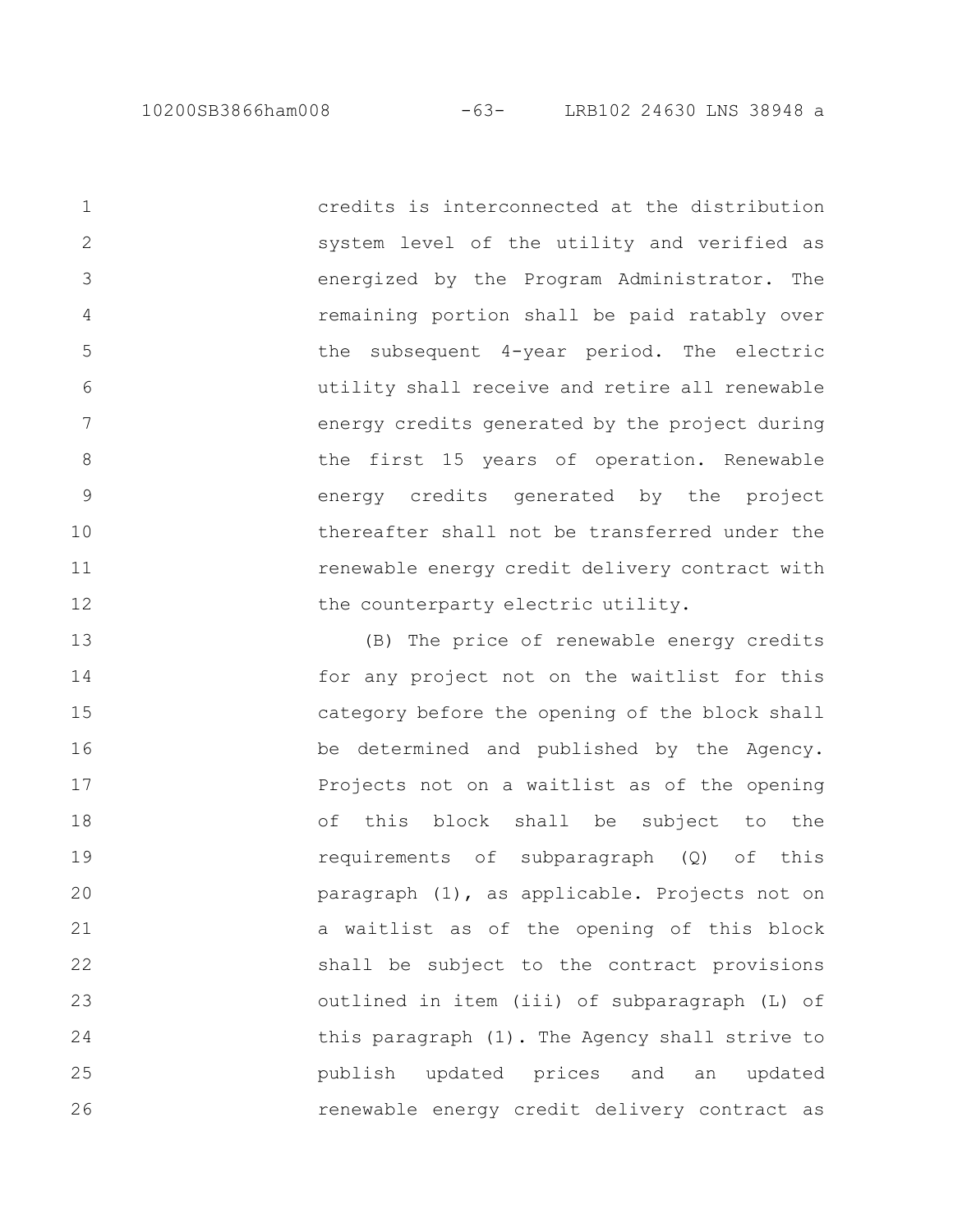credits is interconnected at the distribution system level of the utility and verified as energized by the Program Administrator. The remaining portion shall be paid ratably over the subsequent 4-year period. The electric utility shall receive and retire all renewable energy credits generated by the project during the first 15 years of operation. Renewable energy credits generated by the project thereafter shall not be transferred under the renewable energy credit delivery contract with the counterparty electric utility.

(B) The price of renewable energy credits for any project not on the waitlist for this category before the opening of the block shall be determined and published by the Agency. Projects not on a waitlist as of the opening of this block shall be subject to the requirements of subparagraph (Q) of this paragraph (1), as applicable. Projects not on a waitlist as of the opening of this block shall be subject to the contract provisions outlined in item (iii) of subparagraph (L) of this paragraph (1). The Agency shall strive to publish updated prices and an updated renewable energy credit delivery contract as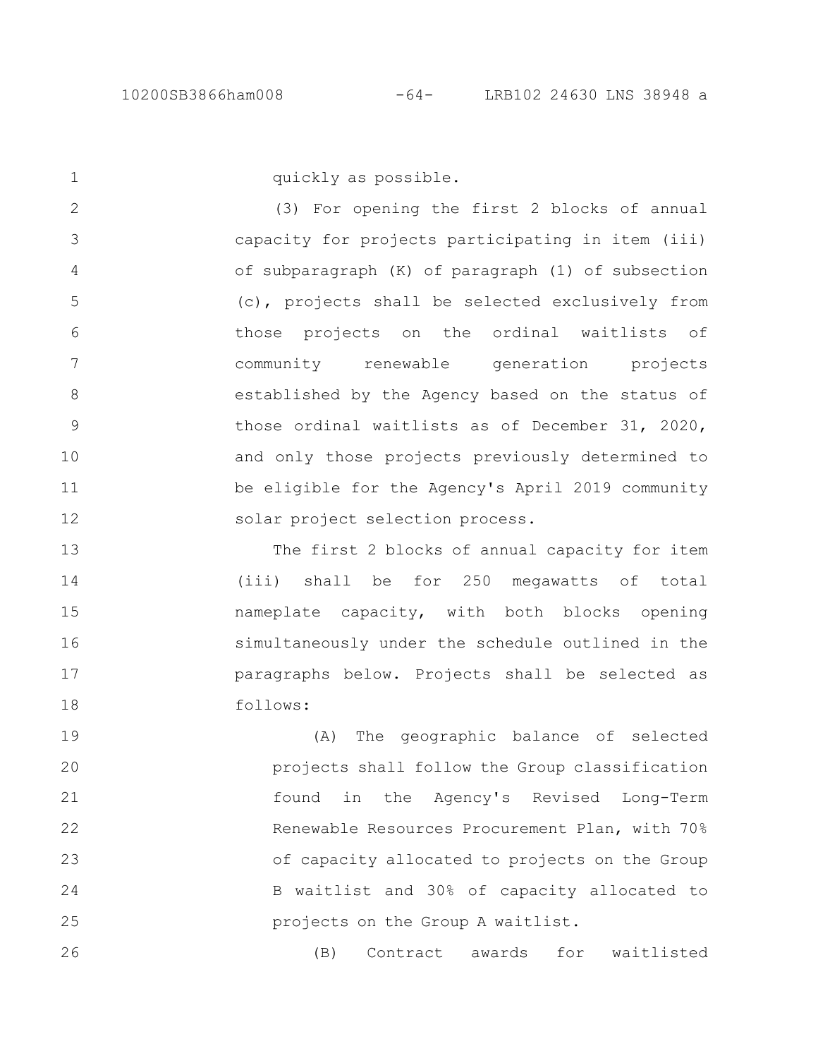quickly as possible.

(3) For opening the first 2 blocks of annual capacity for projects participating in item (iii) of subparagraph (K) of paragraph (1) of subsection (c), projects shall be selected exclusively from those projects on the ordinal waitlists of community renewable generation projects established by the Agency based on the status of those ordinal waitlists as of December 31, 2020, and only those projects previously determined to be eligible for the Agency's April 2019 community solar project selection process.

The first 2 blocks of annual capacity for item (iii) shall be for 250 megawatts of total nameplate capacity, with both blocks opening simultaneously under the schedule outlined in the paragraphs below. Projects shall be selected as follows:

(A) The geographic balance of selected projects shall follow the Group classification found in the Agency's Revised Long-Term Renewable Resources Procurement Plan, with 70% of capacity allocated to projects on the Group B waitlist and 30% of capacity allocated to projects on the Group A waitlist.

(B) Contract awards for waitlisted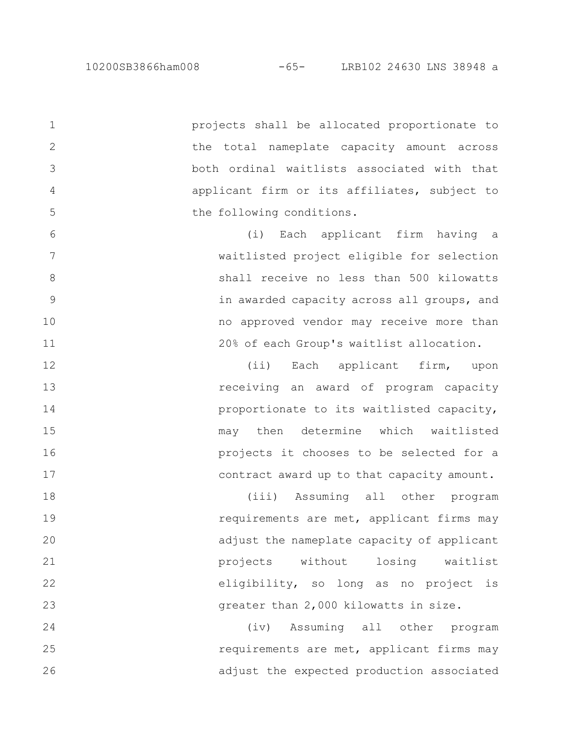projects shall be allocated proportionate to the total nameplate capacity amount across both ordinal waitlists associated with that applicant firm or its affiliates, subject to the following conditions.

(i) Each applicant firm having a waitlisted project eligible for selection shall receive no less than 500 kilowatts in awarded capacity across all groups, and no approved vendor may receive more than 20% of each Group's waitlist allocation.

(ii) Each applicant firm, upon receiving an award of program capacity proportionate to its waitlisted capacity, may then determine which waitlisted projects it chooses to be selected for a contract award up to that capacity amount.

(iii) Assuming all other program requirements are met, applicant firms may adjust the nameplate capacity of applicant projects without losing waitlist eligibility, so long as no project is greater than 2,000 kilowatts in size.

(iv) Assuming all other program requirements are met, applicant firms may adjust the expected production associated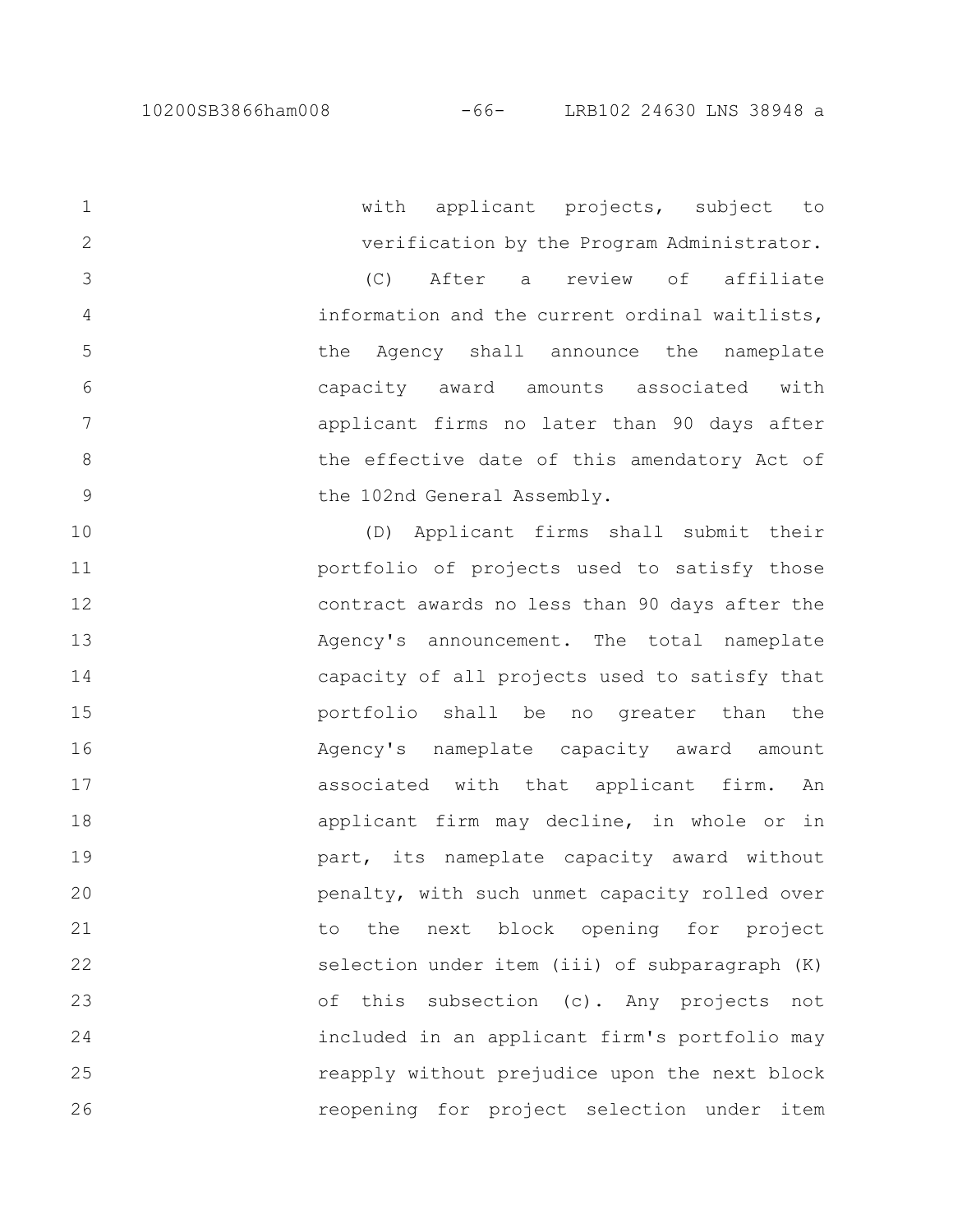with applicant projects, subject to verification by the Program Administrator.

(C) After a review of affiliate information and the current ordinal waitlists, the Agency shall announce the nameplate capacity award amounts associated with applicant firms no later than 90 days after the effective date of this amendatory Act of the 102nd General Assembly.

(D) Applicant firms shall submit their portfolio of projects used to satisfy those contract awards no less than 90 days after the Agency's announcement. The total nameplate capacity of all projects used to satisfy that portfolio shall be no greater than the Agency's nameplate capacity award amount associated with that applicant firm. An applicant firm may decline, in whole or in part, its nameplate capacity award without penalty, with such unmet capacity rolled over to the next block opening for project selection under item (iii) of subparagraph (K) of this subsection (c). Any projects not included in an applicant firm's portfolio may reapply without prejudice upon the next block reopening for project selection under item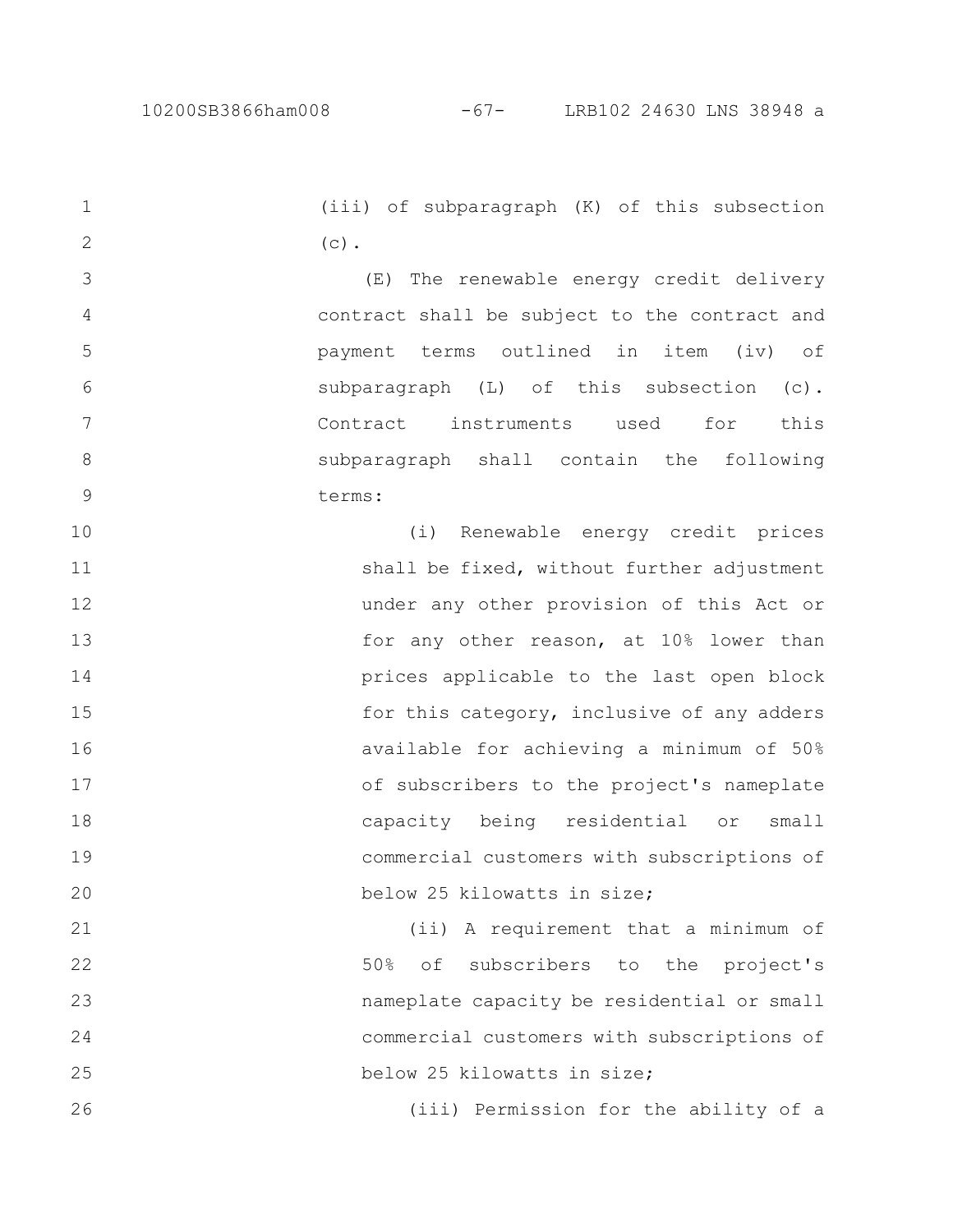(iii) of subparagraph (K) of this subsection (c).

(E) The renewable energy credit delivery contract shall be subject to the contract and payment terms outlined in item (iv) of subparagraph (L) of this subsection (c). Contract instruments used for this subparagraph shall contain the following terms:

(i) Renewable energy credit prices shall be fixed, without further adjustment under any other provision of this Act or for any other reason, at 10% lower than prices applicable to the last open block for this category, inclusive of any adders available for achieving a minimum of 50% of subscribers to the project's nameplate capacity being residential or small commercial customers with subscriptions of below 25 kilowatts in size;

(ii) A requirement that a minimum of 50% of subscribers to the project's nameplate capacity be residential or small commercial customers with subscriptions of below 25 kilowatts in size;

(iii) Permission for the ability of a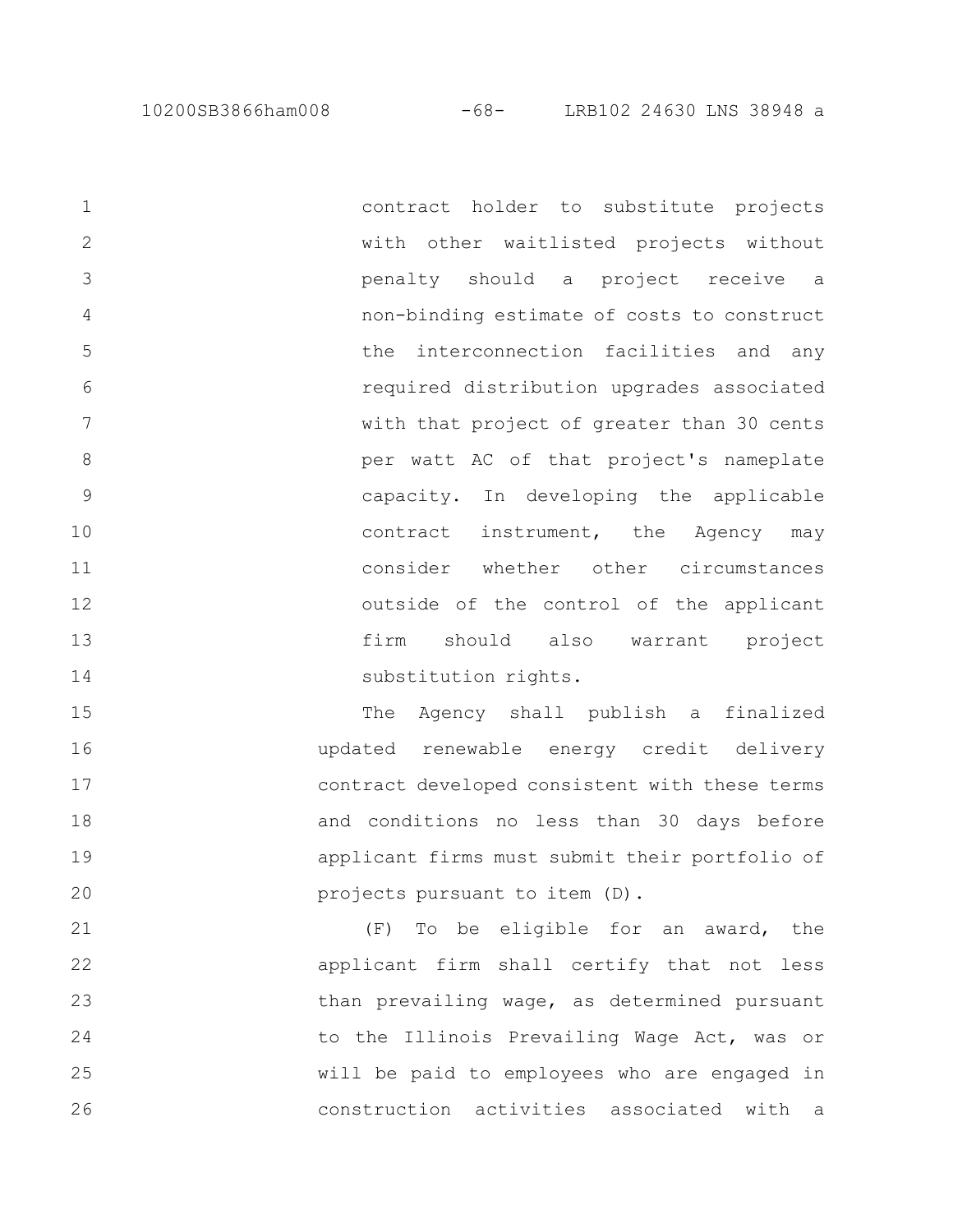contract holder to substitute projects with other waitlisted projects without penalty should a project receive a non-binding estimate of costs to construct the interconnection facilities and any required distribution upgrades associated with that project of greater than 30 cents per watt AC of that project's nameplate capacity. In developing the applicable contract instrument, the Agency may consider whether other circumstances outside of the control of the applicant firm should also warrant project substitution rights.

The Agency shall publish a finalized updated renewable energy credit delivery contract developed consistent with these terms and conditions no less than 30 days before applicant firms must submit their portfolio of projects pursuant to item (D).

(F) To be eligible for an award, the applicant firm shall certify that not less than prevailing wage, as determined pursuant to the Illinois Prevailing Wage Act, was or will be paid to employees who are engaged in construction activities associated with a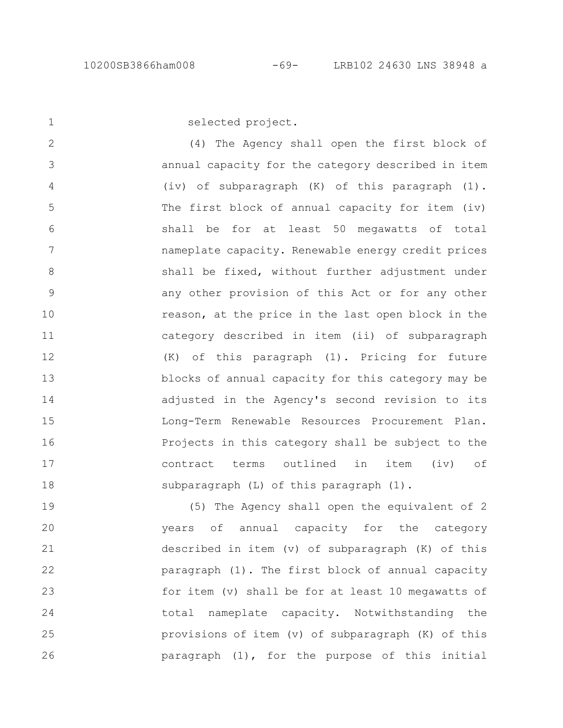selected project.

(4) The Agency shall open the first block of annual capacity for the category described in item (iv) of subparagraph (K) of this paragraph (1). The first block of annual capacity for item (iv) shall be for at least 50 megawatts of total nameplate capacity. Renewable energy credit prices shall be fixed, without further adjustment under any other provision of this Act or for any other reason, at the price in the last open block in the category described in item (ii) of subparagraph (K) of this paragraph (1). Pricing for future blocks of annual capacity for this category may be adjusted in the Agency's second revision to its Long-Term Renewable Resources Procurement Plan. Projects in this category shall be subject to the contract terms outlined in item (iv) of subparagraph (L) of this paragraph (1).

(5) The Agency shall open the equivalent of 2 years of annual capacity for the category described in item (v) of subparagraph (K) of this paragraph (1). The first block of annual capacity for item (v) shall be for at least 10 megawatts of total nameplate capacity. Notwithstanding the provisions of item (v) of subparagraph (K) of this paragraph (1), for the purpose of this initial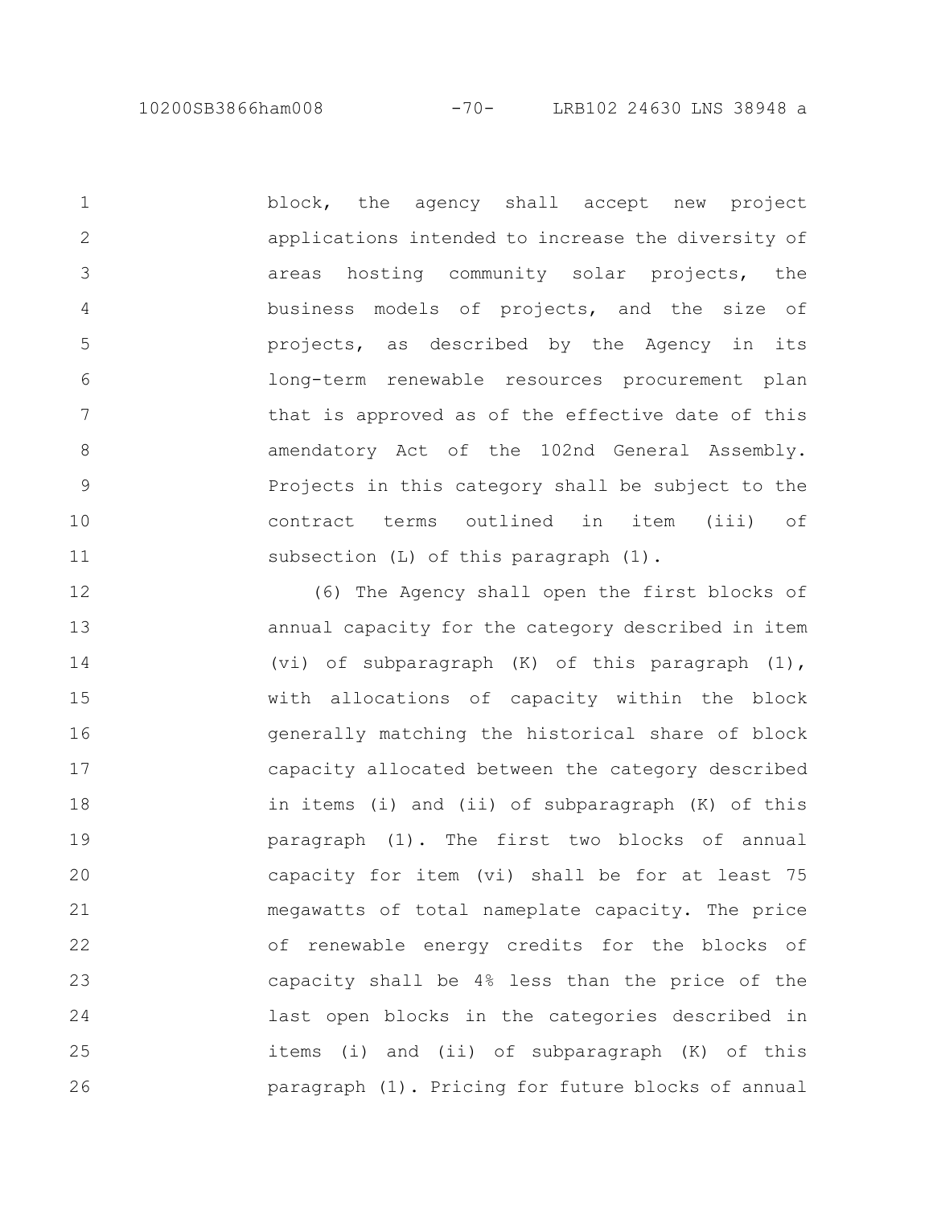block, the agency shall accept new project applications intended to increase the diversity of areas hosting community solar projects, the business models of projects, and the size of projects, as described by the Agency in its long-term renewable resources procurement plan that is approved as of the effective date of this amendatory Act of the 102nd General Assembly. Projects in this category shall be subject to the contract terms outlined in item (iii) of subsection (L) of this paragraph (1).

(6) The Agency shall open the first blocks of annual capacity for the category described in item (vi) of subparagraph (K) of this paragraph (1), with allocations of capacity within the block generally matching the historical share of block capacity allocated between the category described in items (i) and (ii) of subparagraph (K) of this paragraph (1). The first two blocks of annual capacity for item (vi) shall be for at least 75 megawatts of total nameplate capacity. The price of renewable energy credits for the blocks of capacity shall be 4% less than the price of the last open blocks in the categories described in items (i) and (ii) of subparagraph (K) of this paragraph (1). Pricing for future blocks of annual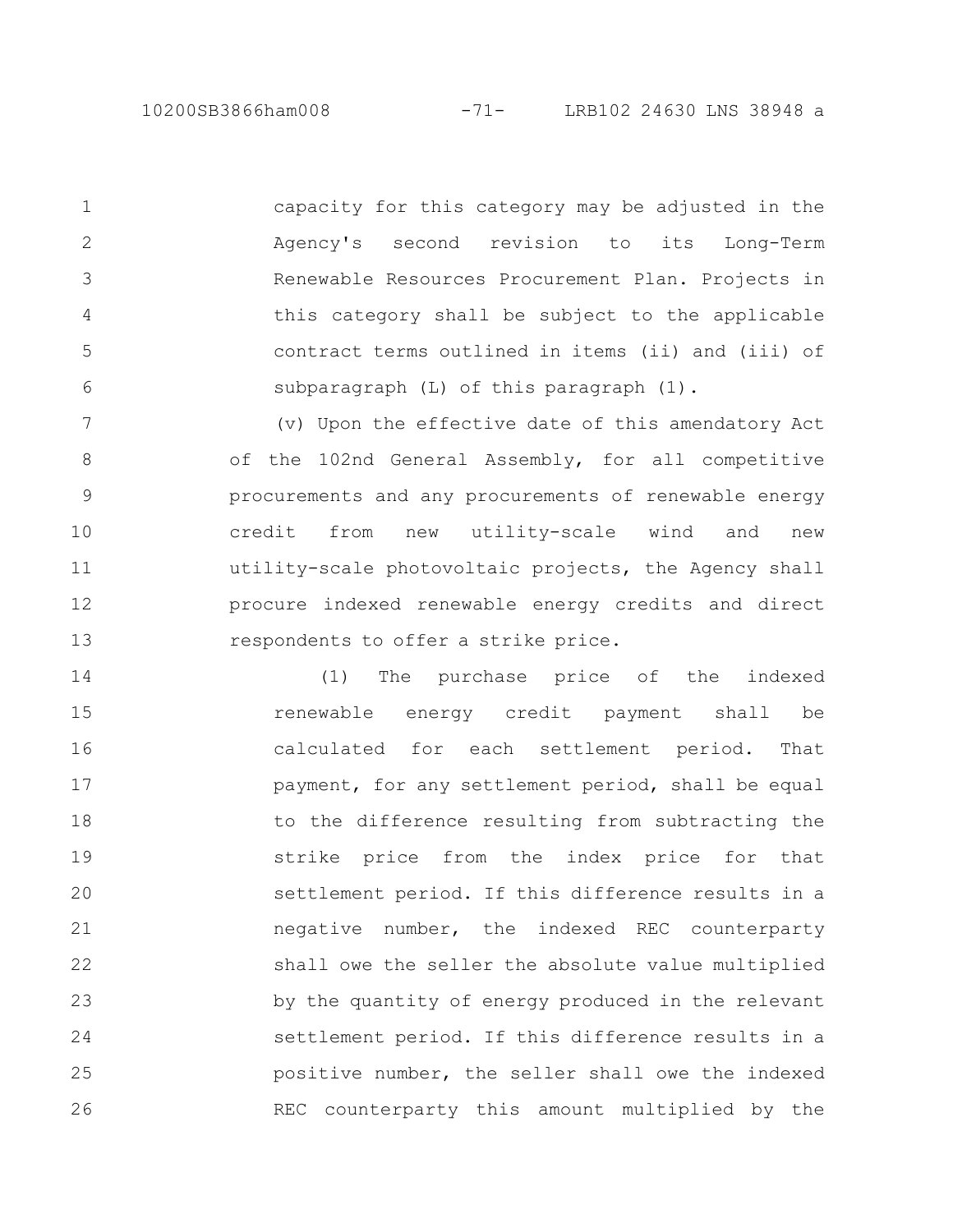capacity for this category may be adjusted in the Agency's second revision to its Long-Term Renewable Resources Procurement Plan. Projects in this category shall be subject to the applicable contract terms outlined in items (ii) and (iii) of subparagraph (L) of this paragraph (1).

(v) Upon the effective date of this amendatory Act of the 102nd General Assembly, for all competitive procurements and any procurements of renewable energy credit from new utility-scale wind and new utility-scale photovoltaic projects, the Agency shall procure indexed renewable energy credits and direct respondents to offer a strike price.

(1) The purchase price of the indexed renewable energy credit payment shall be calculated for each settlement period. That payment, for any settlement period, shall be equal to the difference resulting from subtracting the strike price from the index price for that settlement period. If this difference results in a negative number, the indexed REC counterparty shall owe the seller the absolute value multiplied by the quantity of energy produced in the relevant settlement period. If this difference results in a positive number, the seller shall owe the indexed REC counterparty this amount multiplied by the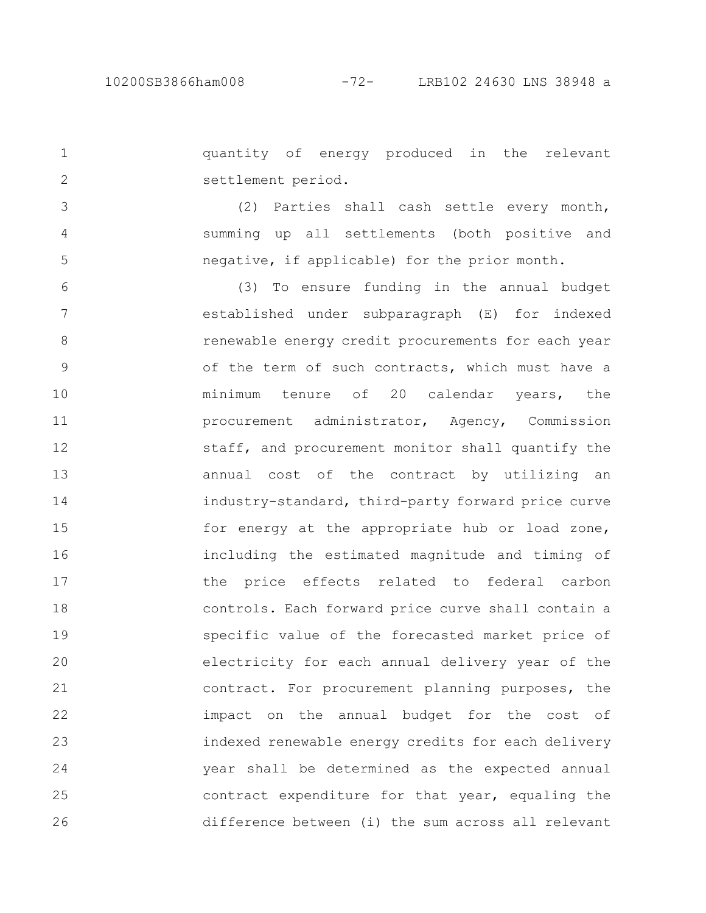quantity of energy produced in the relevant settlement period.

(2) Parties shall cash settle every month, summing up all settlements (both positive and negative, if applicable) for the prior month.

(3) To ensure funding in the annual budget established under subparagraph (E) for indexed renewable energy credit procurements for each year of the term of such contracts, which must have a minimum tenure of 20 calendar years, the procurement administrator, Agency, Commission staff, and procurement monitor shall quantify the annual cost of the contract by utilizing an industry-standard, third-party forward price curve for energy at the appropriate hub or load zone, including the estimated magnitude and timing of the price effects related to federal carbon controls. Each forward price curve shall contain a specific value of the forecasted market price of electricity for each annual delivery year of the contract. For procurement planning purposes, the impact on the annual budget for the cost of indexed renewable energy credits for each delivery year shall be determined as the expected annual contract expenditure for that year, equaling the difference between (i) the sum across all relevant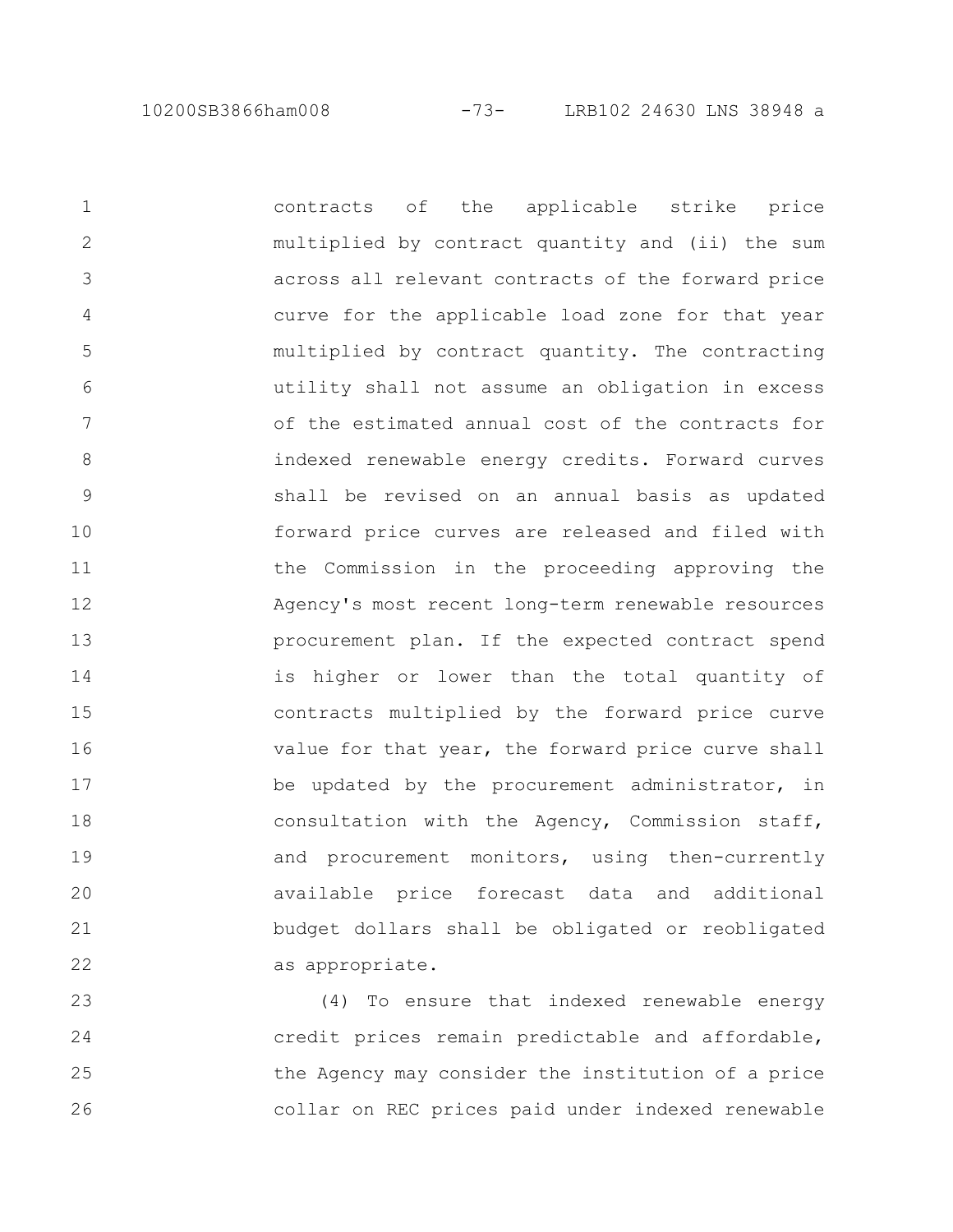contracts of the applicable strike price multiplied by contract quantity and (ii) the sum across all relevant contracts of the forward price curve for the applicable load zone for that year multiplied by contract quantity. The contracting utility shall not assume an obligation in excess of the estimated annual cost of the contracts for indexed renewable energy credits. Forward curves shall be revised on an annual basis as updated forward price curves are released and filed with the Commission in the proceeding approving the Agency's most recent long-term renewable resources procurement plan. If the expected contract spend is higher or lower than the total quantity of contracts multiplied by the forward price curve value for that year, the forward price curve shall be updated by the procurement administrator, in consultation with the Agency, Commission staff, and procurement monitors, using then-currently available price forecast data and additional budget dollars shall be obligated or reobligated as appropriate.

(4) To ensure that indexed renewable energy credit prices remain predictable and affordable, the Agency may consider the institution of a price collar on REC prices paid under indexed renewable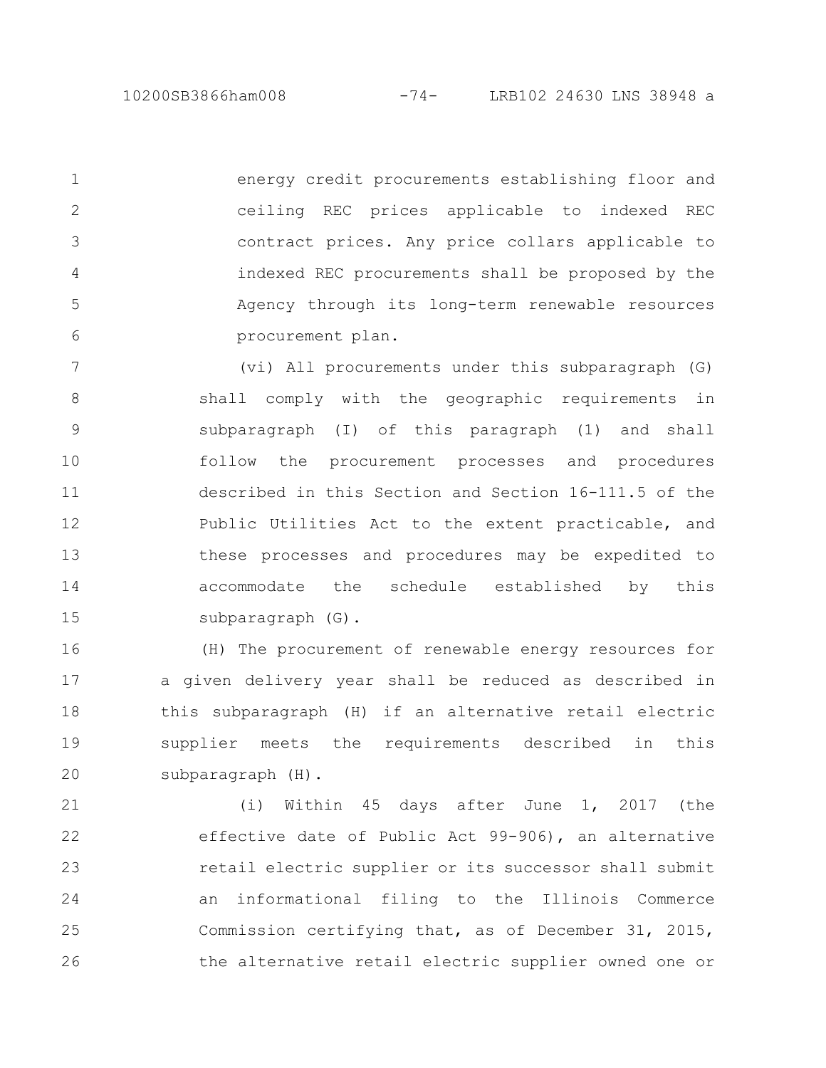energy credit procurements establishing floor and ceiling REC prices applicable to indexed REC contract prices. Any price collars applicable to indexed REC procurements shall be proposed by the Agency through its long-term renewable resources procurement plan.

(vi) All procurements under this subparagraph (G) shall comply with the geographic requirements in subparagraph (I) of this paragraph (1) and shall follow the procurement processes and procedures described in this Section and Section 16-111.5 of the Public Utilities Act to the extent practicable, and these processes and procedures may be expedited to accommodate the schedule established by this subparagraph (G).

(H) The procurement of renewable energy resources for a given delivery year shall be reduced as described in this subparagraph (H) if an alternative retail electric supplier meets the requirements described in this subparagraph (H).

(i) Within 45 days after June 1, 2017 (the effective date of Public Act 99-906), an alternative retail electric supplier or its successor shall submit an informational filing to the Illinois Commerce Commission certifying that, as of December 31, 2015, the alternative retail electric supplier owned one or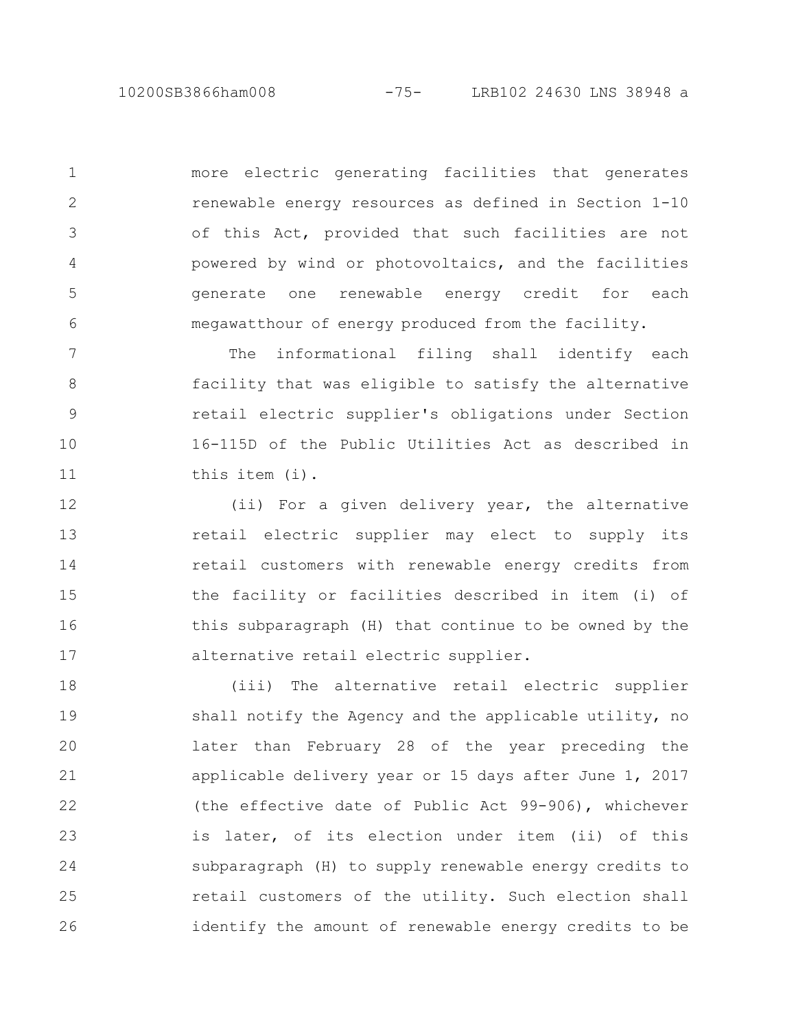more electric generating facilities that generates renewable energy resources as defined in Section 1-10 of this Act, provided that such facilities are not powered by wind or photovoltaics, and the facilities generate one renewable energy credit for each megawatthour of energy produced from the facility.

The informational filing shall identify each facility that was eligible to satisfy the alternative retail electric supplier's obligations under Section 16-115D of the Public Utilities Act as described in this item (i).

(ii) For a given delivery year, the alternative retail electric supplier may elect to supply its retail customers with renewable energy credits from the facility or facilities described in item (i) of this subparagraph (H) that continue to be owned by the alternative retail electric supplier.

(iii) The alternative retail electric supplier shall notify the Agency and the applicable utility, no later than February 28 of the year preceding the applicable delivery year or 15 days after June 1, 2017 (the effective date of Public Act 99-906), whichever is later, of its election under item (ii) of this subparagraph (H) to supply renewable energy credits to retail customers of the utility. Such election shall identify the amount of renewable energy credits to be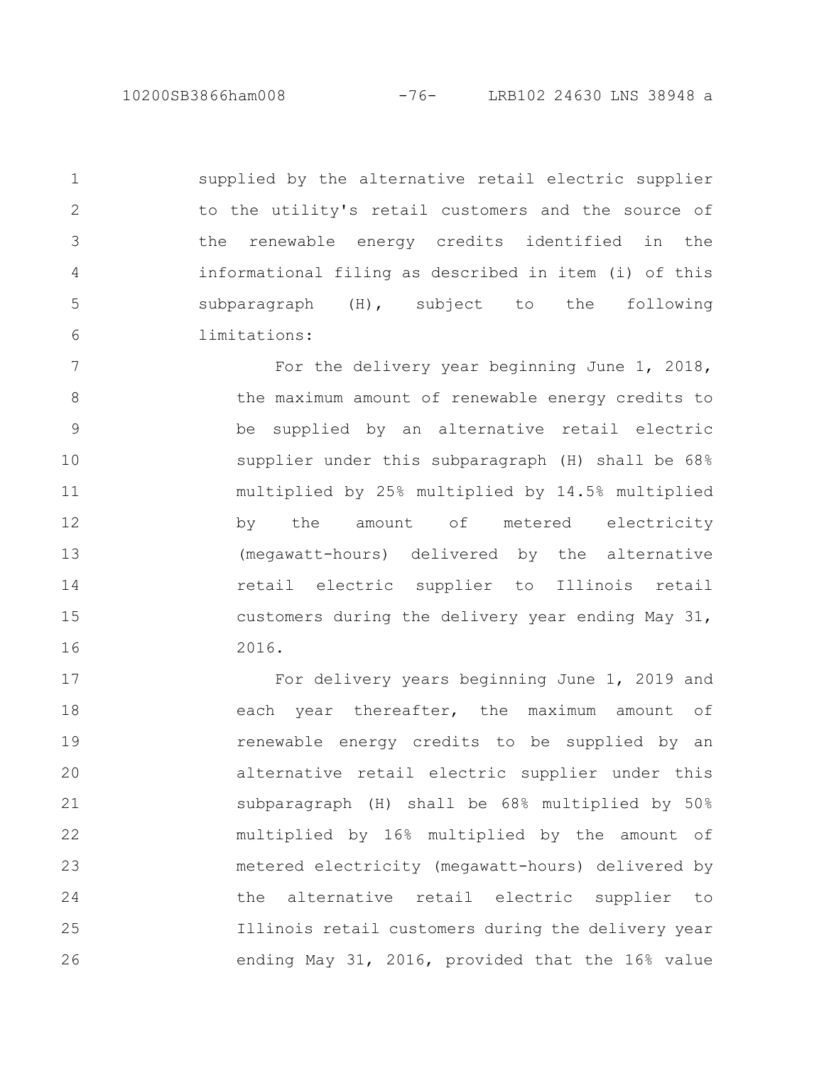supplied by the alternative retail electric supplier to the utility's retail customers and the source of the renewable energy credits identified in the informational filing as described in item (i) of this subparagraph (H), subject to the following limitations:

For the delivery year beginning June 1, 2018, the maximum amount of renewable energy credits to be supplied by an alternative retail electric supplier under this subparagraph (H) shall be 68% multiplied by 25% multiplied by 14.5% multiplied by the amount of metered electricity (megawatt-hours) delivered by the alternative retail electric supplier to Illinois retail customers during the delivery year ending May 31, 2016.

For delivery years beginning June 1, 2019 and each year thereafter, the maximum amount of renewable energy credits to be supplied by an alternative retail electric supplier under this subparagraph (H) shall be 68% multiplied by 50% multiplied by 16% multiplied by the amount of metered electricity (megawatt-hours) delivered by the alternative retail electric supplier to Illinois retail customers during the delivery year ending May 31, 2016, provided that the 16% value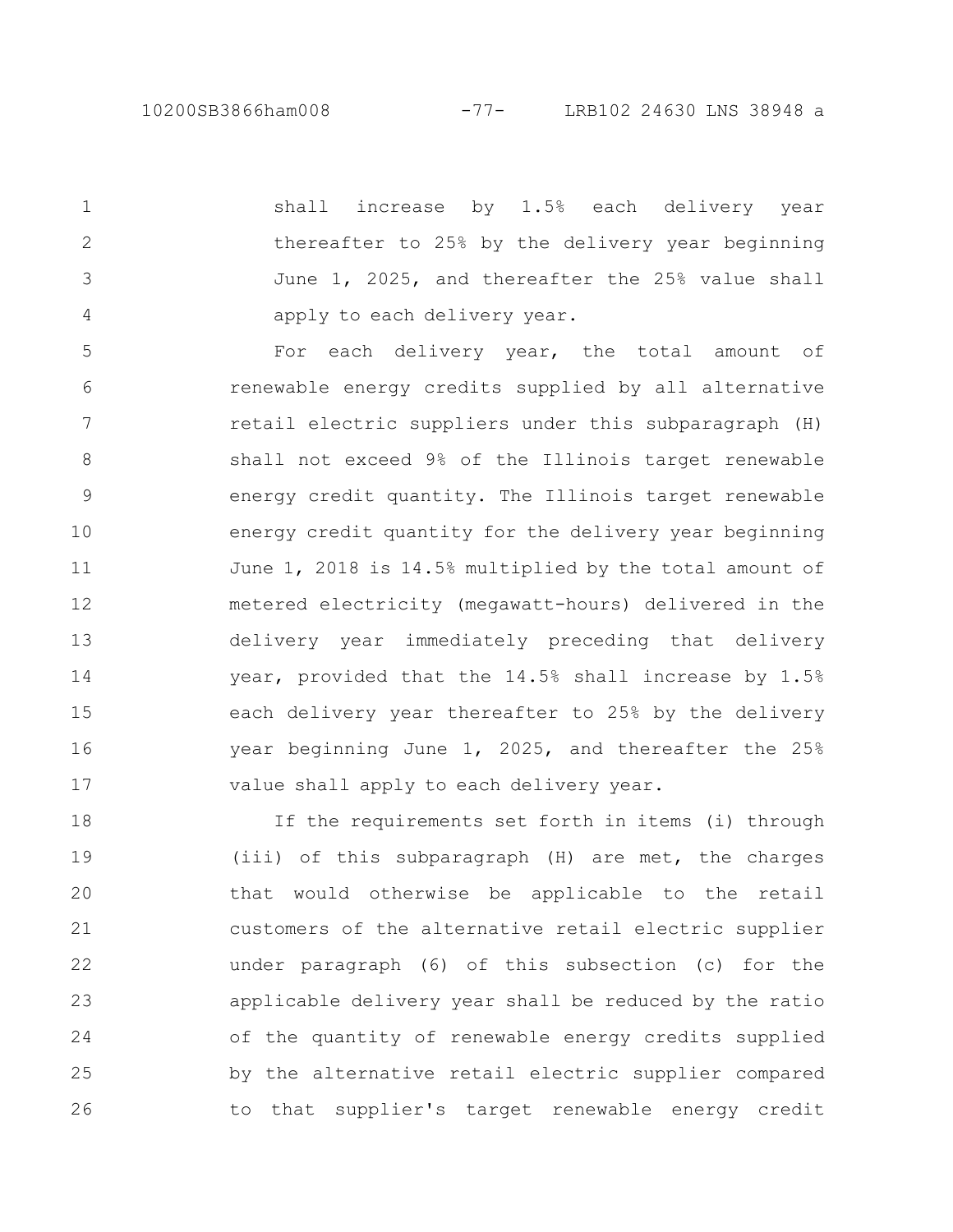shall increase by 1.5% each delivery year thereafter to 25% by the delivery year beginning June 1, 2025, and thereafter the 25% value shall apply to each delivery year.

For each delivery year, the total amount of renewable energy credits supplied by all alternative retail electric suppliers under this subparagraph (H) shall not exceed 9% of the Illinois target renewable energy credit quantity. The Illinois target renewable energy credit quantity for the delivery year beginning June 1, 2018 is 14.5% multiplied by the total amount of metered electricity (megawatt-hours) delivered in the delivery year immediately preceding that delivery year, provided that the 14.5% shall increase by 1.5% each delivery year thereafter to 25% by the delivery year beginning June 1, 2025, and thereafter the 25% value shall apply to each delivery year.

If the requirements set forth in items (i) through (iii) of this subparagraph (H) are met, the charges that would otherwise be applicable to the retail customers of the alternative retail electric supplier under paragraph (6) of this subsection (c) for the applicable delivery year shall be reduced by the ratio of the quantity of renewable energy credits supplied by the alternative retail electric supplier compared to that supplier's target renewable energy credit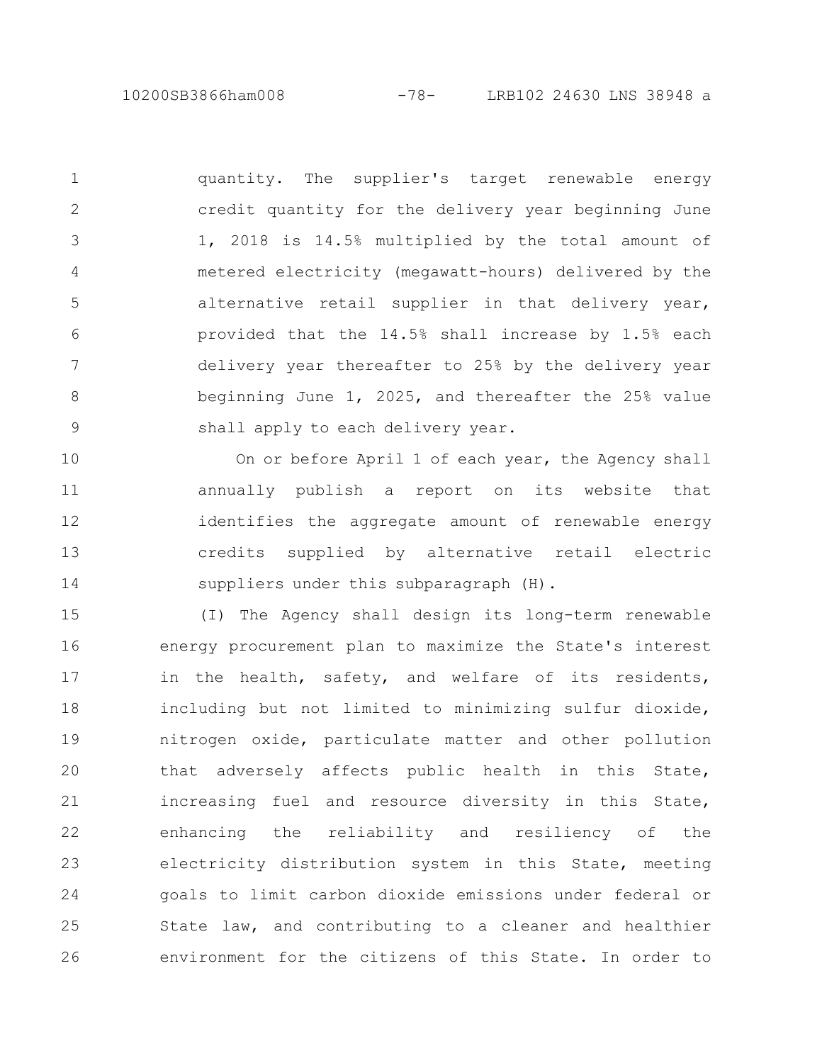quantity. The supplier's target renewable energy credit quantity for the delivery year beginning June 1, 2018 is 14.5% multiplied by the total amount of metered electricity (megawatt-hours) delivered by the alternative retail supplier in that delivery year, provided that the 14.5% shall increase by 1.5% each delivery year thereafter to 25% by the delivery year beginning June 1, 2025, and thereafter the 25% value shall apply to each delivery year.

On or before April 1 of each year, the Agency shall annually publish a report on its website that identifies the aggregate amount of renewable energy credits supplied by alternative retail electric suppliers under this subparagraph (H).

(I) The Agency shall design its long-term renewable energy procurement plan to maximize the State's interest in the health, safety, and welfare of its residents, including but not limited to minimizing sulfur dioxide, nitrogen oxide, particulate matter and other pollution that adversely affects public health in this State, increasing fuel and resource diversity in this State, enhancing the reliability and resiliency of the electricity distribution system in this State, meeting goals to limit carbon dioxide emissions under federal or State law, and contributing to a cleaner and healthier environment for the citizens of this State. In order to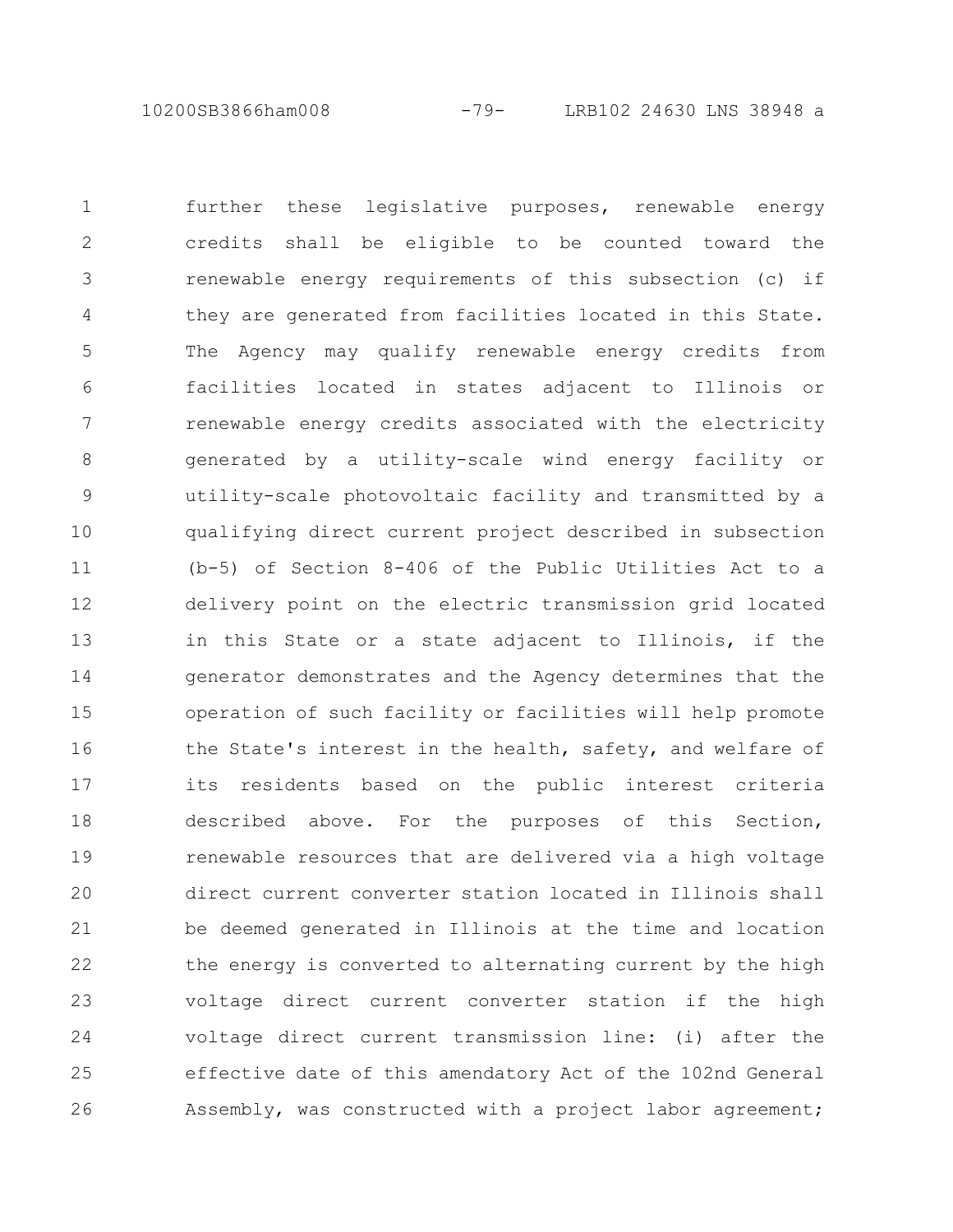further these legislative purposes, renewable energy credits shall be eligible to be counted toward the renewable energy requirements of this subsection (c) if they are generated from facilities located in this State. The Agency may qualify renewable energy credits from facilities located in states adjacent to Illinois or renewable energy credits associated with the electricity generated by a utility-scale wind energy facility or utility-scale photovoltaic facility and transmitted by a qualifying direct current project described in subsection (b-5) of Section 8-406 of the Public Utilities Act to a delivery point on the electric transmission grid located in this State or a state adjacent to Illinois, if the generator demonstrates and the Agency determines that the operation of such facility or facilities will help promote the State's interest in the health, safety, and welfare of its residents based on the public interest criteria described above. For the purposes of this Section, renewable resources that are delivered via a high voltage direct current converter station located in Illinois shall be deemed generated in Illinois at the time and location the energy is converted to alternating current by the high voltage direct current converter station if the high voltage direct current transmission line: (i) after the effective date of this amendatory Act of the 102nd General Assembly, was constructed with a project labor agreement;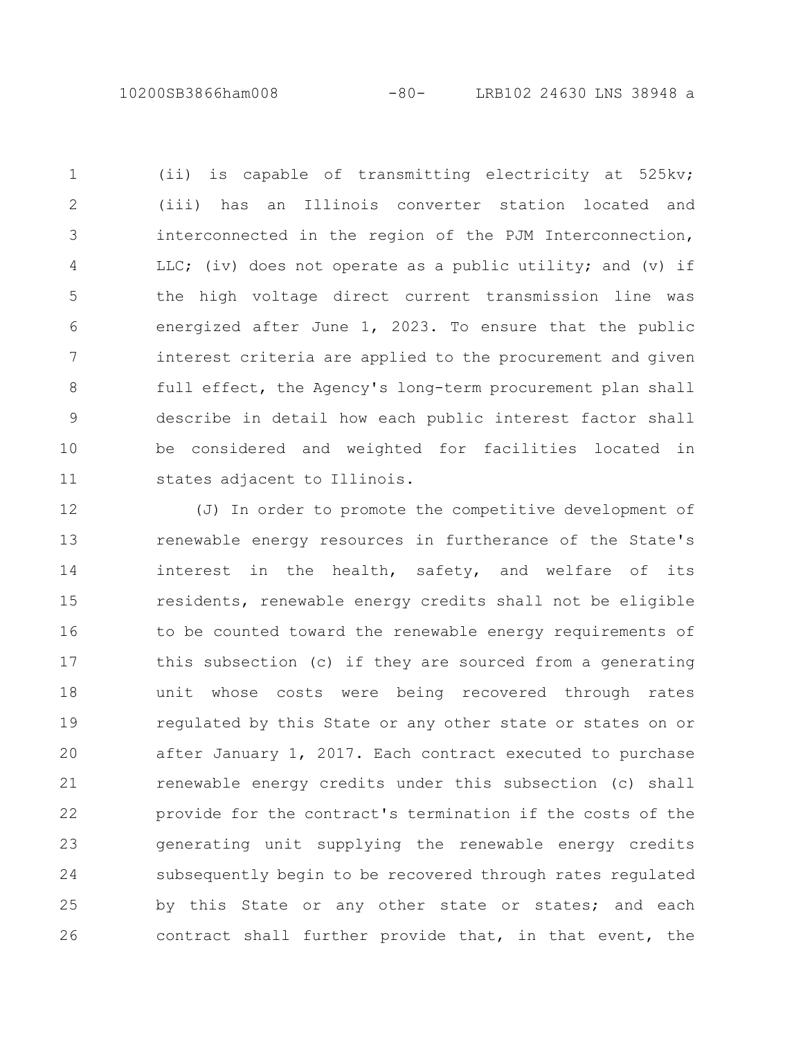(ii) is capable of transmitting electricity at 525kv; (iii) has an Illinois converter station located and interconnected in the region of the PJM Interconnection, LLC; (iv) does not operate as a public utility; and (v) if the high voltage direct current transmission line was energized after June 1, 2023. To ensure that the public interest criteria are applied to the procurement and given full effect, the Agency's long-term procurement plan shall describe in detail how each public interest factor shall be considered and weighted for facilities located in states adjacent to Illinois.

(J) In order to promote the competitive development of renewable energy resources in furtherance of the State's interest in the health, safety, and welfare of its residents, renewable energy credits shall not be eligible to be counted toward the renewable energy requirements of this subsection (c) if they are sourced from a generating unit whose costs were being recovered through rates regulated by this State or any other state or states on or after January 1, 2017. Each contract executed to purchase renewable energy credits under this subsection (c) shall provide for the contract's termination if the costs of the generating unit supplying the renewable energy credits subsequently begin to be recovered through rates regulated by this State or any other state or states; and each contract shall further provide that, in that event, the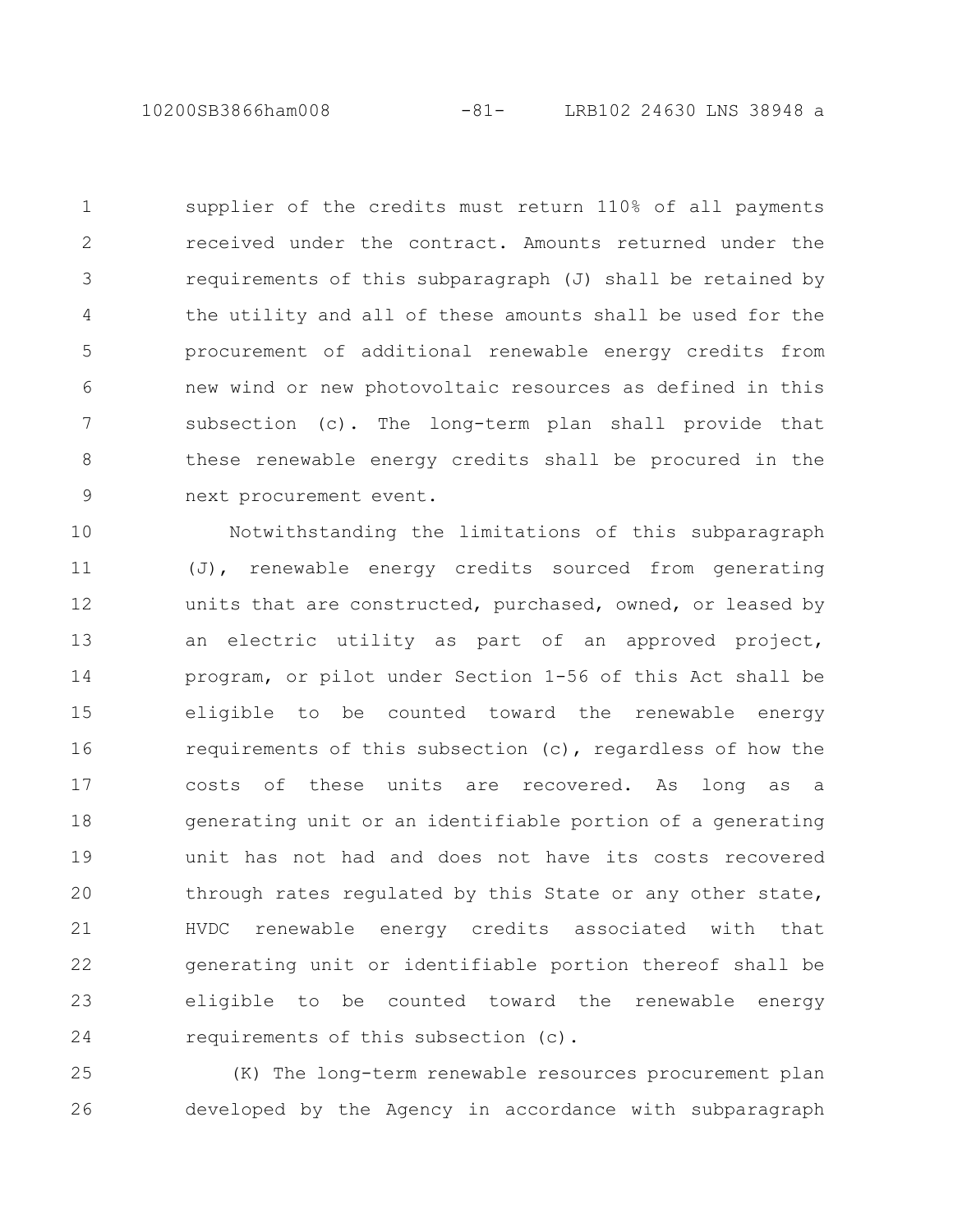supplier of the credits must return 110% of all payments received under the contract. Amounts returned under the requirements of this subparagraph (J) shall be retained by the utility and all of these amounts shall be used for the procurement of additional renewable energy credits from new wind or new photovoltaic resources as defined in this subsection (c). The long-term plan shall provide that these renewable energy credits shall be procured in the next procurement event.

Notwithstanding the limitations of this subparagraph (J), renewable energy credits sourced from generating units that are constructed, purchased, owned, or leased by an electric utility as part of an approved project, program, or pilot under Section 1-56 of this Act shall be eligible to be counted toward the renewable energy requirements of this subsection (c), regardless of how the costs of these units are recovered. As long as a generating unit or an identifiable portion of a generating unit has not had and does not have its costs recovered through rates regulated by this State or any other state, HVDC renewable energy credits associated with that generating unit or identifiable portion thereof shall be eligible to be counted toward the renewable energy requirements of this subsection (c).

(K) The long-term renewable resources procurement plan developed by the Agency in accordance with subparagraph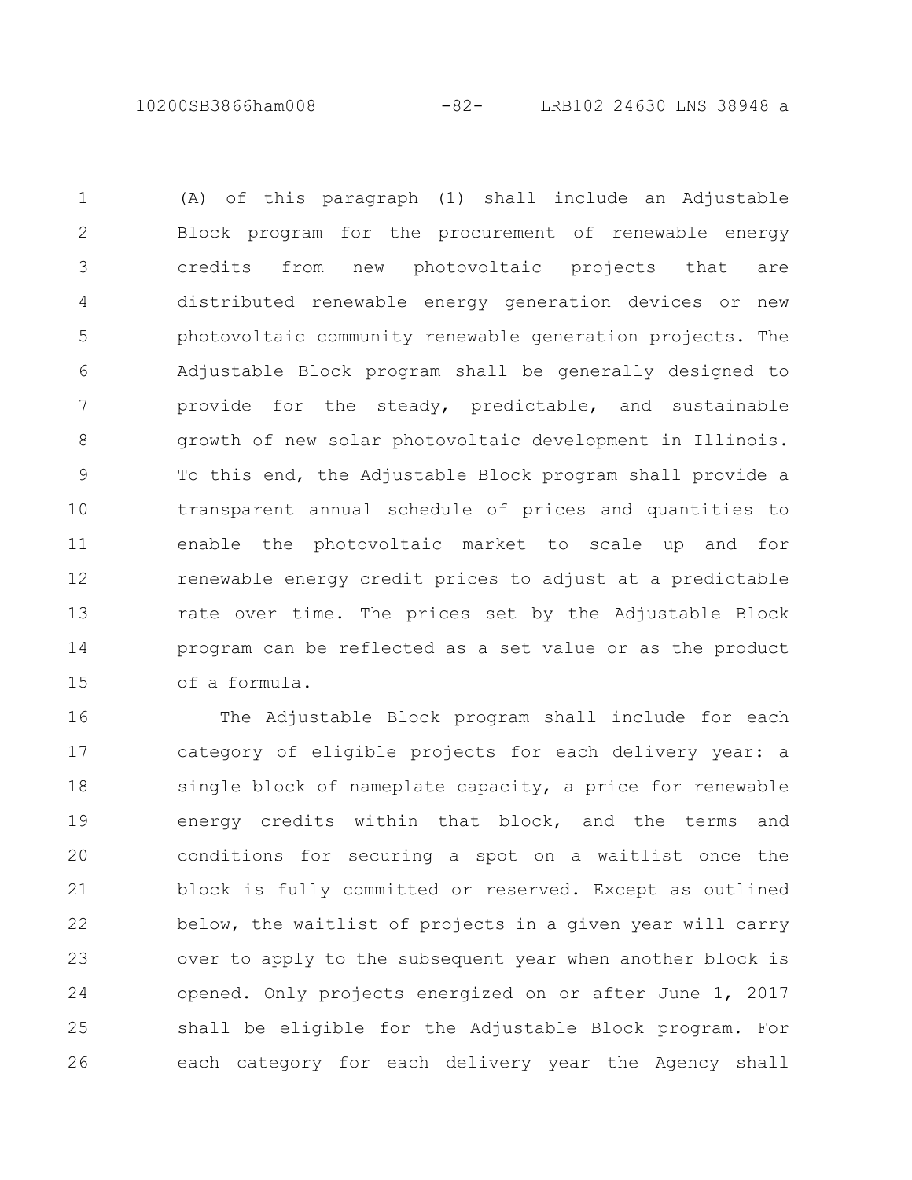(A) of this paragraph (1) shall include an Adjustable Block program for the procurement of renewable energy credits from new photovoltaic projects that are distributed renewable energy generation devices or new photovoltaic community renewable generation projects. The Adjustable Block program shall be generally designed to provide for the steady, predictable, and sustainable growth of new solar photovoltaic development in Illinois. To this end, the Adjustable Block program shall provide a transparent annual schedule of prices and quantities to enable the photovoltaic market to scale up and for renewable energy credit prices to adjust at a predictable rate over time. The prices set by the Adjustable Block program can be reflected as a set value or as the product of a formula.

The Adjustable Block program shall include for each category of eligible projects for each delivery year: a single block of nameplate capacity, a price for renewable energy credits within that block, and the terms and conditions for securing a spot on a waitlist once the block is fully committed or reserved. Except as outlined below, the waitlist of projects in a given year will carry over to apply to the subsequent year when another block is opened. Only projects energized on or after June 1, 2017 shall be eligible for the Adjustable Block program. For each category for each delivery year the Agency shall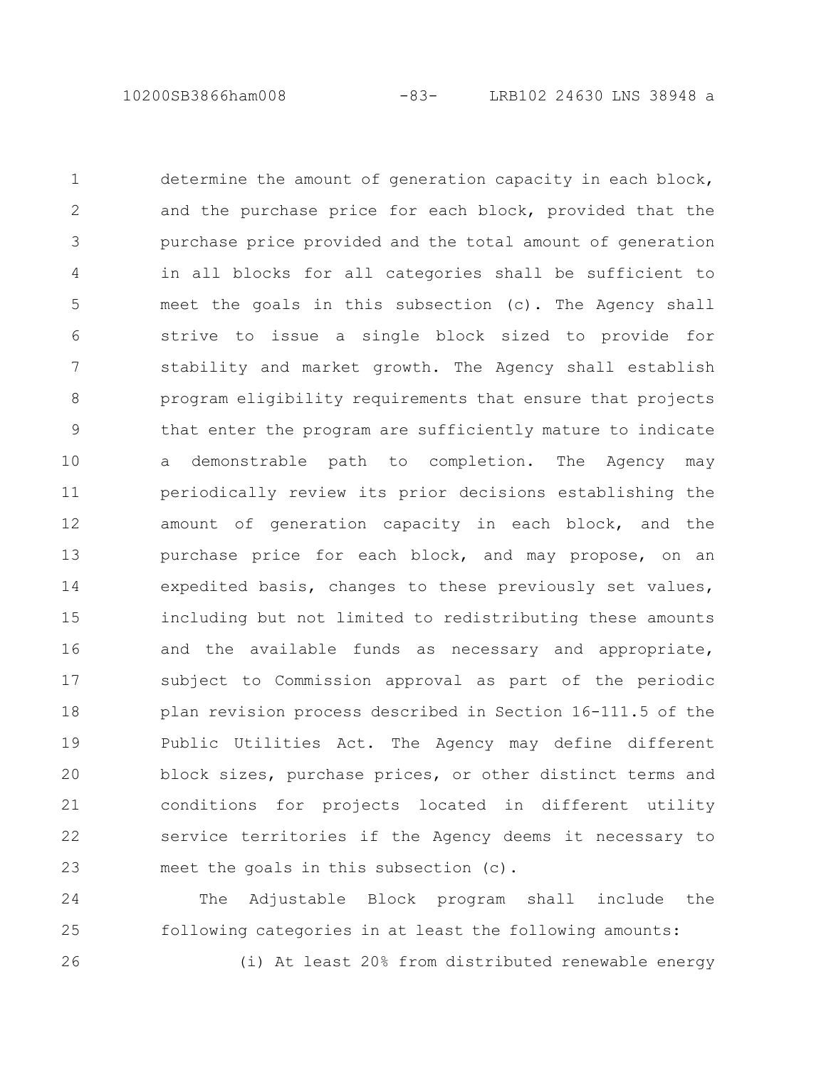determine the amount of generation capacity in each block, and the purchase price for each block, provided that the purchase price provided and the total amount of generation in all blocks for all categories shall be sufficient to meet the goals in this subsection (c). The Agency shall strive to issue a single block sized to provide for stability and market growth. The Agency shall establish program eligibility requirements that ensure that projects that enter the program are sufficiently mature to indicate a demonstrable path to completion. The Agency may periodically review its prior decisions establishing the amount of generation capacity in each block, and the purchase price for each block, and may propose, on an expedited basis, changes to these previously set values, including but not limited to redistributing these amounts and the available funds as necessary and appropriate, subject to Commission approval as part of the periodic plan revision process described in Section 16-111.5 of the Public Utilities Act. The Agency may define different block sizes, purchase prices, or other distinct terms and conditions for projects located in different utility service territories if the Agency deems it necessary to meet the goals in this subsection (c).

The Adjustable Block program shall include the following categories in at least the following amounts:

(i) At least 20% from distributed renewable energy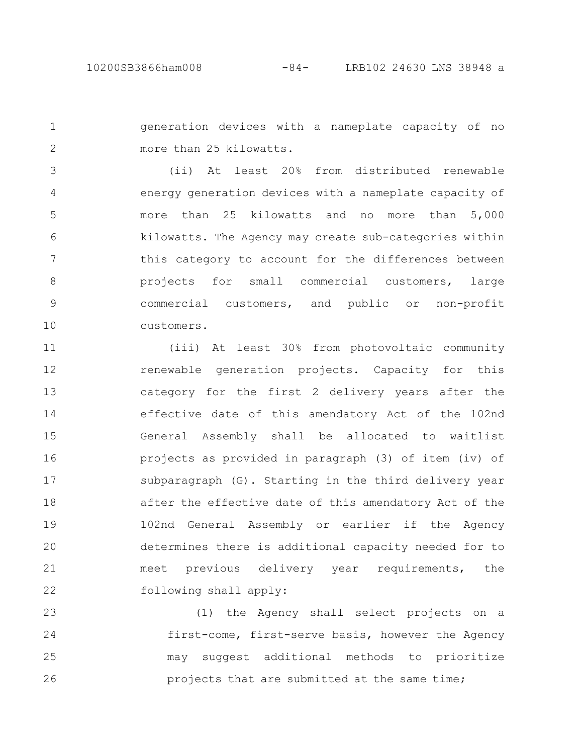generation devices with a nameplate capacity of no more than 25 kilowatts.

(ii) At least 20% from distributed renewable energy generation devices with a nameplate capacity of more than 25 kilowatts and no more than 5,000 kilowatts. The Agency may create sub-categories within this category to account for the differences between projects for small commercial customers, large commercial customers, and public or non-profit customers.

(iii) At least 30% from photovoltaic community renewable generation projects. Capacity for this category for the first 2 delivery years after the effective date of this amendatory Act of the 102nd General Assembly shall be allocated to waitlist projects as provided in paragraph (3) of item (iv) of subparagraph (G). Starting in the third delivery year after the effective date of this amendatory Act of the 102nd General Assembly or earlier if the Agency determines there is additional capacity needed for to meet previous delivery year requirements, the following shall apply:

(1) the Agency shall select projects on a first-come, first-serve basis, however the Agency may suggest additional methods to prioritize projects that are submitted at the same time;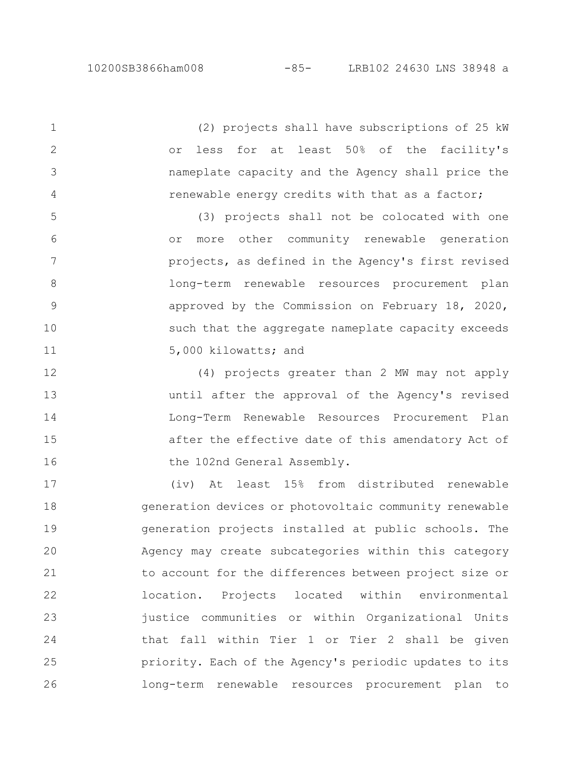(2) projects shall have subscriptions of 25 kW or less for at least 50% of the facility's nameplate capacity and the Agency shall price the renewable energy credits with that as a factor;

(3) projects shall not be colocated with one or more other community renewable generation projects, as defined in the Agency's first revised long-term renewable resources procurement plan approved by the Commission on February 18, 2020, such that the aggregate nameplate capacity exceeds 5,000 kilowatts; and

(4) projects greater than 2 MW may not apply until after the approval of the Agency's revised Long-Term Renewable Resources Procurement Plan after the effective date of this amendatory Act of the 102nd General Assembly.

(iv) At least 15% from distributed renewable generation devices or photovoltaic community renewable generation projects installed at public schools. The Agency may create subcategories within this category to account for the differences between project size or location. Projects located within environmental justice communities or within Organizational Units that fall within Tier 1 or Tier 2 shall be given priority. Each of the Agency's periodic updates to its long-term renewable resources procurement plan to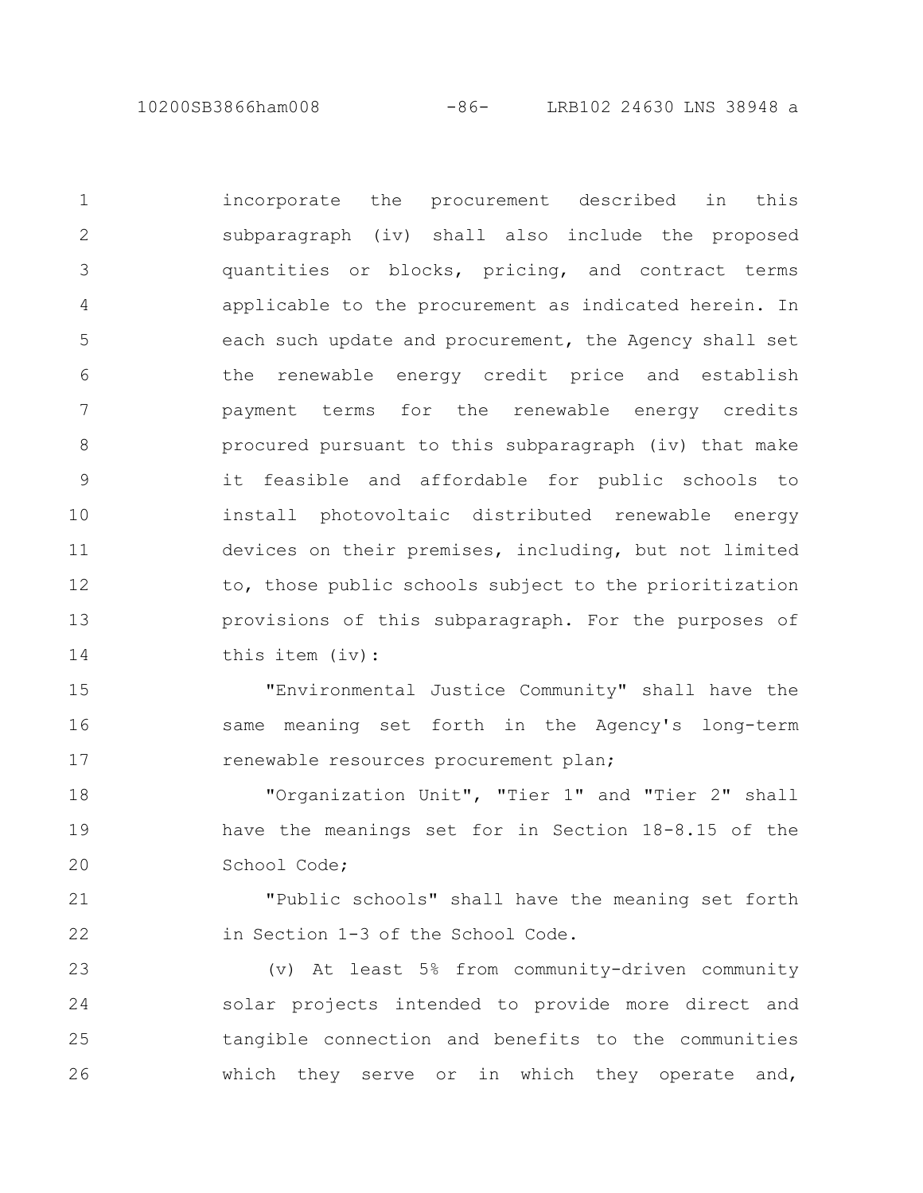incorporate the procurement described in this subparagraph (iv) shall also include the proposed quantities or blocks, pricing, and contract terms applicable to the procurement as indicated herein. In each such update and procurement, the Agency shall set the renewable energy credit price and establish payment terms for the renewable energy credits procured pursuant to this subparagraph (iv) that make it feasible and affordable for public schools to install photovoltaic distributed renewable energy devices on their premises, including, but not limited to, those public schools subject to the prioritization provisions of this subparagraph. For the purposes of this item (iv):

"Environmental Justice Community" shall have the same meaning set forth in the Agency's long-term renewable resources procurement plan;

"Organization Unit", "Tier 1" and "Tier 2" shall have the meanings set for in Section 18-8.15 of the School Code;

"Public schools" shall have the meaning set forth in Section 1-3 of the School Code.

(v) At least 5% from community-driven community solar projects intended to provide more direct and tangible connection and benefits to the communities which they serve or in which they operate and,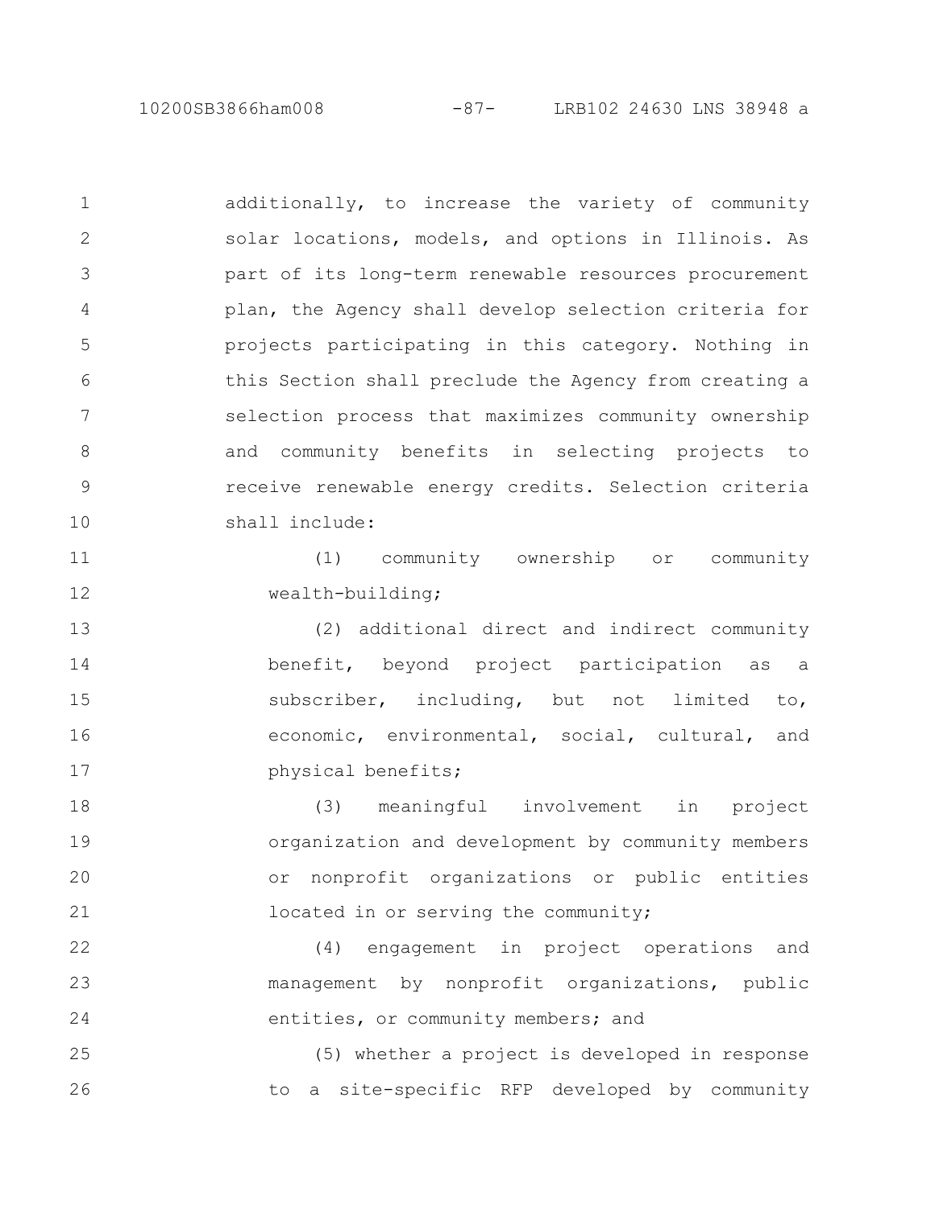additionally, to increase the variety of community solar locations, models, and options in Illinois. As part of its long-term renewable resources procurement plan, the Agency shall develop selection criteria for projects participating in this category. Nothing in this Section shall preclude the Agency from creating a selection process that maximizes community ownership and community benefits in selecting projects to receive renewable energy credits. Selection criteria shall include:

(1) community ownership or community wealth-building;

(2) additional direct and indirect community benefit, beyond project participation as a subscriber, including, but not limited to, economic, environmental, social, cultural, and physical benefits;

(3) meaningful involvement in project organization and development by community members or nonprofit organizations or public entities located in or serving the community;

(4) engagement in project operations and management by nonprofit organizations, public entities, or community members; and

(5) whether a project is developed in response to a site-specific RFP developed by community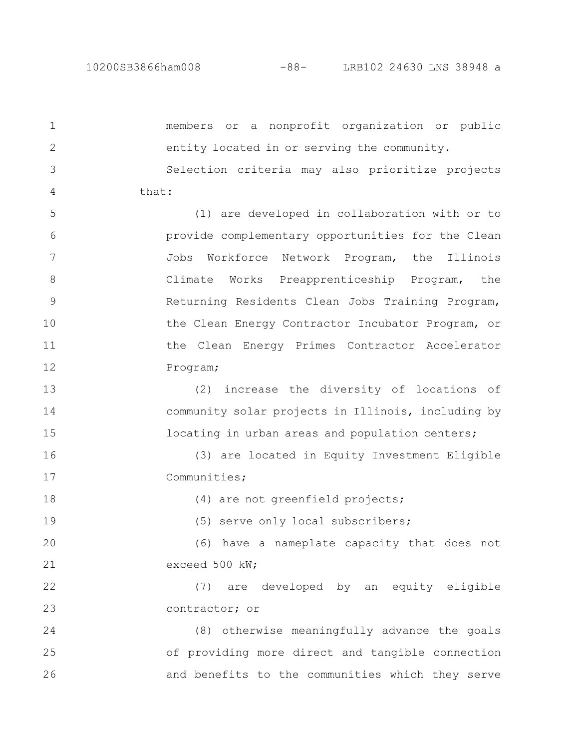members or a nonprofit organization or public entity located in or serving the community.

Selection criteria may also prioritize projects that:

(1) are developed in collaboration with or to provide complementary opportunities for the Clean Jobs Workforce Network Program, the Illinois Climate Works Preapprenticeship Program, the Returning Residents Clean Jobs Training Program, the Clean Energy Contractor Incubator Program, or the Clean Energy Primes Contractor Accelerator Program;

(2) increase the diversity of locations of community solar projects in Illinois, including by locating in urban areas and population centers;

(3) are located in Equity Investment Eligible Communities;

(4) are not greenfield projects;

(5) serve only local subscribers;

(6) have a nameplate capacity that does not exceed 500 kW;

(7) are developed by an equity eligible contractor; or

(8) otherwise meaningfully advance the goals of providing more direct and tangible connection and benefits to the communities which they serve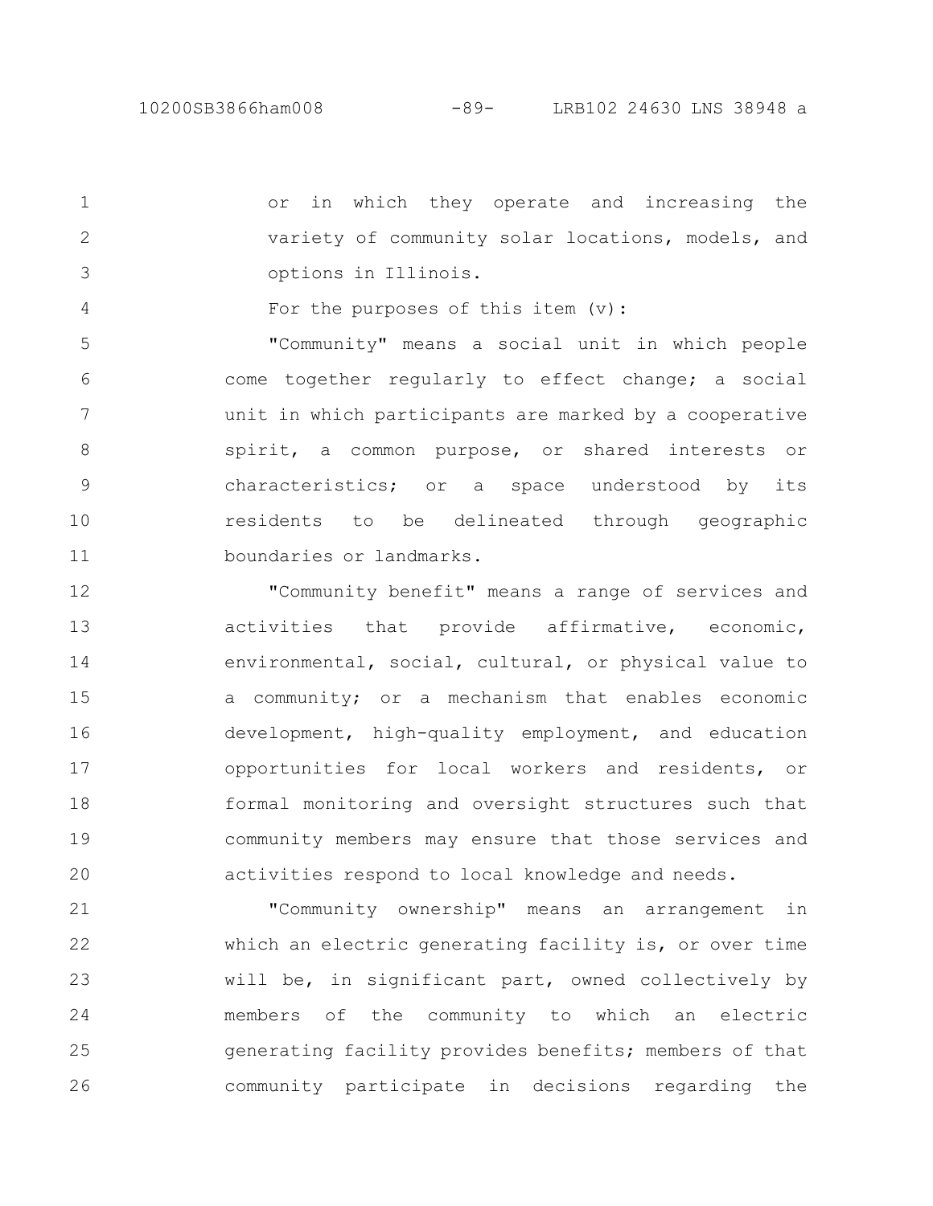or in which they operate and increasing the variety of community solar locations, models, and options in Illinois.

For the purposes of this item (v):

"Community" means a social unit in which people come together regularly to effect change; a social unit in which participants are marked by a cooperative spirit, a common purpose, or shared interests or characteristics; or a space understood by its residents to be delineated through geographic boundaries or landmarks.

"Community benefit" means a range of services and activities that provide affirmative, economic, environmental, social, cultural, or physical value to a community; or a mechanism that enables economic development, high-quality employment, and education opportunities for local workers and residents, or formal monitoring and oversight structures such that community members may ensure that those services and activities respond to local knowledge and needs.

"Community ownership" means an arrangement in which an electric generating facility is, or over time will be, in significant part, owned collectively by members of the community to which an electric generating facility provides benefits; members of that community participate in decisions regarding the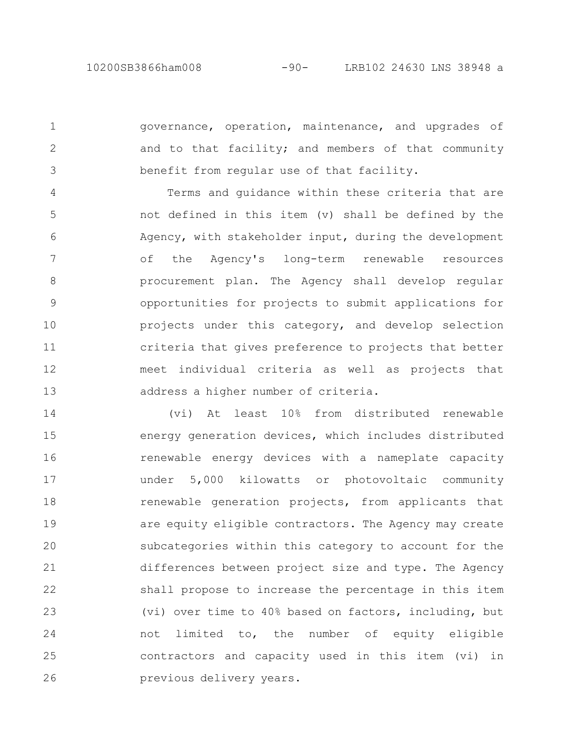governance, operation, maintenance, and upgrades of and to that facility; and members of that community benefit from regular use of that facility.

Terms and guidance within these criteria that are not defined in this item (v) shall be defined by the Agency, with stakeholder input, during the development of the Agency's long-term renewable resources procurement plan. The Agency shall develop regular opportunities for projects to submit applications for projects under this category, and develop selection criteria that gives preference to projects that better meet individual criteria as well as projects that address a higher number of criteria.

(vi) At least 10% from distributed renewable energy generation devices, which includes distributed renewable energy devices with a nameplate capacity under 5,000 kilowatts or photovoltaic community renewable generation projects, from applicants that are equity eligible contractors. The Agency may create subcategories within this category to account for the differences between project size and type. The Agency shall propose to increase the percentage in this item (vi) over time to 40% based on factors, including, but not limited to, the number of equity eligible contractors and capacity used in this item (vi) in previous delivery years.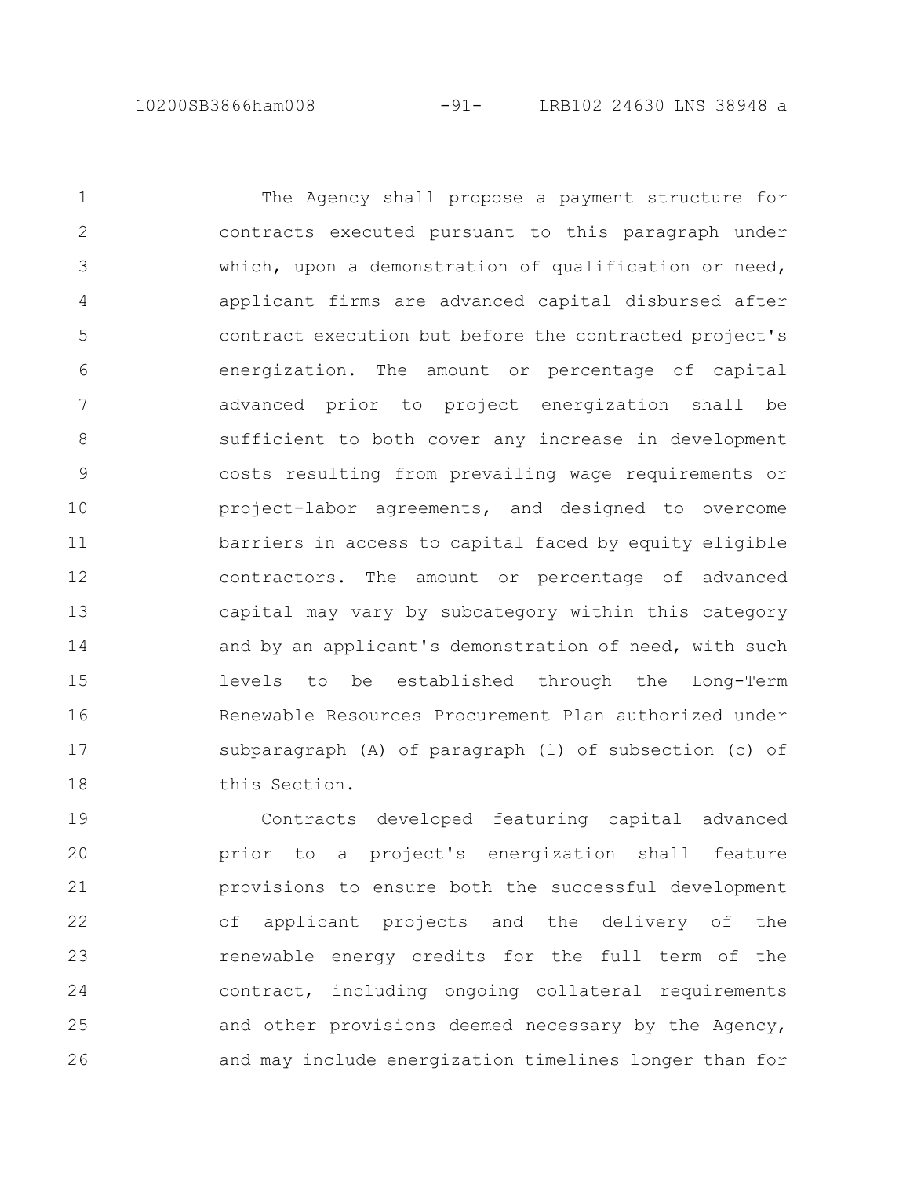The Agency shall propose a payment structure for contracts executed pursuant to this paragraph under which, upon a demonstration of qualification or need, applicant firms are advanced capital disbursed after contract execution but before the contracted project's energization. The amount or percentage of capital advanced prior to project energization shall be sufficient to both cover any increase in development costs resulting from prevailing wage requirements or project-labor agreements, and designed to overcome barriers in access to capital faced by equity eligible contractors. The amount or percentage of advanced capital may vary by subcategory within this category and by an applicant's demonstration of need, with such levels to be established through the Long-Term Renewable Resources Procurement Plan authorized under subparagraph (A) of paragraph (1) of subsection (c) of this Section.

Contracts developed featuring capital advanced prior to a project's energization shall feature provisions to ensure both the successful development of applicant projects and the delivery of the renewable energy credits for the full term of the contract, including ongoing collateral requirements and other provisions deemed necessary by the Agency, and may include energization timelines longer than for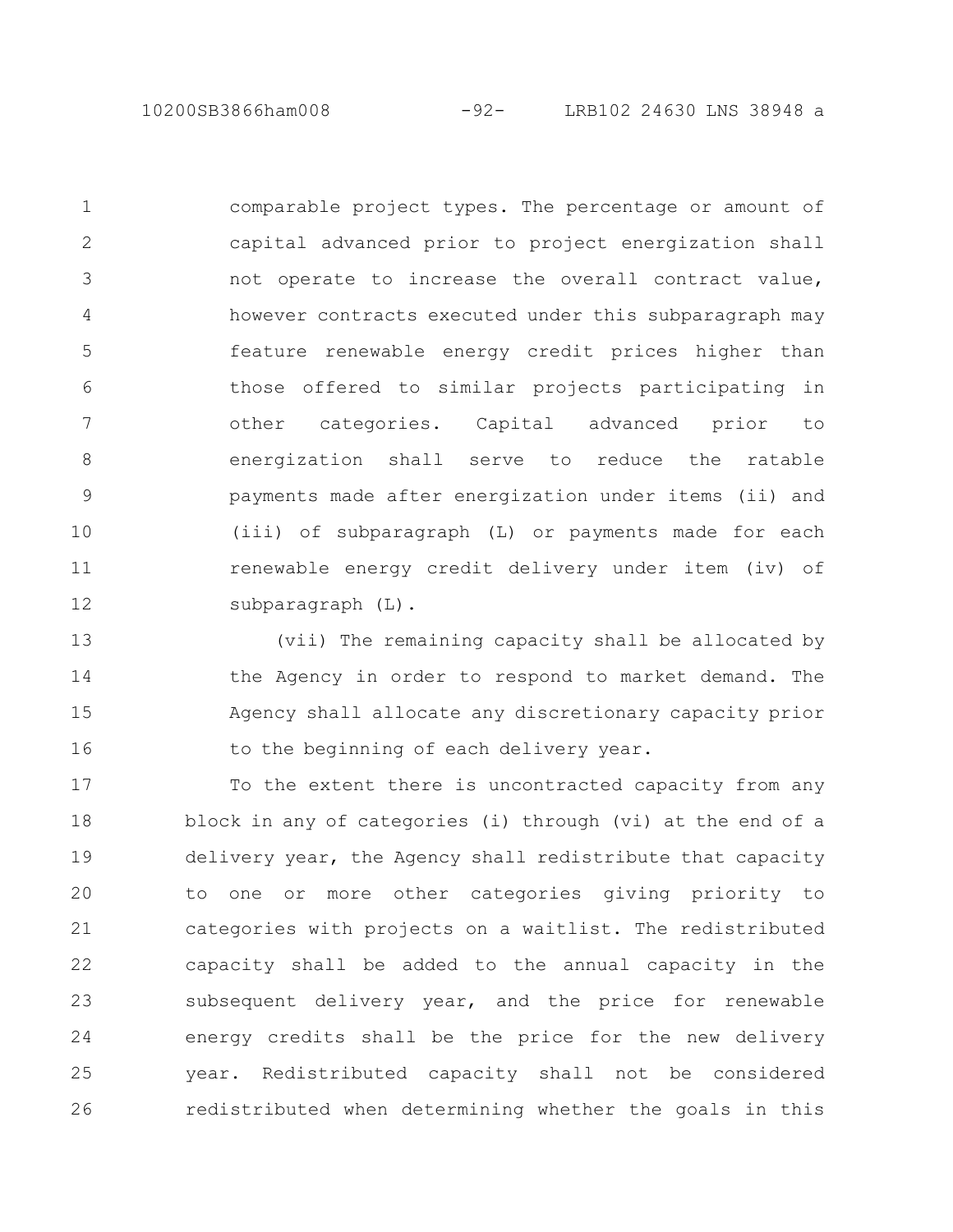comparable project types. The percentage or amount of capital advanced prior to project energization shall not operate to increase the overall contract value, however contracts executed under this subparagraph may feature renewable energy credit prices higher than those offered to similar projects participating in other categories. Capital advanced prior to energization shall serve to reduce the ratable payments made after energization under items (ii) and (iii) of subparagraph (L) or payments made for each renewable energy credit delivery under item (iv) of subparagraph (L).

(vii) The remaining capacity shall be allocated by the Agency in order to respond to market demand. The Agency shall allocate any discretionary capacity prior to the beginning of each delivery year.

To the extent there is uncontracted capacity from any block in any of categories (i) through (vi) at the end of a delivery year, the Agency shall redistribute that capacity to one or more other categories giving priority to categories with projects on a waitlist. The redistributed capacity shall be added to the annual capacity in the subsequent delivery year, and the price for renewable energy credits shall be the price for the new delivery year. Redistributed capacity shall not be considered redistributed when determining whether the goals in this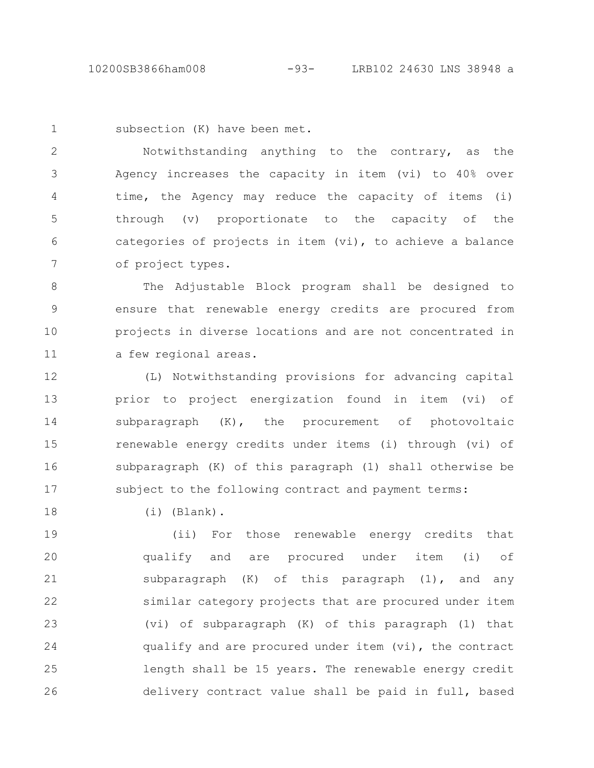subsection (K) have been met.

Notwithstanding anything to the contrary, as the Agency increases the capacity in item (vi) to 40% over time, the Agency may reduce the capacity of items (i) through (v) proportionate to the capacity of the categories of projects in item (vi), to achieve a balance of project types.

The Adjustable Block program shall be designed to ensure that renewable energy credits are procured from projects in diverse locations and are not concentrated in a few regional areas.

(L) Notwithstanding provisions for advancing capital prior to project energization found in item (vi) of subparagraph (K), the procurement of photovoltaic renewable energy credits under items (i) through (vi) of subparagraph (K) of this paragraph (1) shall otherwise be subject to the following contract and payment terms:

(i) (Blank).

(ii) For those renewable energy credits that qualify and are procured under item (i) of subparagraph (K) of this paragraph (1), and any similar category projects that are procured under item (vi) of subparagraph (K) of this paragraph (1) that qualify and are procured under item (vi), the contract length shall be 15 years. The renewable energy credit delivery contract value shall be paid in full, based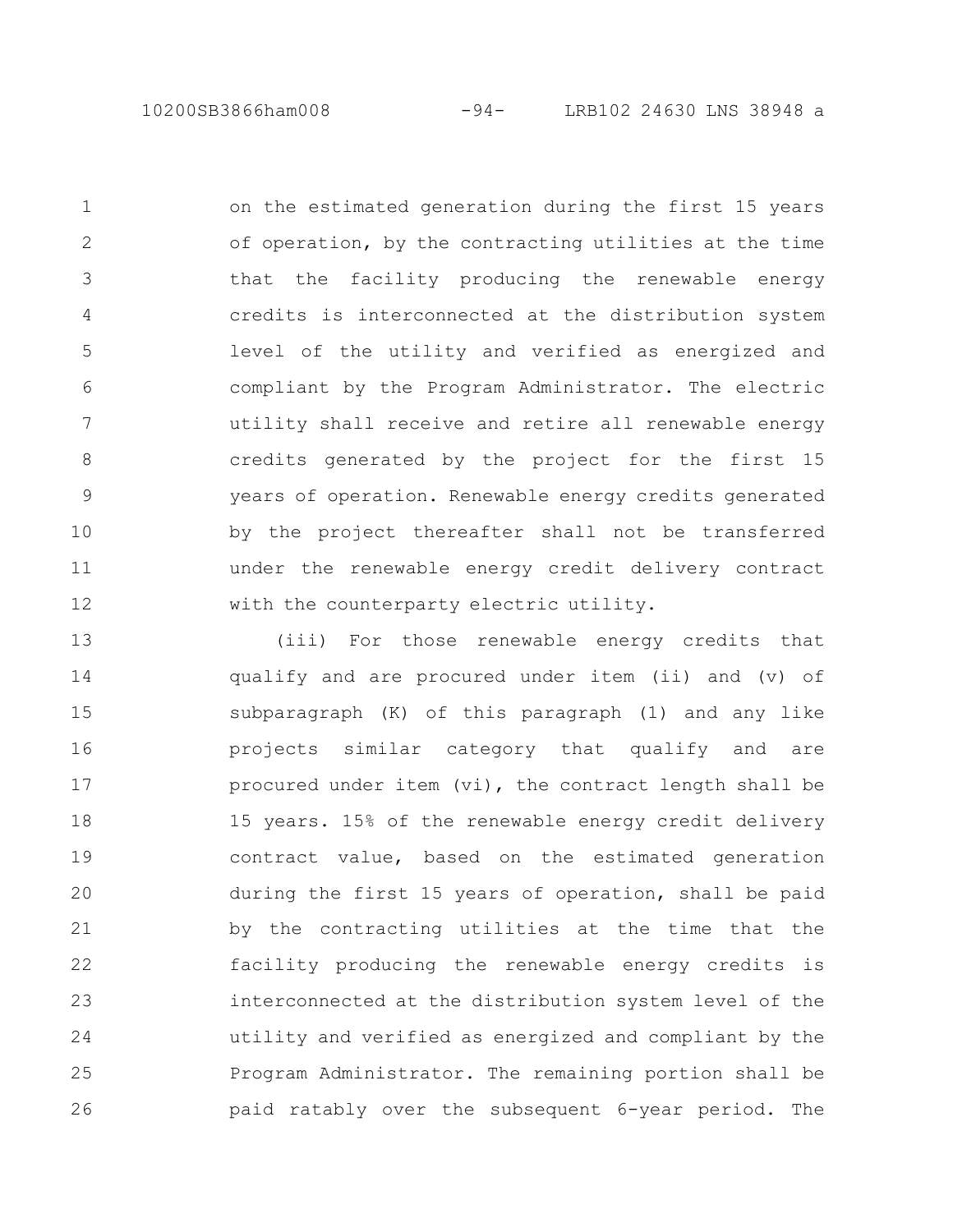on the estimated generation during the first 15 years of operation, by the contracting utilities at the time that the facility producing the renewable energy credits is interconnected at the distribution system level of the utility and verified as energized and compliant by the Program Administrator. The electric utility shall receive and retire all renewable energy credits generated by the project for the first 15 years of operation. Renewable energy credits generated by the project thereafter shall not be transferred under the renewable energy credit delivery contract with the counterparty electric utility.

(iii) For those renewable energy credits that qualify and are procured under item (ii) and (v) of subparagraph (K) of this paragraph (1) and any like projects similar category that qualify and are procured under item (vi), the contract length shall be 15 years. 15% of the renewable energy credit delivery contract value, based on the estimated generation during the first 15 years of operation, shall be paid by the contracting utilities at the time that the facility producing the renewable energy credits is interconnected at the distribution system level of the utility and verified as energized and compliant by the Program Administrator. The remaining portion shall be paid ratably over the subsequent 6-year period. The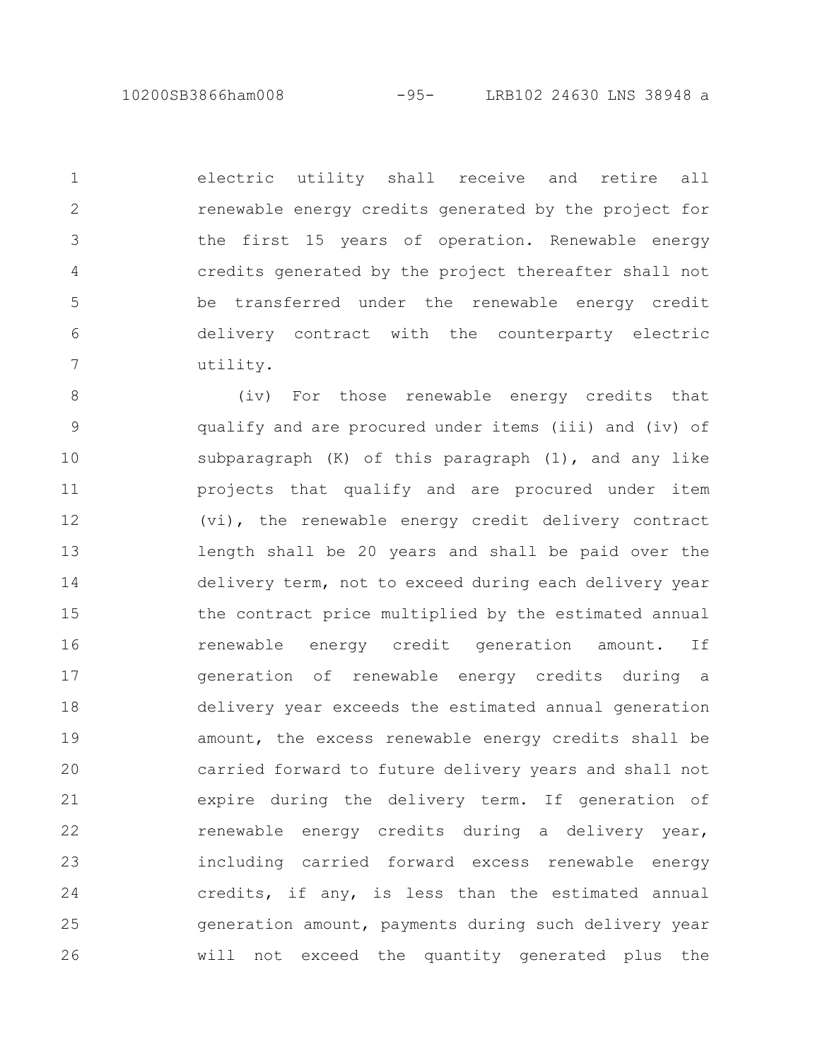electric utility shall receive and retire all renewable energy credits generated by the project for the first 15 years of operation. Renewable energy credits generated by the project thereafter shall not be transferred under the renewable energy credit delivery contract with the counterparty electric utility.

(iv) For those renewable energy credits that qualify and are procured under items (iii) and (iv) of subparagraph (K) of this paragraph (1), and any like projects that qualify and are procured under item (vi), the renewable energy credit delivery contract length shall be 20 years and shall be paid over the delivery term, not to exceed during each delivery year the contract price multiplied by the estimated annual renewable energy credit generation amount. If generation of renewable energy credits during a delivery year exceeds the estimated annual generation amount, the excess renewable energy credits shall be carried forward to future delivery years and shall not expire during the delivery term. If generation of renewable energy credits during a delivery year, including carried forward excess renewable energy credits, if any, is less than the estimated annual generation amount, payments during such delivery year will not exceed the quantity generated plus the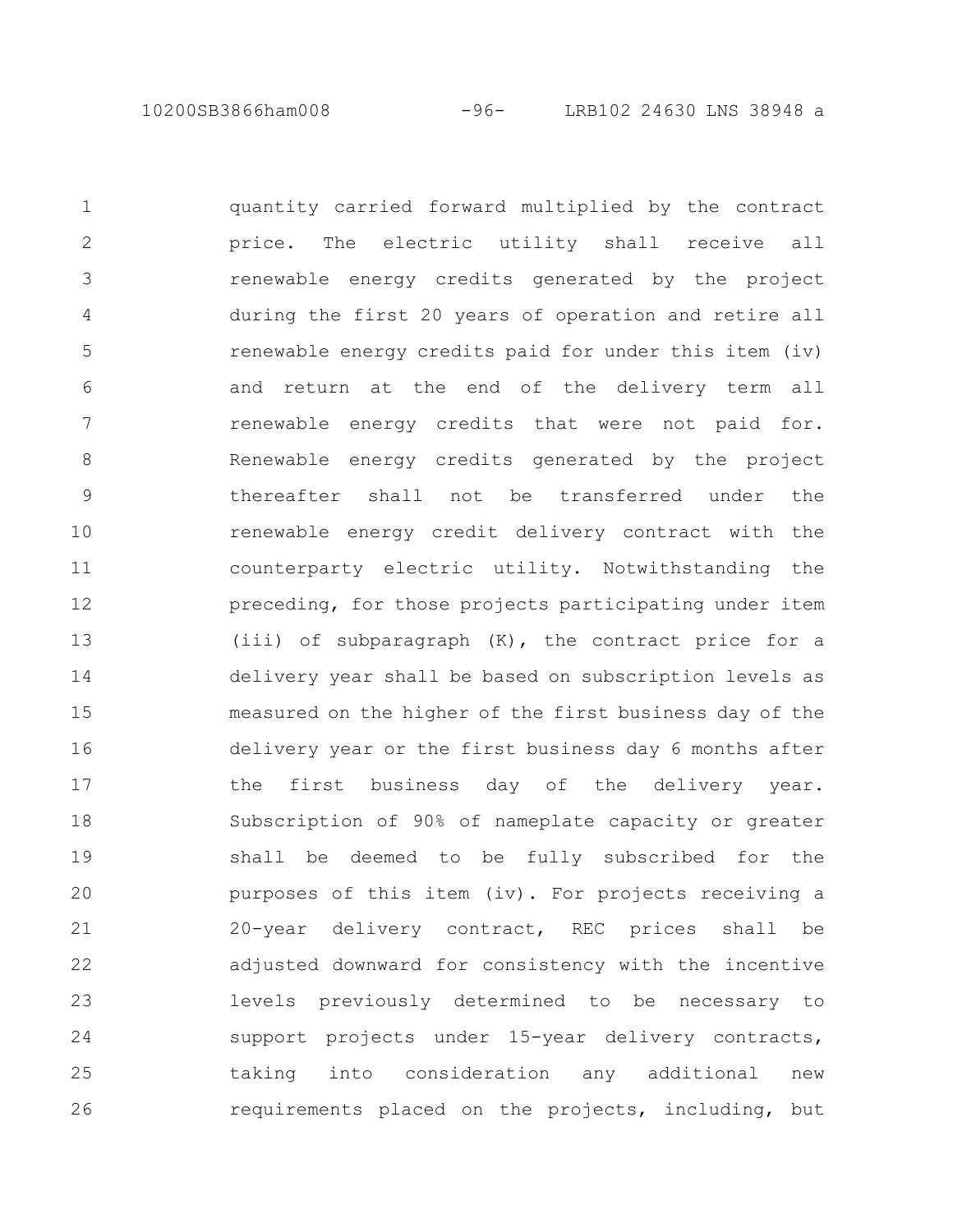quantity carried forward multiplied by the contract price. The electric utility shall receive all renewable energy credits generated by the project during the first 20 years of operation and retire all renewable energy credits paid for under this item (iv) and return at the end of the delivery term all renewable energy credits that were not paid for. Renewable energy credits generated by the project thereafter shall not be transferred under the renewable energy credit delivery contract with the counterparty electric utility. Notwithstanding the preceding, for those projects participating under item (iii) of subparagraph (K), the contract price for a delivery year shall be based on subscription levels as measured on the higher of the first business day of the delivery year or the first business day 6 months after the first business day of the delivery year. Subscription of 90% of nameplate capacity or greater shall be deemed to be fully subscribed for the purposes of this item (iv). For projects receiving a 20-year delivery contract, REC prices shall be adjusted downward for consistency with the incentive levels previously determined to be necessary to support projects under 15-year delivery contracts, taking into consideration any additional new requirements placed on the projects, including, but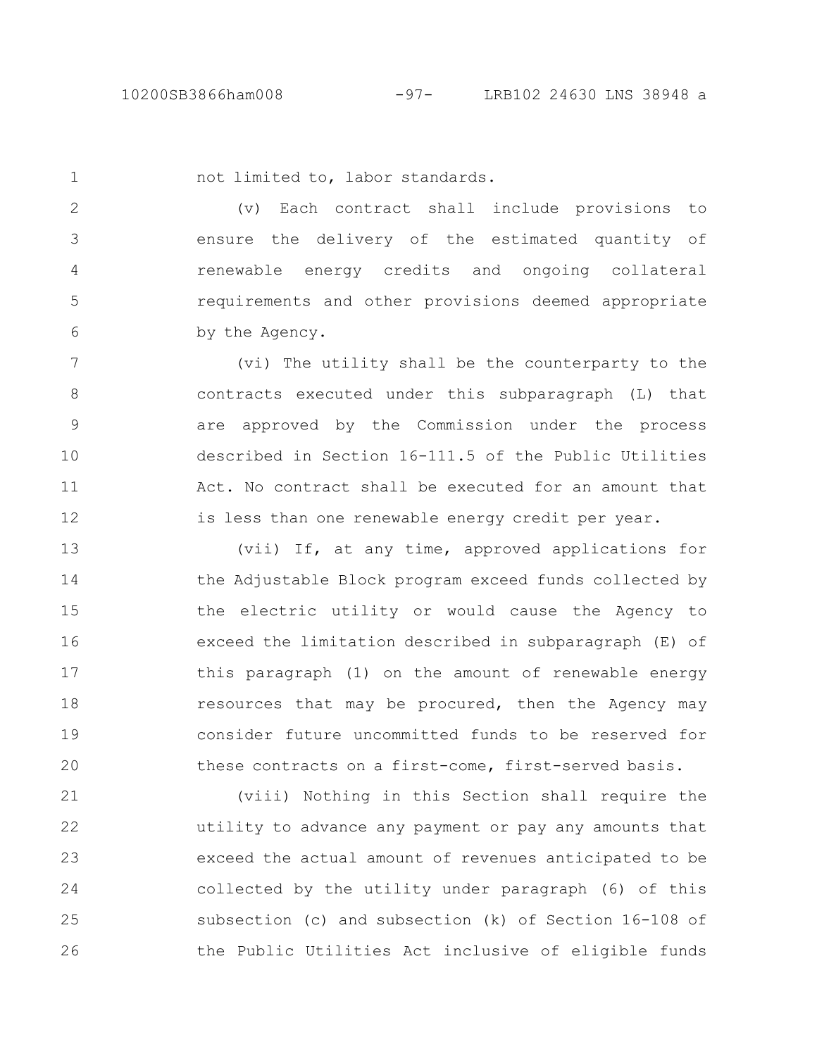not limited to, labor standards.

(v) Each contract shall include provisions to ensure the delivery of the estimated quantity of renewable energy credits and ongoing collateral requirements and other provisions deemed appropriate by the Agency.

(vi) The utility shall be the counterparty to the contracts executed under this subparagraph (L) that are approved by the Commission under the process described in Section 16-111.5 of the Public Utilities Act. No contract shall be executed for an amount that is less than one renewable energy credit per year.

(vii) If, at any time, approved applications for the Adjustable Block program exceed funds collected by the electric utility or would cause the Agency to exceed the limitation described in subparagraph (E) of this paragraph (1) on the amount of renewable energy resources that may be procured, then the Agency may consider future uncommitted funds to be reserved for these contracts on a first-come, first-served basis.

(viii) Nothing in this Section shall require the utility to advance any payment or pay any amounts that exceed the actual amount of revenues anticipated to be collected by the utility under paragraph (6) of this subsection (c) and subsection (k) of Section 16-108 of the Public Utilities Act inclusive of eligible funds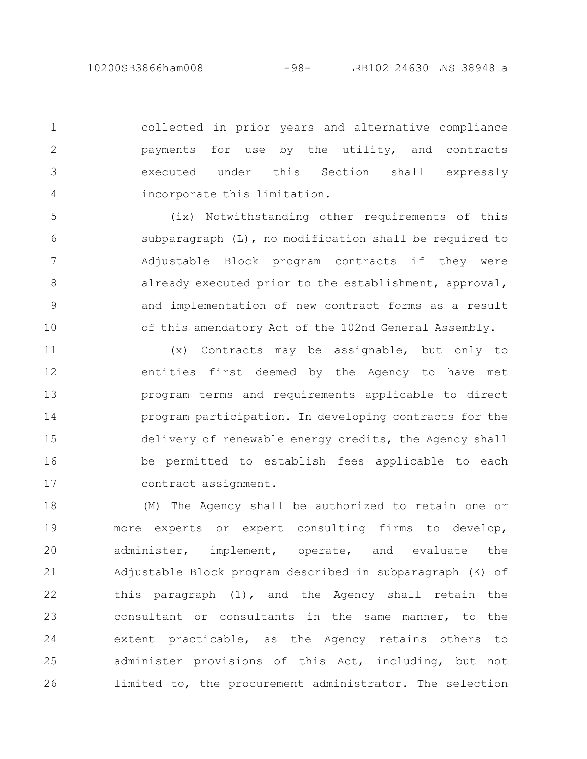collected in prior years and alternative compliance payments for use by the utility, and contracts executed under this Section shall expressly incorporate this limitation.

(ix) Notwithstanding other requirements of this subparagraph (L), no modification shall be required to Adjustable Block program contracts if they were already executed prior to the establishment, approval, and implementation of new contract forms as a result of this amendatory Act of the 102nd General Assembly.

(x) Contracts may be assignable, but only to entities first deemed by the Agency to have met program terms and requirements applicable to direct program participation. In developing contracts for the delivery of renewable energy credits, the Agency shall be permitted to establish fees applicable to each contract assignment.

(M) The Agency shall be authorized to retain one or more experts or expert consulting firms to develop, administer, implement, operate, and evaluate the Adjustable Block program described in subparagraph (K) of this paragraph (1), and the Agency shall retain the consultant or consultants in the same manner, to the extent practicable, as the Agency retains others to administer provisions of this Act, including, but not limited to, the procurement administrator. The selection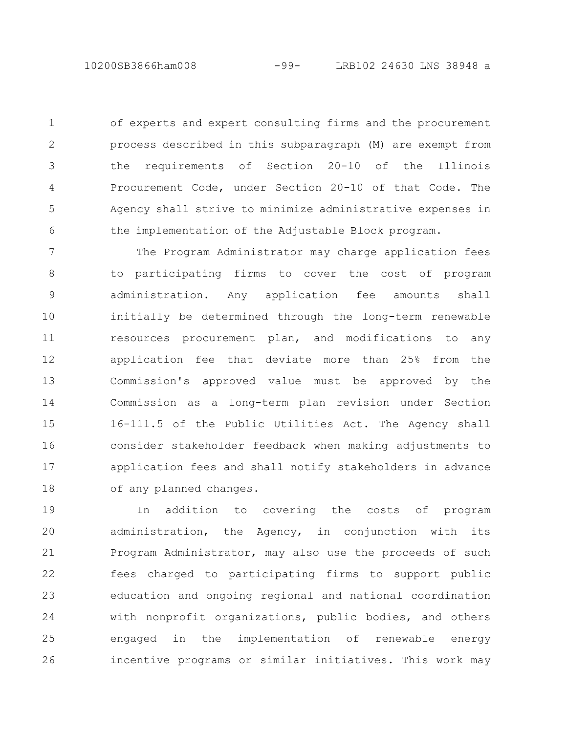of experts and expert consulting firms and the procurement process described in this subparagraph (M) are exempt from the requirements of Section 20-10 of the Illinois Procurement Code, under Section 20-10 of that Code. The Agency shall strive to minimize administrative expenses in the implementation of the Adjustable Block program.

The Program Administrator may charge application fees to participating firms to cover the cost of program administration. Any application fee amounts shall initially be determined through the long-term renewable resources procurement plan, and modifications to any application fee that deviate more than 25% from the Commission's approved value must be approved by the Commission as a long-term plan revision under Section 16-111.5 of the Public Utilities Act. The Agency shall consider stakeholder feedback when making adjustments to application fees and shall notify stakeholders in advance of any planned changes.

In addition to covering the costs of program administration, the Agency, in conjunction with its Program Administrator, may also use the proceeds of such fees charged to participating firms to support public education and ongoing regional and national coordination with nonprofit organizations, public bodies, and others engaged in the implementation of renewable energy incentive programs or similar initiatives. This work may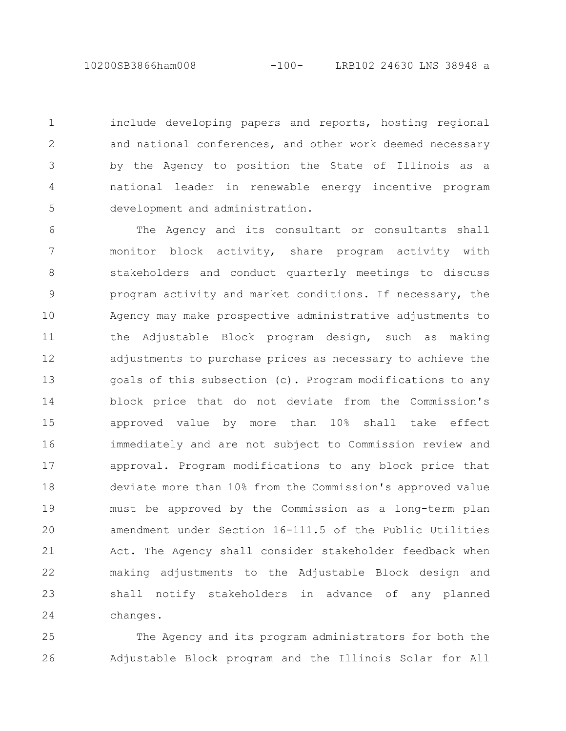include developing papers and reports, hosting regional and national conferences, and other work deemed necessary by the Agency to position the State of Illinois as a national leader in renewable energy incentive program development and administration.

The Agency and its consultant or consultants shall monitor block activity, share program activity with stakeholders and conduct quarterly meetings to discuss program activity and market conditions. If necessary, the Agency may make prospective administrative adjustments to the Adjustable Block program design, such as making adjustments to purchase prices as necessary to achieve the goals of this subsection (c). Program modifications to any block price that do not deviate from the Commission's approved value by more than 10% shall take effect immediately and are not subject to Commission review and approval. Program modifications to any block price that deviate more than 10% from the Commission's approved value must be approved by the Commission as a long-term plan amendment under Section 16-111.5 of the Public Utilities Act. The Agency shall consider stakeholder feedback when making adjustments to the Adjustable Block design and shall notify stakeholders in advance of any planned changes.

The Agency and its program administrators for both the Adjustable Block program and the Illinois Solar for All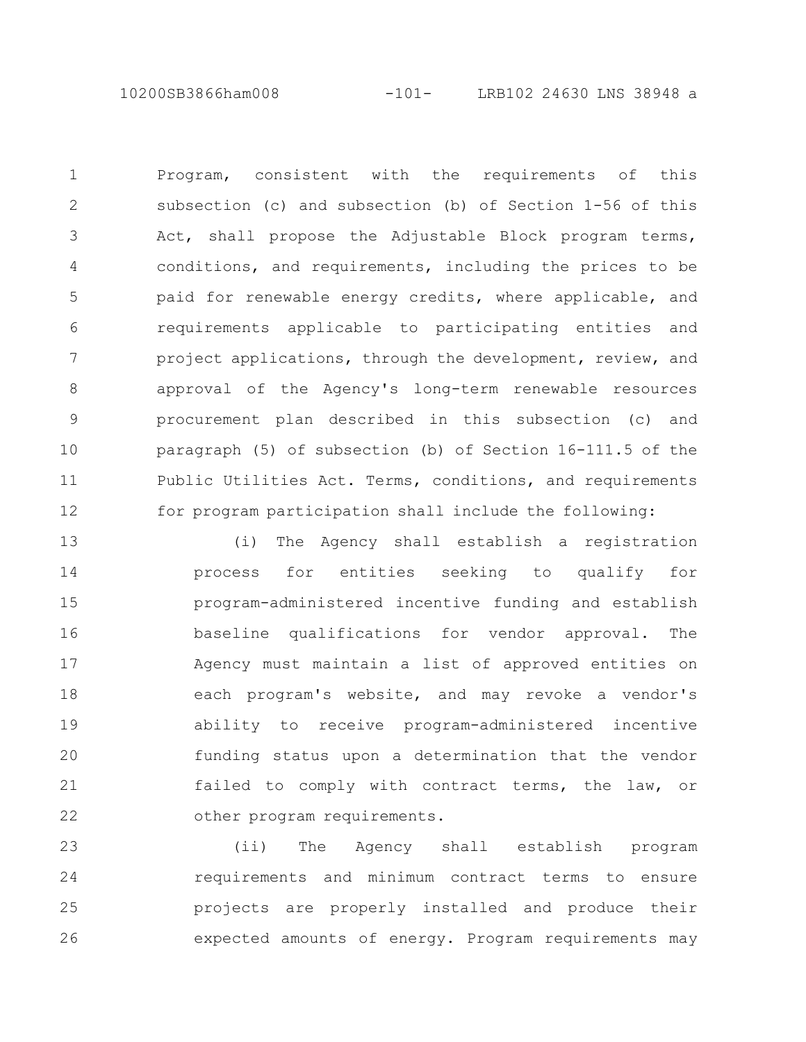Program, consistent with the requirements of this subsection (c) and subsection (b) of Section 1-56 of this Act, shall propose the Adjustable Block program terms, conditions, and requirements, including the prices to be paid for renewable energy credits, where applicable, and requirements applicable to participating entities and project applications, through the development, review, and approval of the Agency's long-term renewable resources procurement plan described in this subsection (c) and paragraph (5) of subsection (b) of Section 16-111.5 of the Public Utilities Act. Terms, conditions, and requirements for program participation shall include the following:

(i) The Agency shall establish a registration process for entities seeking to qualify for program-administered incentive funding and establish baseline qualifications for vendor approval. The Agency must maintain a list of approved entities on each program's website, and may revoke a vendor's ability to receive program-administered incentive funding status upon a determination that the vendor failed to comply with contract terms, the law, or other program requirements.

(ii) The Agency shall establish program requirements and minimum contract terms to ensure projects are properly installed and produce their expected amounts of energy. Program requirements may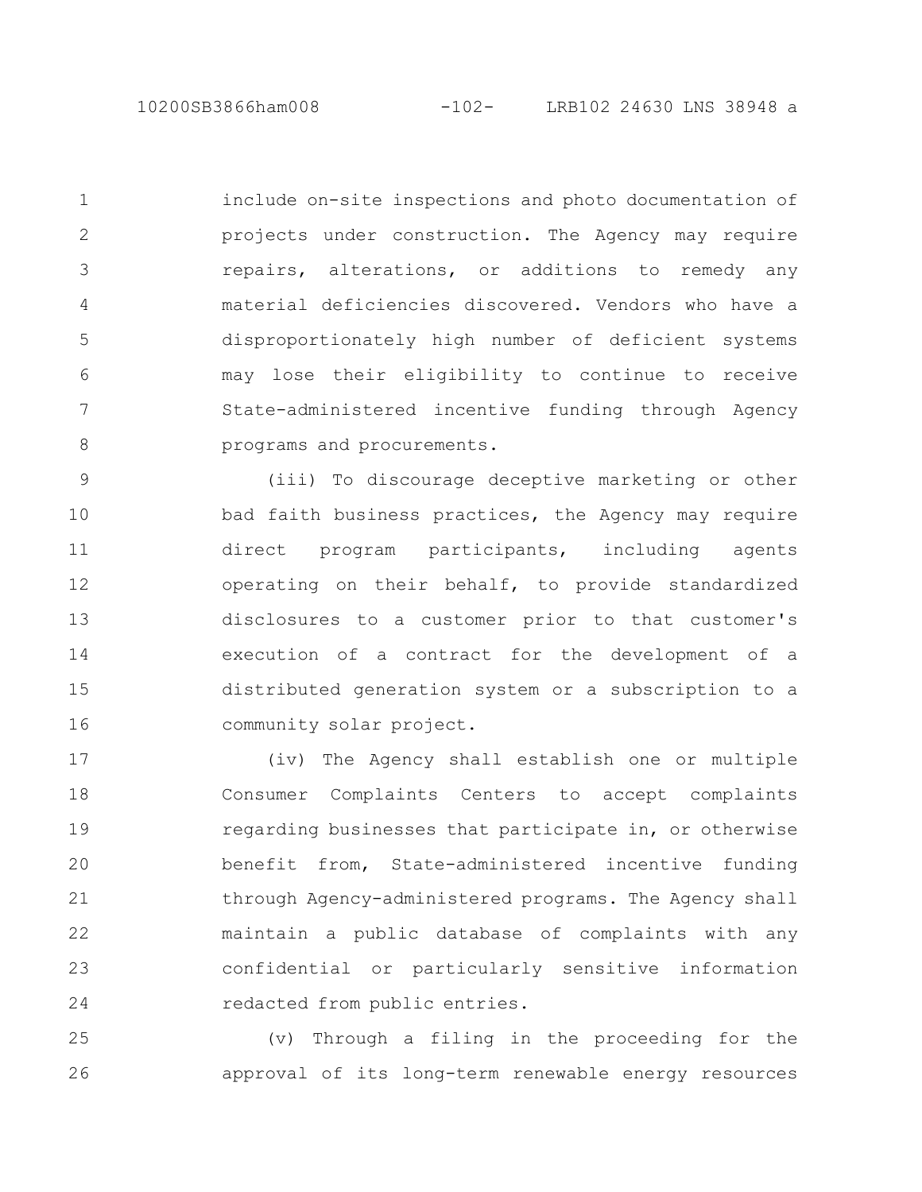include on-site inspections and photo documentation of projects under construction. The Agency may require repairs, alterations, or additions to remedy any material deficiencies discovered. Vendors who have a disproportionately high number of deficient systems may lose their eligibility to continue to receive State-administered incentive funding through Agency programs and procurements.

(iii) To discourage deceptive marketing or other bad faith business practices, the Agency may require direct program participants, including agents operating on their behalf, to provide standardized disclosures to a customer prior to that customer's execution of a contract for the development of a distributed generation system or a subscription to a community solar project.

(iv) The Agency shall establish one or multiple Consumer Complaints Centers to accept complaints regarding businesses that participate in, or otherwise benefit from, State-administered incentive funding through Agency-administered programs. The Agency shall maintain a public database of complaints with any confidential or particularly sensitive information redacted from public entries.

(v) Through a filing in the proceeding for the approval of its long-term renewable energy resources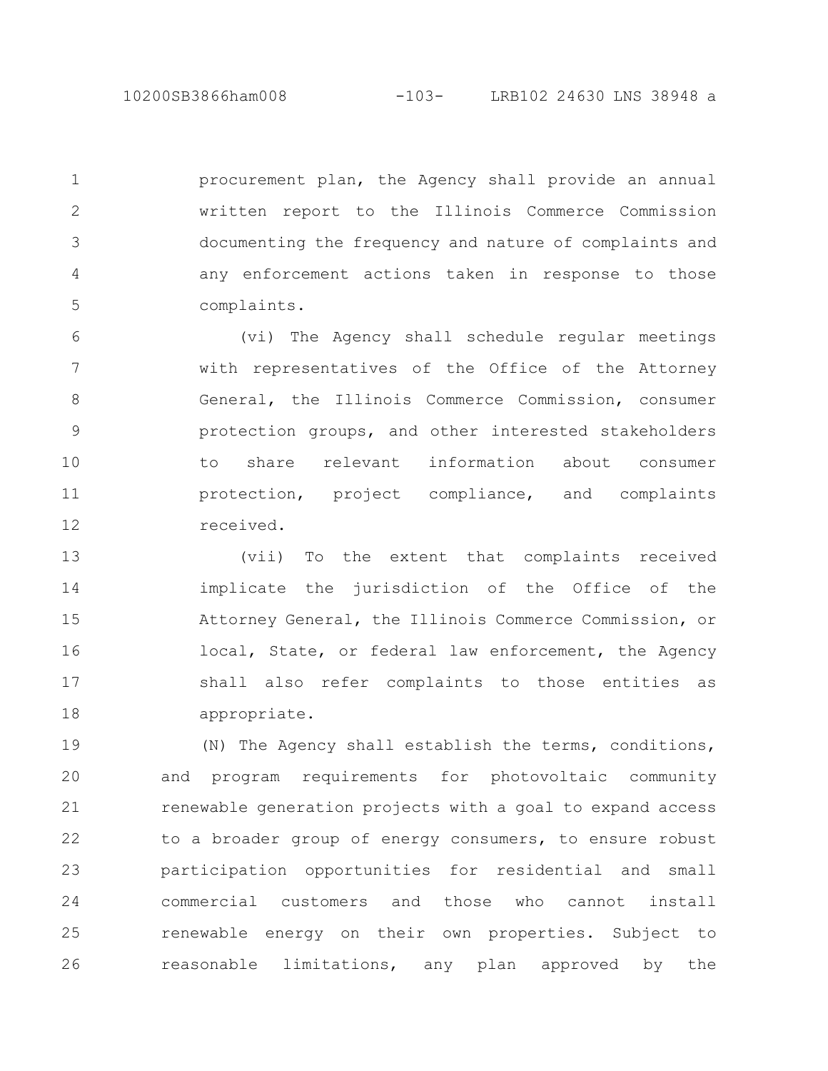procurement plan, the Agency shall provide an annual written report to the Illinois Commerce Commission documenting the frequency and nature of complaints and any enforcement actions taken in response to those complaints.

(vi) The Agency shall schedule regular meetings with representatives of the Office of the Attorney General, the Illinois Commerce Commission, consumer protection groups, and other interested stakeholders to share relevant information about consumer protection, project compliance, and complaints received.

(vii) To the extent that complaints received implicate the jurisdiction of the Office of the Attorney General, the Illinois Commerce Commission, or local, State, or federal law enforcement, the Agency shall also refer complaints to those entities as appropriate.

(N) The Agency shall establish the terms, conditions, and program requirements for photovoltaic community renewable generation projects with a goal to expand access to a broader group of energy consumers, to ensure robust participation opportunities for residential and small commercial customers and those who cannot install renewable energy on their own properties. Subject to reasonable limitations, any plan approved by the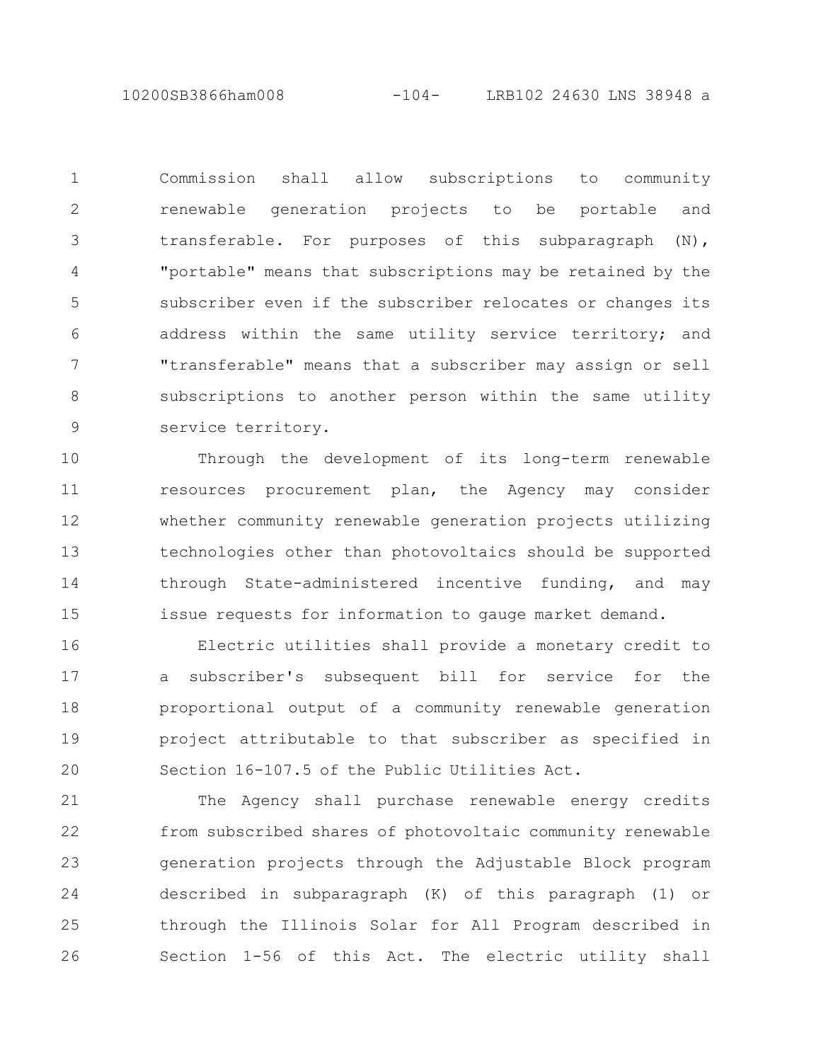Commission shall allow subscriptions to community renewable generation projects to be portable and transferable. For purposes of this subparagraph (N), "portable" means that subscriptions may be retained by the subscriber even if the subscriber relocates or changes its address within the same utility service territory; and "transferable" means that a subscriber may assign or sell subscriptions to another person within the same utility service territory.

Through the development of its long-term renewable resources procurement plan, the Agency may consider whether community renewable generation projects utilizing technologies other than photovoltaics should be supported through State-administered incentive funding, and may issue requests for information to gauge market demand.

Electric utilities shall provide a monetary credit to a subscriber's subsequent bill for service for the proportional output of a community renewable generation project attributable to that subscriber as specified in Section 16-107.5 of the Public Utilities Act.

The Agency shall purchase renewable energy credits from subscribed shares of photovoltaic community renewable generation projects through the Adjustable Block program described in subparagraph (K) of this paragraph (1) or through the Illinois Solar for All Program described in Section 1-56 of this Act. The electric utility shall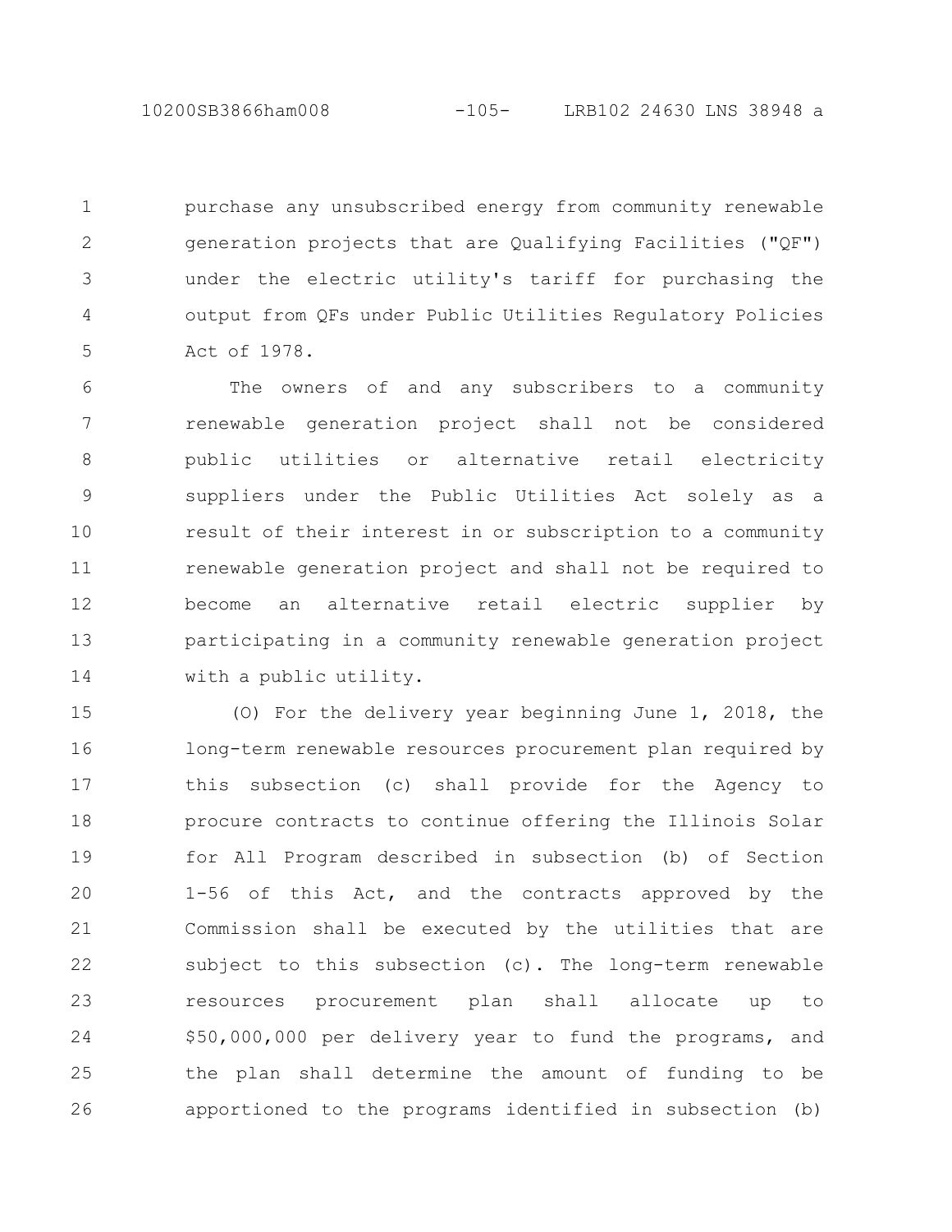purchase any unsubscribed energy from community renewable generation projects that are Qualifying Facilities ("QF") under the electric utility's tariff for purchasing the output from QFs under Public Utilities Regulatory Policies Act of 1978.

The owners of and any subscribers to a community renewable generation project shall not be considered public utilities or alternative retail electricity suppliers under the Public Utilities Act solely as a result of their interest in or subscription to a community renewable generation project and shall not be required to become an alternative retail electric supplier by participating in a community renewable generation project with a public utility.

(O) For the delivery year beginning June 1, 2018, the long-term renewable resources procurement plan required by this subsection (c) shall provide for the Agency to procure contracts to continue offering the Illinois Solar for All Program described in subsection (b) of Section 1-56 of this Act, and the contracts approved by the Commission shall be executed by the utilities that are subject to this subsection (c). The long-term renewable resources procurement plan shall allocate up to $50,000,000 per delivery year to fund the programs, and the plan shall determine the amount of funding to be apportioned to the programs identified in subsection (b)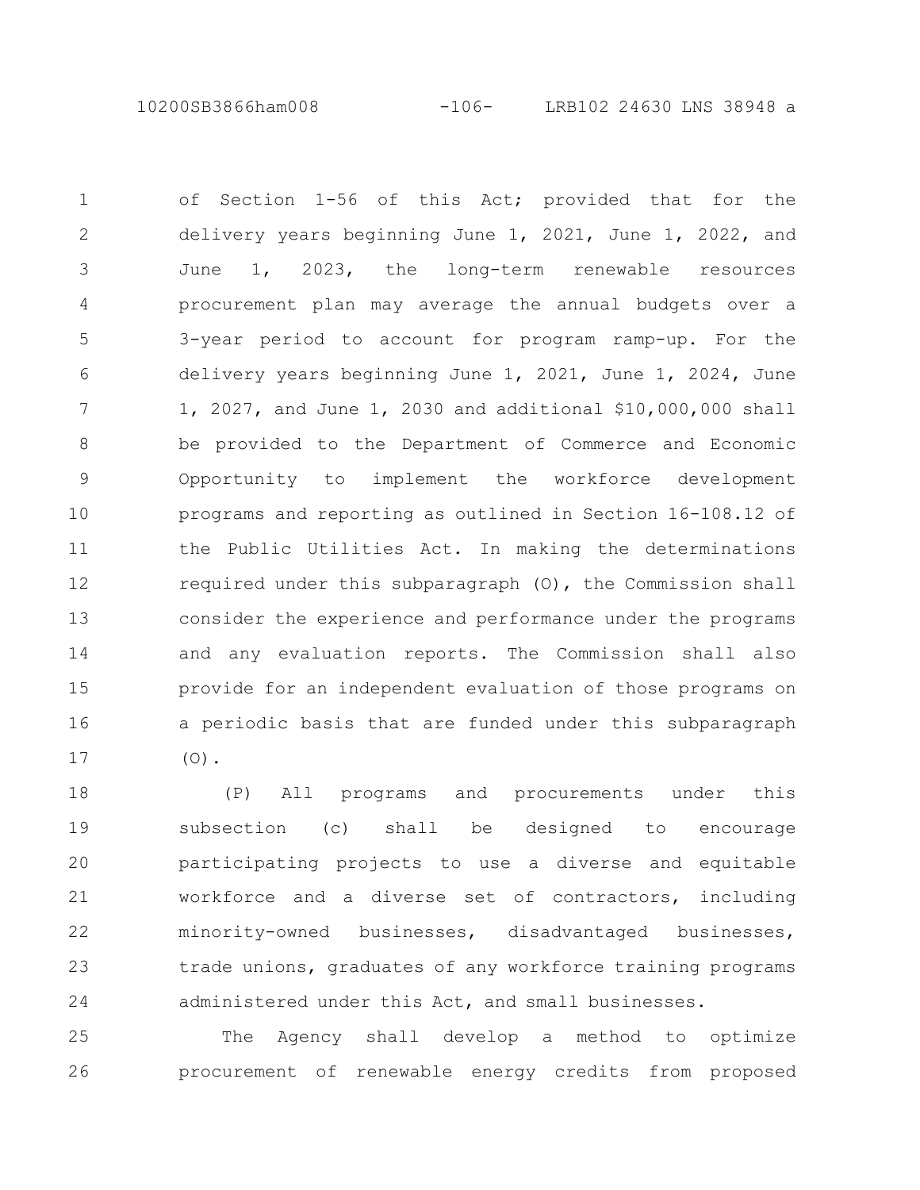of Section 1-56 of this Act; provided that for the delivery years beginning June 1, 2021, June 1, 2022, and June 1, 2023, the long-term renewable resources procurement plan may average the annual budgets over a 3-year period to account for program ramp-up. For the delivery years beginning June 1, 2021, June 1, 2024, June 1, 2027, and June 1, 2030 and additional $10,000,000 shall be provided to the Department of Commerce and Economic Opportunity to implement the workforce development programs and reporting as outlined in Section 16-108.12 of the Public Utilities Act. In making the determinations required under this subparagraph (O), the Commission shall consider the experience and performance under the programs and any evaluation reports. The Commission shall also provide for an independent evaluation of those programs on a periodic basis that are funded under this subparagraph (O).

(P) All programs and procurements under this subsection (c) shall be designed to encourage participating projects to use a diverse and equitable workforce and a diverse set of contractors, including minority-owned businesses, disadvantaged businesses, trade unions, graduates of any workforce training programs administered under this Act, and small businesses.

The Agency shall develop a method to optimize procurement of renewable energy credits from proposed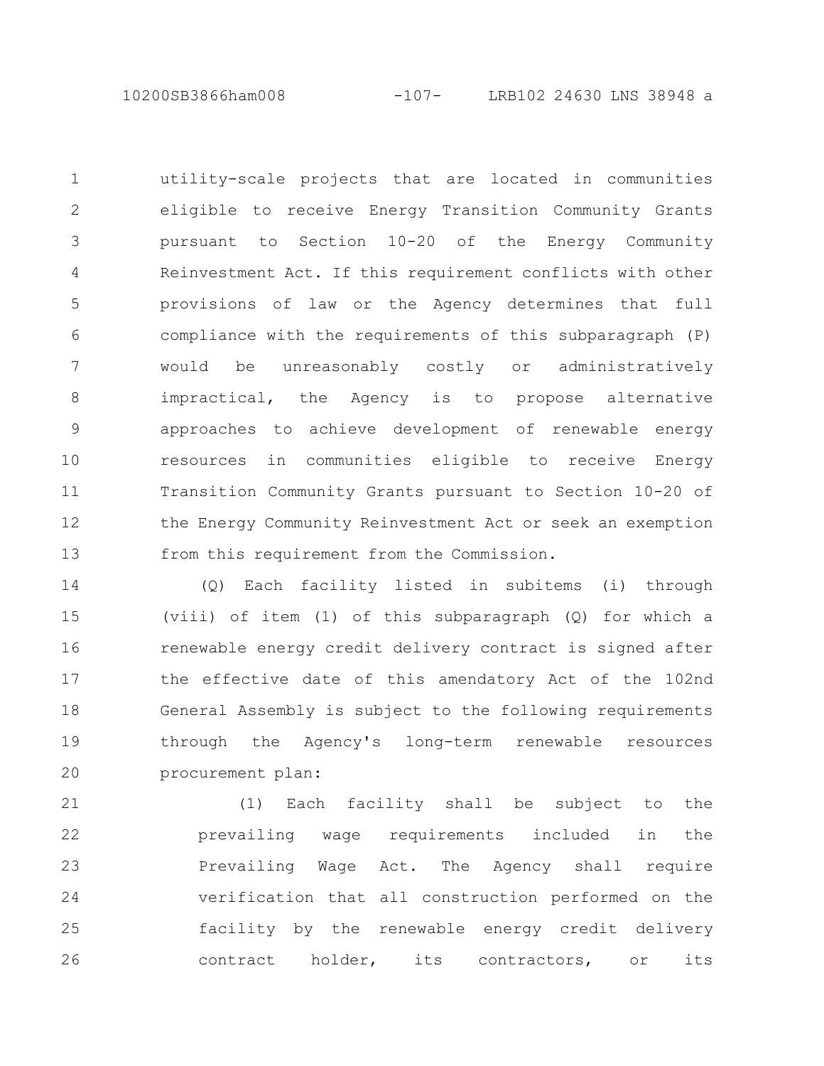utility-scale projects that are located in communities eligible to receive Energy Transition Community Grants pursuant to Section 10-20 of the Energy Community Reinvestment Act. If this requirement conflicts with other provisions of law or the Agency determines that full compliance with the requirements of this subparagraph (P) would be unreasonably costly or administratively impractical, the Agency is to propose alternative approaches to achieve development of renewable energy resources in communities eligible to receive Energy Transition Community Grants pursuant to Section 10-20 of the Energy Community Reinvestment Act or seek an exemption from this requirement from the Commission.

(Q) Each facility listed in subitems (i) through (viii) of item (1) of this subparagraph (Q) for which a renewable energy credit delivery contract is signed after the effective date of this amendatory Act of the 102nd General Assembly is subject to the following requirements through the Agency's long-term renewable resources procurement plan:

(1) Each facility shall be subject to the prevailing wage requirements included in the Prevailing Wage Act. The Agency shall require verification that all construction performed on the facility by the renewable energy credit delivery contract holder, its contractors, or its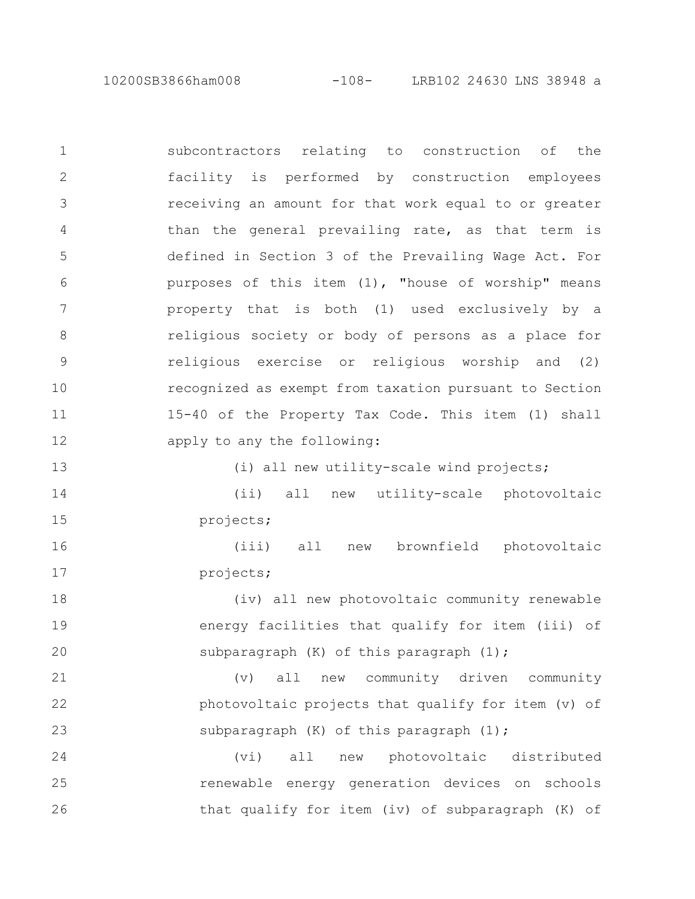subcontractors relating to construction of the facility is performed by construction employees receiving an amount for that work equal to or greater than the general prevailing rate, as that term is defined in Section 3 of the Prevailing Wage Act. For purposes of this item (1), "house of worship" means property that is both (1) used exclusively by a religious society or body of persons as a place for religious exercise or religious worship and (2) recognized as exempt from taxation pursuant to Section 15-40 of the Property Tax Code. This item (1) shall apply to any the following:

(i) all new utility-scale wind projects;

(ii) all new utility-scale photovoltaic projects;

(iii) all new brownfield photovoltaic projects;

(iv) all new photovoltaic community renewable energy facilities that qualify for item (iii) of subparagraph (K) of this paragraph (1);

(v) all new community driven community photovoltaic projects that qualify for item (v) of subparagraph (K) of this paragraph (1);

(vi) all new photovoltaic distributed renewable energy generation devices on schools that qualify for item (iv) of subparagraph (K) of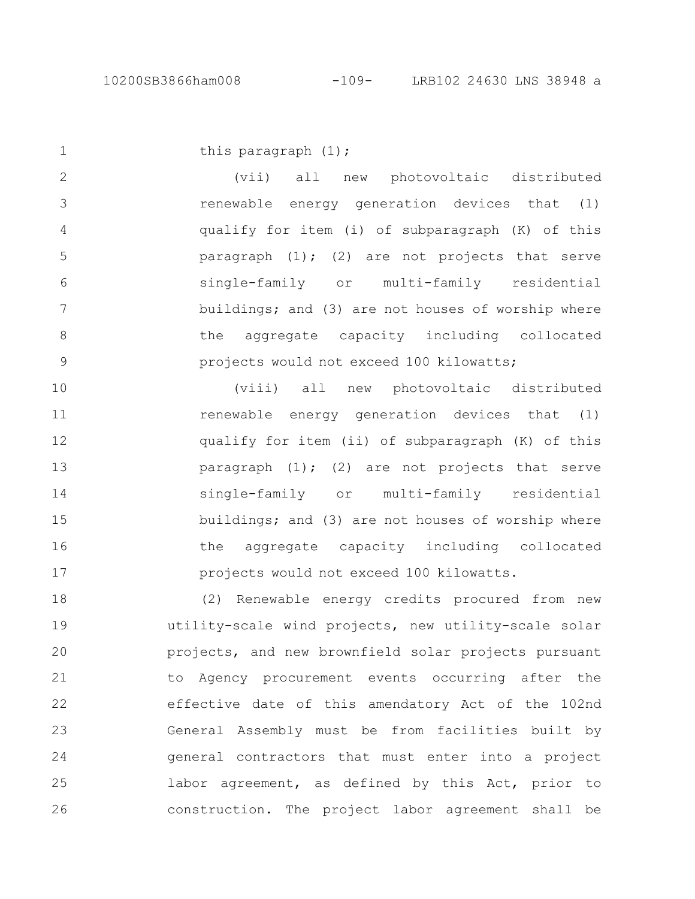this paragraph (1);

(vii) all new photovoltaic distributed renewable energy generation devices that (1) qualify for item (i) of subparagraph (K) of this paragraph (1); (2) are not projects that serve single-family or multi-family residential buildings; and (3) are not houses of worship where the aggregate capacity including collocated projects would not exceed 100 kilowatts;

(viii) all new photovoltaic distributed renewable energy generation devices that (1) qualify for item (ii) of subparagraph (K) of this paragraph (1); (2) are not projects that serve single-family or multi-family residential buildings; and (3) are not houses of worship where the aggregate capacity including collocated projects would not exceed 100 kilowatts.

(2) Renewable energy credits procured from new utility-scale wind projects, new utility-scale solar projects, and new brownfield solar projects pursuant to Agency procurement events occurring after the effective date of this amendatory Act of the 102nd General Assembly must be from facilities built by general contractors that must enter into a project labor agreement, as defined by this Act, prior to construction. The project labor agreement shall be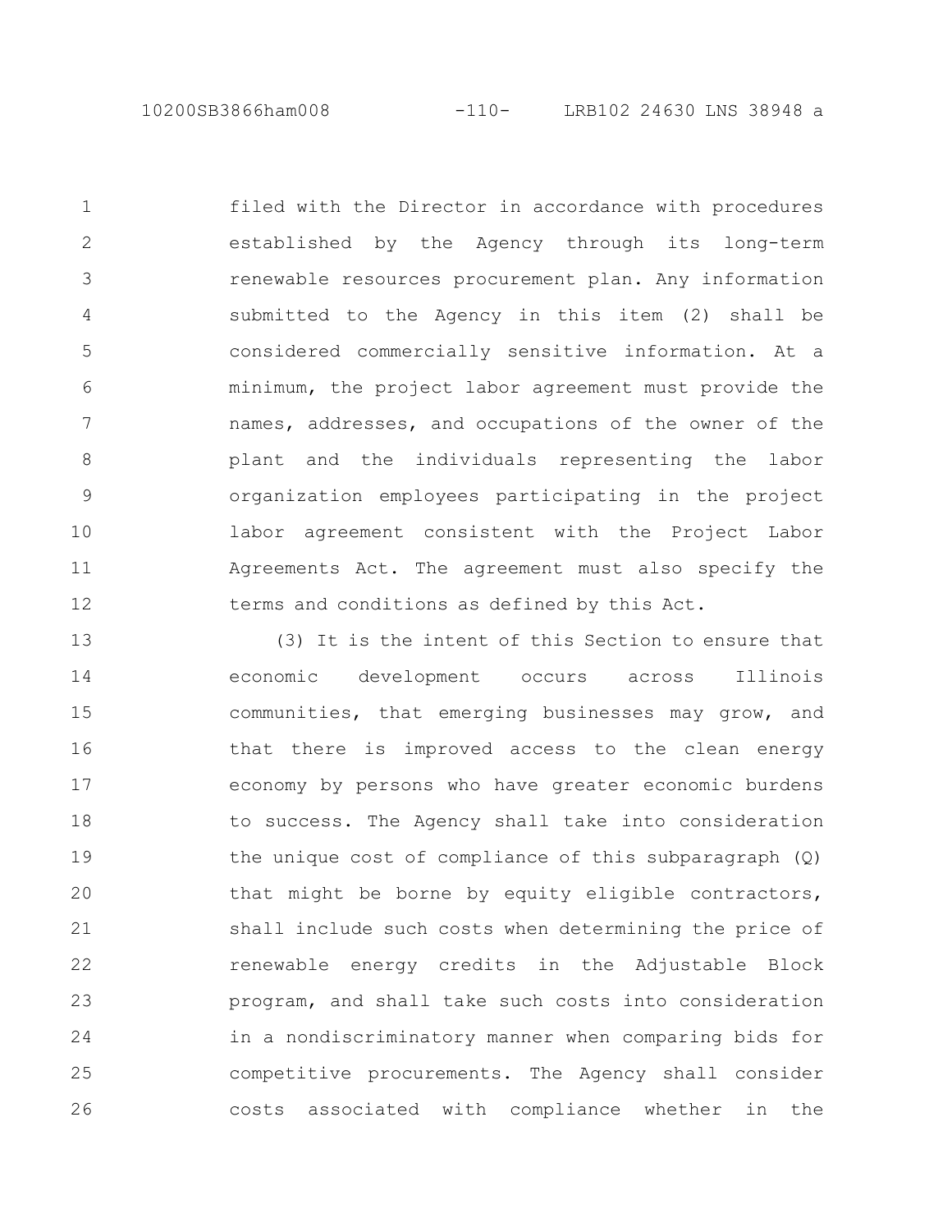filed with the Director in accordance with procedures established by the Agency through its long-term renewable resources procurement plan. Any information submitted to the Agency in this item (2) shall be considered commercially sensitive information. At a minimum, the project labor agreement must provide the names, addresses, and occupations of the owner of the plant and the individuals representing the labor organization employees participating in the project labor agreement consistent with the Project Labor Agreements Act. The agreement must also specify the terms and conditions as defined by this Act.

(3) It is the intent of this Section to ensure that economic development occurs across Illinois communities, that emerging businesses may grow, and that there is improved access to the clean energy economy by persons who have greater economic burdens to success. The Agency shall take into consideration the unique cost of compliance of this subparagraph (Q) that might be borne by equity eligible contractors, shall include such costs when determining the price of renewable energy credits in the Adjustable Block program, and shall take such costs into consideration in a nondiscriminatory manner when comparing bids for competitive procurements. The Agency shall consider costs associated with compliance whether in the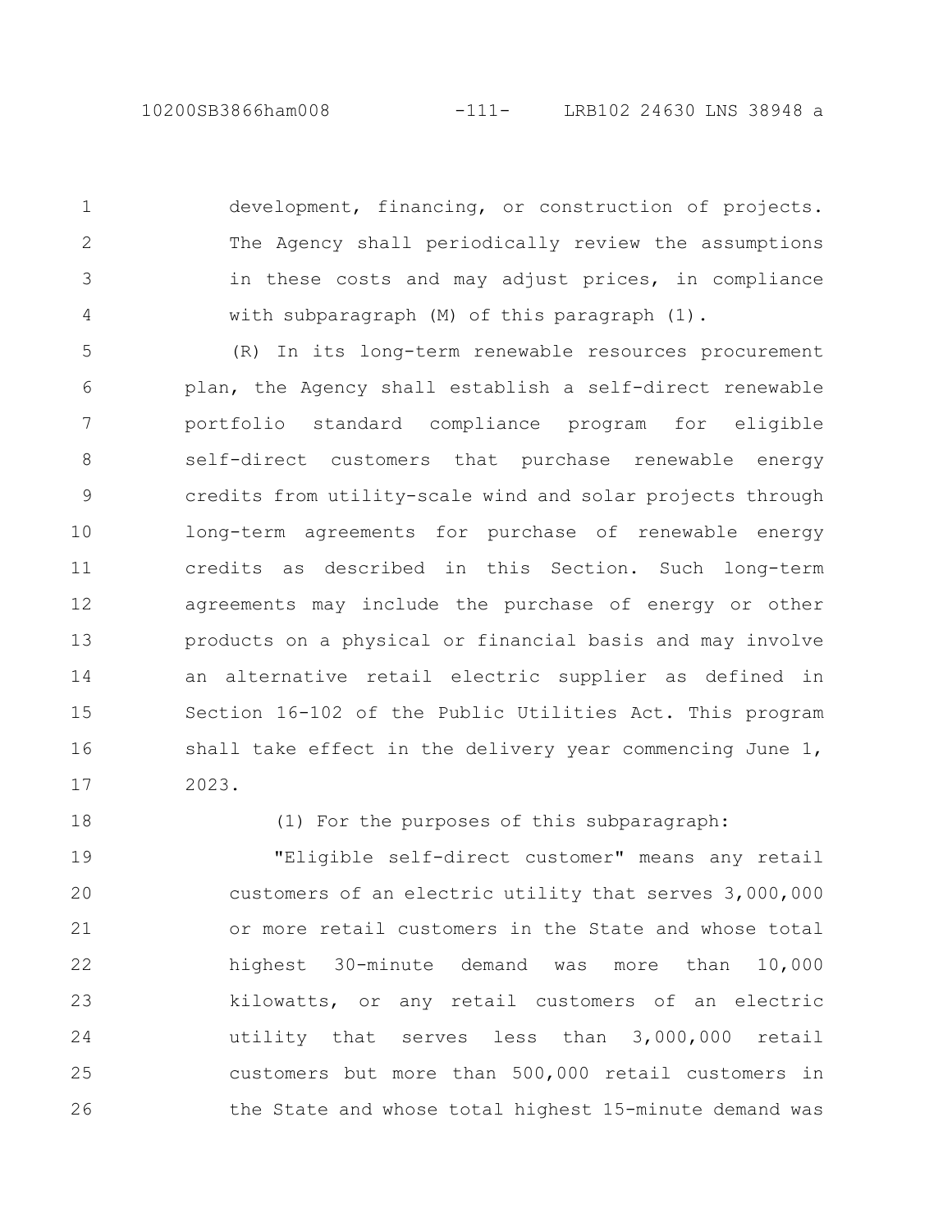development, financing, or construction of projects. The Agency shall periodically review the assumptions in these costs and may adjust prices, in compliance with subparagraph (M) of this paragraph (1).

(R) In its long-term renewable resources procurement plan, the Agency shall establish a self-direct renewable portfolio standard compliance program for eligible self-direct customers that purchase renewable energy credits from utility-scale wind and solar projects through long-term agreements for purchase of renewable energy credits as described in this Section. Such long-term agreements may include the purchase of energy or other products on a physical or financial basis and may involve an alternative retail electric supplier as defined in Section 16-102 of the Public Utilities Act. This program shall take effect in the delivery year commencing June 1, 2023.

(1) For the purposes of this subparagraph:

"Eligible self-direct customer" means any retail customers of an electric utility that serves 3,000,000 or more retail customers in the State and whose total highest 30-minute demand was more than 10,000 kilowatts, or any retail customers of an electric utility that serves less than 3,000,000 retail customers but more than 500,000 retail customers in the State and whose total highest 15-minute demand was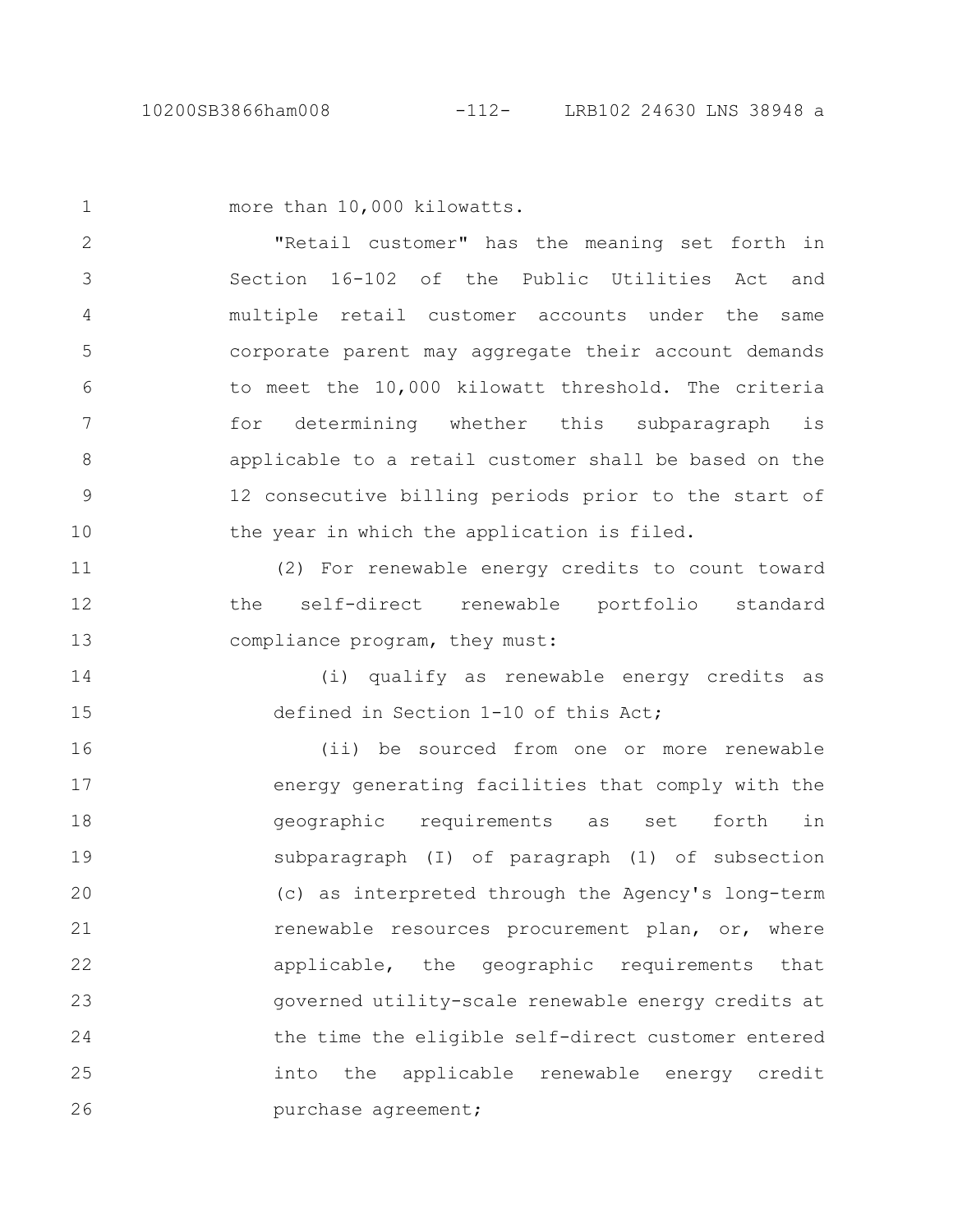more than 10,000 kilowatts.

"Retail customer" has the meaning set forth in Section 16-102 of the Public Utilities Act and multiple retail customer accounts under the same corporate parent may aggregate their account demands to meet the 10,000 kilowatt threshold. The criteria for determining whether this subparagraph is applicable to a retail customer shall be based on the 12 consecutive billing periods prior to the start of the year in which the application is filed.

(2) For renewable energy credits to count toward the self-direct renewable portfolio standard compliance program, they must:

(i) qualify as renewable energy credits as defined in Section 1-10 of this Act;

(ii) be sourced from one or more renewable energy generating facilities that comply with the geographic requirements as set forth in subparagraph (I) of paragraph (1) of subsection (c) as interpreted through the Agency's long-term renewable resources procurement plan, or, where applicable, the geographic requirements that governed utility-scale renewable energy credits at the time the eligible self-direct customer entered into the applicable renewable energy credit purchase agreement;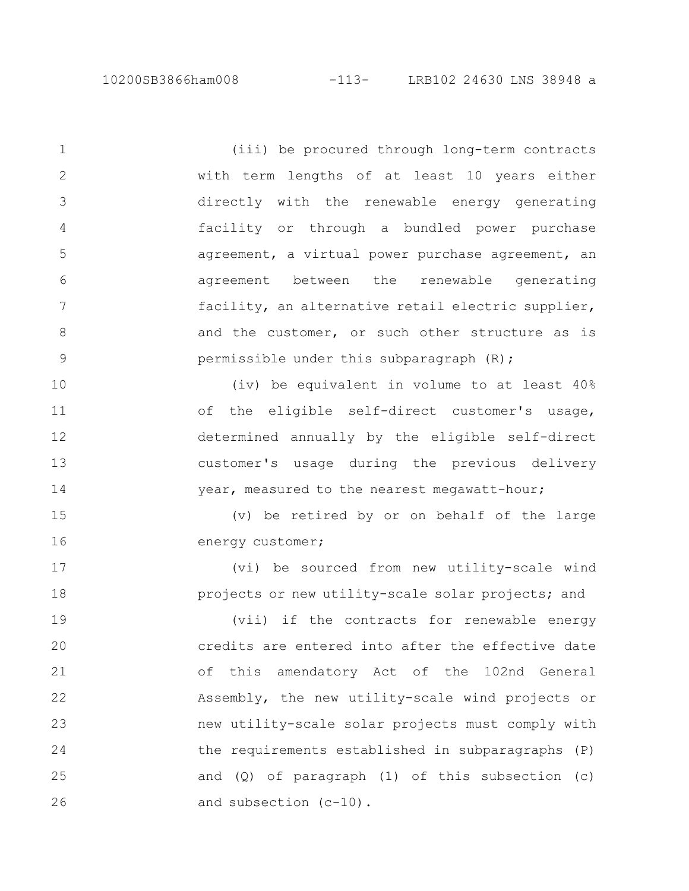(iii) be procured through long-term contracts with term lengths of at least 10 years either directly with the renewable energy generating facility or through a bundled power purchase agreement, a virtual power purchase agreement, an agreement between the renewable generating facility, an alternative retail electric supplier, and the customer, or such other structure as is permissible under this subparagraph (R);

(iv) be equivalent in volume to at least 40% of the eligible self-direct customer's usage, determined annually by the eligible self-direct customer's usage during the previous delivery year, measured to the nearest megawatt-hour;

(v) be retired by or on behalf of the large energy customer;

(vi) be sourced from new utility-scale wind projects or new utility-scale solar projects; and

(vii) if the contracts for renewable energy credits are entered into after the effective date of this amendatory Act of the 102nd General Assembly, the new utility-scale wind projects or new utility-scale solar projects must comply with the requirements established in subparagraphs (P) and (Q) of paragraph (1) of this subsection (c) and subsection (c-10).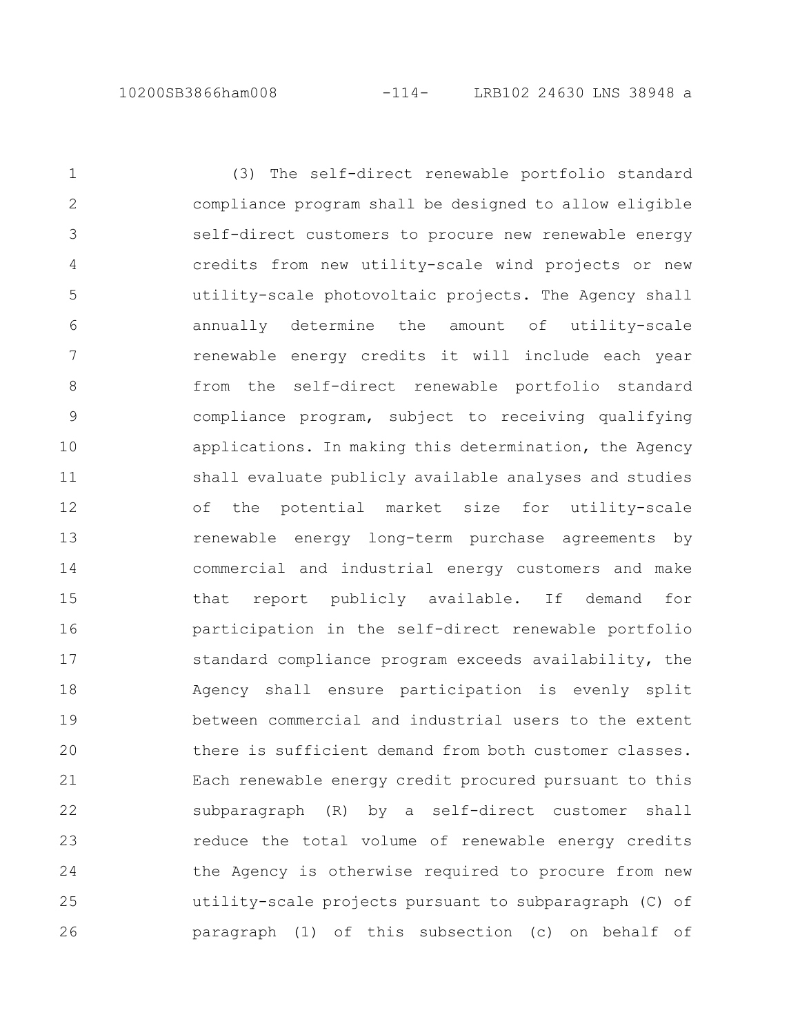(3) The self-direct renewable portfolio standard compliance program shall be designed to allow eligible self-direct customers to procure new renewable energy credits from new utility-scale wind projects or new utility-scale photovoltaic projects. The Agency shall annually determine the amount of utility-scale renewable energy credits it will include each year from the self-direct renewable portfolio standard compliance program, subject to receiving qualifying applications. In making this determination, the Agency shall evaluate publicly available analyses and studies of the potential market size for utility-scale renewable energy long-term purchase agreements by commercial and industrial energy customers and make that report publicly available. If demand for participation in the self-direct renewable portfolio standard compliance program exceeds availability, the Agency shall ensure participation is evenly split between commercial and industrial users to the extent there is sufficient demand from both customer classes. Each renewable energy credit procured pursuant to this subparagraph (R) by a self-direct customer shall reduce the total volume of renewable energy credits the Agency is otherwise required to procure from new utility-scale projects pursuant to subparagraph (C) of paragraph (1) of this subsection (c) on behalf of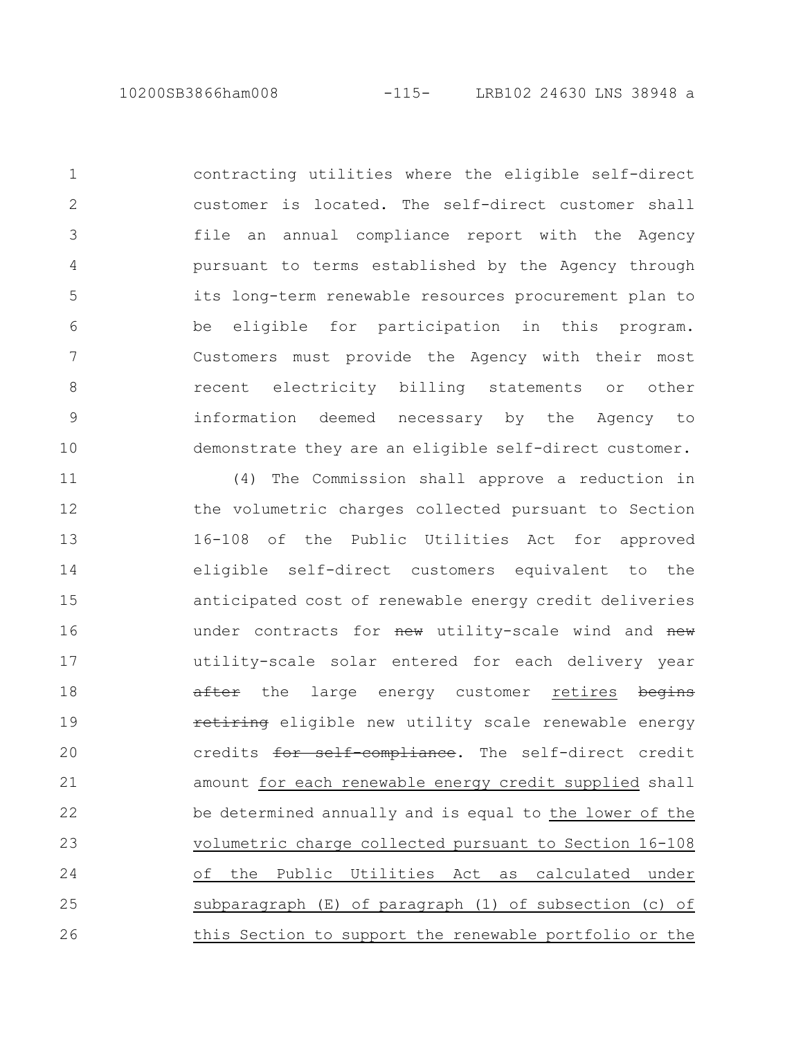contracting utilities where the eligible self-direct customer is located. The self-direct customer shall file an annual compliance report with the Agency pursuant to terms established by the Agency through its long-term renewable resources procurement plan to be eligible for participation in this program. Customers must provide the Agency with their most recent electricity billing statements or other information deemed necessary by the Agency to demonstrate they are an eligible self-direct customer.

(4) The Commission shall approve a reduction in the volumetric charges collected pursuant to Section 16-108 of the Public Utilities Act for approved eligible self-direct customers equivalent to the anticipated cost of renewable energy credit deliveries under contracts for ~~new~~ utility-scale wind and ~~new~~ utility-scale solar entered for each delivery year ~~after~~ the large energy customer <u>retires</u> ~~begins retiring~~ eligible new utility scale renewable energy credits ~~for self-compliance~~. The self-direct credit amount <u>for each renewable energy credit supplied</u> shall be determined annually and is equal to <u>the lower of the volumetric charge collected pursuant to Section 16-108 of the Public Utilities Act as calculated under subparagraph (E) of paragraph (1) of subsection (c) of this Section to support the renewable portfolio or the</u>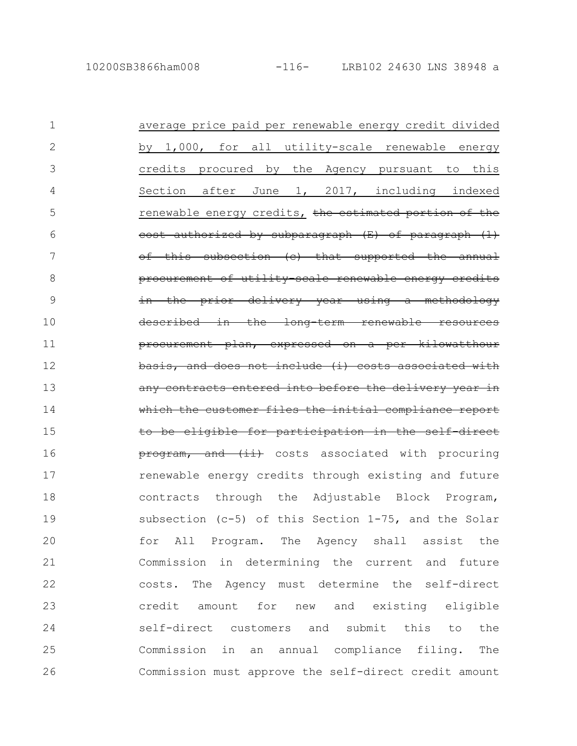average price paid per renewable energy credit divided by 1,000, for all utility-scale renewable energy credits procured by the Agency pursuant to this Section after June 1, 2017, including indexed renewable energy credits, ~~the estimated portion of the cost authorized by subparagraph (E) of paragraph (1) of this subsection (c) that supported the annual procurement of utility-scale renewable energy credits in the prior delivery year using a methodology described in the long-term renewable resources procurement plan, expressed on a per kilowatthour basis, and does not include (i) costs associated with any contracts entered into before the delivery year in which the customer files the initial compliance report to be eligible for participation in the self-direct program, and (ii)~~ costs associated with procuring renewable energy credits through existing and future contracts through the Adjustable Block Program, subsection (c-5) of this Section 1-75, and the Solar for All Program. The Agency shall assist the Commission in determining the current and future costs. The Agency must determine the self-direct credit amount for new and existing eligible self-direct customers and submit this to the Commission in an annual compliance filing. The Commission must approve the self-direct credit amount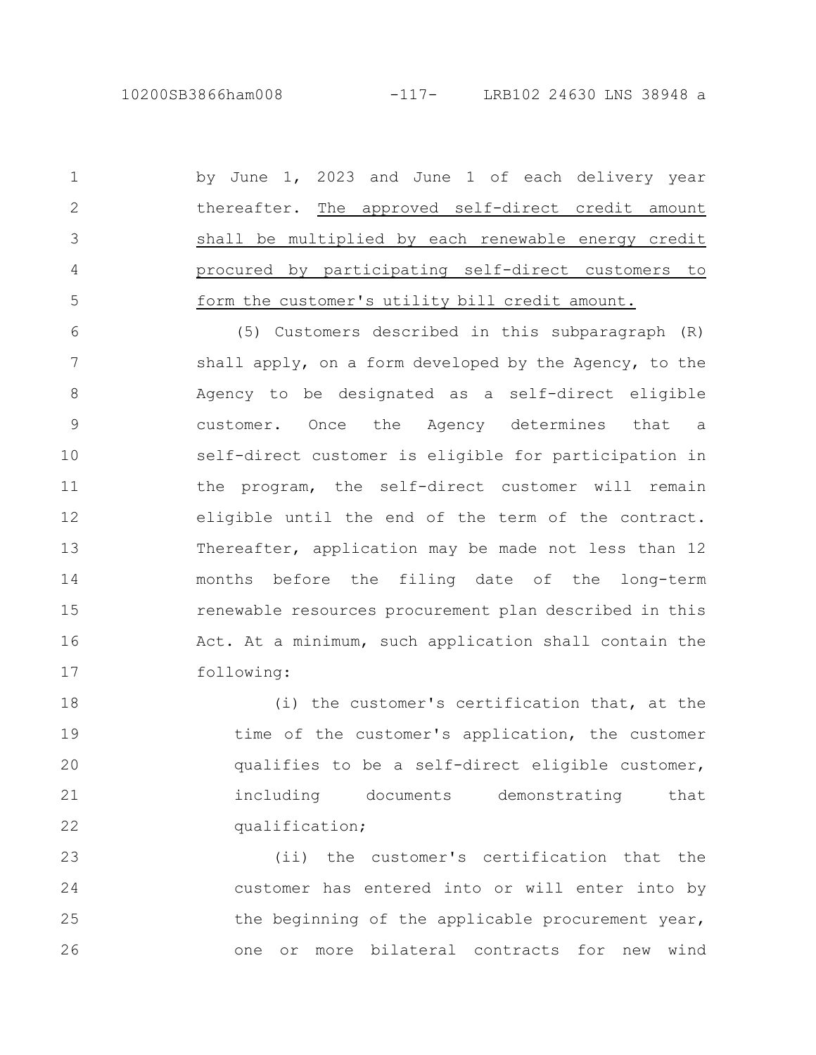by June 1, 2023 and June 1 of each delivery year thereafter. <u>The approved self-direct credit amount shall be multiplied by each renewable energy credit procured by participating self-direct customers to form the customer's utility bill credit amount.</u>

(5) Customers described in this subparagraph (R) shall apply, on a form developed by the Agency, to the Agency to be designated as a self-direct eligible customer. Once the Agency determines that a self-direct customer is eligible for participation in the program, the self-direct customer will remain eligible until the end of the term of the contract. Thereafter, application may be made not less than 12 months before the filing date of the long-term renewable resources procurement plan described in this Act. At a minimum, such application shall contain the following:

(i) the customer's certification that, at the time of the customer's application, the customer qualifies to be a self-direct eligible customer, including documents demonstrating that qualification;

(ii) the customer's certification that the customer has entered into or will enter into by the beginning of the applicable procurement year, one or more bilateral contracts for new wind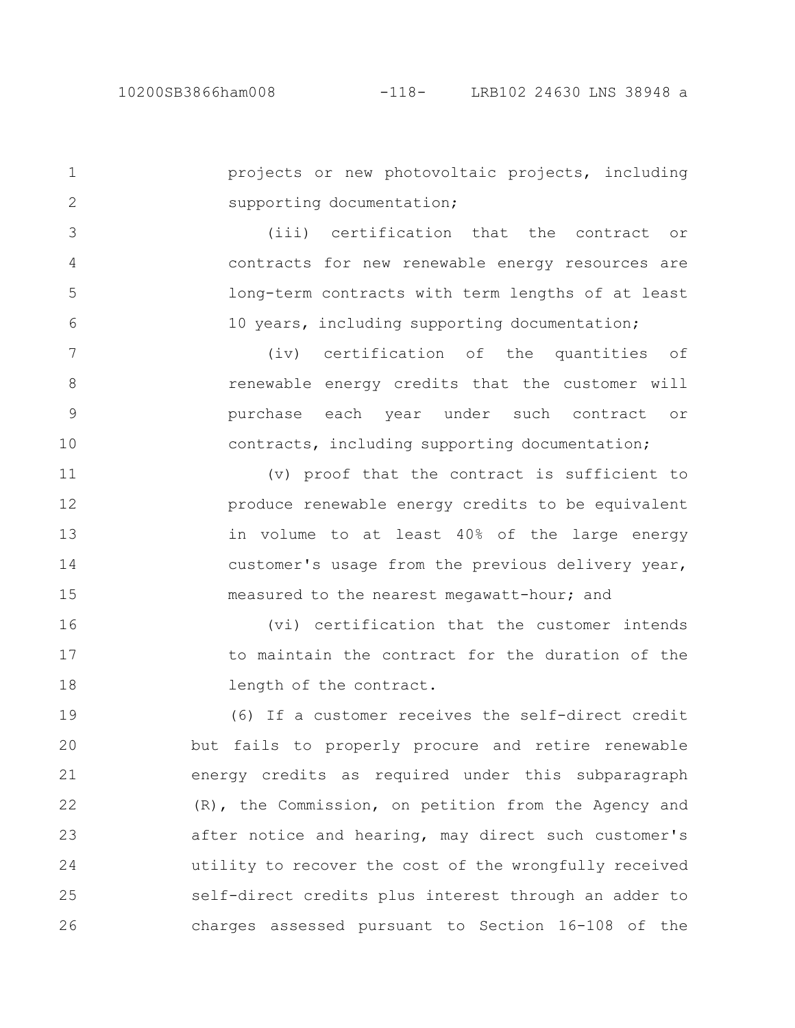projects or new photovoltaic projects, including supporting documentation;

(iii) certification that the contract or contracts for new renewable energy resources are long-term contracts with term lengths of at least 10 years, including supporting documentation;

(iv) certification of the quantities of renewable energy credits that the customer will purchase each year under such contract or contracts, including supporting documentation;

(v) proof that the contract is sufficient to produce renewable energy credits to be equivalent in volume to at least 40% of the large energy customer's usage from the previous delivery year, measured to the nearest megawatt-hour; and

(vi) certification that the customer intends to maintain the contract for the duration of the length of the contract.

(6) If a customer receives the self-direct credit but fails to properly procure and retire renewable energy credits as required under this subparagraph (R), the Commission, on petition from the Agency and after notice and hearing, may direct such customer's utility to recover the cost of the wrongfully received self-direct credits plus interest through an adder to charges assessed pursuant to Section 16-108 of the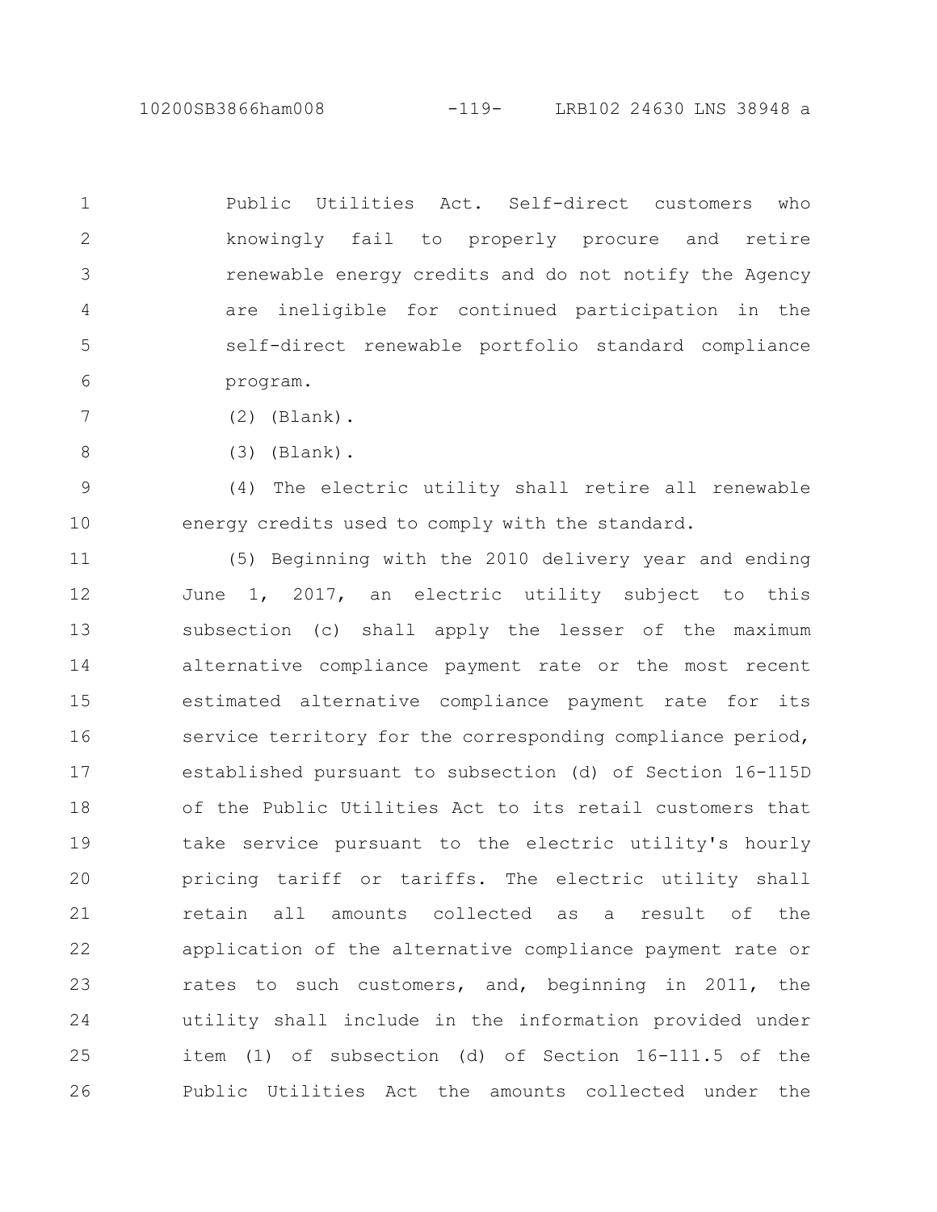Public Utilities Act. Self-direct customers who knowingly fail to properly procure and retire renewable energy credits and do not notify the Agency are ineligible for continued participation in the self-direct renewable portfolio standard compliance program.

(2) (Blank).

(3) (Blank).

(4) The electric utility shall retire all renewable energy credits used to comply with the standard.

(5) Beginning with the 2010 delivery year and ending June 1, 2017, an electric utility subject to this subsection (c) shall apply the lesser of the maximum alternative compliance payment rate or the most recent estimated alternative compliance payment rate for its service territory for the corresponding compliance period, established pursuant to subsection (d) of Section 16-115D of the Public Utilities Act to its retail customers that take service pursuant to the electric utility's hourly pricing tariff or tariffs. The electric utility shall retain all amounts collected as a result of the application of the alternative compliance payment rate or rates to such customers, and, beginning in 2011, the utility shall include in the information provided under item (1) of subsection (d) of Section 16-111.5 of the Public Utilities Act the amounts collected under the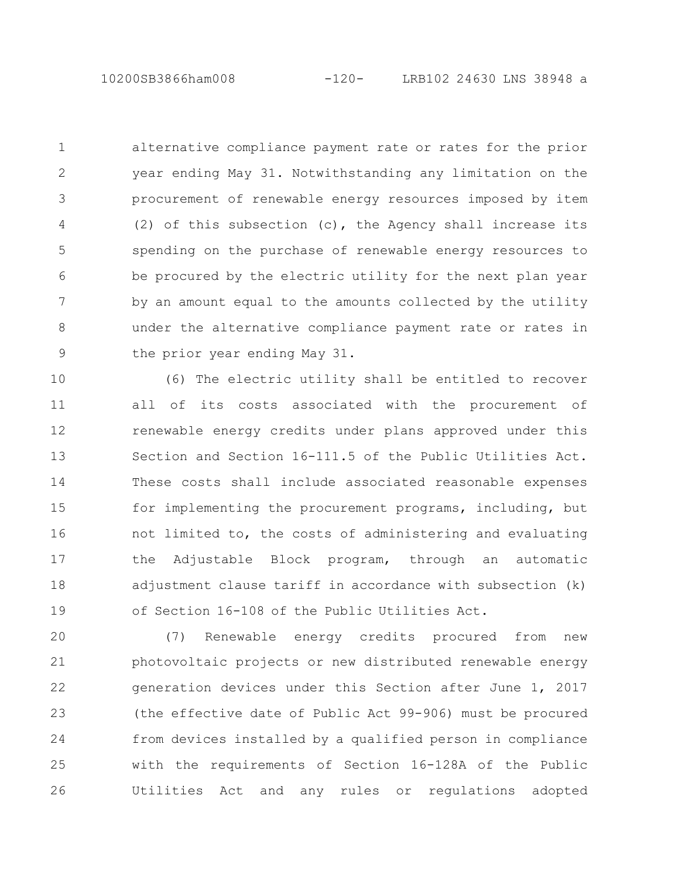alternative compliance payment rate or rates for the prior year ending May 31. Notwithstanding any limitation on the procurement of renewable energy resources imposed by item (2) of this subsection (c), the Agency shall increase its spending on the purchase of renewable energy resources to be procured by the electric utility for the next plan year by an amount equal to the amounts collected by the utility under the alternative compliance payment rate or rates in the prior year ending May 31.

(6) The electric utility shall be entitled to recover all of its costs associated with the procurement of renewable energy credits under plans approved under this Section and Section 16-111.5 of the Public Utilities Act. These costs shall include associated reasonable expenses for implementing the procurement programs, including, but not limited to, the costs of administering and evaluating the Adjustable Block program, through an automatic adjustment clause tariff in accordance with subsection (k) of Section 16-108 of the Public Utilities Act.

(7) Renewable energy credits procured from new photovoltaic projects or new distributed renewable energy generation devices under this Section after June 1, 2017 (the effective date of Public Act 99-906) must be procured from devices installed by a qualified person in compliance with the requirements of Section 16-128A of the Public Utilities Act and any rules or regulations adopted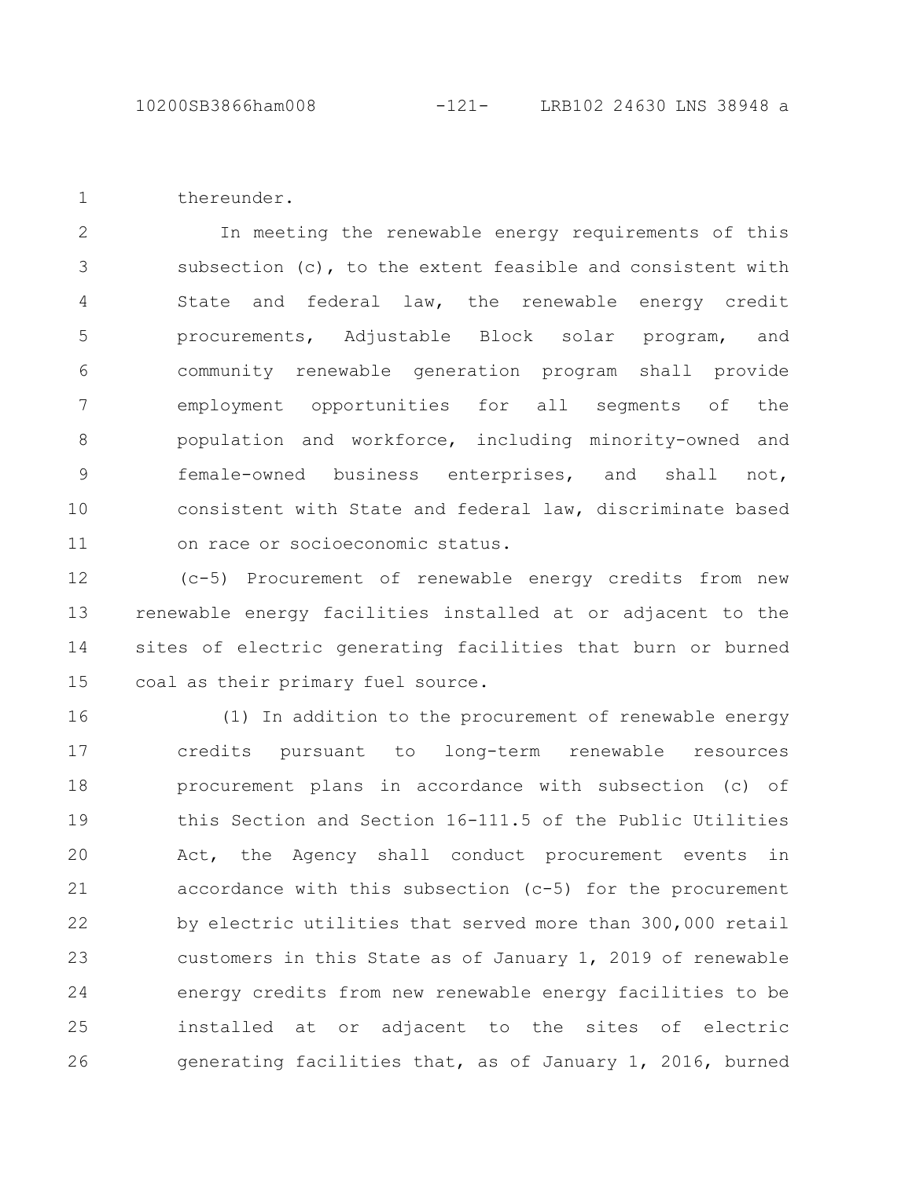thereunder.

In meeting the renewable energy requirements of this subsection (c), to the extent feasible and consistent with State and federal law, the renewable energy credit procurements, Adjustable Block solar program, and community renewable generation program shall provide employment opportunities for all segments of the population and workforce, including minority-owned and female-owned business enterprises, and shall not, consistent with State and federal law, discriminate based on race or socioeconomic status.

(c-5) Procurement of renewable energy credits from new renewable energy facilities installed at or adjacent to the sites of electric generating facilities that burn or burned coal as their primary fuel source.

(1) In addition to the procurement of renewable energy credits pursuant to long-term renewable resources procurement plans in accordance with subsection (c) of this Section and Section 16-111.5 of the Public Utilities Act, the Agency shall conduct procurement events in accordance with this subsection (c-5) for the procurement by electric utilities that served more than 300,000 retail customers in this State as of January 1, 2019 of renewable energy credits from new renewable energy facilities to be installed at or adjacent to the sites of electric generating facilities that, as of January 1, 2016, burned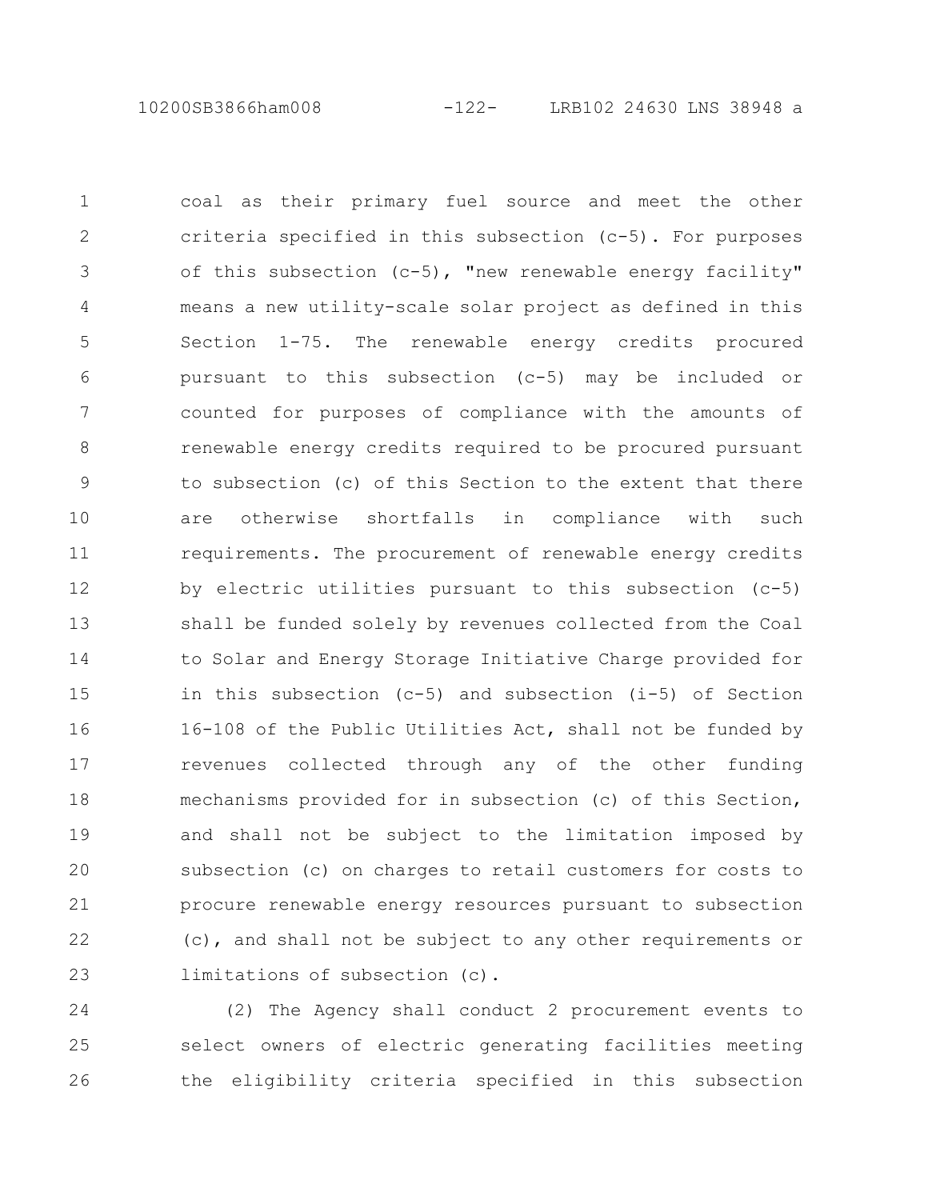coal as their primary fuel source and meet the other criteria specified in this subsection (c-5). For purposes of this subsection (c-5), "new renewable energy facility" means a new utility-scale solar project as defined in this Section 1-75. The renewable energy credits procured pursuant to this subsection (c-5) may be included or counted for purposes of compliance with the amounts of renewable energy credits required to be procured pursuant to subsection (c) of this Section to the extent that there are otherwise shortfalls in compliance with such requirements. The procurement of renewable energy credits by electric utilities pursuant to this subsection (c-5) shall be funded solely by revenues collected from the Coal to Solar and Energy Storage Initiative Charge provided for in this subsection (c-5) and subsection (i-5) of Section 16-108 of the Public Utilities Act, shall not be funded by revenues collected through any of the other funding mechanisms provided for in subsection (c) of this Section, and shall not be subject to the limitation imposed by subsection (c) on charges to retail customers for costs to procure renewable energy resources pursuant to subsection (c), and shall not be subject to any other requirements or limitations of subsection (c).

(2) The Agency shall conduct 2 procurement events to select owners of electric generating facilities meeting the eligibility criteria specified in this subsection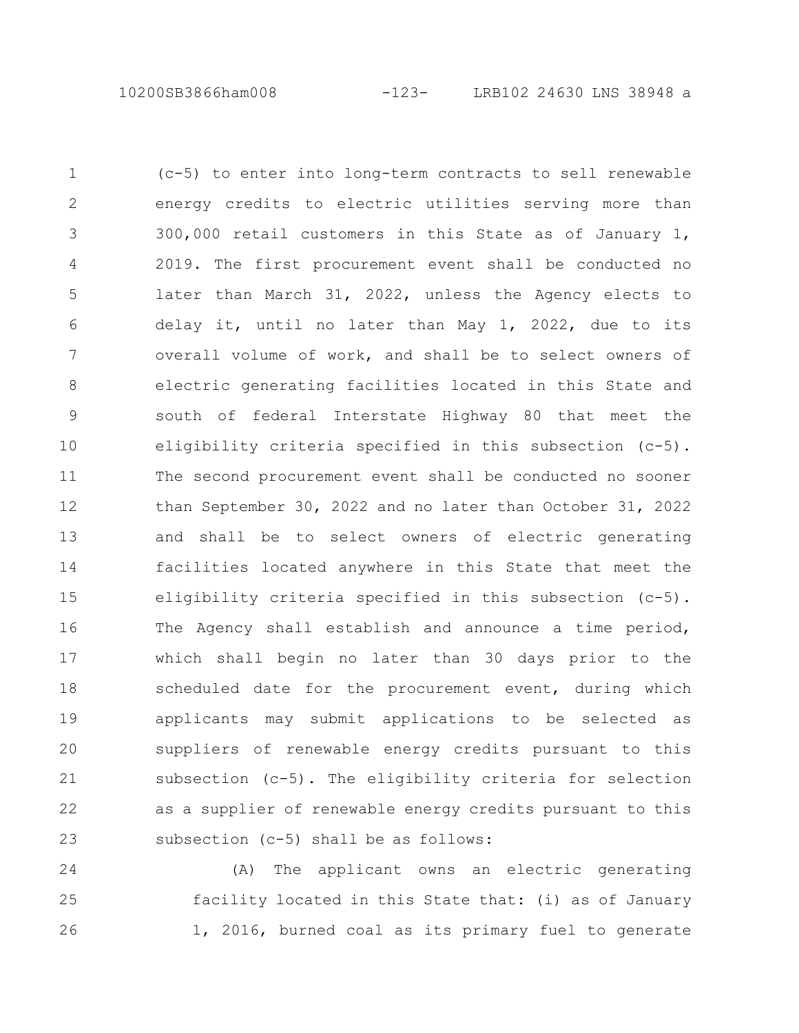(c-5) to enter into long-term contracts to sell renewable energy credits to electric utilities serving more than 300,000 retail customers in this State as of January 1, 2019. The first procurement event shall be conducted no later than March 31, 2022, unless the Agency elects to delay it, until no later than May 1, 2022, due to its overall volume of work, and shall be to select owners of electric generating facilities located in this State and south of federal Interstate Highway 80 that meet the eligibility criteria specified in this subsection (c-5). The second procurement event shall be conducted no sooner than September 30, 2022 and no later than October 31, 2022 and shall be to select owners of electric generating facilities located anywhere in this State that meet the eligibility criteria specified in this subsection (c-5). The Agency shall establish and announce a time period, which shall begin no later than 30 days prior to the scheduled date for the procurement event, during which applicants may submit applications to be selected as suppliers of renewable energy credits pursuant to this subsection (c-5). The eligibility criteria for selection as a supplier of renewable energy credits pursuant to this subsection (c-5) shall be as follows:

(A) The applicant owns an electric generating facility located in this State that: (i) as of January 1, 2016, burned coal as its primary fuel to generate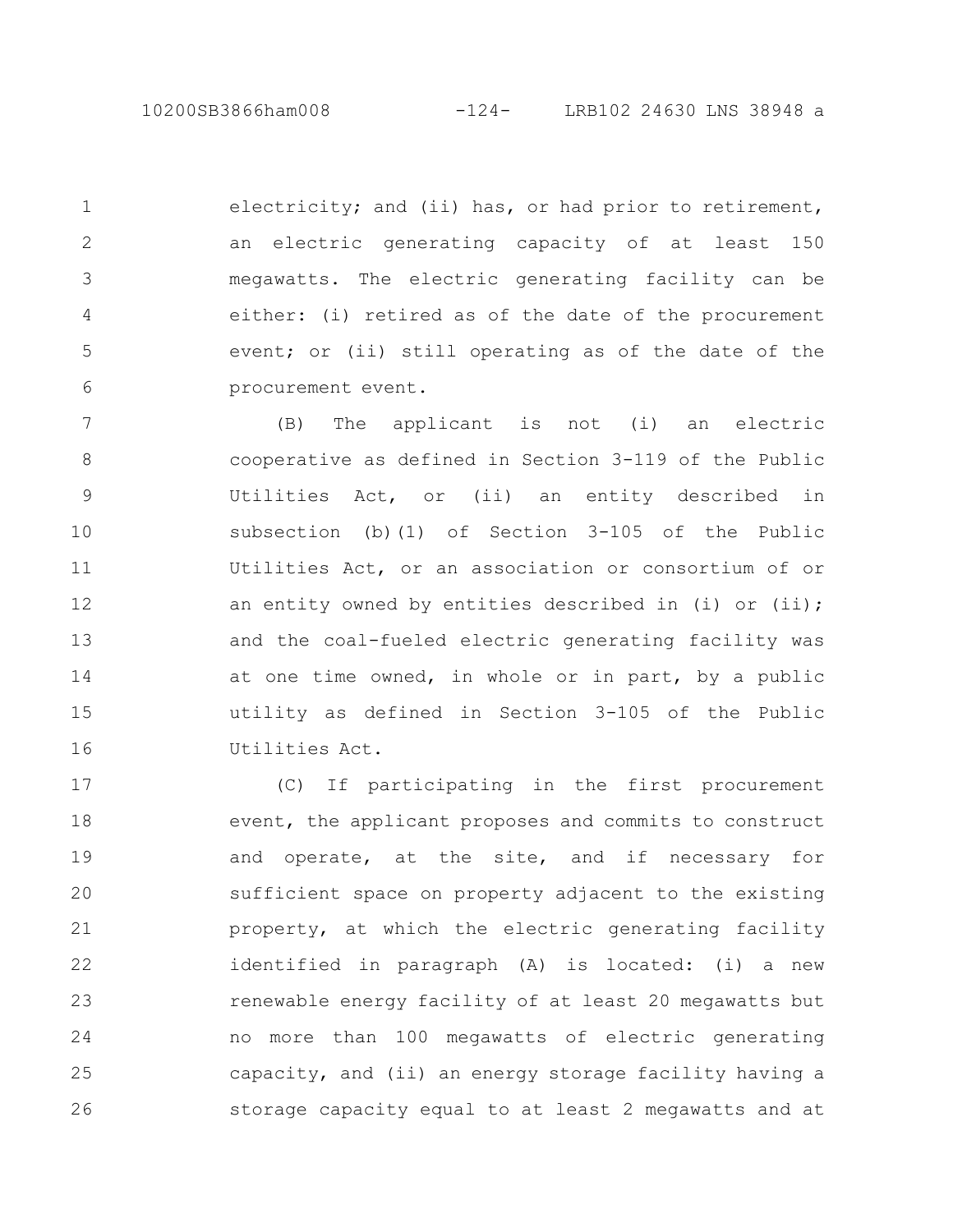electricity; and (ii) has, or had prior to retirement, an electric generating capacity of at least 150 megawatts. The electric generating facility can be either: (i) retired as of the date of the procurement event; or (ii) still operating as of the date of the procurement event.

(B) The applicant is not (i) an electric cooperative as defined in Section 3-119 of the Public Utilities Act, or (ii) an entity described in subsection (b)(1) of Section 3-105 of the Public Utilities Act, or an association or consortium of or an entity owned by entities described in (i) or (ii); and the coal-fueled electric generating facility was at one time owned, in whole or in part, by a public utility as defined in Section 3-105 of the Public Utilities Act.

(C) If participating in the first procurement event, the applicant proposes and commits to construct and operate, at the site, and if necessary for sufficient space on property adjacent to the existing property, at which the electric generating facility identified in paragraph (A) is located: (i) a new renewable energy facility of at least 20 megawatts but no more than 100 megawatts of electric generating capacity, and (ii) an energy storage facility having a storage capacity equal to at least 2 megawatts and at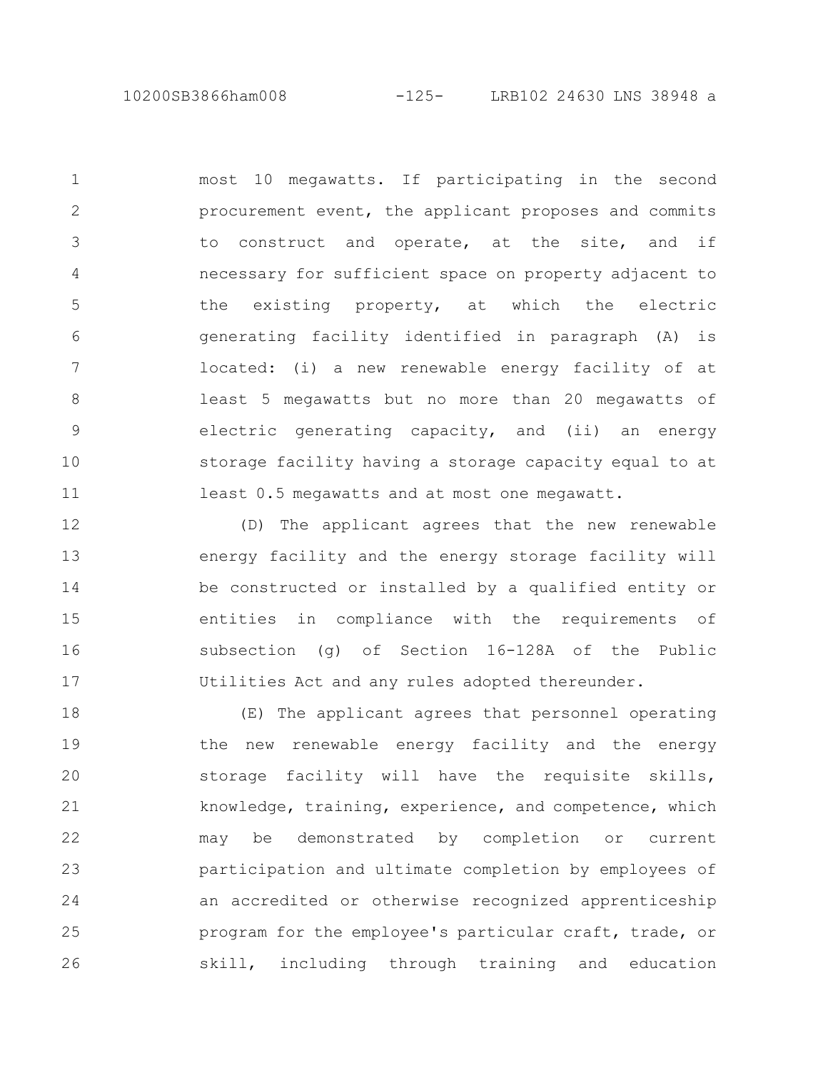most 10 megawatts. If participating in the second procurement event, the applicant proposes and commits to construct and operate, at the site, and if necessary for sufficient space on property adjacent to the existing property, at which the electric generating facility identified in paragraph (A) is located: (i) a new renewable energy facility of at least 5 megawatts but no more than 20 megawatts of electric generating capacity, and (ii) an energy storage facility having a storage capacity equal to at least 0.5 megawatts and at most one megawatt.

(D) The applicant agrees that the new renewable energy facility and the energy storage facility will be constructed or installed by a qualified entity or entities in compliance with the requirements of subsection (g) of Section 16-128A of the Public Utilities Act and any rules adopted thereunder.

(E) The applicant agrees that personnel operating the new renewable energy facility and the energy storage facility will have the requisite skills, knowledge, training, experience, and competence, which may be demonstrated by completion or current participation and ultimate completion by employees of an accredited or otherwise recognized apprenticeship program for the employee's particular craft, trade, or skill, including through training and education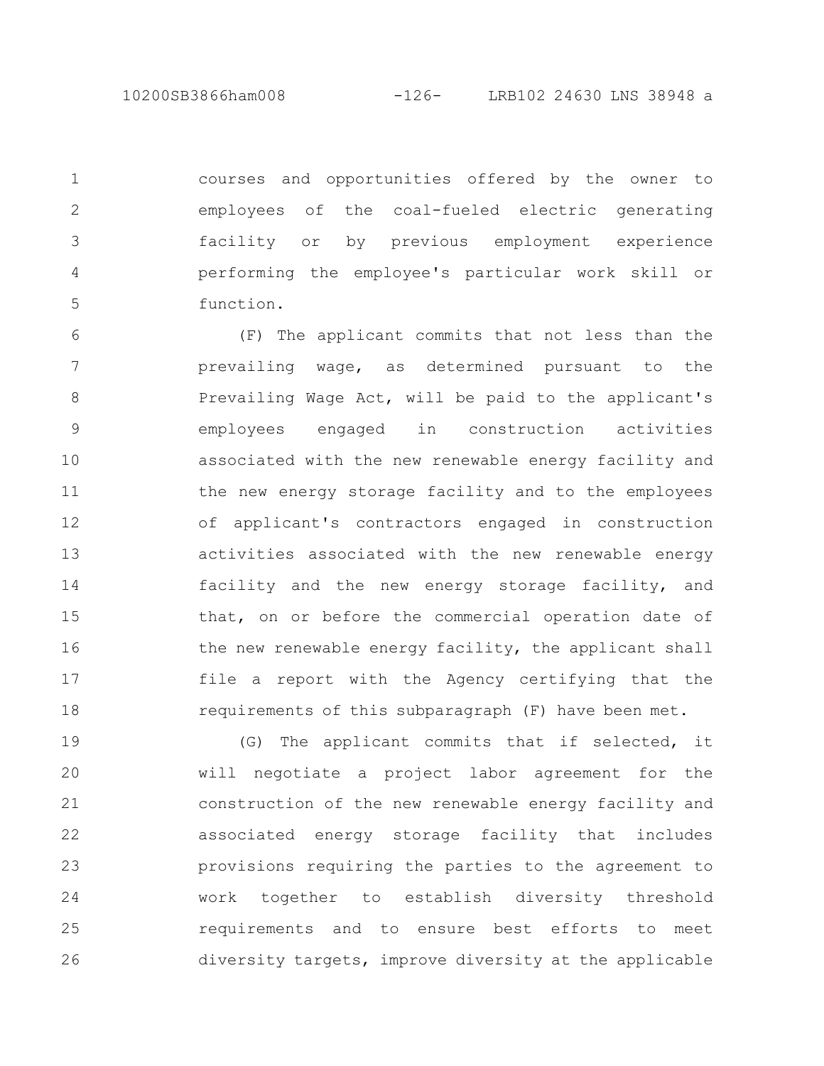courses and opportunities offered by the owner to employees of the coal-fueled electric generating facility or by previous employment experience performing the employee's particular work skill or function.

(F) The applicant commits that not less than the prevailing wage, as determined pursuant to the Prevailing Wage Act, will be paid to the applicant's employees engaged in construction activities associated with the new renewable energy facility and the new energy storage facility and to the employees of applicant's contractors engaged in construction activities associated with the new renewable energy facility and the new energy storage facility, and that, on or before the commercial operation date of the new renewable energy facility, the applicant shall file a report with the Agency certifying that the requirements of this subparagraph (F) have been met.

(G) The applicant commits that if selected, it will negotiate a project labor agreement for the construction of the new renewable energy facility and associated energy storage facility that includes provisions requiring the parties to the agreement to work together to establish diversity threshold requirements and to ensure best efforts to meet diversity targets, improve diversity at the applicable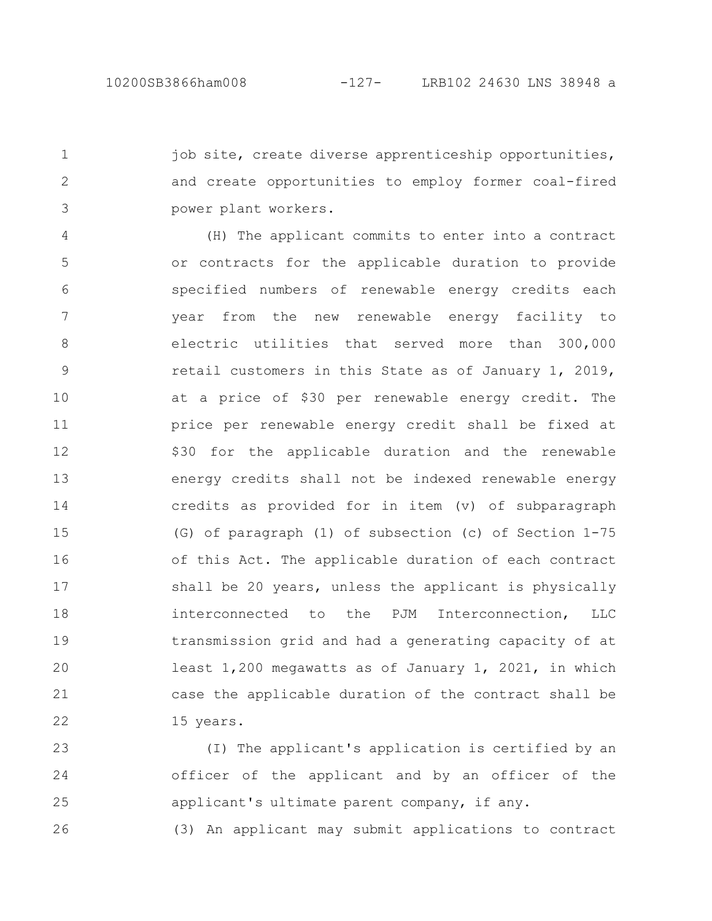job site, create diverse apprenticeship opportunities, and create opportunities to employ former coal-fired power plant workers.

(H) The applicant commits to enter into a contract or contracts for the applicable duration to provide specified numbers of renewable energy credits each year from the new renewable energy facility to electric utilities that served more than 300,000 retail customers in this State as of January 1, 2019, at a price of $30 per renewable energy credit. The price per renewable energy credit shall be fixed at $30 for the applicable duration and the renewable energy credits shall not be indexed renewable energy credits as provided for in item (v) of subparagraph (G) of paragraph (1) of subsection (c) of Section 1-75 of this Act. The applicable duration of each contract shall be 20 years, unless the applicant is physically interconnected to the PJM Interconnection, LLC transmission grid and had a generating capacity of at least 1,200 megawatts as of January 1, 2021, in which case the applicable duration of the contract shall be 15 years.

(I) The applicant's application is certified by an officer of the applicant and by an officer of the applicant's ultimate parent company, if any.

(3) An applicant may submit applications to contract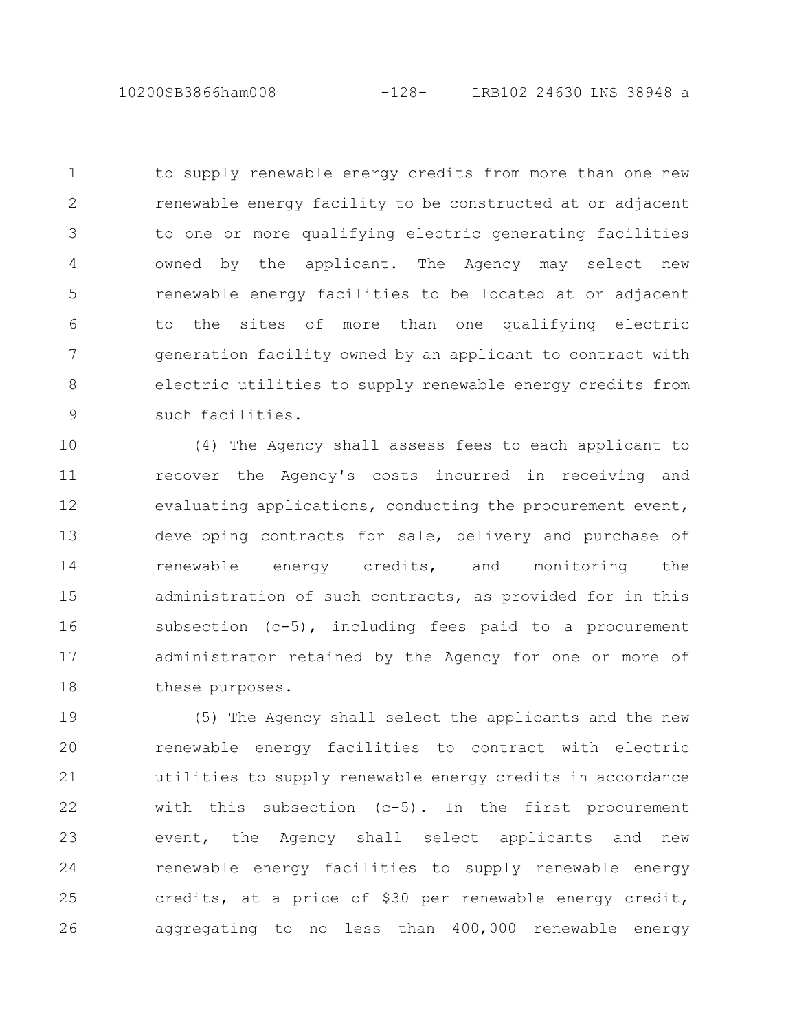to supply renewable energy credits from more than one new renewable energy facility to be constructed at or adjacent to one or more qualifying electric generating facilities owned by the applicant. The Agency may select new renewable energy facilities to be located at or adjacent to the sites of more than one qualifying electric generation facility owned by an applicant to contract with electric utilities to supply renewable energy credits from such facilities.

(4) The Agency shall assess fees to each applicant to recover the Agency's costs incurred in receiving and evaluating applications, conducting the procurement event, developing contracts for sale, delivery and purchase of renewable energy credits, and monitoring the administration of such contracts, as provided for in this subsection (c-5), including fees paid to a procurement administrator retained by the Agency for one or more of these purposes.

(5) The Agency shall select the applicants and the new renewable energy facilities to contract with electric utilities to supply renewable energy credits in accordance with this subsection (c-5). In the first procurement event, the Agency shall select applicants and new renewable energy facilities to supply renewable energy credits, at a price of $30 per renewable energy credit, aggregating to no less than 400,000 renewable energy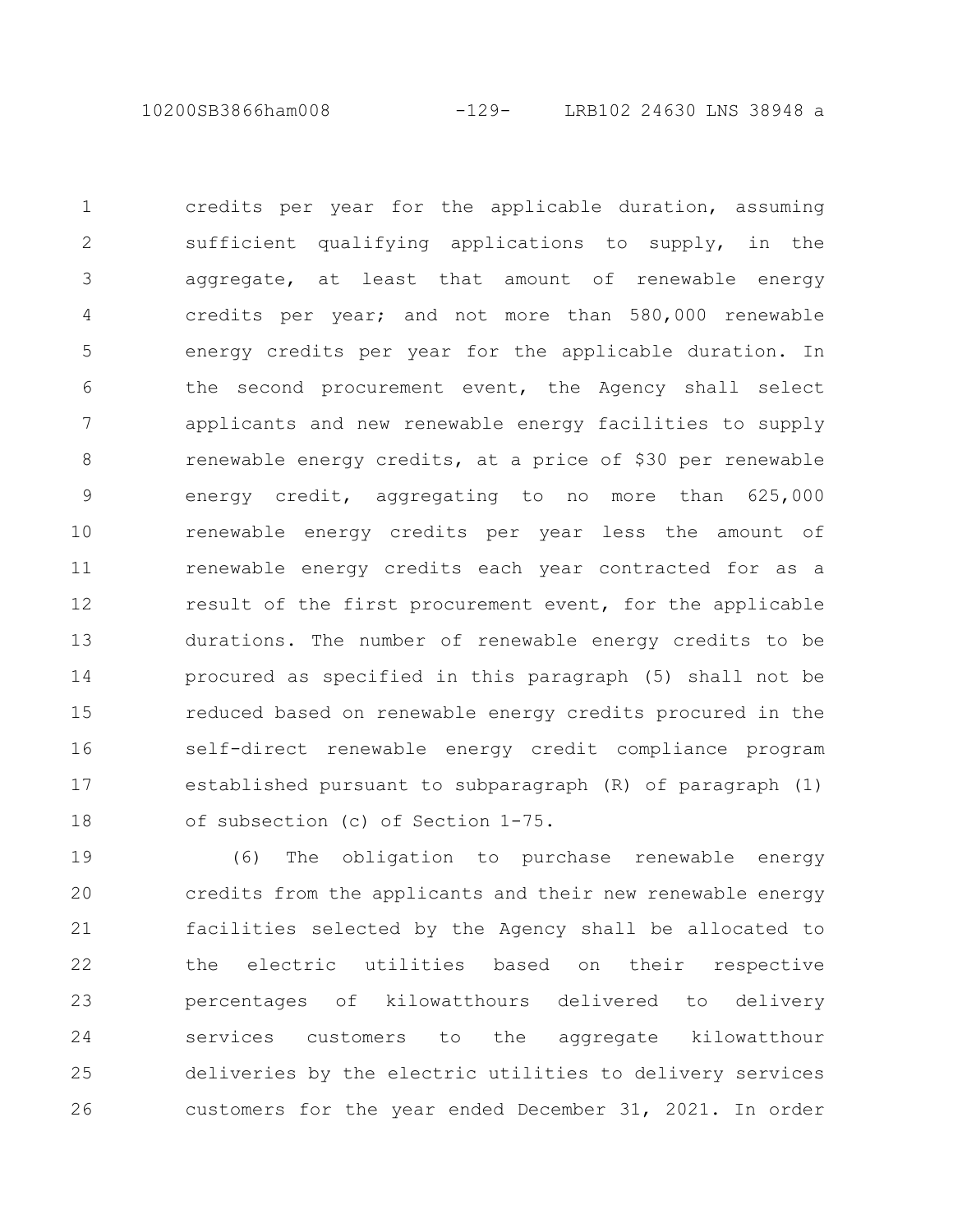credits per year for the applicable duration, assuming sufficient qualifying applications to supply, in the aggregate, at least that amount of renewable energy credits per year; and not more than 580,000 renewable energy credits per year for the applicable duration. In the second procurement event, the Agency shall select applicants and new renewable energy facilities to supply renewable energy credits, at a price of $30 per renewable energy credit, aggregating to no more than 625,000 renewable energy credits per year less the amount of renewable energy credits each year contracted for as a result of the first procurement event, for the applicable durations. The number of renewable energy credits to be procured as specified in this paragraph (5) shall not be reduced based on renewable energy credits procured in the self-direct renewable energy credit compliance program established pursuant to subparagraph (R) of paragraph (1) of subsection (c) of Section 1-75.

(6) The obligation to purchase renewable energy credits from the applicants and their new renewable energy facilities selected by the Agency shall be allocated to the electric utilities based on their respective percentages of kilowatthours delivered to delivery services customers to the aggregate kilowatthour deliveries by the electric utilities to delivery services customers for the year ended December 31, 2021. In order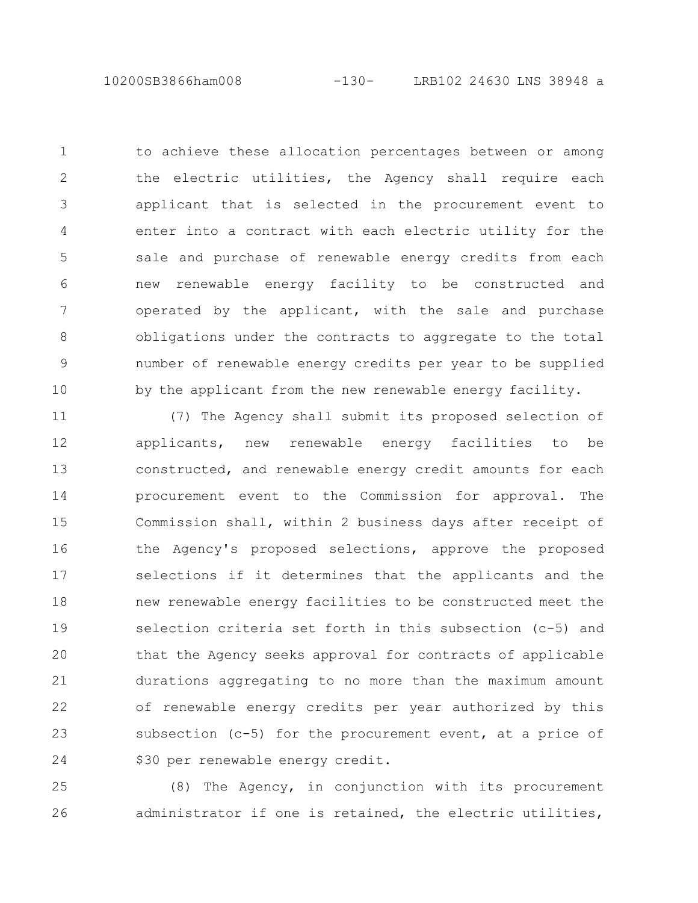to achieve these allocation percentages between or among the electric utilities, the Agency shall require each applicant that is selected in the procurement event to enter into a contract with each electric utility for the sale and purchase of renewable energy credits from each new renewable energy facility to be constructed and operated by the applicant, with the sale and purchase obligations under the contracts to aggregate to the total number of renewable energy credits per year to be supplied by the applicant from the new renewable energy facility.

(7) The Agency shall submit its proposed selection of applicants, new renewable energy facilities to be constructed, and renewable energy credit amounts for each procurement event to the Commission for approval. The Commission shall, within 2 business days after receipt of the Agency's proposed selections, approve the proposed selections if it determines that the applicants and the new renewable energy facilities to be constructed meet the selection criteria set forth in this subsection (c-5) and that the Agency seeks approval for contracts of applicable durations aggregating to no more than the maximum amount of renewable energy credits per year authorized by this subsection (c-5) for the procurement event, at a price of $30 per renewable energy credit.

(8) The Agency, in conjunction with its procurement administrator if one is retained, the electric utilities,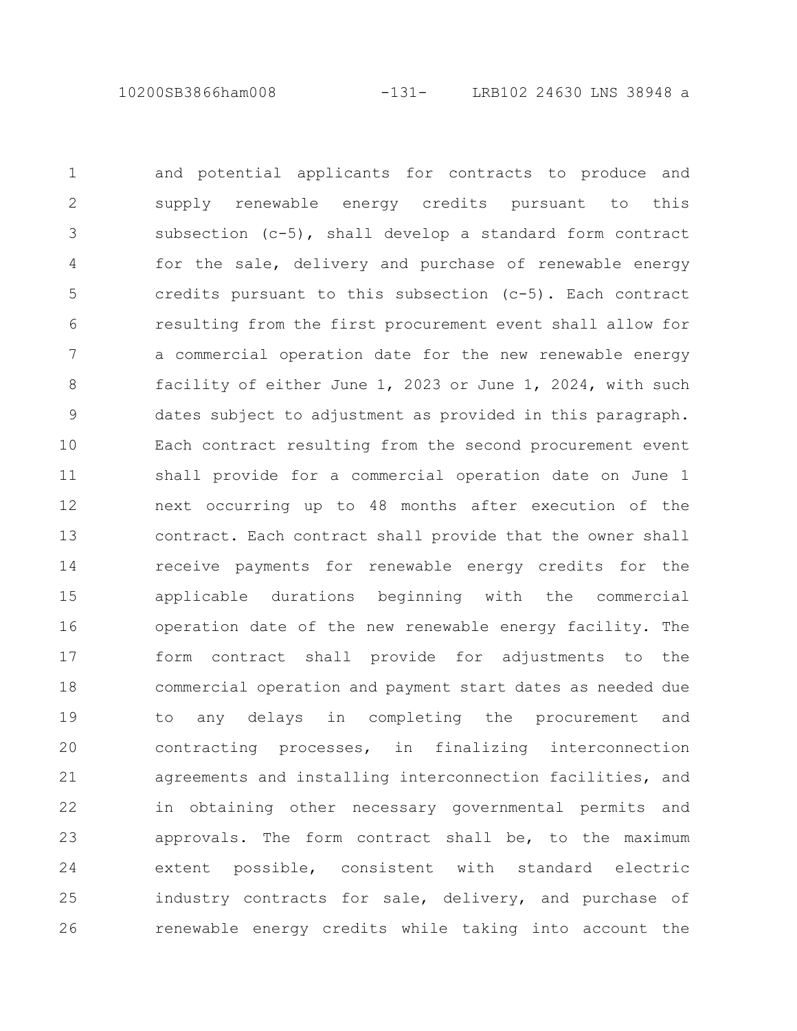and potential applicants for contracts to produce and supply renewable energy credits pursuant to this subsection (c-5), shall develop a standard form contract for the sale, delivery and purchase of renewable energy credits pursuant to this subsection (c-5). Each contract resulting from the first procurement event shall allow for a commercial operation date for the new renewable energy facility of either June 1, 2023 or June 1, 2024, with such dates subject to adjustment as provided in this paragraph. Each contract resulting from the second procurement event shall provide for a commercial operation date on June 1 next occurring up to 48 months after execution of the contract. Each contract shall provide that the owner shall receive payments for renewable energy credits for the applicable durations beginning with the commercial operation date of the new renewable energy facility. The form contract shall provide for adjustments to the commercial operation and payment start dates as needed due to any delays in completing the procurement and contracting processes, in finalizing interconnection agreements and installing interconnection facilities, and in obtaining other necessary governmental permits and approvals. The form contract shall be, to the maximum extent possible, consistent with standard electric industry contracts for sale, delivery, and purchase of renewable energy credits while taking into account the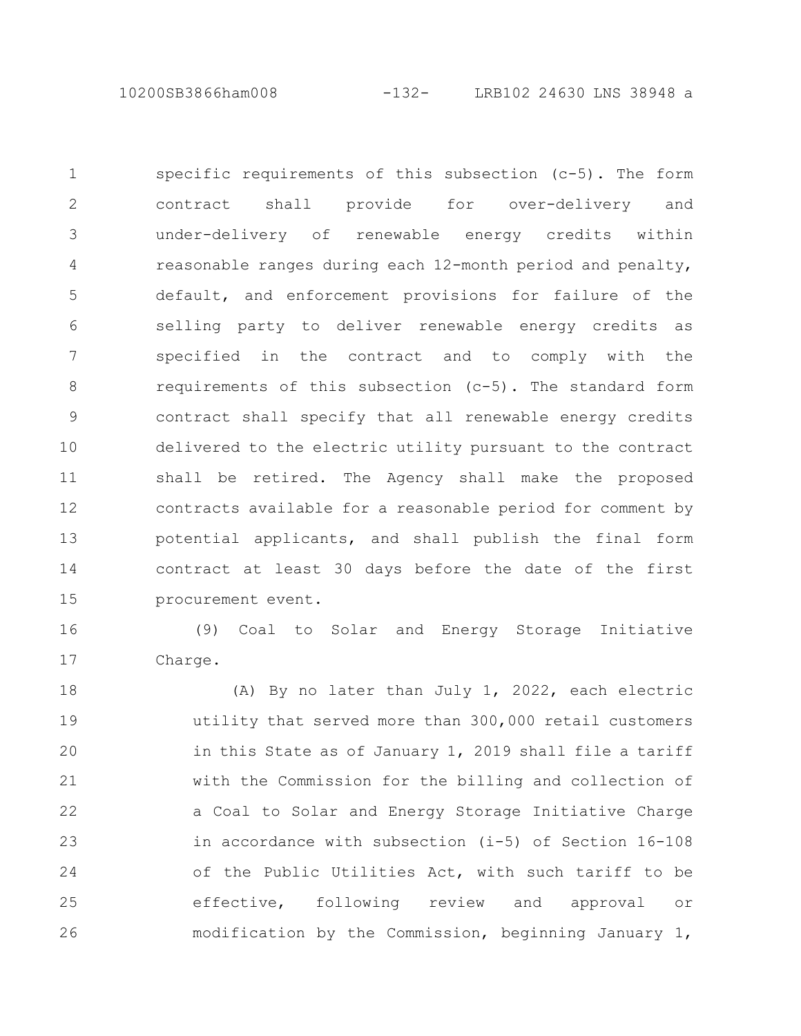specific requirements of this subsection (c-5). The form contract shall provide for over-delivery and under-delivery of renewable energy credits within reasonable ranges during each 12-month period and penalty, default, and enforcement provisions for failure of the selling party to deliver renewable energy credits as specified in the contract and to comply with the requirements of this subsection (c-5). The standard form contract shall specify that all renewable energy credits delivered to the electric utility pursuant to the contract shall be retired. The Agency shall make the proposed contracts available for a reasonable period for comment by potential applicants, and shall publish the final form contract at least 30 days before the date of the first procurement event.

(9) Coal to Solar and Energy Storage Initiative Charge.

(A) By no later than July 1, 2022, each electric utility that served more than 300,000 retail customers in this State as of January 1, 2019 shall file a tariff with the Commission for the billing and collection of a Coal to Solar and Energy Storage Initiative Charge in accordance with subsection (i-5) of Section 16-108 of the Public Utilities Act, with such tariff to be effective, following review and approval or modification by the Commission, beginning January 1,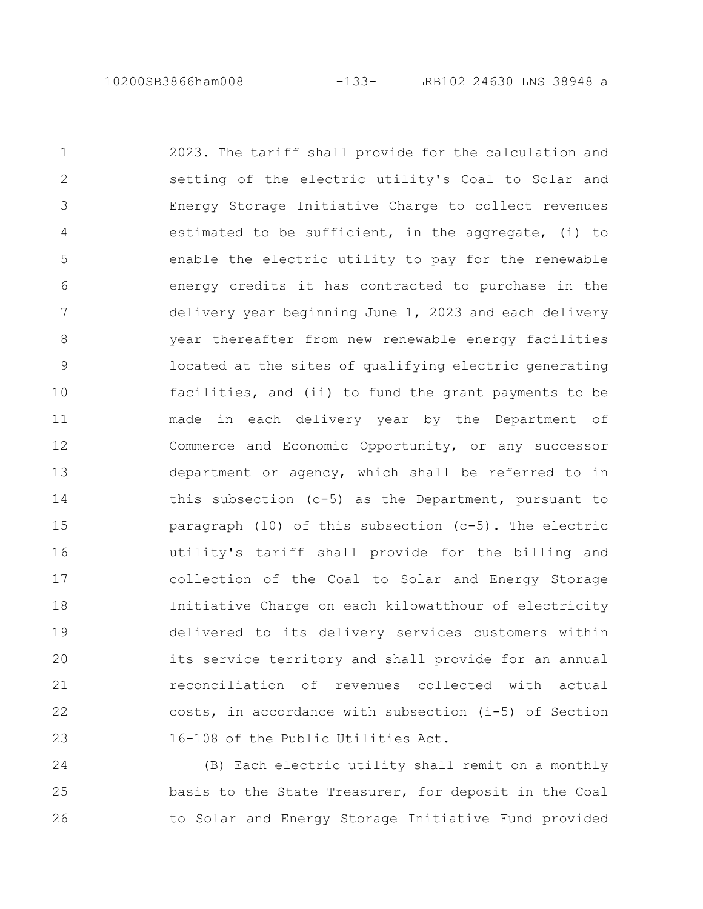2023. The tariff shall provide for the calculation and setting of the electric utility's Coal to Solar and Energy Storage Initiative Charge to collect revenues estimated to be sufficient, in the aggregate, (i) to enable the electric utility to pay for the renewable energy credits it has contracted to purchase in the delivery year beginning June 1, 2023 and each delivery year thereafter from new renewable energy facilities located at the sites of qualifying electric generating facilities, and (ii) to fund the grant payments to be made in each delivery year by the Department of Commerce and Economic Opportunity, or any successor department or agency, which shall be referred to in this subsection (c-5) as the Department, pursuant to paragraph (10) of this subsection (c-5). The electric utility's tariff shall provide for the billing and collection of the Coal to Solar and Energy Storage Initiative Charge on each kilowatthour of electricity delivered to its delivery services customers within its service territory and shall provide for an annual reconciliation of revenues collected with actual costs, in accordance with subsection (i-5) of Section 16-108 of the Public Utilities Act.

(B) Each electric utility shall remit on a monthly basis to the State Treasurer, for deposit in the Coal to Solar and Energy Storage Initiative Fund provided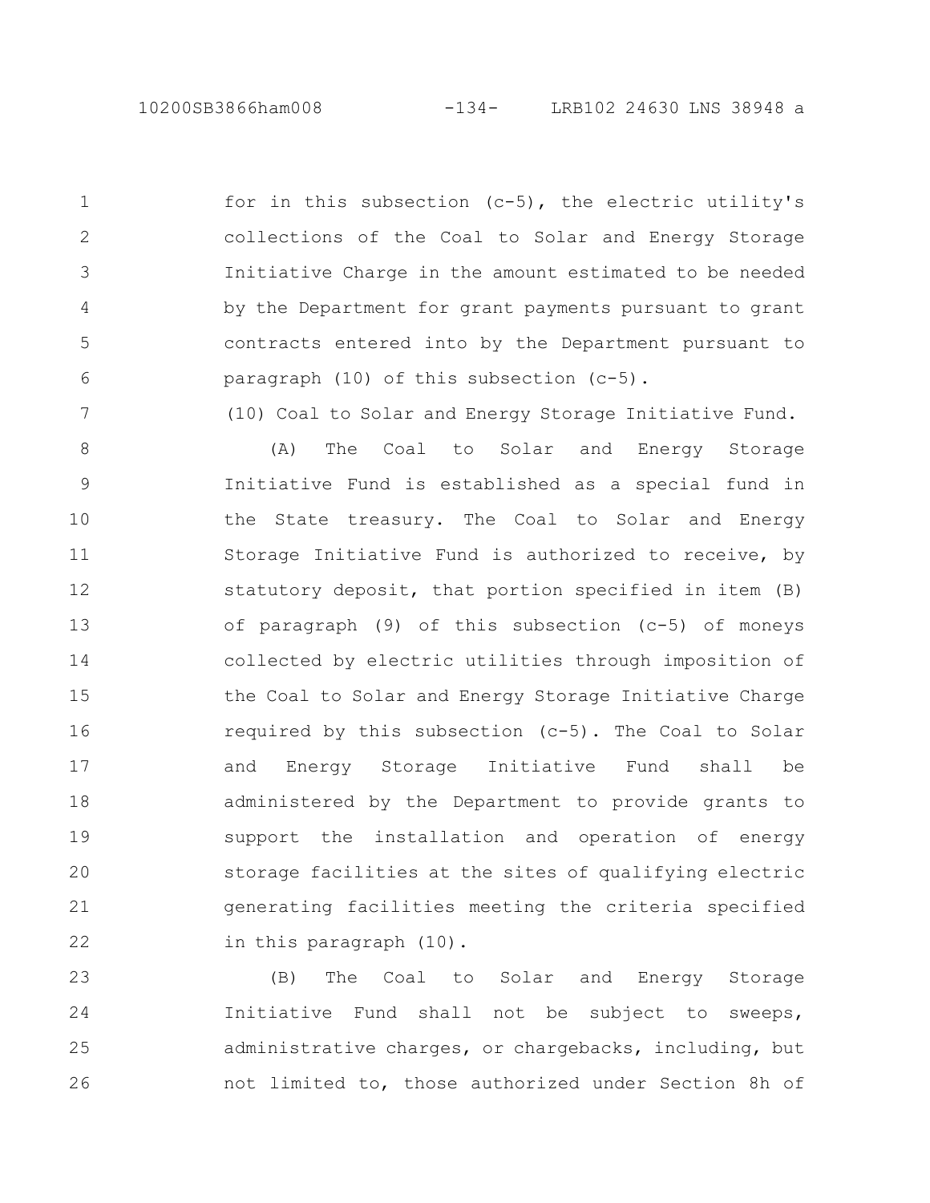for in this subsection (c-5), the electric utility's collections of the Coal to Solar and Energy Storage Initiative Charge in the amount estimated to be needed by the Department for grant payments pursuant to grant contracts entered into by the Department pursuant to paragraph (10) of this subsection (c-5).

(10) Coal to Solar and Energy Storage Initiative Fund.

(A) The Coal to Solar and Energy Storage Initiative Fund is established as a special fund in the State treasury. The Coal to Solar and Energy Storage Initiative Fund is authorized to receive, by statutory deposit, that portion specified in item (B) of paragraph (9) of this subsection (c-5) of moneys collected by electric utilities through imposition of the Coal to Solar and Energy Storage Initiative Charge required by this subsection (c-5). The Coal to Solar and Energy Storage Initiative Fund shall be administered by the Department to provide grants to support the installation and operation of energy storage facilities at the sites of qualifying electric generating facilities meeting the criteria specified in this paragraph (10).

(B) The Coal to Solar and Energy Storage Initiative Fund shall not be subject to sweeps, administrative charges, or chargebacks, including, but not limited to, those authorized under Section 8h of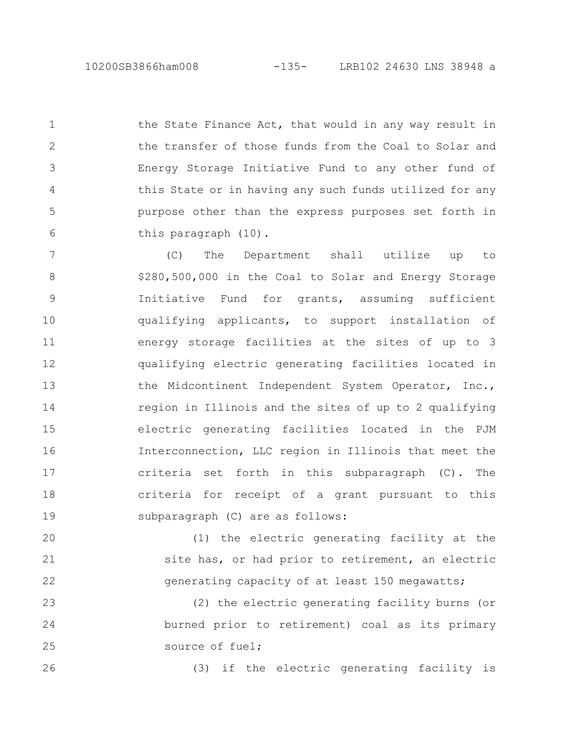the State Finance Act, that would in any way result in the transfer of those funds from the Coal to Solar and Energy Storage Initiative Fund to any other fund of this State or in having any such funds utilized for any purpose other than the express purposes set forth in this paragraph (10).

(C) The Department shall utilize up to $280,500,000 in the Coal to Solar and Energy Storage Initiative Fund for grants, assuming sufficient qualifying applicants, to support installation of energy storage facilities at the sites of up to 3 qualifying electric generating facilities located in the Midcontinent Independent System Operator, Inc., region in Illinois and the sites of up to 2 qualifying electric generating facilities located in the PJM Interconnection, LLC region in Illinois that meet the criteria set forth in this subparagraph (C). The criteria for receipt of a grant pursuant to this subparagraph (C) are as follows:

(1) the electric generating facility at the site has, or had prior to retirement, an electric generating capacity of at least 150 megawatts;

(2) the electric generating facility burns (or burned prior to retirement) coal as its primary source of fuel;

(3) if the electric generating facility is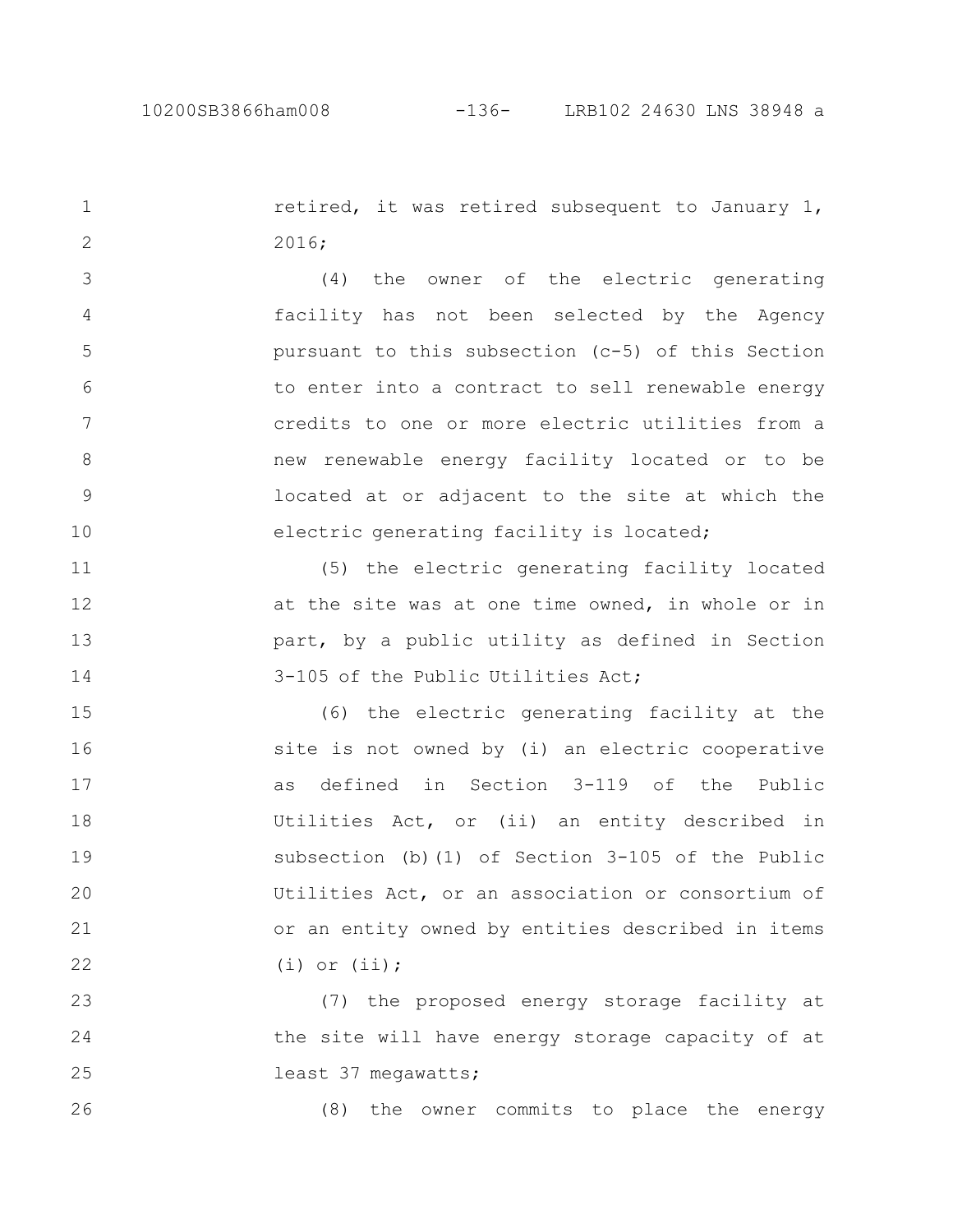retired, it was retired subsequent to January 1, 2016;

(4) the owner of the electric generating facility has not been selected by the Agency pursuant to this subsection (c-5) of this Section to enter into a contract to sell renewable energy credits to one or more electric utilities from a new renewable energy facility located or to be located at or adjacent to the site at which the electric generating facility is located;

(5) the electric generating facility located at the site was at one time owned, in whole or in part, by a public utility as defined in Section 3-105 of the Public Utilities Act;

(6) the electric generating facility at the site is not owned by (i) an electric cooperative as defined in Section 3-119 of the Public Utilities Act, or (ii) an entity described in subsection (b)(1) of Section 3-105 of the Public Utilities Act, or an association or consortium of or an entity owned by entities described in items (i) or (ii);

(7) the proposed energy storage facility at the site will have energy storage capacity of at least 37 megawatts;

(8) the owner commits to place the energy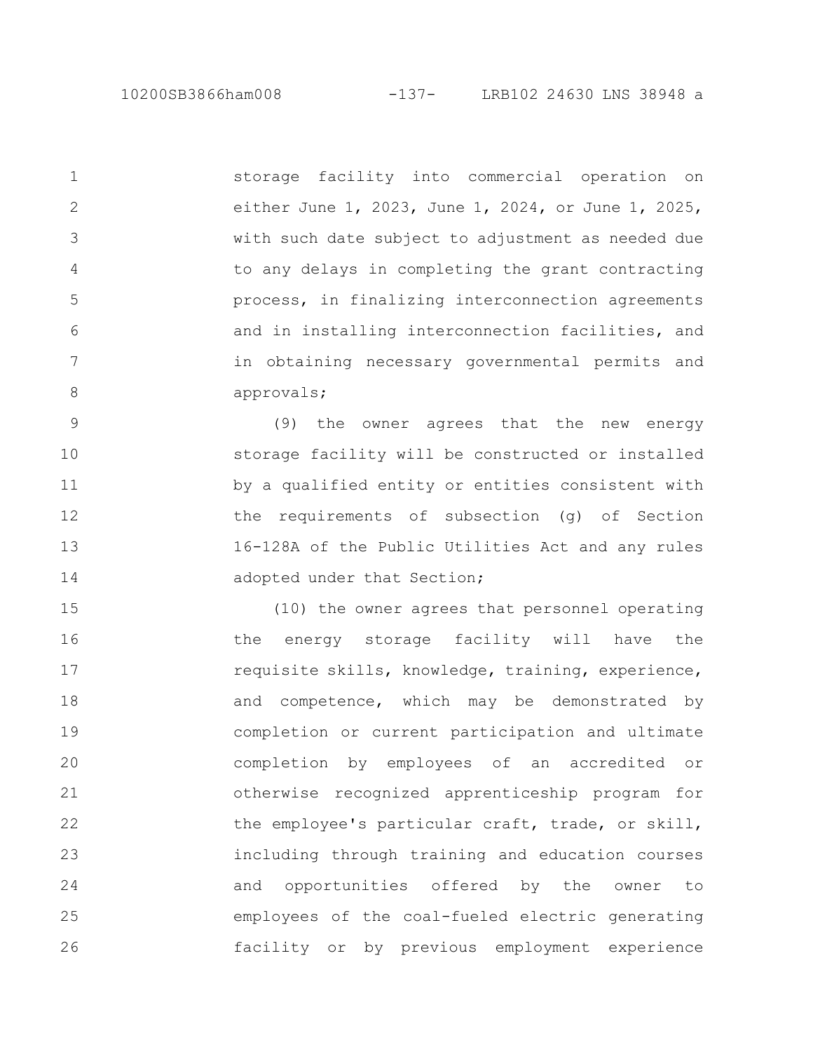storage facility into commercial operation on either June 1, 2023, June 1, 2024, or June 1, 2025, with such date subject to adjustment as needed due to any delays in completing the grant contracting process, in finalizing interconnection agreements and in installing interconnection facilities, and in obtaining necessary governmental permits and approvals;

(9) the owner agrees that the new energy storage facility will be constructed or installed by a qualified entity or entities consistent with the requirements of subsection (g) of Section 16-128A of the Public Utilities Act and any rules adopted under that Section;

(10) the owner agrees that personnel operating the energy storage facility will have the requisite skills, knowledge, training, experience, and competence, which may be demonstrated by completion or current participation and ultimate completion by employees of an accredited or otherwise recognized apprenticeship program for the employee's particular craft, trade, or skill, including through training and education courses and opportunities offered by the owner to employees of the coal-fueled electric generating facility or by previous employment experience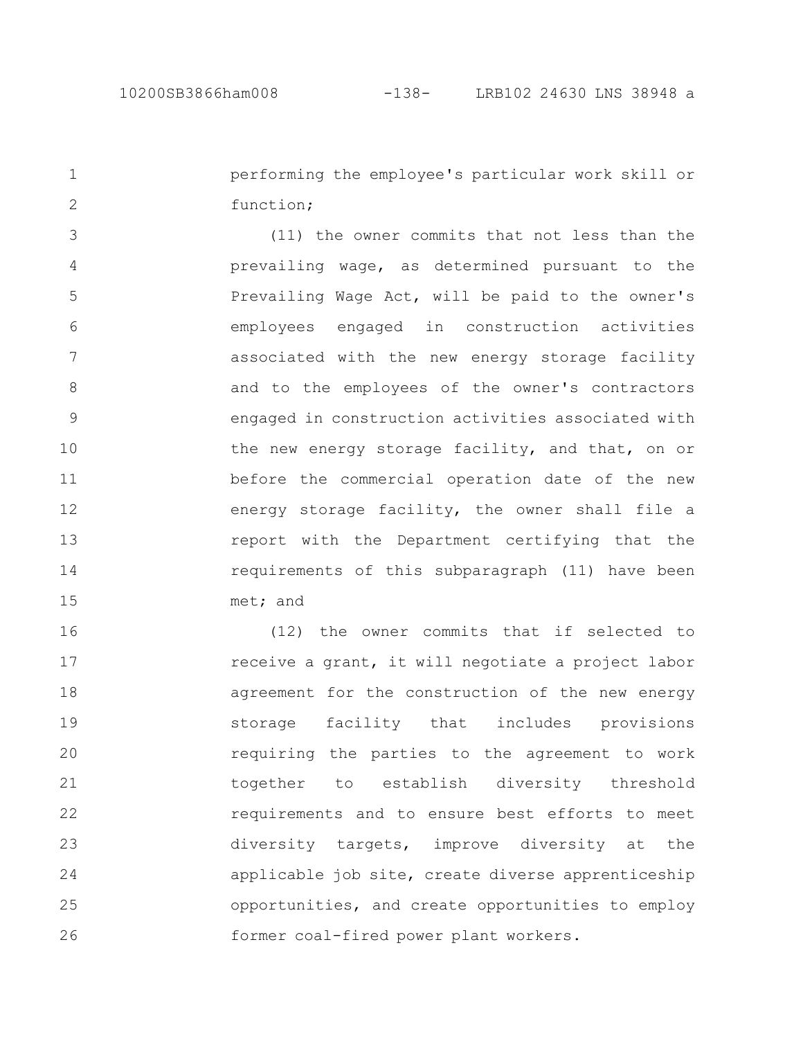performing the employee's particular work skill or function;

(11) the owner commits that not less than the prevailing wage, as determined pursuant to the Prevailing Wage Act, will be paid to the owner's employees engaged in construction activities associated with the new energy storage facility and to the employees of the owner's contractors engaged in construction activities associated with the new energy storage facility, and that, on or before the commercial operation date of the new energy storage facility, the owner shall file a report with the Department certifying that the requirements of this subparagraph (11) have been met; and

(12) the owner commits that if selected to receive a grant, it will negotiate a project labor agreement for the construction of the new energy storage facility that includes provisions requiring the parties to the agreement to work together to establish diversity threshold requirements and to ensure best efforts to meet diversity targets, improve diversity at the applicable job site, create diverse apprenticeship opportunities, and create opportunities to employ former coal-fired power plant workers.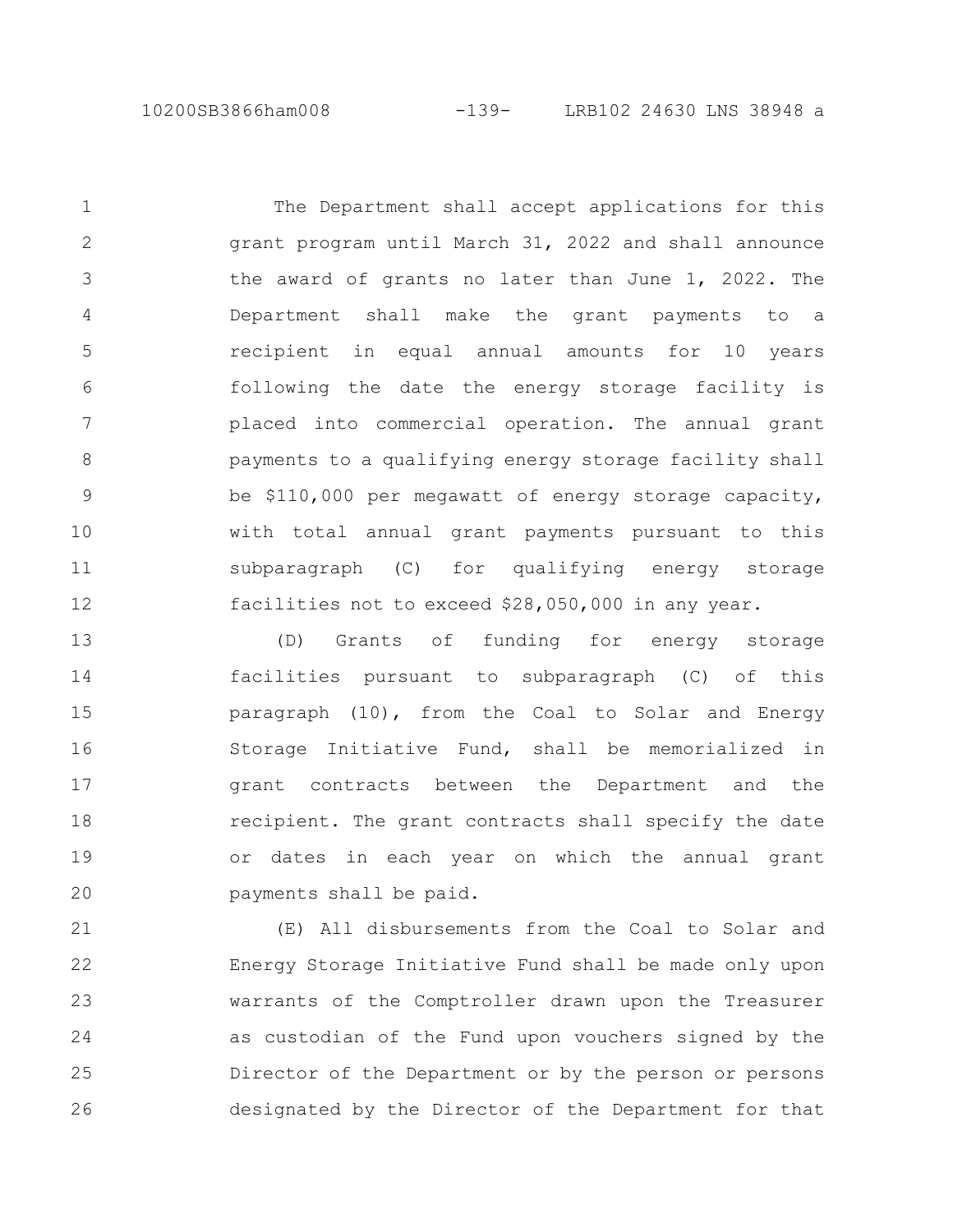The Department shall accept applications for this grant program until March 31, 2022 and shall announce the award of grants no later than June 1, 2022. The Department shall make the grant payments to a recipient in equal annual amounts for 10 years following the date the energy storage facility is placed into commercial operation. The annual grant payments to a qualifying energy storage facility shall be $110,000 per megawatt of energy storage capacity, with total annual grant payments pursuant to this subparagraph (C) for qualifying energy storage facilities not to exceed $28,050,000 in any year.

(D) Grants of funding for energy storage facilities pursuant to subparagraph (C) of this paragraph (10), from the Coal to Solar and Energy Storage Initiative Fund, shall be memorialized in grant contracts between the Department and the recipient. The grant contracts shall specify the date or dates in each year on which the annual grant payments shall be paid.

(E) All disbursements from the Coal to Solar and Energy Storage Initiative Fund shall be made only upon warrants of the Comptroller drawn upon the Treasurer as custodian of the Fund upon vouchers signed by the Director of the Department or by the person or persons designated by the Director of the Department for that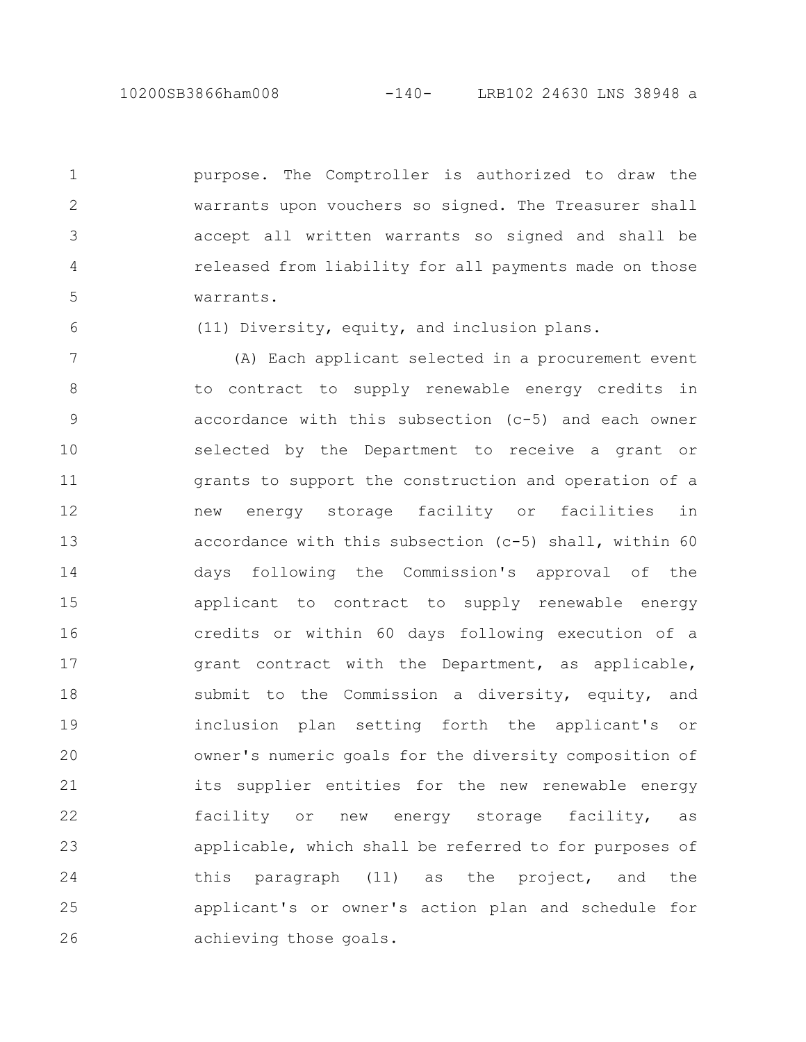purpose. The Comptroller is authorized to draw the warrants upon vouchers so signed. The Treasurer shall accept all written warrants so signed and shall be released from liability for all payments made on those warrants.

(11) Diversity, equity, and inclusion plans.

(A) Each applicant selected in a procurement event to contract to supply renewable energy credits in accordance with this subsection (c-5) and each owner selected by the Department to receive a grant or grants to support the construction and operation of a new energy storage facility or facilities in accordance with this subsection (c-5) shall, within 60 days following the Commission's approval of the applicant to contract to supply renewable energy credits or within 60 days following execution of a grant contract with the Department, as applicable, submit to the Commission a diversity, equity, and inclusion plan setting forth the applicant's or owner's numeric goals for the diversity composition of its supplier entities for the new renewable energy facility or new energy storage facility, as applicable, which shall be referred to for purposes of this paragraph (11) as the project, and the applicant's or owner's action plan and schedule for achieving those goals.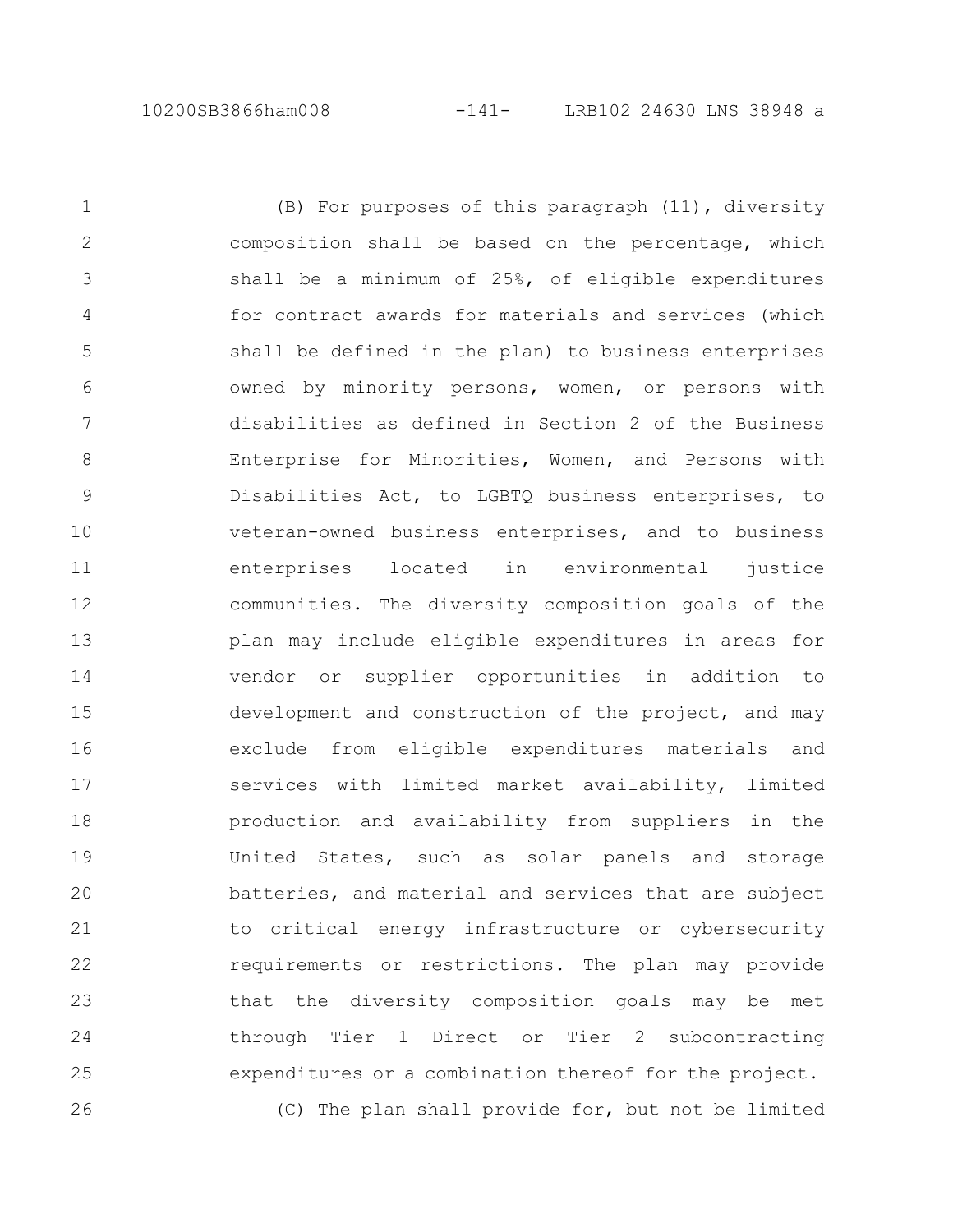(B) For purposes of this paragraph (11), diversity composition shall be based on the percentage, which shall be a minimum of 25%, of eligible expenditures for contract awards for materials and services (which shall be defined in the plan) to business enterprises owned by minority persons, women, or persons with disabilities as defined in Section 2 of the Business Enterprise for Minorities, Women, and Persons with Disabilities Act, to LGBTQ business enterprises, to veteran-owned business enterprises, and to business enterprises located in environmental justice communities. The diversity composition goals of the plan may include eligible expenditures in areas for vendor or supplier opportunities in addition to development and construction of the project, and may exclude from eligible expenditures materials and services with limited market availability, limited production and availability from suppliers in the United States, such as solar panels and storage batteries, and material and services that are subject to critical energy infrastructure or cybersecurity requirements or restrictions. The plan may provide that the diversity composition goals may be met through Tier 1 Direct or Tier 2 subcontracting expenditures or a combination thereof for the project.

(C) The plan shall provide for, but not be limited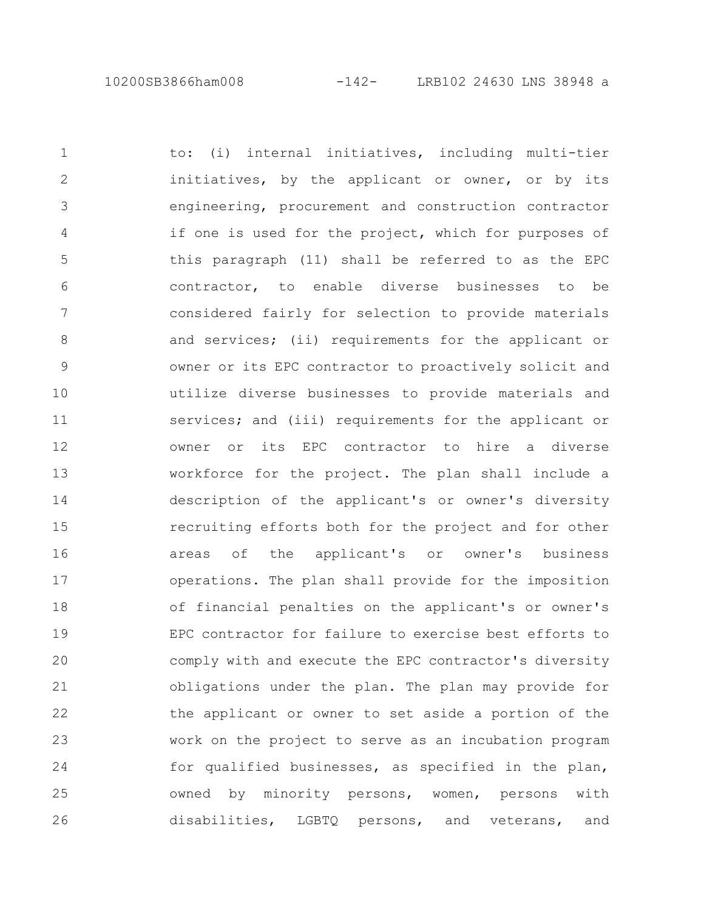to: (i) internal initiatives, including multi-tier initiatives, by the applicant or owner, or by its engineering, procurement and construction contractor if one is used for the project, which for purposes of this paragraph (11) shall be referred to as the EPC contractor, to enable diverse businesses to be considered fairly for selection to provide materials and services; (ii) requirements for the applicant or owner or its EPC contractor to proactively solicit and utilize diverse businesses to provide materials and services; and (iii) requirements for the applicant or owner or its EPC contractor to hire a diverse workforce for the project. The plan shall include a description of the applicant's or owner's diversity recruiting efforts both for the project and for other areas of the applicant's or owner's business operations. The plan shall provide for the imposition of financial penalties on the applicant's or owner's EPC contractor for failure to exercise best efforts to comply with and execute the EPC contractor's diversity obligations under the plan. The plan may provide for the applicant or owner to set aside a portion of the work on the project to serve as an incubation program for qualified businesses, as specified in the plan, owned by minority persons, women, persons with disabilities, LGBTQ persons, and veterans, and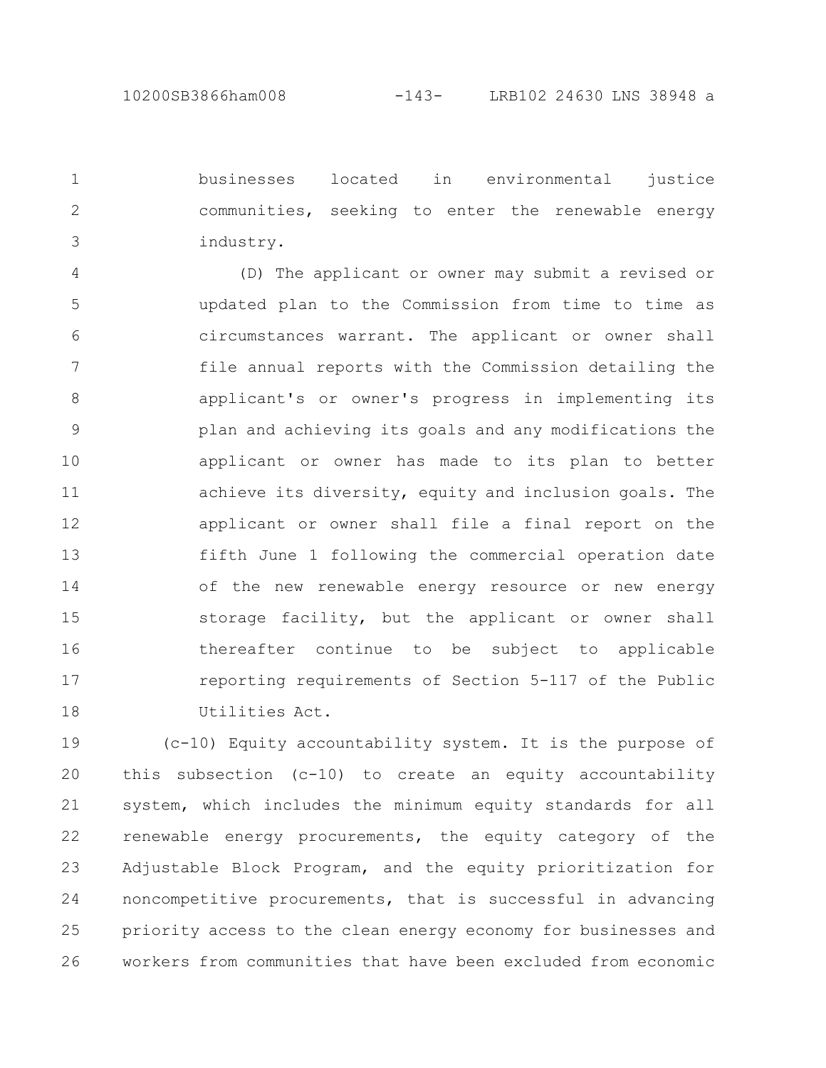businesses located in environmental justice communities, seeking to enter the renewable energy industry.

(D) The applicant or owner may submit a revised or updated plan to the Commission from time to time as circumstances warrant. The applicant or owner shall file annual reports with the Commission detailing the applicant's or owner's progress in implementing its plan and achieving its goals and any modifications the applicant or owner has made to its plan to better achieve its diversity, equity and inclusion goals. The applicant or owner shall file a final report on the fifth June 1 following the commercial operation date of the new renewable energy resource or new energy storage facility, but the applicant or owner shall thereafter continue to be subject to applicable reporting requirements of Section 5-117 of the Public Utilities Act.

(c-10) Equity accountability system. It is the purpose of this subsection (c-10) to create an equity accountability system, which includes the minimum equity standards for all renewable energy procurements, the equity category of the Adjustable Block Program, and the equity prioritization for noncompetitive procurements, that is successful in advancing priority access to the clean energy economy for businesses and workers from communities that have been excluded from economic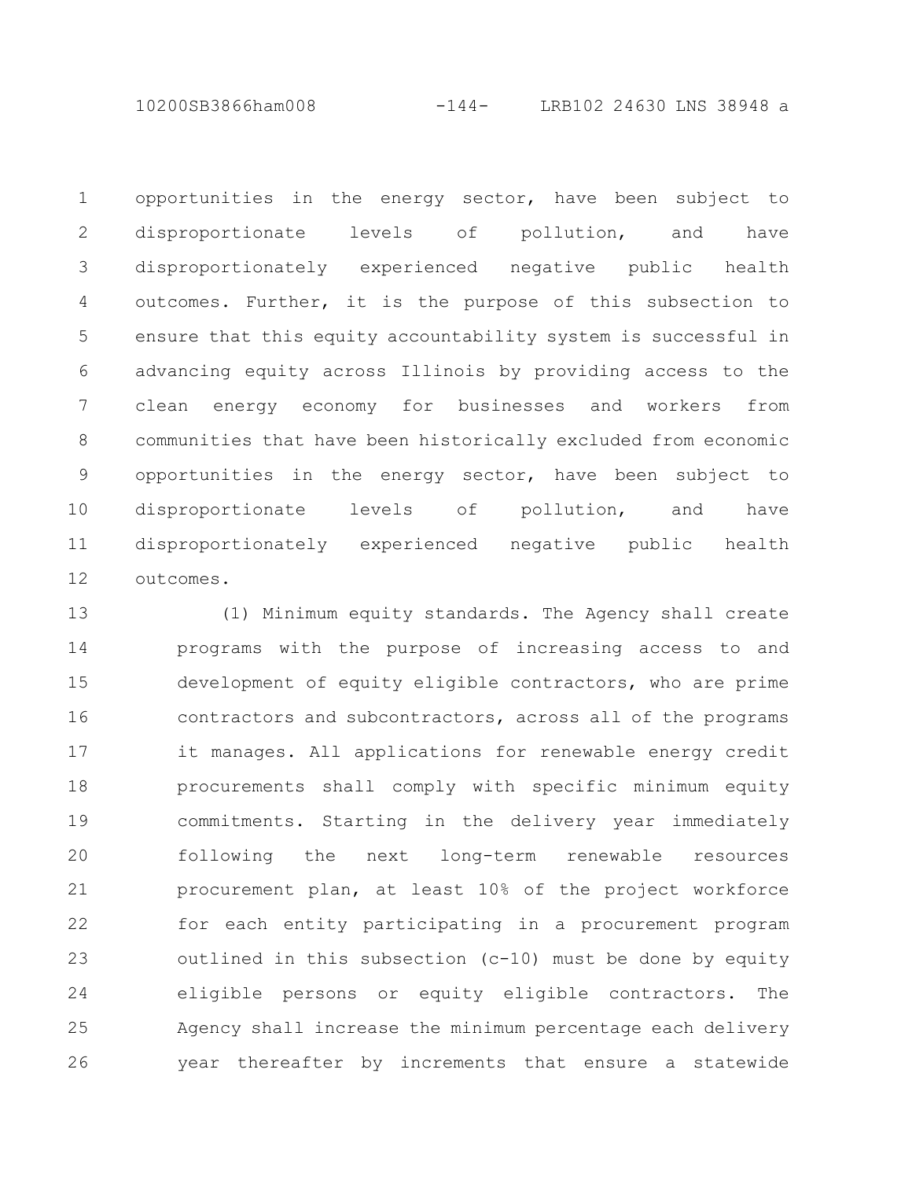opportunities in the energy sector, have been subject to disproportionate levels of pollution, and have disproportionately experienced negative public health outcomes. Further, it is the purpose of this subsection to ensure that this equity accountability system is successful in advancing equity across Illinois by providing access to the clean energy economy for businesses and workers from communities that have been historically excluded from economic opportunities in the energy sector, have been subject to disproportionate levels of pollution, and have disproportionately experienced negative public health outcomes.

(1) Minimum equity standards. The Agency shall create programs with the purpose of increasing access to and development of equity eligible contractors, who are prime contractors and subcontractors, across all of the programs it manages. All applications for renewable energy credit procurements shall comply with specific minimum equity commitments. Starting in the delivery year immediately following the next long-term renewable resources procurement plan, at least 10% of the project workforce for each entity participating in a procurement program outlined in this subsection (c-10) must be done by equity eligible persons or equity eligible contractors. The Agency shall increase the minimum percentage each delivery year thereafter by increments that ensure a statewide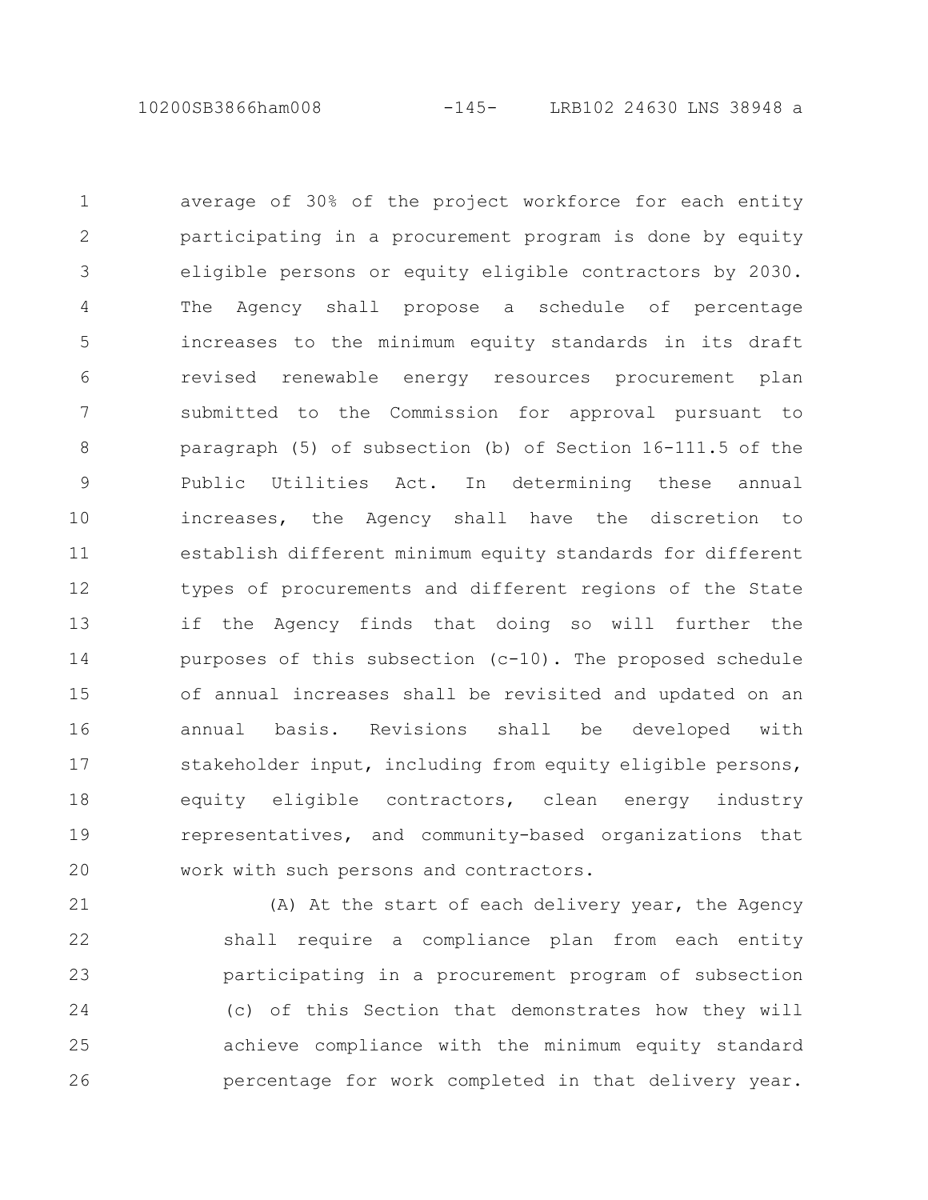average of 30% of the project workforce for each entity participating in a procurement program is done by equity eligible persons or equity eligible contractors by 2030. The Agency shall propose a schedule of percentage increases to the minimum equity standards in its draft revised renewable energy resources procurement plan submitted to the Commission for approval pursuant to paragraph (5) of subsection (b) of Section 16-111.5 of the Public Utilities Act. In determining these annual increases, the Agency shall have the discretion to establish different minimum equity standards for different types of procurements and different regions of the State if the Agency finds that doing so will further the purposes of this subsection (c-10). The proposed schedule of annual increases shall be revisited and updated on an annual basis. Revisions shall be developed with stakeholder input, including from equity eligible persons, equity eligible contractors, clean energy industry representatives, and community-based organizations that work with such persons and contractors.

(A) At the start of each delivery year, the Agency shall require a compliance plan from each entity participating in a procurement program of subsection (c) of this Section that demonstrates how they will achieve compliance with the minimum equity standard percentage for work completed in that delivery year.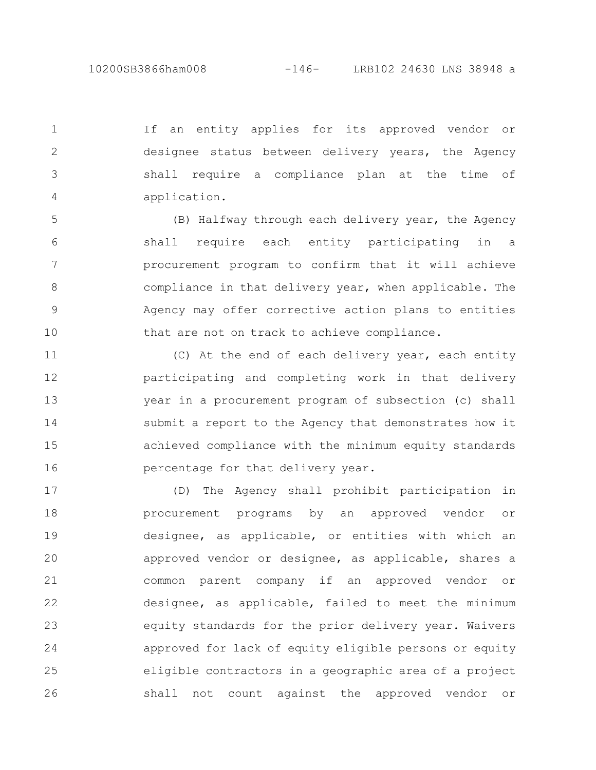If an entity applies for its approved vendor or designee status between delivery years, the Agency shall require a compliance plan at the time of application.

(B) Halfway through each delivery year, the Agency shall require each entity participating in a procurement program to confirm that it will achieve compliance in that delivery year, when applicable. The Agency may offer corrective action plans to entities that are not on track to achieve compliance.

(C) At the end of each delivery year, each entity participating and completing work in that delivery year in a procurement program of subsection (c) shall submit a report to the Agency that demonstrates how it achieved compliance with the minimum equity standards percentage for that delivery year.

(D) The Agency shall prohibit participation in procurement programs by an approved vendor or designee, as applicable, or entities with which an approved vendor or designee, as applicable, shares a common parent company if an approved vendor or designee, as applicable, failed to meet the minimum equity standards for the prior delivery year. Waivers approved for lack of equity eligible persons or equity eligible contractors in a geographic area of a project shall not count against the approved vendor or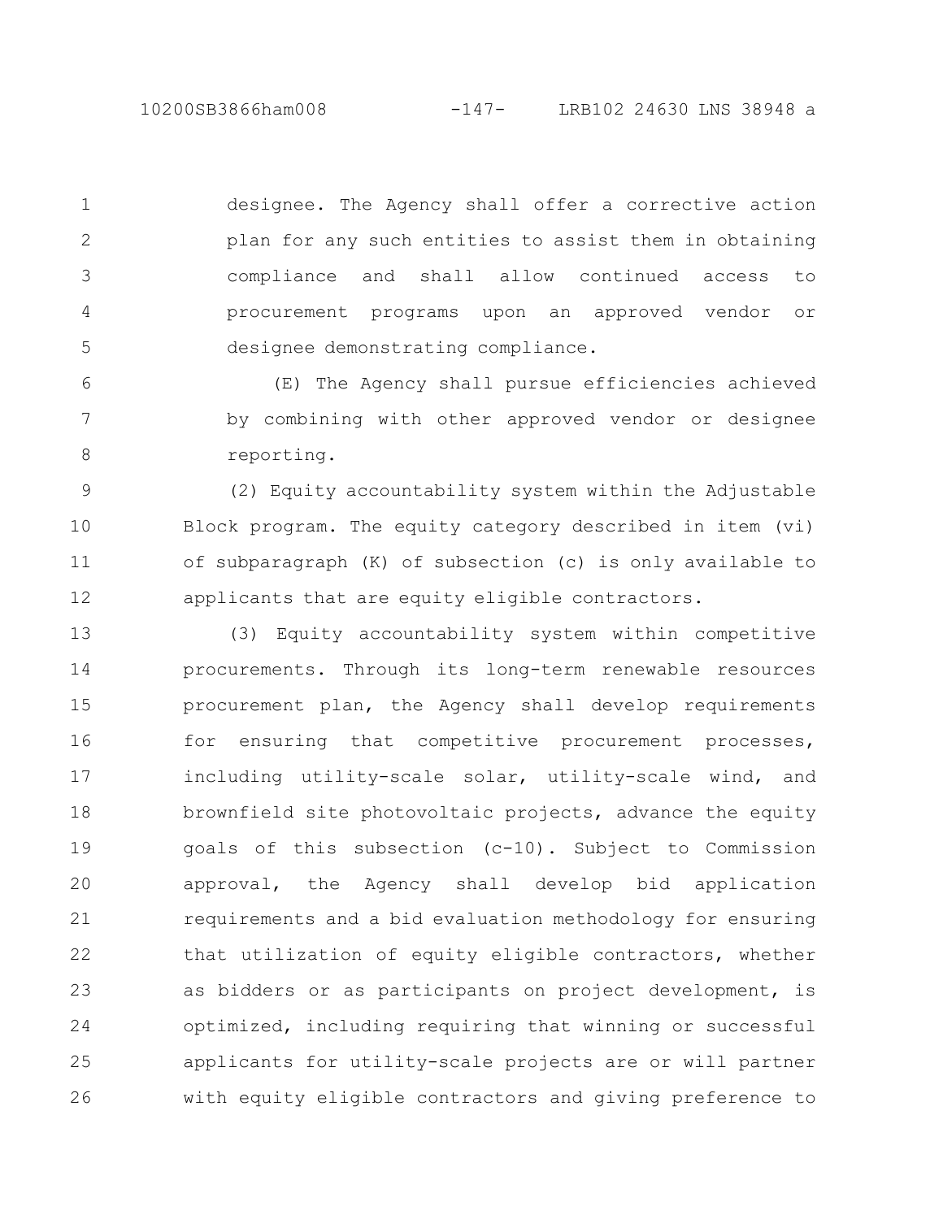designee. The Agency shall offer a corrective action plan for any such entities to assist them in obtaining compliance and shall allow continued access to procurement programs upon an approved vendor or designee demonstrating compliance.

(E) The Agency shall pursue efficiencies achieved by combining with other approved vendor or designee reporting.

(2) Equity accountability system within the Adjustable Block program. The equity category described in item (vi) of subparagraph (K) of subsection (c) is only available to applicants that are equity eligible contractors.

(3) Equity accountability system within competitive procurements. Through its long-term renewable resources procurement plan, the Agency shall develop requirements for ensuring that competitive procurement processes, including utility-scale solar, utility-scale wind, and brownfield site photovoltaic projects, advance the equity goals of this subsection (c-10). Subject to Commission approval, the Agency shall develop bid application requirements and a bid evaluation methodology for ensuring that utilization of equity eligible contractors, whether as bidders or as participants on project development, is optimized, including requiring that winning or successful applicants for utility-scale projects are or will partner with equity eligible contractors and giving preference to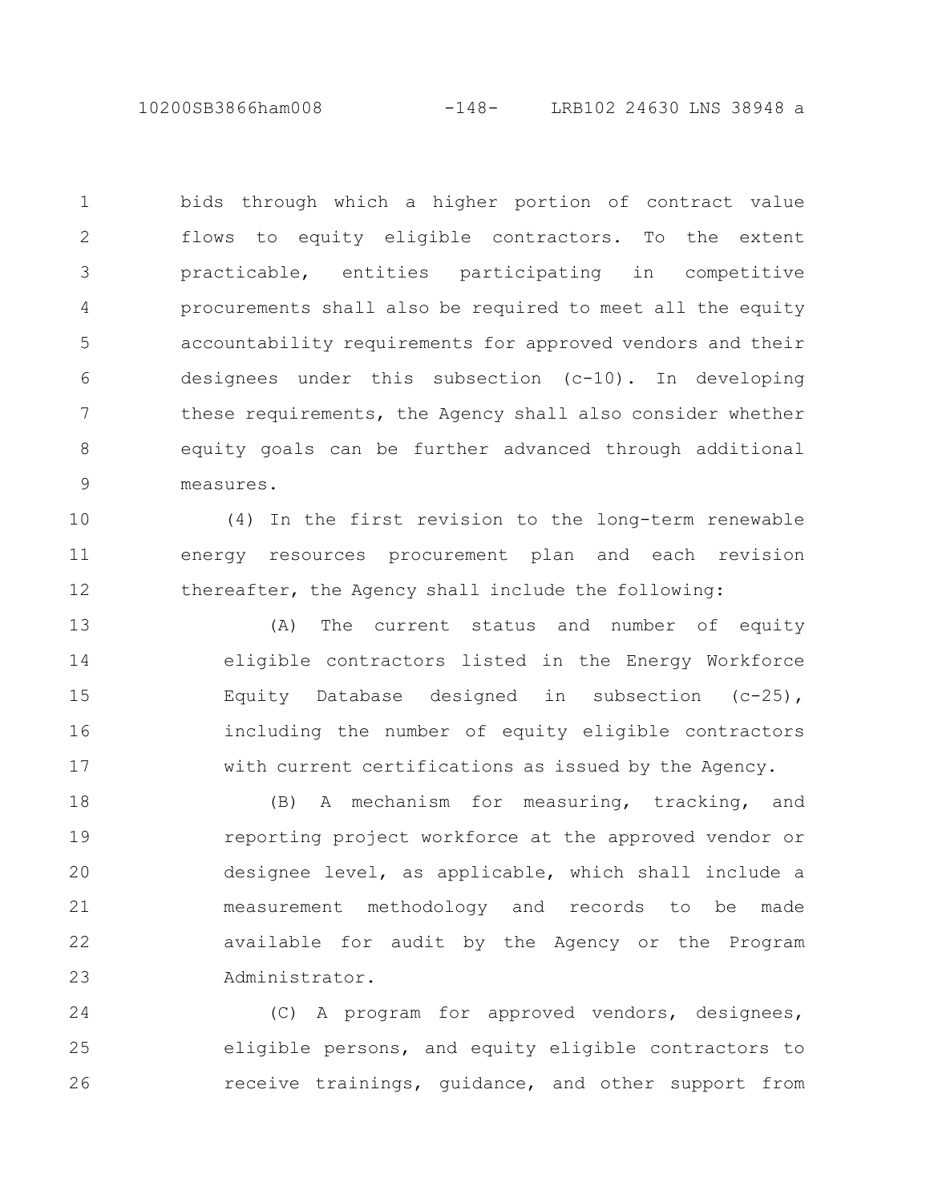bids through which a higher portion of contract value flows to equity eligible contractors. To the extent practicable, entities participating in competitive procurements shall also be required to meet all the equity accountability requirements for approved vendors and their designees under this subsection (c-10). In developing these requirements, the Agency shall also consider whether equity goals can be further advanced through additional measures.

(4) In the first revision to the long-term renewable energy resources procurement plan and each revision thereafter, the Agency shall include the following:

(A) The current status and number of equity eligible contractors listed in the Energy Workforce Equity Database designed in subsection (c-25), including the number of equity eligible contractors with current certifications as issued by the Agency.

(B) A mechanism for measuring, tracking, and reporting project workforce at the approved vendor or designee level, as applicable, which shall include a measurement methodology and records to be made available for audit by the Agency or the Program Administrator.

(C) A program for approved vendors, designees, eligible persons, and equity eligible contractors to receive trainings, guidance, and other support from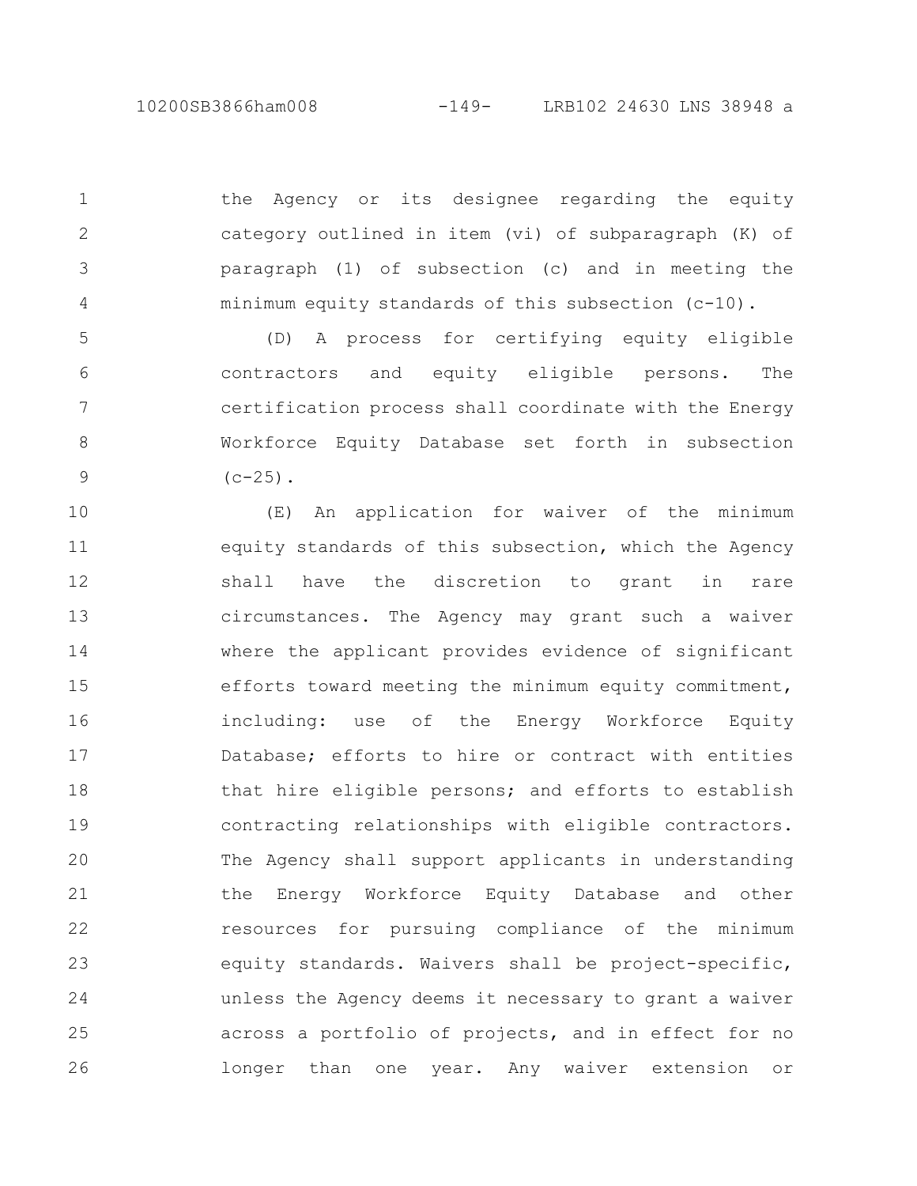the Agency or its designee regarding the equity category outlined in item (vi) of subparagraph (K) of paragraph (1) of subsection (c) and in meeting the minimum equity standards of this subsection (c-10).

(D) A process for certifying equity eligible contractors and equity eligible persons. The certification process shall coordinate with the Energy Workforce Equity Database set forth in subsection (c-25).

(E) An application for waiver of the minimum equity standards of this subsection, which the Agency shall have the discretion to grant in rare circumstances. The Agency may grant such a waiver where the applicant provides evidence of significant efforts toward meeting the minimum equity commitment, including: use of the Energy Workforce Equity Database; efforts to hire or contract with entities that hire eligible persons; and efforts to establish contracting relationships with eligible contractors. The Agency shall support applicants in understanding the Energy Workforce Equity Database and other resources for pursuing compliance of the minimum equity standards. Waivers shall be project-specific, unless the Agency deems it necessary to grant a waiver across a portfolio of projects, and in effect for no longer than one year. Any waiver extension or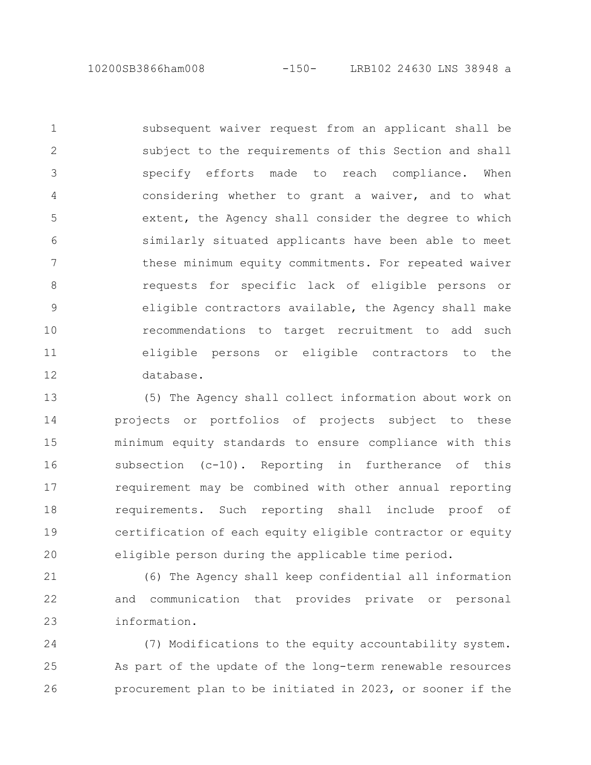subsequent waiver request from an applicant shall be subject to the requirements of this Section and shall specify efforts made to reach compliance. When considering whether to grant a waiver, and to what extent, the Agency shall consider the degree to which similarly situated applicants have been able to meet these minimum equity commitments. For repeated waiver requests for specific lack of eligible persons or eligible contractors available, the Agency shall make recommendations to target recruitment to add such eligible persons or eligible contractors to the database.

(5) The Agency shall collect information about work on projects or portfolios of projects subject to these minimum equity standards to ensure compliance with this subsection (c-10). Reporting in furtherance of this requirement may be combined with other annual reporting requirements. Such reporting shall include proof of certification of each equity eligible contractor or equity eligible person during the applicable time period.

(6) The Agency shall keep confidential all information and communication that provides private or personal information.

(7) Modifications to the equity accountability system. As part of the update of the long-term renewable resources procurement plan to be initiated in 2023, or sooner if the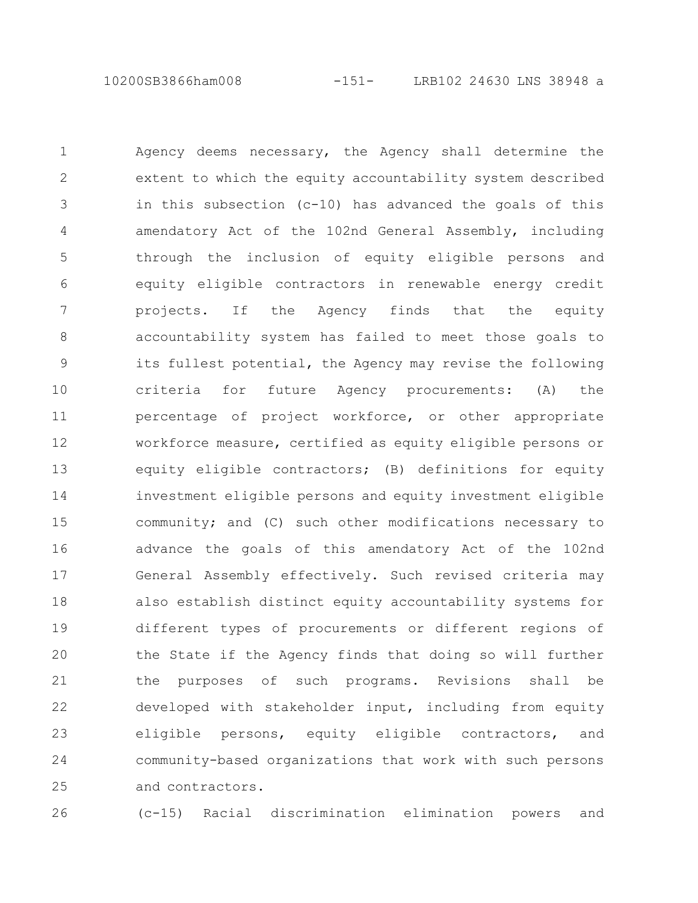Agency deems necessary, the Agency shall determine the extent to which the equity accountability system described in this subsection (c-10) has advanced the goals of this amendatory Act of the 102nd General Assembly, including through the inclusion of equity eligible persons and equity eligible contractors in renewable energy credit projects. If the Agency finds that the equity accountability system has failed to meet those goals to its fullest potential, the Agency may revise the following criteria for future Agency procurements: (A) the percentage of project workforce, or other appropriate workforce measure, certified as equity eligible persons or equity eligible contractors; (B) definitions for equity investment eligible persons and equity investment eligible community; and (C) such other modifications necessary to advance the goals of this amendatory Act of the 102nd General Assembly effectively. Such revised criteria may also establish distinct equity accountability systems for different types of procurements or different regions of the State if the Agency finds that doing so will further the purposes of such programs. Revisions shall be developed with stakeholder input, including from equity eligible persons, equity eligible contractors, and community-based organizations that work with such persons and contractors.

(c-15) Racial discrimination elimination powers and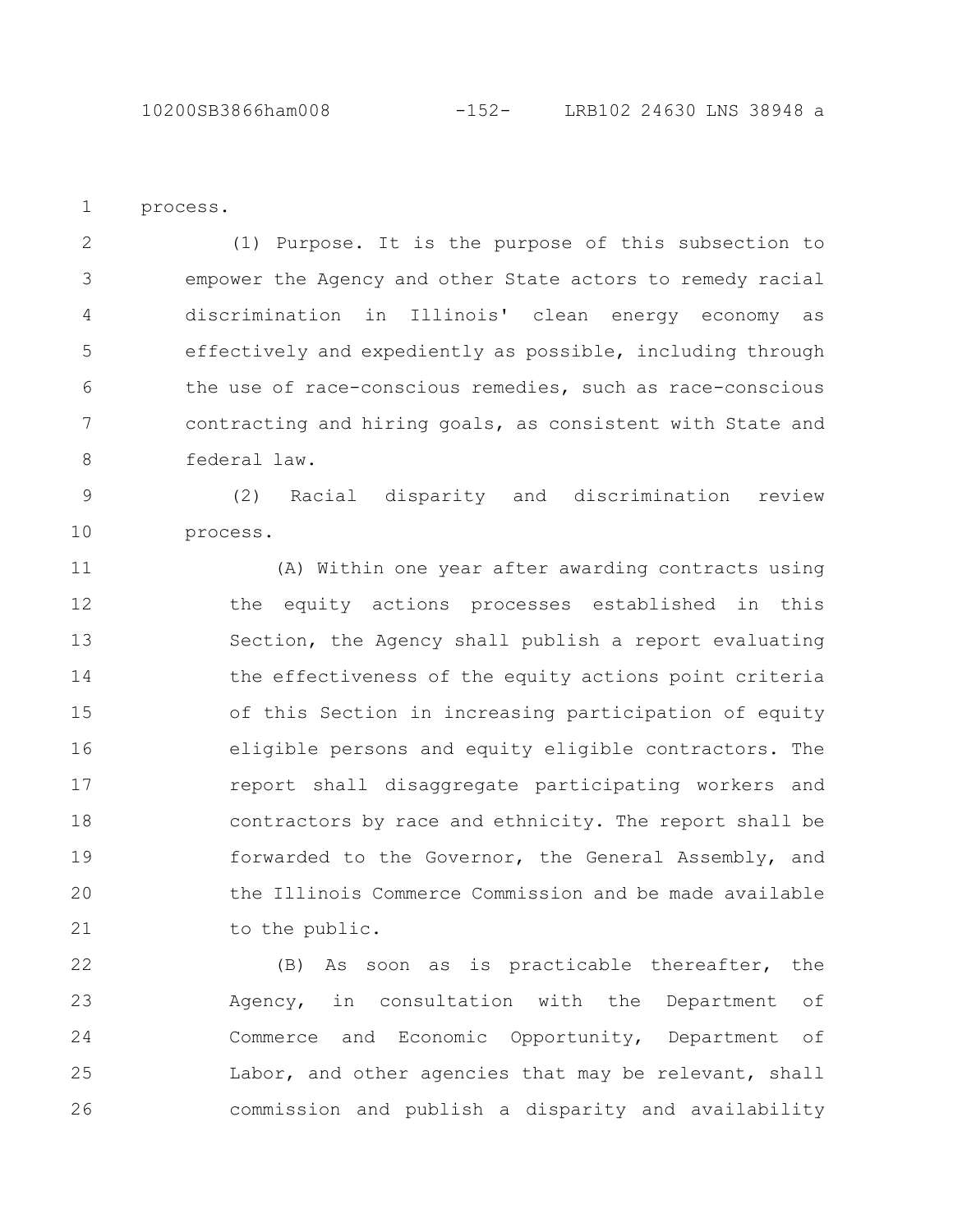process.

(1) Purpose. It is the purpose of this subsection to empower the Agency and other State actors to remedy racial discrimination in Illinois' clean energy economy as effectively and expediently as possible, including through the use of race-conscious remedies, such as race-conscious contracting and hiring goals, as consistent with State and federal law.

(2) Racial disparity and discrimination review process.

(A) Within one year after awarding contracts using the equity actions processes established in this Section, the Agency shall publish a report evaluating the effectiveness of the equity actions point criteria of this Section in increasing participation of equity eligible persons and equity eligible contractors. The report shall disaggregate participating workers and contractors by race and ethnicity. The report shall be forwarded to the Governor, the General Assembly, and the Illinois Commerce Commission and be made available to the public.

(B) As soon as is practicable thereafter, the Agency, in consultation with the Department of Commerce and Economic Opportunity, Department of Labor, and other agencies that may be relevant, shall commission and publish a disparity and availability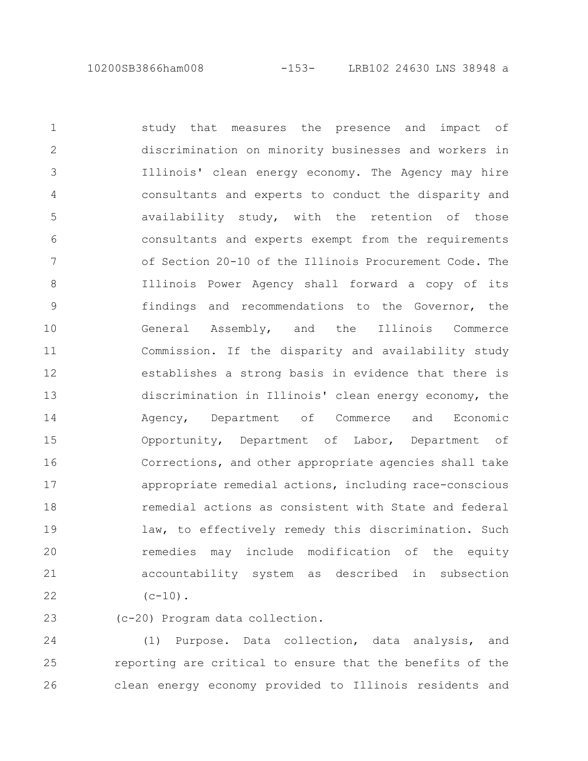study that measures the presence and impact of discrimination on minority businesses and workers in Illinois' clean energy economy. The Agency may hire consultants and experts to conduct the disparity and availability study, with the retention of those consultants and experts exempt from the requirements of Section 20-10 of the Illinois Procurement Code. The Illinois Power Agency shall forward a copy of its findings and recommendations to the Governor, the General Assembly, and the Illinois Commerce Commission. If the disparity and availability study establishes a strong basis in evidence that there is discrimination in Illinois' clean energy economy, the Agency, Department of Commerce and Economic Opportunity, Department of Labor, Department of Corrections, and other appropriate agencies shall take appropriate remedial actions, including race-conscious remedial actions as consistent with State and federal law, to effectively remedy this discrimination. Such remedies may include modification of the equity accountability system as described in subsection (c-10).

(c-20) Program data collection.

(1) Purpose. Data collection, data analysis, and reporting are critical to ensure that the benefits of the clean energy economy provided to Illinois residents and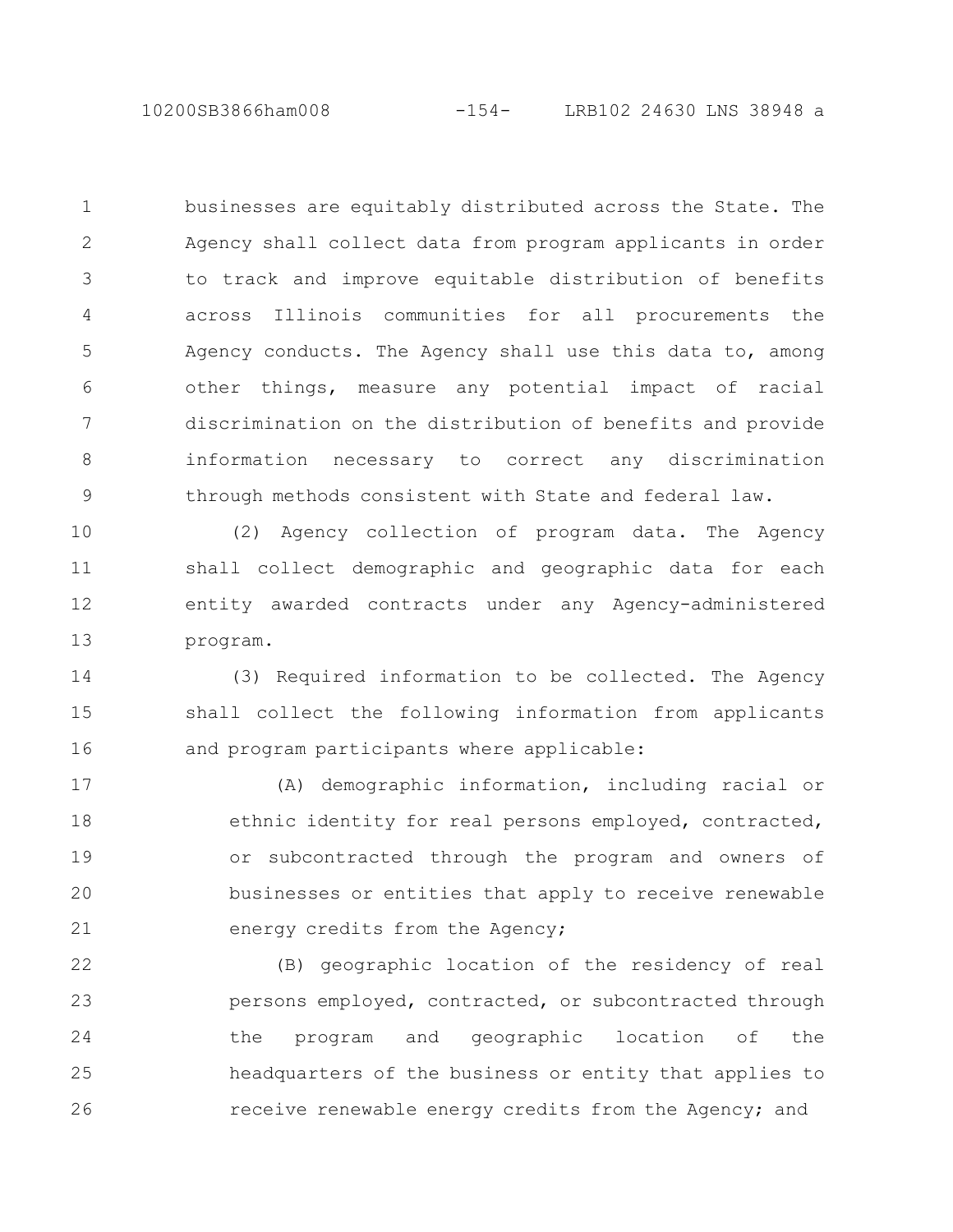businesses are equitably distributed across the State. The Agency shall collect data from program applicants in order to track and improve equitable distribution of benefits across Illinois communities for all procurements the Agency conducts. The Agency shall use this data to, among other things, measure any potential impact of racial discrimination on the distribution of benefits and provide information necessary to correct any discrimination through methods consistent with State and federal law.

(2) Agency collection of program data. The Agency shall collect demographic and geographic data for each entity awarded contracts under any Agency-administered program.

(3) Required information to be collected. The Agency shall collect the following information from applicants and program participants where applicable:

(A) demographic information, including racial or ethnic identity for real persons employed, contracted, or subcontracted through the program and owners of businesses or entities that apply to receive renewable energy credits from the Agency;

(B) geographic location of the residency of real persons employed, contracted, or subcontracted through the program and geographic location of the headquarters of the business or entity that applies to receive renewable energy credits from the Agency; and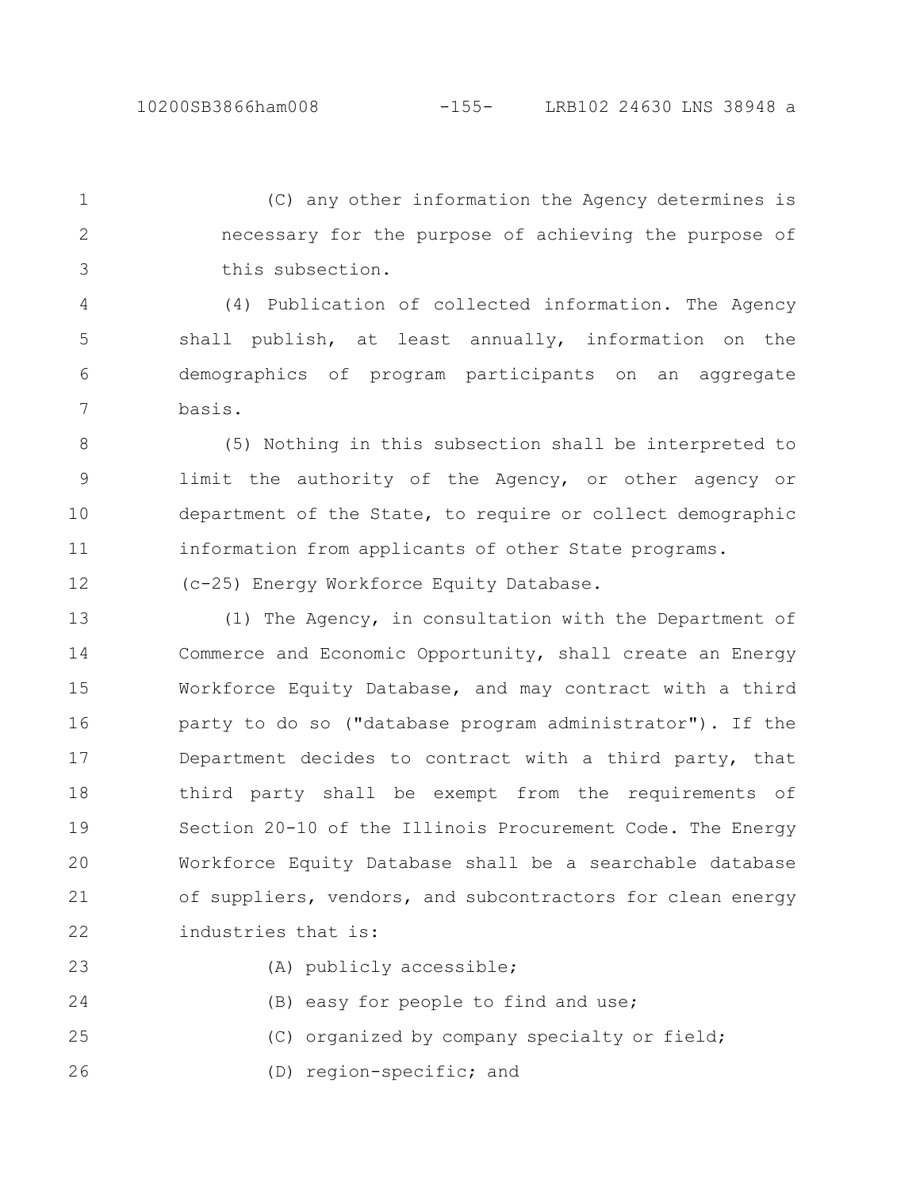(C) any other information the Agency determines is necessary for the purpose of achieving the purpose of this subsection.

(4) Publication of collected information. The Agency shall publish, at least annually, information on the demographics of program participants on an aggregate basis.

(5) Nothing in this subsection shall be interpreted to limit the authority of the Agency, or other agency or department of the State, to require or collect demographic information from applicants of other State programs.

(c-25) Energy Workforce Equity Database.

(1) The Agency, in consultation with the Department of Commerce and Economic Opportunity, shall create an Energy Workforce Equity Database, and may contract with a third party to do so ("database program administrator"). If the Department decides to contract with a third party, that third party shall be exempt from the requirements of Section 20-10 of the Illinois Procurement Code. The Energy Workforce Equity Database shall be a searchable database of suppliers, vendors, and subcontractors for clean energy industries that is:

(A) publicly accessible;

(B) easy for people to find and use;

(C) organized by company specialty or field;

(D) region-specific; and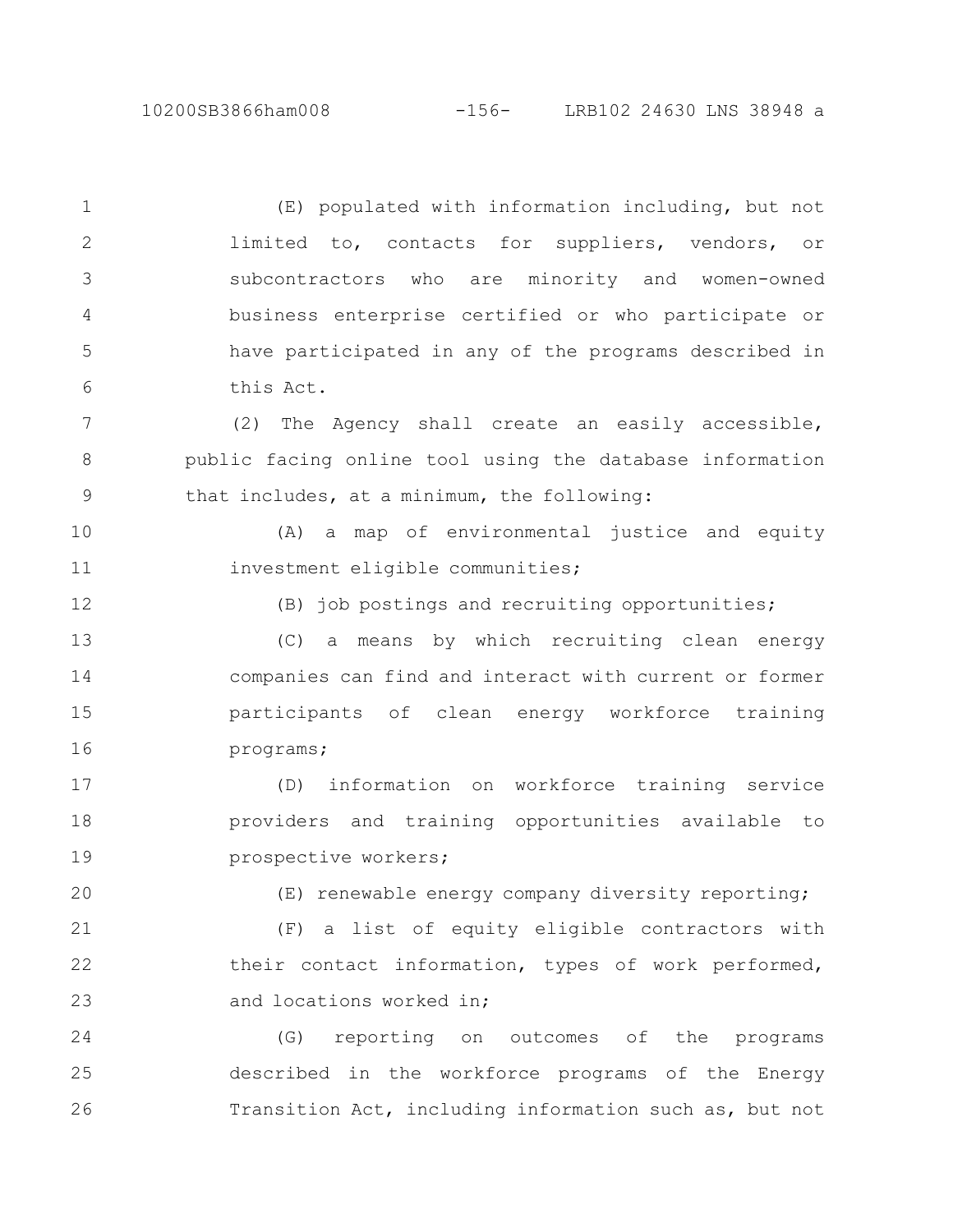(E) populated with information including, but not limited to, contacts for suppliers, vendors, or subcontractors who are minority and women-owned business enterprise certified or who participate or have participated in any of the programs described in this Act.

(2) The Agency shall create an easily accessible, public facing online tool using the database information that includes, at a minimum, the following:

(A) a map of environmental justice and equity investment eligible communities;

(B) job postings and recruiting opportunities;

(C) a means by which recruiting clean energy companies can find and interact with current or former participants of clean energy workforce training programs;

(D) information on workforce training service providers and training opportunities available to prospective workers;

(E) renewable energy company diversity reporting;

(F) a list of equity eligible contractors with their contact information, types of work performed, and locations worked in;

(G) reporting on outcomes of the programs described in the workforce programs of the Energy Transition Act, including information such as, but not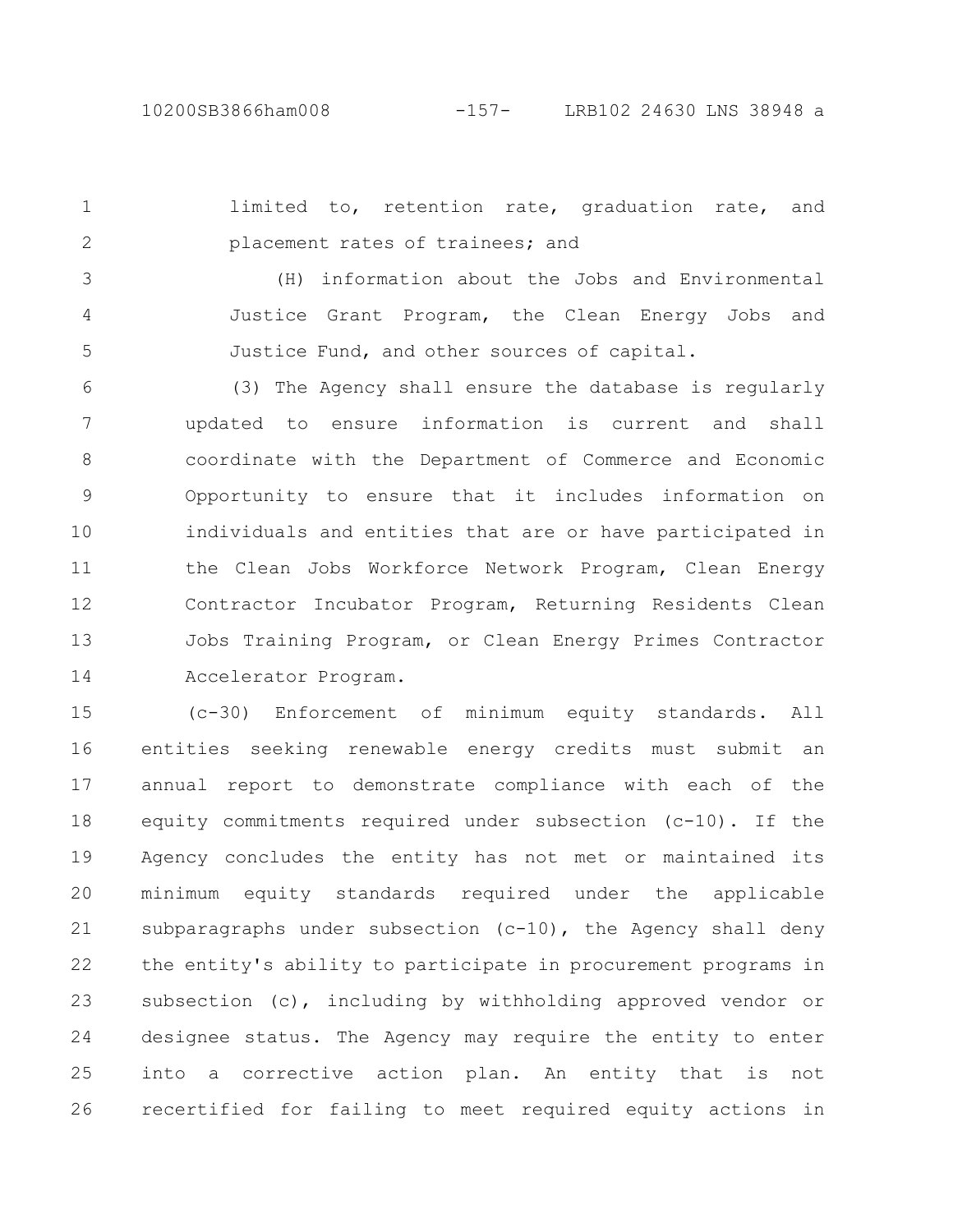limited to, retention rate, graduation rate, and placement rates of trainees; and

(H) information about the Jobs and Environmental Justice Grant Program, the Clean Energy Jobs and Justice Fund, and other sources of capital.

(3) The Agency shall ensure the database is regularly updated to ensure information is current and shall coordinate with the Department of Commerce and Economic Opportunity to ensure that it includes information on individuals and entities that are or have participated in the Clean Jobs Workforce Network Program, Clean Energy Contractor Incubator Program, Returning Residents Clean Jobs Training Program, or Clean Energy Primes Contractor Accelerator Program.

(c-30) Enforcement of minimum equity standards. All entities seeking renewable energy credits must submit an annual report to demonstrate compliance with each of the equity commitments required under subsection (c-10). If the Agency concludes the entity has not met or maintained its minimum equity standards required under the applicable subparagraphs under subsection (c-10), the Agency shall deny the entity's ability to participate in procurement programs in subsection (c), including by withholding approved vendor or designee status. The Agency may require the entity to enter into a corrective action plan. An entity that is not recertified for failing to meet required equity actions in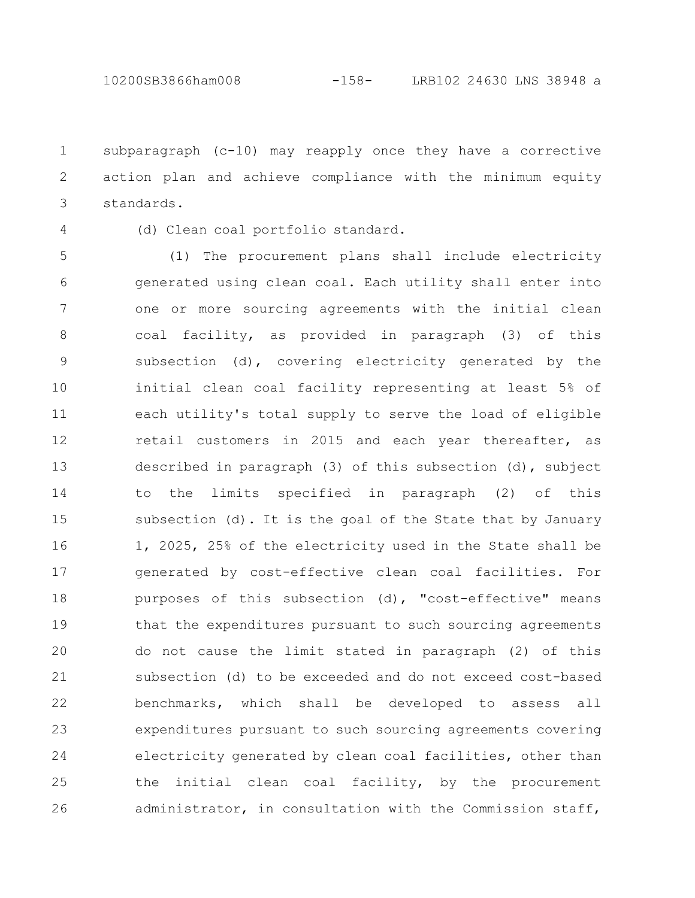subparagraph (c-10) may reapply once they have a corrective action plan and achieve compliance with the minimum equity standards.

(d) Clean coal portfolio standard.

(1) The procurement plans shall include electricity generated using clean coal. Each utility shall enter into one or more sourcing agreements with the initial clean coal facility, as provided in paragraph (3) of this subsection (d), covering electricity generated by the initial clean coal facility representing at least 5% of each utility's total supply to serve the load of eligible retail customers in 2015 and each year thereafter, as described in paragraph (3) of this subsection (d), subject to the limits specified in paragraph (2) of this subsection (d). It is the goal of the State that by January 1, 2025, 25% of the electricity used in the State shall be generated by cost-effective clean coal facilities. For purposes of this subsection (d), "cost-effective" means that the expenditures pursuant to such sourcing agreements do not cause the limit stated in paragraph (2) of this subsection (d) to be exceeded and do not exceed cost-based benchmarks, which shall be developed to assess all expenditures pursuant to such sourcing agreements covering electricity generated by clean coal facilities, other than the initial clean coal facility, by the procurement administrator, in consultation with the Commission staff,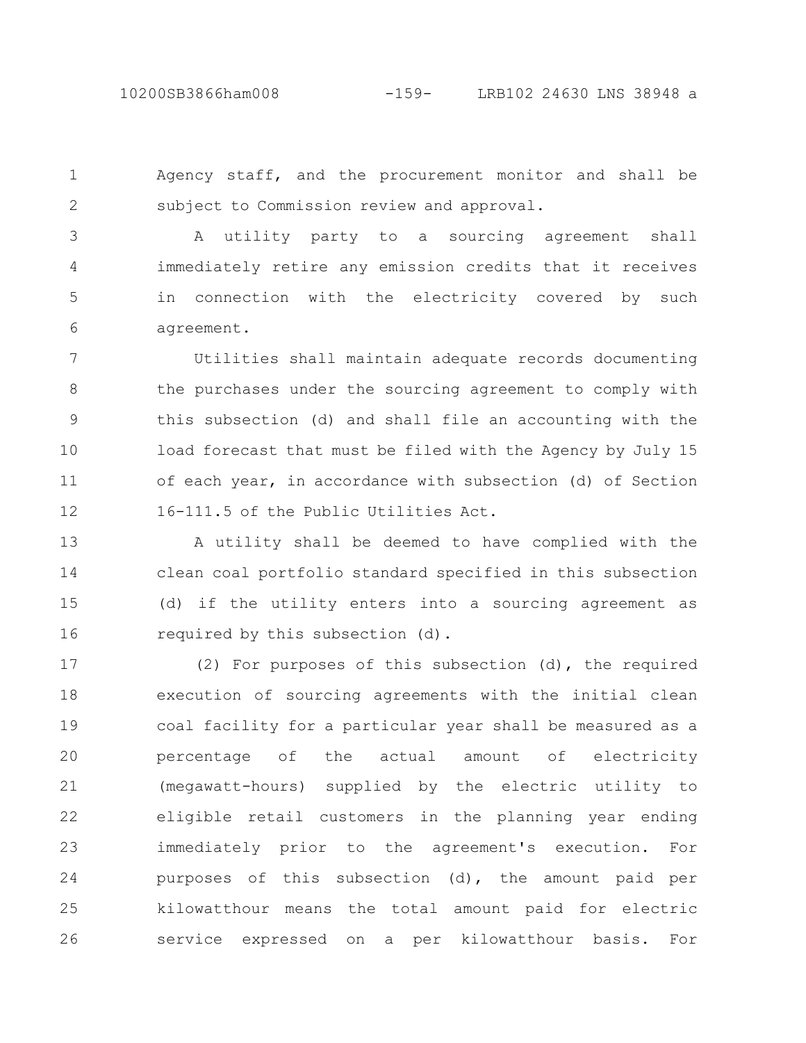Agency staff, and the procurement monitor and shall be subject to Commission review and approval.

A utility party to a sourcing agreement shall immediately retire any emission credits that it receives in connection with the electricity covered by such agreement.

Utilities shall maintain adequate records documenting the purchases under the sourcing agreement to comply with this subsection (d) and shall file an accounting with the load forecast that must be filed with the Agency by July 15 of each year, in accordance with subsection (d) of Section 16-111.5 of the Public Utilities Act.

A utility shall be deemed to have complied with the clean coal portfolio standard specified in this subsection (d) if the utility enters into a sourcing agreement as required by this subsection (d).

(2) For purposes of this subsection (d), the required execution of sourcing agreements with the initial clean coal facility for a particular year shall be measured as a percentage of the actual amount of electricity (megawatt-hours) supplied by the electric utility to eligible retail customers in the planning year ending immediately prior to the agreement's execution. For purposes of this subsection (d), the amount paid per kilowatthour means the total amount paid for electric service expressed on a per kilowatthour basis. For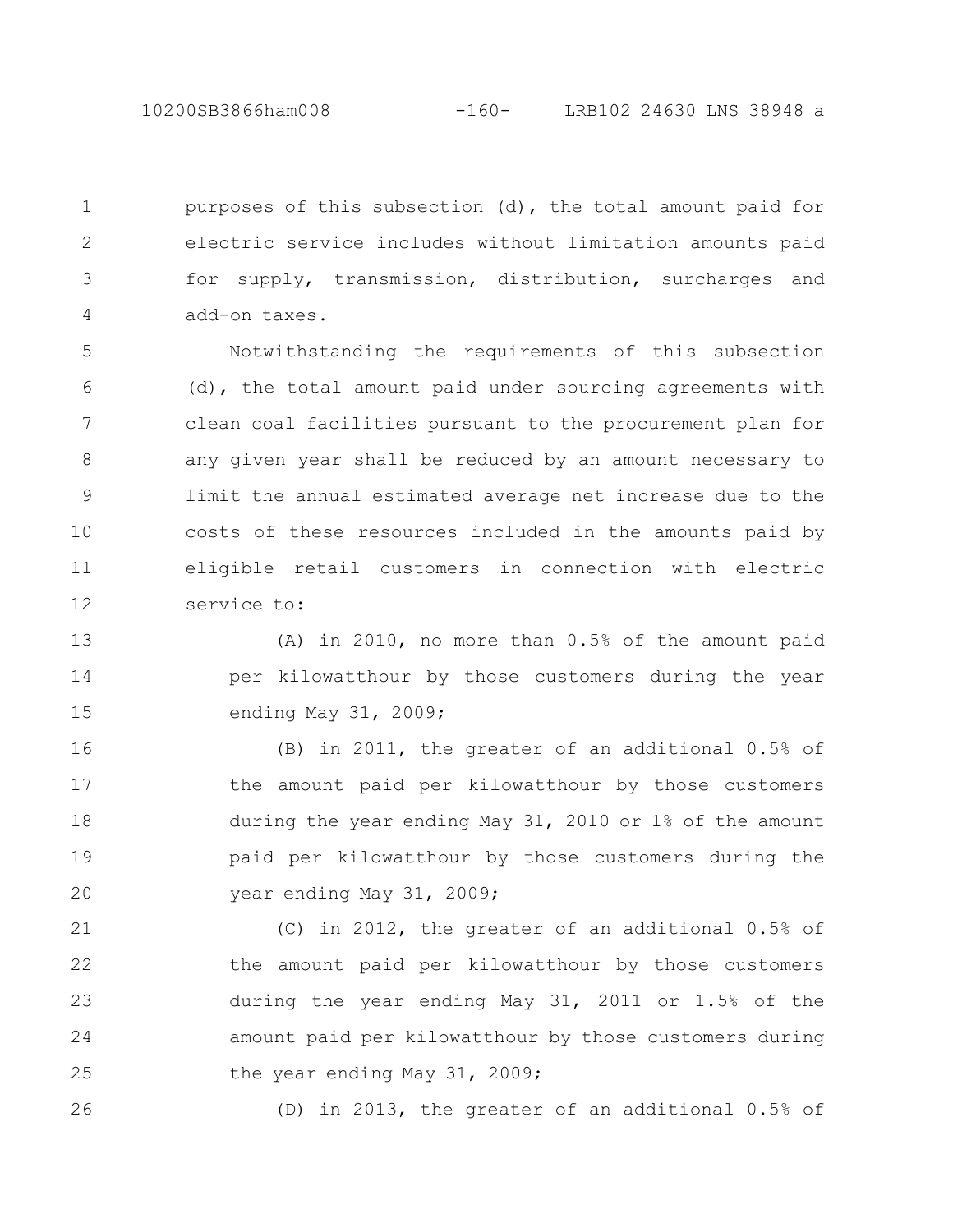purposes of this subsection (d), the total amount paid for electric service includes without limitation amounts paid for supply, transmission, distribution, surcharges and add-on taxes.

Notwithstanding the requirements of this subsection (d), the total amount paid under sourcing agreements with clean coal facilities pursuant to the procurement plan for any given year shall be reduced by an amount necessary to limit the annual estimated average net increase due to the costs of these resources included in the amounts paid by eligible retail customers in connection with electric service to:

(A) in 2010, no more than 0.5% of the amount paid per kilowatthour by those customers during the year ending May 31, 2009;

(B) in 2011, the greater of an additional 0.5% of the amount paid per kilowatthour by those customers during the year ending May 31, 2010 or 1% of the amount paid per kilowatthour by those customers during the year ending May 31, 2009;

(C) in 2012, the greater of an additional 0.5% of the amount paid per kilowatthour by those customers during the year ending May 31, 2011 or 1.5% of the amount paid per kilowatthour by those customers during the year ending May 31, 2009;

(D) in 2013, the greater of an additional 0.5% of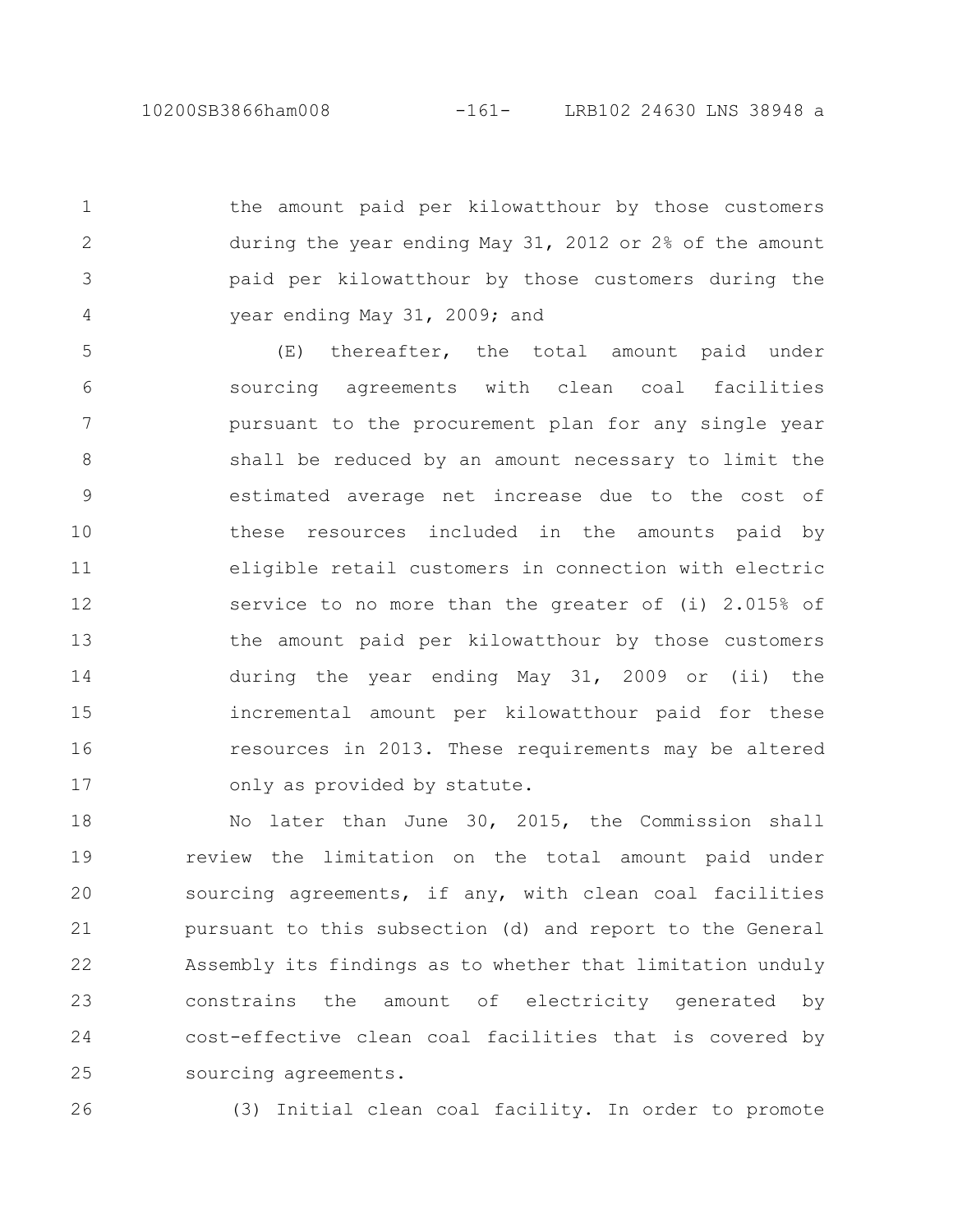the amount paid per kilowatthour by those customers during the year ending May 31, 2012 or 2% of the amount paid per kilowatthour by those customers during the year ending May 31, 2009; and

(E) thereafter, the total amount paid under sourcing agreements with clean coal facilities pursuant to the procurement plan for any single year shall be reduced by an amount necessary to limit the estimated average net increase due to the cost of these resources included in the amounts paid by eligible retail customers in connection with electric service to no more than the greater of (i) 2.015% of the amount paid per kilowatthour by those customers during the year ending May 31, 2009 or (ii) the incremental amount per kilowatthour paid for these resources in 2013. These requirements may be altered only as provided by statute.

No later than June 30, 2015, the Commission shall review the limitation on the total amount paid under sourcing agreements, if any, with clean coal facilities pursuant to this subsection (d) and report to the General Assembly its findings as to whether that limitation unduly constrains the amount of electricity generated by cost-effective clean coal facilities that is covered by sourcing agreements.

(3) Initial clean coal facility. In order to promote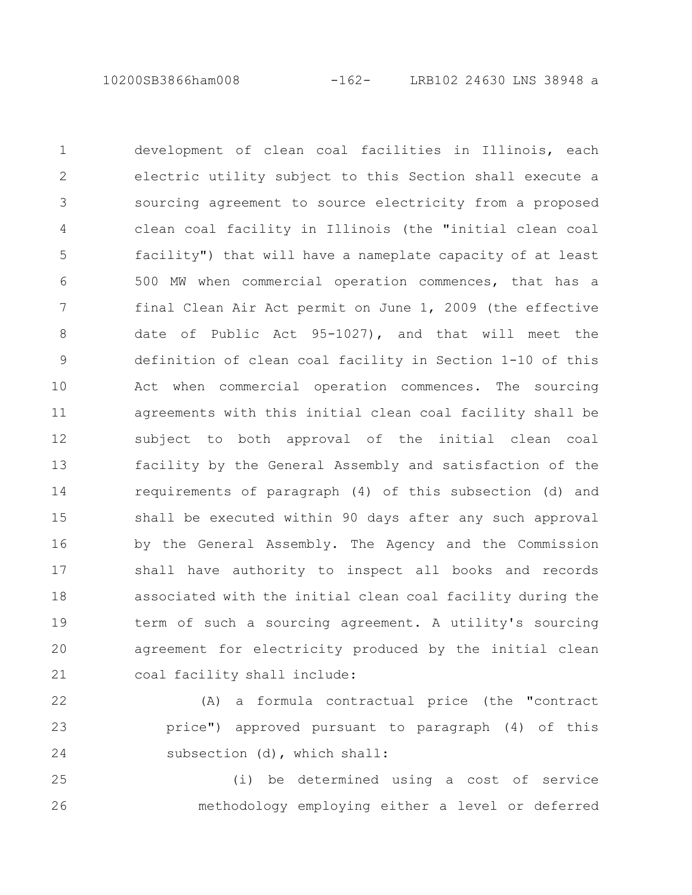development of clean coal facilities in Illinois, each electric utility subject to this Section shall execute a sourcing agreement to source electricity from a proposed clean coal facility in Illinois (the "initial clean coal facility") that will have a nameplate capacity of at least 500 MW when commercial operation commences, that has a final Clean Air Act permit on June 1, 2009 (the effective date of Public Act 95-1027), and that will meet the definition of clean coal facility in Section 1-10 of this Act when commercial operation commences. The sourcing agreements with this initial clean coal facility shall be subject to both approval of the initial clean coal facility by the General Assembly and satisfaction of the requirements of paragraph (4) of this subsection (d) and shall be executed within 90 days after any such approval by the General Assembly. The Agency and the Commission shall have authority to inspect all books and records associated with the initial clean coal facility during the term of such a sourcing agreement. A utility's sourcing agreement for electricity produced by the initial clean coal facility shall include:

(A) a formula contractual price (the "contract price") approved pursuant to paragraph (4) of this subsection (d), which shall:

(i) be determined using a cost of service methodology employing either a level or deferred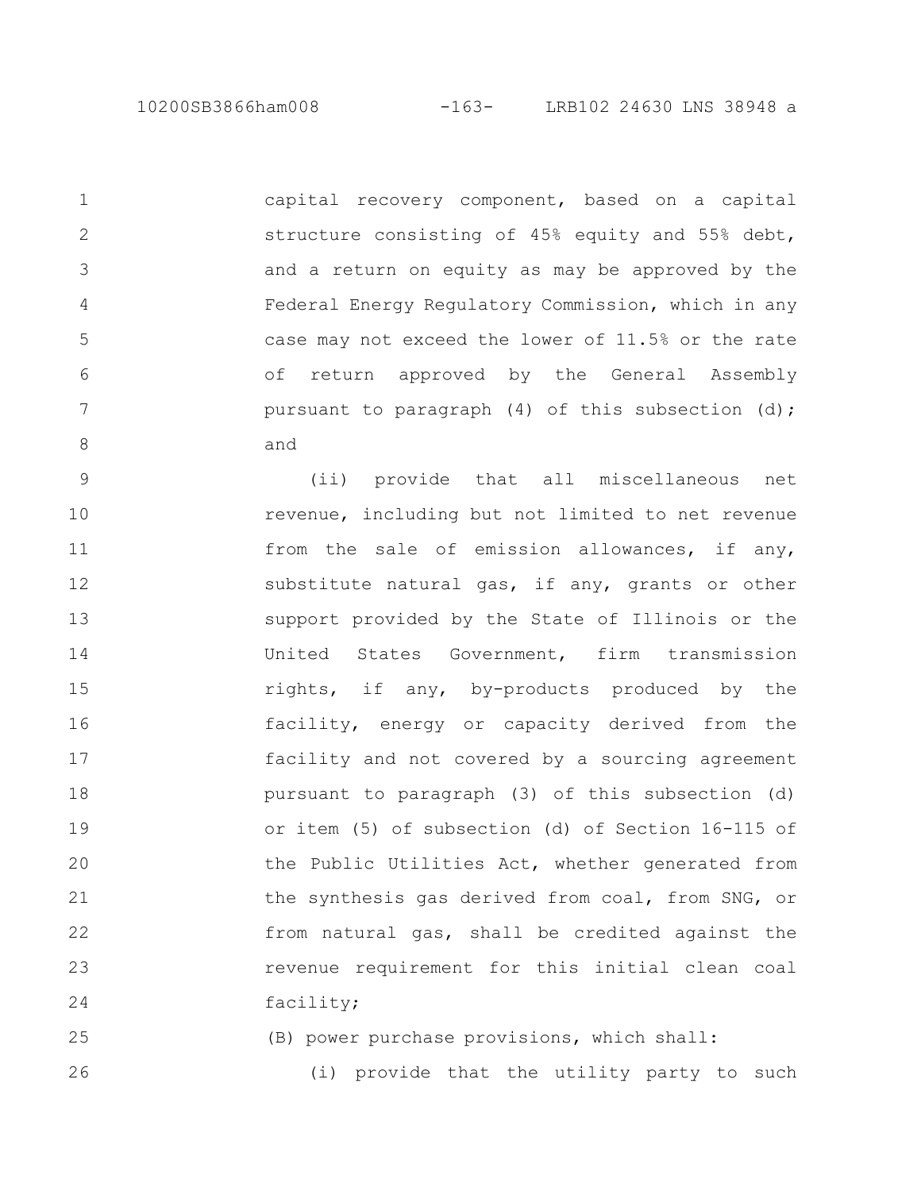capital recovery component, based on a capital structure consisting of 45% equity and 55% debt, and a return on equity as may be approved by the Federal Energy Regulatory Commission, which in any case may not exceed the lower of 11.5% or the rate of return approved by the General Assembly pursuant to paragraph (4) of this subsection (d); and

(ii) provide that all miscellaneous net revenue, including but not limited to net revenue from the sale of emission allowances, if any, substitute natural gas, if any, grants or other support provided by the State of Illinois or the United States Government, firm transmission rights, if any, by-products produced by the facility, energy or capacity derived from the facility and not covered by a sourcing agreement pursuant to paragraph (3) of this subsection (d) or item (5) of subsection (d) of Section 16-115 of the Public Utilities Act, whether generated from the synthesis gas derived from coal, from SNG, or from natural gas, shall be credited against the revenue requirement for this initial clean coal facility;

(B) power purchase provisions, which shall:

(i) provide that the utility party to such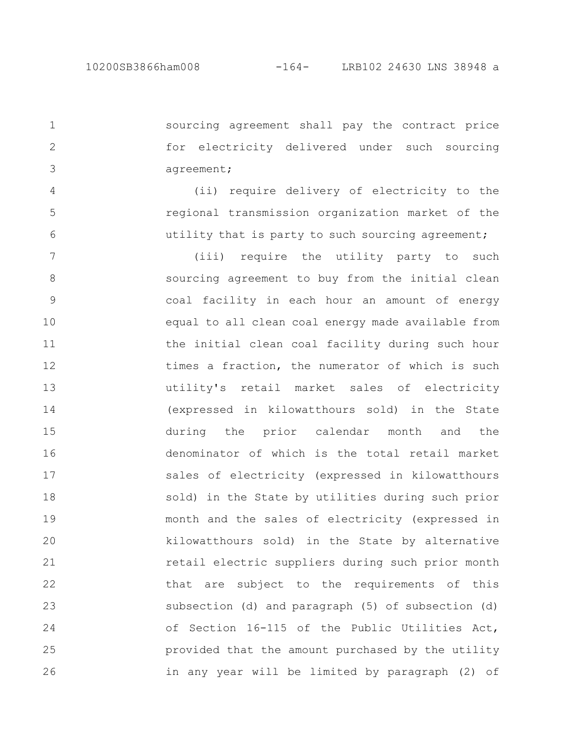sourcing agreement shall pay the contract price for electricity delivered under such sourcing agreement;

(ii) require delivery of electricity to the regional transmission organization market of the utility that is party to such sourcing agreement;

(iii) require the utility party to such sourcing agreement to buy from the initial clean coal facility in each hour an amount of energy equal to all clean coal energy made available from the initial clean coal facility during such hour times a fraction, the numerator of which is such utility's retail market sales of electricity (expressed in kilowatthours sold) in the State during the prior calendar month and the denominator of which is the total retail market sales of electricity (expressed in kilowatthours sold) in the State by utilities during such prior month and the sales of electricity (expressed in kilowatthours sold) in the State by alternative retail electric suppliers during such prior month that are subject to the requirements of this subsection (d) and paragraph (5) of subsection (d) of Section 16-115 of the Public Utilities Act, provided that the amount purchased by the utility in any year will be limited by paragraph (2) of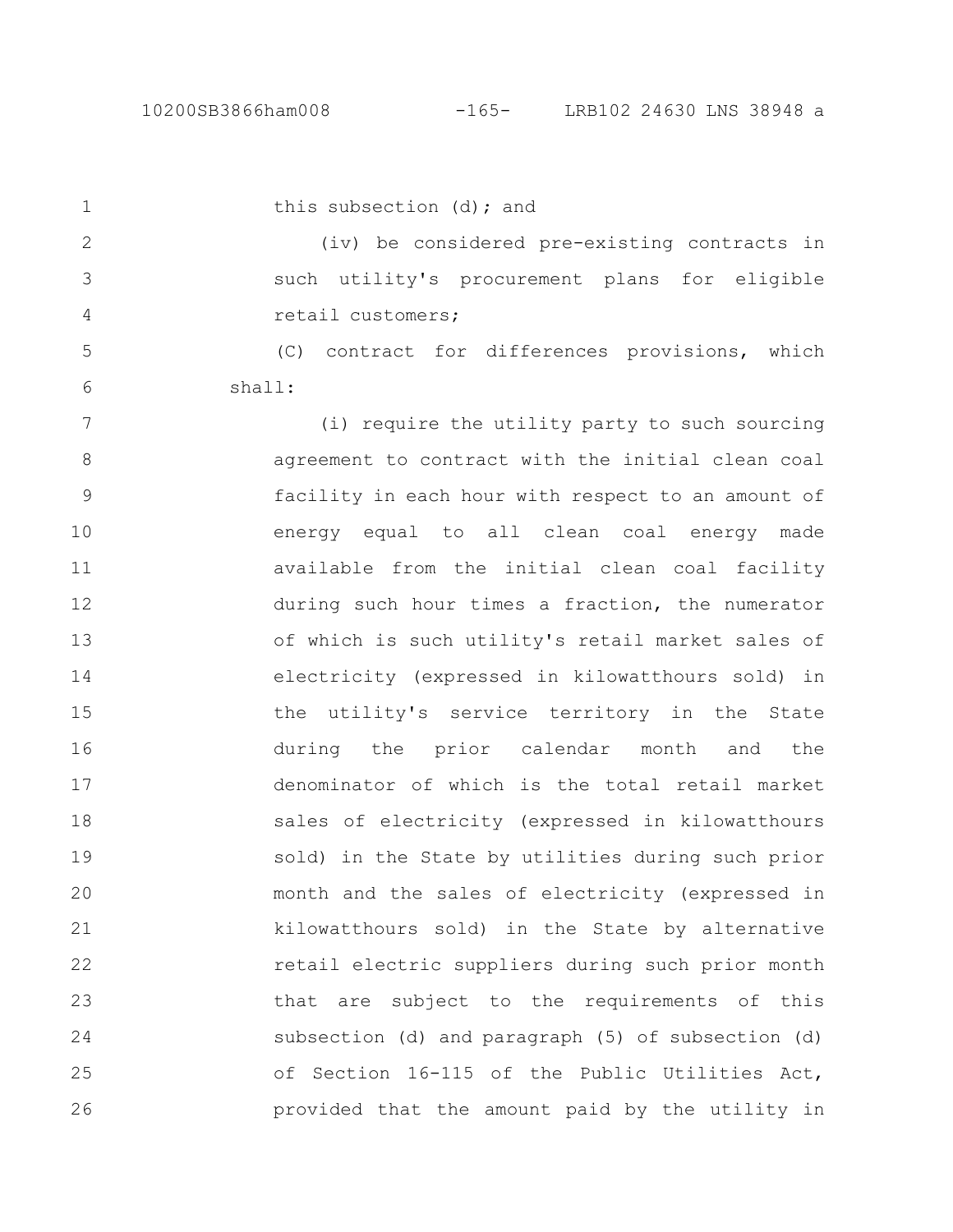this subsection (d); and

(iv) be considered pre-existing contracts in such utility's procurement plans for eligible retail customers;

(C) contract for differences provisions, which shall:

(i) require the utility party to such sourcing agreement to contract with the initial clean coal facility in each hour with respect to an amount of energy equal to all clean coal energy made available from the initial clean coal facility during such hour times a fraction, the numerator of which is such utility's retail market sales of electricity (expressed in kilowatthours sold) in the utility's service territory in the State during the prior calendar month and the denominator of which is the total retail market sales of electricity (expressed in kilowatthours sold) in the State by utilities during such prior month and the sales of electricity (expressed in kilowatthours sold) in the State by alternative retail electric suppliers during such prior month that are subject to the requirements of this subsection (d) and paragraph (5) of subsection (d) of Section 16-115 of the Public Utilities Act, provided that the amount paid by the utility in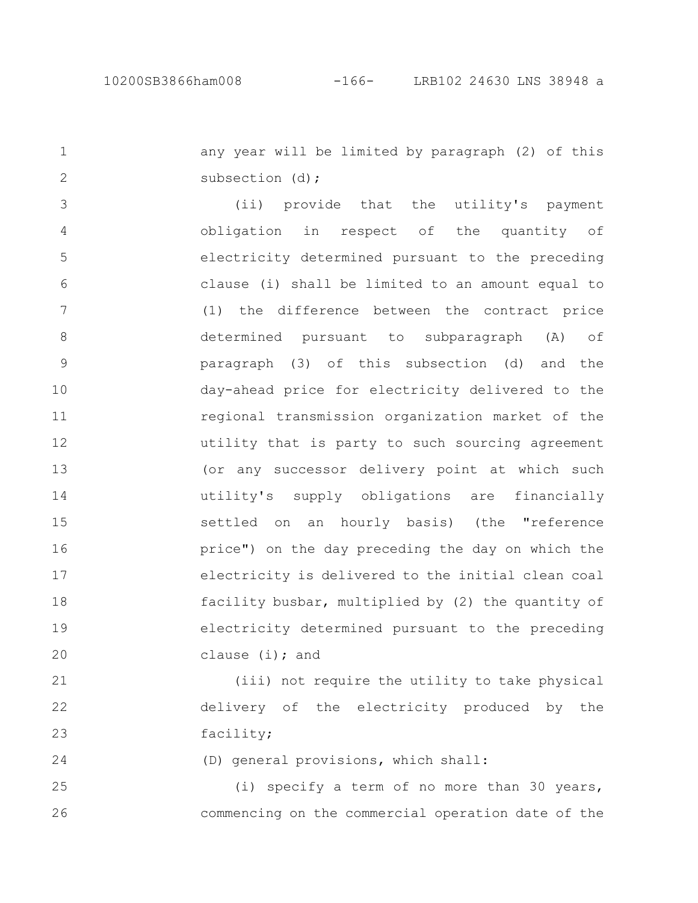any year will be limited by paragraph (2) of this subsection (d);

(ii) provide that the utility's payment obligation in respect of the quantity of electricity determined pursuant to the preceding clause (i) shall be limited to an amount equal to (1) the difference between the contract price determined pursuant to subparagraph (A) of paragraph (3) of this subsection (d) and the day-ahead price for electricity delivered to the regional transmission organization market of the utility that is party to such sourcing agreement (or any successor delivery point at which such utility's supply obligations are financially settled on an hourly basis) (the "reference price") on the day preceding the day on which the electricity is delivered to the initial clean coal facility busbar, multiplied by (2) the quantity of electricity determined pursuant to the preceding clause (i); and

(iii) not require the utility to take physical delivery of the electricity produced by the facility;

(D) general provisions, which shall:

(i) specify a term of no more than 30 years, commencing on the commercial operation date of the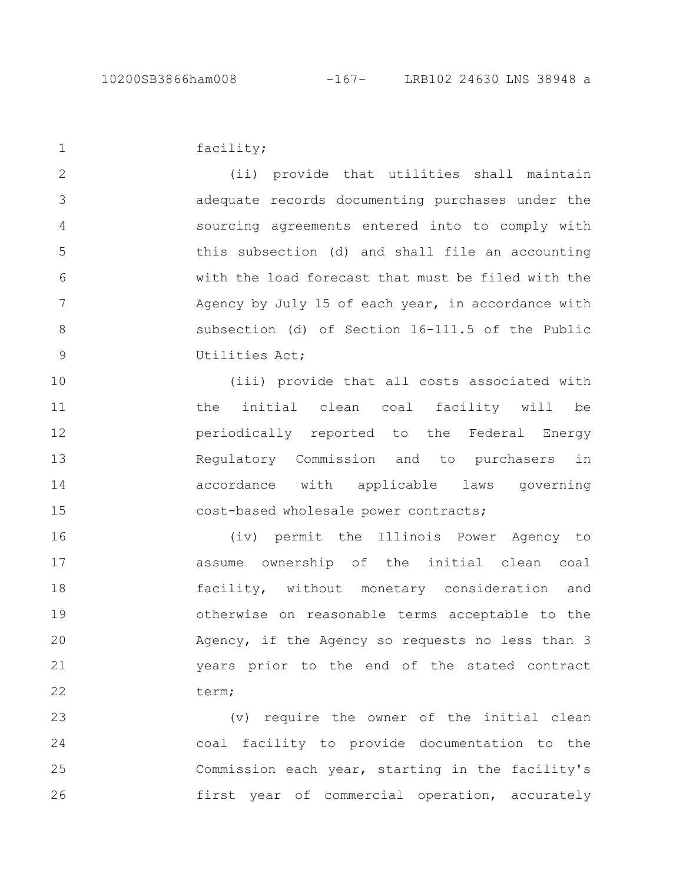facility;

(ii) provide that utilities shall maintain adequate records documenting purchases under the sourcing agreements entered into to comply with this subsection (d) and shall file an accounting with the load forecast that must be filed with the Agency by July 15 of each year, in accordance with subsection (d) of Section 16-111.5 of the Public Utilities Act;

(iii) provide that all costs associated with the initial clean coal facility will be periodically reported to the Federal Energy Regulatory Commission and to purchasers in accordance with applicable laws governing cost-based wholesale power contracts;

(iv) permit the Illinois Power Agency to assume ownership of the initial clean coal facility, without monetary consideration and otherwise on reasonable terms acceptable to the Agency, if the Agency so requests no less than 3 years prior to the end of the stated contract term;

(v) require the owner of the initial clean coal facility to provide documentation to the Commission each year, starting in the facility's first year of commercial operation, accurately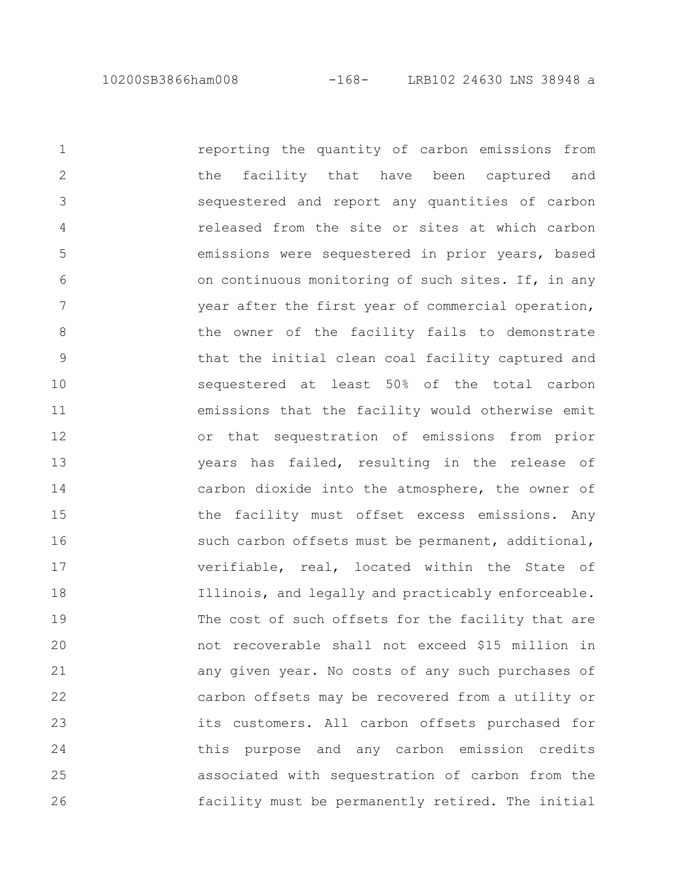reporting the quantity of carbon emissions from the facility that have been captured and sequestered and report any quantities of carbon released from the site or sites at which carbon emissions were sequestered in prior years, based on continuous monitoring of such sites. If, in any year after the first year of commercial operation, the owner of the facility fails to demonstrate that the initial clean coal facility captured and sequestered at least 50% of the total carbon emissions that the facility would otherwise emit or that sequestration of emissions from prior years has failed, resulting in the release of carbon dioxide into the atmosphere, the owner of the facility must offset excess emissions. Any such carbon offsets must be permanent, additional, verifiable, real, located within the State of Illinois, and legally and practicably enforceable. The cost of such offsets for the facility that are not recoverable shall not exceed $15 million in any given year. No costs of any such purchases of carbon offsets may be recovered from a utility or its customers. All carbon offsets purchased for this purpose and any carbon emission credits associated with sequestration of carbon from the facility must be permanently retired. The initial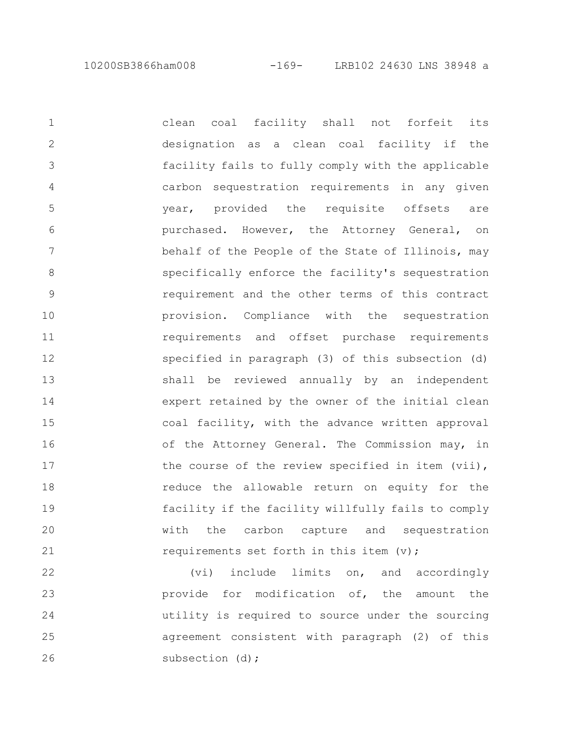clean coal facility shall not forfeit its designation as a clean coal facility if the facility fails to fully comply with the applicable carbon sequestration requirements in any given year, provided the requisite offsets are purchased. However, the Attorney General, on behalf of the People of the State of Illinois, may specifically enforce the facility's sequestration requirement and the other terms of this contract provision. Compliance with the sequestration requirements and offset purchase requirements specified in paragraph (3) of this subsection (d) shall be reviewed annually by an independent expert retained by the owner of the initial clean coal facility, with the advance written approval of the Attorney General. The Commission may, in the course of the review specified in item (vii), reduce the allowable return on equity for the facility if the facility willfully fails to comply with the carbon capture and sequestration requirements set forth in this item (v);

(vi) include limits on, and accordingly provide for modification of, the amount the utility is required to source under the sourcing agreement consistent with paragraph (2) of this subsection (d);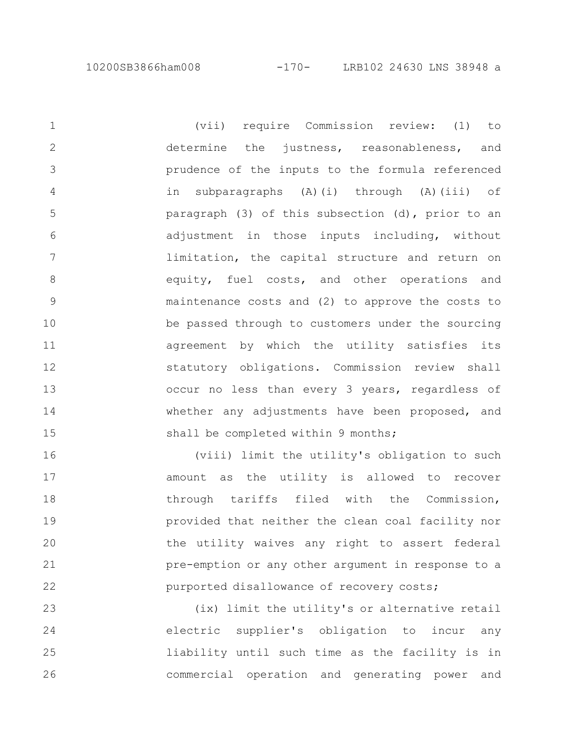(vii) require Commission review: (1) to determine the justness, reasonableness, and prudence of the inputs to the formula referenced in subparagraphs (A)(i) through (A)(iii) of paragraph (3) of this subsection (d), prior to an adjustment in those inputs including, without limitation, the capital structure and return on equity, fuel costs, and other operations and maintenance costs and (2) to approve the costs to be passed through to customers under the sourcing agreement by which the utility satisfies its statutory obligations. Commission review shall occur no less than every 3 years, regardless of whether any adjustments have been proposed, and shall be completed within 9 months;

(viii) limit the utility's obligation to such amount as the utility is allowed to recover through tariffs filed with the Commission, provided that neither the clean coal facility nor the utility waives any right to assert federal pre-emption or any other argument in response to a purported disallowance of recovery costs;

(ix) limit the utility's or alternative retail electric supplier's obligation to incur any liability until such time as the facility is in commercial operation and generating power and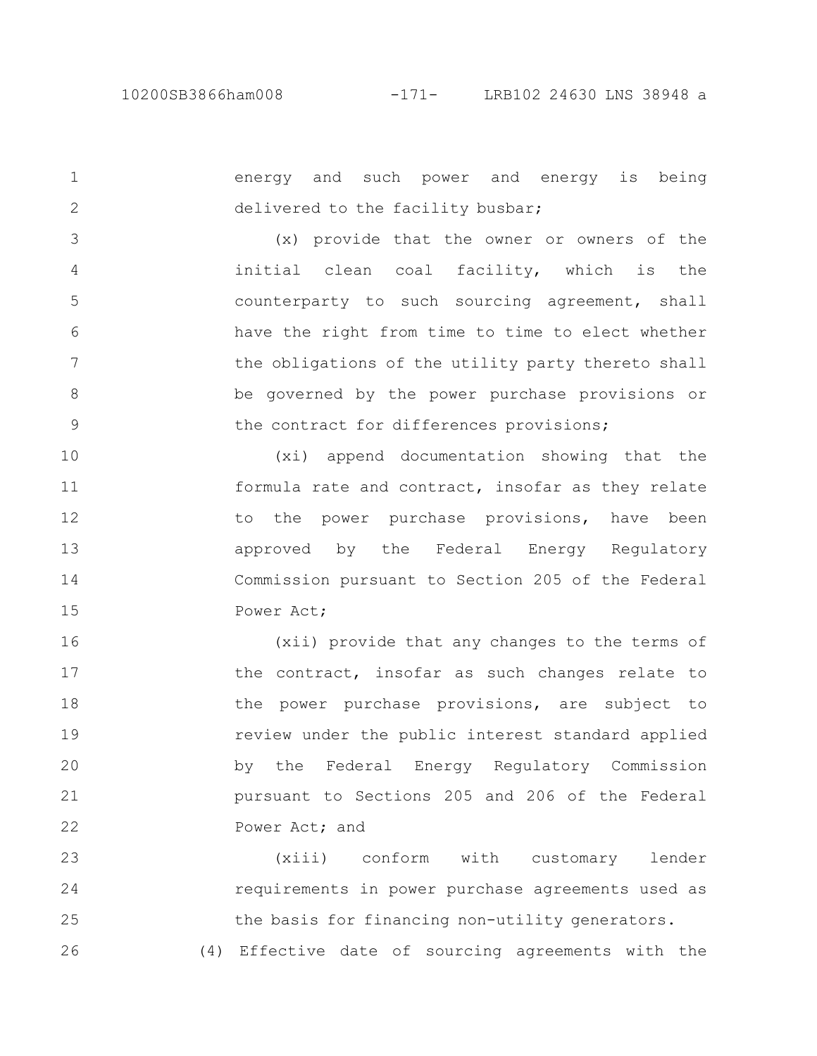energy and such power and energy is being delivered to the facility busbar;

(x) provide that the owner or owners of the initial clean coal facility, which is the counterparty to such sourcing agreement, shall have the right from time to time to elect whether the obligations of the utility party thereto shall be governed by the power purchase provisions or the contract for differences provisions;

(xi) append documentation showing that the formula rate and contract, insofar as they relate to the power purchase provisions, have been approved by the Federal Energy Regulatory Commission pursuant to Section 205 of the Federal Power Act;

(xii) provide that any changes to the terms of the contract, insofar as such changes relate to the power purchase provisions, are subject to review under the public interest standard applied by the Federal Energy Regulatory Commission pursuant to Sections 205 and 206 of the Federal Power Act; and

(xiii) conform with customary lender requirements in power purchase agreements used as the basis for financing non-utility generators.

(4) Effective date of sourcing agreements with the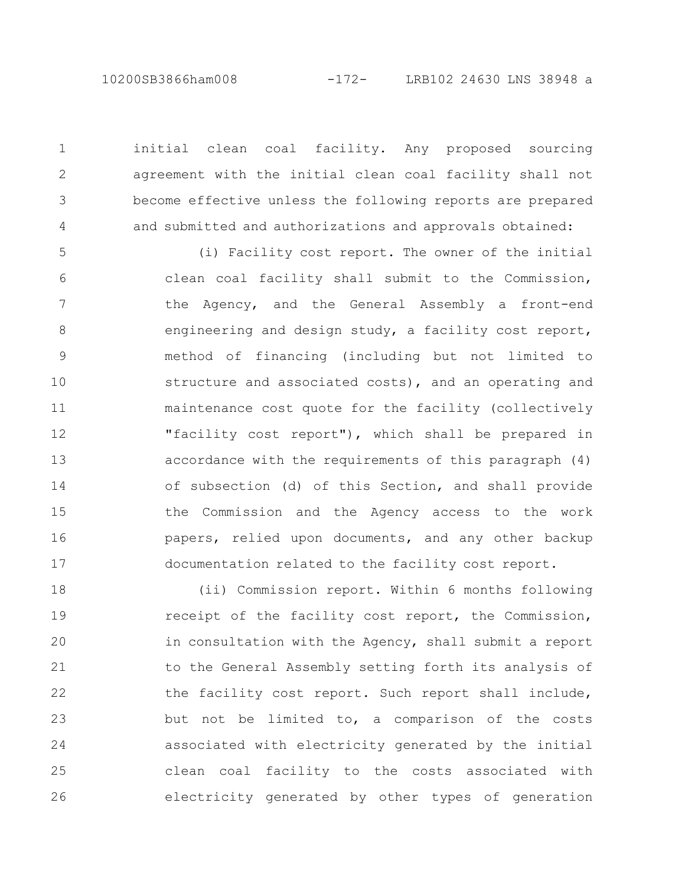initial clean coal facility. Any proposed sourcing agreement with the initial clean coal facility shall not become effective unless the following reports are prepared and submitted and authorizations and approvals obtained:

(i) Facility cost report. The owner of the initial clean coal facility shall submit to the Commission, the Agency, and the General Assembly a front-end engineering and design study, a facility cost report, method of financing (including but not limited to structure and associated costs), and an operating and maintenance cost quote for the facility (collectively "facility cost report"), which shall be prepared in accordance with the requirements of this paragraph (4) of subsection (d) of this Section, and shall provide the Commission and the Agency access to the work papers, relied upon documents, and any other backup documentation related to the facility cost report.

(ii) Commission report. Within 6 months following receipt of the facility cost report, the Commission, in consultation with the Agency, shall submit a report to the General Assembly setting forth its analysis of the facility cost report. Such report shall include, but not be limited to, a comparison of the costs associated with electricity generated by the initial clean coal facility to the costs associated with electricity generated by other types of generation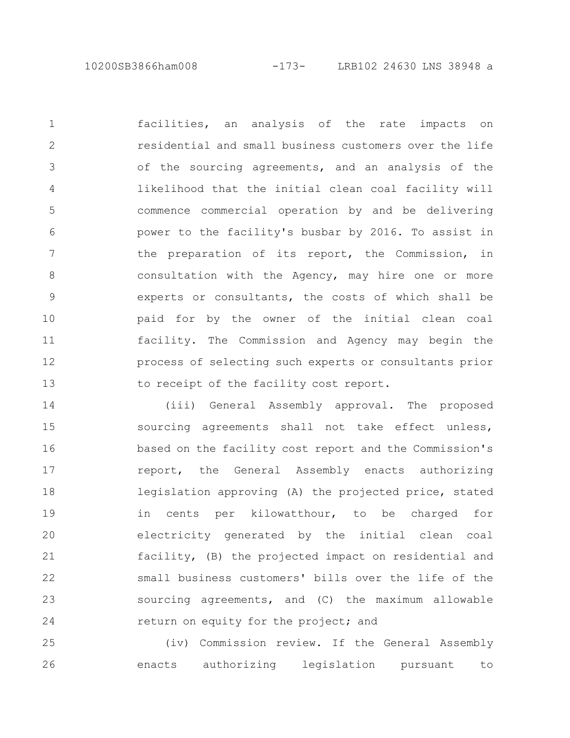facilities, an analysis of the rate impacts on residential and small business customers over the life of the sourcing agreements, and an analysis of the likelihood that the initial clean coal facility will commence commercial operation by and be delivering power to the facility's busbar by 2016. To assist in the preparation of its report, the Commission, in consultation with the Agency, may hire one or more experts or consultants, the costs of which shall be paid for by the owner of the initial clean coal facility. The Commission and Agency may begin the process of selecting such experts or consultants prior to receipt of the facility cost report.

(iii) General Assembly approval. The proposed sourcing agreements shall not take effect unless, based on the facility cost report and the Commission's report, the General Assembly enacts authorizing legislation approving (A) the projected price, stated in cents per kilowatthour, to be charged for electricity generated by the initial clean coal facility, (B) the projected impact on residential and small business customers' bills over the life of the sourcing agreements, and (C) the maximum allowable return on equity for the project; and

(iv) Commission review. If the General Assembly enacts authorizing legislation pursuant to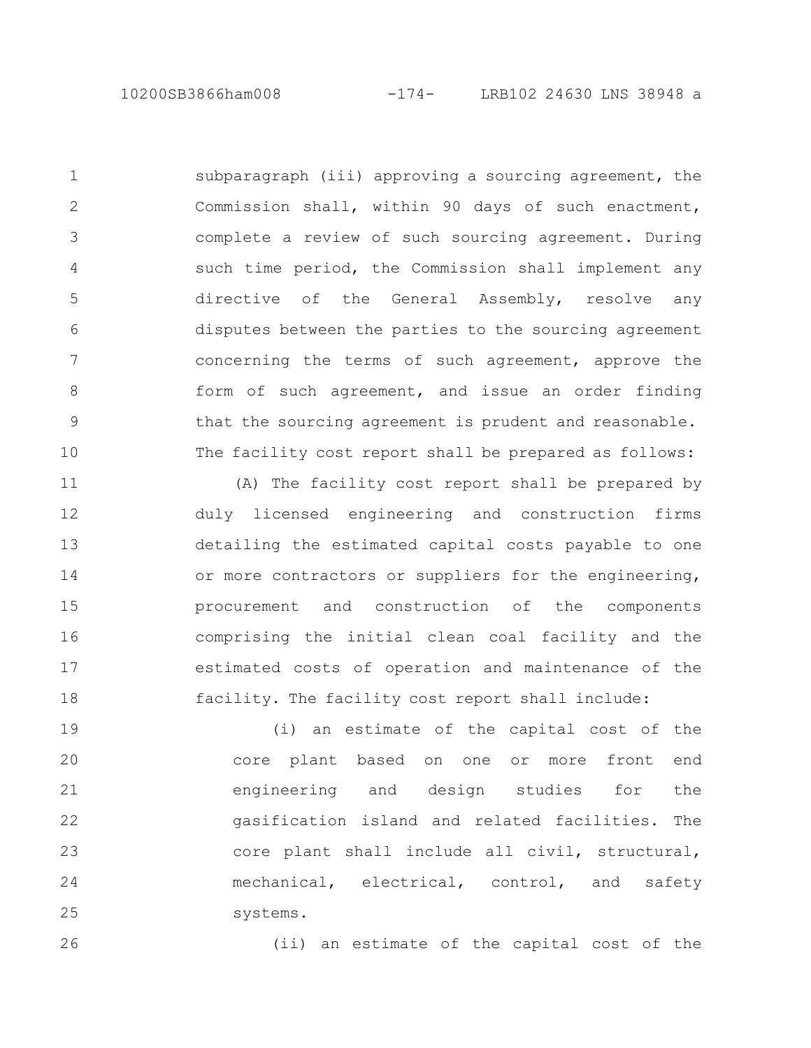subparagraph (iii) approving a sourcing agreement, the Commission shall, within 90 days of such enactment, complete a review of such sourcing agreement. During such time period, the Commission shall implement any directive of the General Assembly, resolve any disputes between the parties to the sourcing agreement concerning the terms of such agreement, approve the form of such agreement, and issue an order finding that the sourcing agreement is prudent and reasonable. The facility cost report shall be prepared as follows:

(A) The facility cost report shall be prepared by duly licensed engineering and construction firms detailing the estimated capital costs payable to one or more contractors or suppliers for the engineering, procurement and construction of the components comprising the initial clean coal facility and the estimated costs of operation and maintenance of the facility. The facility cost report shall include:

(i) an estimate of the capital cost of the core plant based on one or more front end engineering and design studies for the gasification island and related facilities. The core plant shall include all civil, structural, mechanical, electrical, control, and safety systems.

(ii) an estimate of the capital cost of the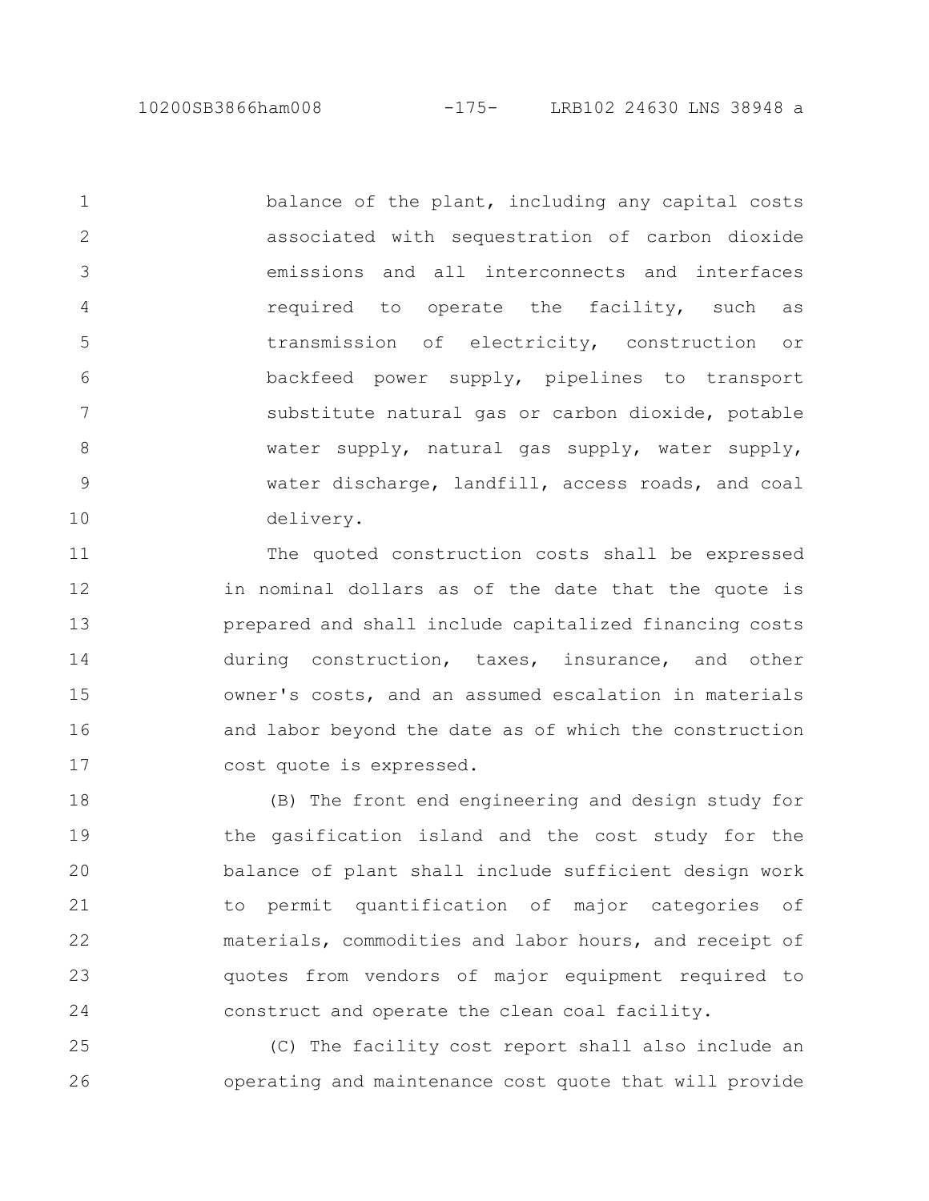balance of the plant, including any capital costs associated with sequestration of carbon dioxide emissions and all interconnects and interfaces required to operate the facility, such as transmission of electricity, construction or backfeed power supply, pipelines to transport substitute natural gas or carbon dioxide, potable water supply, natural gas supply, water supply, water discharge, landfill, access roads, and coal delivery.

The quoted construction costs shall be expressed in nominal dollars as of the date that the quote is prepared and shall include capitalized financing costs during construction, taxes, insurance, and other owner's costs, and an assumed escalation in materials and labor beyond the date as of which the construction cost quote is expressed.

(B) The front end engineering and design study for the gasification island and the cost study for the balance of plant shall include sufficient design work to permit quantification of major categories of materials, commodities and labor hours, and receipt of quotes from vendors of major equipment required to construct and operate the clean coal facility.

(C) The facility cost report shall also include an operating and maintenance cost quote that will provide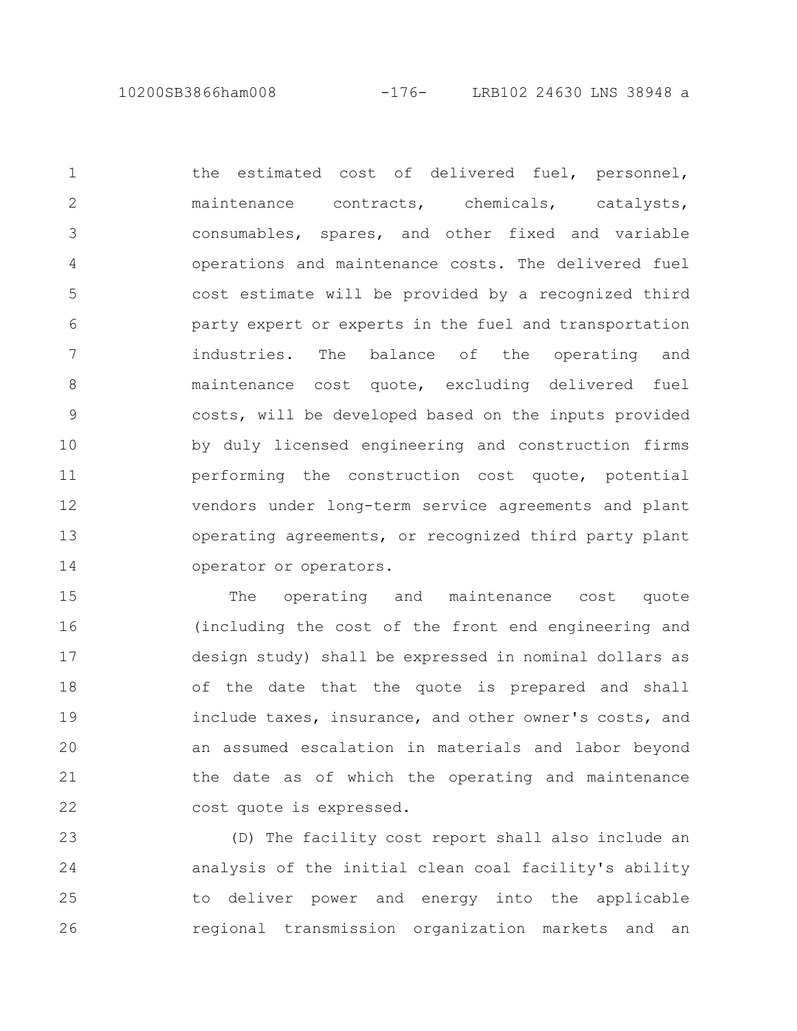the estimated cost of delivered fuel, personnel, maintenance contracts, chemicals, catalysts, consumables, spares, and other fixed and variable operations and maintenance costs. The delivered fuel cost estimate will be provided by a recognized third party expert or experts in the fuel and transportation industries. The balance of the operating and maintenance cost quote, excluding delivered fuel costs, will be developed based on the inputs provided by duly licensed engineering and construction firms performing the construction cost quote, potential vendors under long-term service agreements and plant operating agreements, or recognized third party plant operator or operators.

The operating and maintenance cost quote (including the cost of the front end engineering and design study) shall be expressed in nominal dollars as of the date that the quote is prepared and shall include taxes, insurance, and other owner's costs, and an assumed escalation in materials and labor beyond the date as of which the operating and maintenance cost quote is expressed.

(D) The facility cost report shall also include an analysis of the initial clean coal facility's ability to deliver power and energy into the applicable regional transmission organization markets and an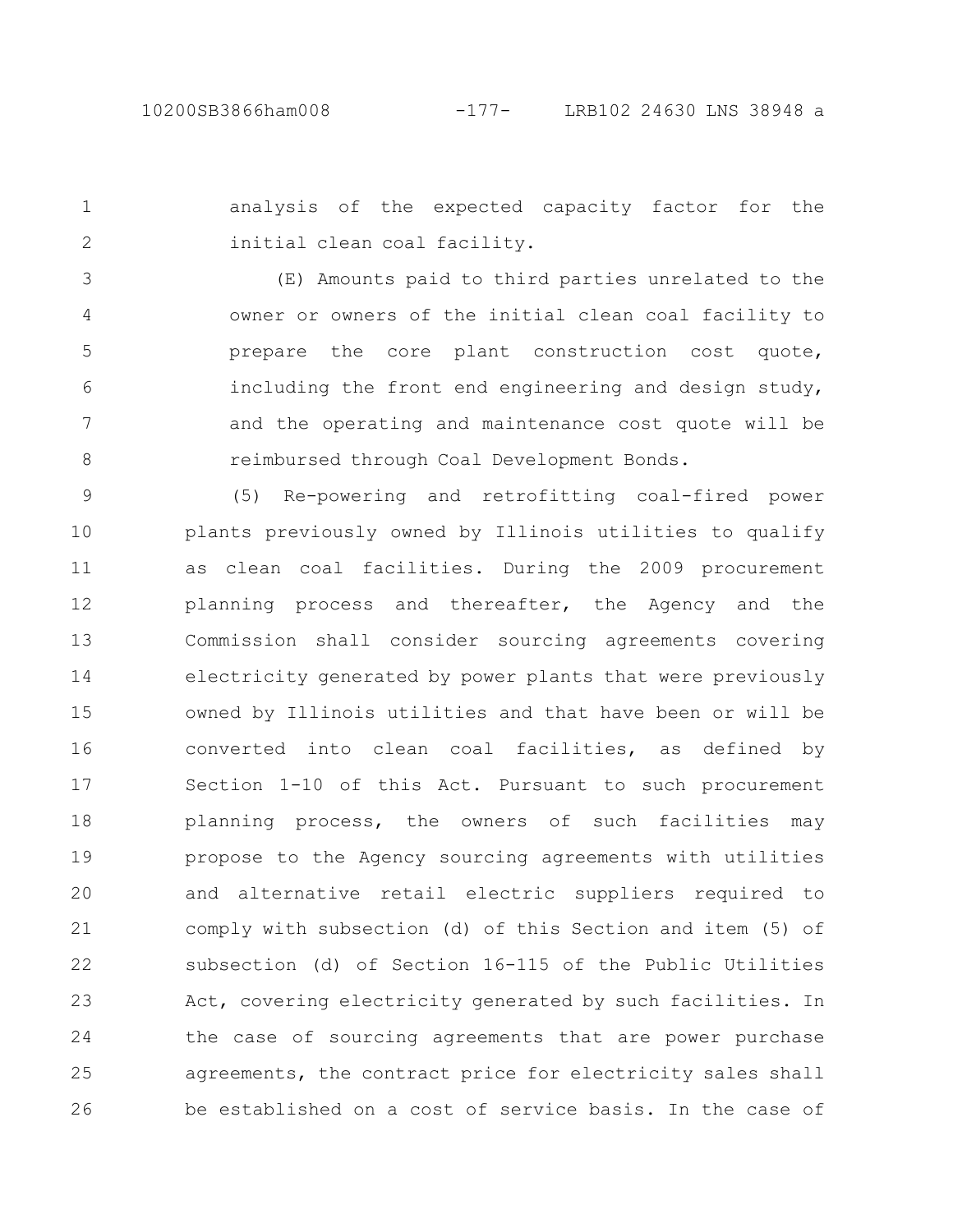analysis of the expected capacity factor for the initial clean coal facility.

(E) Amounts paid to third parties unrelated to the owner or owners of the initial clean coal facility to prepare the core plant construction cost quote, including the front end engineering and design study, and the operating and maintenance cost quote will be reimbursed through Coal Development Bonds.

(5) Re-powering and retrofitting coal-fired power plants previously owned by Illinois utilities to qualify as clean coal facilities. During the 2009 procurement planning process and thereafter, the Agency and the Commission shall consider sourcing agreements covering electricity generated by power plants that were previously owned by Illinois utilities and that have been or will be converted into clean coal facilities, as defined by Section 1-10 of this Act. Pursuant to such procurement planning process, the owners of such facilities may propose to the Agency sourcing agreements with utilities and alternative retail electric suppliers required to comply with subsection (d) of this Section and item (5) of subsection (d) of Section 16-115 of the Public Utilities Act, covering electricity generated by such facilities. In the case of sourcing agreements that are power purchase agreements, the contract price for electricity sales shall be established on a cost of service basis. In the case of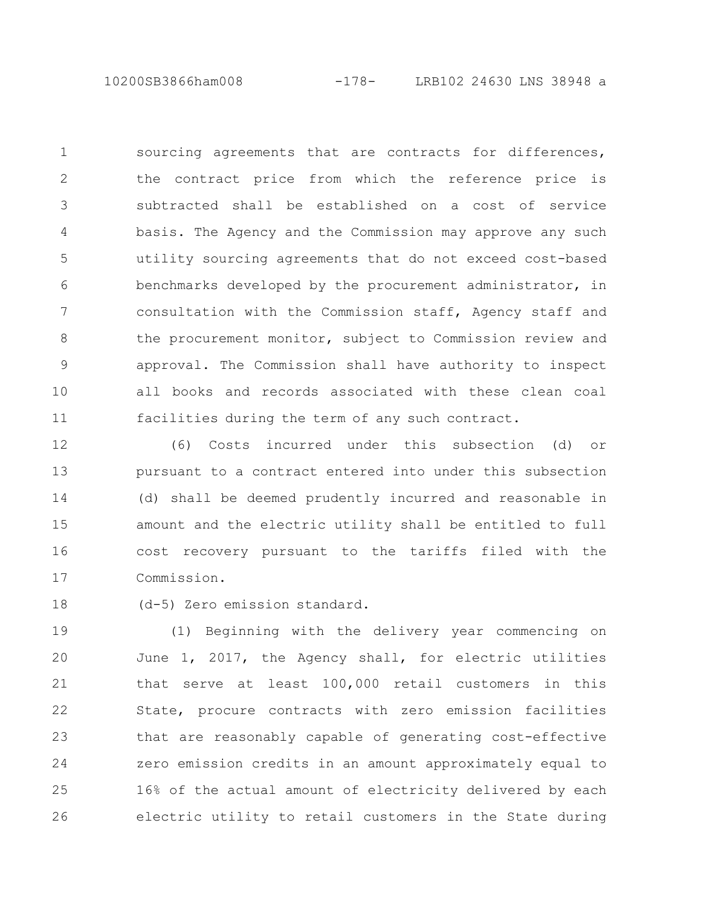sourcing agreements that are contracts for differences, the contract price from which the reference price is subtracted shall be established on a cost of service basis. The Agency and the Commission may approve any such utility sourcing agreements that do not exceed cost-based benchmarks developed by the procurement administrator, in consultation with the Commission staff, Agency staff and the procurement monitor, subject to Commission review and approval. The Commission shall have authority to inspect all books and records associated with these clean coal facilities during the term of any such contract.

(6) Costs incurred under this subsection (d) or pursuant to a contract entered into under this subsection (d) shall be deemed prudently incurred and reasonable in amount and the electric utility shall be entitled to full cost recovery pursuant to the tariffs filed with the Commission.

(d-5) Zero emission standard.

(1) Beginning with the delivery year commencing on June 1, 2017, the Agency shall, for electric utilities that serve at least 100,000 retail customers in this State, procure contracts with zero emission facilities that are reasonably capable of generating cost-effective zero emission credits in an amount approximately equal to 16% of the actual amount of electricity delivered by each electric utility to retail customers in the State during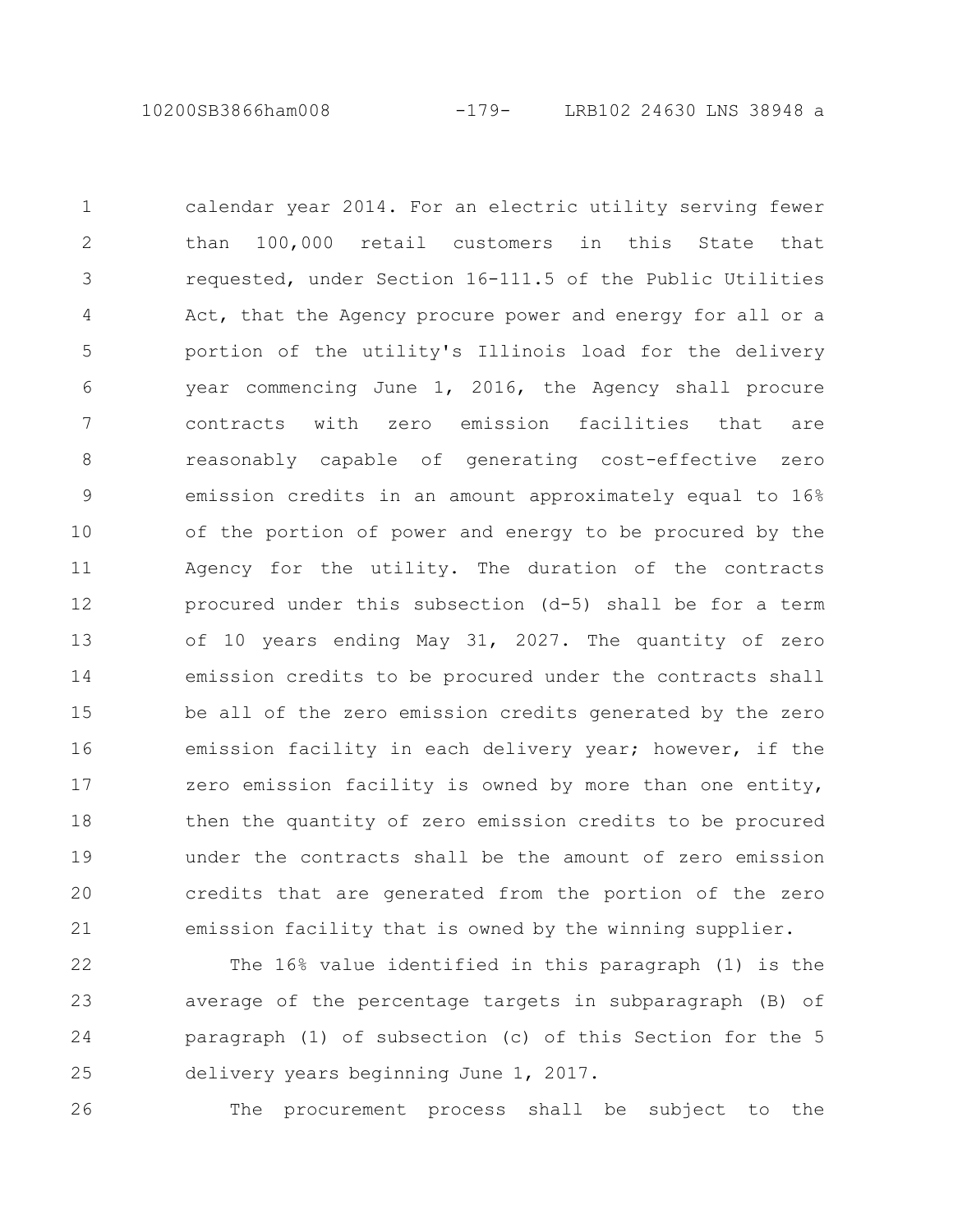calendar year 2014. For an electric utility serving fewer than 100,000 retail customers in this State that requested, under Section 16-111.5 of the Public Utilities Act, that the Agency procure power and energy for all or a portion of the utility's Illinois load for the delivery year commencing June 1, 2016, the Agency shall procure contracts with zero emission facilities that are reasonably capable of generating cost-effective zero emission credits in an amount approximately equal to 16% of the portion of power and energy to be procured by the Agency for the utility. The duration of the contracts procured under this subsection (d-5) shall be for a term of 10 years ending May 31, 2027. The quantity of zero emission credits to be procured under the contracts shall be all of the zero emission credits generated by the zero emission facility in each delivery year; however, if the zero emission facility is owned by more than one entity, then the quantity of zero emission credits to be procured under the contracts shall be the amount of zero emission credits that are generated from the portion of the zero emission facility that is owned by the winning supplier.

The 16% value identified in this paragraph (1) is the average of the percentage targets in subparagraph (B) of paragraph (1) of subsection (c) of this Section for the 5 delivery years beginning June 1, 2017.

The procurement process shall be subject to the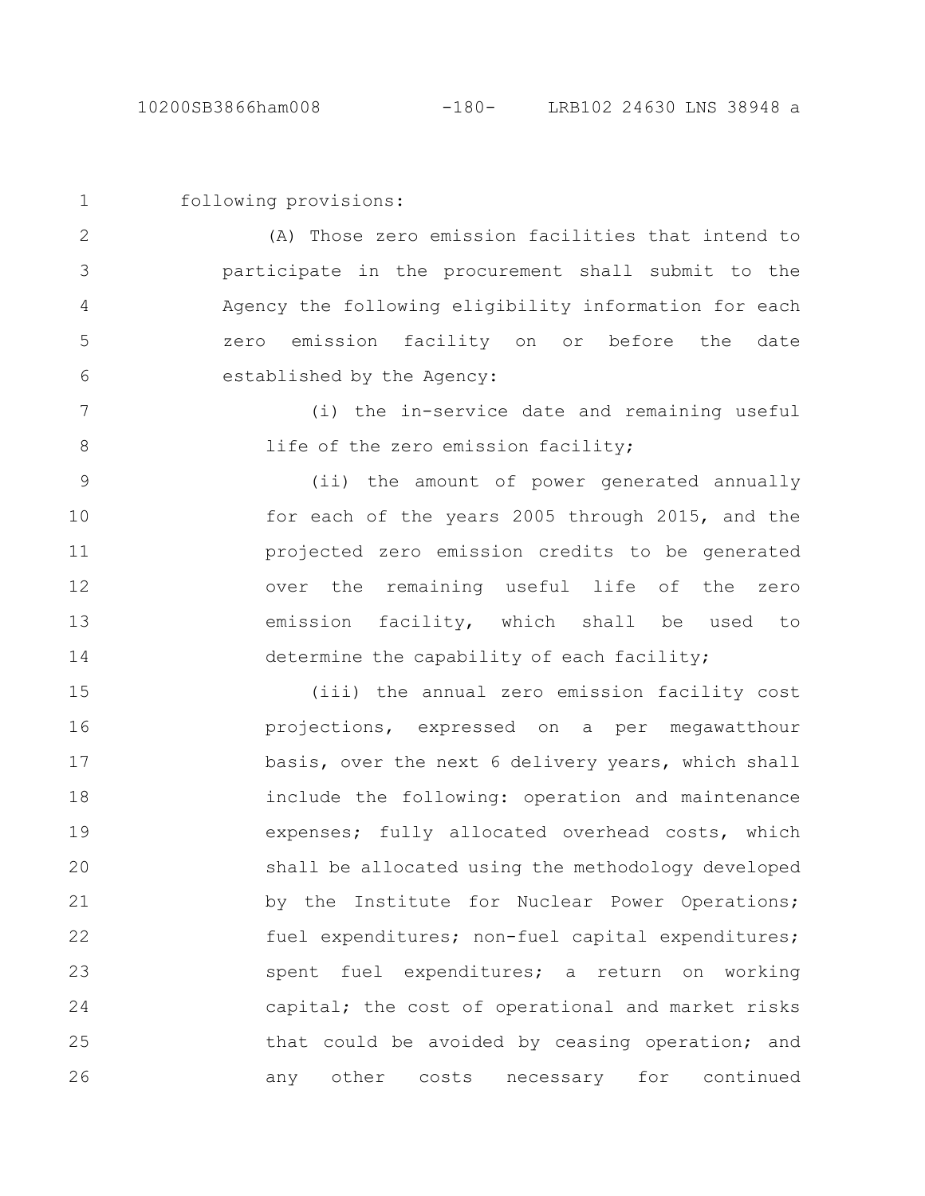following provisions:

(A) Those zero emission facilities that intend to participate in the procurement shall submit to the Agency the following eligibility information for each zero emission facility on or before the date established by the Agency:

(i) the in-service date and remaining useful life of the zero emission facility;

(ii) the amount of power generated annually for each of the years 2005 through 2015, and the projected zero emission credits to be generated over the remaining useful life of the zero emission facility, which shall be used to determine the capability of each facility;

(iii) the annual zero emission facility cost projections, expressed on a per megawatthour basis, over the next 6 delivery years, which shall include the following: operation and maintenance expenses; fully allocated overhead costs, which shall be allocated using the methodology developed by the Institute for Nuclear Power Operations; fuel expenditures; non-fuel capital expenditures; spent fuel expenditures; a return on working capital; the cost of operational and market risks that could be avoided by ceasing operation; and any other costs necessary for continued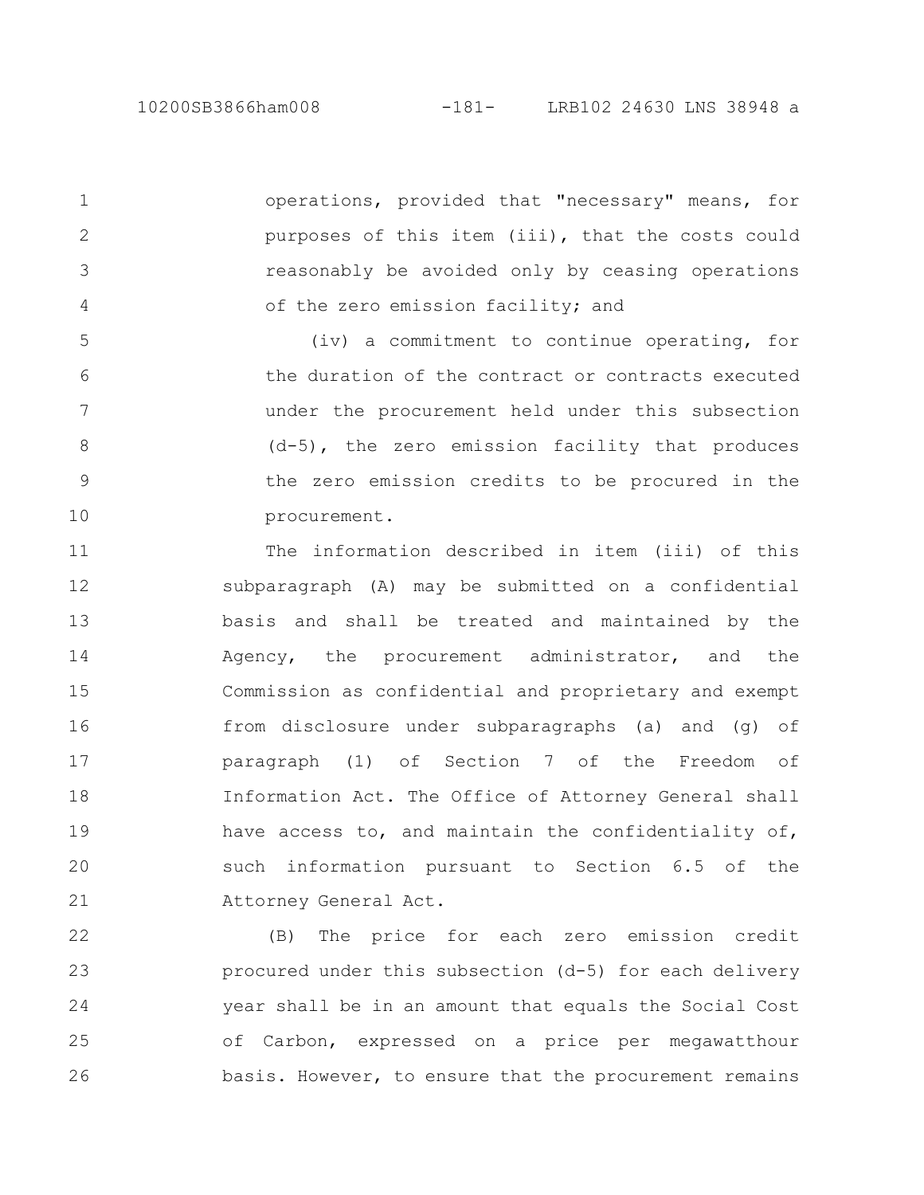operations, provided that "necessary" means, for purposes of this item (iii), that the costs could reasonably be avoided only by ceasing operations of the zero emission facility; and

(iv) a commitment to continue operating, for the duration of the contract or contracts executed under the procurement held under this subsection (d-5), the zero emission facility that produces the zero emission credits to be procured in the procurement.

The information described in item (iii) of this subparagraph (A) may be submitted on a confidential basis and shall be treated and maintained by the Agency, the procurement administrator, and the Commission as confidential and proprietary and exempt from disclosure under subparagraphs (a) and (g) of paragraph (1) of Section 7 of the Freedom of Information Act. The Office of Attorney General shall have access to, and maintain the confidentiality of, such information pursuant to Section 6.5 of the Attorney General Act.

(B) The price for each zero emission credit procured under this subsection (d-5) for each delivery year shall be in an amount that equals the Social Cost of Carbon, expressed on a price per megawatthour basis. However, to ensure that the procurement remains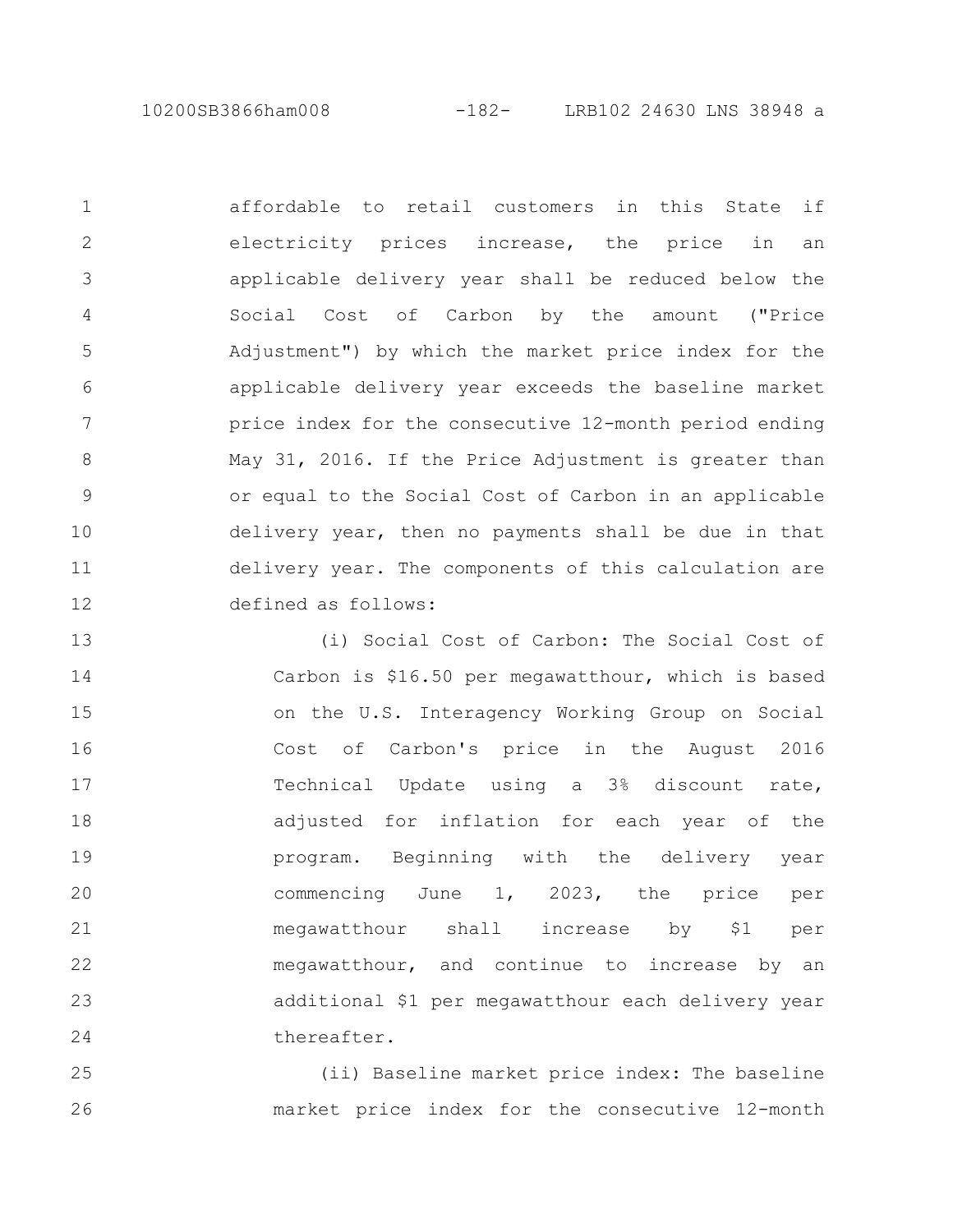affordable to retail customers in this State if electricity prices increase, the price in an applicable delivery year shall be reduced below the Social Cost of Carbon by the amount ("Price Adjustment") by which the market price index for the applicable delivery year exceeds the baseline market price index for the consecutive 12-month period ending May 31, 2016. If the Price Adjustment is greater than or equal to the Social Cost of Carbon in an applicable delivery year, then no payments shall be due in that delivery year. The components of this calculation are defined as follows:

(i) Social Cost of Carbon: The Social Cost of Carbon is $16.50 per megawatthour, which is based on the U.S. Interagency Working Group on Social Cost of Carbon's price in the August 2016 Technical Update using a 3% discount rate, adjusted for inflation for each year of the program. Beginning with the delivery year commencing June 1, 2023, the price per megawatthour shall increase by $1 per megawatthour, and continue to increase by an additional $1 per megawatthour each delivery year thereafter.

(ii) Baseline market price index: The baseline market price index for the consecutive 12-month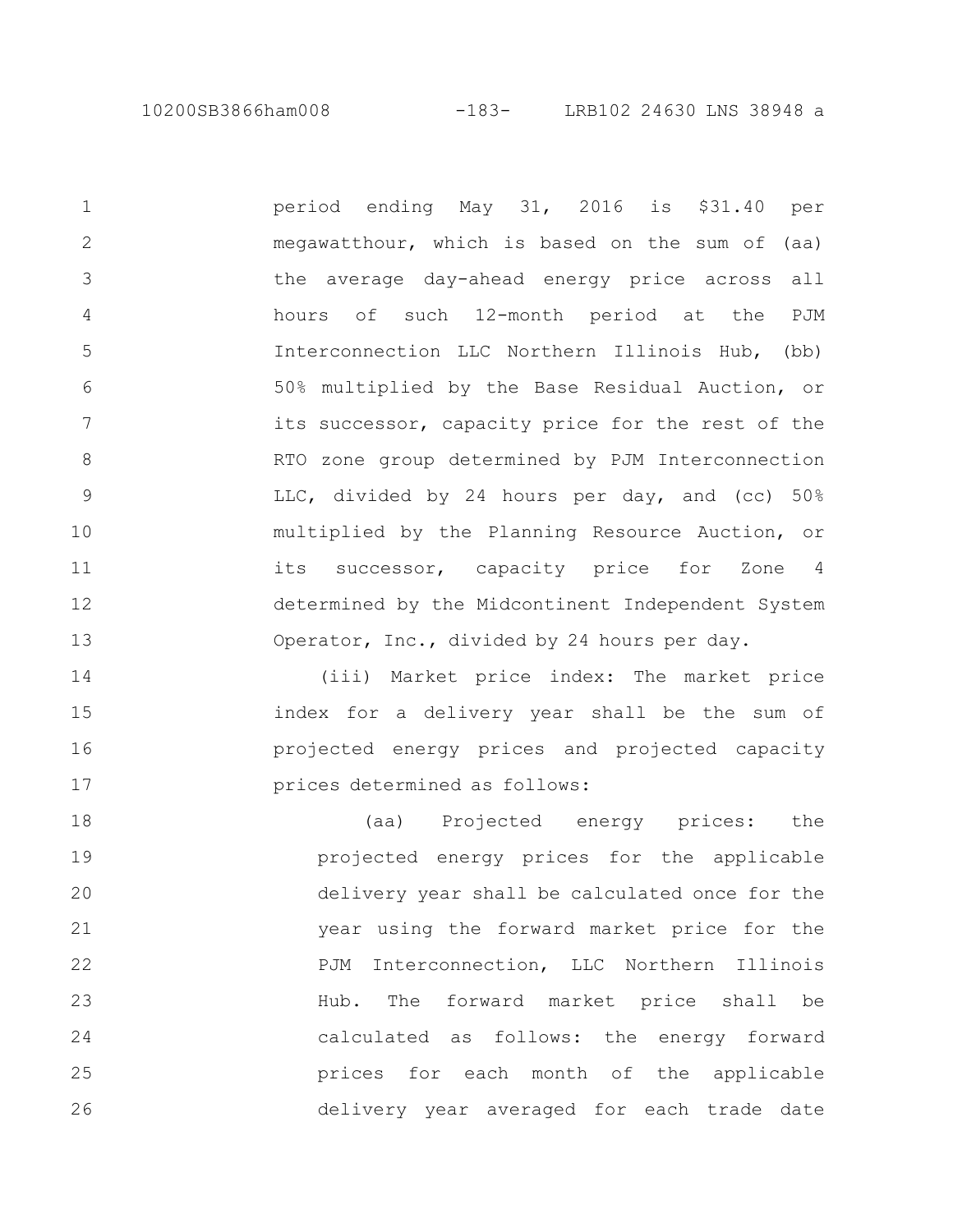period ending May 31, 2016 is $31.40 per megawatthour, which is based on the sum of (aa) the average day-ahead energy price across all hours of such 12-month period at the PJM Interconnection LLC Northern Illinois Hub, (bb) 50% multiplied by the Base Residual Auction, or its successor, capacity price for the rest of the RTO zone group determined by PJM Interconnection LLC, divided by 24 hours per day, and (cc) 50% multiplied by the Planning Resource Auction, or its successor, capacity price for Zone 4 determined by the Midcontinent Independent System Operator, Inc., divided by 24 hours per day.

(iii) Market price index: The market price index for a delivery year shall be the sum of projected energy prices and projected capacity prices determined as follows:

(aa) Projected energy prices: the projected energy prices for the applicable delivery year shall be calculated once for the year using the forward market price for the PJM Interconnection, LLC Northern Illinois Hub. The forward market price shall be calculated as follows: the energy forward prices for each month of the applicable delivery year averaged for each trade date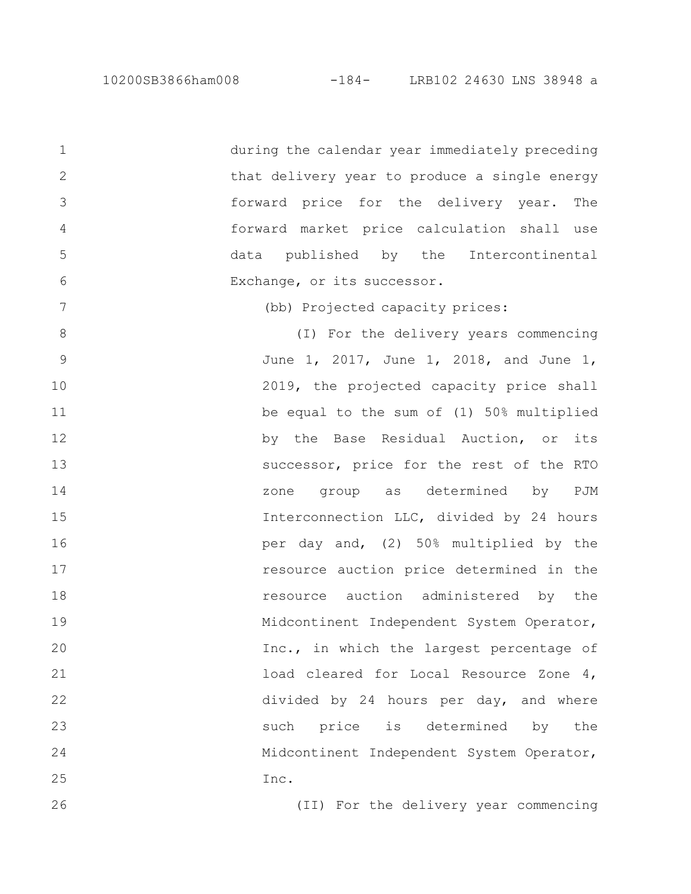during the calendar year immediately preceding that delivery year to produce a single energy forward price for the delivery year. The forward market price calculation shall use data published by the Intercontinental Exchange, or its successor.

(bb) Projected capacity prices:

(I) For the delivery years commencing June 1, 2017, June 1, 2018, and June 1, 2019, the projected capacity price shall be equal to the sum of (1) 50% multiplied by the Base Residual Auction, or its successor, price for the rest of the RTO zone group as determined by PJM Interconnection LLC, divided by 24 hours per day and, (2) 50% multiplied by the resource auction price determined in the resource auction administered by the Midcontinent Independent System Operator, Inc., in which the largest percentage of load cleared for Local Resource Zone 4, divided by 24 hours per day, and where such price is determined by the Midcontinent Independent System Operator, Inc.

(II) For the delivery year commencing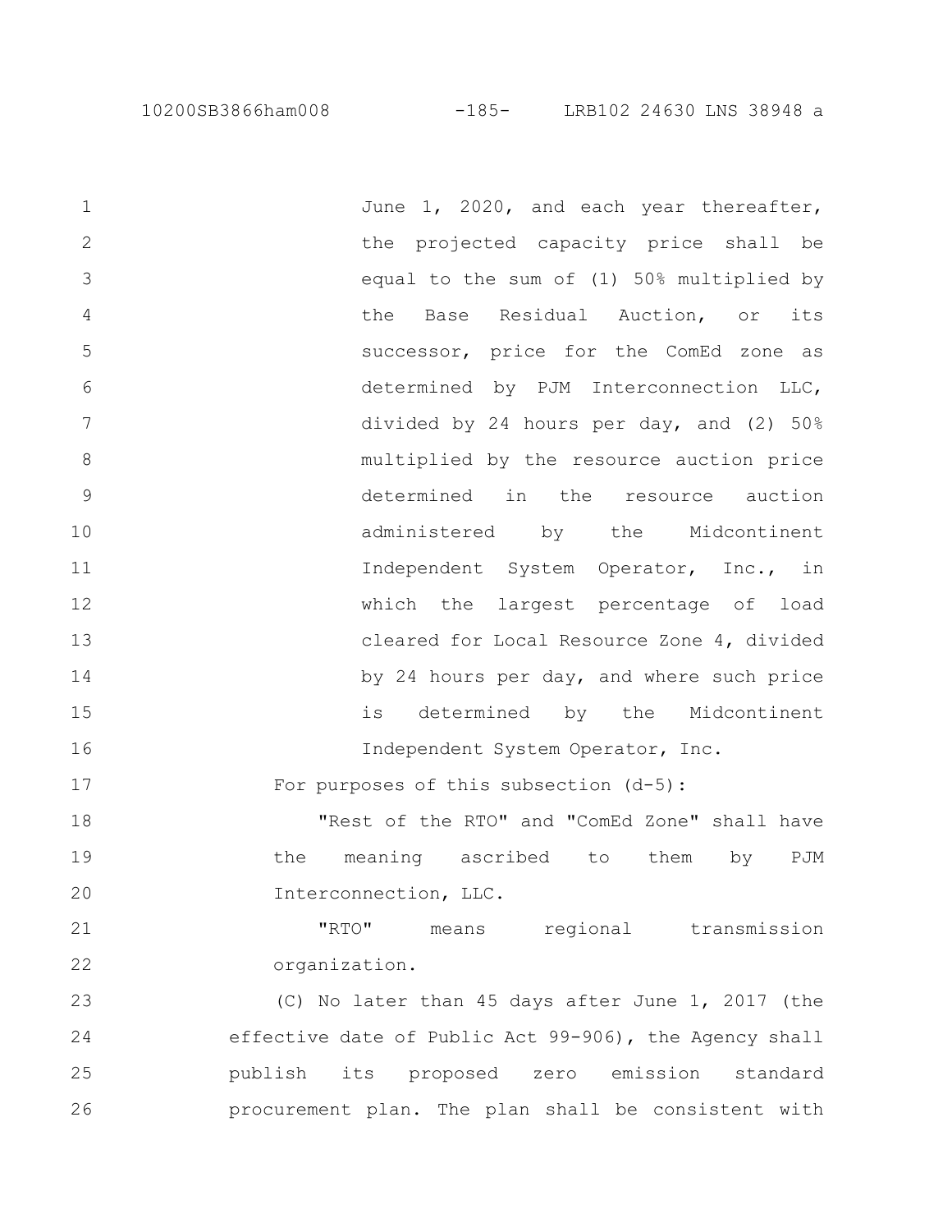June 1, 2020, and each year thereafter, the projected capacity price shall be equal to the sum of (1) 50% multiplied by the Base Residual Auction, or its successor, price for the ComEd zone as determined by PJM Interconnection LLC, divided by 24 hours per day, and (2) 50% multiplied by the resource auction price determined in the resource auction administered by the Midcontinent Independent System Operator, Inc., in which the largest percentage of load cleared for Local Resource Zone 4, divided by 24 hours per day, and where such price is determined by the Midcontinent Independent System Operator, Inc.

For purposes of this subsection (d-5):

"Rest of the RTO" and "ComEd Zone" shall have the meaning ascribed to them by PJM Interconnection, LLC.

"RTO" means regional transmission organization.

(C) No later than 45 days after June 1, 2017 (the effective date of Public Act 99-906), the Agency shall publish its proposed zero emission standard procurement plan. The plan shall be consistent with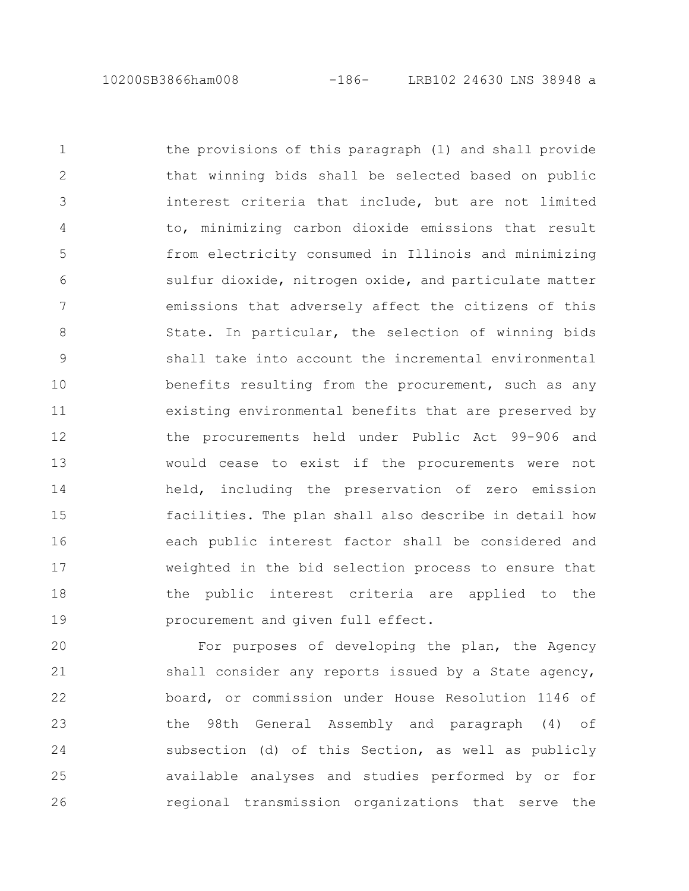the provisions of this paragraph (1) and shall provide that winning bids shall be selected based on public interest criteria that include, but are not limited to, minimizing carbon dioxide emissions that result from electricity consumed in Illinois and minimizing sulfur dioxide, nitrogen oxide, and particulate matter emissions that adversely affect the citizens of this State. In particular, the selection of winning bids shall take into account the incremental environmental benefits resulting from the procurement, such as any existing environmental benefits that are preserved by the procurements held under Public Act 99-906 and would cease to exist if the procurements were not held, including the preservation of zero emission facilities. The plan shall also describe in detail how each public interest factor shall be considered and weighted in the bid selection process to ensure that the public interest criteria are applied to the procurement and given full effect.

For purposes of developing the plan, the Agency shall consider any reports issued by a State agency, board, or commission under House Resolution 1146 of the 98th General Assembly and paragraph (4) of subsection (d) of this Section, as well as publicly available analyses and studies performed by or for regional transmission organizations that serve the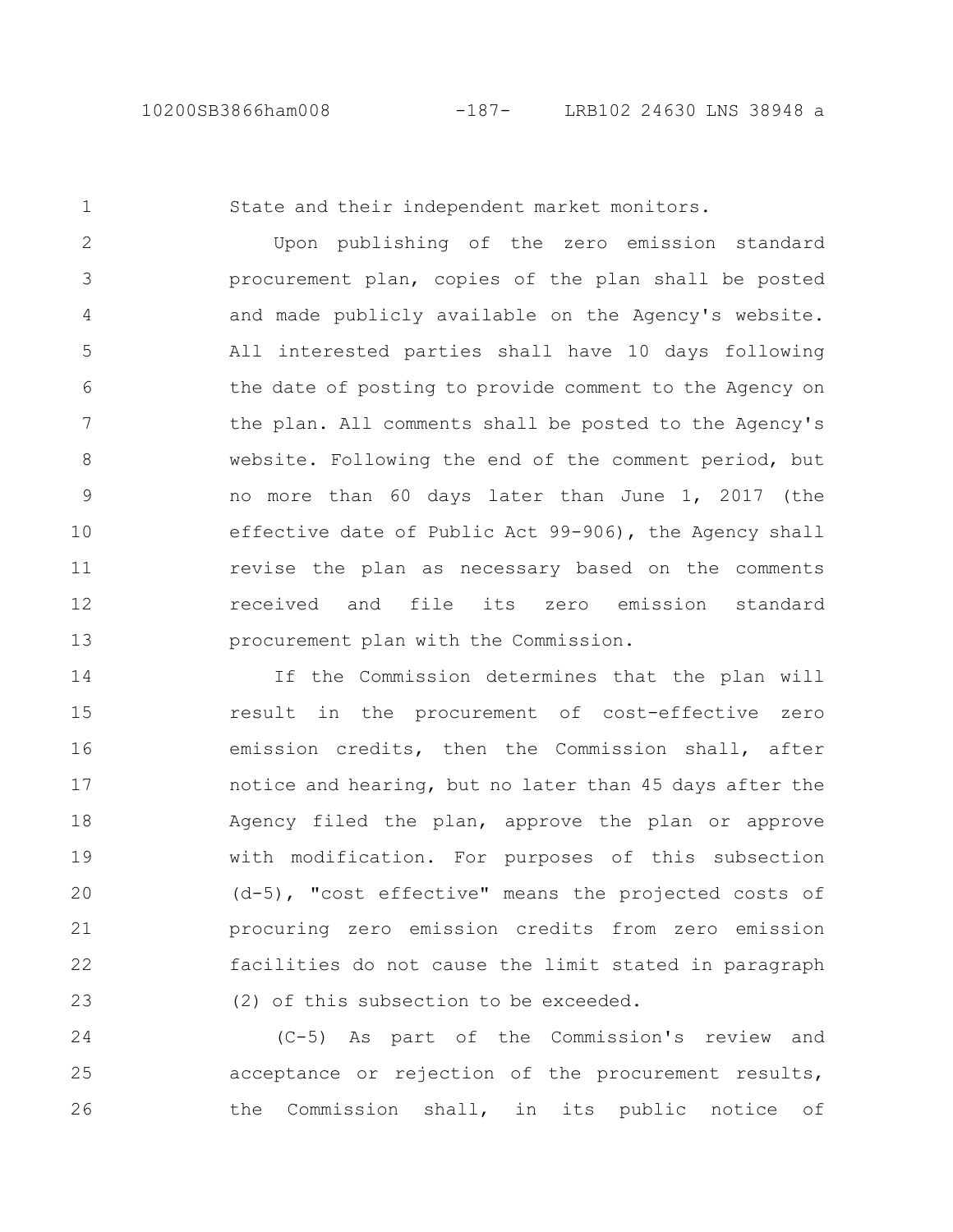State and their independent market monitors.

Upon publishing of the zero emission standard procurement plan, copies of the plan shall be posted and made publicly available on the Agency's website. All interested parties shall have 10 days following the date of posting to provide comment to the Agency on the plan. All comments shall be posted to the Agency's website. Following the end of the comment period, but no more than 60 days later than June 1, 2017 (the effective date of Public Act 99-906), the Agency shall revise the plan as necessary based on the comments received and file its zero emission standard procurement plan with the Commission.

If the Commission determines that the plan will result in the procurement of cost-effective zero emission credits, then the Commission shall, after notice and hearing, but no later than 45 days after the Agency filed the plan, approve the plan or approve with modification. For purposes of this subsection (d-5), "cost effective" means the projected costs of procuring zero emission credits from zero emission facilities do not cause the limit stated in paragraph (2) of this subsection to be exceeded.

(C-5) As part of the Commission's review and acceptance or rejection of the procurement results, the Commission shall, in its public notice of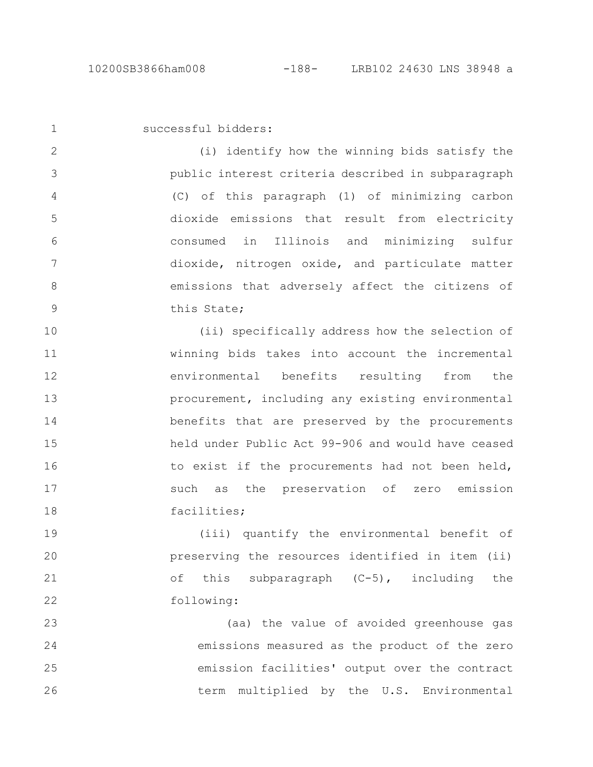successful bidders:

(i) identify how the winning bids satisfy the public interest criteria described in subparagraph (C) of this paragraph (1) of minimizing carbon dioxide emissions that result from electricity consumed in Illinois and minimizing sulfur dioxide, nitrogen oxide, and particulate matter emissions that adversely affect the citizens of this State;

(ii) specifically address how the selection of winning bids takes into account the incremental environmental benefits resulting from the procurement, including any existing environmental benefits that are preserved by the procurements held under Public Act 99-906 and would have ceased to exist if the procurements had not been held, such as the preservation of zero emission facilities;

(iii) quantify the environmental benefit of preserving the resources identified in item (ii) of this subparagraph (C-5), including the following:

(aa) the value of avoided greenhouse gas emissions measured as the product of the zero emission facilities' output over the contract term multiplied by the U.S. Environmental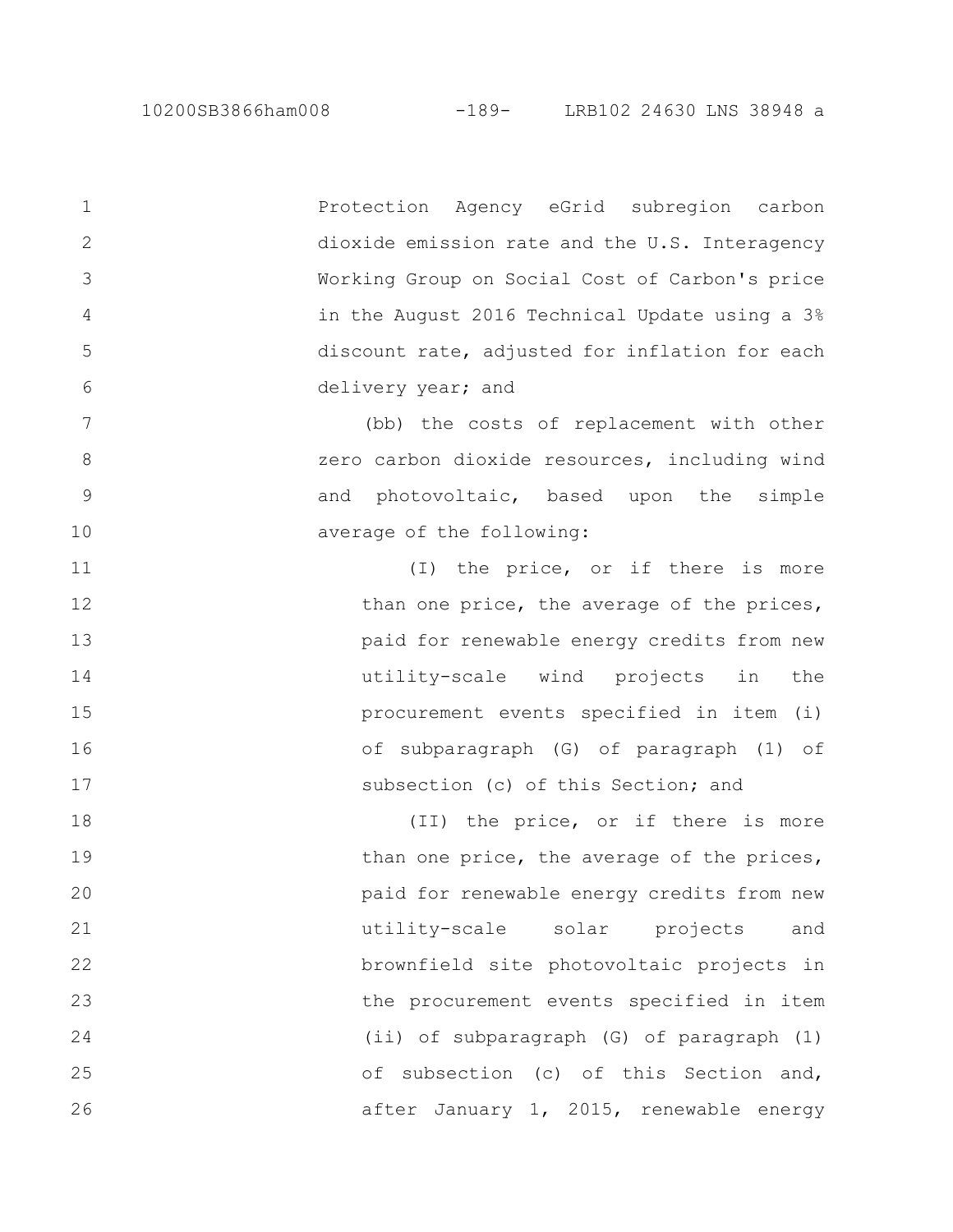Protection Agency eGrid subregion carbon dioxide emission rate and the U.S. Interagency Working Group on Social Cost of Carbon's price in the August 2016 Technical Update using a 3% discount rate, adjusted for inflation for each delivery year; and

(bb) the costs of replacement with other zero carbon dioxide resources, including wind and photovoltaic, based upon the simple average of the following:

(I) the price, or if there is more than one price, the average of the prices, paid for renewable energy credits from new utility-scale wind projects in the procurement events specified in item (i) of subparagraph (G) of paragraph (1) of subsection (c) of this Section; and

(II) the price, or if there is more than one price, the average of the prices, paid for renewable energy credits from new utility-scale solar projects and brownfield site photovoltaic projects in the procurement events specified in item (ii) of subparagraph (G) of paragraph (1) of subsection (c) of this Section and, after January 1, 2015, renewable energy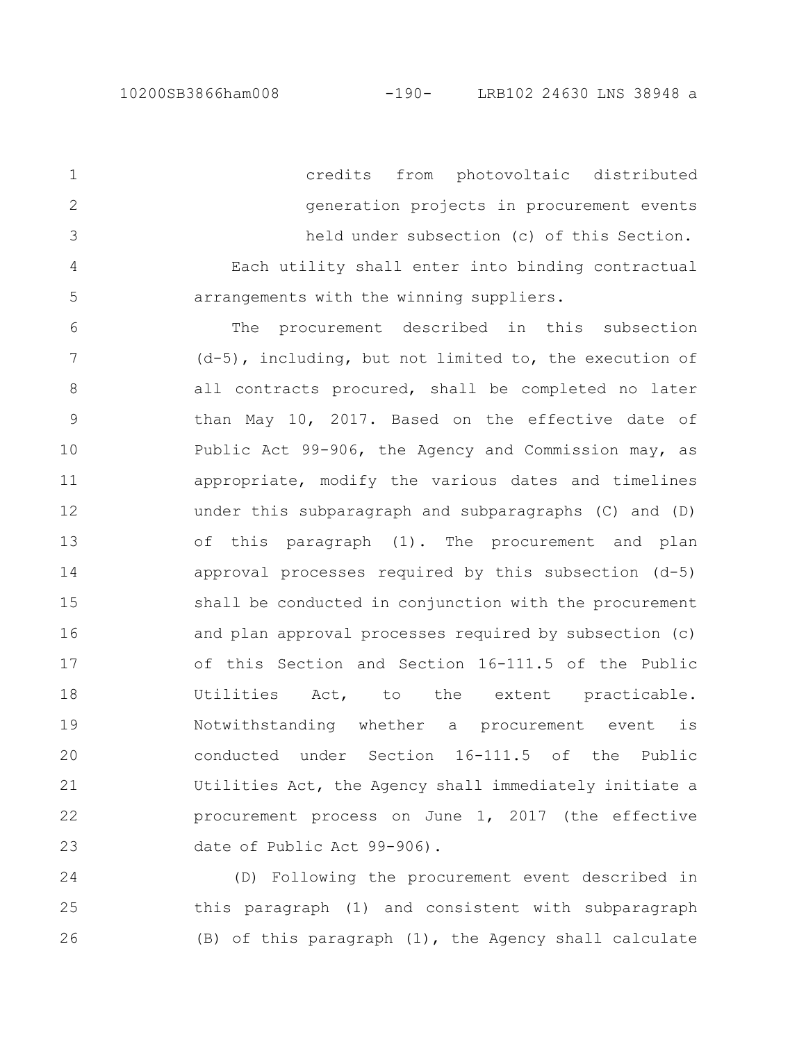credits from photovoltaic distributed generation projects in procurement events held under subsection (c) of this Section.

Each utility shall enter into binding contractual arrangements with the winning suppliers.

The procurement described in this subsection (d-5), including, but not limited to, the execution of all contracts procured, shall be completed no later than May 10, 2017. Based on the effective date of Public Act 99-906, the Agency and Commission may, as appropriate, modify the various dates and timelines under this subparagraph and subparagraphs (C) and (D) of this paragraph (1). The procurement and plan approval processes required by this subsection (d-5) shall be conducted in conjunction with the procurement and plan approval processes required by subsection (c) of this Section and Section 16-111.5 of the Public Utilities Act, to the extent practicable. Notwithstanding whether a procurement event is conducted under Section 16-111.5 of the Public Utilities Act, the Agency shall immediately initiate a procurement process on June 1, 2017 (the effective date of Public Act 99-906).

(D) Following the procurement event described in this paragraph (1) and consistent with subparagraph (B) of this paragraph (1), the Agency shall calculate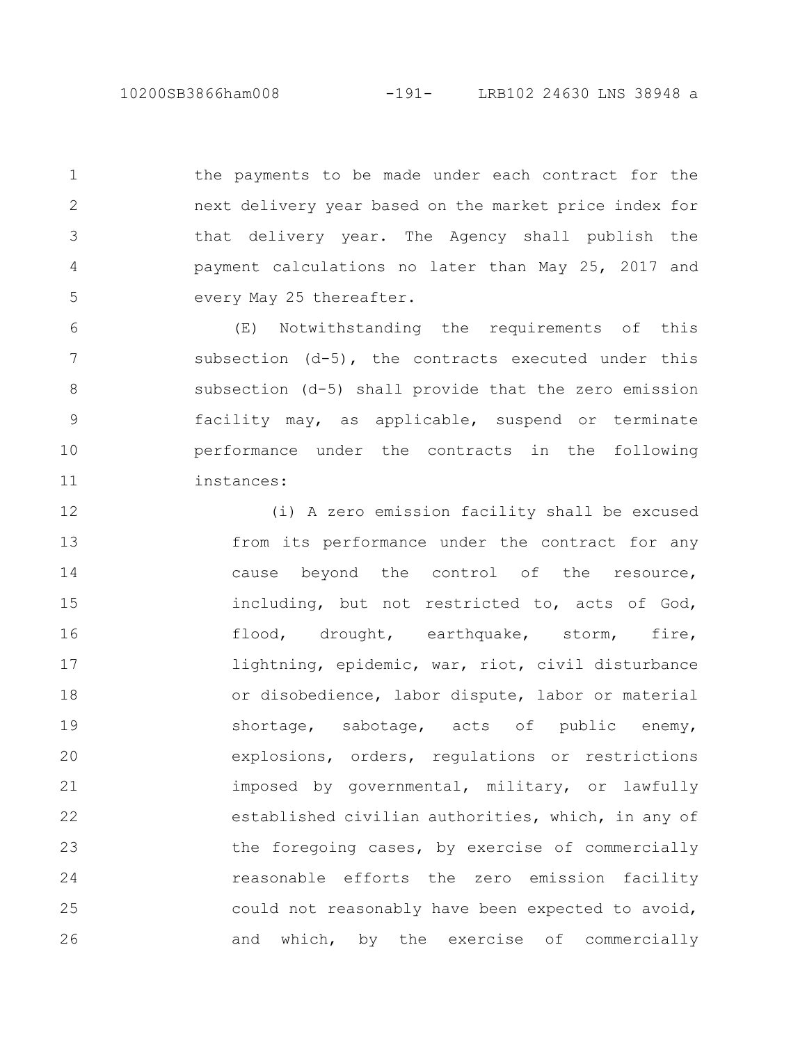the payments to be made under each contract for the next delivery year based on the market price index for that delivery year. The Agency shall publish the payment calculations no later than May 25, 2017 and every May 25 thereafter.

(E) Notwithstanding the requirements of this subsection (d-5), the contracts executed under this subsection (d-5) shall provide that the zero emission facility may, as applicable, suspend or terminate performance under the contracts in the following instances:

(i) A zero emission facility shall be excused from its performance under the contract for any cause beyond the control of the resource, including, but not restricted to, acts of God, flood, drought, earthquake, storm, fire, lightning, epidemic, war, riot, civil disturbance or disobedience, labor dispute, labor or material shortage, sabotage, acts of public enemy, explosions, orders, regulations or restrictions imposed by governmental, military, or lawfully established civilian authorities, which, in any of the foregoing cases, by exercise of commercially reasonable efforts the zero emission facility could not reasonably have been expected to avoid, and which, by the exercise of commercially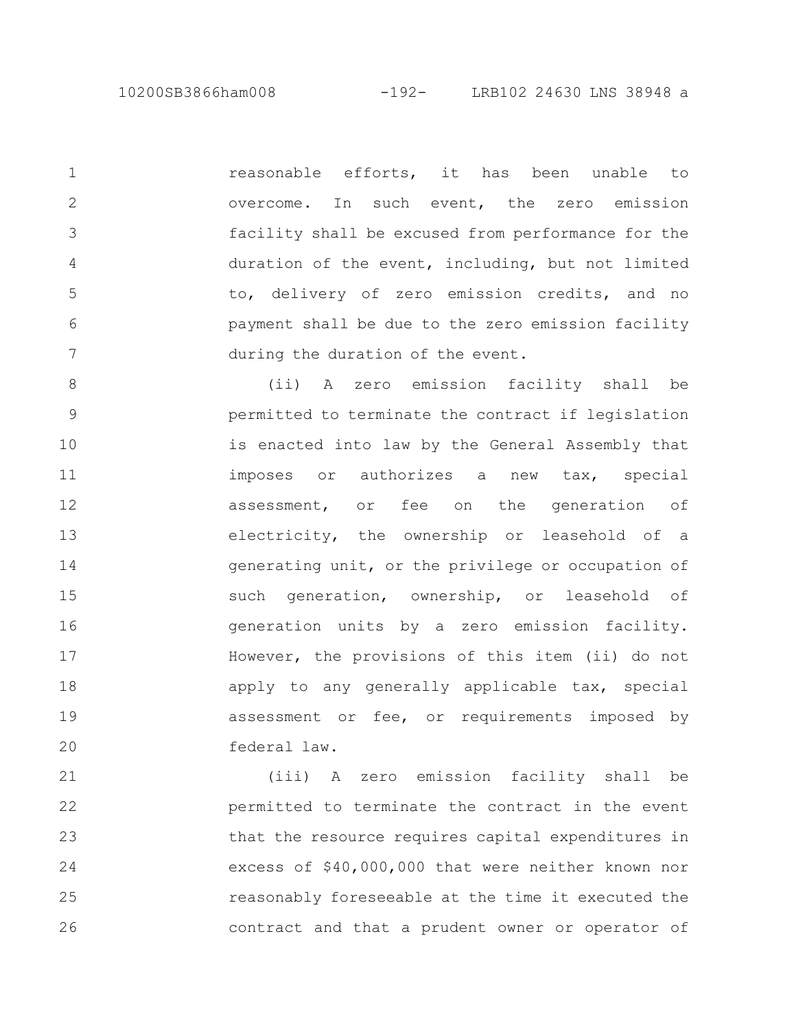reasonable efforts, it has been unable to overcome. In such event, the zero emission facility shall be excused from performance for the duration of the event, including, but not limited to, delivery of zero emission credits, and no payment shall be due to the zero emission facility during the duration of the event.

(ii) A zero emission facility shall be permitted to terminate the contract if legislation is enacted into law by the General Assembly that imposes or authorizes a new tax, special assessment, or fee on the generation of electricity, the ownership or leasehold of a generating unit, or the privilege or occupation of such generation, ownership, or leasehold of generation units by a zero emission facility. However, the provisions of this item (ii) do not apply to any generally applicable tax, special assessment or fee, or requirements imposed by federal law.

(iii) A zero emission facility shall be permitted to terminate the contract in the event that the resource requires capital expenditures in excess of $40,000,000 that were neither known nor reasonably foreseeable at the time it executed the contract and that a prudent owner or operator of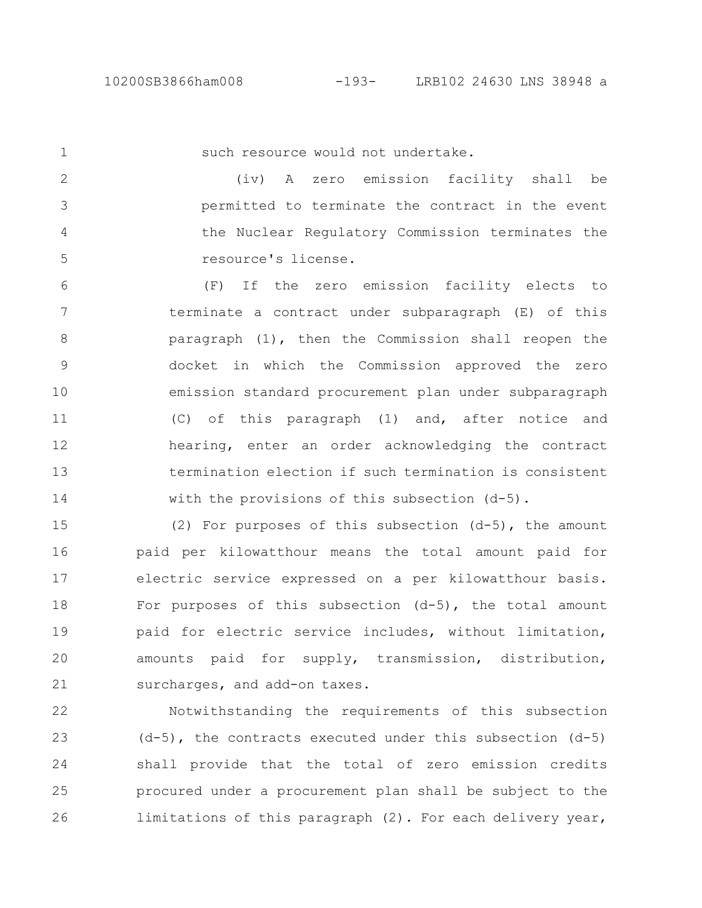such resource would not undertake.

(iv) A zero emission facility shall be permitted to terminate the contract in the event the Nuclear Regulatory Commission terminates the resource's license.

(F) If the zero emission facility elects to terminate a contract under subparagraph (E) of this paragraph (1), then the Commission shall reopen the docket in which the Commission approved the zero emission standard procurement plan under subparagraph (C) of this paragraph (1) and, after notice and hearing, enter an order acknowledging the contract termination election if such termination is consistent with the provisions of this subsection (d-5).

(2) For purposes of this subsection (d-5), the amount paid per kilowatthour means the total amount paid for electric service expressed on a per kilowatthour basis. For purposes of this subsection (d-5), the total amount paid for electric service includes, without limitation, amounts paid for supply, transmission, distribution, surcharges, and add-on taxes.

Notwithstanding the requirements of this subsection (d-5), the contracts executed under this subsection (d-5) shall provide that the total of zero emission credits procured under a procurement plan shall be subject to the limitations of this paragraph (2). For each delivery year,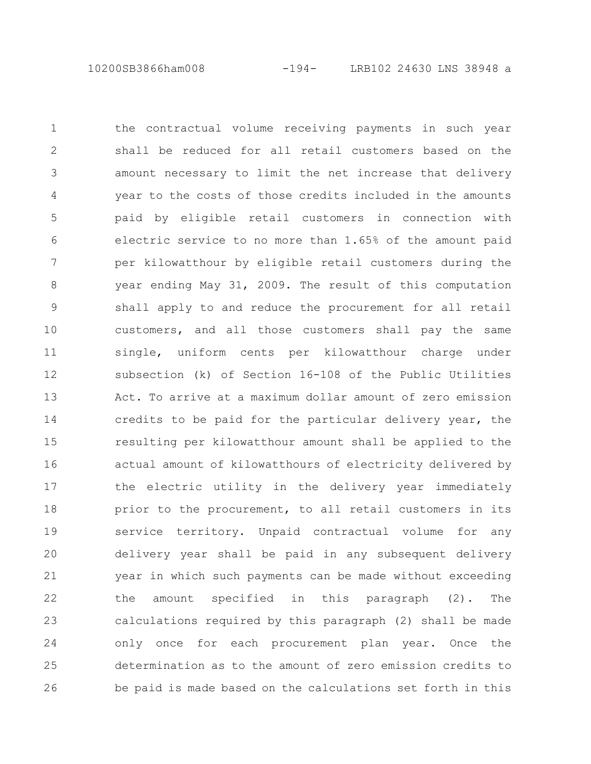the contractual volume receiving payments in such year shall be reduced for all retail customers based on the amount necessary to limit the net increase that delivery year to the costs of those credits included in the amounts paid by eligible retail customers in connection with electric service to no more than 1.65% of the amount paid per kilowatthour by eligible retail customers during the year ending May 31, 2009. The result of this computation shall apply to and reduce the procurement for all retail customers, and all those customers shall pay the same single, uniform cents per kilowatthour charge under subsection (k) of Section 16-108 of the Public Utilities Act. To arrive at a maximum dollar amount of zero emission credits to be paid for the particular delivery year, the resulting per kilowatthour amount shall be applied to the actual amount of kilowatthours of electricity delivered by the electric utility in the delivery year immediately prior to the procurement, to all retail customers in its service territory. Unpaid contractual volume for any delivery year shall be paid in any subsequent delivery year in which such payments can be made without exceeding the amount specified in this paragraph (2). The calculations required by this paragraph (2) shall be made only once for each procurement plan year. Once the determination as to the amount of zero emission credits to be paid is made based on the calculations set forth in this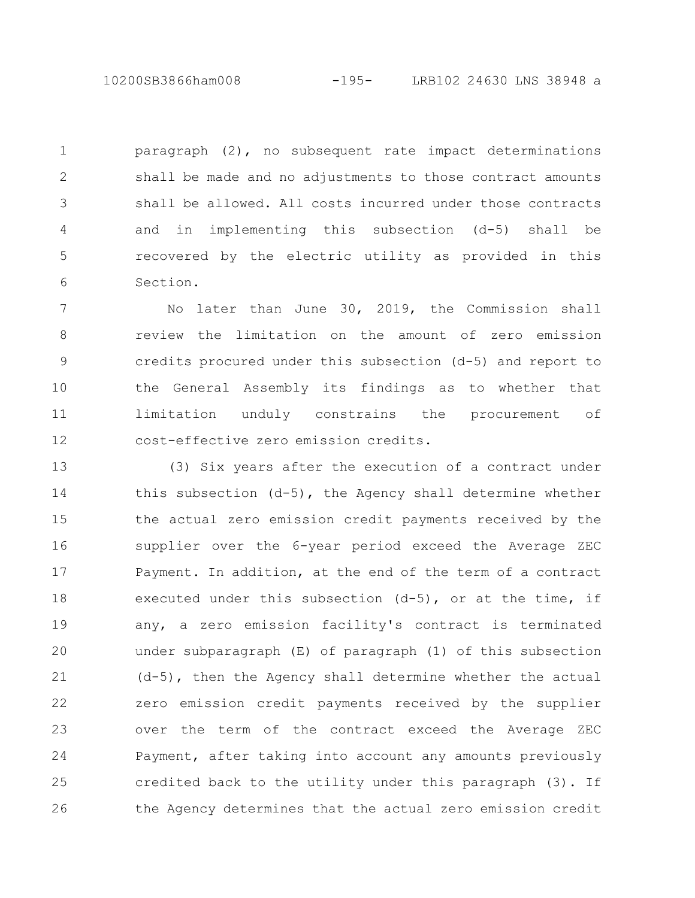paragraph (2), no subsequent rate impact determinations shall be made and no adjustments to those contract amounts shall be allowed. All costs incurred under those contracts and in implementing this subsection (d-5) shall be recovered by the electric utility as provided in this Section.

No later than June 30, 2019, the Commission shall review the limitation on the amount of zero emission credits procured under this subsection (d-5) and report to the General Assembly its findings as to whether that limitation unduly constrains the procurement of cost-effective zero emission credits.

(3) Six years after the execution of a contract under this subsection (d-5), the Agency shall determine whether the actual zero emission credit payments received by the supplier over the 6-year period exceed the Average ZEC Payment. In addition, at the end of the term of a contract executed under this subsection (d-5), or at the time, if any, a zero emission facility's contract is terminated under subparagraph (E) of paragraph (1) of this subsection (d-5), then the Agency shall determine whether the actual zero emission credit payments received by the supplier over the term of the contract exceed the Average ZEC Payment, after taking into account any amounts previously credited back to the utility under this paragraph (3). If the Agency determines that the actual zero emission credit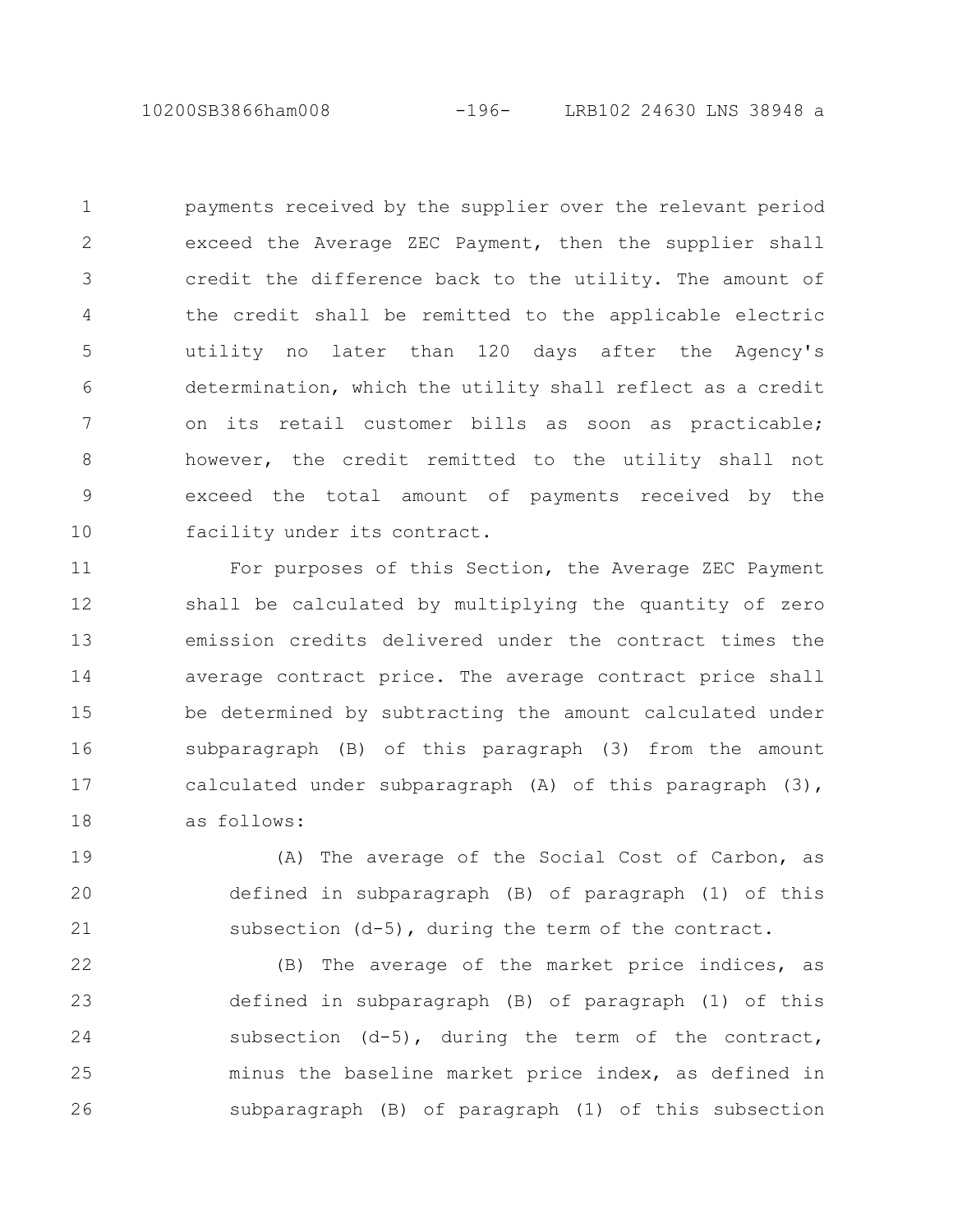payments received by the supplier over the relevant period exceed the Average ZEC Payment, then the supplier shall credit the difference back to the utility. The amount of the credit shall be remitted to the applicable electric utility no later than 120 days after the Agency's determination, which the utility shall reflect as a credit on its retail customer bills as soon as practicable; however, the credit remitted to the utility shall not exceed the total amount of payments received by the facility under its contract.

For purposes of this Section, the Average ZEC Payment shall be calculated by multiplying the quantity of zero emission credits delivered under the contract times the average contract price. The average contract price shall be determined by subtracting the amount calculated under subparagraph (B) of this paragraph (3) from the amount calculated under subparagraph (A) of this paragraph (3), as follows:

(A) The average of the Social Cost of Carbon, as defined in subparagraph (B) of paragraph (1) of this subsection (d-5), during the term of the contract.

(B) The average of the market price indices, as defined in subparagraph (B) of paragraph (1) of this subsection (d-5), during the term of the contract, minus the baseline market price index, as defined in subparagraph (B) of paragraph (1) of this subsection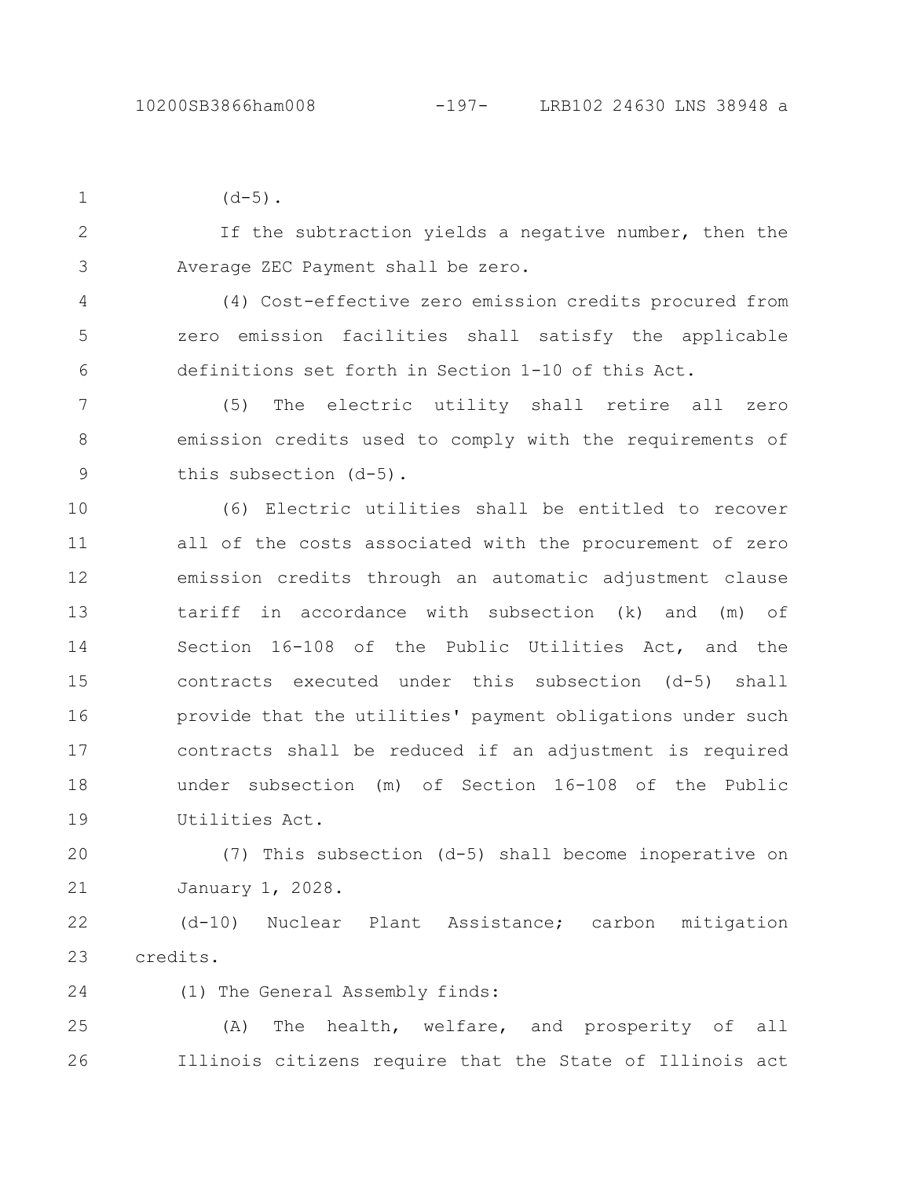(d-5).

If the subtraction yields a negative number, then the Average ZEC Payment shall be zero.

(4) Cost-effective zero emission credits procured from zero emission facilities shall satisfy the applicable definitions set forth in Section 1-10 of this Act.

(5) The electric utility shall retire all zero emission credits used to comply with the requirements of this subsection (d-5).

(6) Electric utilities shall be entitled to recover all of the costs associated with the procurement of zero emission credits through an automatic adjustment clause tariff in accordance with subsection (k) and (m) of Section 16-108 of the Public Utilities Act, and the contracts executed under this subsection (d-5) shall provide that the utilities' payment obligations under such contracts shall be reduced if an adjustment is required under subsection (m) of Section 16-108 of the Public Utilities Act.

(7) This subsection (d-5) shall become inoperative on January 1, 2028.

(d-10) Nuclear Plant Assistance; carbon mitigation credits.

(1) The General Assembly finds:

(A) The health, welfare, and prosperity of all Illinois citizens require that the State of Illinois act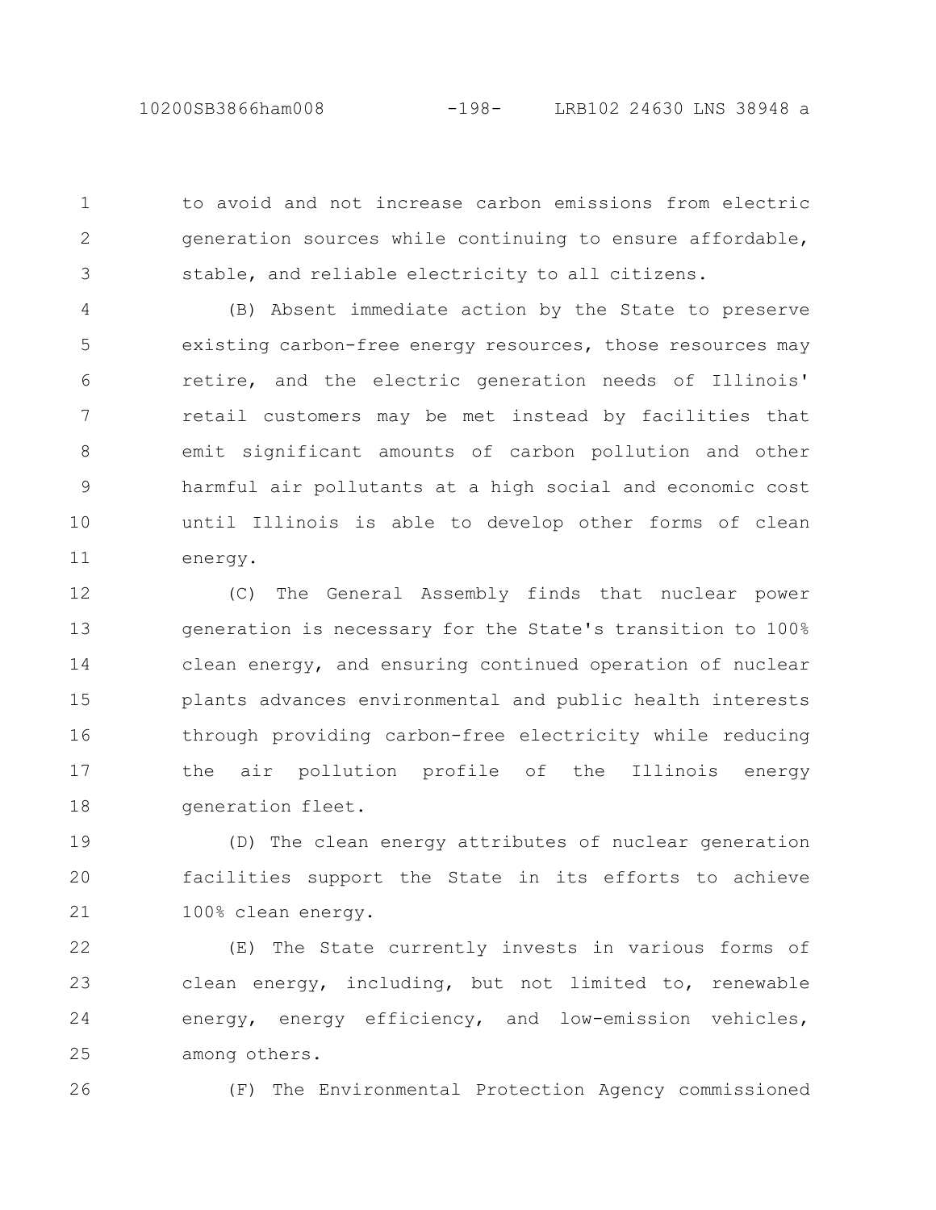to avoid and not increase carbon emissions from electric generation sources while continuing to ensure affordable, stable, and reliable electricity to all citizens.

(B) Absent immediate action by the State to preserve existing carbon-free energy resources, those resources may retire, and the electric generation needs of Illinois' retail customers may be met instead by facilities that emit significant amounts of carbon pollution and other harmful air pollutants at a high social and economic cost until Illinois is able to develop other forms of clean energy.

(C) The General Assembly finds that nuclear power generation is necessary for the State's transition to 100% clean energy, and ensuring continued operation of nuclear plants advances environmental and public health interests through providing carbon-free electricity while reducing the air pollution profile of the Illinois energy generation fleet.

(D) The clean energy attributes of nuclear generation facilities support the State in its efforts to achieve 100% clean energy.

(E) The State currently invests in various forms of clean energy, including, but not limited to, renewable energy, energy efficiency, and low-emission vehicles, among others.

(F) The Environmental Protection Agency commissioned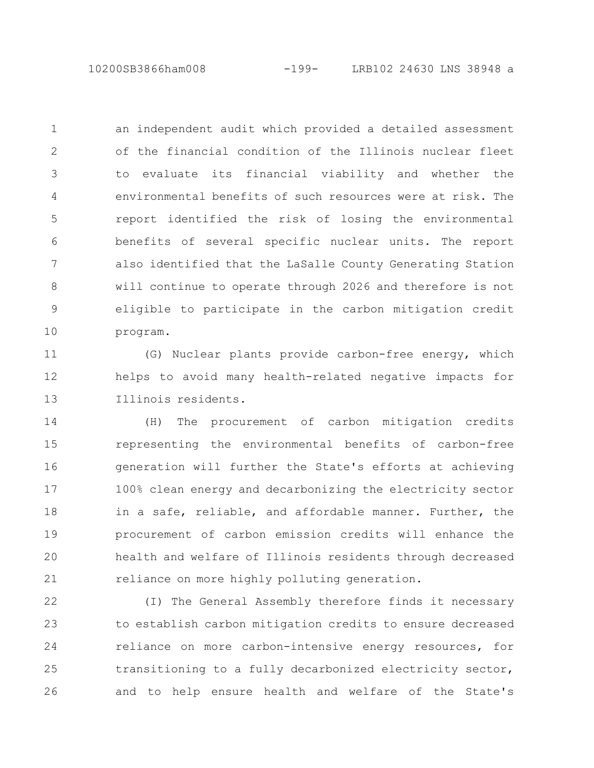an independent audit which provided a detailed assessment of the financial condition of the Illinois nuclear fleet to evaluate its financial viability and whether the environmental benefits of such resources were at risk. The report identified the risk of losing the environmental benefits of several specific nuclear units. The report also identified that the LaSalle County Generating Station will continue to operate through 2026 and therefore is not eligible to participate in the carbon mitigation credit program.

(G) Nuclear plants provide carbon-free energy, which helps to avoid many health-related negative impacts for Illinois residents.

(H) The procurement of carbon mitigation credits representing the environmental benefits of carbon-free generation will further the State's efforts at achieving 100% clean energy and decarbonizing the electricity sector in a safe, reliable, and affordable manner. Further, the procurement of carbon emission credits will enhance the health and welfare of Illinois residents through decreased reliance on more highly polluting generation.

(I) The General Assembly therefore finds it necessary to establish carbon mitigation credits to ensure decreased reliance on more carbon-intensive energy resources, for transitioning to a fully decarbonized electricity sector, and to help ensure health and welfare of the State's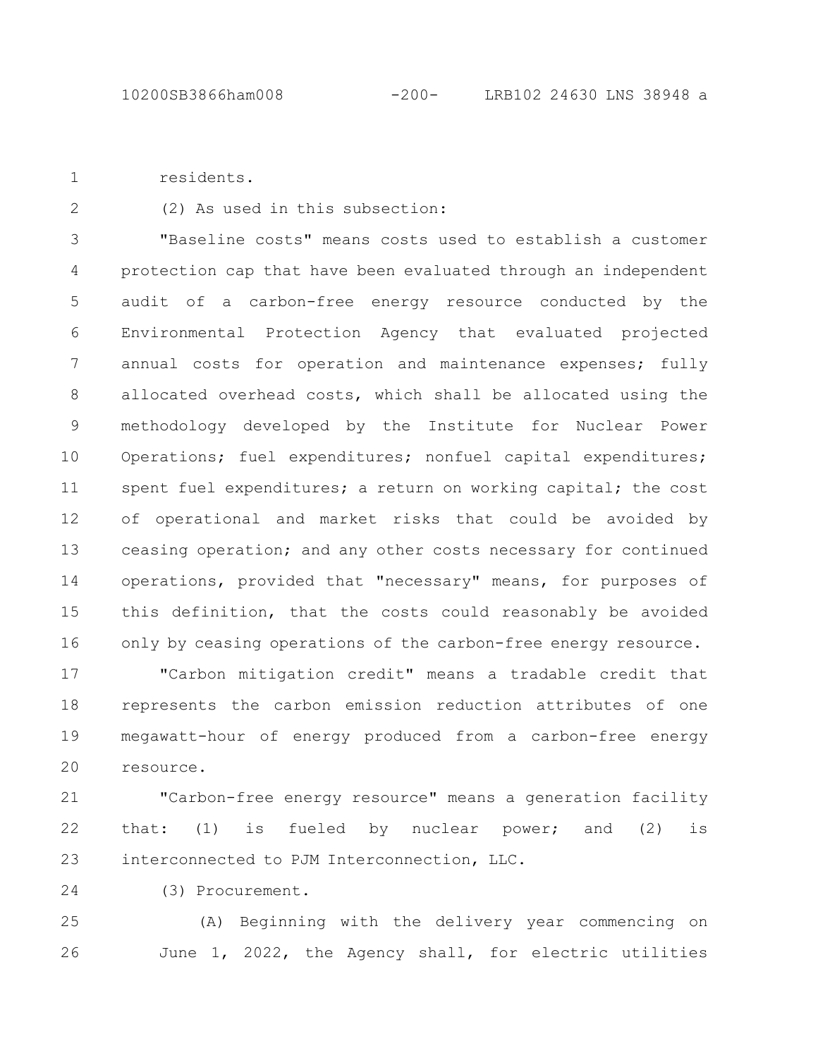residents.

(2) As used in this subsection:

"Baseline costs" means costs used to establish a customer protection cap that have been evaluated through an independent audit of a carbon-free energy resource conducted by the Environmental Protection Agency that evaluated projected annual costs for operation and maintenance expenses; fully allocated overhead costs, which shall be allocated using the methodology developed by the Institute for Nuclear Power Operations; fuel expenditures; nonfuel capital expenditures; spent fuel expenditures; a return on working capital; the cost of operational and market risks that could be avoided by ceasing operation; and any other costs necessary for continued operations, provided that "necessary" means, for purposes of this definition, that the costs could reasonably be avoided only by ceasing operations of the carbon-free energy resource.

"Carbon mitigation credit" means a tradable credit that represents the carbon emission reduction attributes of one megawatt-hour of energy produced from a carbon-free energy resource.

"Carbon-free energy resource" means a generation facility that: (1) is fueled by nuclear power; and (2) is interconnected to PJM Interconnection, LLC.

(3) Procurement.

(A) Beginning with the delivery year commencing on June 1, 2022, the Agency shall, for electric utilities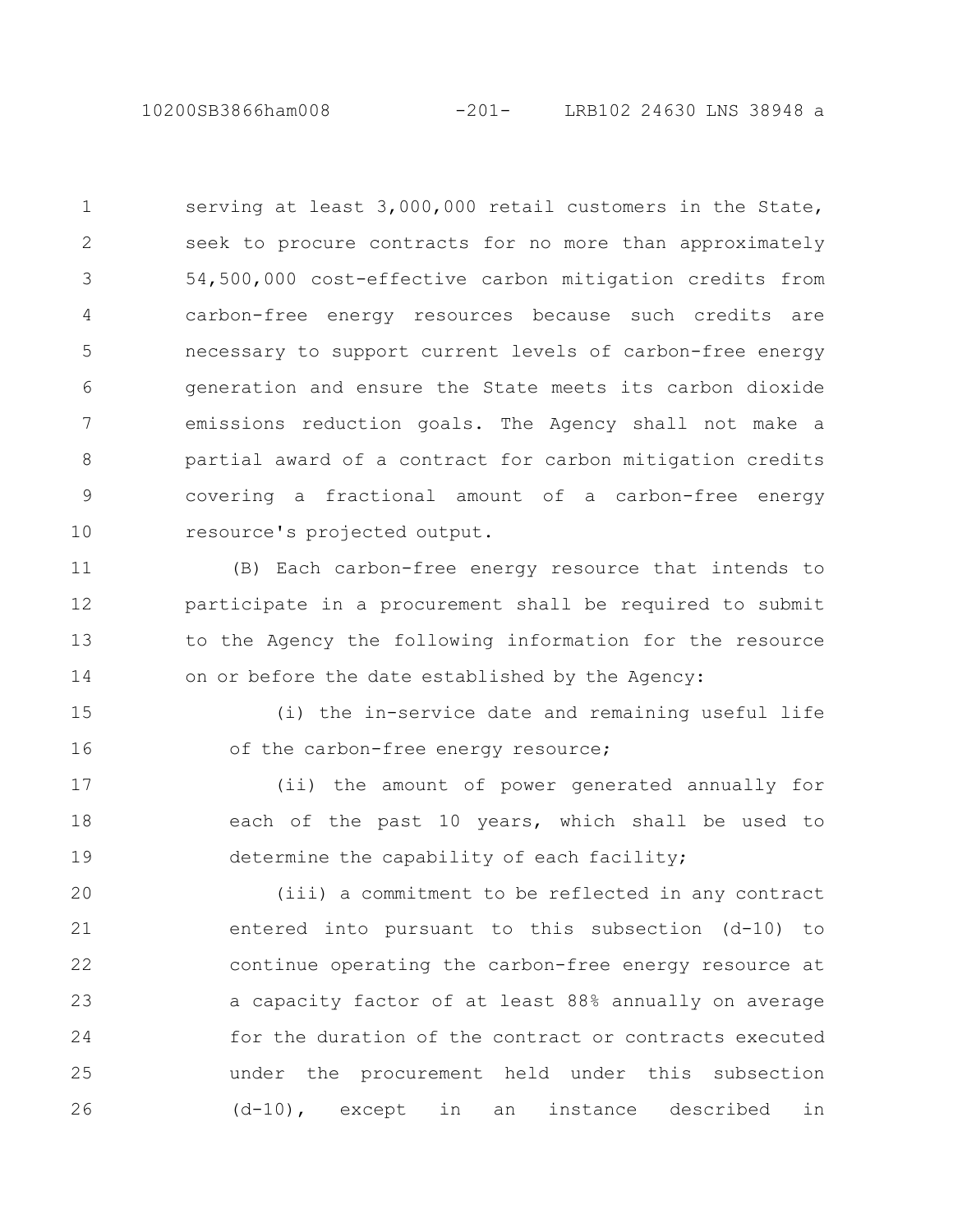serving at least 3,000,000 retail customers in the State, seek to procure contracts for no more than approximately 54,500,000 cost-effective carbon mitigation credits from carbon-free energy resources because such credits are necessary to support current levels of carbon-free energy generation and ensure the State meets its carbon dioxide emissions reduction goals. The Agency shall not make a partial award of a contract for carbon mitigation credits covering a fractional amount of a carbon-free energy resource's projected output.

(B) Each carbon-free energy resource that intends to participate in a procurement shall be required to submit to the Agency the following information for the resource on or before the date established by the Agency:

(i) the in-service date and remaining useful life of the carbon-free energy resource;

(ii) the amount of power generated annually for each of the past 10 years, which shall be used to determine the capability of each facility;

(iii) a commitment to be reflected in any contract entered into pursuant to this subsection (d-10) to continue operating the carbon-free energy resource at a capacity factor of at least 88% annually on average for the duration of the contract or contracts executed under the procurement held under this subsection (d-10), except in an instance described in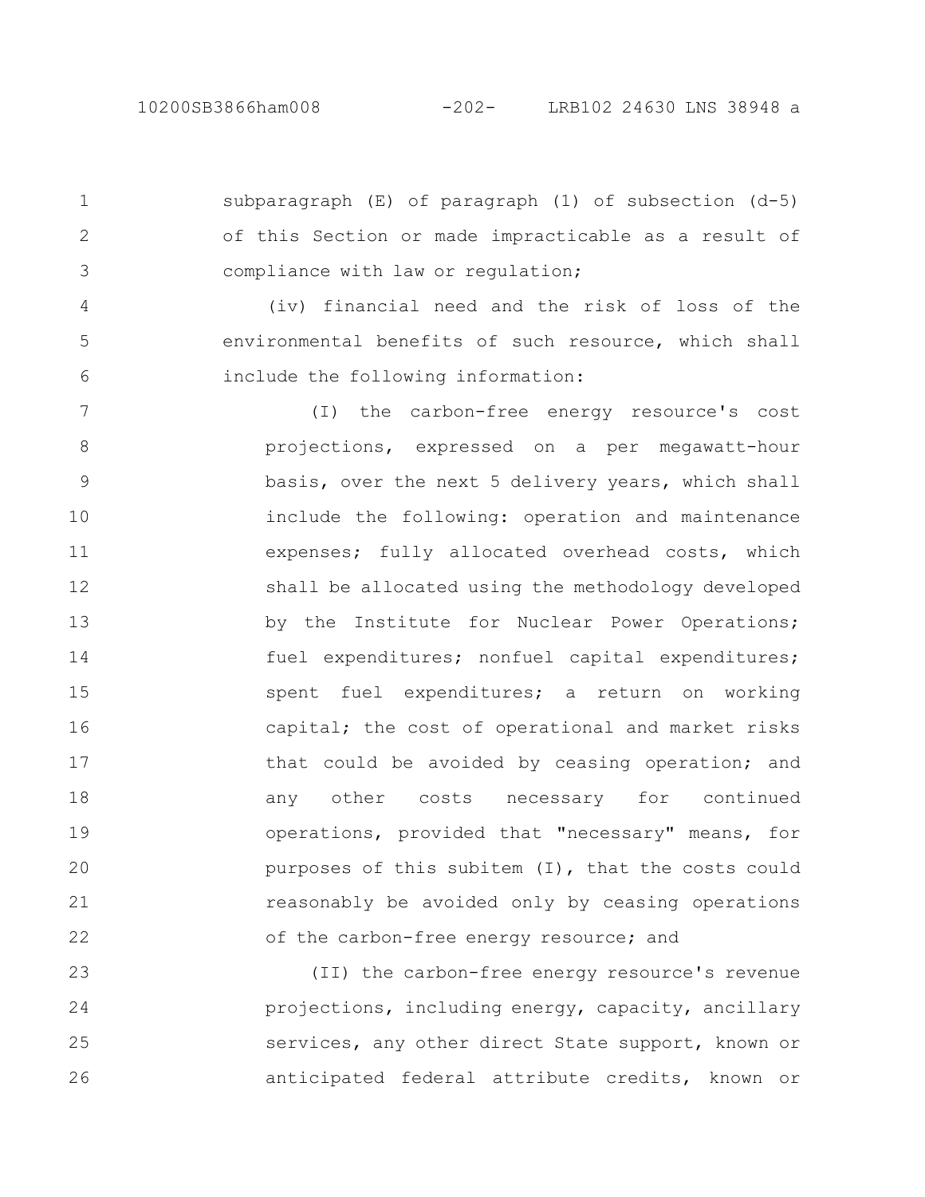subparagraph (E) of paragraph (1) of subsection (d-5) of this Section or made impracticable as a result of compliance with law or regulation;

(iv) financial need and the risk of loss of the environmental benefits of such resource, which shall include the following information:

(I) the carbon-free energy resource's cost projections, expressed on a per megawatt-hour basis, over the next 5 delivery years, which shall include the following: operation and maintenance expenses; fully allocated overhead costs, which shall be allocated using the methodology developed by the Institute for Nuclear Power Operations; fuel expenditures; nonfuel capital expenditures; spent fuel expenditures; a return on working capital; the cost of operational and market risks that could be avoided by ceasing operation; and any other costs necessary for continued operations, provided that "necessary" means, for purposes of this subitem (I), that the costs could reasonably be avoided only by ceasing operations of the carbon-free energy resource; and

(II) the carbon-free energy resource's revenue projections, including energy, capacity, ancillary services, any other direct State support, known or anticipated federal attribute credits, known or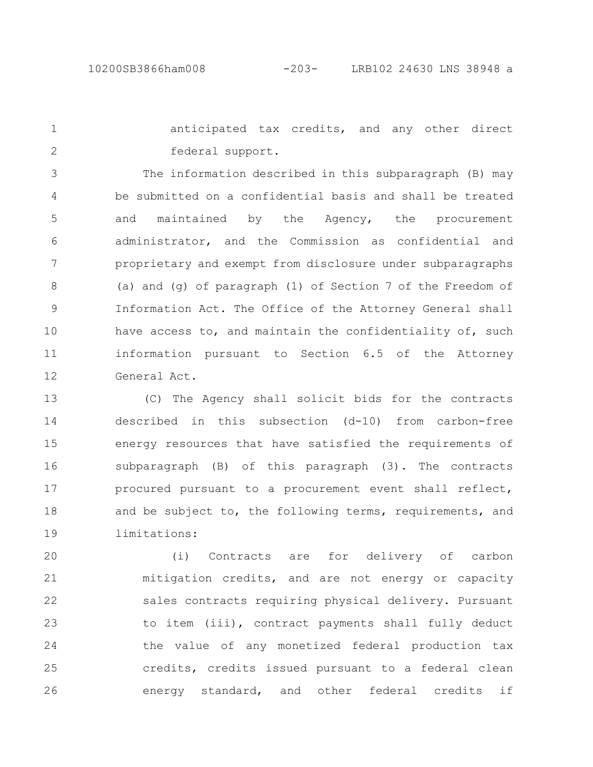anticipated tax credits, and any other direct federal support.

The information described in this subparagraph (B) may be submitted on a confidential basis and shall be treated and maintained by the Agency, the procurement administrator, and the Commission as confidential and proprietary and exempt from disclosure under subparagraphs (a) and (g) of paragraph (1) of Section 7 of the Freedom of Information Act. The Office of the Attorney General shall have access to, and maintain the confidentiality of, such information pursuant to Section 6.5 of the Attorney General Act.

(C) The Agency shall solicit bids for the contracts described in this subsection (d-10) from carbon-free energy resources that have satisfied the requirements of subparagraph (B) of this paragraph (3). The contracts procured pursuant to a procurement event shall reflect, and be subject to, the following terms, requirements, and limitations:

(i) Contracts are for delivery of carbon mitigation credits, and are not energy or capacity sales contracts requiring physical delivery. Pursuant to item (iii), contract payments shall fully deduct the value of any monetized federal production tax credits, credits issued pursuant to a federal clean energy standard, and other federal credits if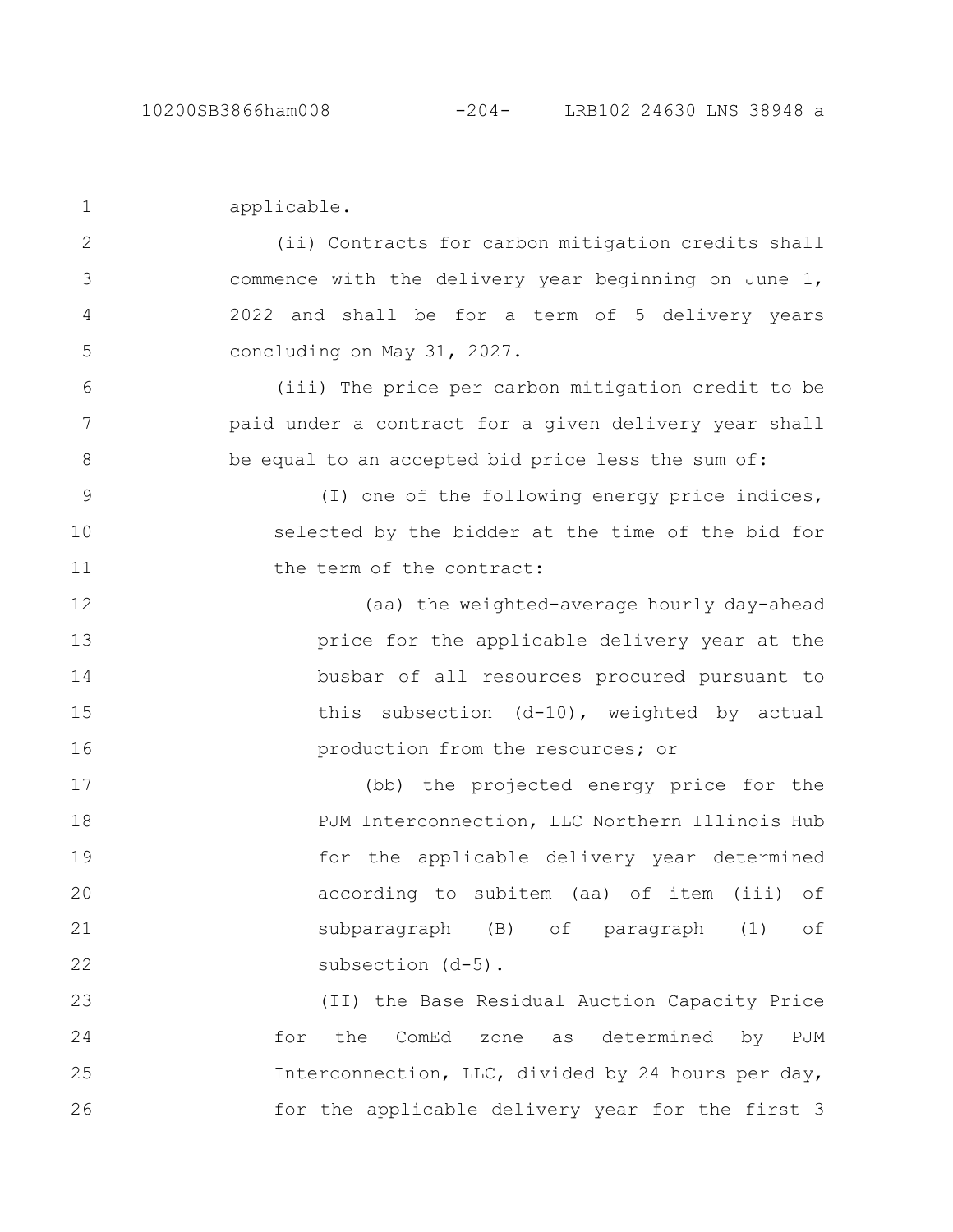applicable.

(ii) Contracts for carbon mitigation credits shall commence with the delivery year beginning on June 1, 2022 and shall be for a term of 5 delivery years concluding on May 31, 2027.

(iii) The price per carbon mitigation credit to be paid under a contract for a given delivery year shall be equal to an accepted bid price less the sum of:

(I) one of the following energy price indices, selected by the bidder at the time of the bid for the term of the contract:

(aa) the weighted-average hourly day-ahead price for the applicable delivery year at the busbar of all resources procured pursuant to this subsection (d-10), weighted by actual production from the resources; or

(bb) the projected energy price for the PJM Interconnection, LLC Northern Illinois Hub for the applicable delivery year determined according to subitem (aa) of item (iii) of subparagraph (B) of paragraph (1) of subsection (d-5).

(II) the Base Residual Auction Capacity Price for the ComEd zone as determined by PJM Interconnection, LLC, divided by 24 hours per day, for the applicable delivery year for the first 3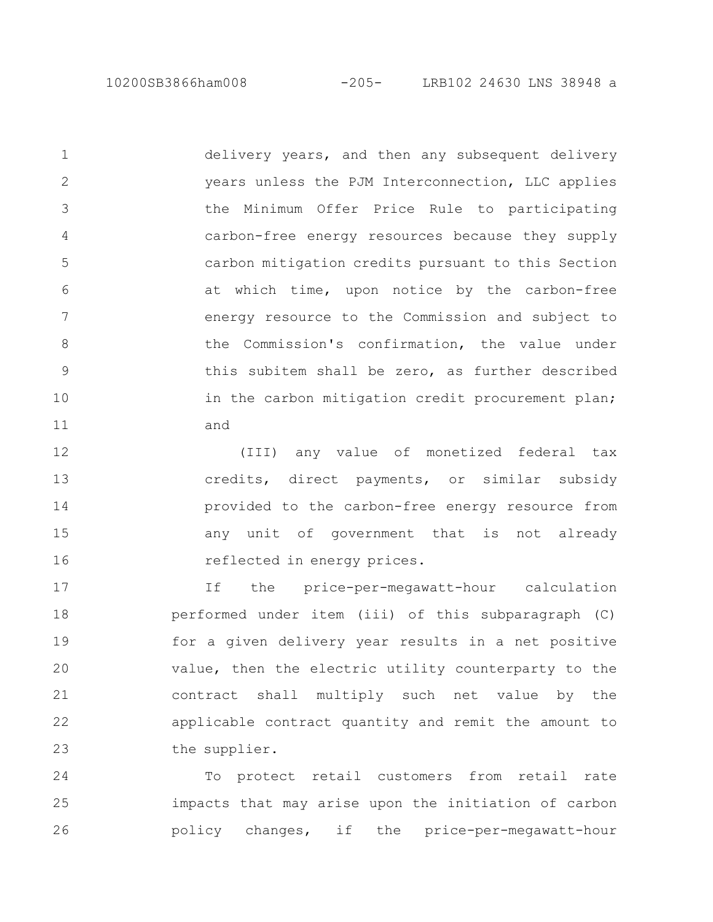delivery years, and then any subsequent delivery years unless the PJM Interconnection, LLC applies the Minimum Offer Price Rule to participating carbon-free energy resources because they supply carbon mitigation credits pursuant to this Section at which time, upon notice by the carbon-free energy resource to the Commission and subject to the Commission's confirmation, the value under this subitem shall be zero, as further described in the carbon mitigation credit procurement plan; and

(III) any value of monetized federal tax credits, direct payments, or similar subsidy provided to the carbon-free energy resource from any unit of government that is not already reflected in energy prices.

If the price-per-megawatt-hour calculation performed under item (iii) of this subparagraph (C) for a given delivery year results in a net positive value, then the electric utility counterparty to the contract shall multiply such net value by the applicable contract quantity and remit the amount to the supplier.

To protect retail customers from retail rate impacts that may arise upon the initiation of carbon policy changes, if the price-per-megawatt-hour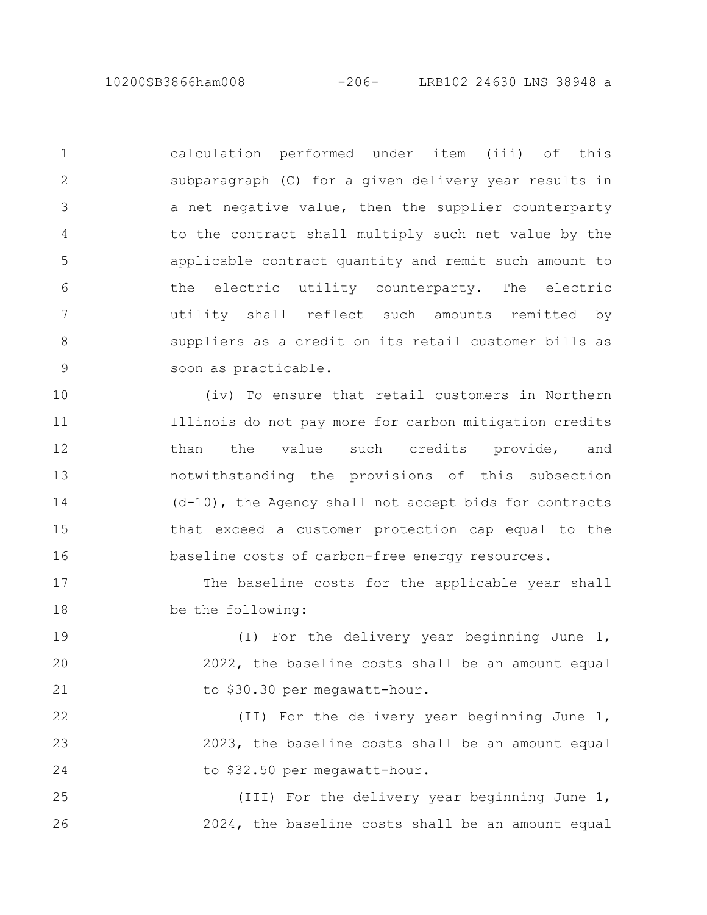calculation performed under item (iii) of this subparagraph (C) for a given delivery year results in a net negative value, then the supplier counterparty to the contract shall multiply such net value by the applicable contract quantity and remit such amount to the electric utility counterparty. The electric utility shall reflect such amounts remitted by suppliers as a credit on its retail customer bills as soon as practicable.

(iv) To ensure that retail customers in Northern Illinois do not pay more for carbon mitigation credits than the value such credits provide, and notwithstanding the provisions of this subsection (d-10), the Agency shall not accept bids for contracts that exceed a customer protection cap equal to the baseline costs of carbon-free energy resources.

The baseline costs for the applicable year shall be the following:

(I) For the delivery year beginning June 1, 2022, the baseline costs shall be an amount equal to $30.30 per megawatt-hour.

(II) For the delivery year beginning June 1, 2023, the baseline costs shall be an amount equal to $32.50 per megawatt-hour.

(III) For the delivery year beginning June 1, 2024, the baseline costs shall be an amount equal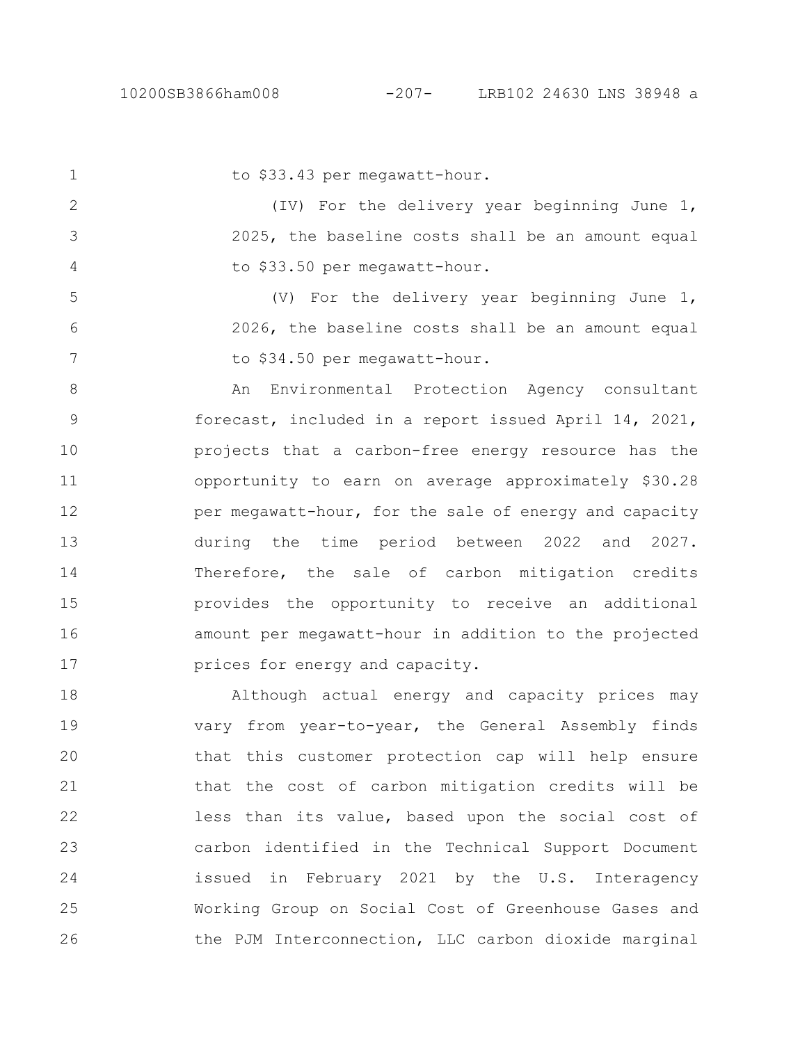to $33.43 per megawatt-hour.

(IV) For the delivery year beginning June 1, 2025, the baseline costs shall be an amount equal to $33.50 per megawatt-hour.

(V) For the delivery year beginning June 1, 2026, the baseline costs shall be an amount equal to $34.50 per megawatt-hour.

An Environmental Protection Agency consultant forecast, included in a report issued April 14, 2021, projects that a carbon-free energy resource has the opportunity to earn on average approximately $30.28 per megawatt-hour, for the sale of energy and capacity during the time period between 2022 and 2027. Therefore, the sale of carbon mitigation credits provides the opportunity to receive an additional amount per megawatt-hour in addition to the projected prices for energy and capacity.

Although actual energy and capacity prices may vary from year-to-year, the General Assembly finds that this customer protection cap will help ensure that the cost of carbon mitigation credits will be less than its value, based upon the social cost of carbon identified in the Technical Support Document issued in February 2021 by the U.S. Interagency Working Group on Social Cost of Greenhouse Gases and the PJM Interconnection, LLC carbon dioxide marginal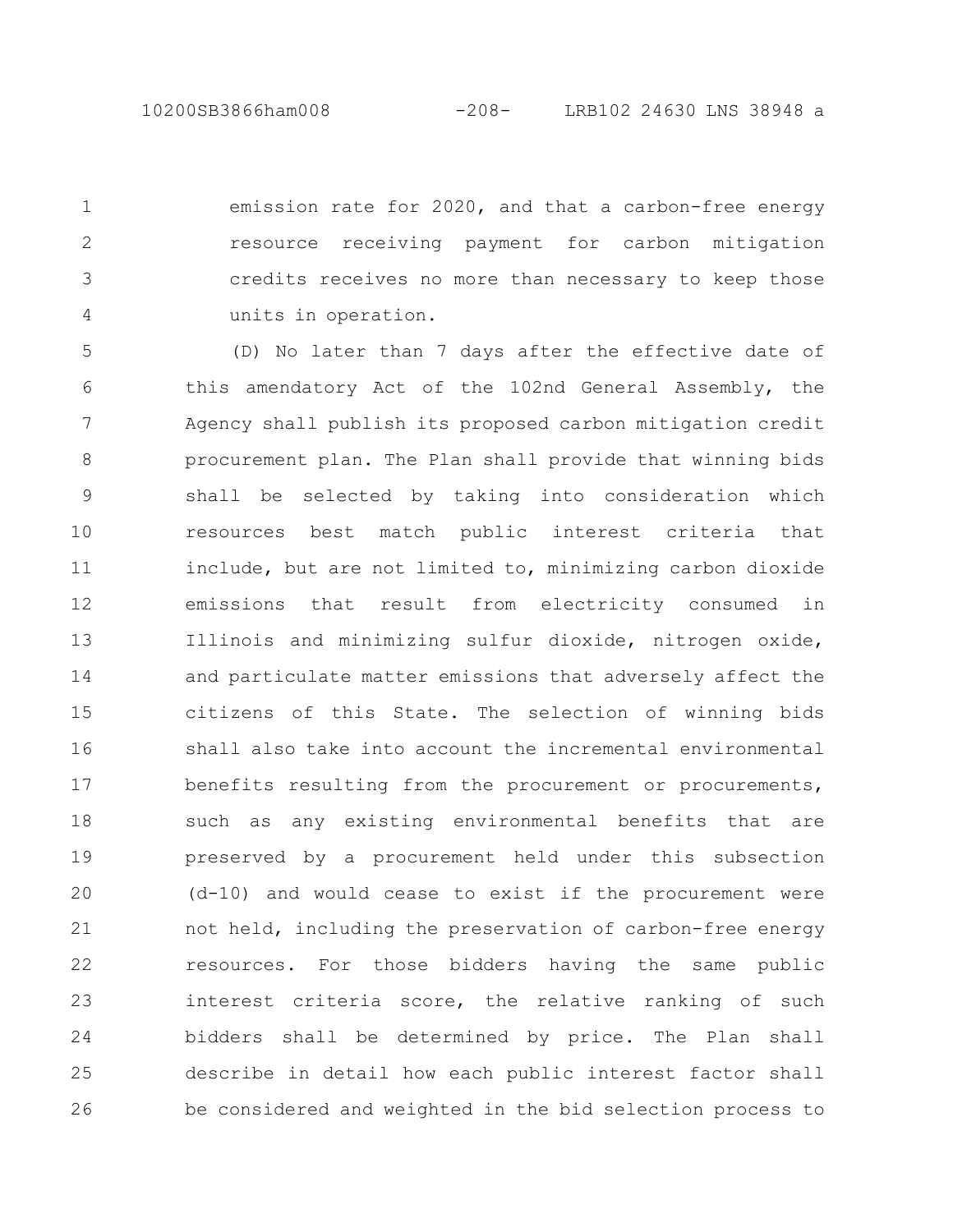emission rate for 2020, and that a carbon-free energy resource receiving payment for carbon mitigation credits receives no more than necessary to keep those units in operation.

(D) No later than 7 days after the effective date of this amendatory Act of the 102nd General Assembly, the Agency shall publish its proposed carbon mitigation credit procurement plan. The Plan shall provide that winning bids shall be selected by taking into consideration which resources best match public interest criteria that include, but are not limited to, minimizing carbon dioxide emissions that result from electricity consumed in Illinois and minimizing sulfur dioxide, nitrogen oxide, and particulate matter emissions that adversely affect the citizens of this State. The selection of winning bids shall also take into account the incremental environmental benefits resulting from the procurement or procurements, such as any existing environmental benefits that are preserved by a procurement held under this subsection (d-10) and would cease to exist if the procurement were not held, including the preservation of carbon-free energy resources. For those bidders having the same public interest criteria score, the relative ranking of such bidders shall be determined by price. The Plan shall describe in detail how each public interest factor shall be considered and weighted in the bid selection process to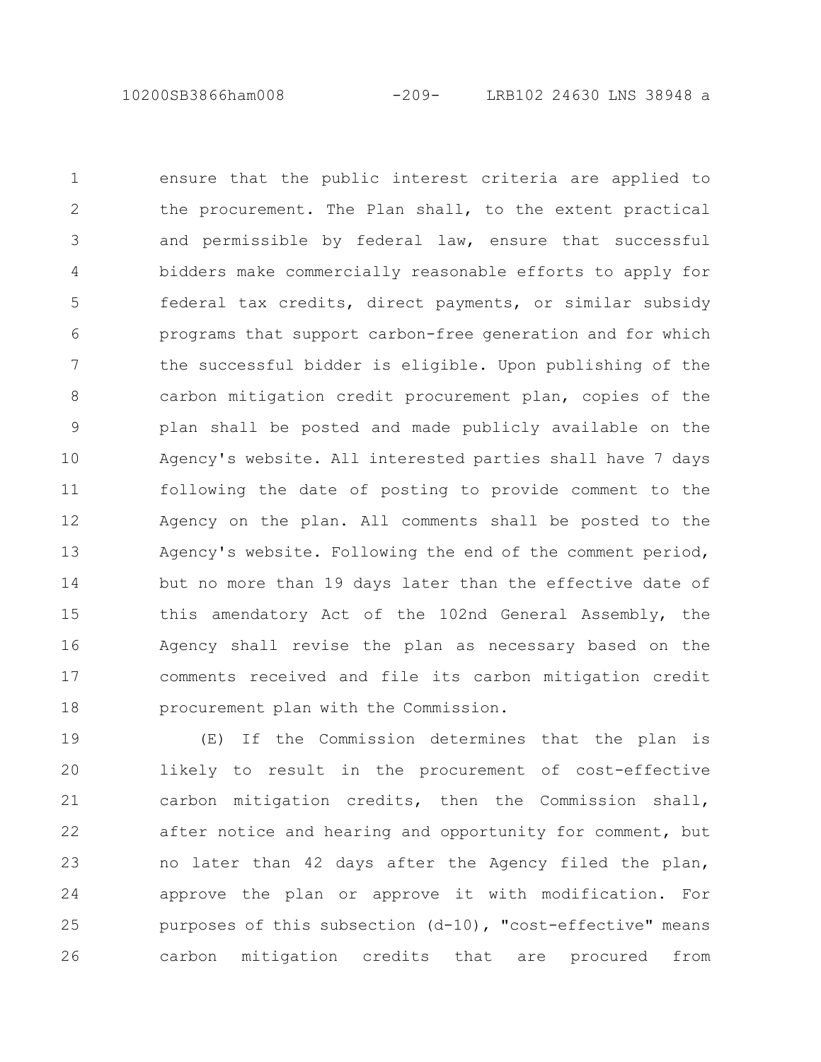ensure that the public interest criteria are applied to the procurement. The Plan shall, to the extent practical and permissible by federal law, ensure that successful bidders make commercially reasonable efforts to apply for federal tax credits, direct payments, or similar subsidy programs that support carbon-free generation and for which the successful bidder is eligible. Upon publishing of the carbon mitigation credit procurement plan, copies of the plan shall be posted and made publicly available on the Agency's website. All interested parties shall have 7 days following the date of posting to provide comment to the Agency on the plan. All comments shall be posted to the Agency's website. Following the end of the comment period, but no more than 19 days later than the effective date of this amendatory Act of the 102nd General Assembly, the Agency shall revise the plan as necessary based on the comments received and file its carbon mitigation credit procurement plan with the Commission.

(E) If the Commission determines that the plan is likely to result in the procurement of cost-effective carbon mitigation credits, then the Commission shall, after notice and hearing and opportunity for comment, but no later than 42 days after the Agency filed the plan, approve the plan or approve it with modification. For purposes of this subsection (d-10), "cost-effective" means carbon mitigation credits that are procured from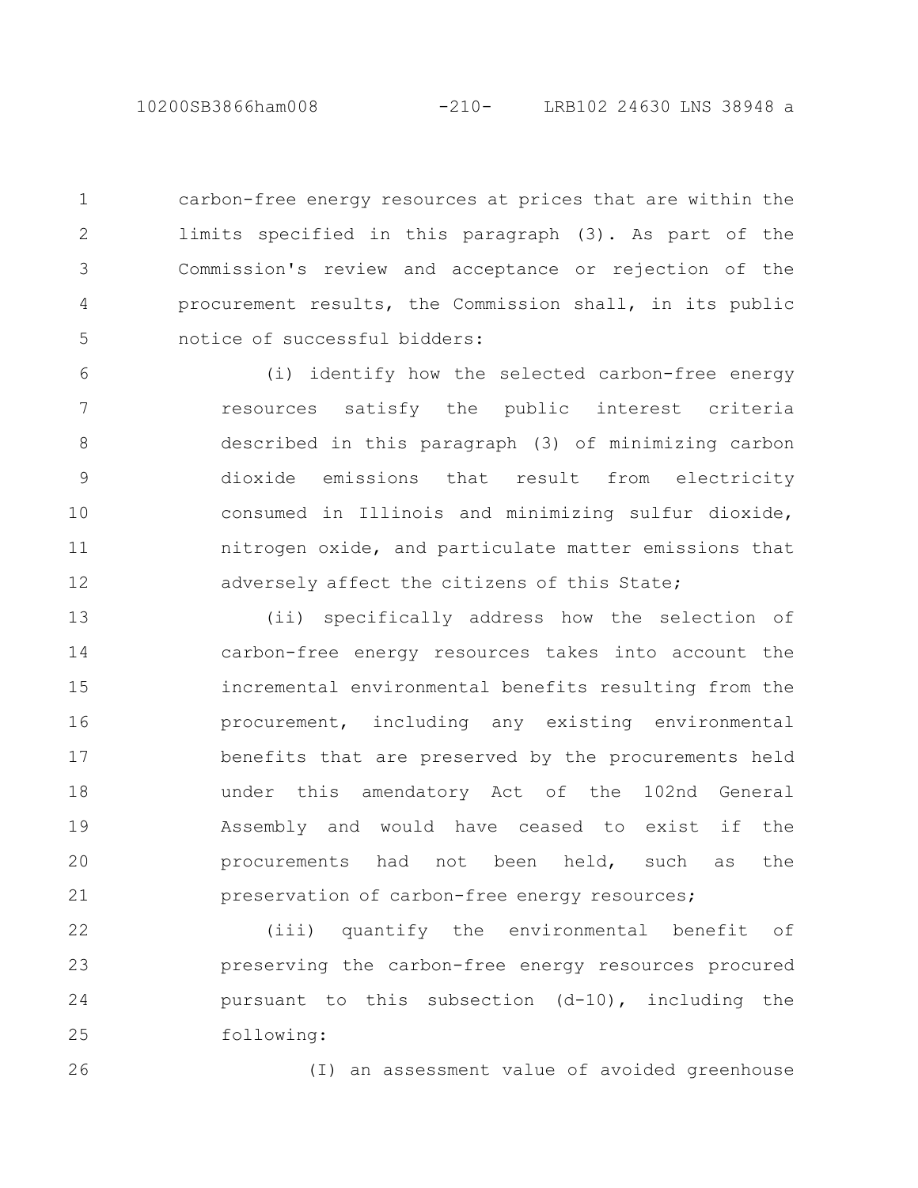carbon-free energy resources at prices that are within the limits specified in this paragraph (3). As part of the Commission's review and acceptance or rejection of the procurement results, the Commission shall, in its public notice of successful bidders:

(i) identify how the selected carbon-free energy resources satisfy the public interest criteria described in this paragraph (3) of minimizing carbon dioxide emissions that result from electricity consumed in Illinois and minimizing sulfur dioxide, nitrogen oxide, and particulate matter emissions that adversely affect the citizens of this State;

(ii) specifically address how the selection of carbon-free energy resources takes into account the incremental environmental benefits resulting from the procurement, including any existing environmental benefits that are preserved by the procurements held under this amendatory Act of the 102nd General Assembly and would have ceased to exist if the procurements had not been held, such as the preservation of carbon-free energy resources;

(iii) quantify the environmental benefit of preserving the carbon-free energy resources procured pursuant to this subsection (d-10), including the following:

(I) an assessment value of avoided greenhouse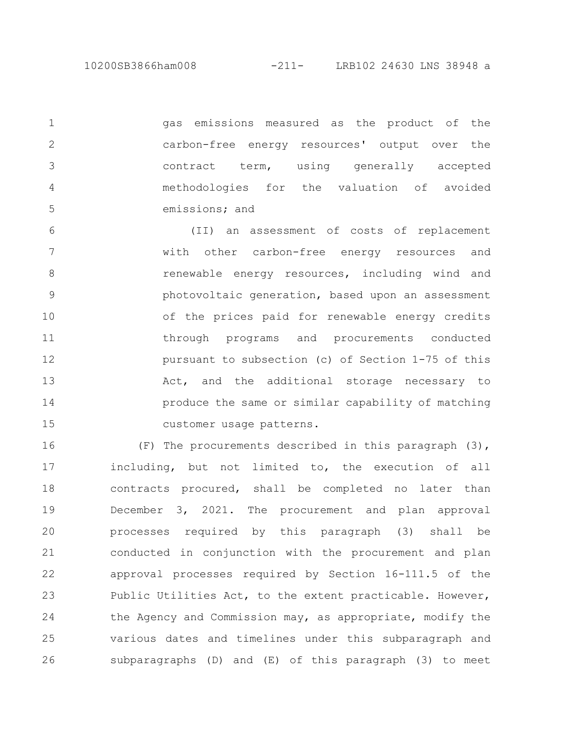gas emissions measured as the product of the carbon-free energy resources' output over the contract term, using generally accepted methodologies for the valuation of avoided emissions; and

(II) an assessment of costs of replacement with other carbon-free energy resources and renewable energy resources, including wind and photovoltaic generation, based upon an assessment of the prices paid for renewable energy credits through programs and procurements conducted pursuant to subsection (c) of Section 1-75 of this Act, and the additional storage necessary to produce the same or similar capability of matching customer usage patterns.

(F) The procurements described in this paragraph (3), including, but not limited to, the execution of all contracts procured, shall be completed no later than December 3, 2021. The procurement and plan approval processes required by this paragraph (3) shall be conducted in conjunction with the procurement and plan approval processes required by Section 16-111.5 of the Public Utilities Act, to the extent practicable. However, the Agency and Commission may, as appropriate, modify the various dates and timelines under this subparagraph and subparagraphs (D) and (E) of this paragraph (3) to meet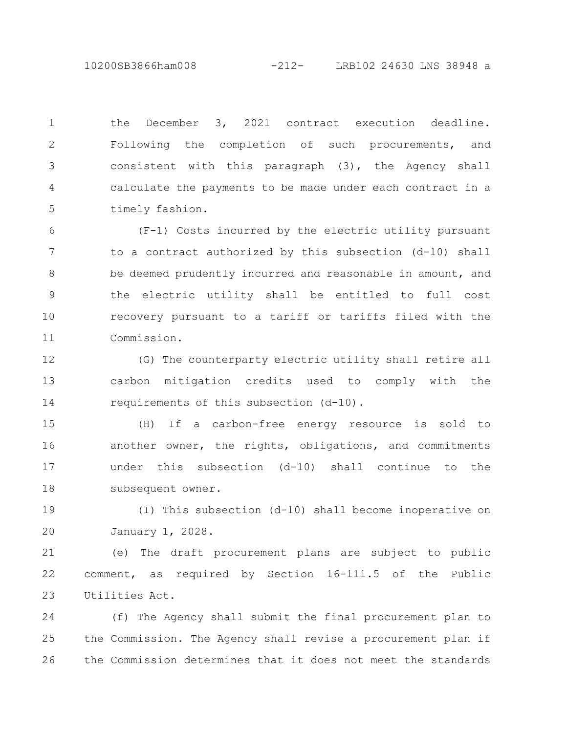the December 3, 2021 contract execution deadline. Following the completion of such procurements, and consistent with this paragraph (3), the Agency shall calculate the payments to be made under each contract in a timely fashion.

(F-1) Costs incurred by the electric utility pursuant to a contract authorized by this subsection (d-10) shall be deemed prudently incurred and reasonable in amount, and the electric utility shall be entitled to full cost recovery pursuant to a tariff or tariffs filed with the Commission.

(G) The counterparty electric utility shall retire all carbon mitigation credits used to comply with the requirements of this subsection (d-10).

(H) If a carbon-free energy resource is sold to another owner, the rights, obligations, and commitments under this subsection (d-10) shall continue to the subsequent owner.

(I) This subsection (d-10) shall become inoperative on January 1, 2028.

(e) The draft procurement plans are subject to public comment, as required by Section 16-111.5 of the Public Utilities Act.

(f) The Agency shall submit the final procurement plan to the Commission. The Agency shall revise a procurement plan if the Commission determines that it does not meet the standards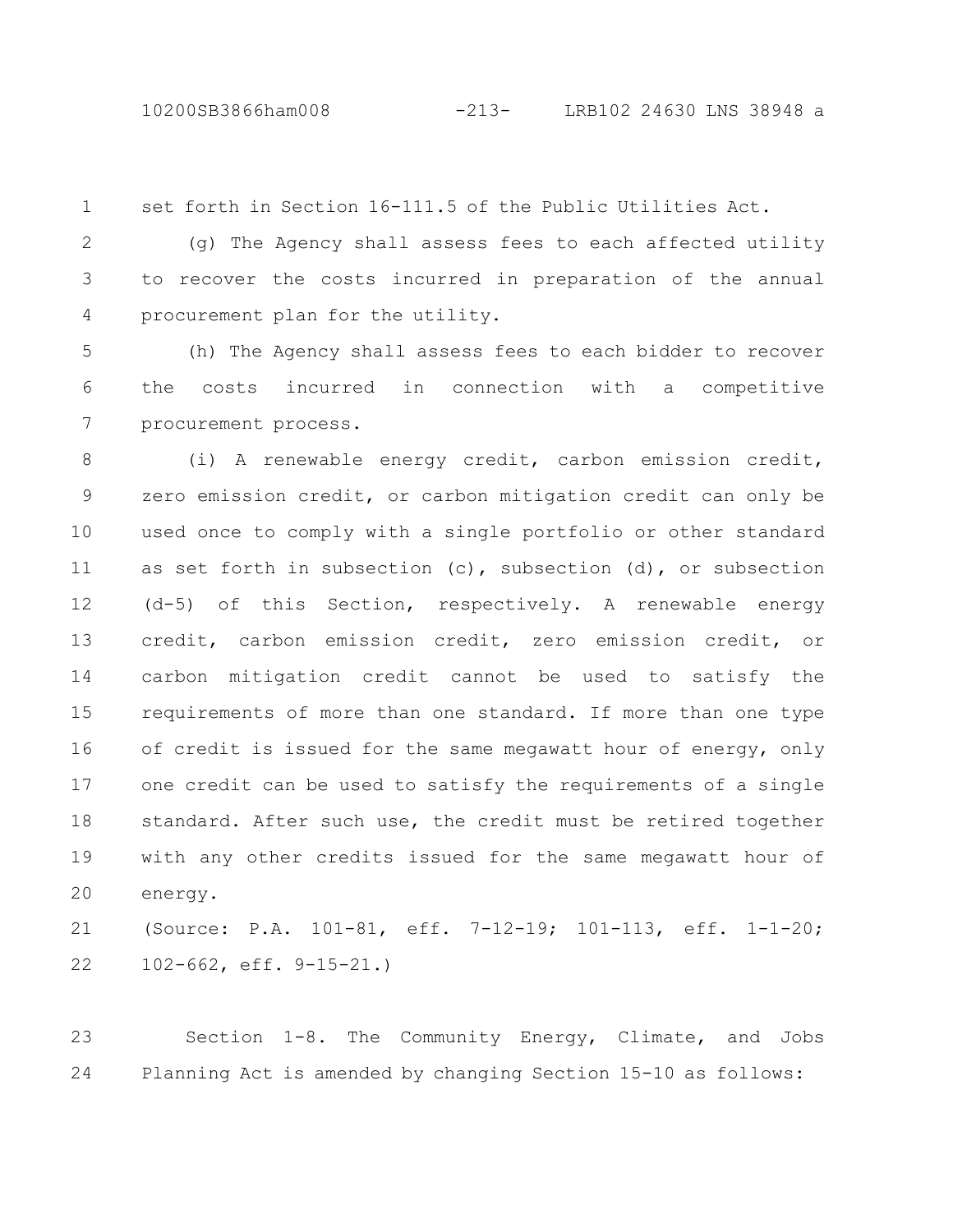set forth in Section 16-111.5 of the Public Utilities Act.

(g) The Agency shall assess fees to each affected utility to recover the costs incurred in preparation of the annual procurement plan for the utility.

(h) The Agency shall assess fees to each bidder to recover the costs incurred in connection with a competitive procurement process.

(i) A renewable energy credit, carbon emission credit, zero emission credit, or carbon mitigation credit can only be used once to comply with a single portfolio or other standard as set forth in subsection (c), subsection (d), or subsection (d-5) of this Section, respectively. A renewable energy credit, carbon emission credit, zero emission credit, or carbon mitigation credit cannot be used to satisfy the requirements of more than one standard. If more than one type of credit is issued for the same megawatt hour of energy, only one credit can be used to satisfy the requirements of a single standard. After such use, the credit must be retired together with any other credits issued for the same megawatt hour of energy.

(Source: P.A. 101-81, eff. 7-12-19; 101-113, eff. 1-1-20; 102-662, eff. 9-15-21.)

Section 1-8. The Community Energy, Climate, and Jobs Planning Act is amended by changing Section 15-10 as follows: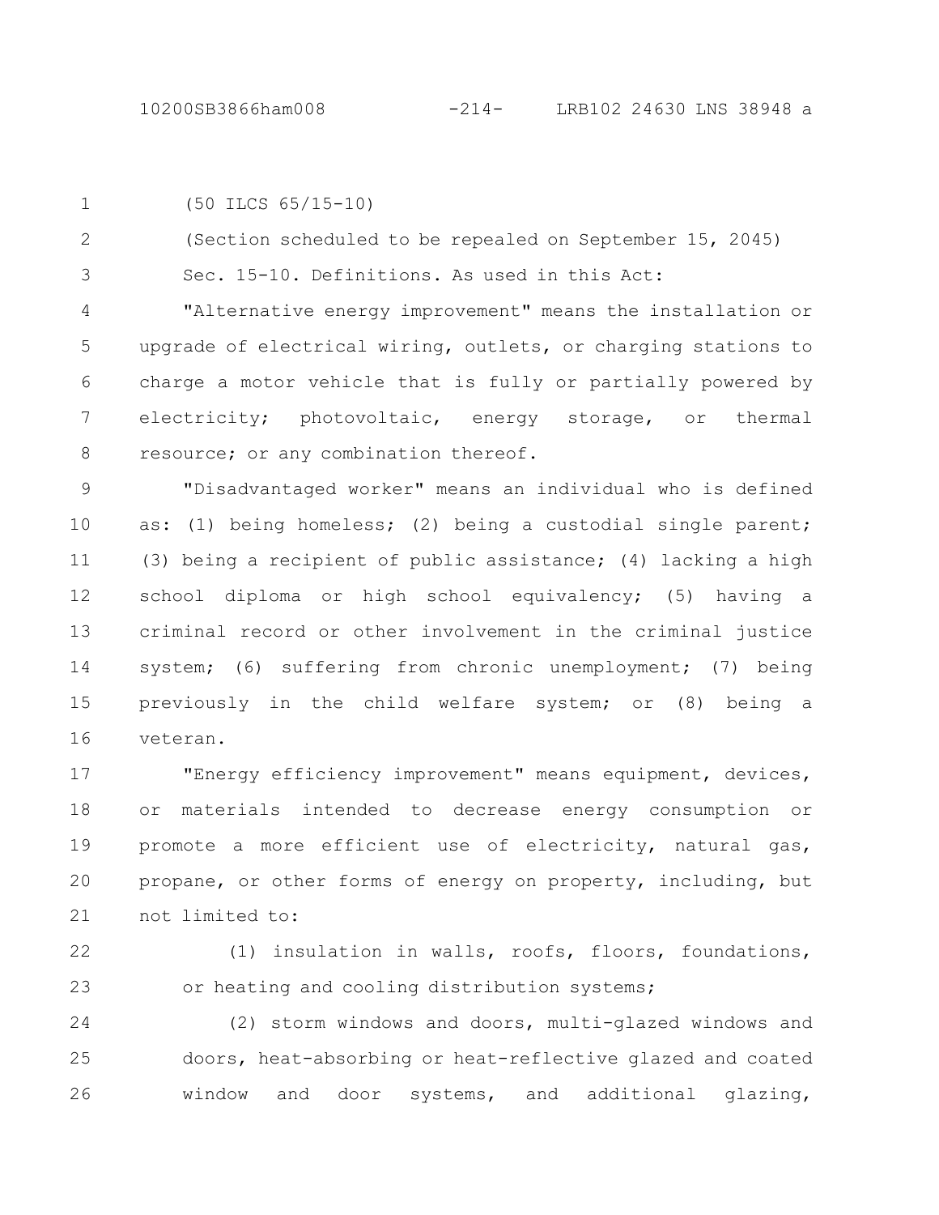(50 ILCS 65/15-10)

(Section scheduled to be repealed on September 15, 2045)

Sec. 15-10. Definitions. As used in this Act:

"Alternative energy improvement" means the installation or upgrade of electrical wiring, outlets, or charging stations to charge a motor vehicle that is fully or partially powered by electricity; photovoltaic, energy storage, or thermal resource; or any combination thereof.

"Disadvantaged worker" means an individual who is defined as: (1) being homeless; (2) being a custodial single parent; (3) being a recipient of public assistance; (4) lacking a high school diploma or high school equivalency; (5) having a criminal record or other involvement in the criminal justice system; (6) suffering from chronic unemployment; (7) being previously in the child welfare system; or (8) being a veteran.

"Energy efficiency improvement" means equipment, devices, or materials intended to decrease energy consumption or promote a more efficient use of electricity, natural gas, propane, or other forms of energy on property, including, but not limited to:

(1) insulation in walls, roofs, floors, foundations, or heating and cooling distribution systems;

(2) storm windows and doors, multi-glazed windows and doors, heat-absorbing or heat-reflective glazed and coated window and door systems, and additional glazing,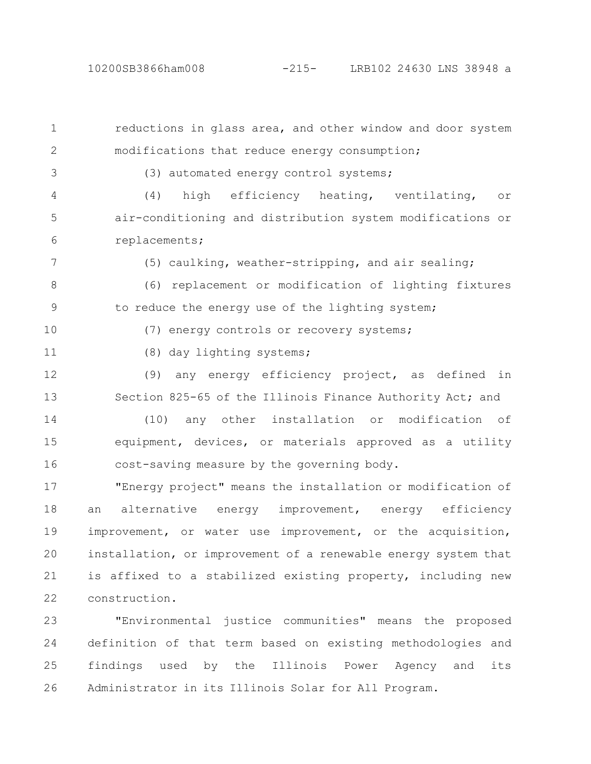reductions in glass area, and other window and door system modifications that reduce energy consumption;

(3) automated energy control systems;

(4) high efficiency heating, ventilating, or air-conditioning and distribution system modifications or replacements;

(5) caulking, weather-stripping, and air sealing;

(6) replacement or modification of lighting fixtures to reduce the energy use of the lighting system;

(7) energy controls or recovery systems;

(8) day lighting systems;

(9) any energy efficiency project, as defined in Section 825-65 of the Illinois Finance Authority Act; and

(10) any other installation or modification of equipment, devices, or materials approved as a utility cost-saving measure by the governing body.

"Energy project" means the installation or modification of an alternative energy improvement, energy efficiency improvement, or water use improvement, or the acquisition, installation, or improvement of a renewable energy system that is affixed to a stabilized existing property, including new construction.

"Environmental justice communities" means the proposed definition of that term based on existing methodologies and findings used by the Illinois Power Agency and its Administrator in its Illinois Solar for All Program.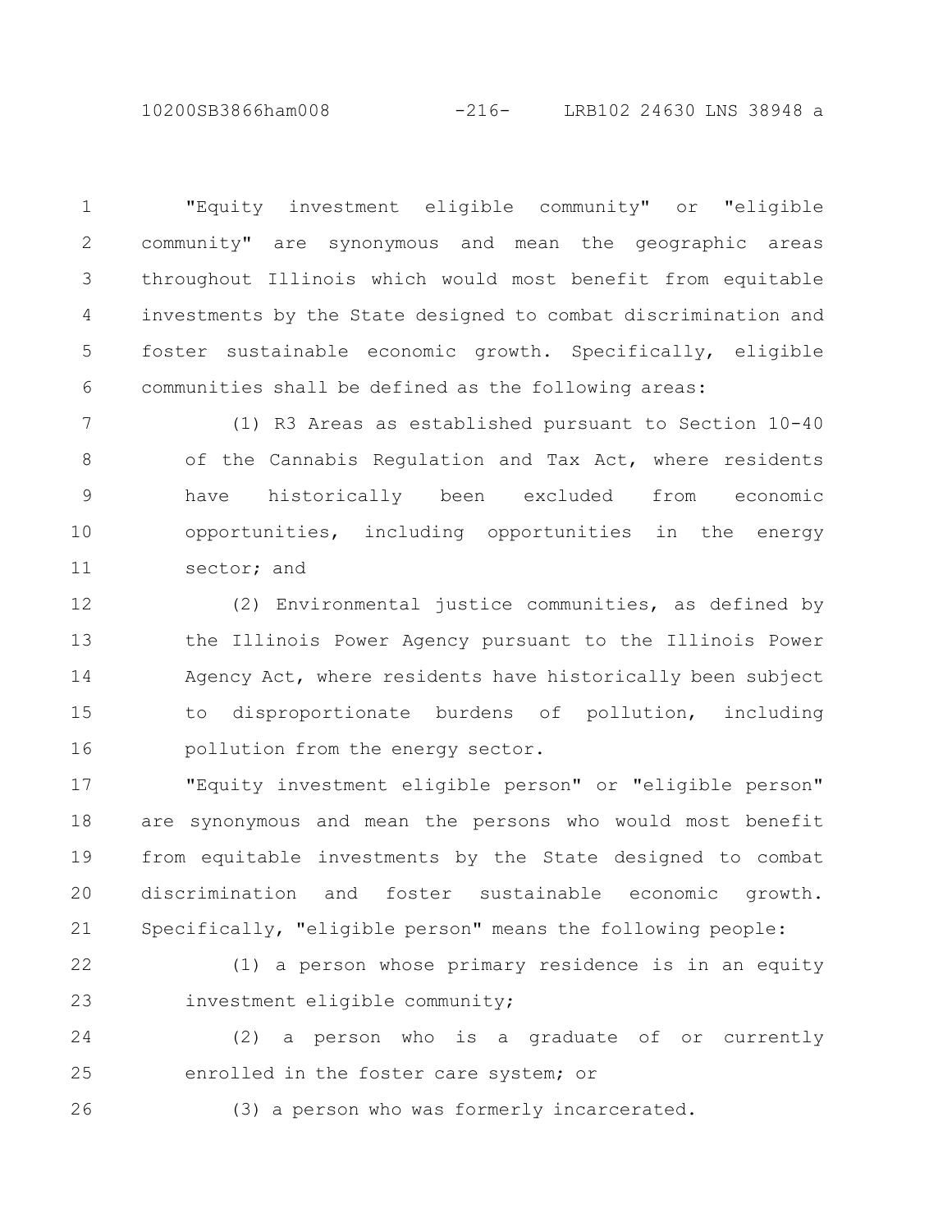"Equity investment eligible community" or "eligible community" are synonymous and mean the geographic areas throughout Illinois which would most benefit from equitable investments by the State designed to combat discrimination and foster sustainable economic growth. Specifically, eligible communities shall be defined as the following areas:

(1) R3 Areas as established pursuant to Section 10-40 of the Cannabis Regulation and Tax Act, where residents have historically been excluded from economic opportunities, including opportunities in the energy sector; and

(2) Environmental justice communities, as defined by the Illinois Power Agency pursuant to the Illinois Power Agency Act, where residents have historically been subject to disproportionate burdens of pollution, including pollution from the energy sector.

"Equity investment eligible person" or "eligible person" are synonymous and mean the persons who would most benefit from equitable investments by the State designed to combat discrimination and foster sustainable economic growth. Specifically, "eligible person" means the following people:

(1) a person whose primary residence is in an equity investment eligible community;

(2) a person who is a graduate of or currently enrolled in the foster care system; or

(3) a person who was formerly incarcerated.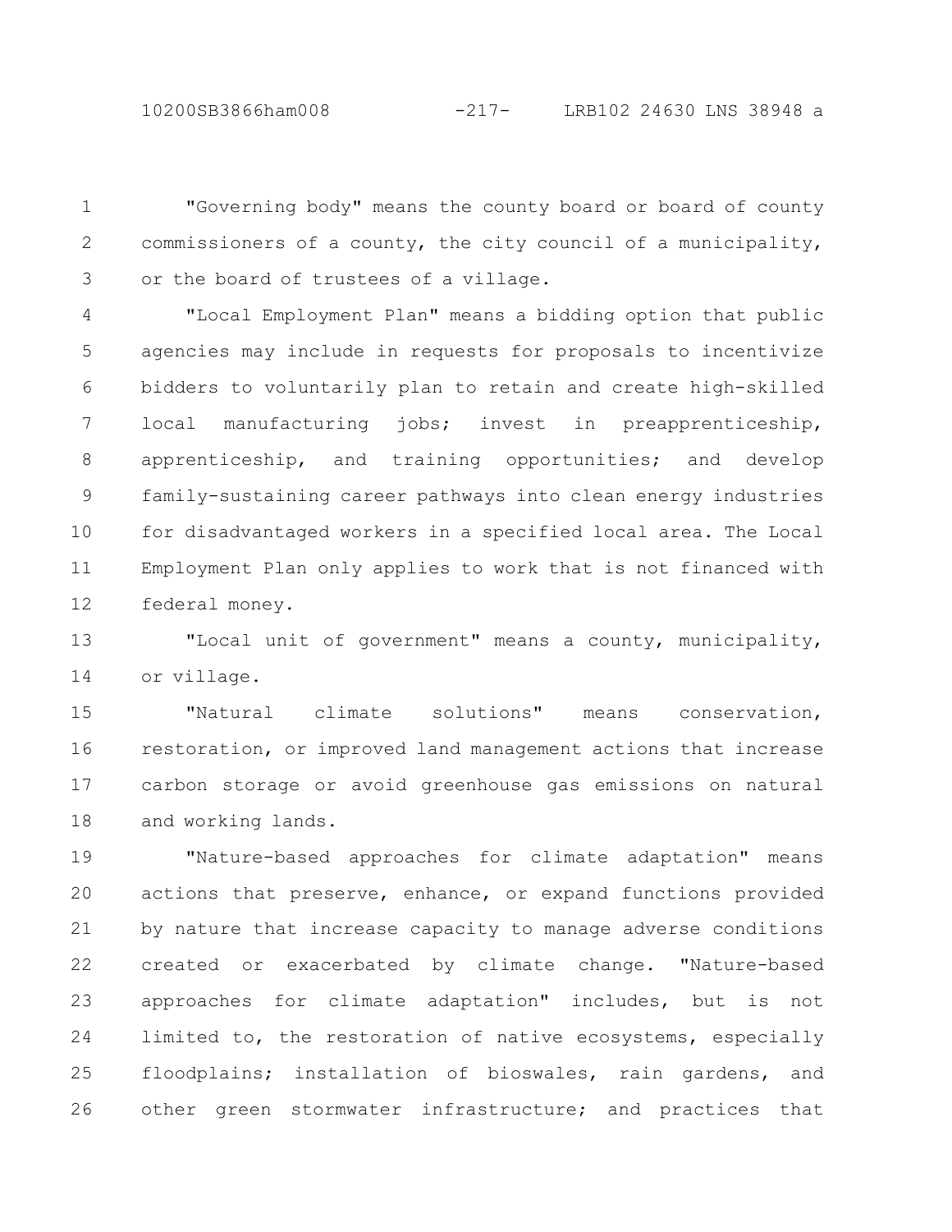"Governing body" means the county board or board of county commissioners of a county, the city council of a municipality, or the board of trustees of a village.

"Local Employment Plan" means a bidding option that public agencies may include in requests for proposals to incentivize bidders to voluntarily plan to retain and create high-skilled local manufacturing jobs; invest in preapprenticeship, apprenticeship, and training opportunities; and develop family-sustaining career pathways into clean energy industries for disadvantaged workers in a specified local area. The Local Employment Plan only applies to work that is not financed with federal money.

"Local unit of government" means a county, municipality, or village.

"Natural climate solutions" means conservation, restoration, or improved land management actions that increase carbon storage or avoid greenhouse gas emissions on natural and working lands.

"Nature-based approaches for climate adaptation" means actions that preserve, enhance, or expand functions provided by nature that increase capacity to manage adverse conditions created or exacerbated by climate change. "Nature-based approaches for climate adaptation" includes, but is not limited to, the restoration of native ecosystems, especially floodplains; installation of bioswales, rain gardens, and other green stormwater infrastructure; and practices that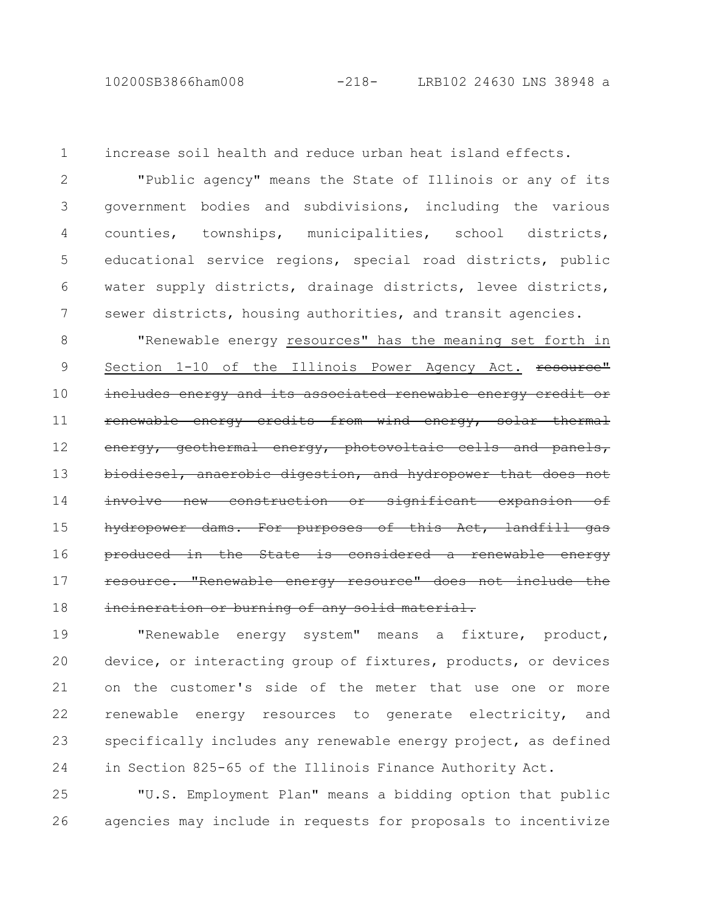increase soil health and reduce urban heat island effects.

"Public agency" means the State of Illinois or any of its government bodies and subdivisions, including the various counties, townships, municipalities, school districts, educational service regions, special road districts, public water supply districts, drainage districts, levee districts, sewer districts, housing authorities, and transit agencies.

"Renewable energy <u>resources" has the meaning set forth in Section 1-10 of the Illinois Power Agency Act.</u> ~~resource" includes energy and its associated renewable energy credit or renewable energy credits from wind energy, solar thermal energy, geothermal energy, photovoltaic cells and panels, biodiesel, anaerobic digestion, and hydropower that does not involve new construction or significant expansion of hydropower dams. For purposes of this Act, landfill gas produced in the State is considered a renewable energy resource. "Renewable energy resource" does not include the incineration or burning of any solid material.~~

"Renewable energy system" means a fixture, product, device, or interacting group of fixtures, products, or devices on the customer's side of the meter that use one or more renewable energy resources to generate electricity, and specifically includes any renewable energy project, as defined in Section 825-65 of the Illinois Finance Authority Act.

"U.S. Employment Plan" means a bidding option that public agencies may include in requests for proposals to incentivize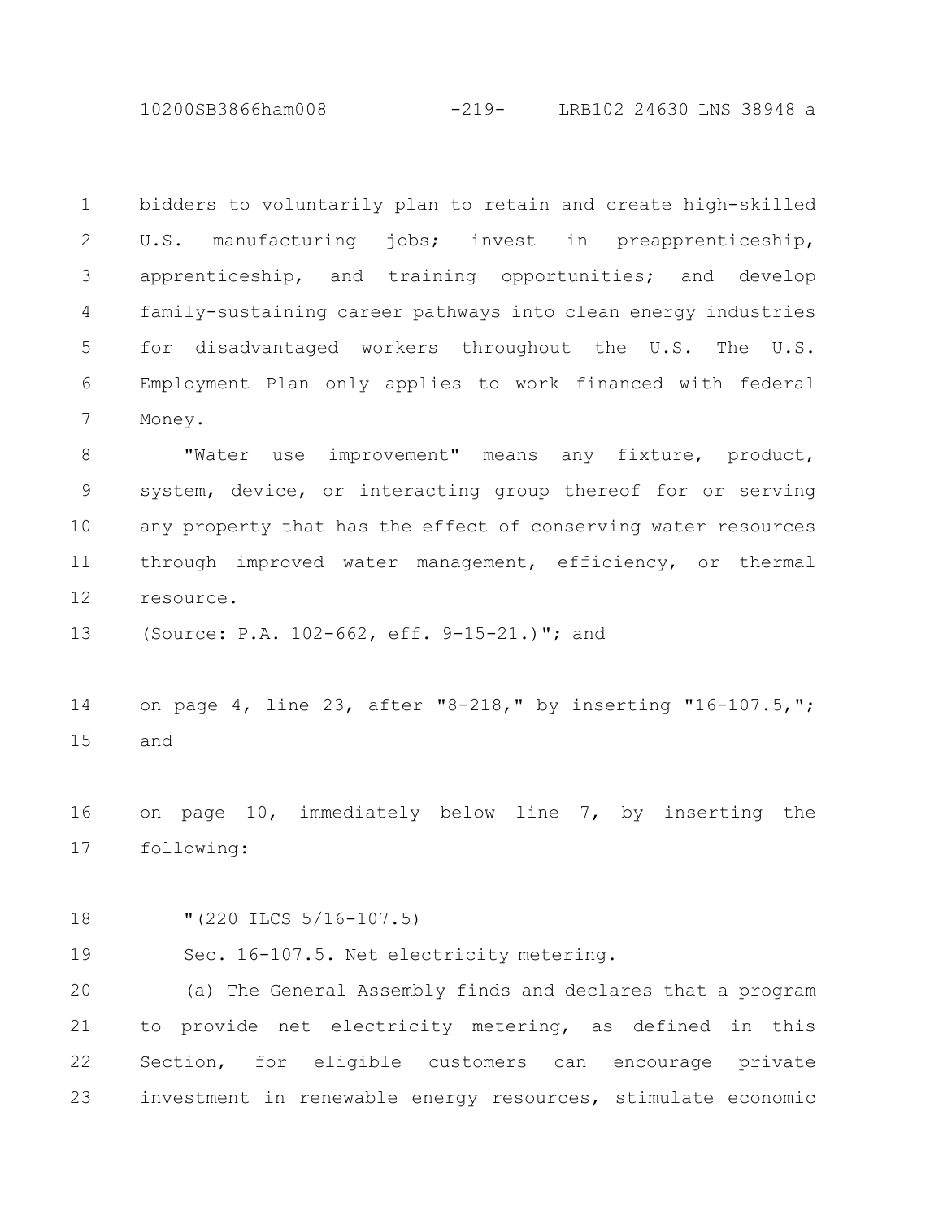bidders to voluntarily plan to retain and create high-skilled U.S. manufacturing jobs; invest in preapprenticeship, apprenticeship, and training opportunities; and develop family-sustaining career pathways into clean energy industries for disadvantaged workers throughout the U.S. The U.S. Employment Plan only applies to work financed with federal Money.

"Water use improvement" means any fixture, product, system, device, or interacting group thereof for or serving any property that has the effect of conserving water resources through improved water management, efficiency, or thermal resource.

(Source: P.A. 102-662, eff. 9-15-21.)"; and

on page 4, line 23, after "8-218," by inserting "16-107.5,"; and

on page 10, immediately below line 7, by inserting the following:

"(220 ILCS 5/16-107.5)

Sec. 16-107.5. Net electricity metering.

(a) The General Assembly finds and declares that a program to provide net electricity metering, as defined in this Section, for eligible customers can encourage private investment in renewable energy resources, stimulate economic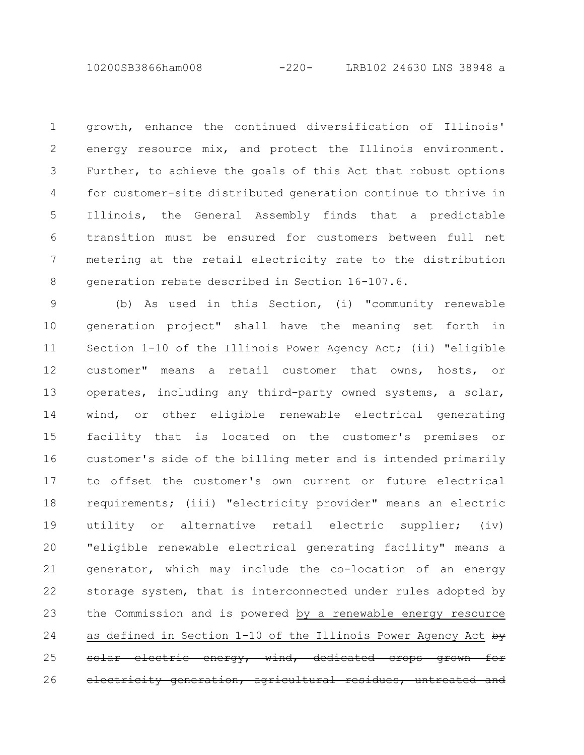growth, enhance the continued diversification of Illinois' energy resource mix, and protect the Illinois environment. Further, to achieve the goals of this Act that robust options for customer-site distributed generation continue to thrive in Illinois, the General Assembly finds that a predictable transition must be ensured for customers between full net metering at the retail electricity rate to the distribution generation rebate described in Section 16-107.6.

(b) As used in this Section, (i) "community renewable generation project" shall have the meaning set forth in Section 1-10 of the Illinois Power Agency Act; (ii) "eligible customer" means a retail customer that owns, hosts, or operates, including any third-party owned systems, a solar, wind, or other eligible renewable electrical generating facility that is located on the customer's premises or customer's side of the billing meter and is intended primarily to offset the customer's own current or future electrical requirements; (iii) "electricity provider" means an electric utility or alternative retail electric supplier; (iv) "eligible renewable electrical generating facility" means a generator, which may include the co-location of an energy storage system, that is interconnected under rules adopted by the Commission and is powered <u>by a renewable energy resource as defined in Section 1-10 of the Illinois Power Agency Act</u> ~~by solar electric energy, wind, dedicated crops grown for electricity generation, agricultural residues, untreated and~~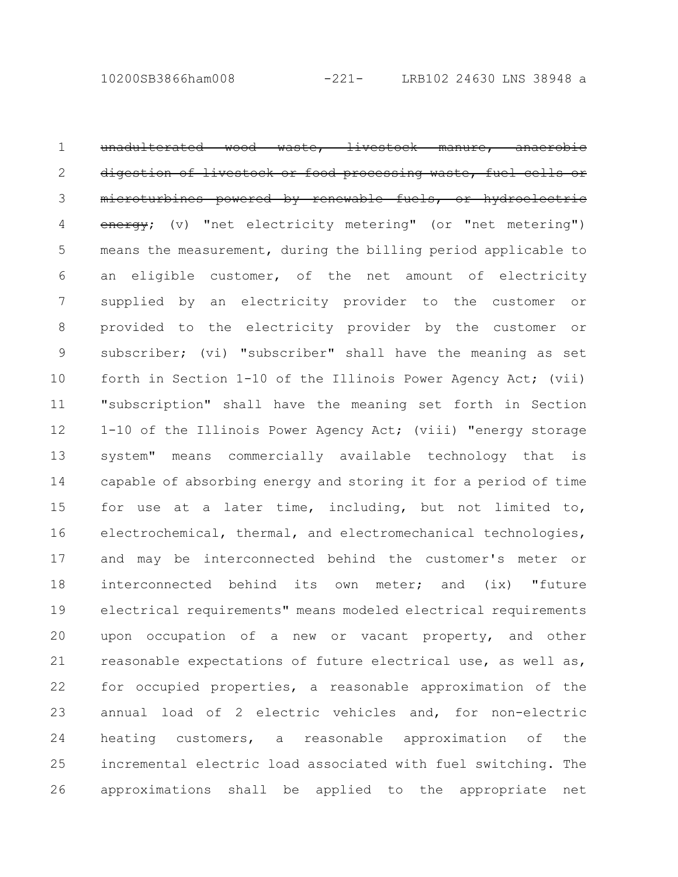~~unadulterated wood waste, livestock manure, anaerobic digestion of livestock or food processing waste, fuel cells or microturbines powered by renewable fuels, or hydroelectric energy~~; (v) "net electricity metering" (or "net metering") means the measurement, during the billing period applicable to an eligible customer, of the net amount of electricity supplied by an electricity provider to the customer or provided to the electricity provider by the customer or subscriber; (vi) "subscriber" shall have the meaning as set forth in Section 1-10 of the Illinois Power Agency Act; (vii) "subscription" shall have the meaning set forth in Section 1-10 of the Illinois Power Agency Act; (viii) "energy storage system" means commercially available technology that is capable of absorbing energy and storing it for a period of time for use at a later time, including, but not limited to, electrochemical, thermal, and electromechanical technologies, and may be interconnected behind the customer's meter or interconnected behind its own meter; and (ix) "future electrical requirements" means modeled electrical requirements upon occupation of a new or vacant property, and other reasonable expectations of future electrical use, as well as, for occupied properties, a reasonable approximation of the annual load of 2 electric vehicles and, for non-electric heating customers, a reasonable approximation of the incremental electric load associated with fuel switching. The approximations shall be applied to the appropriate net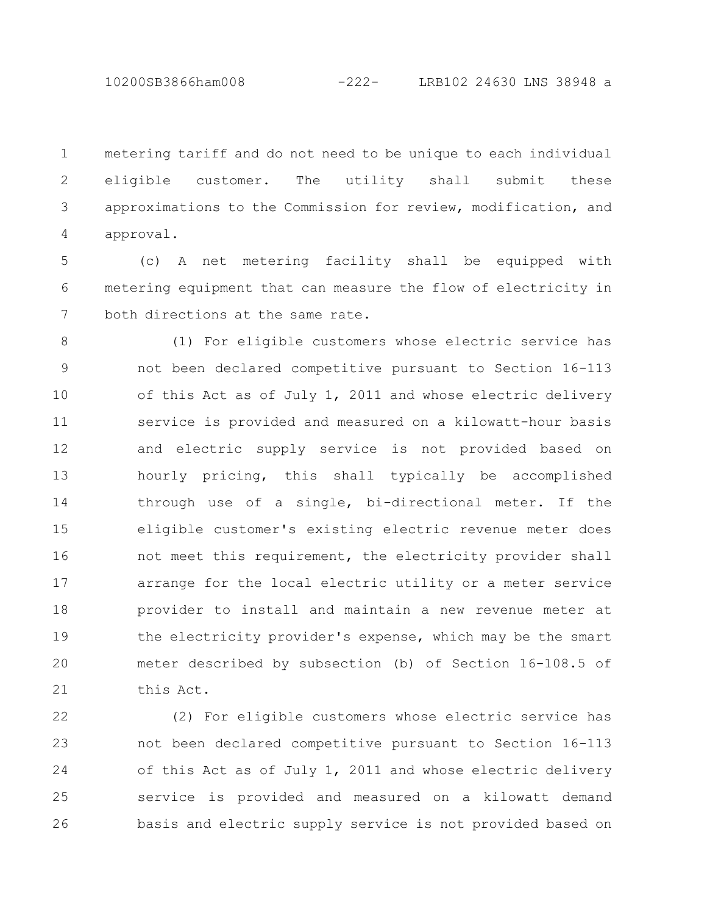metering tariff and do not need to be unique to each individual eligible customer. The utility shall submit these approximations to the Commission for review, modification, and approval.

(c) A net metering facility shall be equipped with metering equipment that can measure the flow of electricity in both directions at the same rate.

(1) For eligible customers whose electric service has not been declared competitive pursuant to Section 16-113 of this Act as of July 1, 2011 and whose electric delivery service is provided and measured on a kilowatt-hour basis and electric supply service is not provided based on hourly pricing, this shall typically be accomplished through use of a single, bi-directional meter. If the eligible customer's existing electric revenue meter does not meet this requirement, the electricity provider shall arrange for the local electric utility or a meter service provider to install and maintain a new revenue meter at the electricity provider's expense, which may be the smart meter described by subsection (b) of Section 16-108.5 of this Act.

(2) For eligible customers whose electric service has not been declared competitive pursuant to Section 16-113 of this Act as of July 1, 2011 and whose electric delivery service is provided and measured on a kilowatt demand basis and electric supply service is not provided based on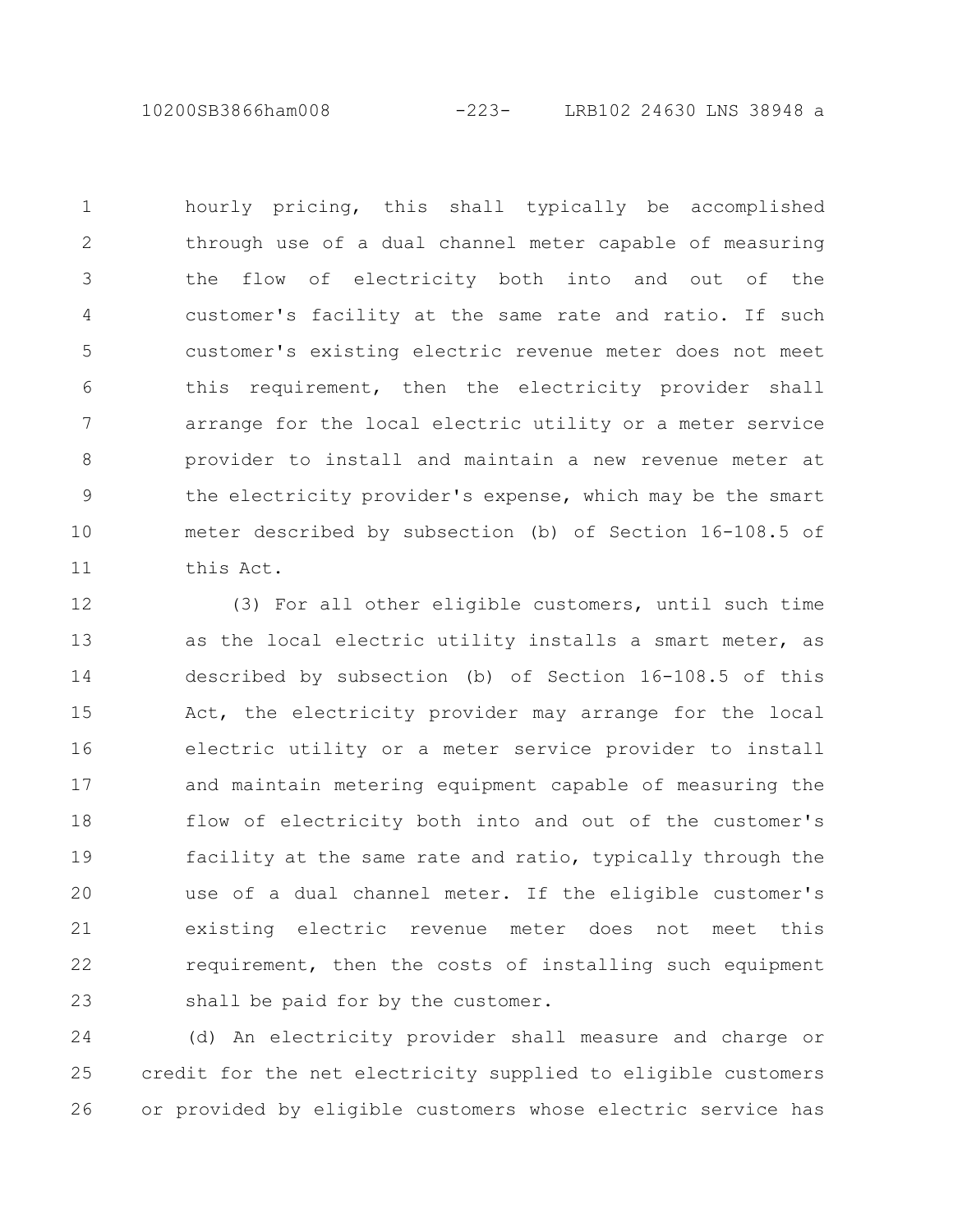hourly pricing, this shall typically be accomplished through use of a dual channel meter capable of measuring the flow of electricity both into and out of the customer's facility at the same rate and ratio. If such customer's existing electric revenue meter does not meet this requirement, then the electricity provider shall arrange for the local electric utility or a meter service provider to install and maintain a new revenue meter at the electricity provider's expense, which may be the smart meter described by subsection (b) of Section 16-108.5 of this Act.

(3) For all other eligible customers, until such time as the local electric utility installs a smart meter, as described by subsection (b) of Section 16-108.5 of this Act, the electricity provider may arrange for the local electric utility or a meter service provider to install and maintain metering equipment capable of measuring the flow of electricity both into and out of the customer's facility at the same rate and ratio, typically through the use of a dual channel meter. If the eligible customer's existing electric revenue meter does not meet this requirement, then the costs of installing such equipment shall be paid for by the customer.

(d) An electricity provider shall measure and charge or credit for the net electricity supplied to eligible customers or provided by eligible customers whose electric service has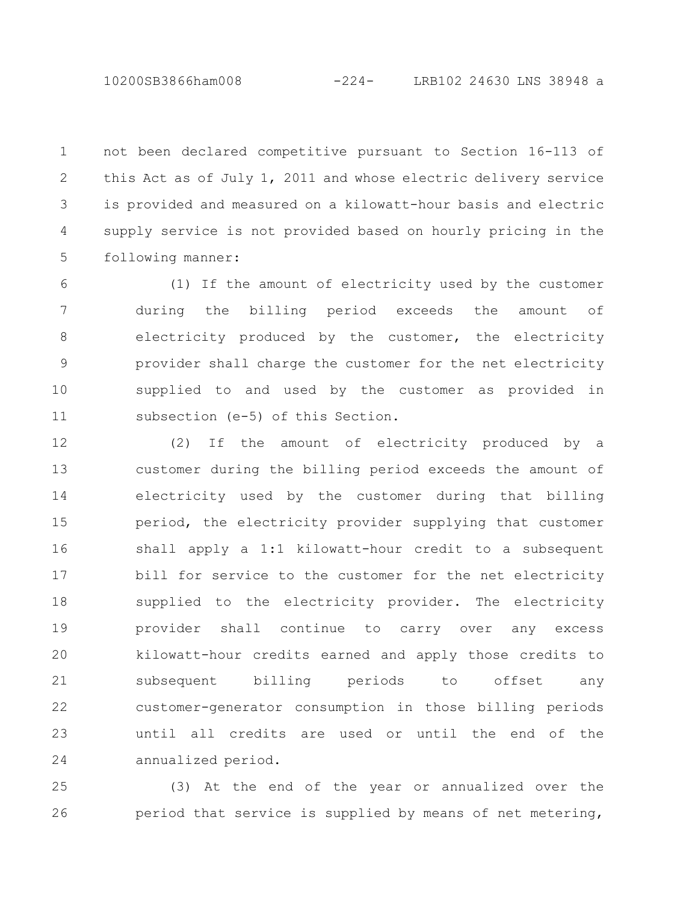not been declared competitive pursuant to Section 16-113 of this Act as of July 1, 2011 and whose electric delivery service is provided and measured on a kilowatt-hour basis and electric supply service is not provided based on hourly pricing in the following manner:

(1) If the amount of electricity used by the customer during the billing period exceeds the amount of electricity produced by the customer, the electricity provider shall charge the customer for the net electricity supplied to and used by the customer as provided in subsection (e-5) of this Section.

(2) If the amount of electricity produced by a customer during the billing period exceeds the amount of electricity used by the customer during that billing period, the electricity provider supplying that customer shall apply a 1:1 kilowatt-hour credit to a subsequent bill for service to the customer for the net electricity supplied to the electricity provider. The electricity provider shall continue to carry over any excess kilowatt-hour credits earned and apply those credits to subsequent billing periods to offset any customer-generator consumption in those billing periods until all credits are used or until the end of the annualized period.

(3) At the end of the year or annualized over the period that service is supplied by means of net metering,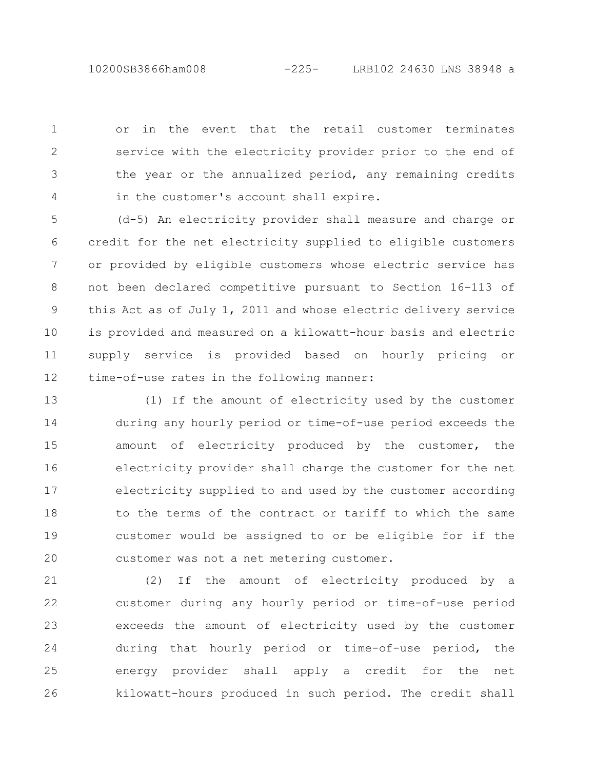or in the event that the retail customer terminates service with the electricity provider prior to the end of the year or the annualized period, any remaining credits in the customer's account shall expire.

(d-5) An electricity provider shall measure and charge or credit for the net electricity supplied to eligible customers or provided by eligible customers whose electric service has not been declared competitive pursuant to Section 16-113 of this Act as of July 1, 2011 and whose electric delivery service is provided and measured on a kilowatt-hour basis and electric supply service is provided based on hourly pricing or time-of-use rates in the following manner:

(1) If the amount of electricity used by the customer during any hourly period or time-of-use period exceeds the amount of electricity produced by the customer, the electricity provider shall charge the customer for the net electricity supplied to and used by the customer according to the terms of the contract or tariff to which the same customer would be assigned to or be eligible for if the customer was not a net metering customer.

(2) If the amount of electricity produced by a customer during any hourly period or time-of-use period exceeds the amount of electricity used by the customer during that hourly period or time-of-use period, the energy provider shall apply a credit for the net kilowatt-hours produced in such period. The credit shall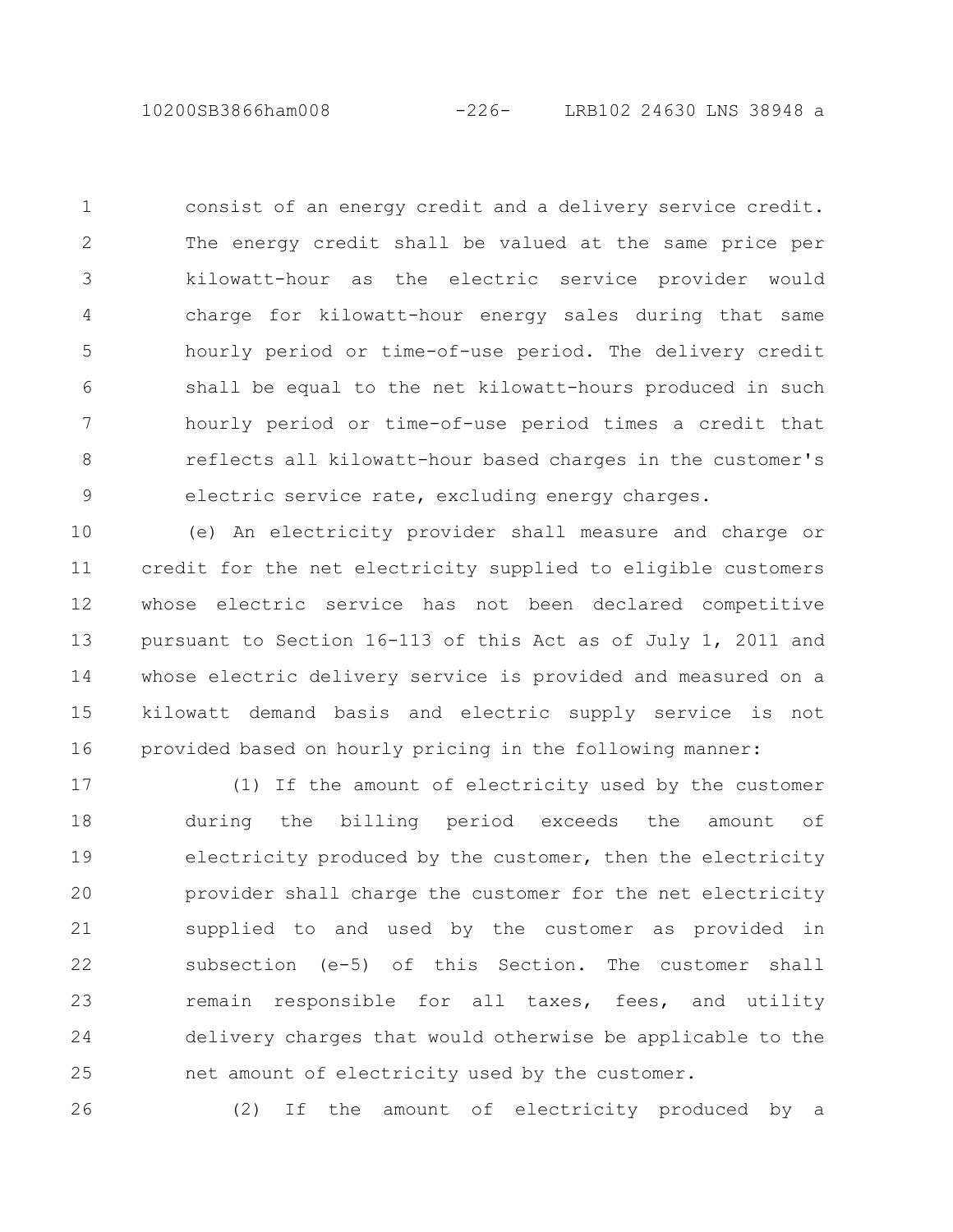consist of an energy credit and a delivery service credit. The energy credit shall be valued at the same price per kilowatt-hour as the electric service provider would charge for kilowatt-hour energy sales during that same hourly period or time-of-use period. The delivery credit shall be equal to the net kilowatt-hours produced in such hourly period or time-of-use period times a credit that reflects all kilowatt-hour based charges in the customer's electric service rate, excluding energy charges.

(e) An electricity provider shall measure and charge or credit for the net electricity supplied to eligible customers whose electric service has not been declared competitive pursuant to Section 16-113 of this Act as of July 1, 2011 and whose electric delivery service is provided and measured on a kilowatt demand basis and electric supply service is not provided based on hourly pricing in the following manner:

(1) If the amount of electricity used by the customer during the billing period exceeds the amount of electricity produced by the customer, then the electricity provider shall charge the customer for the net electricity supplied to and used by the customer as provided in subsection (e-5) of this Section. The customer shall remain responsible for all taxes, fees, and utility delivery charges that would otherwise be applicable to the net amount of electricity used by the customer.

(2) If the amount of electricity produced by a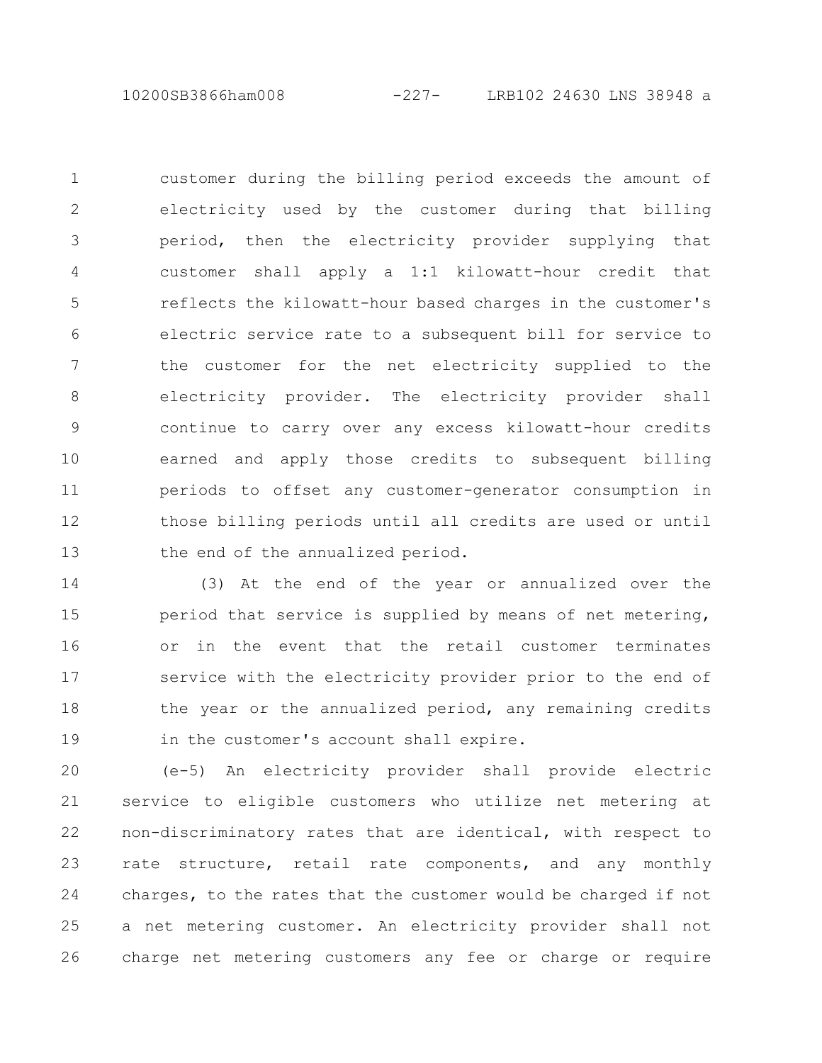customer during the billing period exceeds the amount of electricity used by the customer during that billing period, then the electricity provider supplying that customer shall apply a 1:1 kilowatt-hour credit that reflects the kilowatt-hour based charges in the customer's electric service rate to a subsequent bill for service to the customer for the net electricity supplied to the electricity provider. The electricity provider shall continue to carry over any excess kilowatt-hour credits earned and apply those credits to subsequent billing periods to offset any customer-generator consumption in those billing periods until all credits are used or until the end of the annualized period.

(3) At the end of the year or annualized over the period that service is supplied by means of net metering, or in the event that the retail customer terminates service with the electricity provider prior to the end of the year or the annualized period, any remaining credits in the customer's account shall expire.

(e-5) An electricity provider shall provide electric service to eligible customers who utilize net metering at non-discriminatory rates that are identical, with respect to rate structure, retail rate components, and any monthly charges, to the rates that the customer would be charged if not a net metering customer. An electricity provider shall not charge net metering customers any fee or charge or require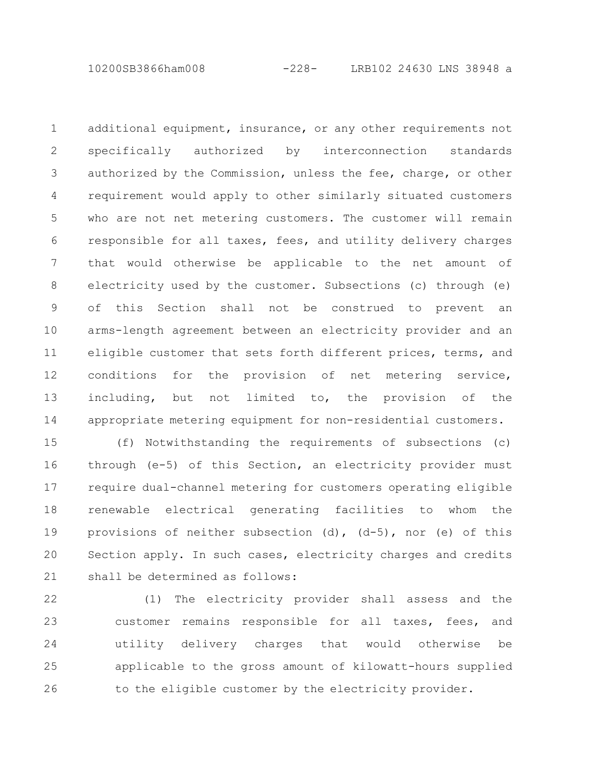additional equipment, insurance, or any other requirements not specifically authorized by interconnection standards authorized by the Commission, unless the fee, charge, or other requirement would apply to other similarly situated customers who are not net metering customers. The customer will remain responsible for all taxes, fees, and utility delivery charges that would otherwise be applicable to the net amount of electricity used by the customer. Subsections (c) through (e) of this Section shall not be construed to prevent an arms-length agreement between an electricity provider and an eligible customer that sets forth different prices, terms, and conditions for the provision of net metering service, including, but not limited to, the provision of the appropriate metering equipment for non-residential customers.

(f) Notwithstanding the requirements of subsections (c) through (e-5) of this Section, an electricity provider must require dual-channel metering for customers operating eligible renewable electrical generating facilities to whom the provisions of neither subsection (d), (d-5), nor (e) of this Section apply. In such cases, electricity charges and credits shall be determined as follows:

(1) The electricity provider shall assess and the customer remains responsible for all taxes, fees, and utility delivery charges that would otherwise be applicable to the gross amount of kilowatt-hours supplied to the eligible customer by the electricity provider.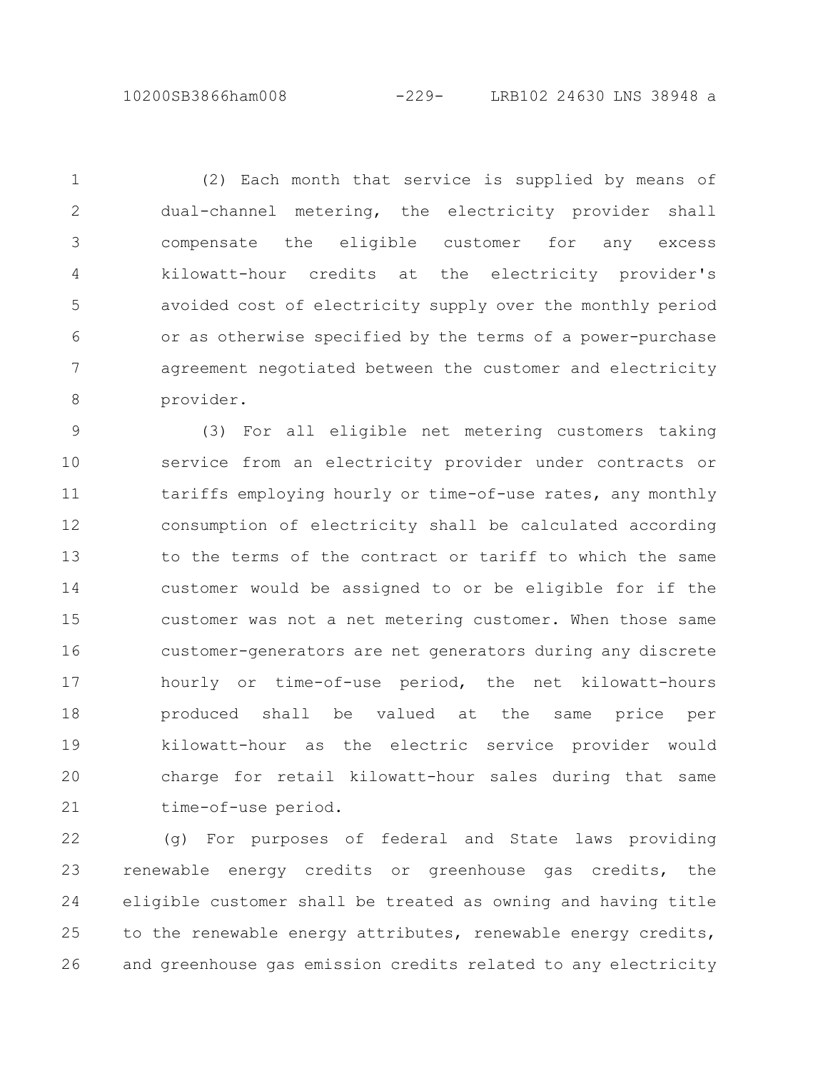(2) Each month that service is supplied by means of dual-channel metering, the electricity provider shall compensate the eligible customer for any excess kilowatt-hour credits at the electricity provider's avoided cost of electricity supply over the monthly period or as otherwise specified by the terms of a power-purchase agreement negotiated between the customer and electricity provider.

(3) For all eligible net metering customers taking service from an electricity provider under contracts or tariffs employing hourly or time-of-use rates, any monthly consumption of electricity shall be calculated according to the terms of the contract or tariff to which the same customer would be assigned to or be eligible for if the customer was not a net metering customer. When those same customer-generators are net generators during any discrete hourly or time-of-use period, the net kilowatt-hours produced shall be valued at the same price per kilowatt-hour as the electric service provider would charge for retail kilowatt-hour sales during that same time-of-use period.

(g) For purposes of federal and State laws providing renewable energy credits or greenhouse gas credits, the eligible customer shall be treated as owning and having title to the renewable energy attributes, renewable energy credits, and greenhouse gas emission credits related to any electricity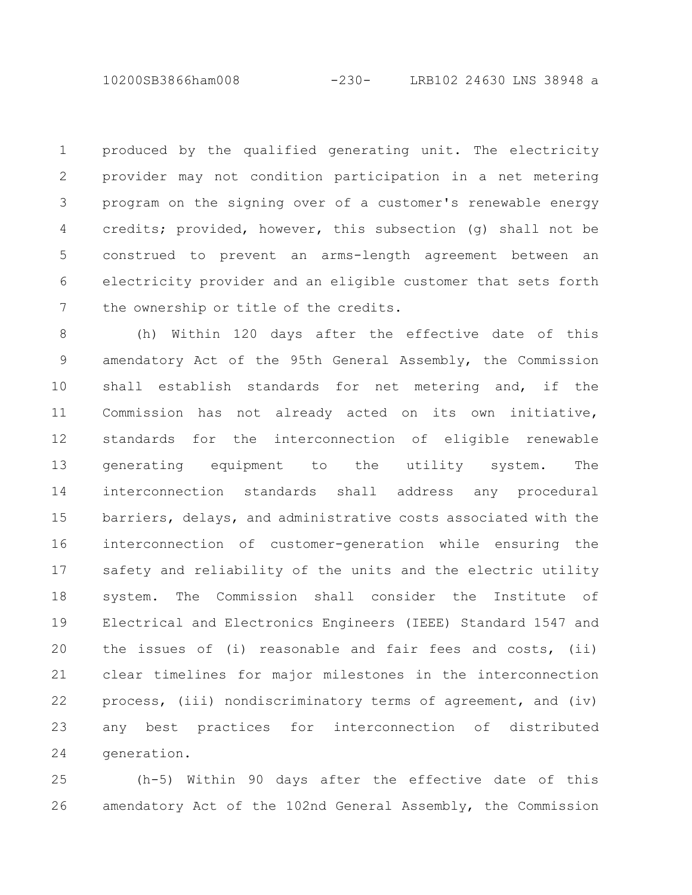produced by the qualified generating unit. The electricity provider may not condition participation in a net metering program on the signing over of a customer's renewable energy credits; provided, however, this subsection (g) shall not be construed to prevent an arms-length agreement between an electricity provider and an eligible customer that sets forth the ownership or title of the credits.

(h) Within 120 days after the effective date of this amendatory Act of the 95th General Assembly, the Commission shall establish standards for net metering and, if the Commission has not already acted on its own initiative, standards for the interconnection of eligible renewable generating equipment to the utility system. The interconnection standards shall address any procedural barriers, delays, and administrative costs associated with the interconnection of customer-generation while ensuring the safety and reliability of the units and the electric utility system. The Commission shall consider the Institute of Electrical and Electronics Engineers (IEEE) Standard 1547 and the issues of (i) reasonable and fair fees and costs, (ii) clear timelines for major milestones in the interconnection process, (iii) nondiscriminatory terms of agreement, and (iv) any best practices for interconnection of distributed generation.

(h-5) Within 90 days after the effective date of this amendatory Act of the 102nd General Assembly, the Commission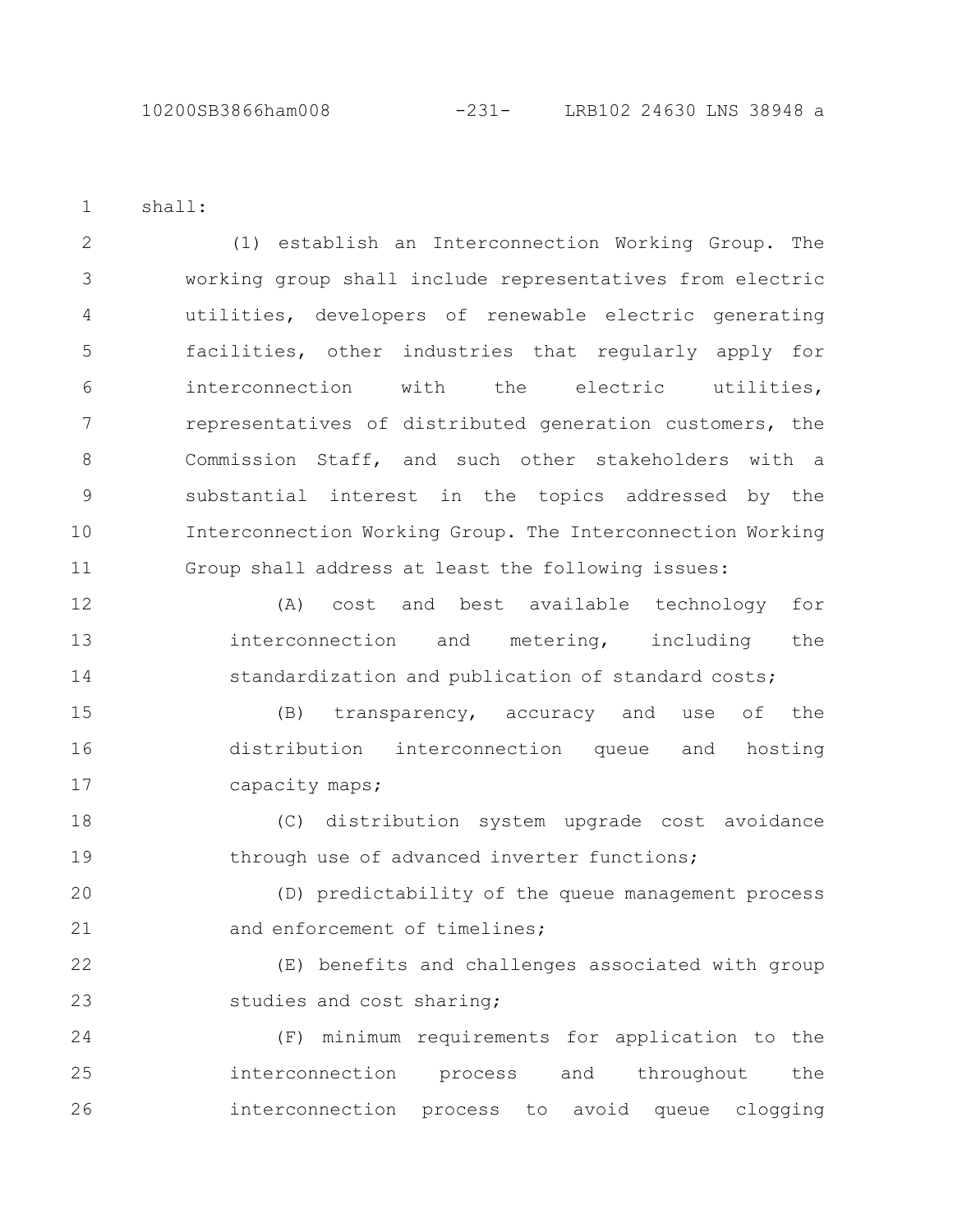shall:

(1) establish an Interconnection Working Group. The working group shall include representatives from electric utilities, developers of renewable electric generating facilities, other industries that regularly apply for interconnection with the electric utilities, representatives of distributed generation customers, the Commission Staff, and such other stakeholders with a substantial interest in the topics addressed by the Interconnection Working Group. The Interconnection Working Group shall address at least the following issues:

(A) cost and best available technology for interconnection and metering, including the standardization and publication of standard costs;

(B) transparency, accuracy and use of the distribution interconnection queue and hosting capacity maps;

(C) distribution system upgrade cost avoidance through use of advanced inverter functions;

(D) predictability of the queue management process and enforcement of timelines;

(E) benefits and challenges associated with group studies and cost sharing;

(F) minimum requirements for application to the interconnection process and throughout the interconnection process to avoid queue clogging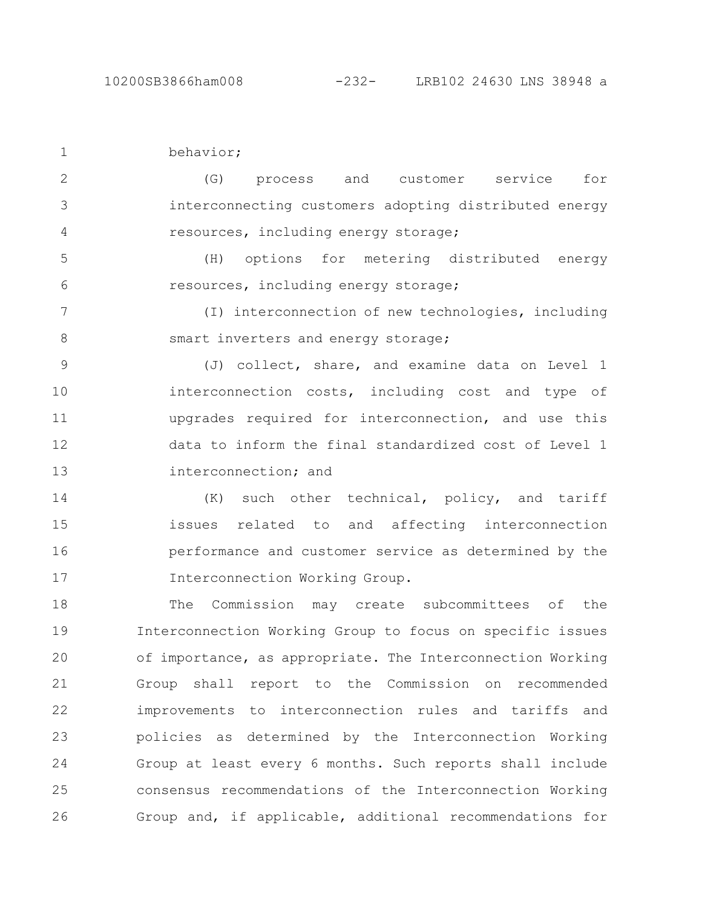behavior;

(G) process and customer service for interconnecting customers adopting distributed energy resources, including energy storage;

(H) options for metering distributed energy resources, including energy storage;

(I) interconnection of new technologies, including smart inverters and energy storage;

(J) collect, share, and examine data on Level 1 interconnection costs, including cost and type of upgrades required for interconnection, and use this data to inform the final standardized cost of Level 1 interconnection; and

(K) such other technical, policy, and tariff issues related to and affecting interconnection performance and customer service as determined by the Interconnection Working Group.

The Commission may create subcommittees of the Interconnection Working Group to focus on specific issues of importance, as appropriate. The Interconnection Working Group shall report to the Commission on recommended improvements to interconnection rules and tariffs and policies as determined by the Interconnection Working Group at least every 6 months. Such reports shall include consensus recommendations of the Interconnection Working Group and, if applicable, additional recommendations for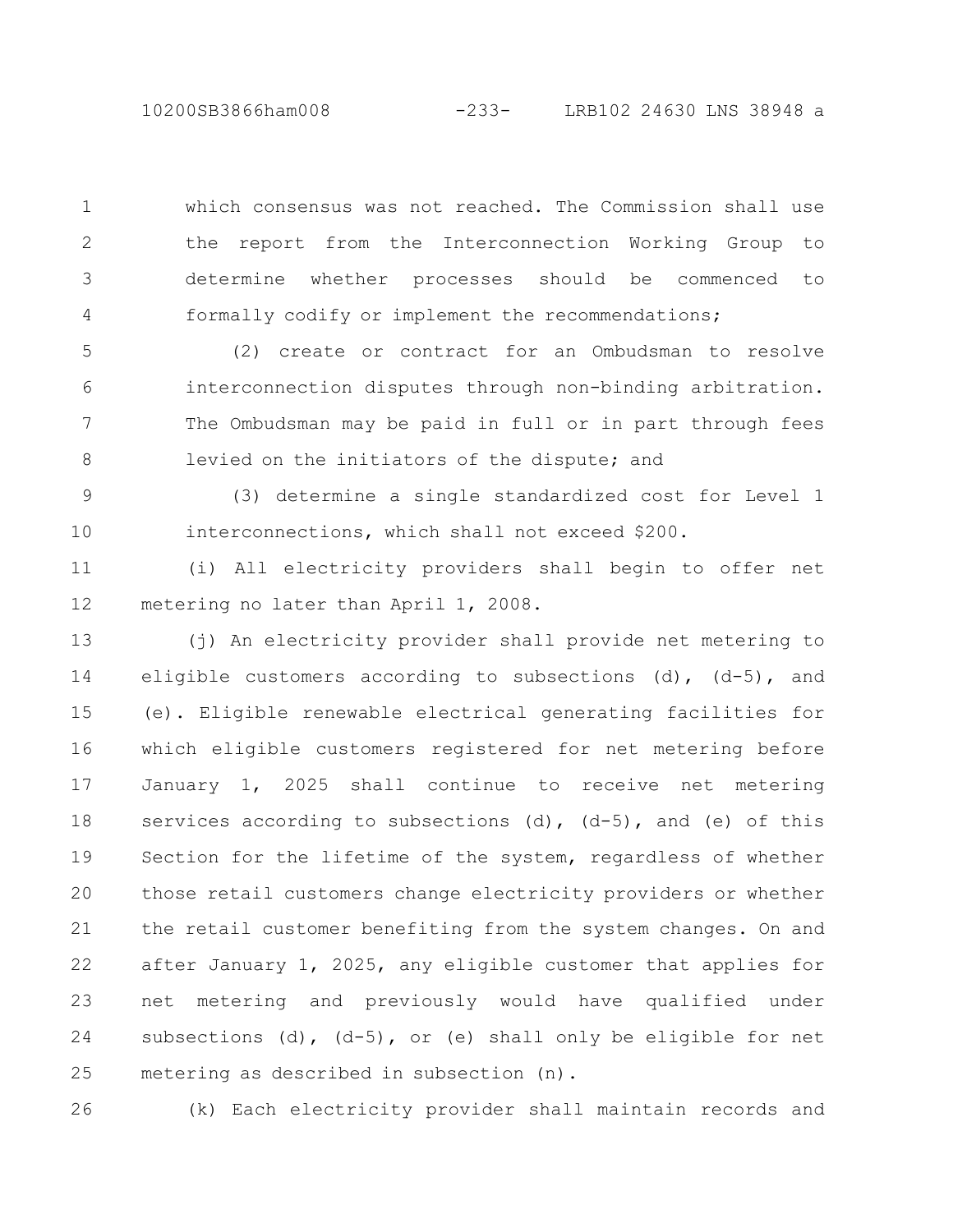which consensus was not reached. The Commission shall use the report from the Interconnection Working Group to determine whether processes should be commenced to formally codify or implement the recommendations;

(2) create or contract for an Ombudsman to resolve interconnection disputes through non-binding arbitration. The Ombudsman may be paid in full or in part through fees levied on the initiators of the dispute; and

(3) determine a single standardized cost for Level 1 interconnections, which shall not exceed $200.

(i) All electricity providers shall begin to offer net metering no later than April 1, 2008.

(j) An electricity provider shall provide net metering to eligible customers according to subsections (d), (d-5), and (e). Eligible renewable electrical generating facilities for which eligible customers registered for net metering before January 1, 2025 shall continue to receive net metering services according to subsections (d), (d-5), and (e) of this Section for the lifetime of the system, regardless of whether those retail customers change electricity providers or whether the retail customer benefiting from the system changes. On and after January 1, 2025, any eligible customer that applies for net metering and previously would have qualified under subsections (d), (d-5), or (e) shall only be eligible for net metering as described in subsection (n).

(k) Each electricity provider shall maintain records and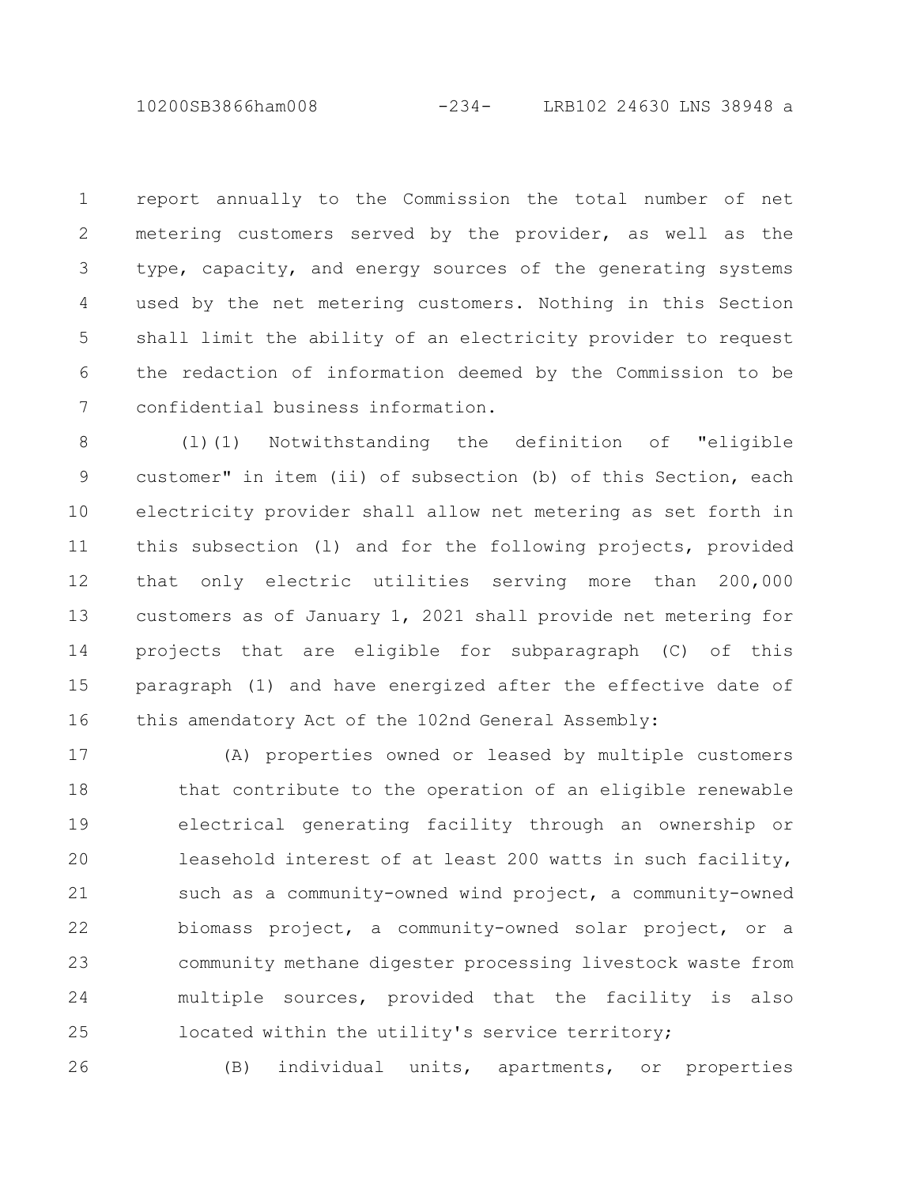report annually to the Commission the total number of net metering customers served by the provider, as well as the type, capacity, and energy sources of the generating systems used by the net metering customers. Nothing in this Section shall limit the ability of an electricity provider to request the redaction of information deemed by the Commission to be confidential business information.

(l)(1) Notwithstanding the definition of "eligible customer" in item (ii) of subsection (b) of this Section, each electricity provider shall allow net metering as set forth in this subsection (l) and for the following projects, provided that only electric utilities serving more than 200,000 customers as of January 1, 2021 shall provide net metering for projects that are eligible for subparagraph (C) of this paragraph (1) and have energized after the effective date of this amendatory Act of the 102nd General Assembly:

(A) properties owned or leased by multiple customers that contribute to the operation of an eligible renewable electrical generating facility through an ownership or leasehold interest of at least 200 watts in such facility, such as a community-owned wind project, a community-owned biomass project, a community-owned solar project, or a community methane digester processing livestock waste from multiple sources, provided that the facility is also located within the utility's service territory;

(B) individual units, apartments, or properties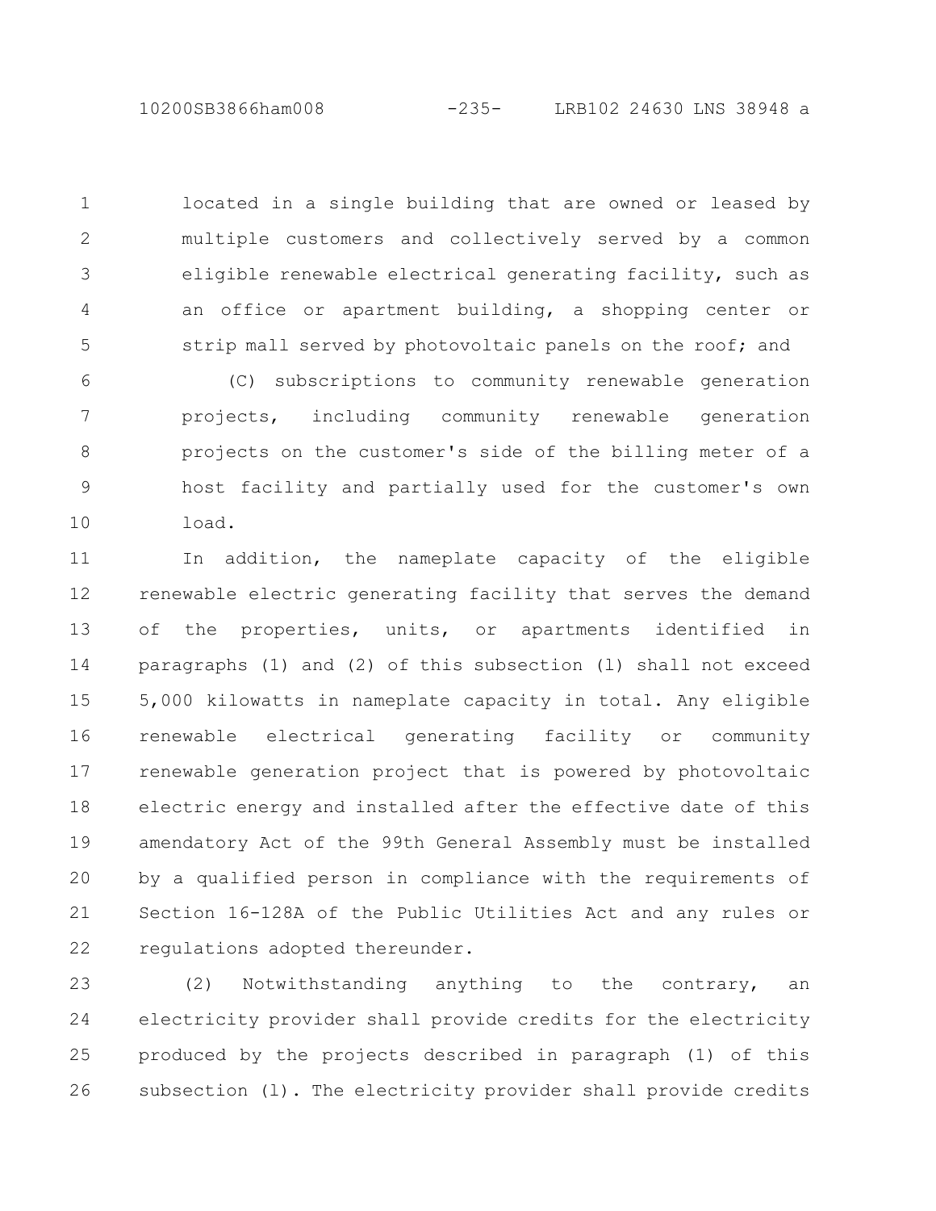located in a single building that are owned or leased by multiple customers and collectively served by a common eligible renewable electrical generating facility, such as an office or apartment building, a shopping center or strip mall served by photovoltaic panels on the roof; and

(C) subscriptions to community renewable generation projects, including community renewable generation projects on the customer's side of the billing meter of a host facility and partially used for the customer's own load.

In addition, the nameplate capacity of the eligible renewable electric generating facility that serves the demand of the properties, units, or apartments identified in paragraphs (1) and (2) of this subsection (l) shall not exceed 5,000 kilowatts in nameplate capacity in total. Any eligible renewable electrical generating facility or community renewable generation project that is powered by photovoltaic electric energy and installed after the effective date of this amendatory Act of the 99th General Assembly must be installed by a qualified person in compliance with the requirements of Section 16-128A of the Public Utilities Act and any rules or regulations adopted thereunder.

(2) Notwithstanding anything to the contrary, an electricity provider shall provide credits for the electricity produced by the projects described in paragraph (1) of this subsection (l). The electricity provider shall provide credits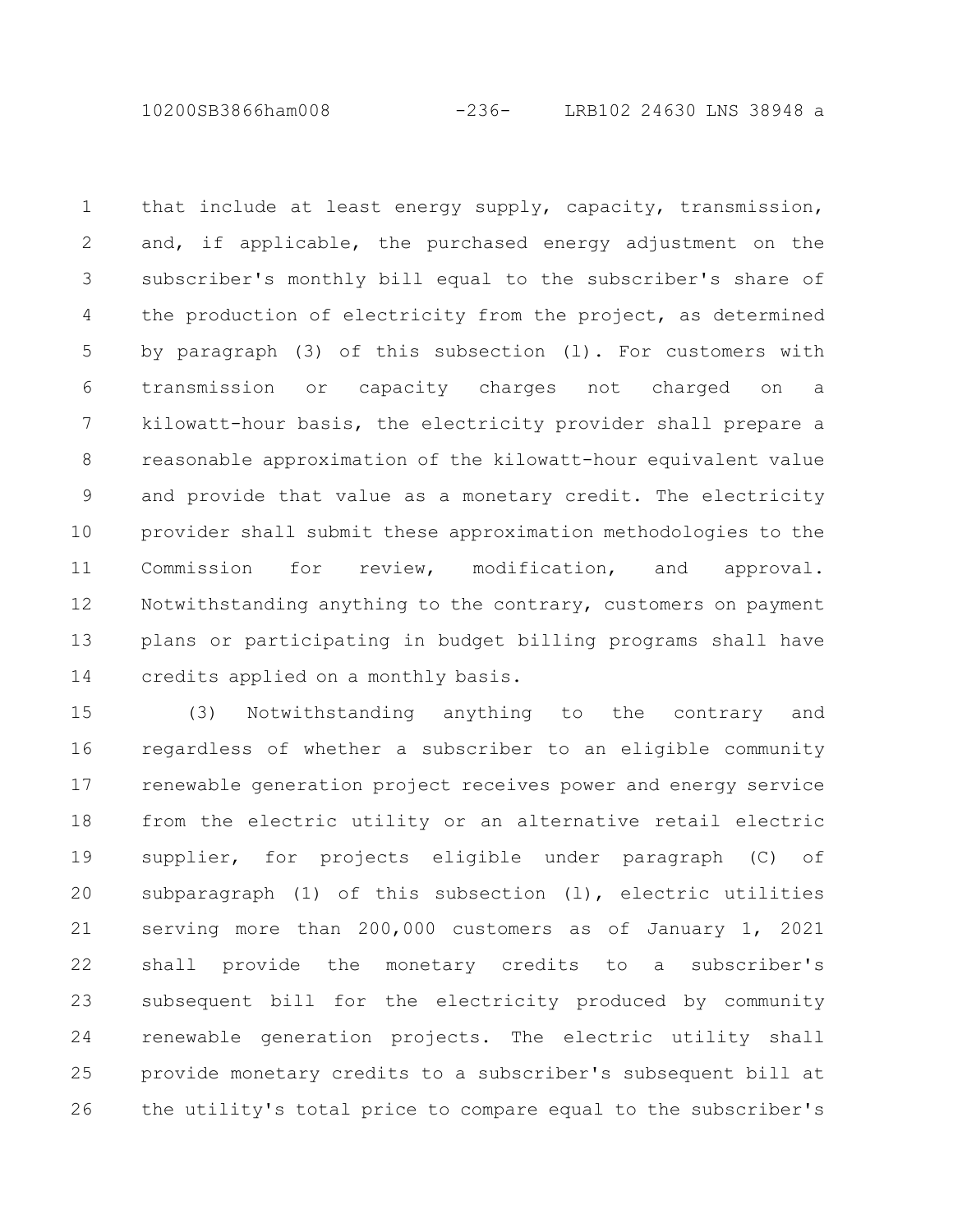that include at least energy supply, capacity, transmission, and, if applicable, the purchased energy adjustment on the subscriber's monthly bill equal to the subscriber's share of the production of electricity from the project, as determined by paragraph (3) of this subsection (l). For customers with transmission or capacity charges not charged on a kilowatt-hour basis, the electricity provider shall prepare a reasonable approximation of the kilowatt-hour equivalent value and provide that value as a monetary credit. The electricity provider shall submit these approximation methodologies to the Commission for review, modification, and approval. Notwithstanding anything to the contrary, customers on payment plans or participating in budget billing programs shall have credits applied on a monthly basis.

(3) Notwithstanding anything to the contrary and regardless of whether a subscriber to an eligible community renewable generation project receives power and energy service from the electric utility or an alternative retail electric supplier, for projects eligible under paragraph (C) of subparagraph (1) of this subsection (l), electric utilities serving more than 200,000 customers as of January 1, 2021 shall provide the monetary credits to a subscriber's subsequent bill for the electricity produced by community renewable generation projects. The electric utility shall provide monetary credits to a subscriber's subsequent bill at the utility's total price to compare equal to the subscriber's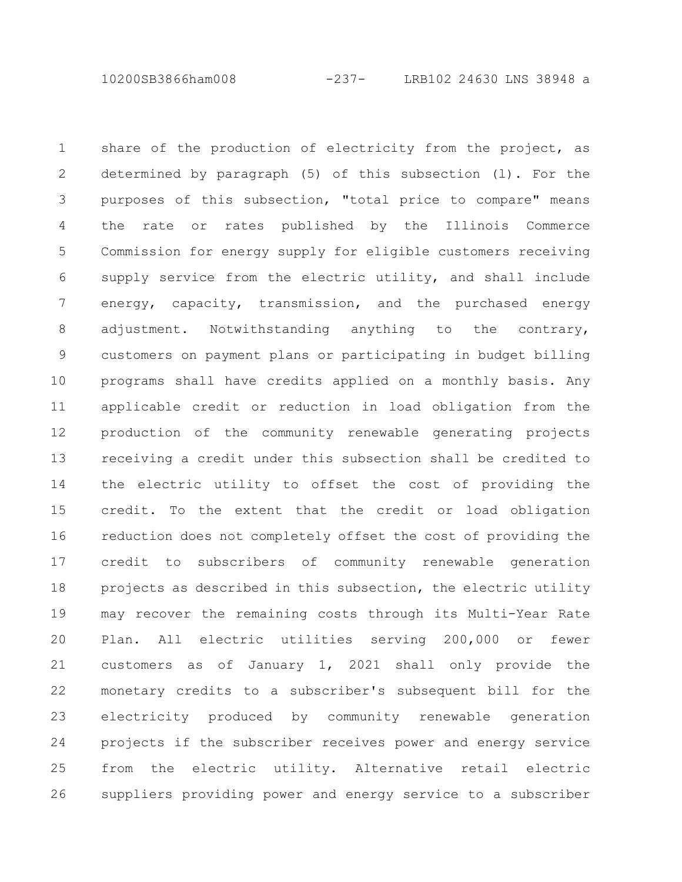share of the production of electricity from the project, as determined by paragraph (5) of this subsection (l). For the purposes of this subsection, "total price to compare" means the rate or rates published by the Illinois Commerce Commission for energy supply for eligible customers receiving supply service from the electric utility, and shall include energy, capacity, transmission, and the purchased energy adjustment. Notwithstanding anything to the contrary, customers on payment plans or participating in budget billing programs shall have credits applied on a monthly basis. Any applicable credit or reduction in load obligation from the production of the community renewable generating projects receiving a credit under this subsection shall be credited to the electric utility to offset the cost of providing the credit. To the extent that the credit or load obligation reduction does not completely offset the cost of providing the credit to subscribers of community renewable generation projects as described in this subsection, the electric utility may recover the remaining costs through its Multi-Year Rate Plan. All electric utilities serving 200,000 or fewer customers as of January 1, 2021 shall only provide the monetary credits to a subscriber's subsequent bill for the electricity produced by community renewable generation projects if the subscriber receives power and energy service from the electric utility. Alternative retail electric suppliers providing power and energy service to a subscriber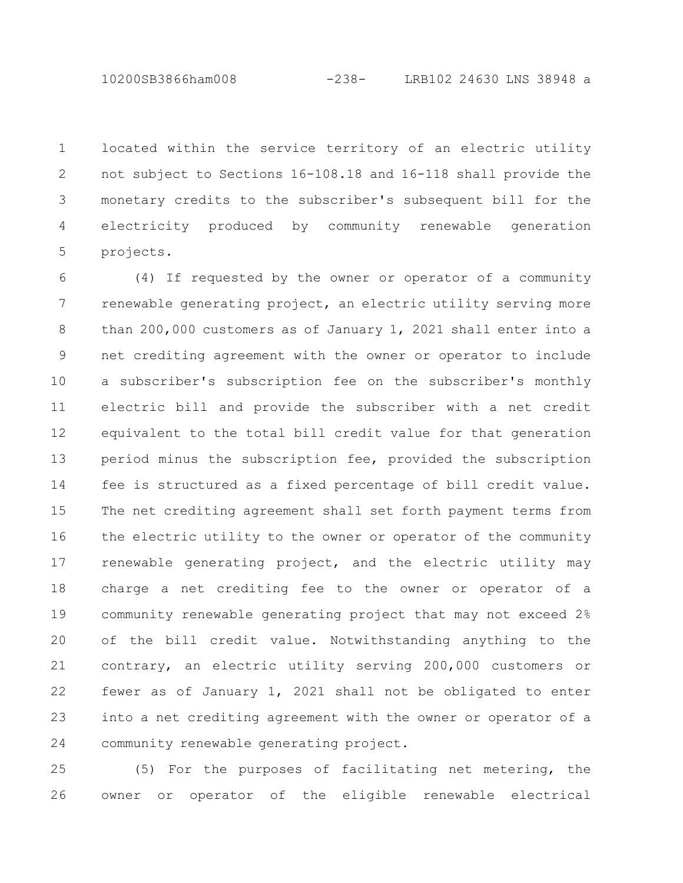located within the service territory of an electric utility not subject to Sections 16-108.18 and 16-118 shall provide the monetary credits to the subscriber's subsequent bill for the electricity produced by community renewable generation projects.

(4) If requested by the owner or operator of a community renewable generating project, an electric utility serving more than 200,000 customers as of January 1, 2021 shall enter into a net crediting agreement with the owner or operator to include a subscriber's subscription fee on the subscriber's monthly electric bill and provide the subscriber with a net credit equivalent to the total bill credit value for that generation period minus the subscription fee, provided the subscription fee is structured as a fixed percentage of bill credit value. The net crediting agreement shall set forth payment terms from the electric utility to the owner or operator of the community renewable generating project, and the electric utility may charge a net crediting fee to the owner or operator of a community renewable generating project that may not exceed 2% of the bill credit value. Notwithstanding anything to the contrary, an electric utility serving 200,000 customers or fewer as of January 1, 2021 shall not be obligated to enter into a net crediting agreement with the owner or operator of a community renewable generating project.

(5) For the purposes of facilitating net metering, the owner or operator of the eligible renewable electrical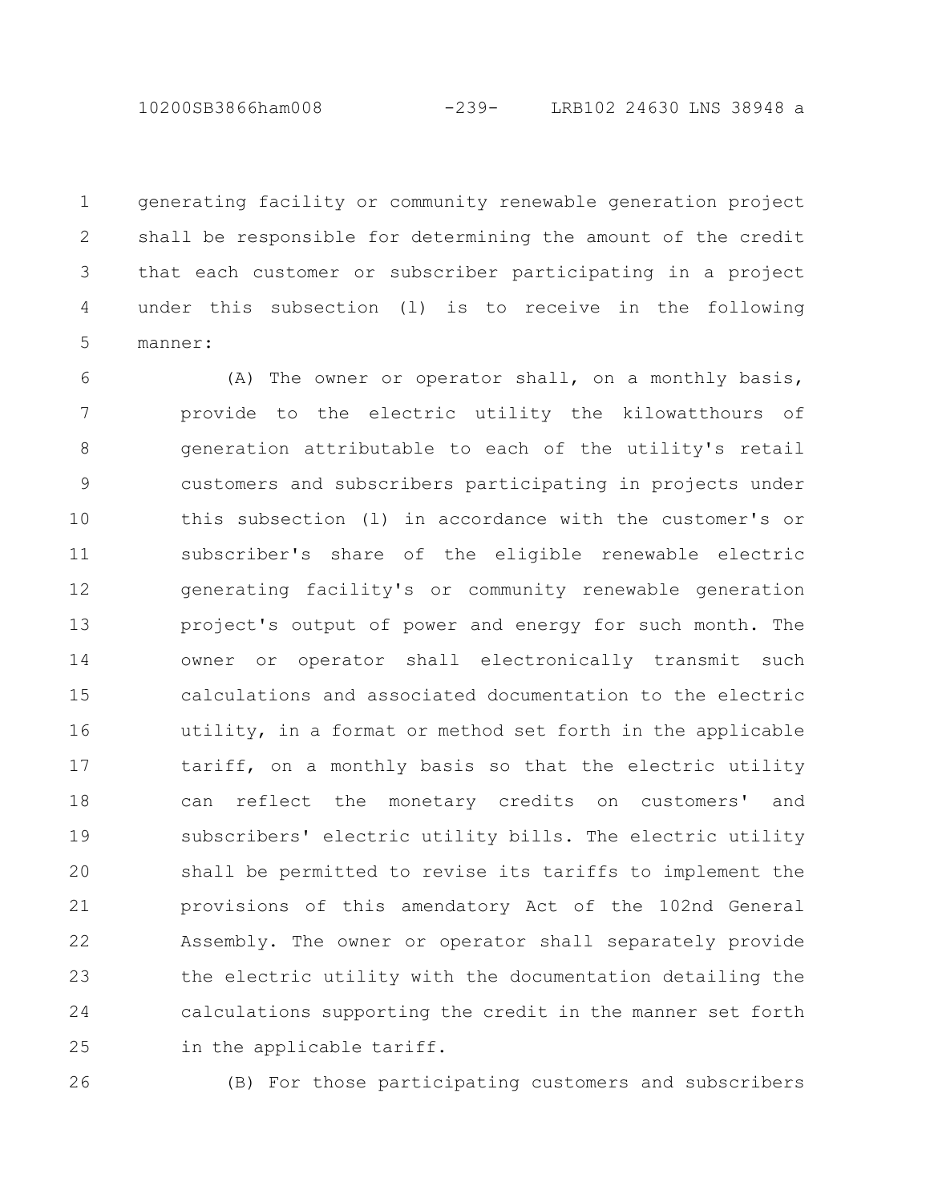generating facility or community renewable generation project shall be responsible for determining the amount of the credit that each customer or subscriber participating in a project under this subsection (l) is to receive in the following manner:

(A) The owner or operator shall, on a monthly basis, provide to the electric utility the kilowatthours of generation attributable to each of the utility's retail customers and subscribers participating in projects under this subsection (l) in accordance with the customer's or subscriber's share of the eligible renewable electric generating facility's or community renewable generation project's output of power and energy for such month. The owner or operator shall electronically transmit such calculations and associated documentation to the electric utility, in a format or method set forth in the applicable tariff, on a monthly basis so that the electric utility can reflect the monetary credits on customers' and subscribers' electric utility bills. The electric utility shall be permitted to revise its tariffs to implement the provisions of this amendatory Act of the 102nd General Assembly. The owner or operator shall separately provide the electric utility with the documentation detailing the calculations supporting the credit in the manner set forth in the applicable tariff.

(B) For those participating customers and subscribers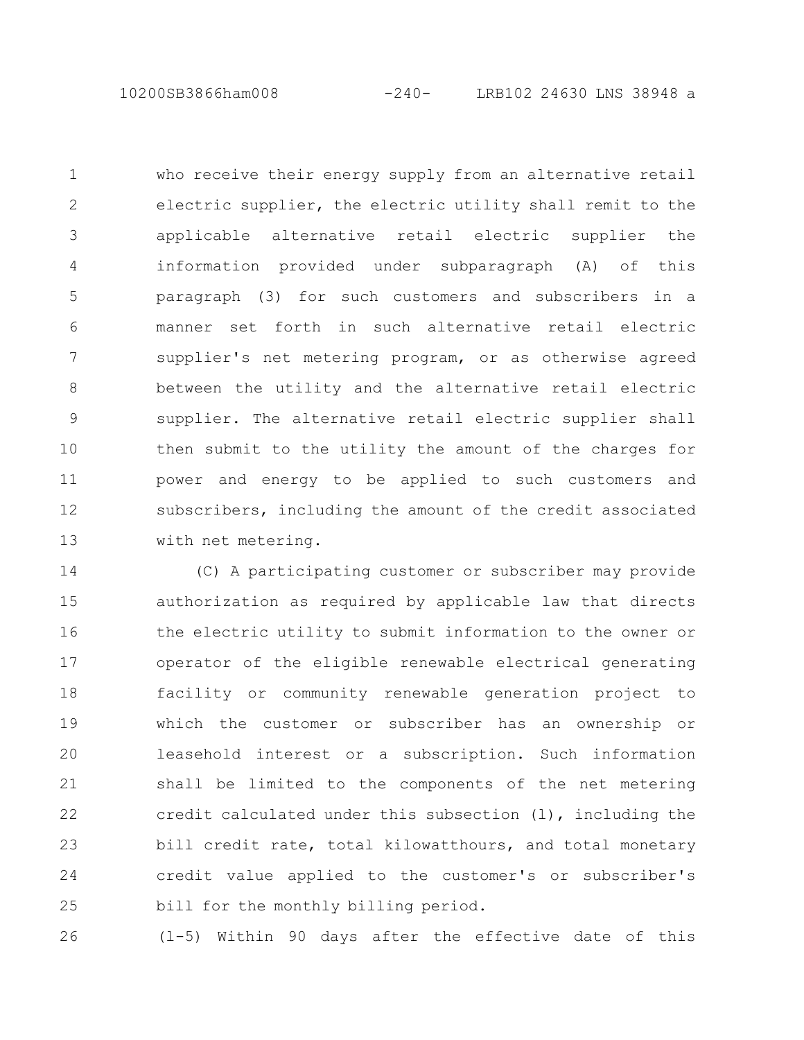who receive their energy supply from an alternative retail electric supplier, the electric utility shall remit to the applicable alternative retail electric supplier the information provided under subparagraph (A) of this paragraph (3) for such customers and subscribers in a manner set forth in such alternative retail electric supplier's net metering program, or as otherwise agreed between the utility and the alternative retail electric supplier. The alternative retail electric supplier shall then submit to the utility the amount of the charges for power and energy to be applied to such customers and subscribers, including the amount of the credit associated with net metering.

(C) A participating customer or subscriber may provide authorization as required by applicable law that directs the electric utility to submit information to the owner or operator of the eligible renewable electrical generating facility or community renewable generation project to which the customer or subscriber has an ownership or leasehold interest or a subscription. Such information shall be limited to the components of the net metering credit calculated under this subsection (l), including the bill credit rate, total kilowatthours, and total monetary credit value applied to the customer's or subscriber's bill for the monthly billing period.

(l-5) Within 90 days after the effective date of this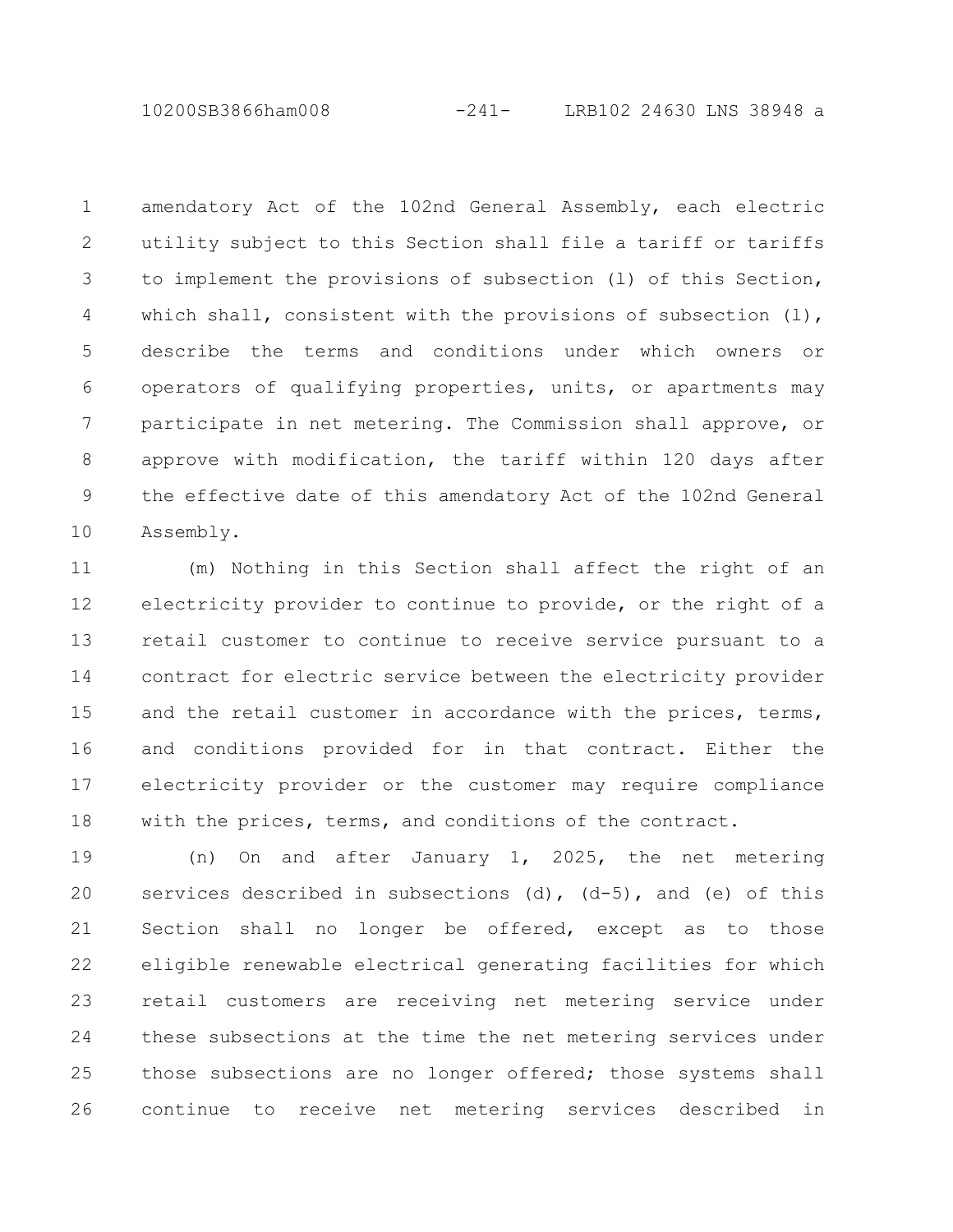amendatory Act of the 102nd General Assembly, each electric utility subject to this Section shall file a tariff or tariffs to implement the provisions of subsection (l) of this Section, which shall, consistent with the provisions of subsection (l), describe the terms and conditions under which owners or operators of qualifying properties, units, or apartments may participate in net metering. The Commission shall approve, or approve with modification, the tariff within 120 days after the effective date of this amendatory Act of the 102nd General Assembly.

(m) Nothing in this Section shall affect the right of an electricity provider to continue to provide, or the right of a retail customer to continue to receive service pursuant to a contract for electric service between the electricity provider and the retail customer in accordance with the prices, terms, and conditions provided for in that contract. Either the electricity provider or the customer may require compliance with the prices, terms, and conditions of the contract.

(n) On and after January 1, 2025, the net metering services described in subsections (d), (d-5), and (e) of this Section shall no longer be offered, except as to those eligible renewable electrical generating facilities for which retail customers are receiving net metering service under these subsections at the time the net metering services under those subsections are no longer offered; those systems shall continue to receive net metering services described in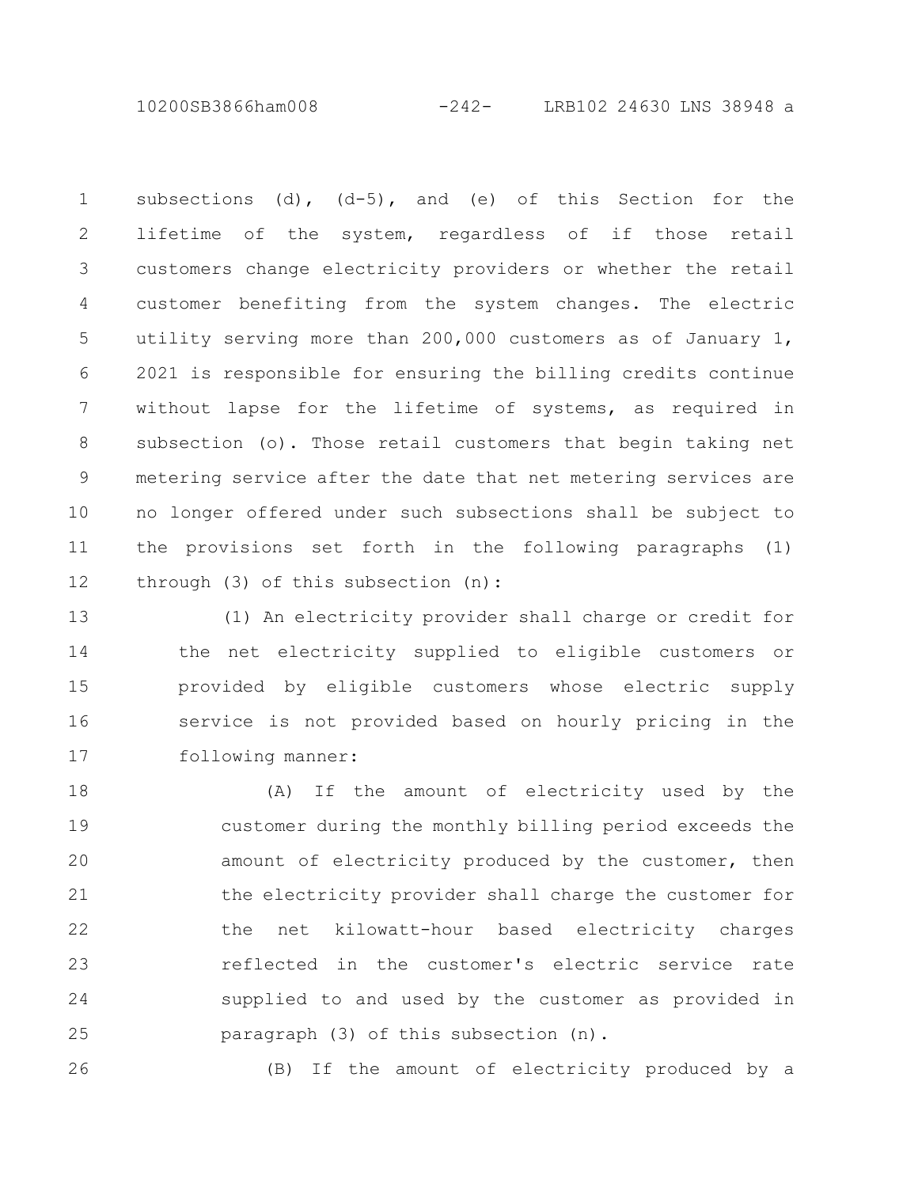subsections (d), (d-5), and (e) of this Section for the lifetime of the system, regardless of if those retail customers change electricity providers or whether the retail customer benefiting from the system changes. The electric utility serving more than 200,000 customers as of January 1, 2021 is responsible for ensuring the billing credits continue without lapse for the lifetime of systems, as required in subsection (o). Those retail customers that begin taking net metering service after the date that net metering services are no longer offered under such subsections shall be subject to the provisions set forth in the following paragraphs (1) through (3) of this subsection (n):

(1) An electricity provider shall charge or credit for the net electricity supplied to eligible customers or provided by eligible customers whose electric supply service is not provided based on hourly pricing in the following manner:

(A) If the amount of electricity used by the customer during the monthly billing period exceeds the amount of electricity produced by the customer, then the electricity provider shall charge the customer for the net kilowatt-hour based electricity charges reflected in the customer's electric service rate supplied to and used by the customer as provided in paragraph (3) of this subsection (n).

(B) If the amount of electricity produced by a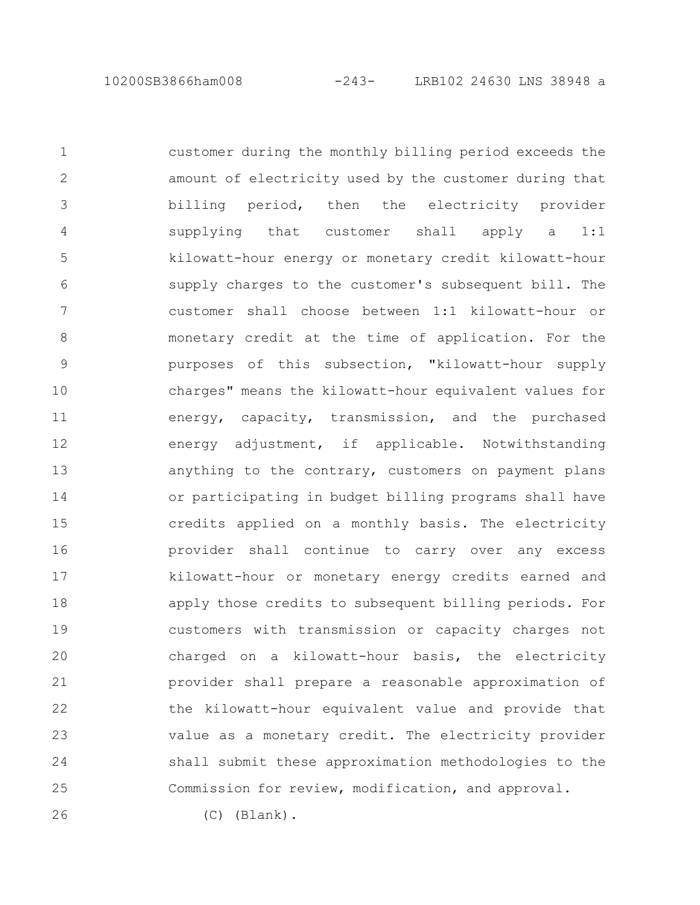customer during the monthly billing period exceeds the amount of electricity used by the customer during that billing period, then the electricity provider supplying that customer shall apply a 1:1 kilowatt-hour energy or monetary credit kilowatt-hour supply charges to the customer's subsequent bill. The customer shall choose between 1:1 kilowatt-hour or monetary credit at the time of application. For the purposes of this subsection, "kilowatt-hour supply charges" means the kilowatt-hour equivalent values for energy, capacity, transmission, and the purchased energy adjustment, if applicable. Notwithstanding anything to the contrary, customers on payment plans or participating in budget billing programs shall have credits applied on a monthly basis. The electricity provider shall continue to carry over any excess kilowatt-hour or monetary energy credits earned and apply those credits to subsequent billing periods. For customers with transmission or capacity charges not charged on a kilowatt-hour basis, the electricity provider shall prepare a reasonable approximation of the kilowatt-hour equivalent value and provide that value as a monetary credit. The electricity provider shall submit these approximation methodologies to the Commission for review, modification, and approval.

(C) (Blank).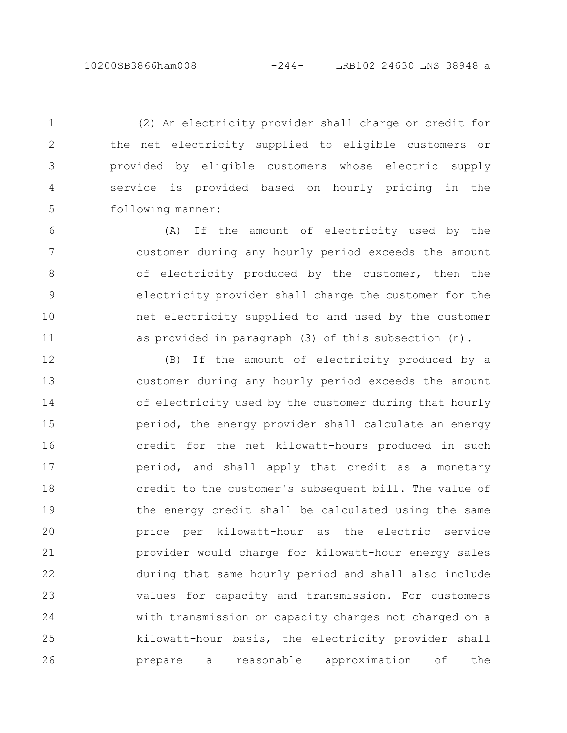(2) An electricity provider shall charge or credit for the net electricity supplied to eligible customers or provided by eligible customers whose electric supply service is provided based on hourly pricing in the following manner:

(A) If the amount of electricity used by the customer during any hourly period exceeds the amount of electricity produced by the customer, then the electricity provider shall charge the customer for the net electricity supplied to and used by the customer as provided in paragraph (3) of this subsection (n).

(B) If the amount of electricity produced by a customer during any hourly period exceeds the amount of electricity used by the customer during that hourly period, the energy provider shall calculate an energy credit for the net kilowatt-hours produced in such period, and shall apply that credit as a monetary credit to the customer's subsequent bill. The value of the energy credit shall be calculated using the same price per kilowatt-hour as the electric service provider would charge for kilowatt-hour energy sales during that same hourly period and shall also include values for capacity and transmission. For customers with transmission or capacity charges not charged on a kilowatt-hour basis, the electricity provider shall prepare a reasonable approximation of the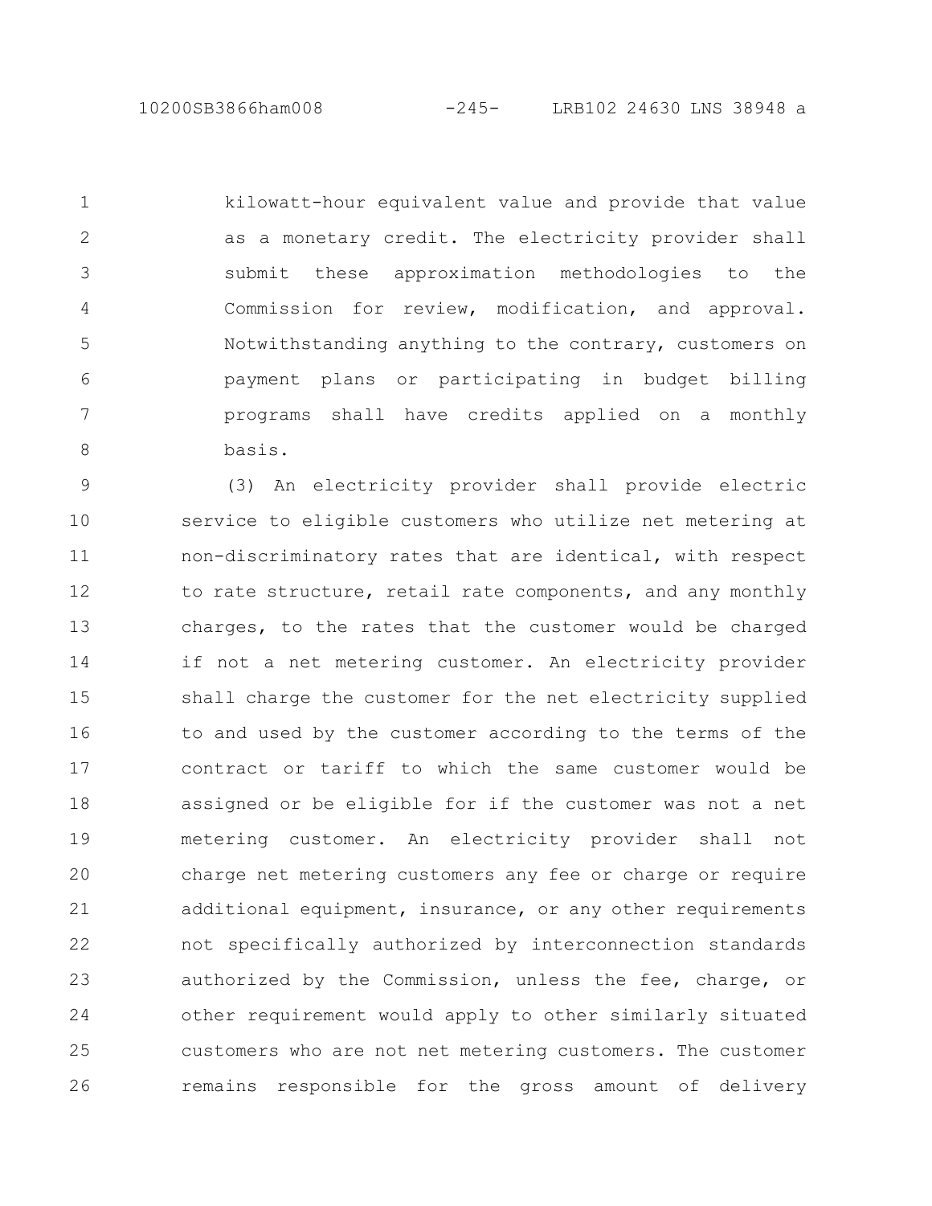kilowatt-hour equivalent value and provide that value as a monetary credit. The electricity provider shall submit these approximation methodologies to the Commission for review, modification, and approval. Notwithstanding anything to the contrary, customers on payment plans or participating in budget billing programs shall have credits applied on a monthly basis.

(3) An electricity provider shall provide electric service to eligible customers who utilize net metering at non-discriminatory rates that are identical, with respect to rate structure, retail rate components, and any monthly charges, to the rates that the customer would be charged if not a net metering customer. An electricity provider shall charge the customer for the net electricity supplied to and used by the customer according to the terms of the contract or tariff to which the same customer would be assigned or be eligible for if the customer was not a net metering customer. An electricity provider shall not charge net metering customers any fee or charge or require additional equipment, insurance, or any other requirements not specifically authorized by interconnection standards authorized by the Commission, unless the fee, charge, or other requirement would apply to other similarly situated customers who are not net metering customers. The customer remains responsible for the gross amount of delivery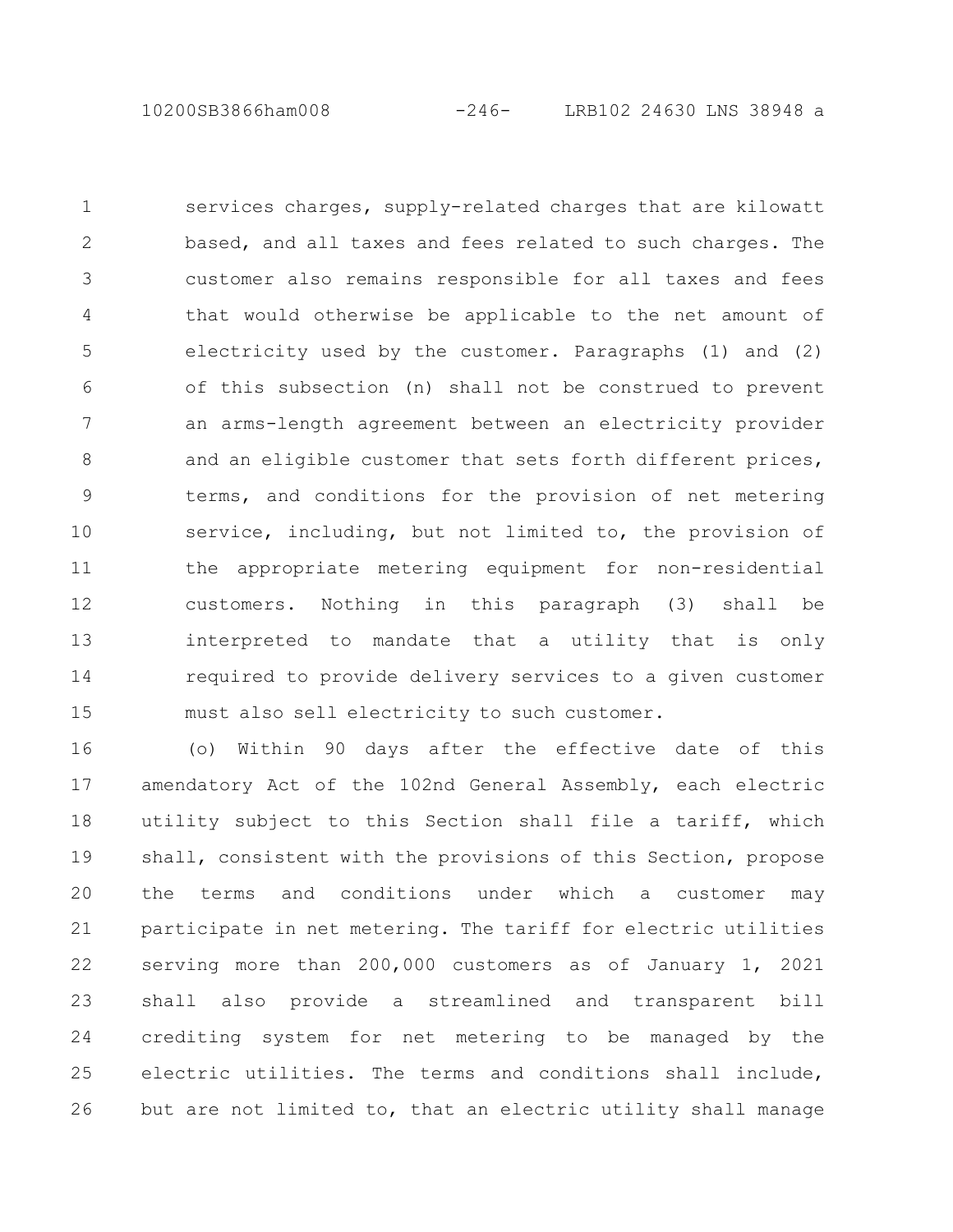services charges, supply-related charges that are kilowatt based, and all taxes and fees related to such charges. The customer also remains responsible for all taxes and fees that would otherwise be applicable to the net amount of electricity used by the customer. Paragraphs (1) and (2) of this subsection (n) shall not be construed to prevent an arms-length agreement between an electricity provider and an eligible customer that sets forth different prices, terms, and conditions for the provision of net metering service, including, but not limited to, the provision of the appropriate metering equipment for non-residential customers. Nothing in this paragraph (3) shall be interpreted to mandate that a utility that is only required to provide delivery services to a given customer must also sell electricity to such customer.

(o) Within 90 days after the effective date of this amendatory Act of the 102nd General Assembly, each electric utility subject to this Section shall file a tariff, which shall, consistent with the provisions of this Section, propose the terms and conditions under which a customer may participate in net metering. The tariff for electric utilities serving more than 200,000 customers as of January 1, 2021 shall also provide a streamlined and transparent bill crediting system for net metering to be managed by the electric utilities. The terms and conditions shall include, but are not limited to, that an electric utility shall manage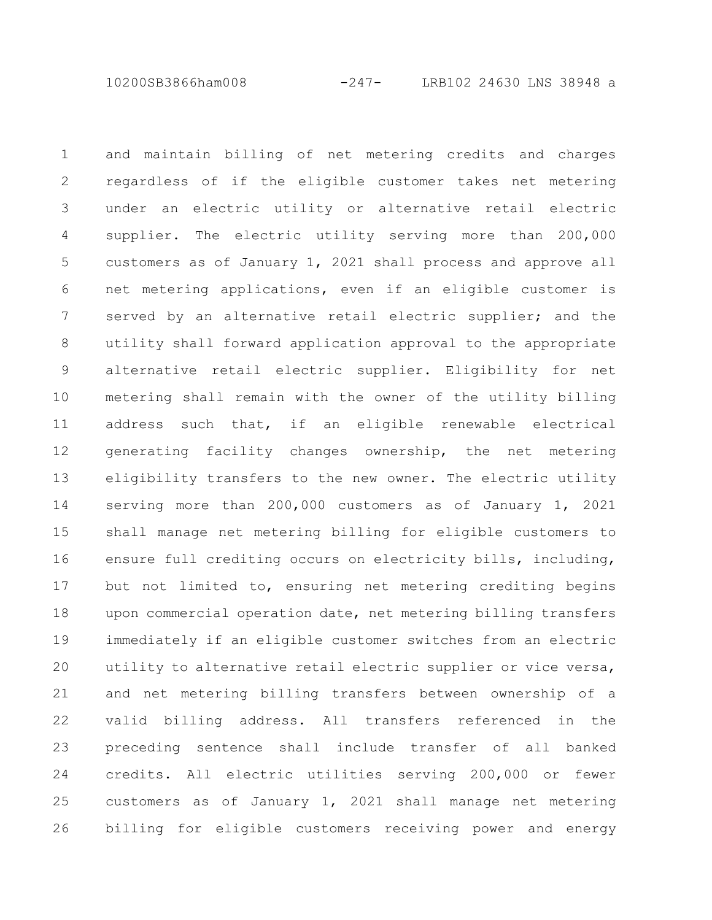and maintain billing of net metering credits and charges regardless of if the eligible customer takes net metering under an electric utility or alternative retail electric supplier. The electric utility serving more than 200,000 customers as of January 1, 2021 shall process and approve all net metering applications, even if an eligible customer is served by an alternative retail electric supplier; and the utility shall forward application approval to the appropriate alternative retail electric supplier. Eligibility for net metering shall remain with the owner of the utility billing address such that, if an eligible renewable electrical generating facility changes ownership, the net metering eligibility transfers to the new owner. The electric utility serving more than 200,000 customers as of January 1, 2021 shall manage net metering billing for eligible customers to ensure full crediting occurs on electricity bills, including, but not limited to, ensuring net metering crediting begins upon commercial operation date, net metering billing transfers immediately if an eligible customer switches from an electric utility to alternative retail electric supplier or vice versa, and net metering billing transfers between ownership of a valid billing address. All transfers referenced in the preceding sentence shall include transfer of all banked credits. All electric utilities serving 200,000 or fewer customers as of January 1, 2021 shall manage net metering billing for eligible customers receiving power and energy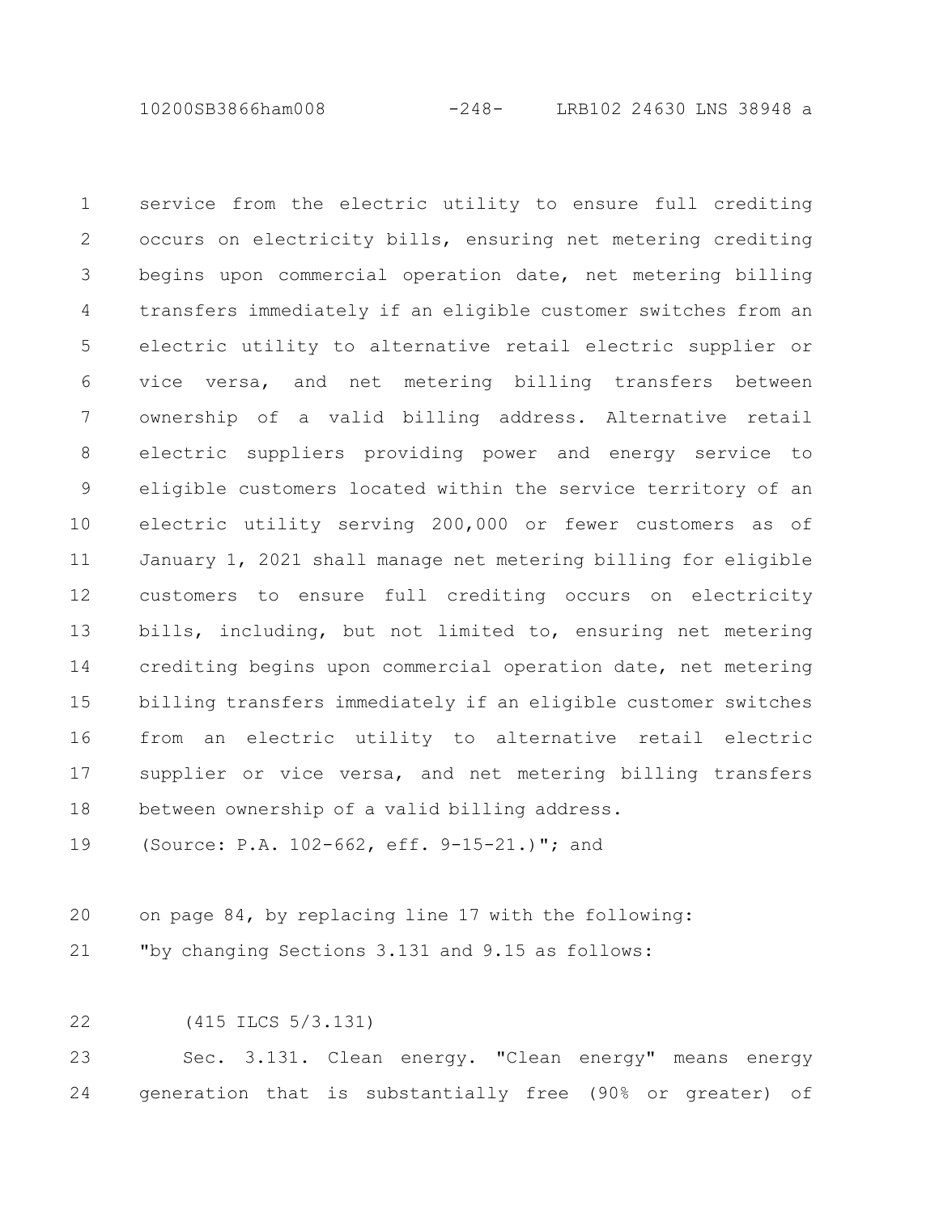service from the electric utility to ensure full crediting occurs on electricity bills, ensuring net metering crediting begins upon commercial operation date, net metering billing transfers immediately if an eligible customer switches from an electric utility to alternative retail electric supplier or vice versa, and net metering billing transfers between ownership of a valid billing address. Alternative retail electric suppliers providing power and energy service to eligible customers located within the service territory of an electric utility serving 200,000 or fewer customers as of January 1, 2021 shall manage net metering billing for eligible customers to ensure full crediting occurs on electricity bills, including, but not limited to, ensuring net metering crediting begins upon commercial operation date, net metering billing transfers immediately if an eligible customer switches from an electric utility to alternative retail electric supplier or vice versa, and net metering billing transfers between ownership of a valid billing address.

(Source: P.A. 102-662, eff. 9-15-21.)"; and

on page 84, by replacing line 17 with the following:

"by changing Sections 3.131 and 9.15 as follows:

(415 ILCS 5/3.131)

Sec. 3.131. Clean energy. "Clean energy" means energy generation that is substantially free (90% or greater) of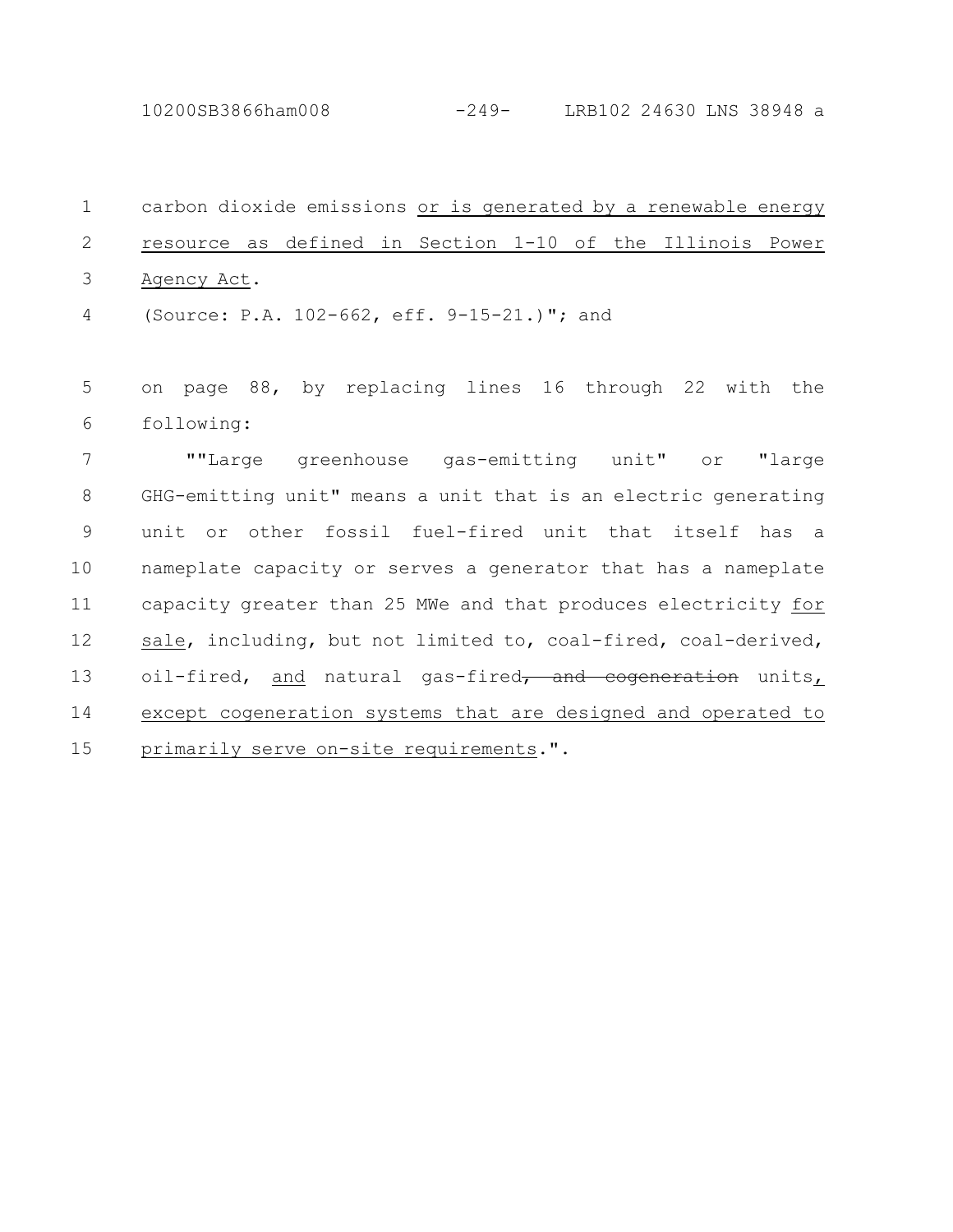carbon dioxide emissions or is generated by a renewable energy resource as defined in Section 1-10 of the Illinois Power Agency Act.

(Source: P.A. 102-662, eff. 9-15-21.)"; and

on page 88, by replacing lines 16 through 22 with the following:

""Large greenhouse gas-emitting unit" or "large GHG-emitting unit" means a unit that is an electric generating unit or other fossil fuel-fired unit that itself has a nameplate capacity or serves a generator that has a nameplate capacity greater than 25 MWe and that produces electricity for sale, including, but not limited to, coal-fired, coal-derived, oil-fired, and natural gas-fired~~, and cogeneration~~ units, except cogeneration systems that are designed and operated to primarily serve on-site requirements.".